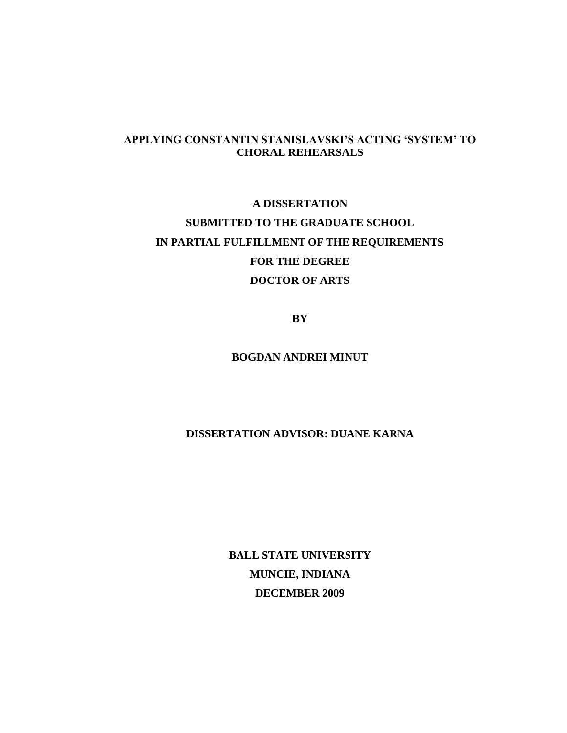# APPLYING CONSTANTIN STANISLAVSKI'S ACTING 'SYSTEM' TO CHORAL REHEARSALS

**A DISSERTATION**

**SUBMITTED TO THE GRADUATE SCHOOL**

**IN PARTIAL FULFILLMENT OF THE REQUIREMENTS**

**FOR THE DEGREE**

**DOCTOR OF ARTS**

**BY**

**BOGDAN ANDREI MINUT**

**DISSERTATION ADVISOR: DUANE KARNA**

**BALL STATE UNIVERSITY**

**MUNCIE, INDIANA**

**DECEMBER 2009**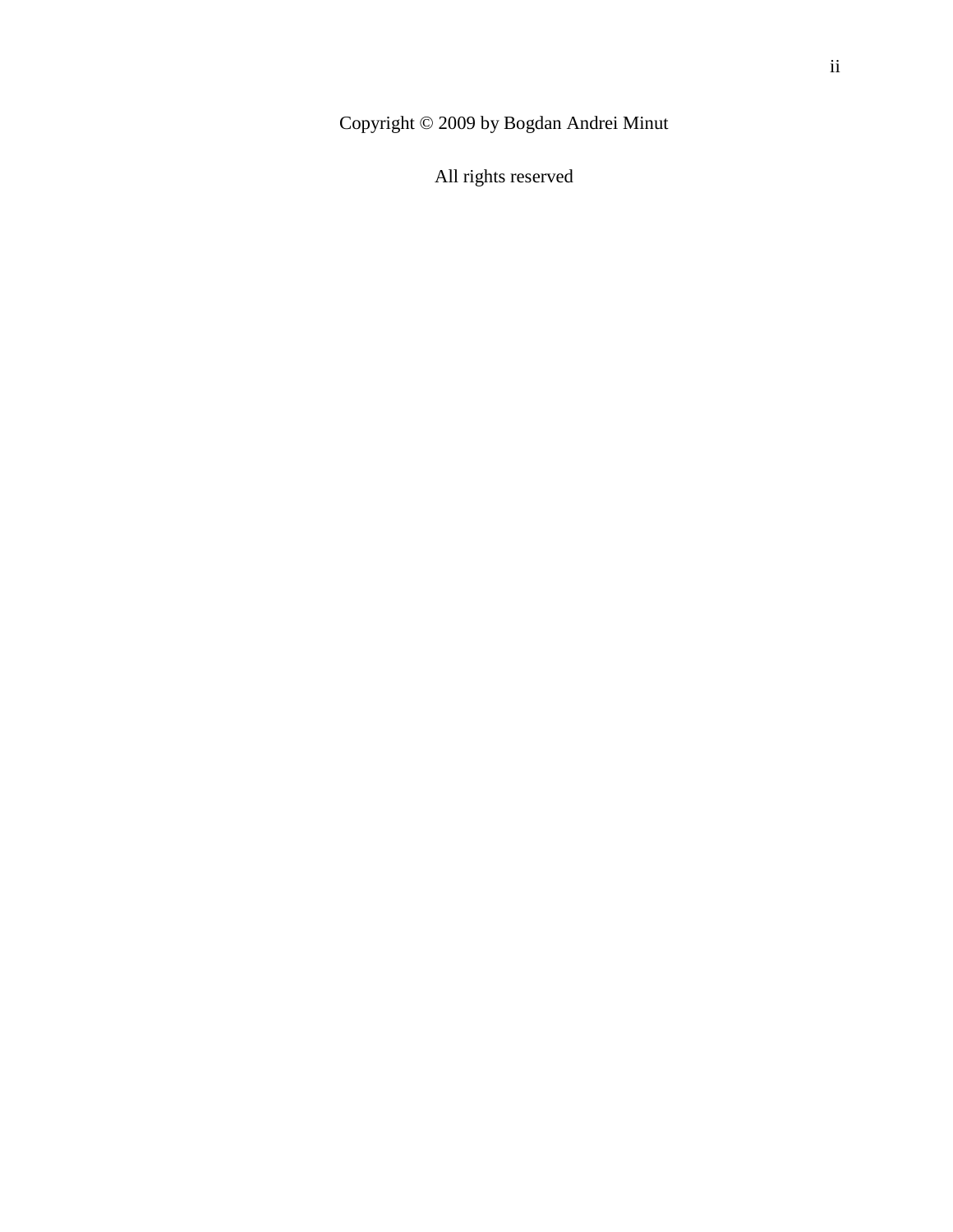Copyright © 2009 by Bogdan Andrei Minut

All rights reserved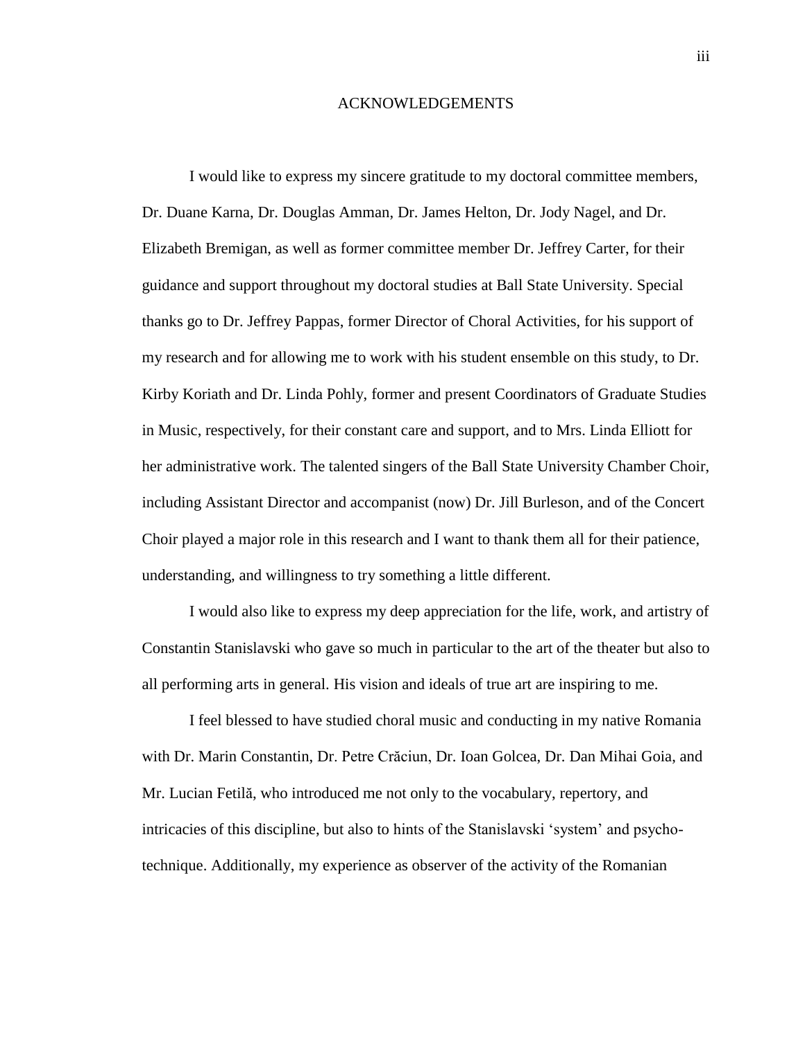# ACKNOWLEDGEMENTS

I would like to express my sincere gratitude to my doctoral committee members, Dr. Duane Karna, Dr. Douglas Amman, Dr. James Helton, Dr. Jody Nagel, and Dr. Elizabeth Bremigan, as well as former committee member Dr. Jeffrey Carter, for their guidance and support throughout my doctoral studies at Ball State University. Special thanks go to Dr. Jeffrey Pappas, former Director of Choral Activities, for his support of my research and for allowing me to work with his student ensemble on this study, to Dr. Kirby Koriath and Dr. Linda Pohly, former and present Coordinators of Graduate Studies in Music, respectively, for their constant care and support, and to Mrs. Linda Elliott for her administrative work. The talented singers of the Ball State University Chamber Choir, including Assistant Director and accompanist (now) Dr. Jill Burleson, and of the Concert Choir played a major role in this research and I want to thank them all for their patience, understanding, and willingness to try something a little different.

I would also like to express my deep appreciation for the life, work, and artistry of Constantin Stanislavski who gave so much in particular to the art of the theater but also to all performing arts in general. His vision and ideals of true art are inspiring to me.

I feel blessed to have studied choral music and conducting in my native Romania with Dr. Marin Constantin, Dr. Petre Crăciun, Dr. Ioan Golcea, Dr. Dan Mihai Goia, and Mr. Lucian Fetilă, who introduced me not only to the vocabulary, repertory, and intricacies of this discipline, but also to hints of the Stanislavski 'system' and psycho-technique. Additionally, my experience as observer of the activity of the Romanian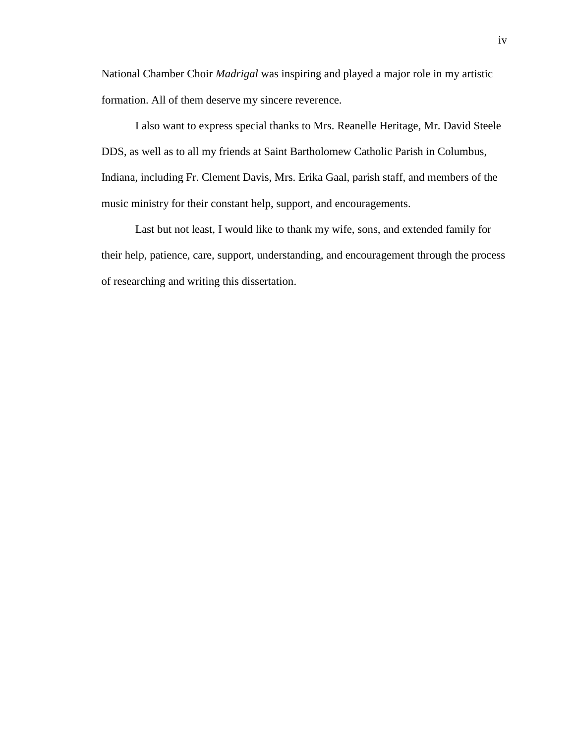National Chamber Choir *Madrigal* was inspiring and played a major role in my artistic formation. All of them deserve my sincere reverence.

I also want to express special thanks to Mrs. Reanelle Heritage, Mr. David Steele DDS, as well as to all my friends at Saint Bartholomew Catholic Parish in Columbus, Indiana, including Fr. Clement Davis, Mrs. Erika Gaal, parish staff, and members of the music ministry for their constant help, support, and encouragements.

Last but not least, I would like to thank my wife, sons, and extended family for their help, patience, care, support, understanding, and encouragement through the process of researching and writing this dissertation.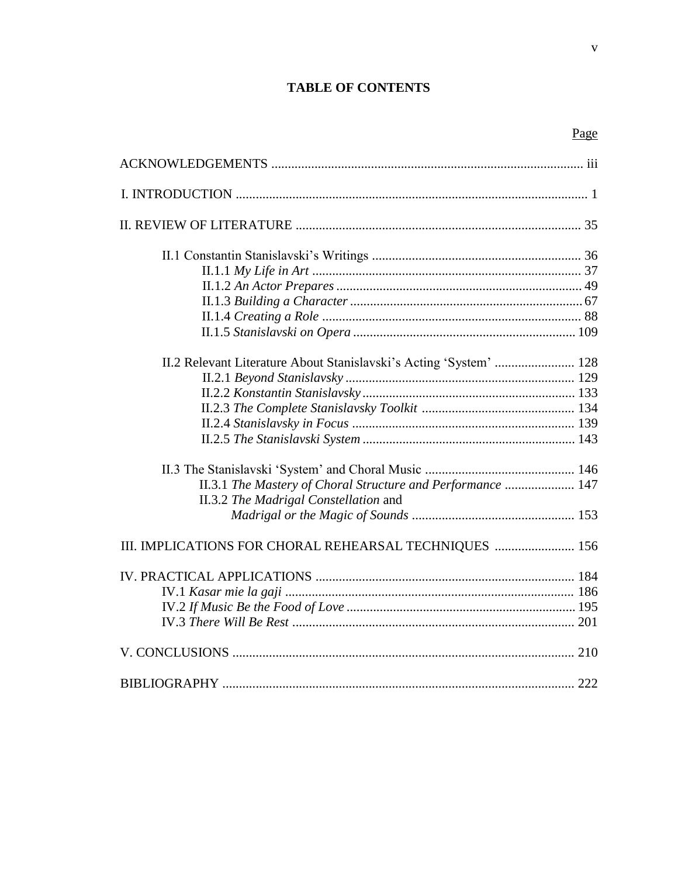# TABLE OF CONTENTS

Page

ACKNOWLEDGEMENTS ............................................................................................ iii

I. INTRODUCTION ......................................................................................................... 1

II. REVIEW OF LITERATURE ..................................................................................... 35

- II.1 Constantin Stanislavski's Writings .............................................................. 36
  - II.1.1 *My Life in Art* ................................................................................ 37
  - II.1.2 *An Actor Prepares* ......................................................................... 49
  - II.1.3 *Building a Character* ..................................................................... 67
  - II.1.4 *Creating a Role* ............................................................................. 88
  - II.1.5 *Stanislavski on Opera* ................................................................... 109
- II.2 Relevant Literature About Stanislavski's Acting 'System' ........................ 128
  - II.2.1 *Beyond Stanislavsky* ..................................................................... 129
  - II.2.2 *Konstantin Stanislavsky* ................................................................ 133
  - II.2.3 *The Complete Stanislavsky Toolkit* .............................................. 134
  - II.2.4 *Stanislavsky in Focus* ................................................................... 139
  - II.2.5 *The Stanislavski System* ................................................................ 143
- II.3 The Stanislavski 'System' and Choral Music ............................................. 146
  - II.3.1 *The Mastery of Choral Structure and Performance* ..................... 147
  - II.3.2 *The Madrigal Constellation* and *Madrigal or the Magic of Sounds* ................................................ 153

III. IMPLICATIONS FOR CHORAL REHEARSAL TECHNIQUES ........................ 156

IV. PRACTICAL APPLICATIONS ............................................................................. 184

- IV.1 *Kasar mie la gaji* ....................................................................................... 186
- IV.2 *If Music Be the Food of Love* .................................................................... 195
- IV.3 *There Will Be Rest* .................................................................................... 201

V. CONCLUSIONS ...................................................................................................... 210

BIBLIOGRAPHY ......................................................................................................... 222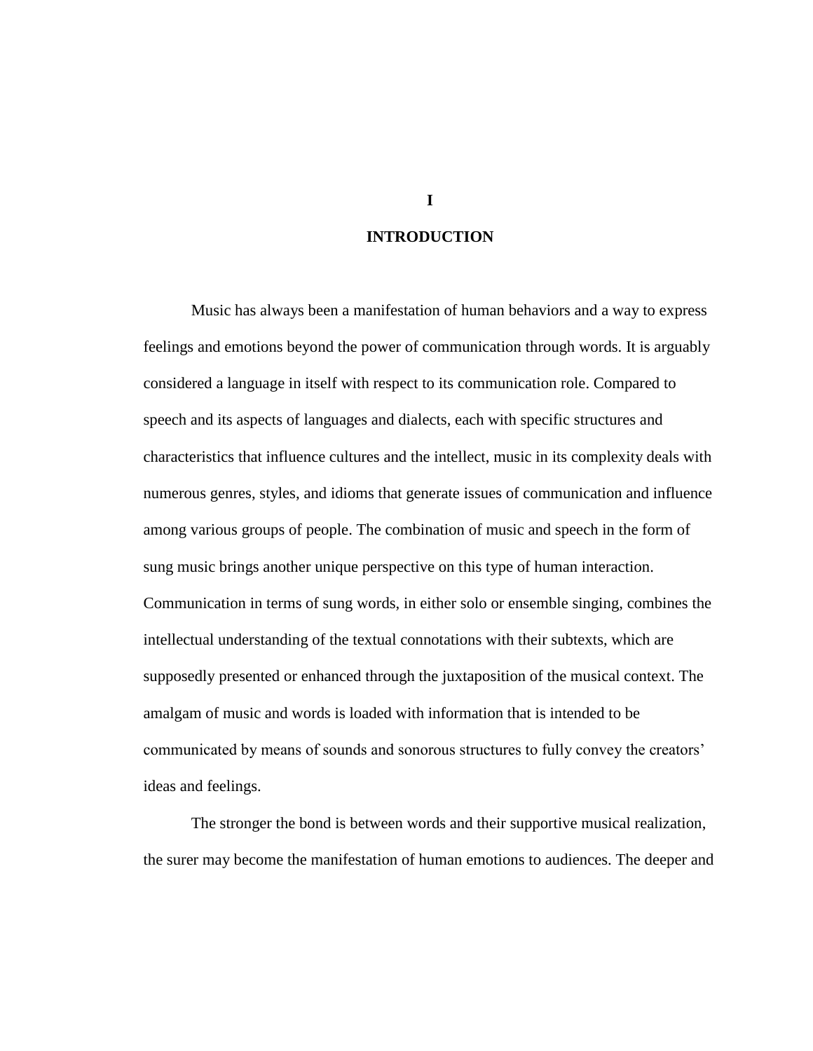# I

# INTRODUCTION

Music has always been a manifestation of human behaviors and a way to express feelings and emotions beyond the power of communication through words. It is arguably considered a language in itself with respect to its communication role. Compared to speech and its aspects of languages and dialects, each with specific structures and characteristics that influence cultures and the intellect, music in its complexity deals with numerous genres, styles, and idioms that generate issues of communication and influence among various groups of people. The combination of music and speech in the form of sung music brings another unique perspective on this type of human interaction. Communication in terms of sung words, in either solo or ensemble singing, combines the intellectual understanding of the textual connotations with their subtexts, which are supposedly presented or enhanced through the juxtaposition of the musical context. The amalgam of music and words is loaded with information that is intended to be communicated by means of sounds and sonorous structures to fully convey the creators' ideas and feelings.

The stronger the bond is between words and their supportive musical realization, the surer may become the manifestation of human emotions to audiences. The deeper and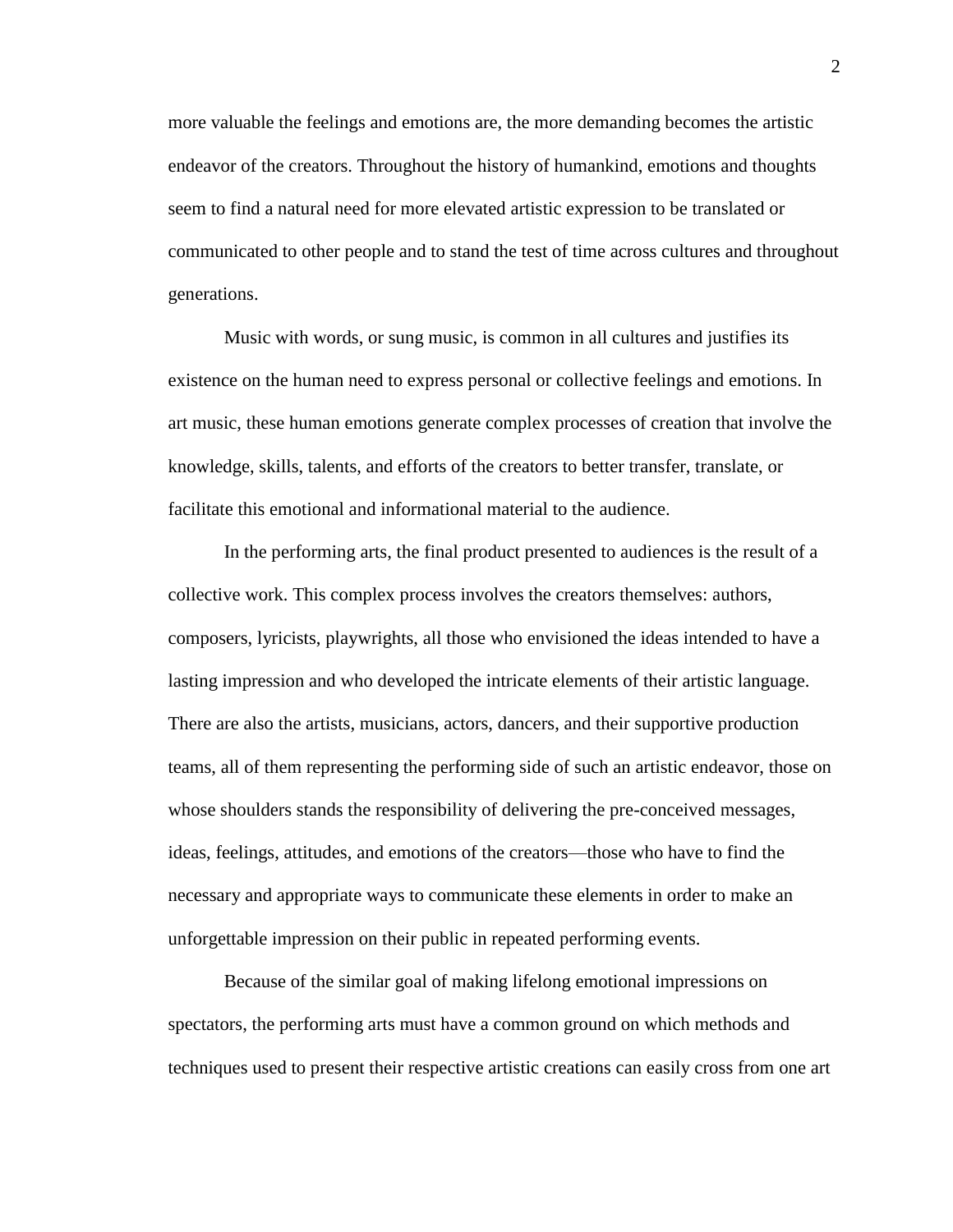more valuable the feelings and emotions are, the more demanding becomes the artistic endeavor of the creators. Throughout the history of humankind, emotions and thoughts seem to find a natural need for more elevated artistic expression to be translated or communicated to other people and to stand the test of time across cultures and throughout generations.

Music with words, or sung music, is common in all cultures and justifies its existence on the human need to express personal or collective feelings and emotions. In art music, these human emotions generate complex processes of creation that involve the knowledge, skills, talents, and efforts of the creators to better transfer, translate, or facilitate this emotional and informational material to the audience.

In the performing arts, the final product presented to audiences is the result of a collective work. This complex process involves the creators themselves: authors, composers, lyricists, playwrights, all those who envisioned the ideas intended to have a lasting impression and who developed the intricate elements of their artistic language. There are also the artists, musicians, actors, dancers, and their supportive production teams, all of them representing the performing side of such an artistic endeavor, those on whose shoulders stands the responsibility of delivering the pre-conceived messages, ideas, feelings, attitudes, and emotions of the creators—those who have to find the necessary and appropriate ways to communicate these elements in order to make an unforgettable impression on their public in repeated performing events.

Because of the similar goal of making lifelong emotional impressions on spectators, the performing arts must have a common ground on which methods and techniques used to present their respective artistic creations can easily cross from one art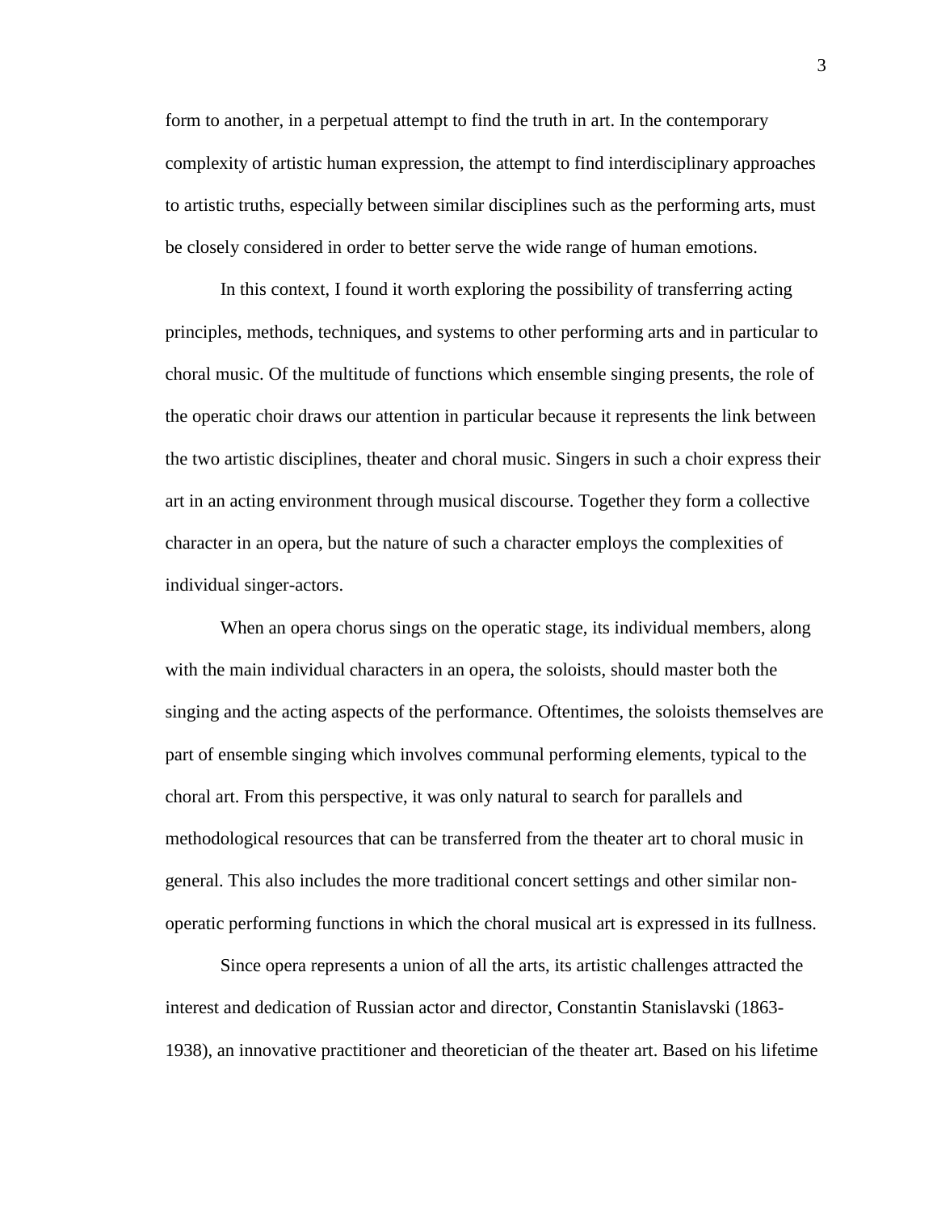form to another, in a perpetual attempt to find the truth in art. In the contemporary complexity of artistic human expression, the attempt to find interdisciplinary approaches to artistic truths, especially between similar disciplines such as the performing arts, must be closely considered in order to better serve the wide range of human emotions.

In this context, I found it worth exploring the possibility of transferring acting principles, methods, techniques, and systems to other performing arts and in particular to choral music. Of the multitude of functions which ensemble singing presents, the role of the operatic choir draws our attention in particular because it represents the link between the two artistic disciplines, theater and choral music. Singers in such a choir express their art in an acting environment through musical discourse. Together they form a collective character in an opera, but the nature of such a character employs the complexities of individual singer-actors.

When an opera chorus sings on the operatic stage, its individual members, along with the main individual characters in an opera, the soloists, should master both the singing and the acting aspects of the performance. Oftentimes, the soloists themselves are part of ensemble singing which involves communal performing elements, typical to the choral art. From this perspective, it was only natural to search for parallels and methodological resources that can be transferred from the theater art to choral music in general. This also includes the more traditional concert settings and other similar non-operatic performing functions in which the choral musical art is expressed in its fullness.

Since opera represents a union of all the arts, its artistic challenges attracted the interest and dedication of Russian actor and director, Constantin Stanislavski (1863-1938), an innovative practitioner and theoretician of the theater art. Based on his lifetime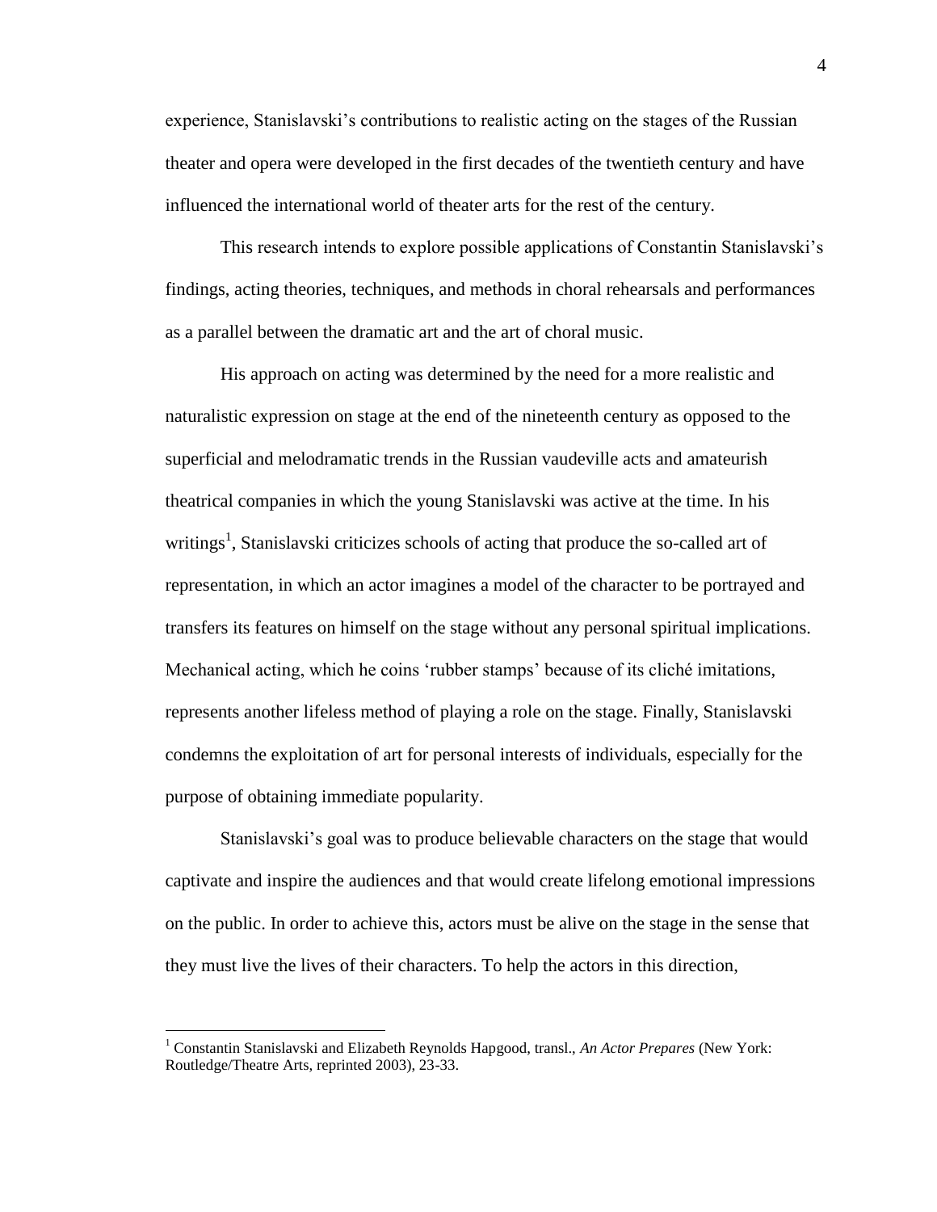experience, Stanislavski's contributions to realistic acting on the stages of the Russian theater and opera were developed in the first decades of the twentieth century and have influenced the international world of theater arts for the rest of the century.

This research intends to explore possible applications of Constantin Stanislavski's findings, acting theories, techniques, and methods in choral rehearsals and performances as a parallel between the dramatic art and the art of choral music.

His approach on acting was determined by the need for a more realistic and naturalistic expression on stage at the end of the nineteenth century as opposed to the superficial and melodramatic trends in the Russian vaudeville acts and amateurish theatrical companies in which the young Stanislavski was active at the time. In his writings[1], Stanislavski criticizes schools of acting that produce the so-called art of representation, in which an actor imagines a model of the character to be portrayed and transfers its features on himself on the stage without any personal spiritual implications. Mechanical acting, which he coins 'rubber stamps' because of its cliché imitations, represents another lifeless method of playing a role on the stage. Finally, Stanislavski condemns the exploitation of art for personal interests of individuals, especially for the purpose of obtaining immediate popularity.

Stanislavski's goal was to produce believable characters on the stage that would captivate and inspire the audiences and that would create lifelong emotional impressions on the public. In order to achieve this, actors must be alive on the stage in the sense that they must live the lives of their characters. To help the actors in this direction,

---

[1] Constantin Stanislavski and Elizabeth Reynolds Hapgood, transl., *An Actor Prepares* (New York: Routledge/Theatre Arts, reprinted 2003), 23-33.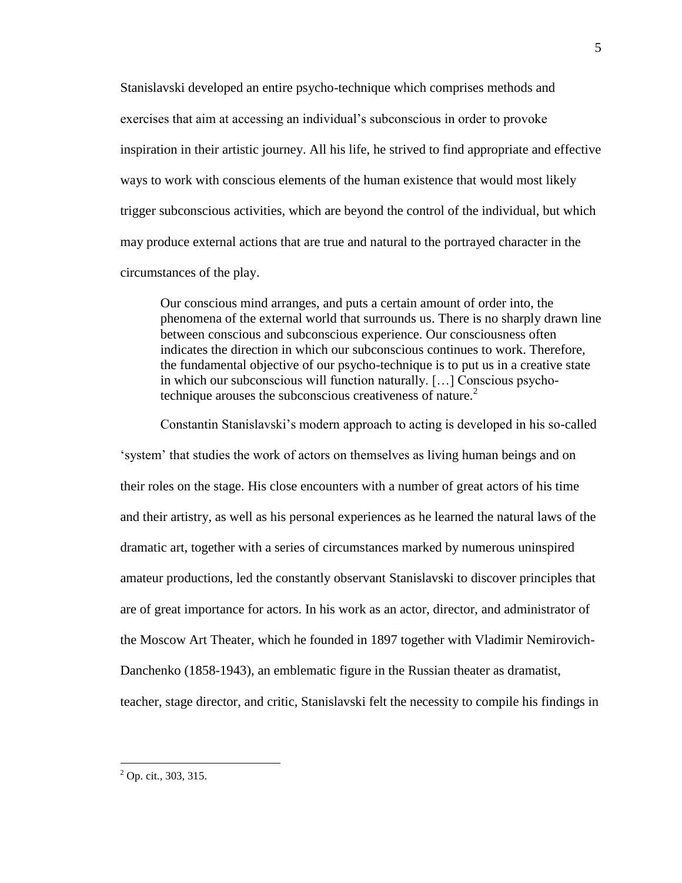Stanislavski developed an entire psycho-technique which comprises methods and exercises that aim at accessing an individual's subconscious in order to provoke inspiration in their artistic journey. All his life, he strived to find appropriate and effective ways to work with conscious elements of the human existence that would most likely trigger subconscious activities, which are beyond the control of the individual, but which may produce external actions that are true and natural to the portrayed character in the circumstances of the play.

> Our conscious mind arranges, and puts a certain amount of order into, the phenomena of the external world that surrounds us. There is no sharply drawn line between conscious and subconscious experience. Our consciousness often indicates the direction in which our subconscious continues to work. Therefore, the fundamental objective of our psycho-technique is to put us in a creative state in which our subconscious will function naturally. […] Conscious psycho-technique arouses the subconscious creativeness of nature.[2]

Constantin Stanislavski's modern approach to acting is developed in his so-called 'system' that studies the work of actors on themselves as living human beings and on their roles on the stage. His close encounters with a number of great actors of his time and their artistry, as well as his personal experiences as he learned the natural laws of the dramatic art, together with a series of circumstances marked by numerous uninspired amateur productions, led the constantly observant Stanislavski to discover principles that are of great importance for actors. In his work as an actor, director, and administrator of the Moscow Art Theater, which he founded in 1897 together with Vladimir Nemirovich-Danchenko (1858-1943), an emblematic figure in the Russian theater as dramatist, teacher, stage director, and critic, Stanislavski felt the necessity to compile his findings in

---

[2] Op. cit., 303, 315.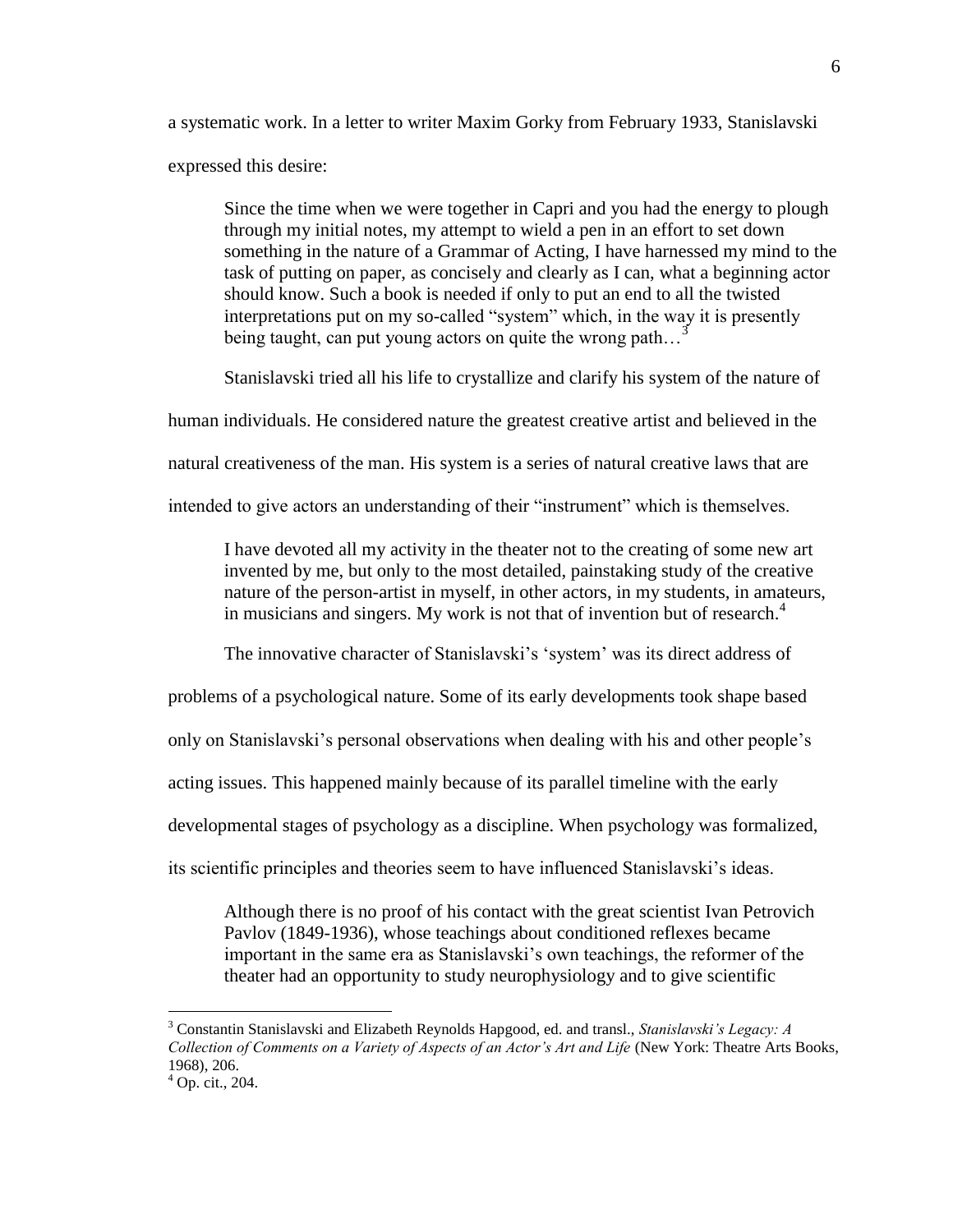a systematic work. In a letter to writer Maxim Gorky from February 1933, Stanislavski expressed this desire:

> Since the time when we were together in Capri and you had the energy to plough through my initial notes, my attempt to wield a pen in an effort to set down something in the nature of a Grammar of Acting, I have harnessed my mind to the task of putting on paper, as concisely and clearly as I can, what a beginning actor should know. Such a book is needed if only to put an end to all the twisted interpretations put on my so-called "system" which, in the way it is presently being taught, can put young actors on quite the wrong path…[3]

Stanislavski tried all his life to crystallize and clarify his system of the nature of human individuals. He considered nature the greatest creative artist and believed in the natural creativeness of the man. His system is a series of natural creative laws that are intended to give actors an understanding of their "instrument" which is themselves.

> I have devoted all my activity in the theater not to the creating of some new art invented by me, but only to the most detailed, painstaking study of the creative nature of the person-artist in myself, in other actors, in my students, in amateurs, in musicians and singers. My work is not that of invention but of research.[4]

The innovative character of Stanislavski's 'system' was its direct address of problems of a psychological nature. Some of its early developments took shape based only on Stanislavski's personal observations when dealing with his and other people's acting issues. This happened mainly because of its parallel timeline with the early developmental stages of psychology as a discipline. When psychology was formalized, its scientific principles and theories seem to have influenced Stanislavski's ideas.

> Although there is no proof of his contact with the great scientist Ivan Petrovich Pavlov (1849-1936), whose teachings about conditioned reflexes became important in the same era as Stanislavski's own teachings, the reformer of the theater had an opportunity to study neurophysiology and to give scientific

---

[3] Constantin Stanislavski and Elizabeth Reynolds Hapgood, ed. and transl., *Stanislavski's Legacy: A Collection of Comments on a Variety of Aspects of an Actor's Art and Life* (New York: Theatre Arts Books, 1968), 206.

[4] Op. cit., 204.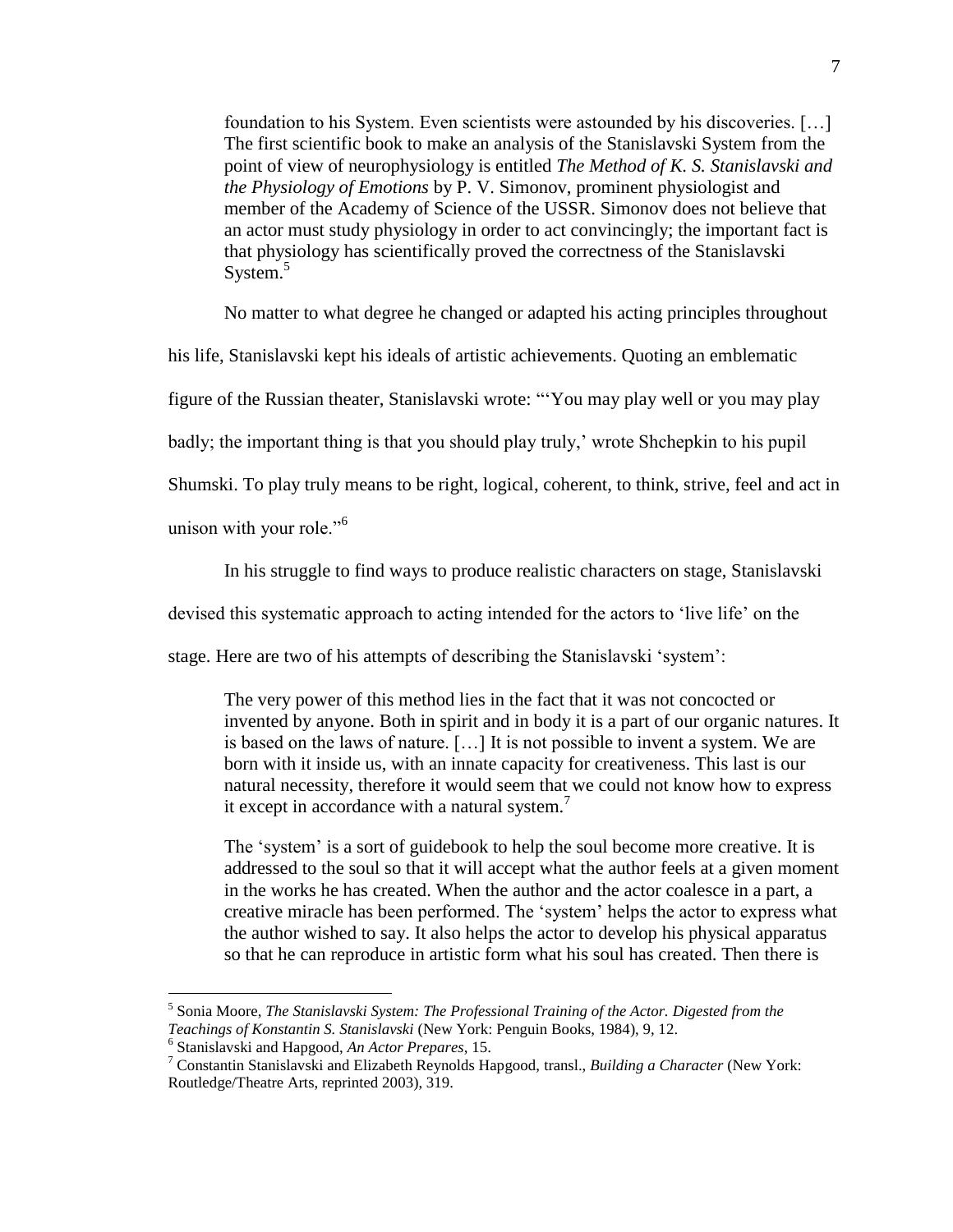> foundation to his System. Even scientists were astounded by his discoveries. […] The first scientific book to make an analysis of the Stanislavski System from the point of view of neurophysiology is entitled *The Method of K. S. Stanislavski and the Physiology of Emotions* by P. V. Simonov, prominent physiologist and member of the Academy of Science of the USSR. Simonov does not believe that an actor must study physiology in order to act convincingly; the important fact is that physiology has scientifically proved the correctness of the Stanislavski System.[5]

No matter to what degree he changed or adapted his acting principles throughout his life, Stanislavski kept his ideals of artistic achievements. Quoting an emblematic figure of the Russian theater, Stanislavski wrote: "'You may play well or you may play badly; the important thing is that you should play truly,' wrote Shchepkin to his pupil Shumski. To play truly means to be right, logical, coherent, to think, strive, feel and act in unison with your role."[6]

In his struggle to find ways to produce realistic characters on stage, Stanislavski devised this systematic approach to acting intended for the actors to 'live life' on the stage. Here are two of his attempts of describing the Stanislavski 'system':

> The very power of this method lies in the fact that it was not concocted or invented by anyone. Both in spirit and in body it is a part of our organic natures. It is based on the laws of nature. […] It is not possible to invent a system. We are born with it inside us, with an innate capacity for creativeness. This last is our natural necessity, therefore it would seem that we could not know how to express it except in accordance with a natural system.[7]

> The 'system' is a sort of guidebook to help the soul become more creative. It is addressed to the soul so that it will accept what the author feels at a given moment in the works he has created. When the author and the actor coalesce in a part, a creative miracle has been performed. The 'system' helps the actor to express what the author wished to say. It also helps the actor to develop his physical apparatus so that he can reproduce in artistic form what his soul has created. Then there is

---

[5] Sonia Moore, *The Stanislavski System: The Professional Training of the Actor. Digested from the Teachings of Konstantin S. Stanislavski* (New York: Penguin Books, 1984), 9, 12.

[6] Stanislavski and Hapgood, *An Actor Prepares*, 15.

[7] Constantin Stanislavski and Elizabeth Reynolds Hapgood, transl., *Building a Character* (New York: Routledge/Theatre Arts, reprinted 2003), 319.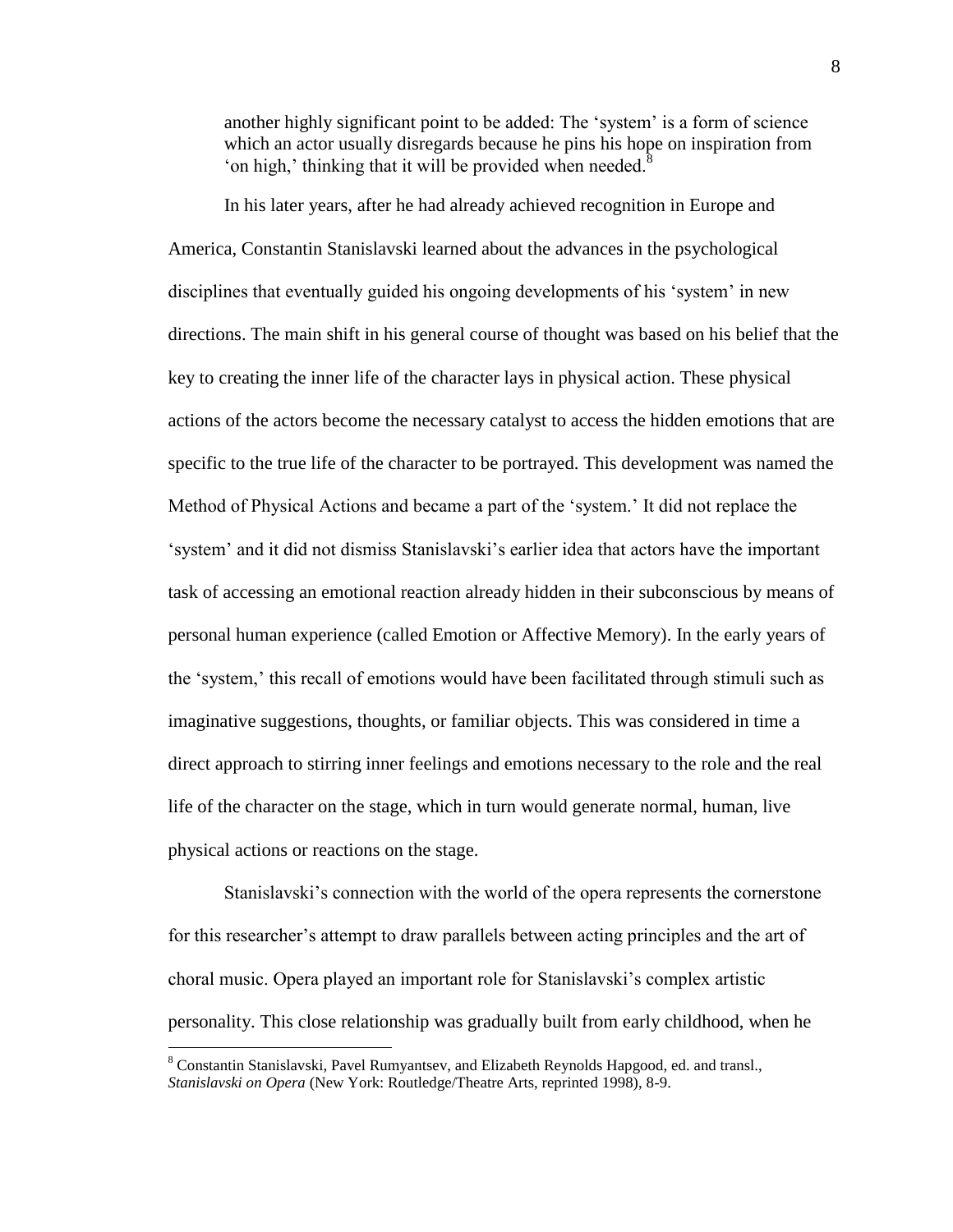> another highly significant point to be added: The 'system' is a form of science which an actor usually disregards because he pins his hope on inspiration from 'on high,' thinking that it will be provided when needed.[8]

In his later years, after he had already achieved recognition in Europe and America, Constantin Stanislavski learned about the advances in the psychological disciplines that eventually guided his ongoing developments of his 'system' in new directions. The main shift in his general course of thought was based on his belief that the key to creating the inner life of the character lays in physical action. These physical actions of the actors become the necessary catalyst to access the hidden emotions that are specific to the true life of the character to be portrayed. This development was named the Method of Physical Actions and became a part of the 'system.' It did not replace the 'system' and it did not dismiss Stanislavski's earlier idea that actors have the important task of accessing an emotional reaction already hidden in their subconscious by means of personal human experience (called Emotion or Affective Memory). In the early years of the 'system,' this recall of emotions would have been facilitated through stimuli such as imaginative suggestions, thoughts, or familiar objects. This was considered in time a direct approach to stirring inner feelings and emotions necessary to the role and the real life of the character on the stage, which in turn would generate normal, human, live physical actions or reactions on the stage.

Stanislavski's connection with the world of the opera represents the cornerstone for this researcher's attempt to draw parallels between acting principles and the art of choral music. Opera played an important role for Stanislavski's complex artistic personality. This close relationship was gradually built from early childhood, when he

---

[8] Constantin Stanislavski, Pavel Rumyantsev, and Elizabeth Reynolds Hapgood, ed. and transl., *Stanislavski on Opera* (New York: Routledge/Theatre Arts, reprinted 1998), 8-9.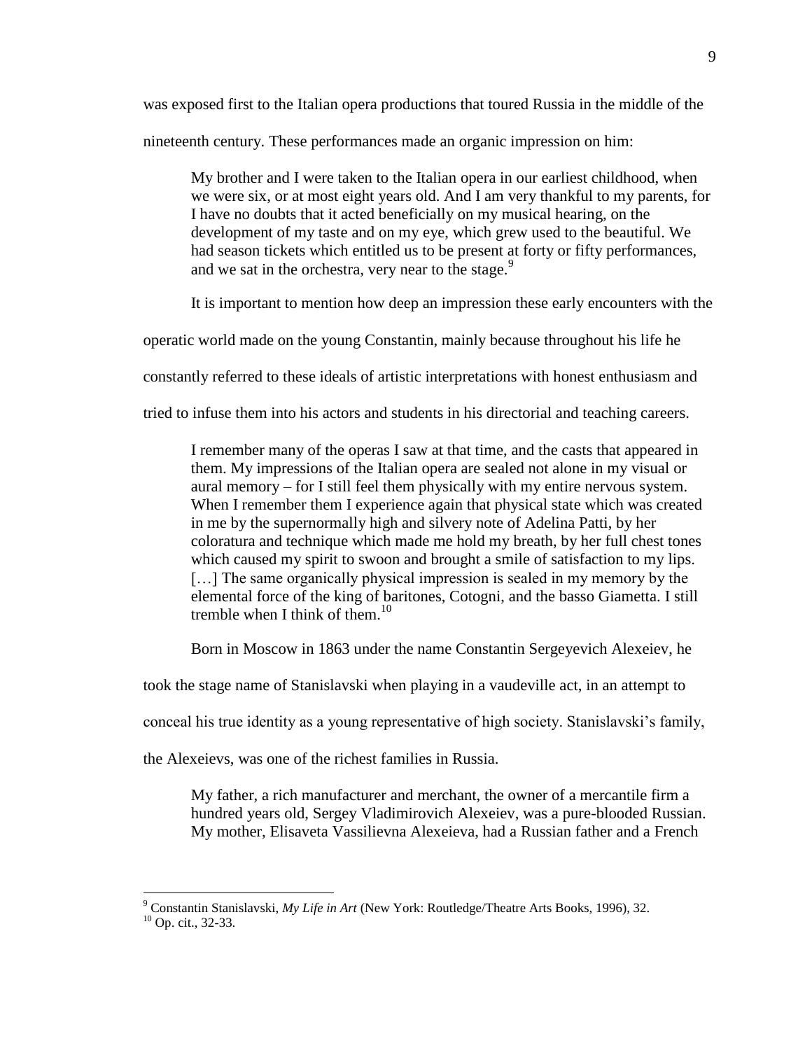was exposed first to the Italian opera productions that toured Russia in the middle of the nineteenth century. These performances made an organic impression on him:

> My brother and I were taken to the Italian opera in our earliest childhood, when we were six, or at most eight years old. And I am very thankful to my parents, for I have no doubts that it acted beneficially on my musical hearing, on the development of my taste and on my eye, which grew used to the beautiful. We had season tickets which entitled us to be present at forty or fifty performances, and we sat in the orchestra, very near to the stage.[9]

It is important to mention how deep an impression these early encounters with the operatic world made on the young Constantin, mainly because throughout his life he constantly referred to these ideals of artistic interpretations with honest enthusiasm and tried to infuse them into his actors and students in his directorial and teaching careers.

> I remember many of the operas I saw at that time, and the casts that appeared in them. My impressions of the Italian opera are sealed not alone in my visual or aural memory – for I still feel them physically with my entire nervous system. When I remember them I experience again that physical state which was created in me by the supernormally high and silvery note of Adelina Patti, by her coloratura and technique which made me hold my breath, by her full chest tones which caused my spirit to swoon and brought a smile of satisfaction to my lips. […] The same organically physical impression is sealed in my memory by the elemental force of the king of baritones, Cotogni, and the basso Giametta. I still tremble when I think of them.[10]

Born in Moscow in 1863 under the name Constantin Sergeyevich Alexeiev, he took the stage name of Stanislavski when playing in a vaudeville act, in an attempt to conceal his true identity as a young representative of high society. Stanislavski's family, the Alexeievs, was one of the richest families in Russia.

> My father, a rich manufacturer and merchant, the owner of a mercantile firm a hundred years old, Sergey Vladimirovich Alexeiev, was a pure-blooded Russian. My mother, Elisaveta Vassilievna Alexeieva, had a Russian father and a French

---

[9] Constantin Stanislavski, *My Life in Art* (New York: Routledge/Theatre Arts Books, 1996), 32.

[10] Op. cit., 32-33.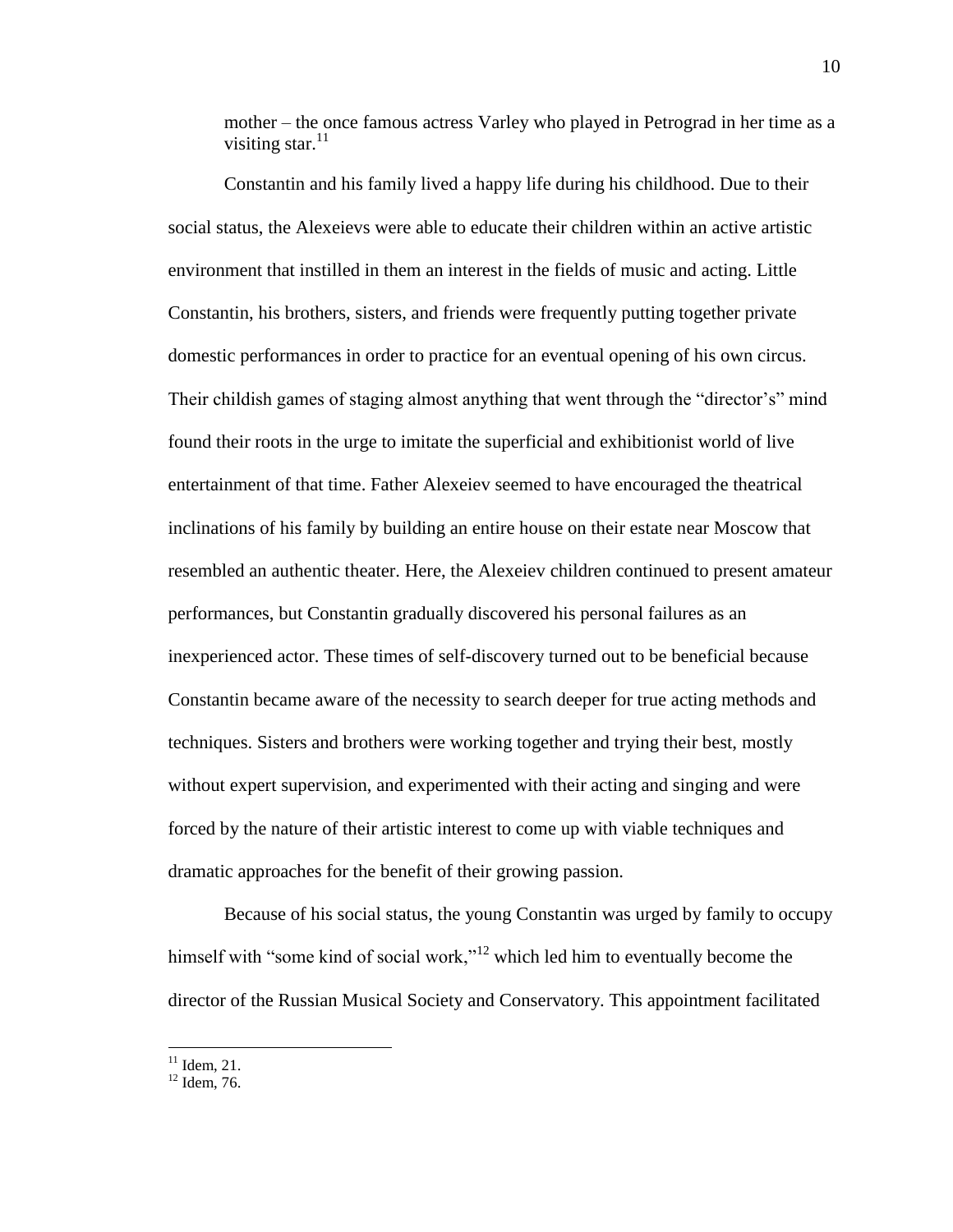> mother – the once famous actress Varley who played in Petrograd in her time as a visiting star.[11]

Constantin and his family lived a happy life during his childhood. Due to their social status, the Alexeievs were able to educate their children within an active artistic environment that instilled in them an interest in the fields of music and acting. Little Constantin, his brothers, sisters, and friends were frequently putting together private domestic performances in order to practice for an eventual opening of his own circus. Their childish games of staging almost anything that went through the "director's" mind found their roots in the urge to imitate the superficial and exhibitionist world of live entertainment of that time. Father Alexeiev seemed to have encouraged the theatrical inclinations of his family by building an entire house on their estate near Moscow that resembled an authentic theater. Here, the Alexeiev children continued to present amateur performances, but Constantin gradually discovered his personal failures as an inexperienced actor. These times of self-discovery turned out to be beneficial because Constantin became aware of the necessity to search deeper for true acting methods and techniques. Sisters and brothers were working together and trying their best, mostly without expert supervision, and experimented with their acting and singing and were forced by the nature of their artistic interest to come up with viable techniques and dramatic approaches for the benefit of their growing passion.

Because of his social status, the young Constantin was urged by family to occupy himself with "some kind of social work,"[12] which led him to eventually become the director of the Russian Musical Society and Conservatory. This appointment facilitated

---

[11] Idem, 21.
[12] Idem, 76.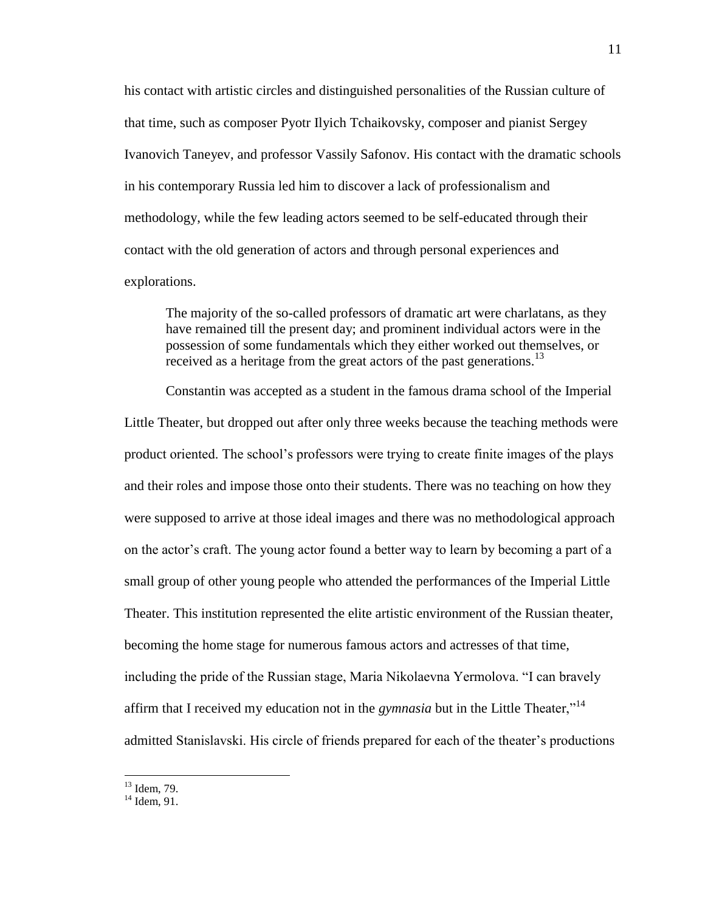his contact with artistic circles and distinguished personalities of the Russian culture of that time, such as composer Pyotr Ilyich Tchaikovsky, composer and pianist Sergey Ivanovich Taneyev, and professor Vassily Safonov. His contact with the dramatic schools in his contemporary Russia led him to discover a lack of professionalism and methodology, while the few leading actors seemed to be self-educated through their contact with the old generation of actors and through personal experiences and explorations.

> The majority of the so-called professors of dramatic art were charlatans, as they have remained till the present day; and prominent individual actors were in the possession of some fundamentals which they either worked out themselves, or received as a heritage from the great actors of the past generations.[13]

Constantin was accepted as a student in the famous drama school of the Imperial Little Theater, but dropped out after only three weeks because the teaching methods were product oriented. The school's professors were trying to create finite images of the plays and their roles and impose those onto their students. There was no teaching on how they were supposed to arrive at those ideal images and there was no methodological approach on the actor's craft. The young actor found a better way to learn by becoming a part of a small group of other young people who attended the performances of the Imperial Little Theater. This institution represented the elite artistic environment of the Russian theater, becoming the home stage for numerous famous actors and actresses of that time, including the pride of the Russian stage, Maria Nikolaevna Yermolova. "I can bravely affirm that I received my education not in the *gymnasia* but in the Little Theater,"[14] admitted Stanislavski. His circle of friends prepared for each of the theater's productions

---

[13] Idem, 79.

[14] Idem, 91.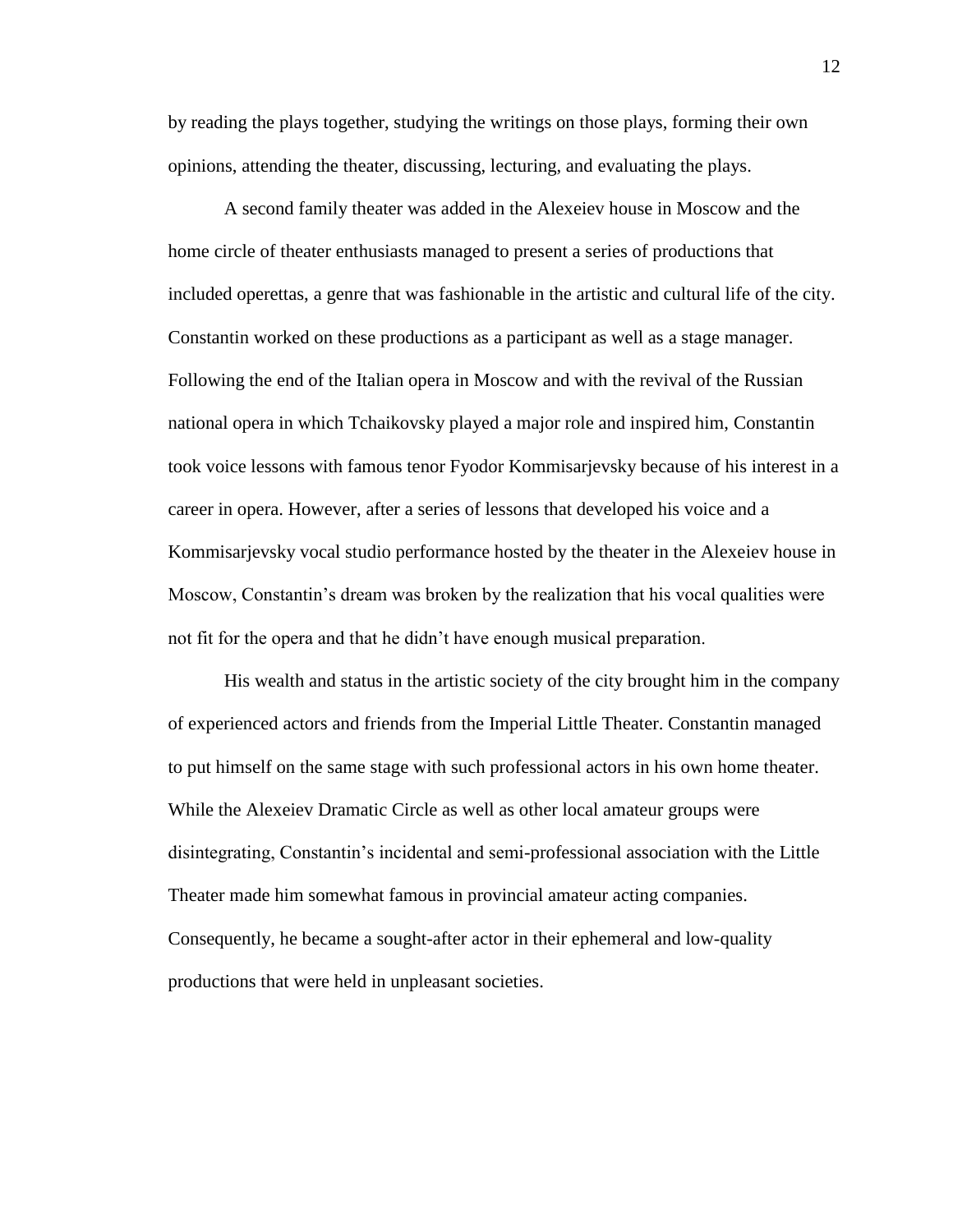by reading the plays together, studying the writings on those plays, forming their own opinions, attending the theater, discussing, lecturing, and evaluating the plays.

A second family theater was added in the Alexeiev house in Moscow and the home circle of theater enthusiasts managed to present a series of productions that included operettas, a genre that was fashionable in the artistic and cultural life of the city. Constantin worked on these productions as a participant as well as a stage manager. Following the end of the Italian opera in Moscow and with the revival of the Russian national opera in which Tchaikovsky played a major role and inspired him, Constantin took voice lessons with famous tenor Fyodor Kommisarjevsky because of his interest in a career in opera. However, after a series of lessons that developed his voice and a Kommisarjevsky vocal studio performance hosted by the theater in the Alexeiev house in Moscow, Constantin's dream was broken by the realization that his vocal qualities were not fit for the opera and that he didn't have enough musical preparation.

His wealth and status in the artistic society of the city brought him in the company of experienced actors and friends from the Imperial Little Theater. Constantin managed to put himself on the same stage with such professional actors in his own home theater. While the Alexeiev Dramatic Circle as well as other local amateur groups were disintegrating, Constantin's incidental and semi-professional association with the Little Theater made him somewhat famous in provincial amateur acting companies. Consequently, he became a sought-after actor in their ephemeral and low-quality productions that were held in unpleasant societies.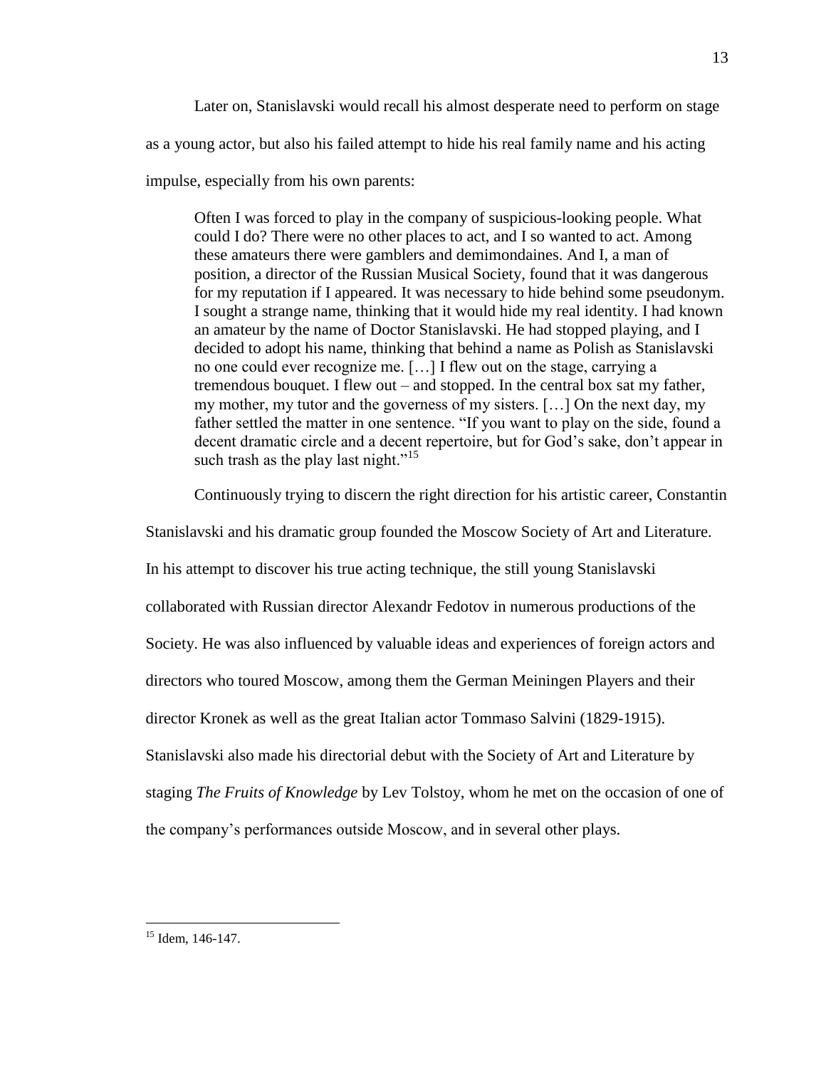Later on, Stanislavski would recall his almost desperate need to perform on stage as a young actor, but also his failed attempt to hide his real family name and his acting impulse, especially from his own parents:

> Often I was forced to play in the company of suspicious-looking people. What could I do? There were no other places to act, and I so wanted to act. Among these amateurs there were gamblers and demimondaines. And I, a man of position, a director of the Russian Musical Society, found that it was dangerous for my reputation if I appeared. It was necessary to hide behind some pseudonym. I sought a strange name, thinking that it would hide my real identity. I had known an amateur by the name of Doctor Stanislavski. He had stopped playing, and I decided to adopt his name, thinking that behind a name as Polish as Stanislavski no one could ever recognize me. […] I flew out on the stage, carrying a tremendous bouquet. I flew out – and stopped. In the central box sat my father, my mother, my tutor and the governess of my sisters. […] On the next day, my father settled the matter in one sentence. "If you want to play on the side, found a decent dramatic circle and a decent repertoire, but for God's sake, don't appear in such trash as the play last night."[15]

Continuously trying to discern the right direction for his artistic career, Constantin Stanislavski and his dramatic group founded the Moscow Society of Art and Literature. In his attempt to discover his true acting technique, the still young Stanislavski collaborated with Russian director Alexandr Fedotov in numerous productions of the Society. He was also influenced by valuable ideas and experiences of foreign actors and directors who toured Moscow, among them the German Meiningen Players and their director Kronek as well as the great Italian actor Tommaso Salvini (1829-1915). Stanislavski also made his directorial debut with the Society of Art and Literature by staging *The Fruits of Knowledge* by Lev Tolstoy, whom he met on the occasion of one of the company's performances outside Moscow, and in several other plays.

---

[15] Idem, 146-147.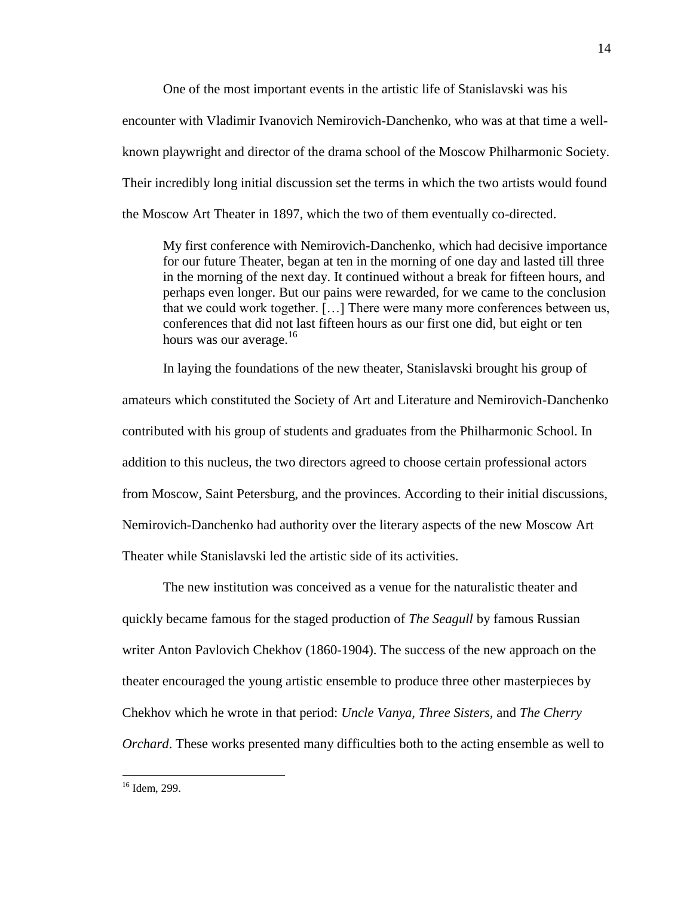One of the most important events in the artistic life of Stanislavski was his encounter with Vladimir Ivanovich Nemirovich-Danchenko, who was at that time a well-known playwright and director of the drama school of the Moscow Philharmonic Society. Their incredibly long initial discussion set the terms in which the two artists would found the Moscow Art Theater in 1897, which the two of them eventually co-directed.

> My first conference with Nemirovich-Danchenko, which had decisive importance for our future Theater, began at ten in the morning of one day and lasted till three in the morning of the next day. It continued without a break for fifteen hours, and perhaps even longer. But our pains were rewarded, for we came to the conclusion that we could work together. […] There were many more conferences between us, conferences that did not last fifteen hours as our first one did, but eight or ten hours was our average.[16]

In laying the foundations of the new theater, Stanislavski brought his group of amateurs which constituted the Society of Art and Literature and Nemirovich-Danchenko contributed with his group of students and graduates from the Philharmonic School. In addition to this nucleus, the two directors agreed to choose certain professional actors from Moscow, Saint Petersburg, and the provinces. According to their initial discussions, Nemirovich-Danchenko had authority over the literary aspects of the new Moscow Art Theater while Stanislavski led the artistic side of its activities.

The new institution was conceived as a venue for the naturalistic theater and quickly became famous for the staged production of *The Seagull* by famous Russian writer Anton Pavlovich Chekhov (1860-1904). The success of the new approach on the theater encouraged the young artistic ensemble to produce three other masterpieces by Chekhov which he wrote in that period: *Uncle Vanya, Three Sisters*, and *The Cherry Orchard*. These works presented many difficulties both to the acting ensemble as well to

[16] Idem, 299.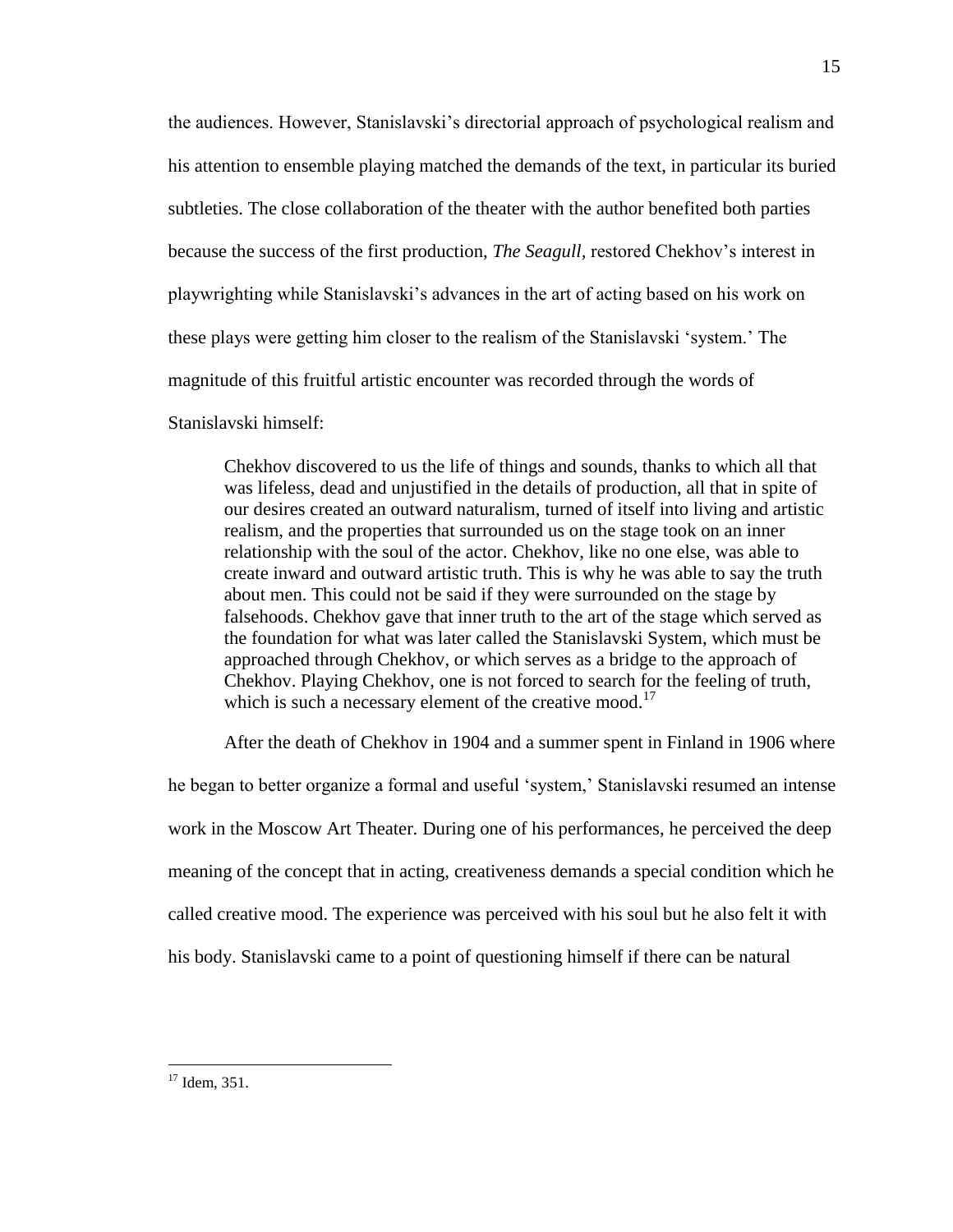the audiences. However, Stanislavski's directorial approach of psychological realism and his attention to ensemble playing matched the demands of the text, in particular its buried subtleties. The close collaboration of the theater with the author benefited both parties because the success of the first production, *The Seagull,* restored Chekhov's interest in playwrighting while Stanislavski's advances in the art of acting based on his work on these plays were getting him closer to the realism of the Stanislavski 'system.' The magnitude of this fruitful artistic encounter was recorded through the words of Stanislavski himself:

> Chekhov discovered to us the life of things and sounds, thanks to which all that was lifeless, dead and unjustified in the details of production, all that in spite of our desires created an outward naturalism, turned of itself into living and artistic realism, and the properties that surrounded us on the stage took on an inner relationship with the soul of the actor. Chekhov, like no one else, was able to create inward and outward artistic truth. This is why he was able to say the truth about men. This could not be said if they were surrounded on the stage by falsehoods. Chekhov gave that inner truth to the art of the stage which served as the foundation for what was later called the Stanislavski System, which must be approached through Chekhov, or which serves as a bridge to the approach of Chekhov. Playing Chekhov, one is not forced to search for the feeling of truth, which is such a necessary element of the creative mood.[17]

After the death of Chekhov in 1904 and a summer spent in Finland in 1906 where he began to better organize a formal and useful 'system,' Stanislavski resumed an intense work in the Moscow Art Theater. During one of his performances, he perceived the deep meaning of the concept that in acting, creativeness demands a special condition which he called creative mood. The experience was perceived with his soul but he also felt it with his body. Stanislavski came to a point of questioning himself if there can be natural

[17] Idem, 351.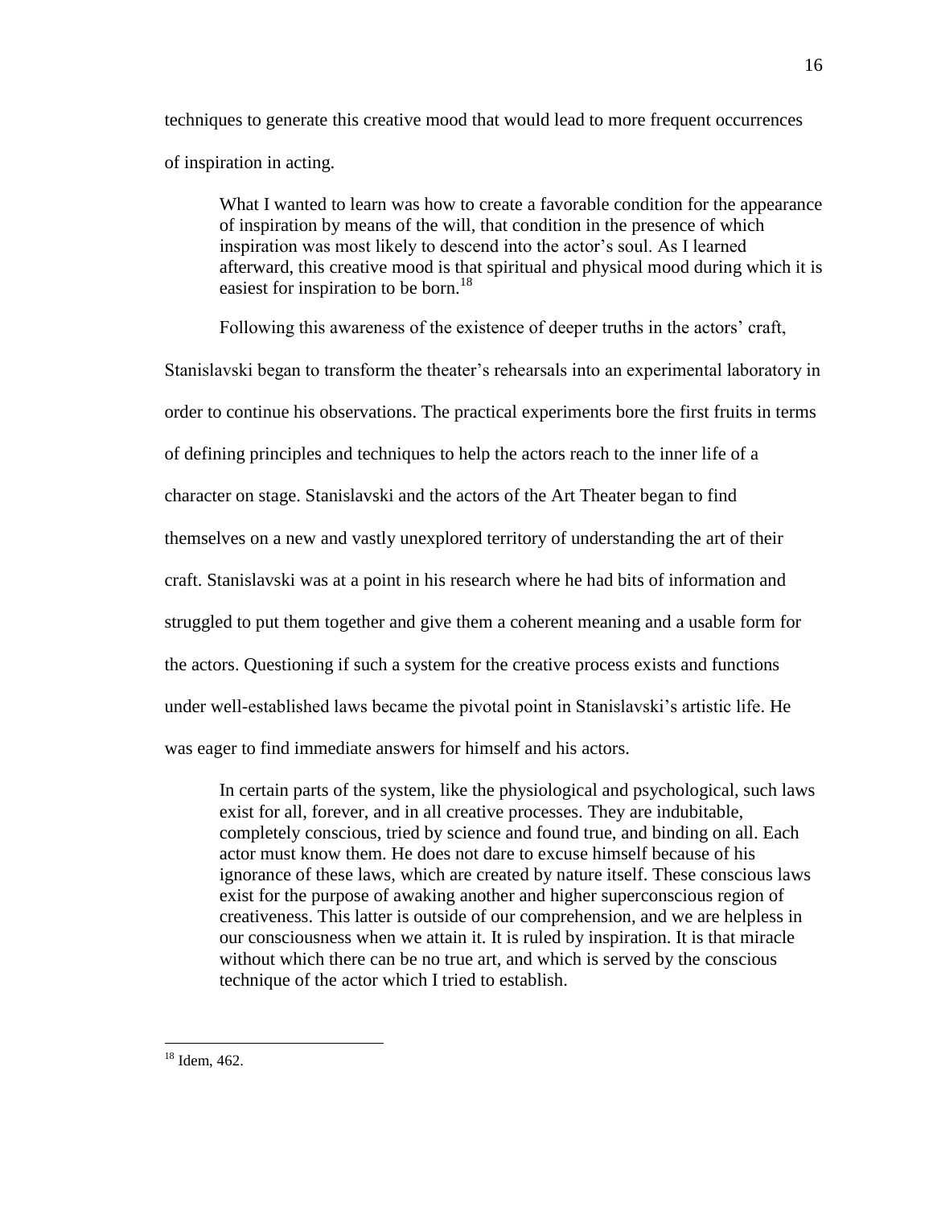techniques to generate this creative mood that would lead to more frequent occurrences of inspiration in acting.

> What I wanted to learn was how to create a favorable condition for the appearance of inspiration by means of the will, that condition in the presence of which inspiration was most likely to descend into the actor's soul. As I learned afterward, this creative mood is that spiritual and physical mood during which it is easiest for inspiration to be born.[18]

Following this awareness of the existence of deeper truths in the actors' craft, Stanislavski began to transform the theater's rehearsals into an experimental laboratory in order to continue his observations. The practical experiments bore the first fruits in terms of defining principles and techniques to help the actors reach to the inner life of a character on stage. Stanislavski and the actors of the Art Theater began to find themselves on a new and vastly unexplored territory of understanding the art of their craft. Stanislavski was at a point in his research where he had bits of information and struggled to put them together and give them a coherent meaning and a usable form for the actors. Questioning if such a system for the creative process exists and functions under well-established laws became the pivotal point in Stanislavski's artistic life. He was eager to find immediate answers for himself and his actors.

> In certain parts of the system, like the physiological and psychological, such laws exist for all, forever, and in all creative processes. They are indubitable, completely conscious, tried by science and found true, and binding on all. Each actor must know them. He does not dare to excuse himself because of his ignorance of these laws, which are created by nature itself. These conscious laws exist for the purpose of awaking another and higher superconscious region of creativeness. This latter is outside of our comprehension, and we are helpless in our consciousness when we attain it. It is ruled by inspiration. It is that miracle without which there can be no true art, and which is served by the conscious technique of the actor which I tried to establish.

---

[18] Idem, 462.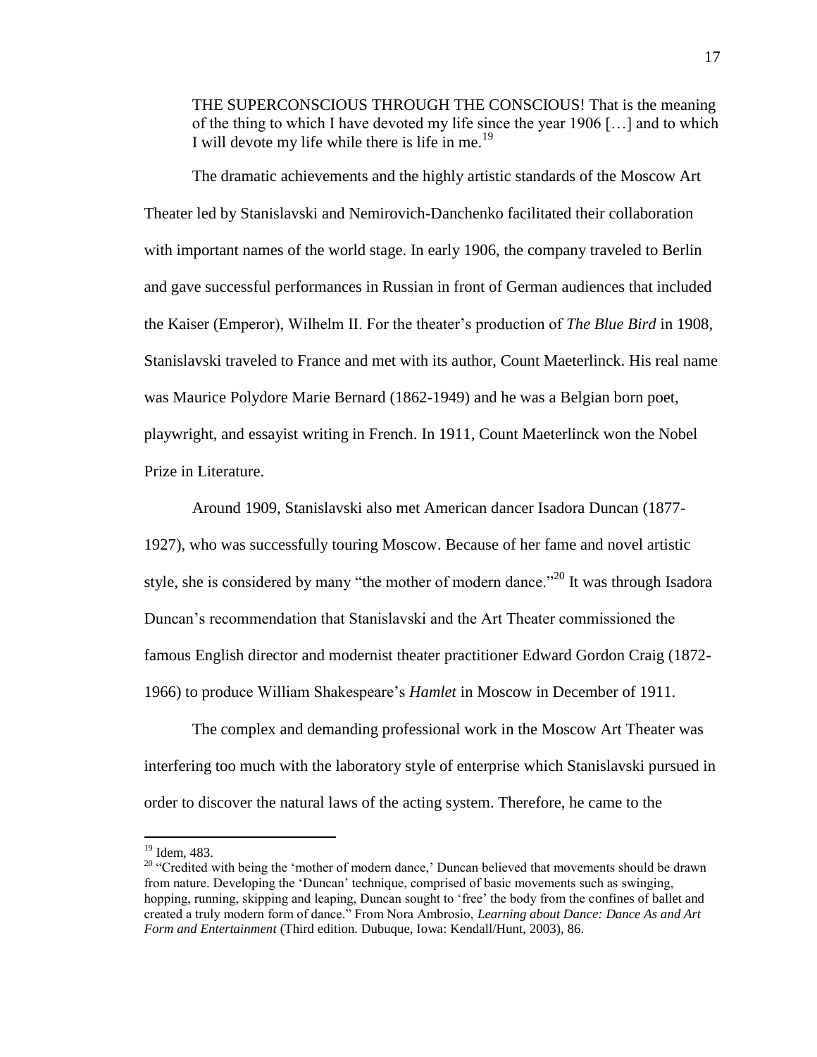> THE SUPERCONSCIOUS THROUGH THE CONSCIOUS! That is the meaning of the thing to which I have devoted my life since the year 1906 […] and to which I will devote my life while there is life in me.[19]

The dramatic achievements and the highly artistic standards of the Moscow Art Theater led by Stanislavski and Nemirovich-Danchenko facilitated their collaboration with important names of the world stage. In early 1906, the company traveled to Berlin and gave successful performances in Russian in front of German audiences that included the Kaiser (Emperor), Wilhelm II. For the theater's production of *The Blue Bird* in 1908, Stanislavski traveled to France and met with its author, Count Maeterlinck. His real name was Maurice Polydore Marie Bernard (1862-1949) and he was a Belgian born poet, playwright, and essayist writing in French. In 1911, Count Maeterlinck won the Nobel Prize in Literature.

Around 1909, Stanislavski also met American dancer Isadora Duncan (1877-1927), who was successfully touring Moscow. Because of her fame and novel artistic style, she is considered by many "the mother of modern dance."[20] It was through Isadora Duncan's recommendation that Stanislavski and the Art Theater commissioned the famous English director and modernist theater practitioner Edward Gordon Craig (1872-1966) to produce William Shakespeare's *Hamlet* in Moscow in December of 1911.

The complex and demanding professional work in the Moscow Art Theater was interfering too much with the laboratory style of enterprise which Stanislavski pursued in order to discover the natural laws of the acting system. Therefore, he came to the

---

[19] Idem, 483.

[20] "Credited with being the 'mother of modern dance,' Duncan believed that movements should be drawn from nature. Developing the 'Duncan' technique, comprised of basic movements such as swinging, hopping, running, skipping and leaping, Duncan sought to 'free' the body from the confines of ballet and created a truly modern form of dance." From Nora Ambrosio, *Learning about Dance: Dance As and Art Form and Entertainment* (Third edition. Dubuque, Iowa: Kendall/Hunt, 2003), 86.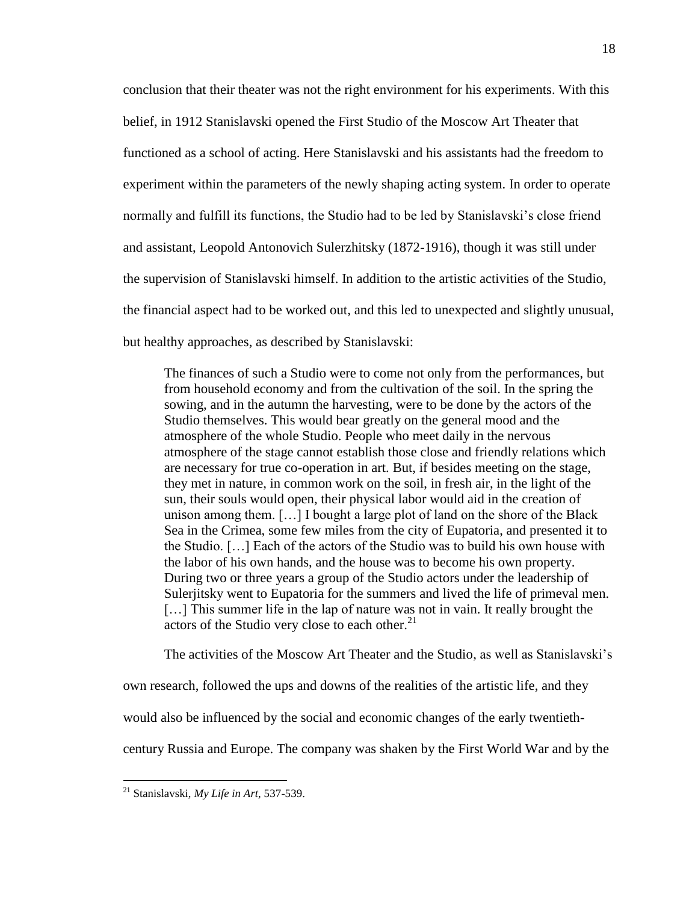conclusion that their theater was not the right environment for his experiments. With this belief, in 1912 Stanislavski opened the First Studio of the Moscow Art Theater that functioned as a school of acting. Here Stanislavski and his assistants had the freedom to experiment within the parameters of the newly shaping acting system. In order to operate normally and fulfill its functions, the Studio had to be led by Stanislavski's close friend and assistant, Leopold Antonovich Sulerzhitsky (1872-1916), though it was still under the supervision of Stanislavski himself. In addition to the artistic activities of the Studio, the financial aspect had to be worked out, and this led to unexpected and slightly unusual, but healthy approaches, as described by Stanislavski:

> The finances of such a Studio were to come not only from the performances, but from household economy and from the cultivation of the soil. In the spring the sowing, and in the autumn the harvesting, were to be done by the actors of the Studio themselves. This would bear greatly on the general mood and the atmosphere of the whole Studio. People who meet daily in the nervous atmosphere of the stage cannot establish those close and friendly relations which are necessary for true co-operation in art. But, if besides meeting on the stage, they met in nature, in common work on the soil, in fresh air, in the light of the sun, their souls would open, their physical labor would aid in the creation of unison among them. […] I bought a large plot of land on the shore of the Black Sea in the Crimea, some few miles from the city of Eupatoria, and presented it to the Studio. […] Each of the actors of the Studio was to build his own house with the labor of his own hands, and the house was to become his own property. During two or three years a group of the Studio actors under the leadership of Sulerjitsky went to Eupatoria for the summers and lived the life of primeval men. […] This summer life in the lap of nature was not in vain. It really brought the actors of the Studio very close to each other.[21]

The activities of the Moscow Art Theater and the Studio, as well as Stanislavski's own research, followed the ups and downs of the realities of the artistic life, and they would also be influenced by the social and economic changes of the early twentieth-century Russia and Europe. The company was shaken by the First World War and by the

[21] Stanislavski, *My Life in Art*, 537-539.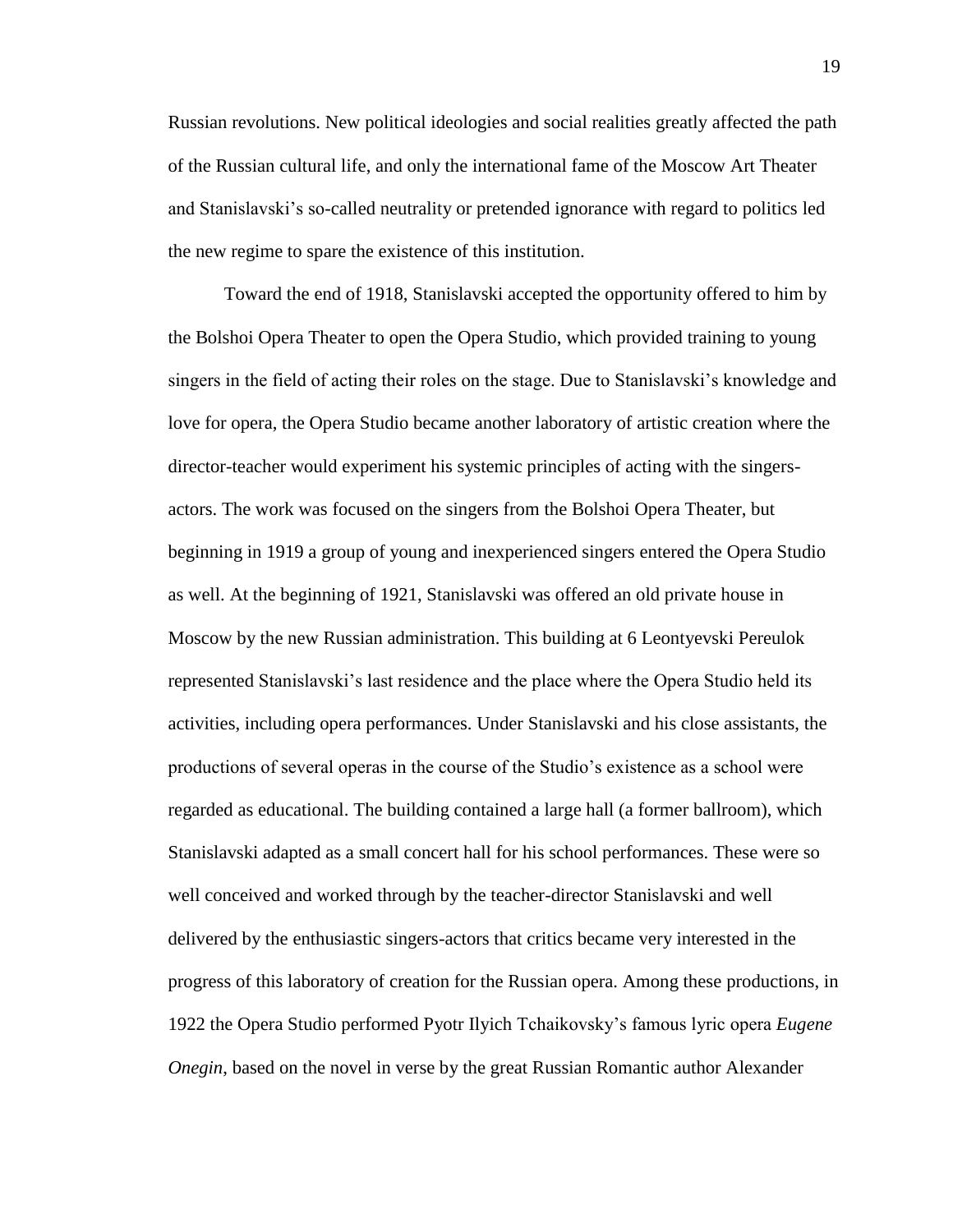Russian revolutions. New political ideologies and social realities greatly affected the path of the Russian cultural life, and only the international fame of the Moscow Art Theater and Stanislavski's so-called neutrality or pretended ignorance with regard to politics led the new regime to spare the existence of this institution.

Toward the end of 1918, Stanislavski accepted the opportunity offered to him by the Bolshoi Opera Theater to open the Opera Studio, which provided training to young singers in the field of acting their roles on the stage. Due to Stanislavski's knowledge and love for opera, the Opera Studio became another laboratory of artistic creation where the director-teacher would experiment his systemic principles of acting with the singers-actors. The work was focused on the singers from the Bolshoi Opera Theater, but beginning in 1919 a group of young and inexperienced singers entered the Opera Studio as well. At the beginning of 1921, Stanislavski was offered an old private house in Moscow by the new Russian administration. This building at 6 Leontyevski Pereulok represented Stanislavski's last residence and the place where the Opera Studio held its activities, including opera performances. Under Stanislavski and his close assistants, the productions of several operas in the course of the Studio's existence as a school were regarded as educational. The building contained a large hall (a former ballroom), which Stanislavski adapted as a small concert hall for his school performances. These were so well conceived and worked through by the teacher-director Stanislavski and well delivered by the enthusiastic singers-actors that critics became very interested in the progress of this laboratory of creation for the Russian opera. Among these productions, in 1922 the Opera Studio performed Pyotr Ilyich Tchaikovsky's famous lyric opera *Eugene Onegin*, based on the novel in verse by the great Russian Romantic author Alexander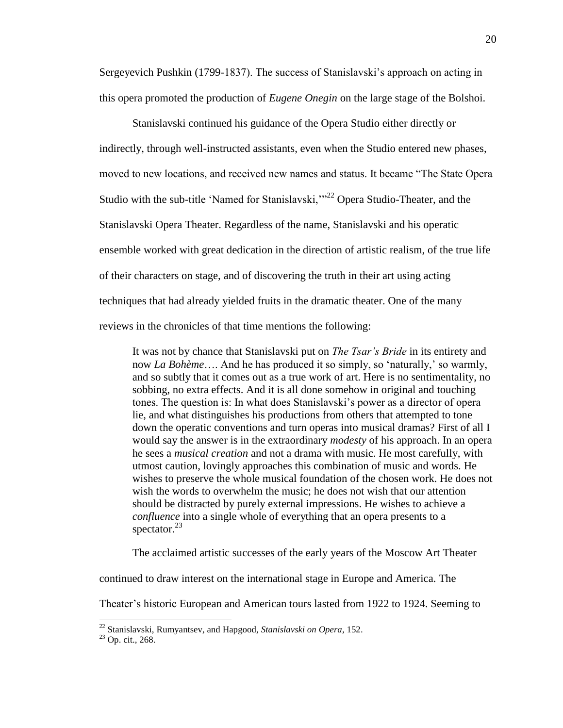Sergeyevich Pushkin (1799-1837). The success of Stanislavski's approach on acting in this opera promoted the production of *Eugene Onegin* on the large stage of the Bolshoi.

Stanislavski continued his guidance of the Opera Studio either directly or indirectly, through well-instructed assistants, even when the Studio entered new phases, moved to new locations, and received new names and status. It became "The State Opera Studio with the sub-title 'Named for Stanislavski,'"[22] Opera Studio-Theater, and the Stanislavski Opera Theater. Regardless of the name, Stanislavski and his operatic ensemble worked with great dedication in the direction of artistic realism, of the true life of their characters on stage, and of discovering the truth in their art using acting techniques that had already yielded fruits in the dramatic theater. One of the many reviews in the chronicles of that time mentions the following:

> It was not by chance that Stanislavski put on *The Tsar's Bride* in its entirety and now *La Bohème*…. And he has produced it so simply, so 'naturally,' so warmly, and so subtly that it comes out as a true work of art. Here is no sentimentality, no sobbing, no extra effects. And it is all done somehow in original and touching tones. The question is: In what does Stanislavski's power as a director of opera lie, and what distinguishes his productions from others that attempted to tone down the operatic conventions and turn operas into musical dramas? First of all I would say the answer is in the extraordinary *modesty* of his approach. In an opera he sees a *musical creation* and not a drama with music. He most carefully, with utmost caution, lovingly approaches this combination of music and words. He wishes to preserve the whole musical foundation of the chosen work. He does not wish the words to overwhelm the music; he does not wish that our attention should be distracted by purely external impressions. He wishes to achieve a *confluence* into a single whole of everything that an opera presents to a spectator.[23]

The acclaimed artistic successes of the early years of the Moscow Art Theater continued to draw interest on the international stage in Europe and America. The Theater's historic European and American tours lasted from 1922 to 1924. Seeming to

[22] Stanislavski, Rumyantsev, and Hapgood, *Stanislavski on Opera*, 152.
[23] Op. cit., 268.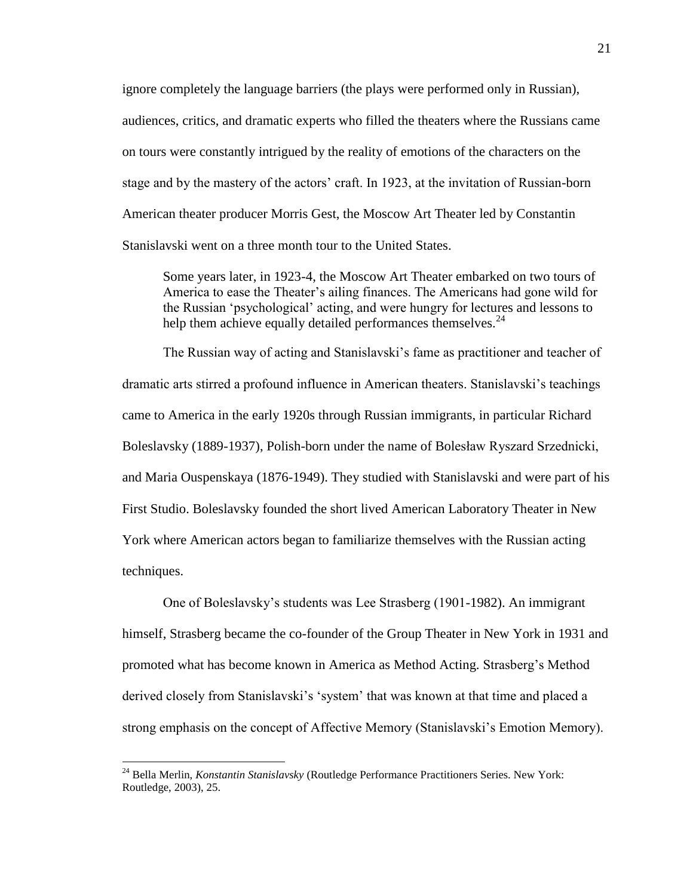ignore completely the language barriers (the plays were performed only in Russian), audiences, critics, and dramatic experts who filled the theaters where the Russians came on tours were constantly intrigued by the reality of emotions of the characters on the stage and by the mastery of the actors' craft. In 1923, at the invitation of Russian-born American theater producer Morris Gest, the Moscow Art Theater led by Constantin Stanislavski went on a three month tour to the United States.

> Some years later, in 1923-4, the Moscow Art Theater embarked on two tours of America to ease the Theater's ailing finances. The Americans had gone wild for the Russian 'psychological' acting, and were hungry for lectures and lessons to help them achieve equally detailed performances themselves.[24]

The Russian way of acting and Stanislavski's fame as practitioner and teacher of dramatic arts stirred a profound influence in American theaters. Stanislavski's teachings came to America in the early 1920s through Russian immigrants, in particular Richard Boleslavsky (1889-1937), Polish-born under the name of Bolesław Ryszard Srzednicki, and Maria Ouspenskaya (1876-1949). They studied with Stanislavski and were part of his First Studio. Boleslavsky founded the short lived American Laboratory Theater in New York where American actors began to familiarize themselves with the Russian acting techniques.

One of Boleslavsky's students was Lee Strasberg (1901-1982). An immigrant himself, Strasberg became the co-founder of the Group Theater in New York in 1931 and promoted what has become known in America as Method Acting. Strasberg's Method derived closely from Stanislavski's 'system' that was known at that time and placed a strong emphasis on the concept of Affective Memory (Stanislavski's Emotion Memory).

---

[24] Bella Merlin, *Konstantin Stanislavsky* (Routledge Performance Practitioners Series. New York: Routledge, 2003), 25.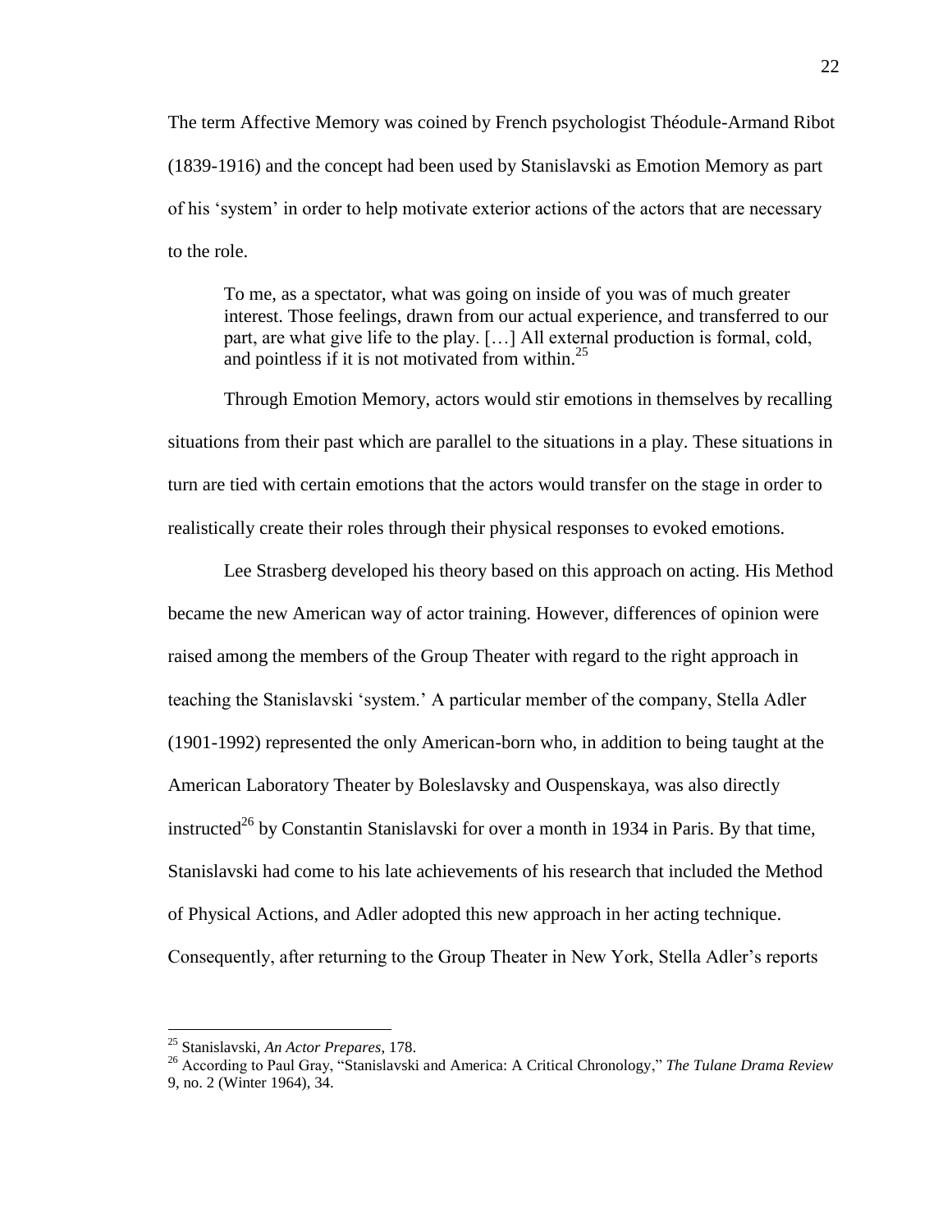The term Affective Memory was coined by French psychologist Théodule-Armand Ribot (1839-1916) and the concept had been used by Stanislavski as Emotion Memory as part of his 'system' in order to help motivate exterior actions of the actors that are necessary to the role.

> To me, as a spectator, what was going on inside of you was of much greater interest. Those feelings, drawn from our actual experience, and transferred to our part, are what give life to the play. […] All external production is formal, cold, and pointless if it is not motivated from within.[25]

Through Emotion Memory, actors would stir emotions in themselves by recalling situations from their past which are parallel to the situations in a play. These situations in turn are tied with certain emotions that the actors would transfer on the stage in order to realistically create their roles through their physical responses to evoked emotions.

Lee Strasberg developed his theory based on this approach on acting. His Method became the new American way of actor training. However, differences of opinion were raised among the members of the Group Theater with regard to the right approach in teaching the Stanislavski 'system.' A particular member of the company, Stella Adler (1901-1992) represented the only American-born who, in addition to being taught at the American Laboratory Theater by Boleslavsky and Ouspenskaya, was also directly instructed[26] by Constantin Stanislavski for over a month in 1934 in Paris. By that time, Stanislavski had come to his late achievements of his research that included the Method of Physical Actions, and Adler adopted this new approach in her acting technique. Consequently, after returning to the Group Theater in New York, Stella Adler's reports

---

[25] Stanislavski, *An Actor Prepares,* 178.

[26] According to Paul Gray, "Stanislavski and America: A Critical Chronology," *The Tulane Drama Review* 9, no. 2 (Winter 1964), 34.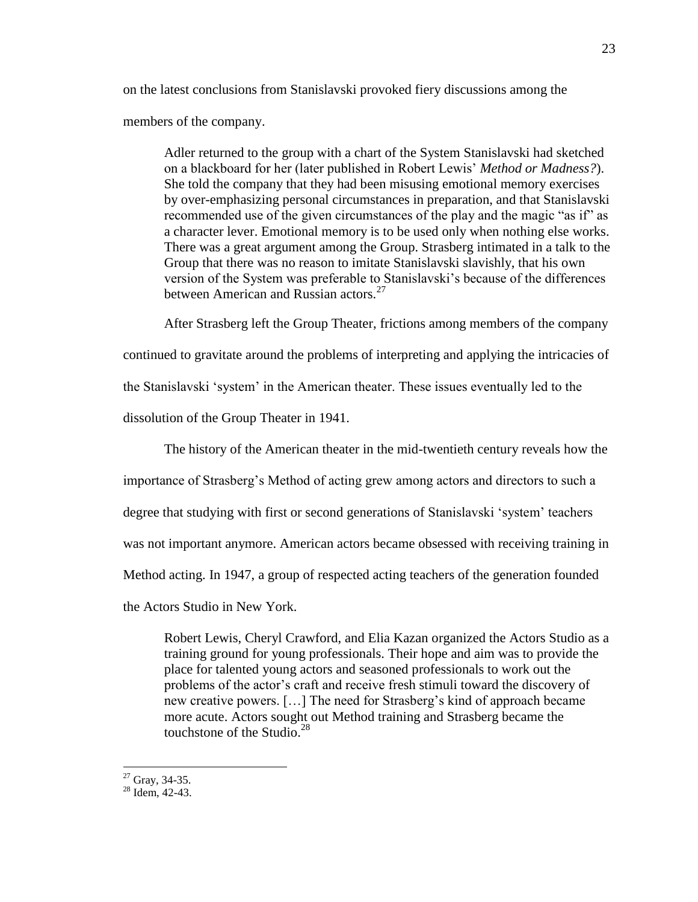on the latest conclusions from Stanislavski provoked fiery discussions among the members of the company.

> Adler returned to the group with a chart of the System Stanislavski had sketched on a blackboard for her (later published in Robert Lewis' *Method or Madness?*). She told the company that they had been misusing emotional memory exercises by over-emphasizing personal circumstances in preparation, and that Stanislavski recommended use of the given circumstances of the play and the magic "as if" as a character lever. Emotional memory is to be used only when nothing else works. There was a great argument among the Group. Strasberg intimated in a talk to the Group that there was no reason to imitate Stanislavski slavishly, that his own version of the System was preferable to Stanislavski's because of the differences between American and Russian actors.[27]

After Strasberg left the Group Theater, frictions among members of the company continued to gravitate around the problems of interpreting and applying the intricacies of the Stanislavski 'system' in the American theater. These issues eventually led to the dissolution of the Group Theater in 1941.

The history of the American theater in the mid-twentieth century reveals how the importance of Strasberg's Method of acting grew among actors and directors to such a degree that studying with first or second generations of Stanislavski 'system' teachers was not important anymore. American actors became obsessed with receiving training in Method acting. In 1947, a group of respected acting teachers of the generation founded the Actors Studio in New York.

> Robert Lewis, Cheryl Crawford, and Elia Kazan organized the Actors Studio as a training ground for young professionals. Their hope and aim was to provide the place for talented young actors and seasoned professionals to work out the problems of the actor's craft and receive fresh stimuli toward the discovery of new creative powers. […] The need for Strasberg's kind of approach became more acute. Actors sought out Method training and Strasberg became the touchstone of the Studio.[28]

---

[27] Gray, 34-35.

[28] Idem, 42-43.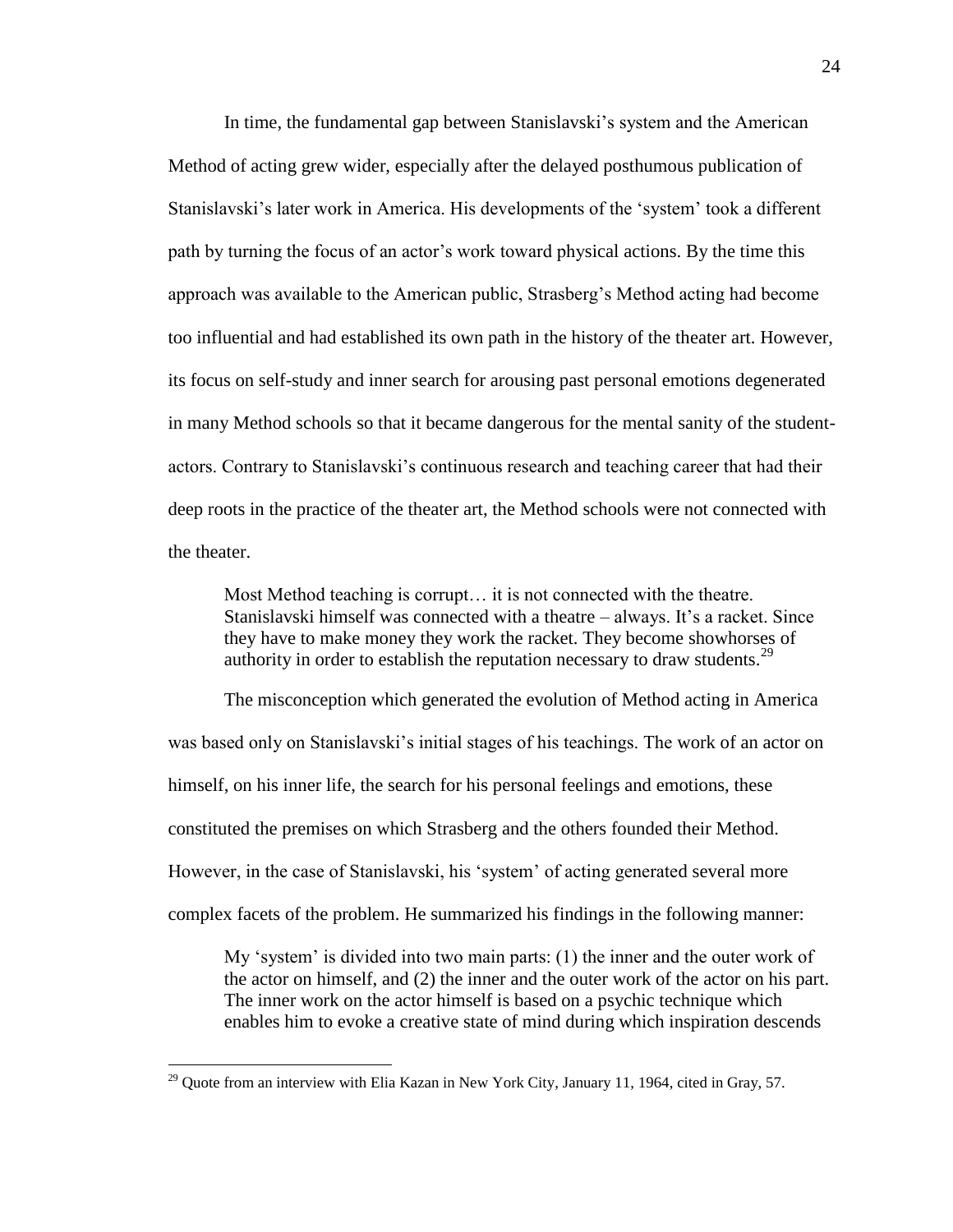In time, the fundamental gap between Stanislavski's system and the American Method of acting grew wider, especially after the delayed posthumous publication of Stanislavski's later work in America. His developments of the 'system' took a different path by turning the focus of an actor's work toward physical actions. By the time this approach was available to the American public, Strasberg's Method acting had become too influential and had established its own path in the history of the theater art. However, its focus on self-study and inner search for arousing past personal emotions degenerated in many Method schools so that it became dangerous for the mental sanity of the student-actors. Contrary to Stanislavski's continuous research and teaching career that had their deep roots in the practice of the theater art, the Method schools were not connected with the theater.

> Most Method teaching is corrupt… it is not connected with the theatre. Stanislavski himself was connected with a theatre – always. It's a racket. Since they have to make money they work the racket. They become showhorses of authority in order to establish the reputation necessary to draw students.[29]

The misconception which generated the evolution of Method acting in America was based only on Stanislavski's initial stages of his teachings. The work of an actor on himself, on his inner life, the search for his personal feelings and emotions, these constituted the premises on which Strasberg and the others founded their Method. However, in the case of Stanislavski, his 'system' of acting generated several more complex facets of the problem. He summarized his findings in the following manner:

> My 'system' is divided into two main parts: (1) the inner and the outer work of the actor on himself, and (2) the inner and the outer work of the actor on his part. The inner work on the actor himself is based on a psychic technique which enables him to evoke a creative state of mind during which inspiration descends

---

[29] Quote from an interview with Elia Kazan in New York City, January 11, 1964, cited in Gray, 57.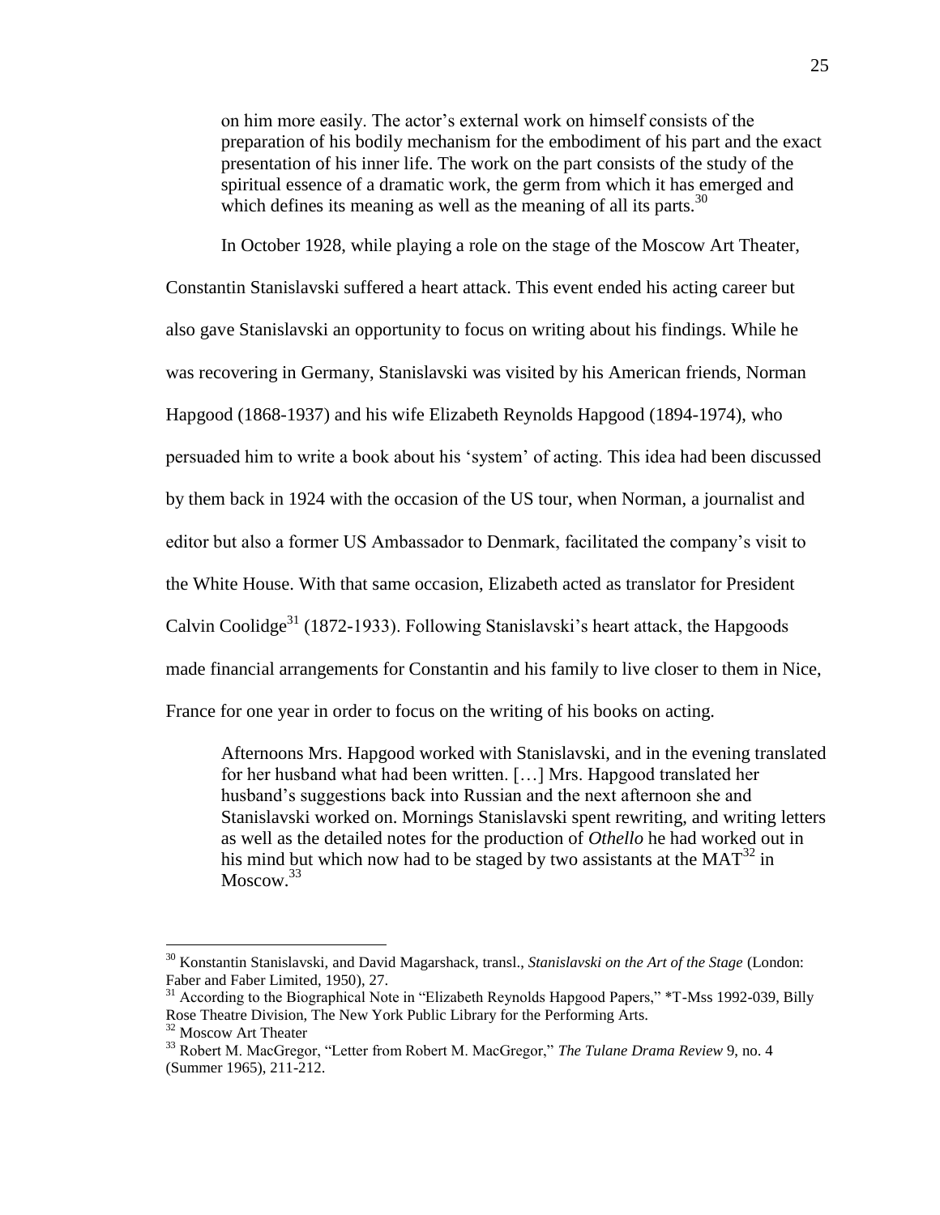> on him more easily. The actor's external work on himself consists of the preparation of his bodily mechanism for the embodiment of his part and the exact presentation of his inner life. The work on the part consists of the study of the spiritual essence of a dramatic work, the germ from which it has emerged and which defines its meaning as well as the meaning of all its parts.[30]

In October 1928, while playing a role on the stage of the Moscow Art Theater, Constantin Stanislavski suffered a heart attack. This event ended his acting career but also gave Stanislavski an opportunity to focus on writing about his findings. While he was recovering in Germany, Stanislavski was visited by his American friends, Norman Hapgood (1868-1937) and his wife Elizabeth Reynolds Hapgood (1894-1974), who persuaded him to write a book about his 'system' of acting. This idea had been discussed by them back in 1924 with the occasion of the US tour, when Norman, a journalist and editor but also a former US Ambassador to Denmark, facilitated the company's visit to the White House. With that same occasion, Elizabeth acted as translator for President Calvin Coolidge[31] (1872-1933). Following Stanislavski's heart attack, the Hapgoods made financial arrangements for Constantin and his family to live closer to them in Nice, France for one year in order to focus on the writing of his books on acting.

> Afternoons Mrs. Hapgood worked with Stanislavski, and in the evening translated for her husband what had been written. […] Mrs. Hapgood translated her husband's suggestions back into Russian and the next afternoon she and Stanislavski worked on. Mornings Stanislavski spent rewriting, and writing letters as well as the detailed notes for the production of *Othello* he had worked out in his mind but which now had to be staged by two assistants at the MAT[32] in Moscow.[33]

---

[30] Konstantin Stanislavski, and David Magarshack, transl., *Stanislavski on the Art of the Stage* (London: Faber and Faber Limited, 1950), 27.

[31] According to the Biographical Note in "Elizabeth Reynolds Hapgood Papers," *T-Mss 1992-039, Billy Rose Theatre Division, The New York Public Library for the Performing Arts.

[32] Moscow Art Theater

[33] Robert M. MacGregor, "Letter from Robert M. MacGregor," *The Tulane Drama Review* 9, no. 4 (Summer 1965), 211-212.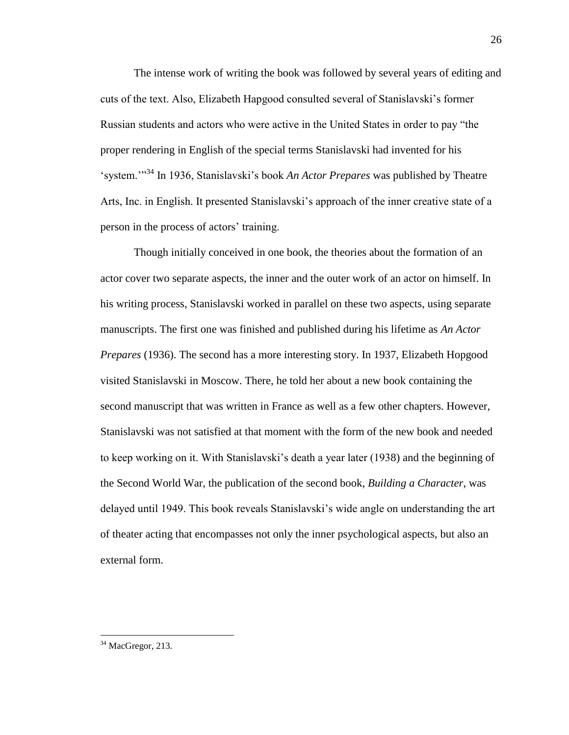The intense work of writing the book was followed by several years of editing and cuts of the text. Also, Elizabeth Hapgood consulted several of Stanislavski's former Russian students and actors who were active in the United States in order to pay "the proper rendering in English of the special terms Stanislavski had invented for his 'system.'"[34] In 1936, Stanislavski's book *An Actor Prepares* was published by Theatre Arts, Inc. in English. It presented Stanislavski's approach of the inner creative state of a person in the process of actors' training.

Though initially conceived in one book, the theories about the formation of an actor cover two separate aspects, the inner and the outer work of an actor on himself. In his writing process, Stanislavski worked in parallel on these two aspects, using separate manuscripts. The first one was finished and published during his lifetime as *An Actor Prepares* (1936). The second has a more interesting story. In 1937, Elizabeth Hopgood visited Stanislavski in Moscow. There, he told her about a new book containing the second manuscript that was written in France as well as a few other chapters. However, Stanislavski was not satisfied at that moment with the form of the new book and needed to keep working on it. With Stanislavski's death a year later (1938) and the beginning of the Second World War, the publication of the second book, *Building a Character*, was delayed until 1949. This book reveals Stanislavski's wide angle on understanding the art of theater acting that encompasses not only the inner psychological aspects, but also an external form.

[34] MacGregor, 213.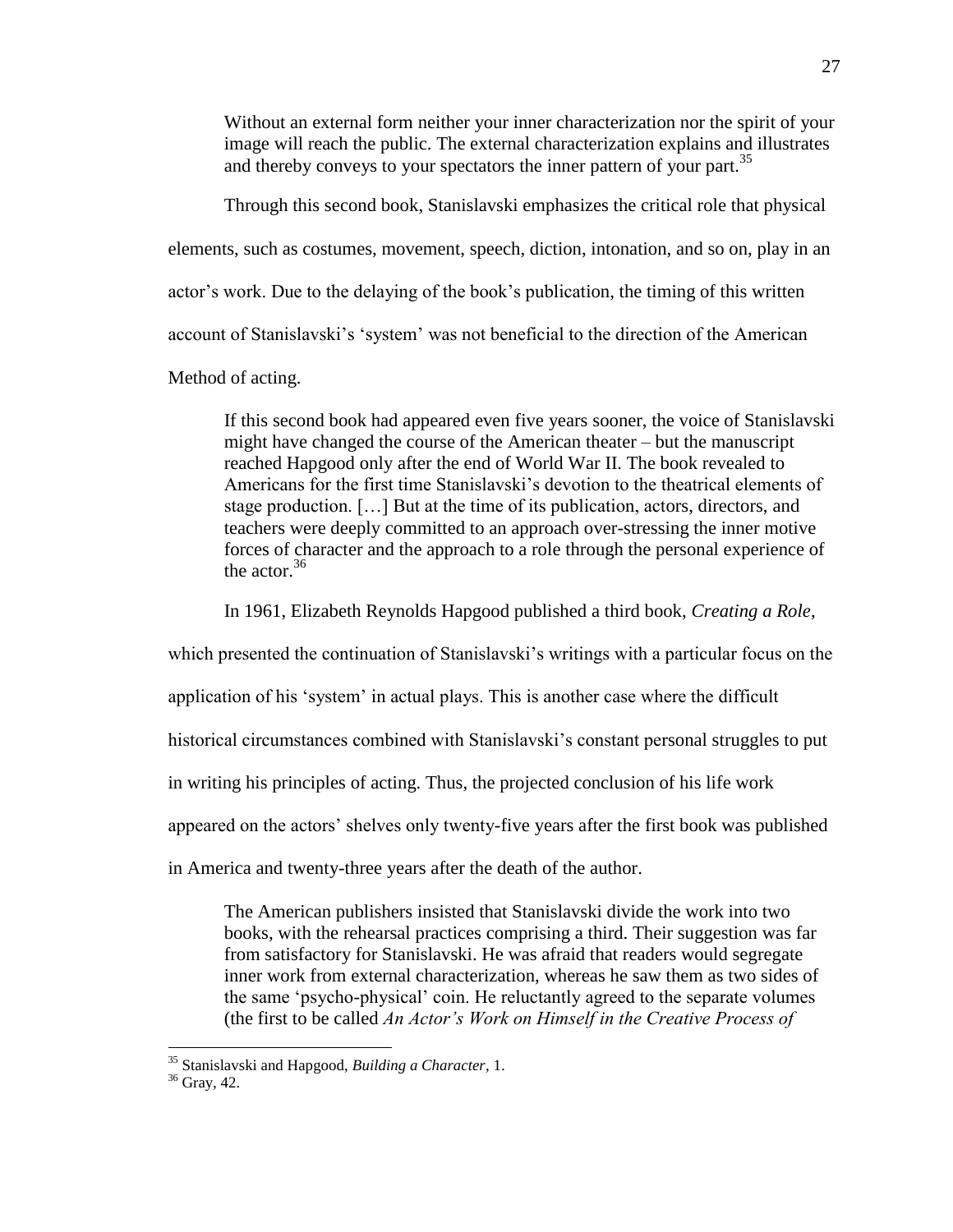> Without an external form neither your inner characterization nor the spirit of your image will reach the public. The external characterization explains and illustrates and thereby conveys to your spectators the inner pattern of your part.[35]

Through this second book, Stanislavski emphasizes the critical role that physical elements, such as costumes, movement, speech, diction, intonation, and so on, play in an actor's work. Due to the delaying of the book's publication, the timing of this written account of Stanislavski's 'system' was not beneficial to the direction of the American Method of acting.

> If this second book had appeared even five years sooner, the voice of Stanislavski might have changed the course of the American theater – but the manuscript reached Hapgood only after the end of World War II. The book revealed to Americans for the first time Stanislavski's devotion to the theatrical elements of stage production. […] But at the time of its publication, actors, directors, and teachers were deeply committed to an approach over-stressing the inner motive forces of character and the approach to a role through the personal experience of the actor.[36]

In 1961, Elizabeth Reynolds Hapgood published a third book, *Creating a Role*, which presented the continuation of Stanislavski's writings with a particular focus on the application of his 'system' in actual plays. This is another case where the difficult historical circumstances combined with Stanislavski's constant personal struggles to put in writing his principles of acting. Thus, the projected conclusion of his life work appeared on the actors' shelves only twenty-five years after the first book was published in America and twenty-three years after the death of the author.

> The American publishers insisted that Stanislavski divide the work into two books, with the rehearsal practices comprising a third. Their suggestion was far from satisfactory for Stanislavski. He was afraid that readers would segregate inner work from external characterization, whereas he saw them as two sides of the same 'psycho-physical' coin. He reluctantly agreed to the separate volumes (the first to be called *An Actor's Work on Himself in the Creative Process of*

---

[35] Stanislavski and Hapgood, *Building a Character*, 1.

[36] Gray, 42.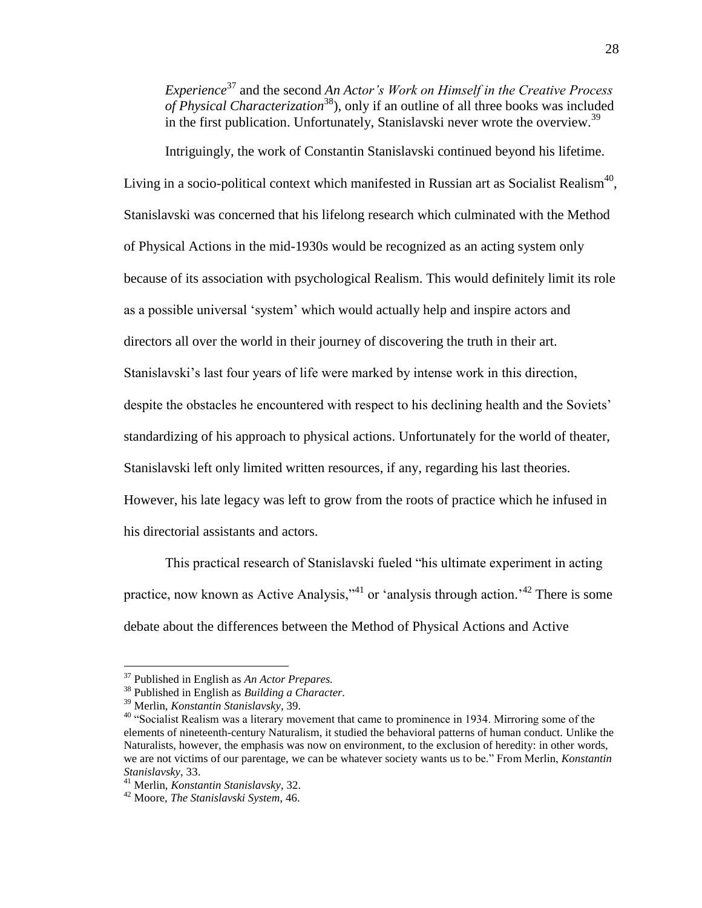*Experience*[37] and the second *An Actor's Work on Himself in the Creative Process of Physical Characterization*[38]), only if an outline of all three books was included in the first publication. Unfortunately, Stanislavski never wrote the overview.[39]

Intriguingly, the work of Constantin Stanislavski continued beyond his lifetime. Living in a socio-political context which manifested in Russian art as Socialist Realism[40], Stanislavski was concerned that his lifelong research which culminated with the Method of Physical Actions in the mid-1930s would be recognized as an acting system only because of its association with psychological Realism. This would definitely limit its role as a possible universal 'system' which would actually help and inspire actors and directors all over the world in their journey of discovering the truth in their art. Stanislavski's last four years of life were marked by intense work in this direction, despite the obstacles he encountered with respect to his declining health and the Soviets' standardizing of his approach to physical actions. Unfortunately for the world of theater, Stanislavski left only limited written resources, if any, regarding his last theories. However, his late legacy was left to grow from the roots of practice which he infused in his directorial assistants and actors.

This practical research of Stanislavski fueled "his ultimate experiment in acting practice, now known as Active Analysis,"[41] or 'analysis through action.'[42] There is some debate about the differences between the Method of Physical Actions and Active

---

[37] Published in English as *An Actor Prepares.*

[38] Published in English as *Building a Character.*

[39] Merlin, *Konstantin Stanislavsky*, 39.

[40] "Socialist Realism was a literary movement that came to prominence in 1934. Mirroring some of the elements of nineteenth-century Naturalism, it studied the behavioral patterns of human conduct. Unlike the Naturalists, however, the emphasis was now on environment, to the exclusion of heredity: in other words, we are not victims of our parentage, we can be whatever society wants us to be." From Merlin, *Konstantin Stanislavsky*, 33.

[41] Merlin, *Konstantin Stanislavsky*, 32.

[42] Moore, *The Stanislavski System*, 46.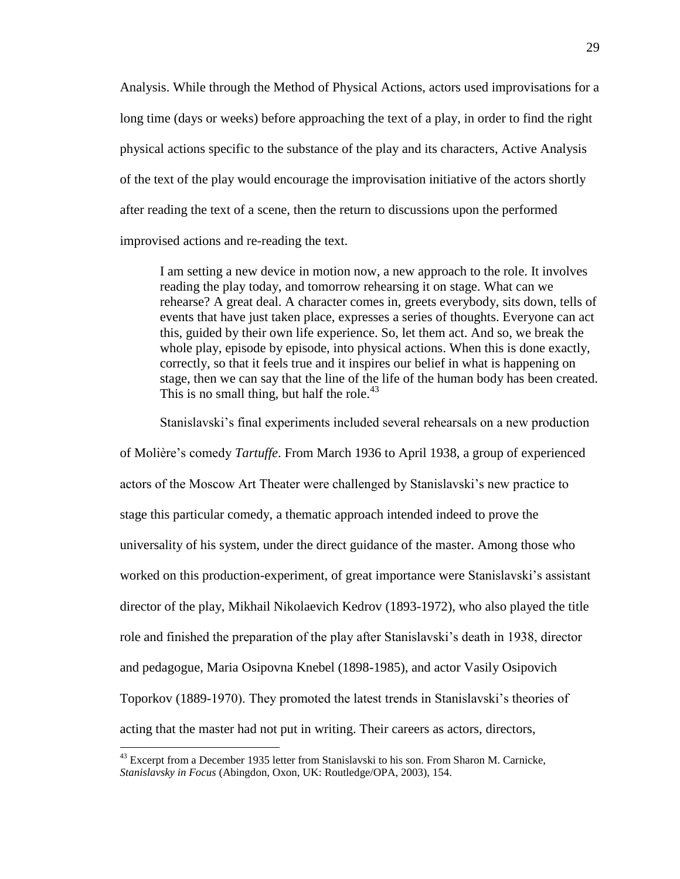Analysis. While through the Method of Physical Actions, actors used improvisations for a long time (days or weeks) before approaching the text of a play, in order to find the right physical actions specific to the substance of the play and its characters, Active Analysis of the text of the play would encourage the improvisation initiative of the actors shortly after reading the text of a scene, then the return to discussions upon the performed improvised actions and re-reading the text.

> I am setting a new device in motion now, a new approach to the role. It involves reading the play today, and tomorrow rehearsing it on stage. What can we rehearse? A great deal. A character comes in, greets everybody, sits down, tells of events that have just taken place, expresses a series of thoughts. Everyone can act this, guided by their own life experience. So, let them act. And so, we break the whole play, episode by episode, into physical actions. When this is done exactly, correctly, so that it feels true and it inspires our belief in what is happening on stage, then we can say that the line of the life of the human body has been created. This is no small thing, but half the role.[43]

Stanislavski's final experiments included several rehearsals on a new production of Molière's comedy *Tartuffe*. From March 1936 to April 1938, a group of experienced actors of the Moscow Art Theater were challenged by Stanislavski's new practice to stage this particular comedy, a thematic approach intended indeed to prove the universality of his system, under the direct guidance of the master. Among those who worked on this production-experiment, of great importance were Stanislavski's assistant director of the play, Mikhail Nikolaevich Kedrov (1893-1972), who also played the title role and finished the preparation of the play after Stanislavski's death in 1938, director and pedagogue, Maria Osipovna Knebel (1898-1985), and actor Vasily Osipovich Toporkov (1889-1970). They promoted the latest trends in Stanislavski's theories of acting that the master had not put in writing. Their careers as actors, directors,

[43] Excerpt from a December 1935 letter from Stanislavski to his son. From Sharon M. Carnicke, *Stanislavsky in Focus* (Abingdon, Oxon, UK: Routledge/OPA, 2003), 154.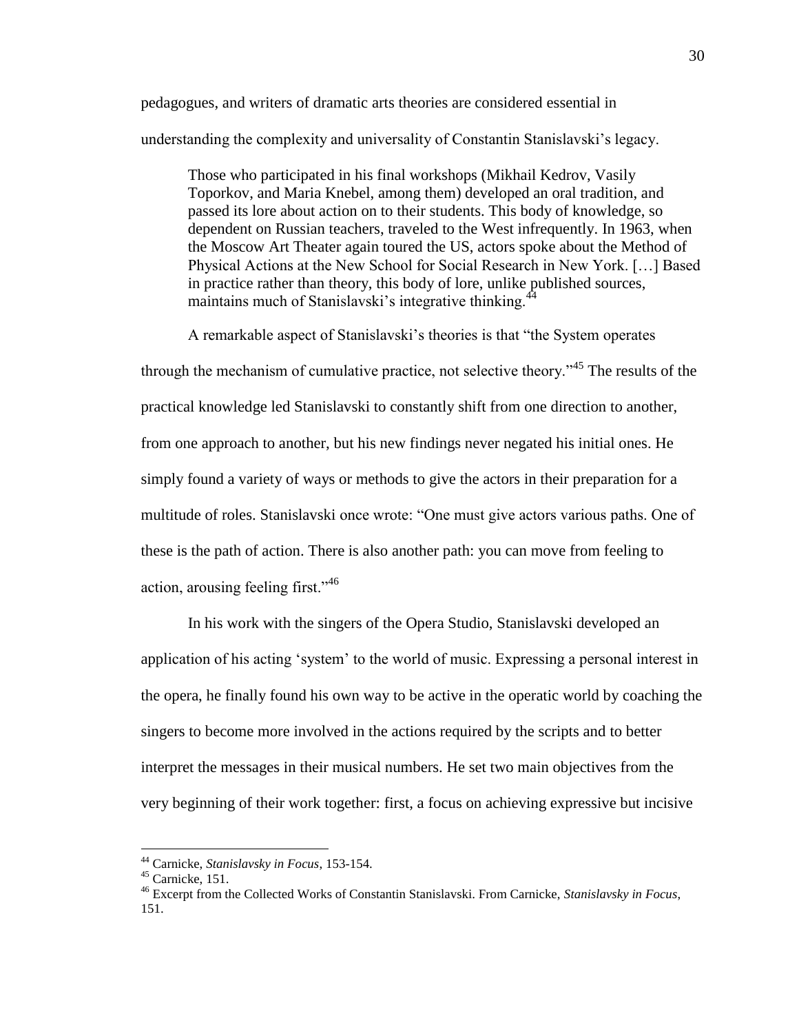pedagogues, and writers of dramatic arts theories are considered essential in understanding the complexity and universality of Constantin Stanislavski's legacy.

> Those who participated in his final workshops (Mikhail Kedrov, Vasily Toporkov, and Maria Knebel, among them) developed an oral tradition, and passed its lore about action on to their students. This body of knowledge, so dependent on Russian teachers, traveled to the West infrequently. In 1963, when the Moscow Art Theater again toured the US, actors spoke about the Method of Physical Actions at the New School for Social Research in New York. […] Based in practice rather than theory, this body of lore, unlike published sources, maintains much of Stanislavski's integrative thinking.[44]

A remarkable aspect of Stanislavski's theories is that "the System operates through the mechanism of cumulative practice, not selective theory."[45] The results of the practical knowledge led Stanislavski to constantly shift from one direction to another, from one approach to another, but his new findings never negated his initial ones. He simply found a variety of ways or methods to give the actors in their preparation for a multitude of roles. Stanislavski once wrote: "One must give actors various paths. One of these is the path of action. There is also another path: you can move from feeling to action, arousing feeling first."[46]

In his work with the singers of the Opera Studio, Stanislavski developed an application of his acting 'system' to the world of music. Expressing a personal interest in the opera, he finally found his own way to be active in the operatic world by coaching the singers to become more involved in the actions required by the scripts and to better interpret the messages in their musical numbers. He set two main objectives from the very beginning of their work together: first, a focus on achieving expressive but incisive

---

[44] Carnicke, *Stanislavsky in Focus*, 153-154.

[45] Carnicke, 151.

[46] Excerpt from the Collected Works of Constantin Stanislavski. From Carnicke, *Stanislavsky in Focus*, 151.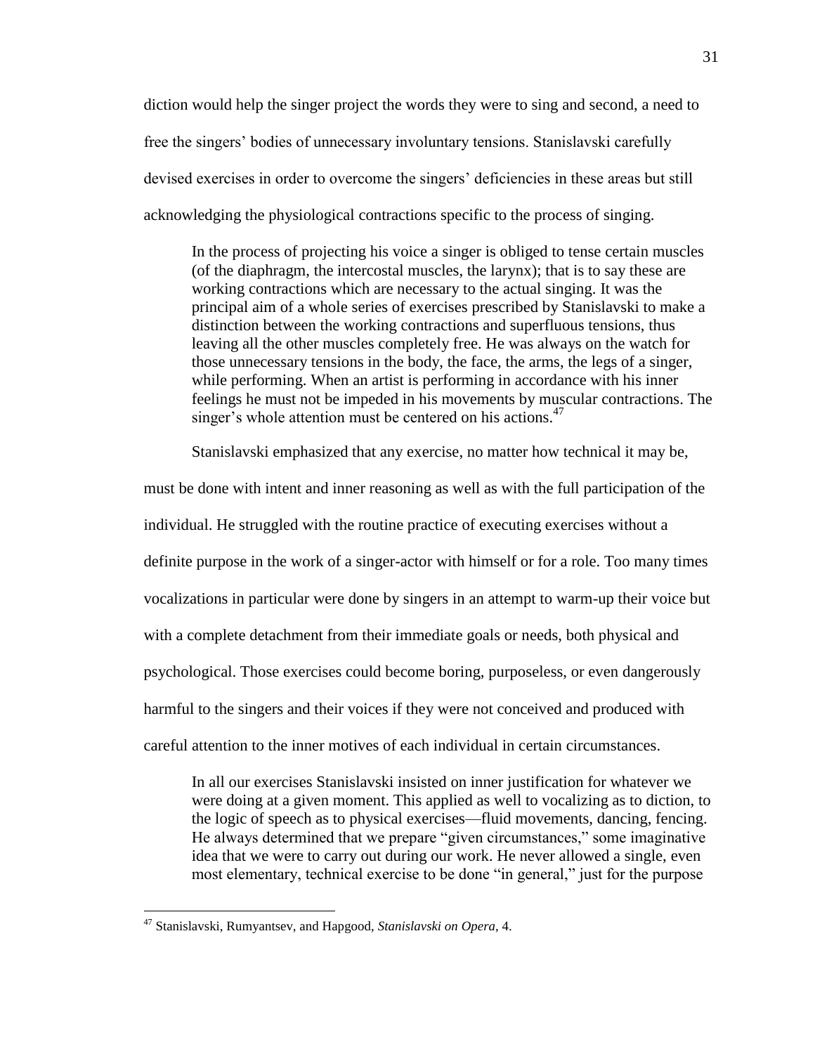diction would help the singer project the words they were to sing and second, a need to free the singers' bodies of unnecessary involuntary tensions. Stanislavski carefully devised exercises in order to overcome the singers' deficiencies in these areas but still acknowledging the physiological contractions specific to the process of singing.

> In the process of projecting his voice a singer is obliged to tense certain muscles (of the diaphragm, the intercostal muscles, the larynx); that is to say these are working contractions which are necessary to the actual singing. It was the principal aim of a whole series of exercises prescribed by Stanislavski to make a distinction between the working contractions and superfluous tensions, thus leaving all the other muscles completely free. He was always on the watch for those unnecessary tensions in the body, the face, the arms, the legs of a singer, while performing. When an artist is performing in accordance with his inner feelings he must not be impeded in his movements by muscular contractions. The singer's whole attention must be centered on his actions.[47]

Stanislavski emphasized that any exercise, no matter how technical it may be, must be done with intent and inner reasoning as well as with the full participation of the individual. He struggled with the routine practice of executing exercises without a definite purpose in the work of a singer-actor with himself or for a role. Too many times vocalizations in particular were done by singers in an attempt to warm-up their voice but with a complete detachment from their immediate goals or needs, both physical and psychological. Those exercises could become boring, purposeless, or even dangerously harmful to the singers and their voices if they were not conceived and produced with careful attention to the inner motives of each individual in certain circumstances.

> In all our exercises Stanislavski insisted on inner justification for whatever we were doing at a given moment. This applied as well to vocalizing as to diction, to the logic of speech as to physical exercises—fluid movements, dancing, fencing. He always determined that we prepare "given circumstances," some imaginative idea that we were to carry out during our work. He never allowed a single, even most elementary, technical exercise to be done "in general," just for the purpose

---

[47] Stanislavski, Rumyantsev, and Hapgood, *Stanislavski on Opera*, 4.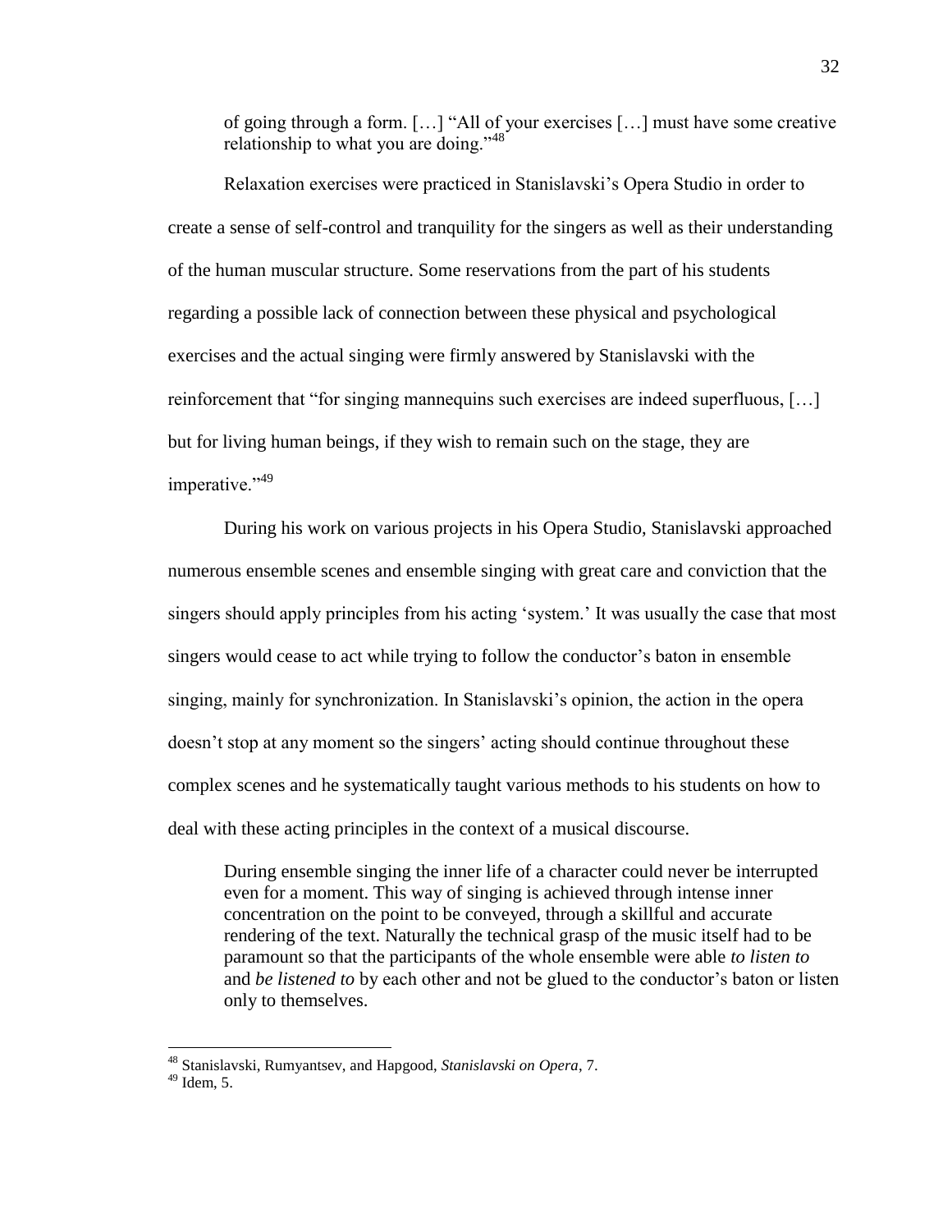> of going through a form. […] "All of your exercises […] must have some creative relationship to what you are doing."[48]

Relaxation exercises were practiced in Stanislavski's Opera Studio in order to create a sense of self-control and tranquility for the singers as well as their understanding of the human muscular structure. Some reservations from the part of his students regarding a possible lack of connection between these physical and psychological exercises and the actual singing were firmly answered by Stanislavski with the reinforcement that "for singing mannequins such exercises are indeed superfluous, […] but for living human beings, if they wish to remain such on the stage, they are imperative."[49]

During his work on various projects in his Opera Studio, Stanislavski approached numerous ensemble scenes and ensemble singing with great care and conviction that the singers should apply principles from his acting 'system.' It was usually the case that most singers would cease to act while trying to follow the conductor's baton in ensemble singing, mainly for synchronization. In Stanislavski's opinion, the action in the opera doesn't stop at any moment so the singers' acting should continue throughout these complex scenes and he systematically taught various methods to his students on how to deal with these acting principles in the context of a musical discourse.

> During ensemble singing the inner life of a character could never be interrupted even for a moment. This way of singing is achieved through intense inner concentration on the point to be conveyed, through a skillful and accurate rendering of the text. Naturally the technical grasp of the music itself had to be paramount so that the participants of the whole ensemble were able *to listen to* and *be listened to* by each other and not be glued to the conductor's baton or listen only to themselves.

---

[48] Stanislavski, Rumyantsev, and Hapgood, *Stanislavski on Opera*, 7.

[49] Idem, 5.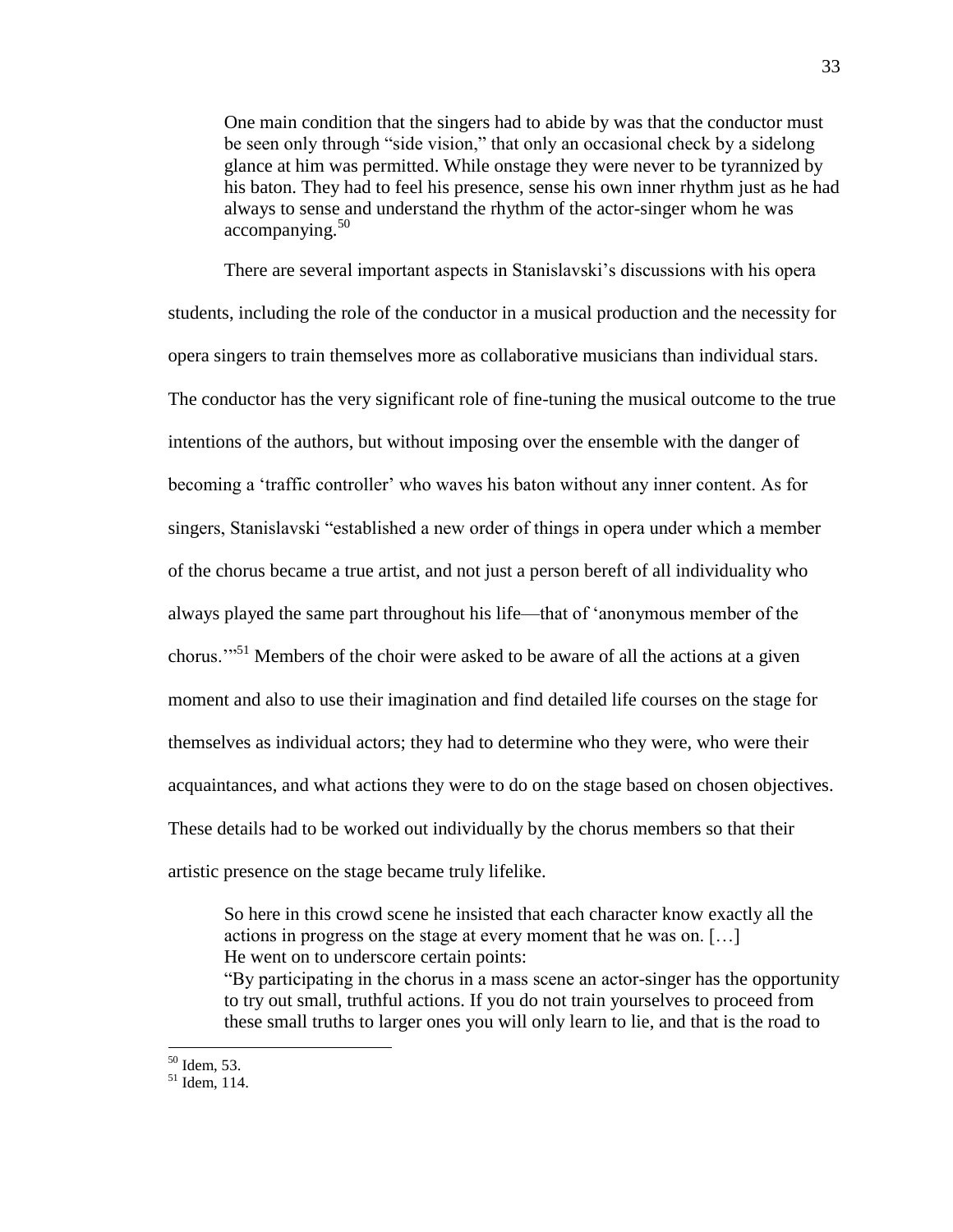> One main condition that the singers had to abide by was that the conductor must be seen only through "side vision," that only an occasional check by a sidelong glance at him was permitted. While onstage they were never to be tyrannized by his baton. They had to feel his presence, sense his own inner rhythm just as he had always to sense and understand the rhythm of the actor-singer whom he was accompanying.[50]

There are several important aspects in Stanislavski's discussions with his opera students, including the role of the conductor in a musical production and the necessity for opera singers to train themselves more as collaborative musicians than individual stars. The conductor has the very significant role of fine-tuning the musical outcome to the true intentions of the authors, but without imposing over the ensemble with the danger of becoming a 'traffic controller' who waves his baton without any inner content. As for singers, Stanislavski "established a new order of things in opera under which a member of the chorus became a true artist, and not just a person bereft of all individuality who always played the same part throughout his life—that of 'anonymous member of the chorus.'"[51] Members of the choir were asked to be aware of all the actions at a given moment and also to use their imagination and find detailed life courses on the stage for themselves as individual actors; they had to determine who they were, who were their acquaintances, and what actions they were to do on the stage based on chosen objectives. These details had to be worked out individually by the chorus members so that their artistic presence on the stage became truly lifelike.

> So here in this crowd scene he insisted that each character know exactly all the actions in progress on the stage at every moment that he was on. […]
> He went on to underscore certain points:
> "By participating in the chorus in a mass scene an actor-singer has the opportunity to try out small, truthful actions. If you do not train yourselves to proceed from these small truths to larger ones you will only learn to lie, and that is the road to

---

[50] Idem, 53.

[51] Idem, 114.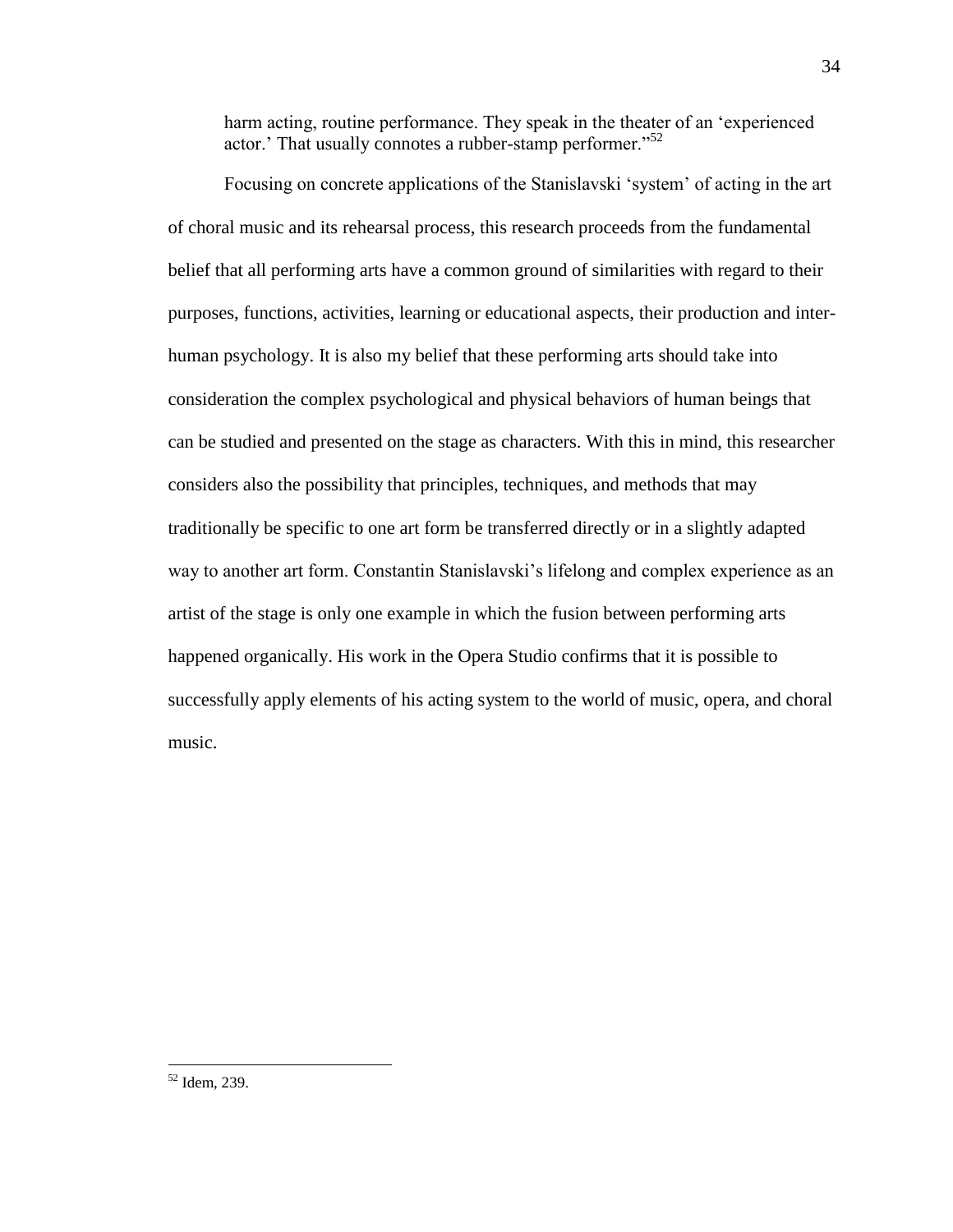> harm acting, routine performance. They speak in the theater of an 'experienced actor.' That usually connotes a rubber-stamp performer."[52]

Focusing on concrete applications of the Stanislavski 'system' of acting in the art of choral music and its rehearsal process, this research proceeds from the fundamental belief that all performing arts have a common ground of similarities with regard to their purposes, functions, activities, learning or educational aspects, their production and inter-human psychology. It is also my belief that these performing arts should take into consideration the complex psychological and physical behaviors of human beings that can be studied and presented on the stage as characters. With this in mind, this researcher considers also the possibility that principles, techniques, and methods that may traditionally be specific to one art form be transferred directly or in a slightly adapted way to another art form. Constantin Stanislavski's lifelong and complex experience as an artist of the stage is only one example in which the fusion between performing arts happened organically. His work in the Opera Studio confirms that it is possible to successfully apply elements of his acting system to the world of music, opera, and choral music.

---

[52] Idem, 239.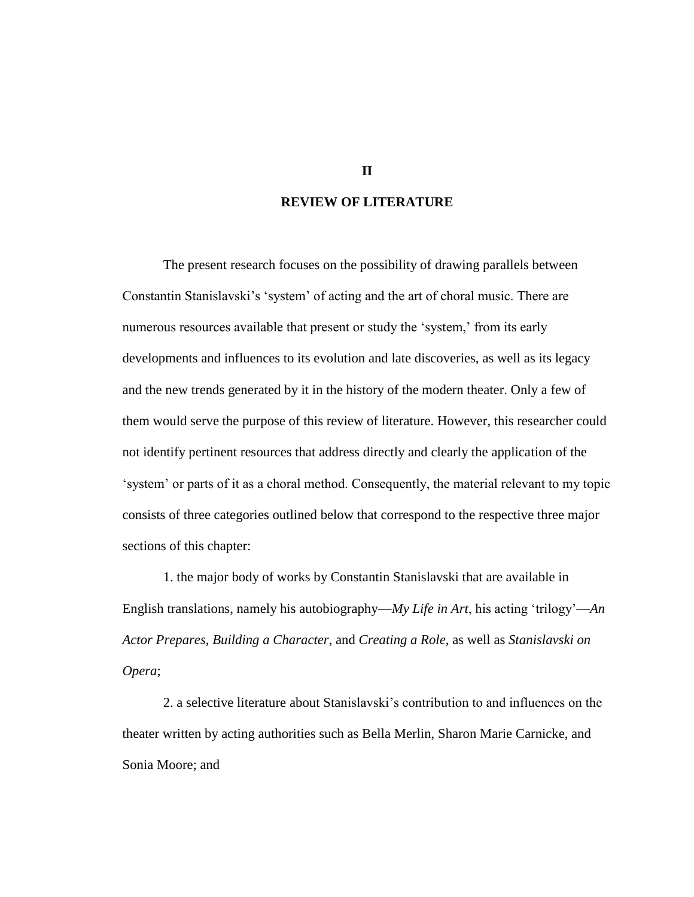# II

# REVIEW OF LITERATURE

The present research focuses on the possibility of drawing parallels between Constantin Stanislavski's 'system' of acting and the art of choral music. There are numerous resources available that present or study the 'system,' from its early developments and influences to its evolution and late discoveries, as well as its legacy and the new trends generated by it in the history of the modern theater. Only a few of them would serve the purpose of this review of literature. However, this researcher could not identify pertinent resources that address directly and clearly the application of the 'system' or parts of it as a choral method. Consequently, the material relevant to my topic consists of three categories outlined below that correspond to the respective three major sections of this chapter:

1. the major body of works by Constantin Stanislavski that are available in English translations, namely his autobiography—*My Life in Art*, his acting 'trilogy'—*An Actor Prepares*, *Building a Character*, and *Creating a Role*, as well as *Stanislavski on Opera*;

2. a selective literature about Stanislavski's contribution to and influences on the theater written by acting authorities such as Bella Merlin, Sharon Marie Carnicke, and Sonia Moore; and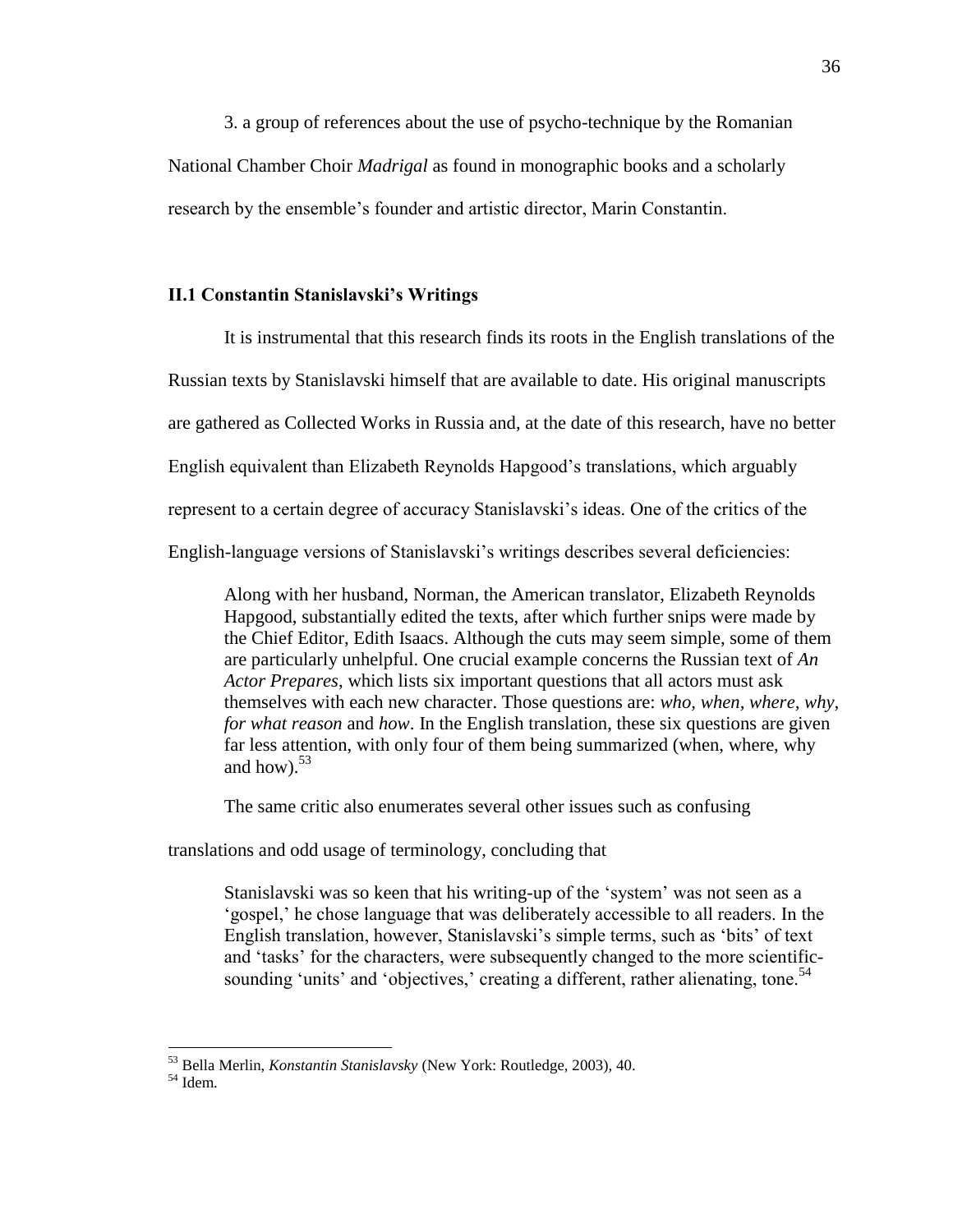3. a group of references about the use of psycho-technique by the Romanian National Chamber Choir *Madrigal* as found in monographic books and a scholarly research by the ensemble's founder and artistic director, Marin Constantin.

### II.1 Constantin Stanislavski's Writings

It is instrumental that this research finds its roots in the English translations of the Russian texts by Stanislavski himself that are available to date. His original manuscripts are gathered as Collected Works in Russia and, at the date of this research, have no better English equivalent than Elizabeth Reynolds Hapgood's translations, which arguably represent to a certain degree of accuracy Stanislavski's ideas. One of the critics of the English-language versions of Stanislavski's writings describes several deficiencies:

> Along with her husband, Norman, the American translator, Elizabeth Reynolds Hapgood, substantially edited the texts, after which further snips were made by the Chief Editor, Edith Isaacs. Although the cuts may seem simple, some of them are particularly unhelpful. One crucial example concerns the Russian text of *An Actor Prepares*, which lists six important questions that all actors must ask themselves with each new character. Those questions are: *who, when, where, why, for what reason* and *how*. In the English translation, these six questions are given far less attention, with only four of them being summarized (when, where, why and how).[53]

The same critic also enumerates several other issues such as confusing translations and odd usage of terminology, concluding that

> Stanislavski was so keen that his writing-up of the 'system' was not seen as a 'gospel,' he chose language that was deliberately accessible to all readers. In the English translation, however, Stanislavski's simple terms, such as 'bits' of text and 'tasks' for the characters, were subsequently changed to the more scientific-sounding 'units' and 'objectives,' creating a different, rather alienating, tone.[54]

---

[53] Bella Merlin, *Konstantin Stanislavsky* (New York: Routledge, 2003), 40.

[54] Idem.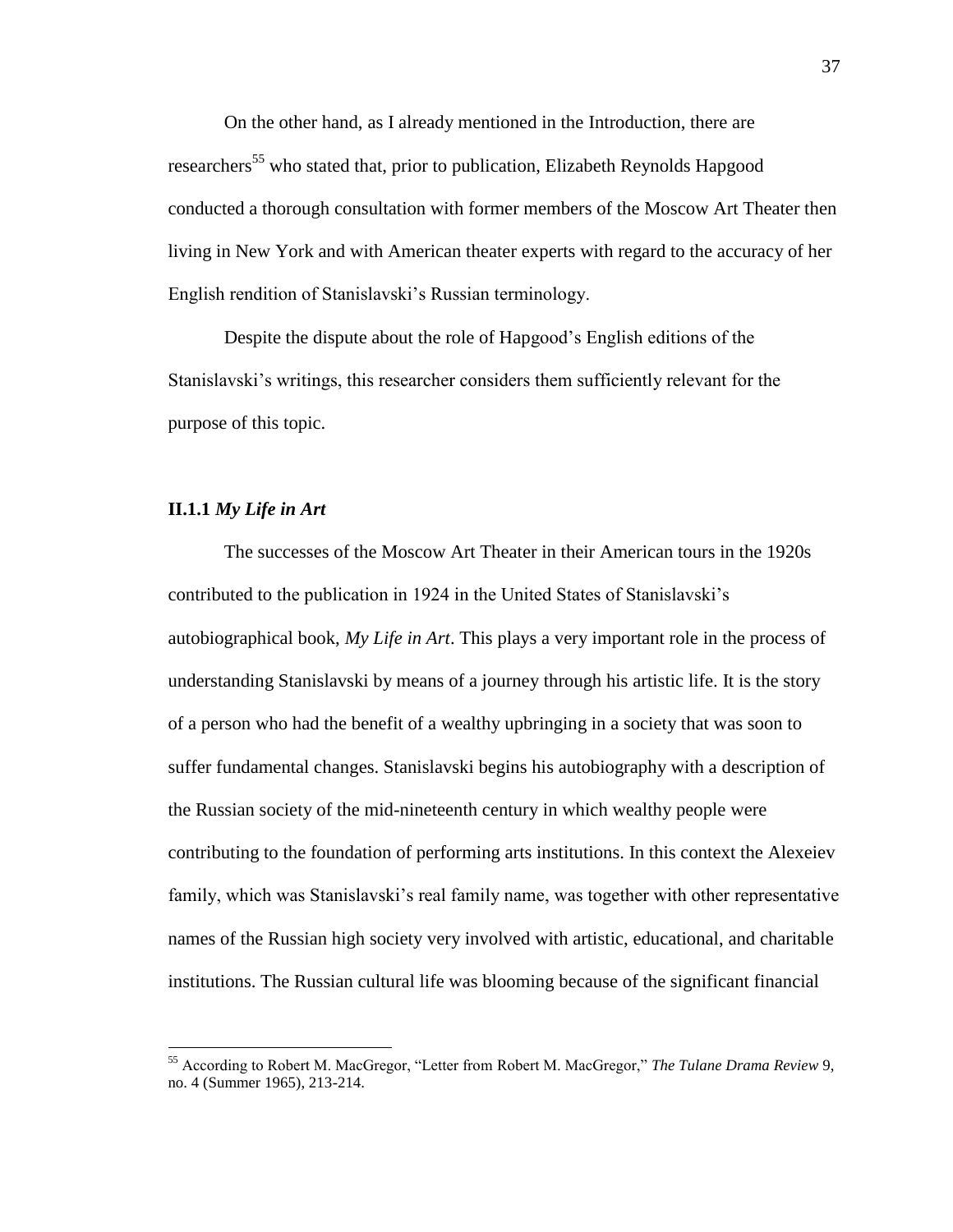On the other hand, as I already mentioned in the Introduction, there are researchers[55] who stated that, prior to publication, Elizabeth Reynolds Hapgood conducted a thorough consultation with former members of the Moscow Art Theater then living in New York and with American theater experts with regard to the accuracy of her English rendition of Stanislavski's Russian terminology.

Despite the dispute about the role of Hapgood's English editions of the Stanislavski's writings, this researcher considers them sufficiently relevant for the purpose of this topic.

### II.1.1 *My Life in Art*

The successes of the Moscow Art Theater in their American tours in the 1920s contributed to the publication in 1924 in the United States of Stanislavski's autobiographical book, *My Life in Art*. This plays a very important role in the process of understanding Stanislavski by means of a journey through his artistic life. It is the story of a person who had the benefit of a wealthy upbringing in a society that was soon to suffer fundamental changes. Stanislavski begins his autobiography with a description of the Russian society of the mid-nineteenth century in which wealthy people were contributing to the foundation of performing arts institutions. In this context the Alexeiev family, which was Stanislavski's real family name, was together with other representative names of the Russian high society very involved with artistic, educational, and charitable institutions. The Russian cultural life was blooming because of the significant financial

---

[55] According to Robert M. MacGregor, "Letter from Robert M. MacGregor," *The Tulane Drama Review* 9, no. 4 (Summer 1965), 213-214.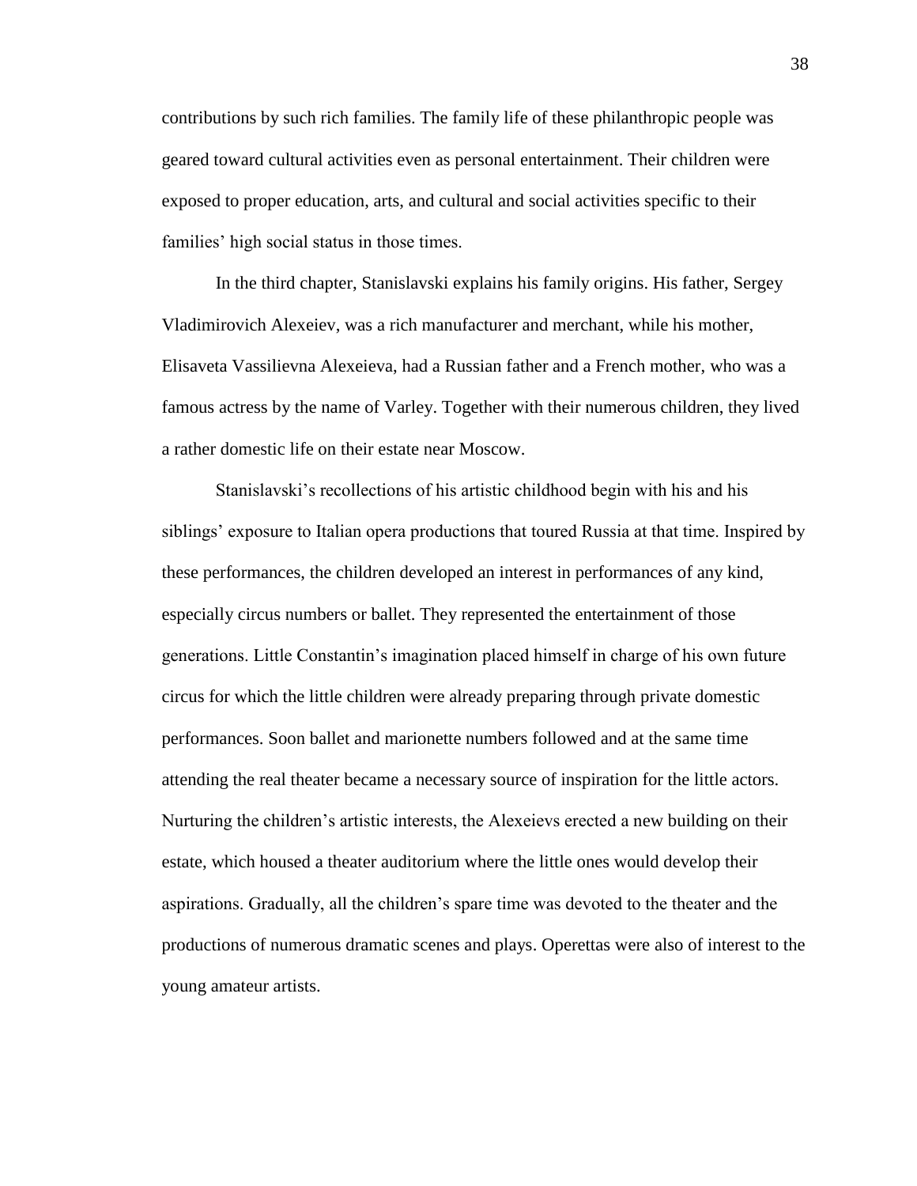contributions by such rich families. The family life of these philanthropic people was geared toward cultural activities even as personal entertainment. Their children were exposed to proper education, arts, and cultural and social activities specific to their families' high social status in those times.

In the third chapter, Stanislavski explains his family origins. His father, Sergey Vladimirovich Alexeiev, was a rich manufacturer and merchant, while his mother, Elisaveta Vassilievna Alexeieva, had a Russian father and a French mother, who was a famous actress by the name of Varley. Together with their numerous children, they lived a rather domestic life on their estate near Moscow.

Stanislavski's recollections of his artistic childhood begin with his and his siblings' exposure to Italian opera productions that toured Russia at that time. Inspired by these performances, the children developed an interest in performances of any kind, especially circus numbers or ballet. They represented the entertainment of those generations. Little Constantin's imagination placed himself in charge of his own future circus for which the little children were already preparing through private domestic performances. Soon ballet and marionette numbers followed and at the same time attending the real theater became a necessary source of inspiration for the little actors. Nurturing the children's artistic interests, the Alexeievs erected a new building on their estate, which housed a theater auditorium where the little ones would develop their aspirations. Gradually, all the children's spare time was devoted to the theater and the productions of numerous dramatic scenes and plays. Operettas were also of interest to the young amateur artists.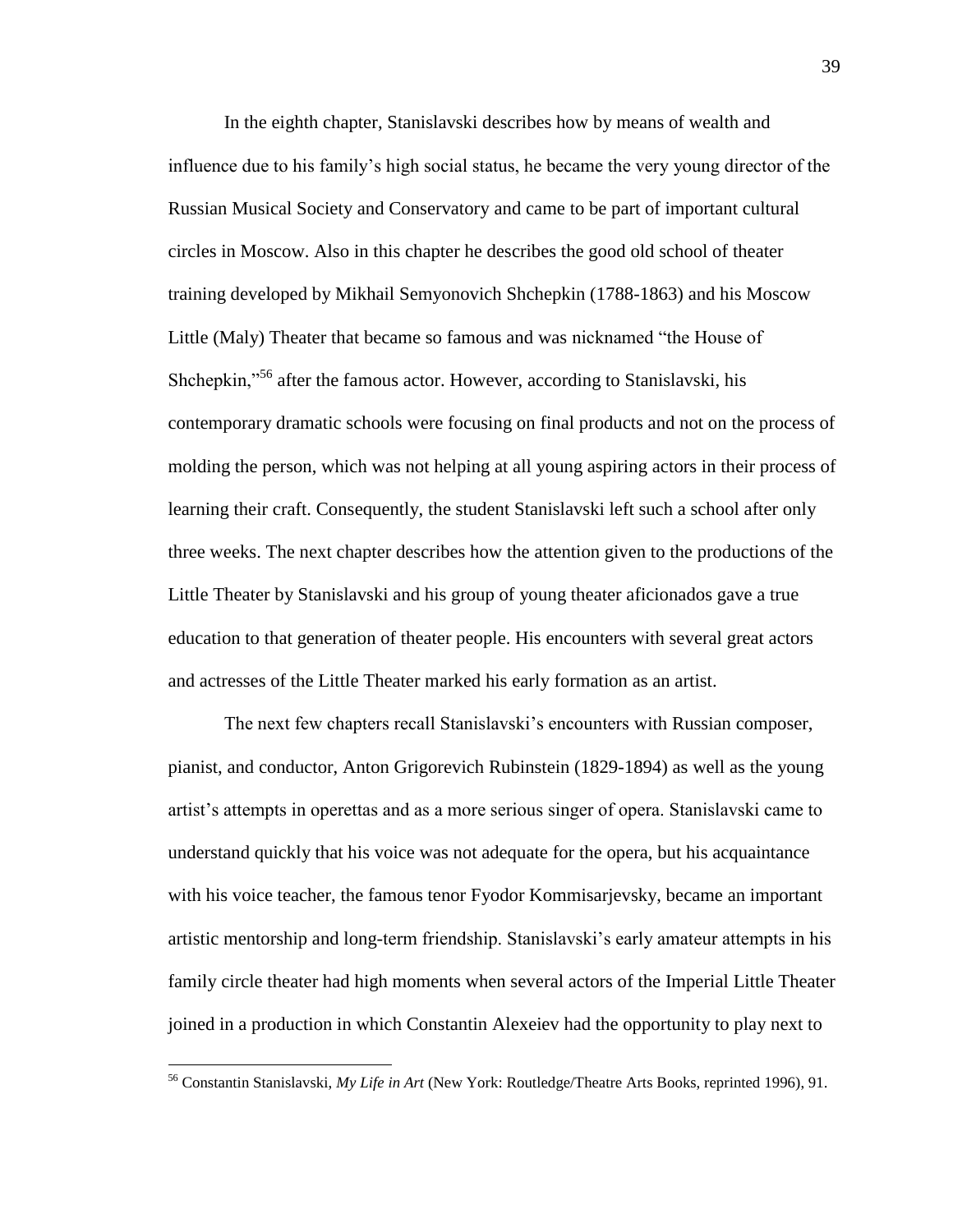In the eighth chapter, Stanislavski describes how by means of wealth and influence due to his family's high social status, he became the very young director of the Russian Musical Society and Conservatory and came to be part of important cultural circles in Moscow. Also in this chapter he describes the good old school of theater training developed by Mikhail Semyonovich Shchepkin (1788-1863) and his Moscow Little (Maly) Theater that became so famous and was nicknamed "the House of Shchepkin,"[56] after the famous actor. However, according to Stanislavski, his contemporary dramatic schools were focusing on final products and not on the process of molding the person, which was not helping at all young aspiring actors in their process of learning their craft. Consequently, the student Stanislavski left such a school after only three weeks. The next chapter describes how the attention given to the productions of the Little Theater by Stanislavski and his group of young theater aficionados gave a true education to that generation of theater people. His encounters with several great actors and actresses of the Little Theater marked his early formation as an artist.

The next few chapters recall Stanislavski's encounters with Russian composer, pianist, and conductor, Anton Grigorevich Rubinstein (1829-1894) as well as the young artist's attempts in operettas and as a more serious singer of opera. Stanislavski came to understand quickly that his voice was not adequate for the opera, but his acquaintance with his voice teacher, the famous tenor Fyodor Kommisarjevsky, became an important artistic mentorship and long-term friendship. Stanislavski's early amateur attempts in his family circle theater had high moments when several actors of the Imperial Little Theater joined in a production in which Constantin Alexeiev had the opportunity to play next to

---

[56] Constantin Stanislavski, *My Life in Art* (New York: Routledge/Theatre Arts Books, reprinted 1996), 91.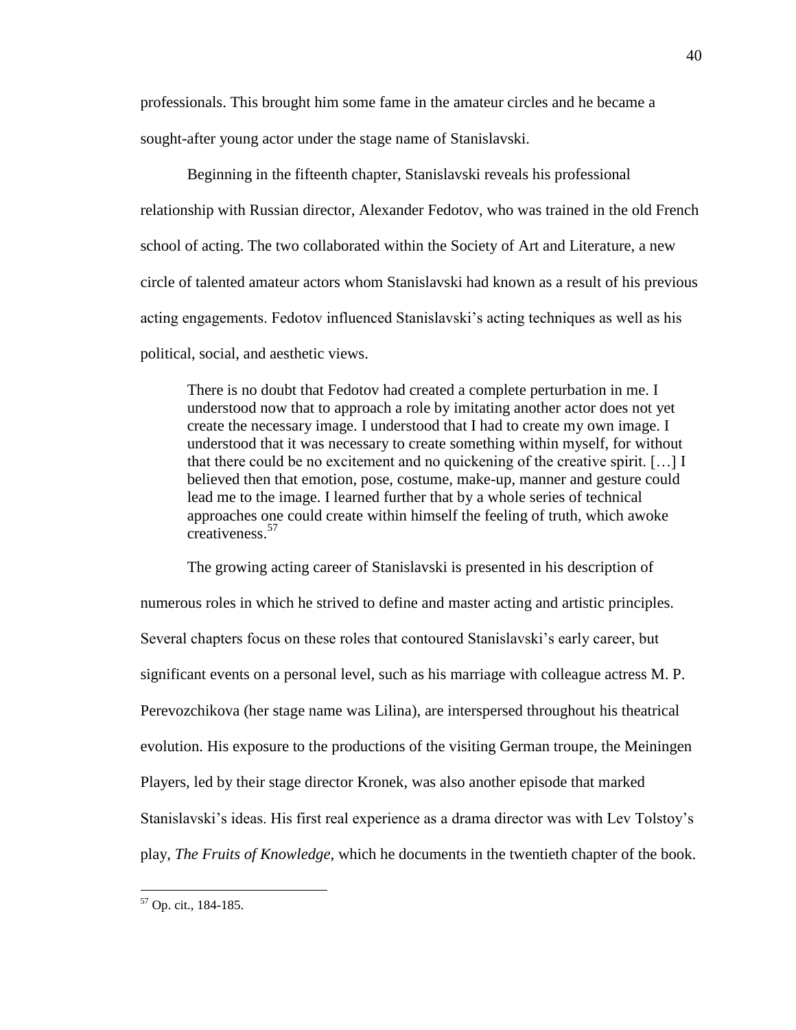professionals. This brought him some fame in the amateur circles and he became a sought-after young actor under the stage name of Stanislavski.

Beginning in the fifteenth chapter, Stanislavski reveals his professional relationship with Russian director, Alexander Fedotov, who was trained in the old French school of acting. The two collaborated within the Society of Art and Literature, a new circle of talented amateur actors whom Stanislavski had known as a result of his previous acting engagements. Fedotov influenced Stanislavski's acting techniques as well as his political, social, and aesthetic views.

> There is no doubt that Fedotov had created a complete perturbation in me. I understood now that to approach a role by imitating another actor does not yet create the necessary image. I understood that I had to create my own image. I understood that it was necessary to create something within myself, for without that there could be no excitement and no quickening of the creative spirit. […] I believed then that emotion, pose, costume, make-up, manner and gesture could lead me to the image. I learned further that by a whole series of technical approaches one could create within himself the feeling of truth, which awoke creativeness.[57]

The growing acting career of Stanislavski is presented in his description of numerous roles in which he strived to define and master acting and artistic principles. Several chapters focus on these roles that contoured Stanislavski's early career, but significant events on a personal level, such as his marriage with colleague actress M. P. Perevozchikova (her stage name was Lilina), are interspersed throughout his theatrical evolution. His exposure to the productions of the visiting German troupe, the Meiningen Players, led by their stage director Kronek, was also another episode that marked Stanislavski's ideas. His first real experience as a drama director was with Lev Tolstoy's play, *The Fruits of Knowledge*, which he documents in the twentieth chapter of the book.

[57] Op. cit., 184-185.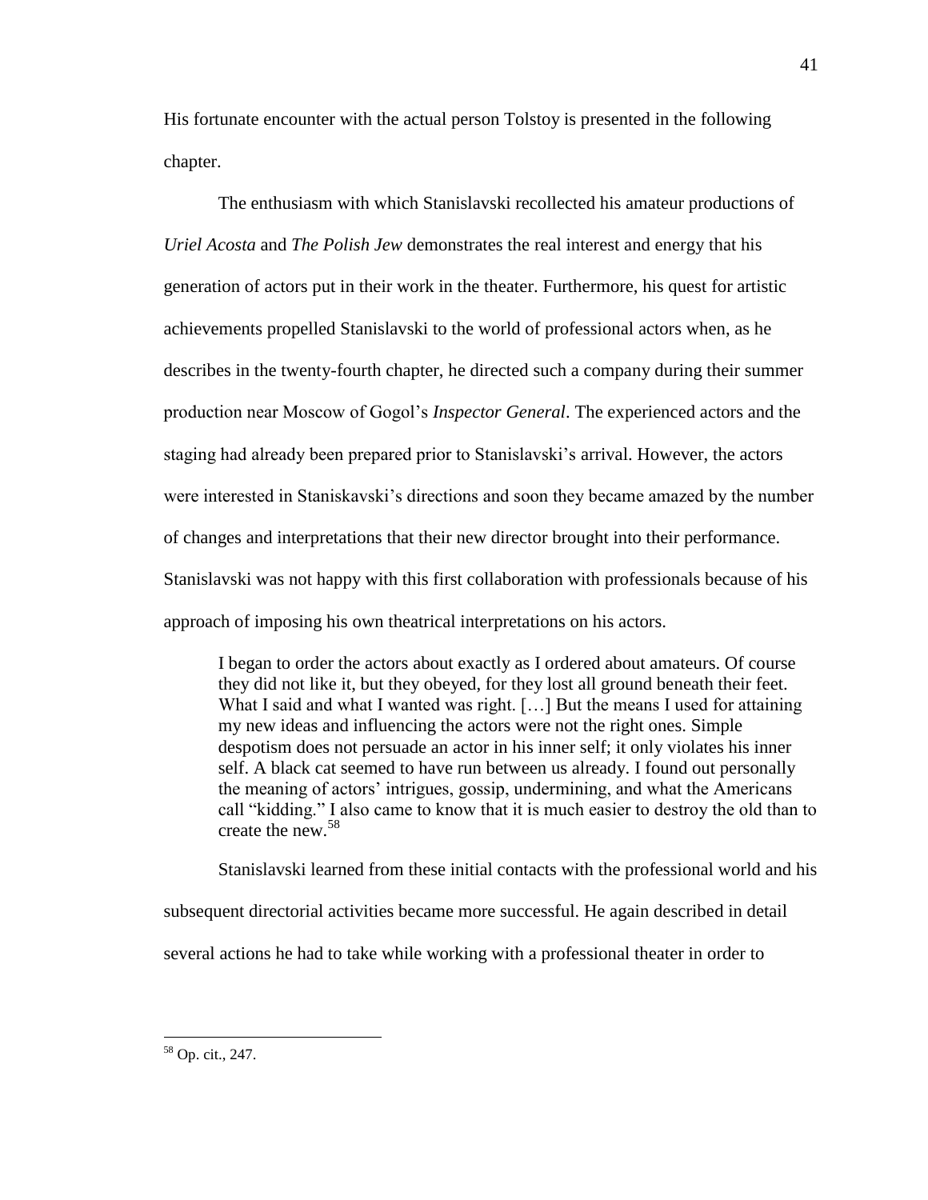His fortunate encounter with the actual person Tolstoy is presented in the following chapter.

The enthusiasm with which Stanislavski recollected his amateur productions of *Uriel Acosta* and *The Polish Jew* demonstrates the real interest and energy that his generation of actors put in their work in the theater. Furthermore, his quest for artistic achievements propelled Stanislavski to the world of professional actors when, as he describes in the twenty-fourth chapter, he directed such a company during their summer production near Moscow of Gogol's *Inspector General*. The experienced actors and the staging had already been prepared prior to Stanislavski's arrival. However, the actors were interested in Staniskavski's directions and soon they became amazed by the number of changes and interpretations that their new director brought into their performance. Stanislavski was not happy with this first collaboration with professionals because of his approach of imposing his own theatrical interpretations on his actors.

> I began to order the actors about exactly as I ordered about amateurs. Of course they did not like it, but they obeyed, for they lost all ground beneath their feet. What I said and what I wanted was right. […] But the means I used for attaining my new ideas and influencing the actors were not the right ones. Simple despotism does not persuade an actor in his inner self; it only violates his inner self. A black cat seemed to have run between us already. I found out personally the meaning of actors' intrigues, gossip, undermining, and what the Americans call "kidding." I also came to know that it is much easier to destroy the old than to create the new.[58]

Stanislavski learned from these initial contacts with the professional world and his subsequent directorial activities became more successful. He again described in detail several actions he had to take while working with a professional theater in order to

[58] Op. cit., 247.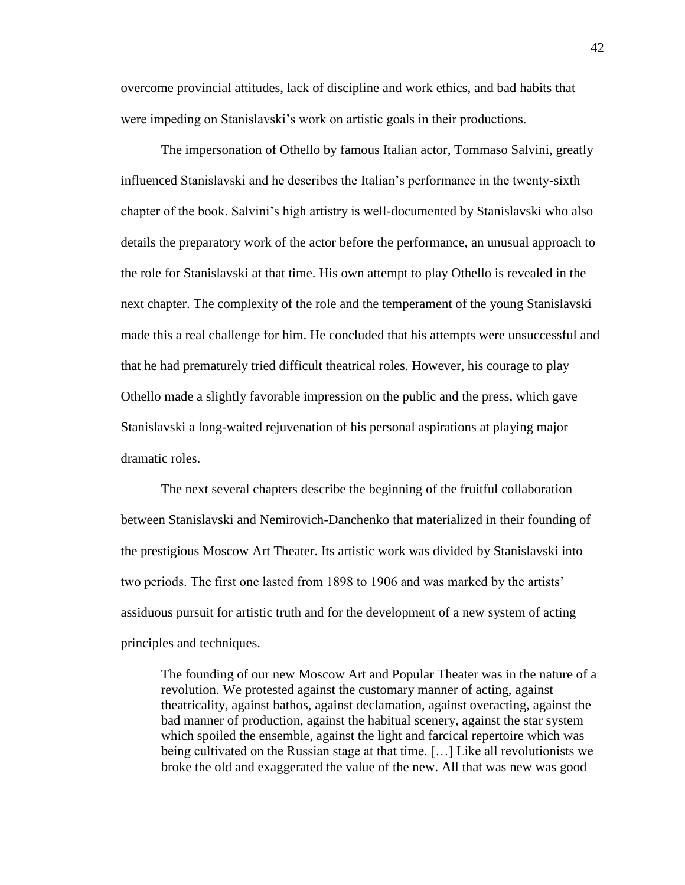overcome provincial attitudes, lack of discipline and work ethics, and bad habits that were impeding on Stanislavski's work on artistic goals in their productions.

The impersonation of Othello by famous Italian actor, Tommaso Salvini, greatly influenced Stanislavski and he describes the Italian's performance in the twenty-sixth chapter of the book. Salvini's high artistry is well-documented by Stanislavski who also details the preparatory work of the actor before the performance, an unusual approach to the role for Stanislavski at that time. His own attempt to play Othello is revealed in the next chapter. The complexity of the role and the temperament of the young Stanislavski made this a real challenge for him. He concluded that his attempts were unsuccessful and that he had prematurely tried difficult theatrical roles. However, his courage to play Othello made a slightly favorable impression on the public and the press, which gave Stanislavski a long-waited rejuvenation of his personal aspirations at playing major dramatic roles.

The next several chapters describe the beginning of the fruitful collaboration between Stanislavski and Nemirovich-Danchenko that materialized in their founding of the prestigious Moscow Art Theater. Its artistic work was divided by Stanislavski into two periods. The first one lasted from 1898 to 1906 and was marked by the artists' assiduous pursuit for artistic truth and for the development of a new system of acting principles and techniques.

> The founding of our new Moscow Art and Popular Theater was in the nature of a revolution. We protested against the customary manner of acting, against theatricality, against bathos, against declamation, against overacting, against the bad manner of production, against the habitual scenery, against the star system which spoiled the ensemble, against the light and farcical repertoire which was being cultivated on the Russian stage at that time. […] Like all revolutionists we broke the old and exaggerated the value of the new. All that was new was good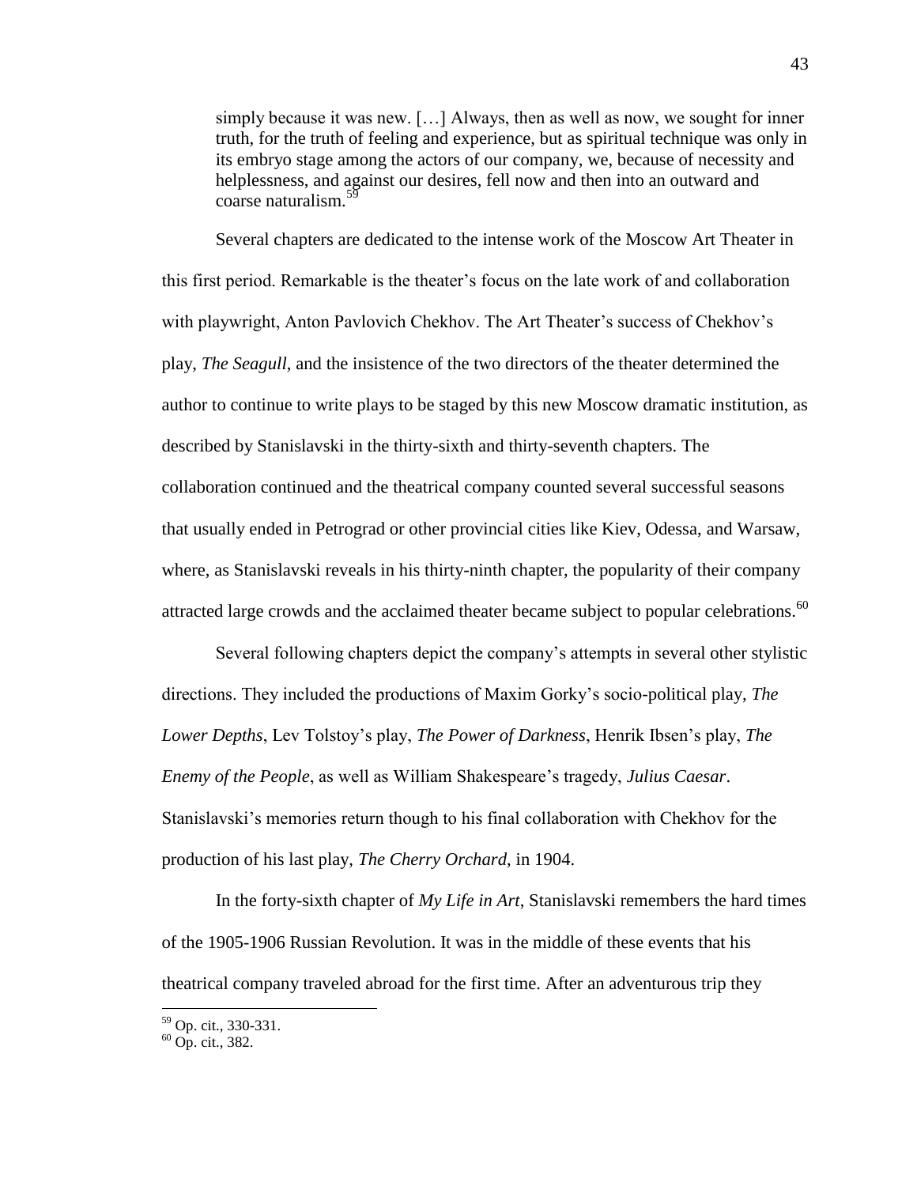> simply because it was new. […] Always, then as well as now, we sought for inner truth, for the truth of feeling and experience, but as spiritual technique was only in its embryo stage among the actors of our company, we, because of necessity and helplessness, and against our desires, fell now and then into an outward and coarse naturalism.[59]

Several chapters are dedicated to the intense work of the Moscow Art Theater in this first period. Remarkable is the theater's focus on the late work of and collaboration with playwright, Anton Pavlovich Chekhov. The Art Theater's success of Chekhov's play, *The Seagull*, and the insistence of the two directors of the theater determined the author to continue to write plays to be staged by this new Moscow dramatic institution, as described by Stanislavski in the thirty-sixth and thirty-seventh chapters. The collaboration continued and the theatrical company counted several successful seasons that usually ended in Petrograd or other provincial cities like Kiev, Odessa, and Warsaw, where, as Stanislavski reveals in his thirty-ninth chapter, the popularity of their company attracted large crowds and the acclaimed theater became subject to popular celebrations.[60]

Several following chapters depict the company's attempts in several other stylistic directions. They included the productions of Maxim Gorky's socio-political play, *The Lower Depths*, Lev Tolstoy's play, *The Power of Darkness*, Henrik Ibsen's play, *The Enemy of the People*, as well as William Shakespeare's tragedy, *Julius Caesar*. Stanislavski's memories return though to his final collaboration with Chekhov for the production of his last play, *The Cherry Orchard*, in 1904.

In the forty-sixth chapter of *My Life in Art*, Stanislavski remembers the hard times of the 1905-1906 Russian Revolution. It was in the middle of these events that his theatrical company traveled abroad for the first time. After an adventurous trip they

---

[59] Op. cit., 330-331.

[60] Op. cit., 382.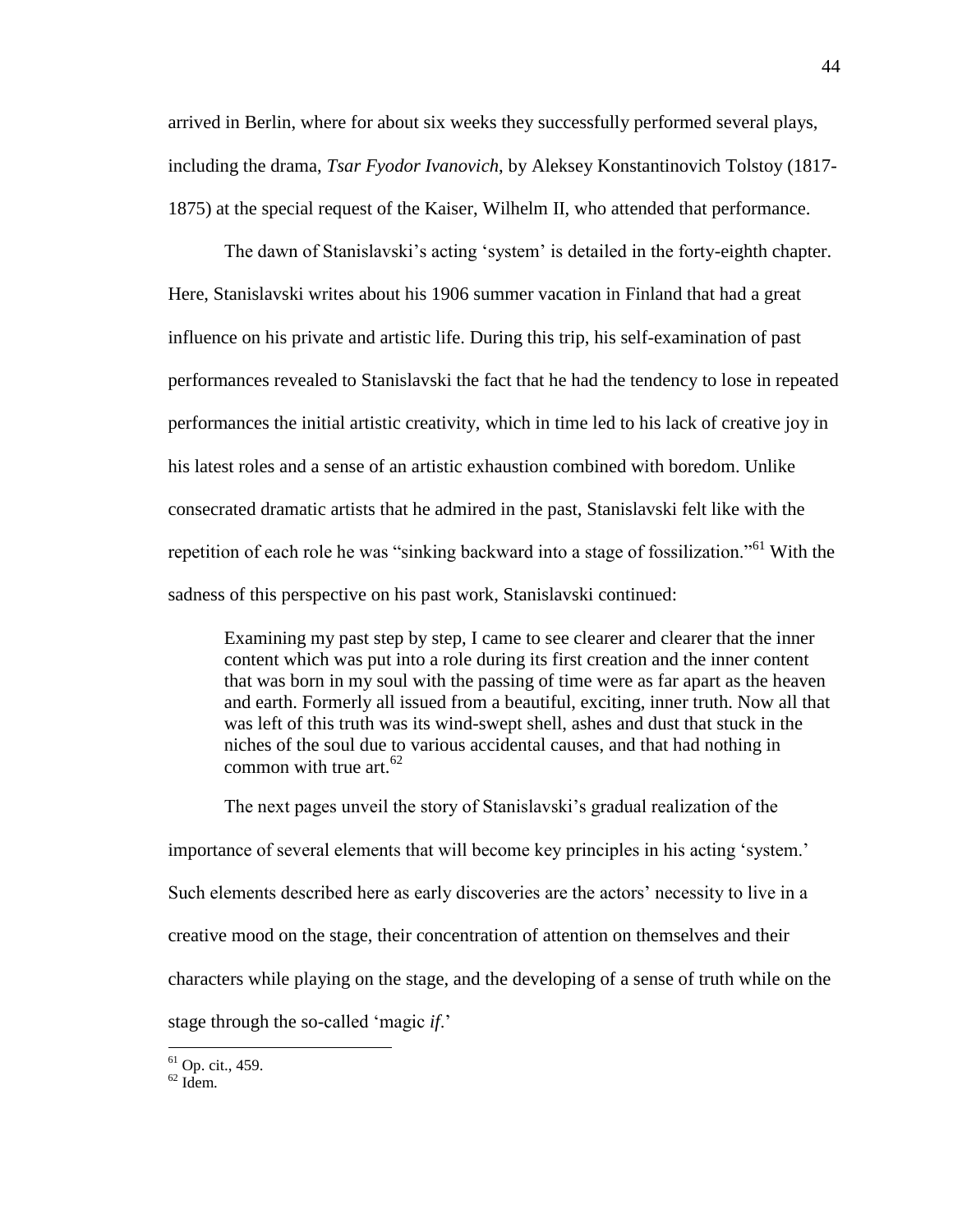arrived in Berlin, where for about six weeks they successfully performed several plays, including the drama, *Tsar Fyodor Ivanovich*, by Aleksey Konstantinovich Tolstoy (1817-1875) at the special request of the Kaiser, Wilhelm II, who attended that performance.

The dawn of Stanislavski's acting 'system' is detailed in the forty-eighth chapter. Here, Stanislavski writes about his 1906 summer vacation in Finland that had a great influence on his private and artistic life. During this trip, his self-examination of past performances revealed to Stanislavski the fact that he had the tendency to lose in repeated performances the initial artistic creativity, which in time led to his lack of creative joy in his latest roles and a sense of an artistic exhaustion combined with boredom. Unlike consecrated dramatic artists that he admired in the past, Stanislavski felt like with the repetition of each role he was "sinking backward into a stage of fossilization."[61] With the sadness of this perspective on his past work, Stanislavski continued:

> Examining my past step by step, I came to see clearer and clearer that the inner content which was put into a role during its first creation and the inner content that was born in my soul with the passing of time were as far apart as the heaven and earth. Formerly all issued from a beautiful, exciting, inner truth. Now all that was left of this truth was its wind-swept shell, ashes and dust that stuck in the niches of the soul due to various accidental causes, and that had nothing in common with true art.[62]

The next pages unveil the story of Stanislavski's gradual realization of the importance of several elements that will become key principles in his acting 'system.' Such elements described here as early discoveries are the actors' necessity to live in a creative mood on the stage, their concentration of attention on themselves and their characters while playing on the stage, and the developing of a sense of truth while on the stage through the so-called 'magic *if*.'

---

[61] Op. cit., 459.

[62] Idem.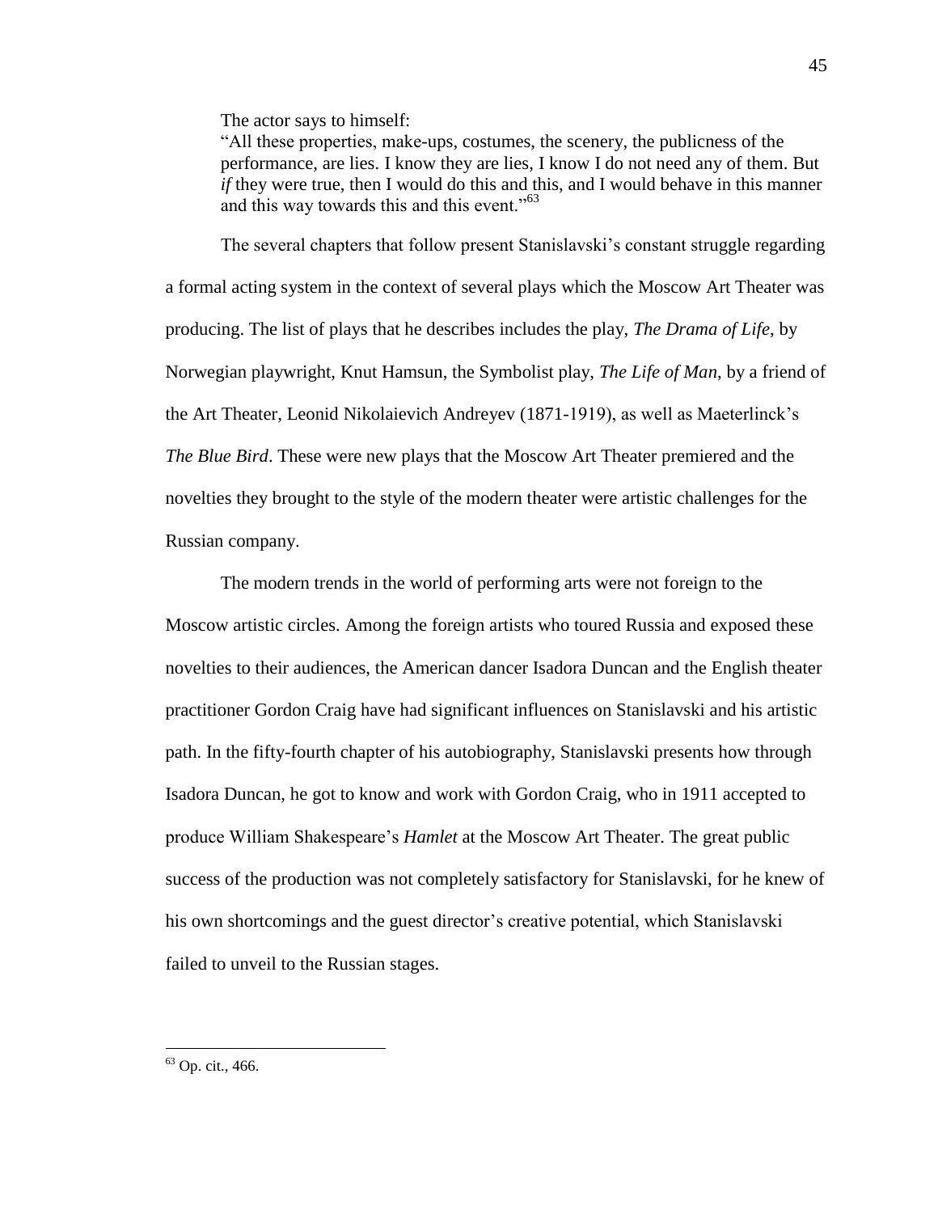> The actor says to himself:
> "All these properties, make-ups, costumes, the scenery, the publicness of the performance, are lies. I know they are lies, I know I do not need any of them. But *if* they were true, then I would do this and this, and I would behave in this manner and this way towards this and this event."[63]

The several chapters that follow present Stanislavski's constant struggle regarding a formal acting system in the context of several plays which the Moscow Art Theater was producing. The list of plays that he describes includes the play, *The Drama of Life*, by Norwegian playwright, Knut Hamsun, the Symbolist play, *The Life of Man*, by a friend of the Art Theater, Leonid Nikolaievich Andreyev (1871-1919), as well as Maeterlinck's *The Blue Bird*. These were new plays that the Moscow Art Theater premiered and the novelties they brought to the style of the modern theater were artistic challenges for the Russian company.

The modern trends in the world of performing arts were not foreign to the Moscow artistic circles. Among the foreign artists who toured Russia and exposed these novelties to their audiences, the American dancer Isadora Duncan and the English theater practitioner Gordon Craig have had significant influences on Stanislavski and his artistic path. In the fifty-fourth chapter of his autobiography, Stanislavski presents how through Isadora Duncan, he got to know and work with Gordon Craig, who in 1911 accepted to produce William Shakespeare's *Hamlet* at the Moscow Art Theater. The great public success of the production was not completely satisfactory for Stanislavski, for he knew of his own shortcomings and the guest director's creative potential, which Stanislavski failed to unveil to the Russian stages.

[63] Op. cit., 466.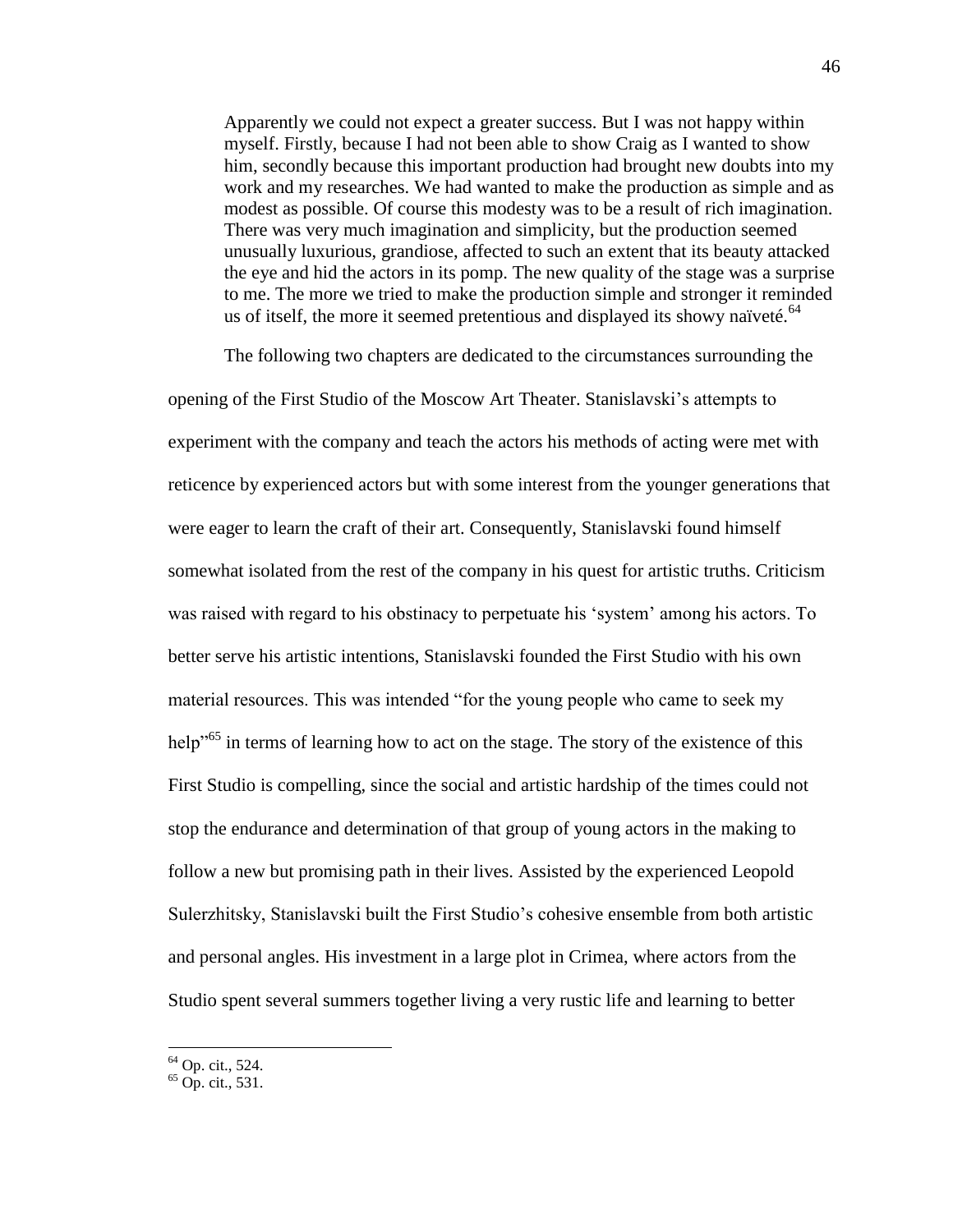> Apparently we could not expect a greater success. But I was not happy within myself. Firstly, because I had not been able to show Craig as I wanted to show him, secondly because this important production had brought new doubts into my work and my researches. We had wanted to make the production as simple and as modest as possible. Of course this modesty was to be a result of rich imagination. There was very much imagination and simplicity, but the production seemed unusually luxurious, grandiose, affected to such an extent that its beauty attacked the eye and hid the actors in its pomp. The new quality of the stage was a surprise to me. The more we tried to make the production simple and stronger it reminded us of itself, the more it seemed pretentious and displayed its showy naïveté.[64]

The following two chapters are dedicated to the circumstances surrounding the opening of the First Studio of the Moscow Art Theater. Stanislavski's attempts to experiment with the company and teach the actors his methods of acting were met with reticence by experienced actors but with some interest from the younger generations that were eager to learn the craft of their art. Consequently, Stanislavski found himself somewhat isolated from the rest of the company in his quest for artistic truths. Criticism was raised with regard to his obstinacy to perpetuate his 'system' among his actors. To better serve his artistic intentions, Stanislavski founded the First Studio with his own material resources. This was intended "for the young people who came to seek my help"[65] in terms of learning how to act on the stage. The story of the existence of this First Studio is compelling, since the social and artistic hardship of the times could not stop the endurance and determination of that group of young actors in the making to follow a new but promising path in their lives. Assisted by the experienced Leopold Sulerzhitsky, Stanislavski built the First Studio's cohesive ensemble from both artistic and personal angles. His investment in a large plot in Crimea, where actors from the Studio spent several summers together living a very rustic life and learning to better

---

[64] Op. cit., 524.

[65] Op. cit., 531.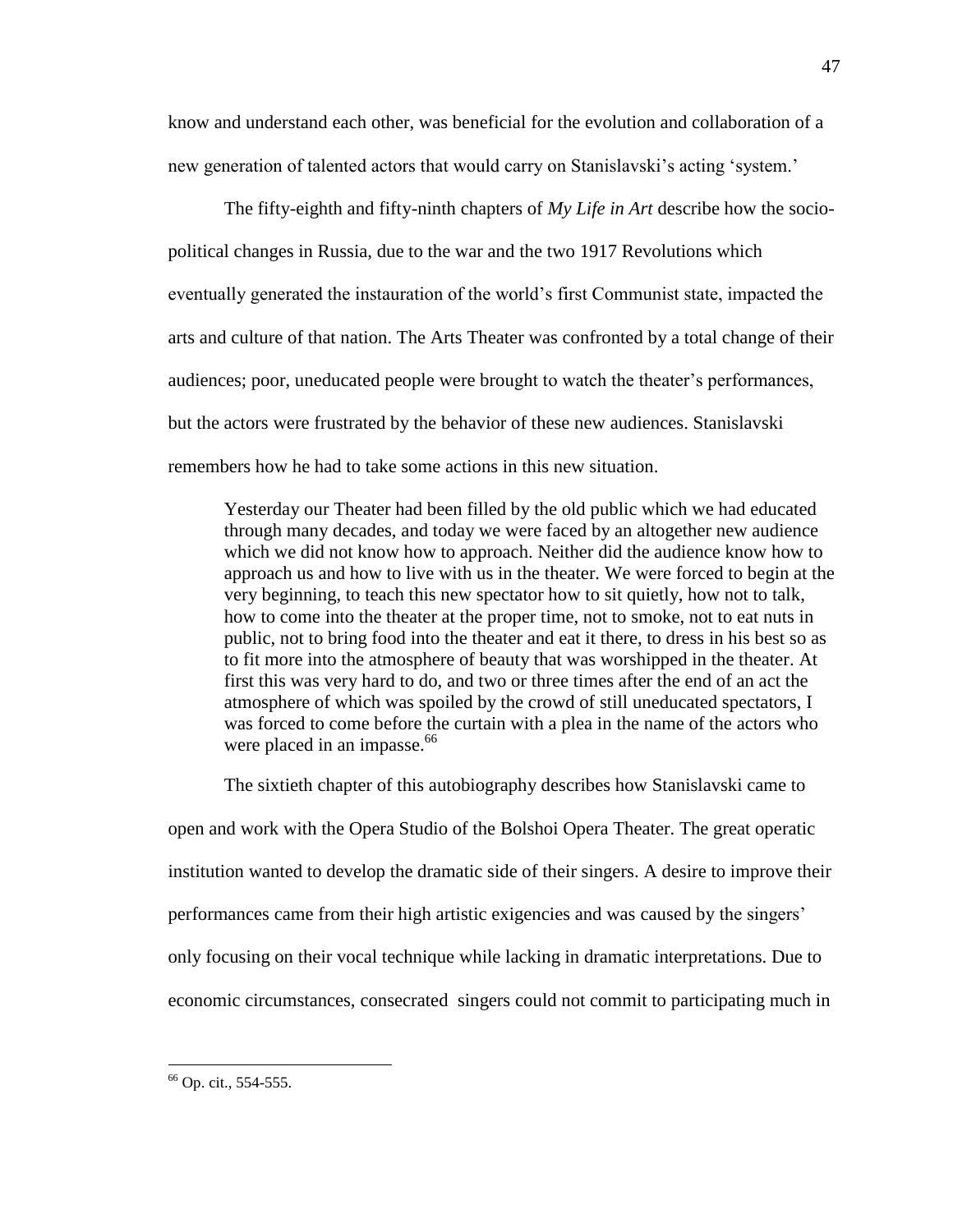know and understand each other, was beneficial for the evolution and collaboration of a new generation of talented actors that would carry on Stanislavski's acting 'system.'

The fifty-eighth and fifty-ninth chapters of *My Life in Art* describe how the socio-political changes in Russia, due to the war and the two 1917 Revolutions which eventually generated the instauration of the world's first Communist state, impacted the arts and culture of that nation. The Arts Theater was confronted by a total change of their audiences; poor, uneducated people were brought to watch the theater's performances, but the actors were frustrated by the behavior of these new audiences. Stanislavski remembers how he had to take some actions in this new situation.

> Yesterday our Theater had been filled by the old public which we had educated through many decades, and today we were faced by an altogether new audience which we did not know how to approach. Neither did the audience know how to approach us and how to live with us in the theater. We were forced to begin at the very beginning, to teach this new spectator how to sit quietly, how not to talk, how to come into the theater at the proper time, not to smoke, not to eat nuts in public, not to bring food into the theater and eat it there, to dress in his best so as to fit more into the atmosphere of beauty that was worshipped in the theater. At first this was very hard to do, and two or three times after the end of an act the atmosphere of which was spoiled by the crowd of still uneducated spectators, I was forced to come before the curtain with a plea in the name of the actors who were placed in an impasse.[66]

The sixtieth chapter of this autobiography describes how Stanislavski came to open and work with the Opera Studio of the Bolshoi Opera Theater. The great operatic institution wanted to develop the dramatic side of their singers. A desire to improve their performances came from their high artistic exigencies and was caused by the singers' only focusing on their vocal technique while lacking in dramatic interpretations. Due to economic circumstances, consecrated singers could not commit to participating much in

[66] Op. cit., 554-555.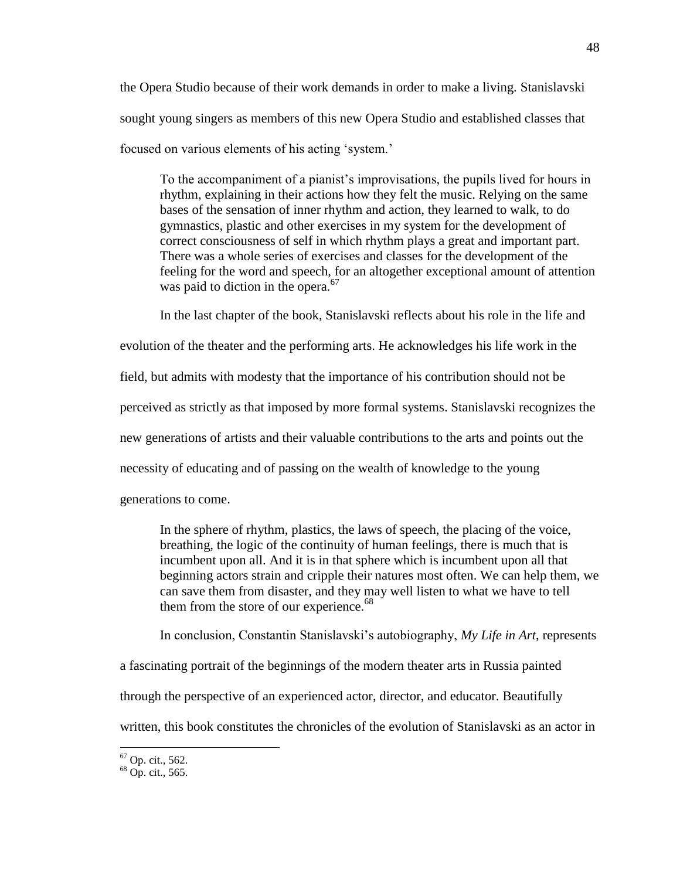the Opera Studio because of their work demands in order to make a living. Stanislavski sought young singers as members of this new Opera Studio and established classes that focused on various elements of his acting 'system.'

> To the accompaniment of a pianist's improvisations, the pupils lived for hours in rhythm, explaining in their actions how they felt the music. Relying on the same bases of the sensation of inner rhythm and action, they learned to walk, to do gymnastics, plastic and other exercises in my system for the development of correct consciousness of self in which rhythm plays a great and important part. There was a whole series of exercises and classes for the development of the feeling for the word and speech, for an altogether exceptional amount of attention was paid to diction in the opera.[67]

In the last chapter of the book, Stanislavski reflects about his role in the life and evolution of the theater and the performing arts. He acknowledges his life work in the field, but admits with modesty that the importance of his contribution should not be perceived as strictly as that imposed by more formal systems. Stanislavski recognizes the new generations of artists and their valuable contributions to the arts and points out the necessity of educating and of passing on the wealth of knowledge to the young generations to come.

> In the sphere of rhythm, plastics, the laws of speech, the placing of the voice, breathing, the logic of the continuity of human feelings, there is much that is incumbent upon all. And it is in that sphere which is incumbent upon all that beginning actors strain and cripple their natures most often. We can help them, we can save them from disaster, and they may well listen to what we have to tell them from the store of our experience.[68]

In conclusion, Constantin Stanislavski's autobiography, *My Life in Art*, represents a fascinating portrait of the beginnings of the modern theater arts in Russia painted through the perspective of an experienced actor, director, and educator. Beautifully written, this book constitutes the chronicles of the evolution of Stanislavski as an actor in

---

[67] Op. cit., 562.

[68] Op. cit., 565.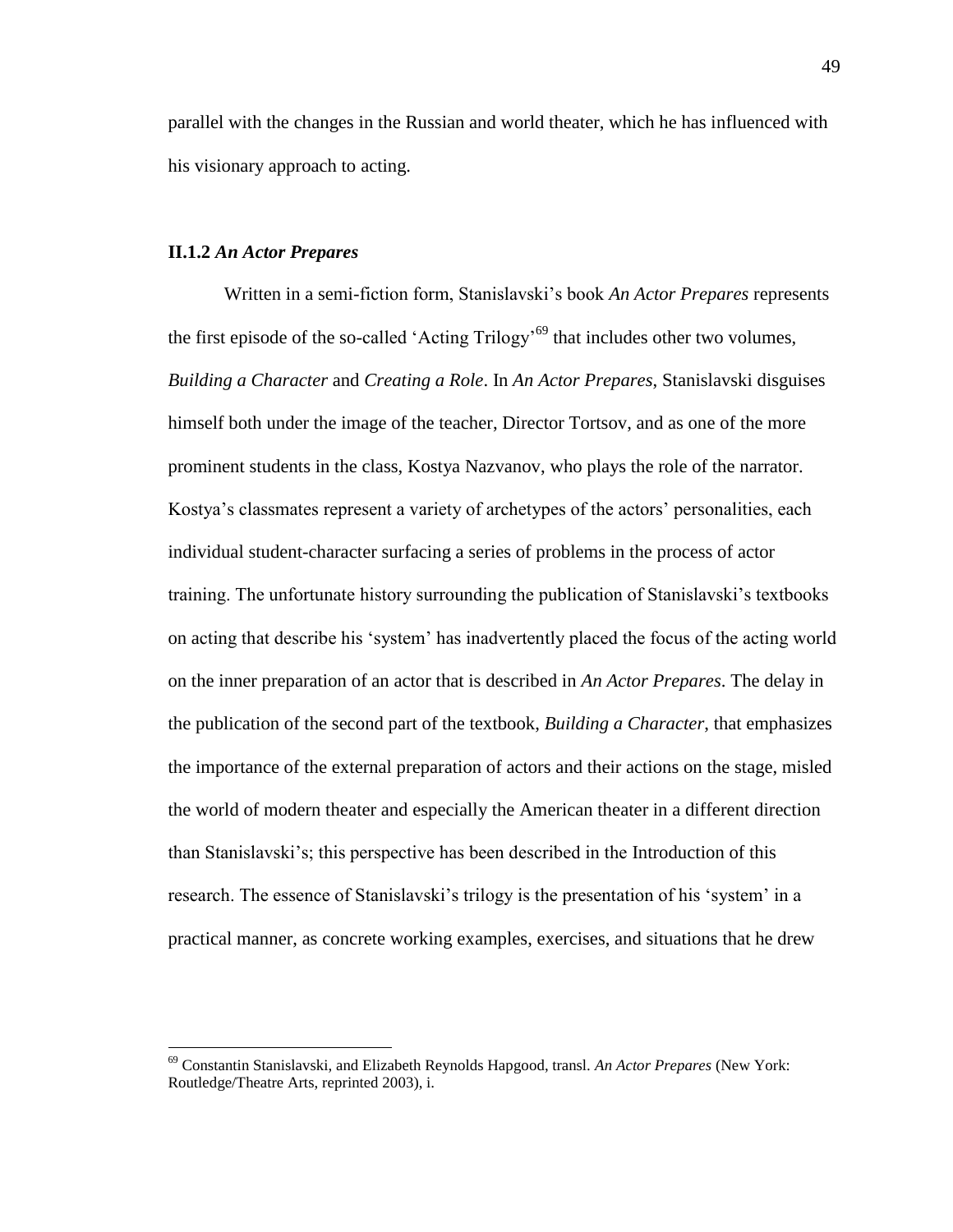parallel with the changes in the Russian and world theater, which he has influenced with his visionary approach to acting.

### II.1.2 *An Actor Prepares*

Written in a semi-fiction form, Stanislavski's book *An Actor Prepares* represents the first episode of the so-called 'Acting Trilogy'[69] that includes other two volumes, *Building a Character* and *Creating a Role*. In *An Actor Prepares*, Stanislavski disguises himself both under the image of the teacher, Director Tortsov, and as one of the more prominent students in the class, Kostya Nazvanov, who plays the role of the narrator. Kostya's classmates represent a variety of archetypes of the actors' personalities, each individual student-character surfacing a series of problems in the process of actor training. The unfortunate history surrounding the publication of Stanislavski's textbooks on acting that describe his 'system' has inadvertently placed the focus of the acting world on the inner preparation of an actor that is described in *An Actor Prepares*. The delay in the publication of the second part of the textbook, *Building a Character*, that emphasizes the importance of the external preparation of actors and their actions on the stage, misled the world of modern theater and especially the American theater in a different direction than Stanislavski's; this perspective has been described in the Introduction of this research. The essence of Stanislavski's trilogy is the presentation of his 'system' in a practical manner, as concrete working examples, exercises, and situations that he drew

[69] Constantin Stanislavski, and Elizabeth Reynolds Hapgood, transl. *An Actor Prepares* (New York: Routledge/Theatre Arts, reprinted 2003), i.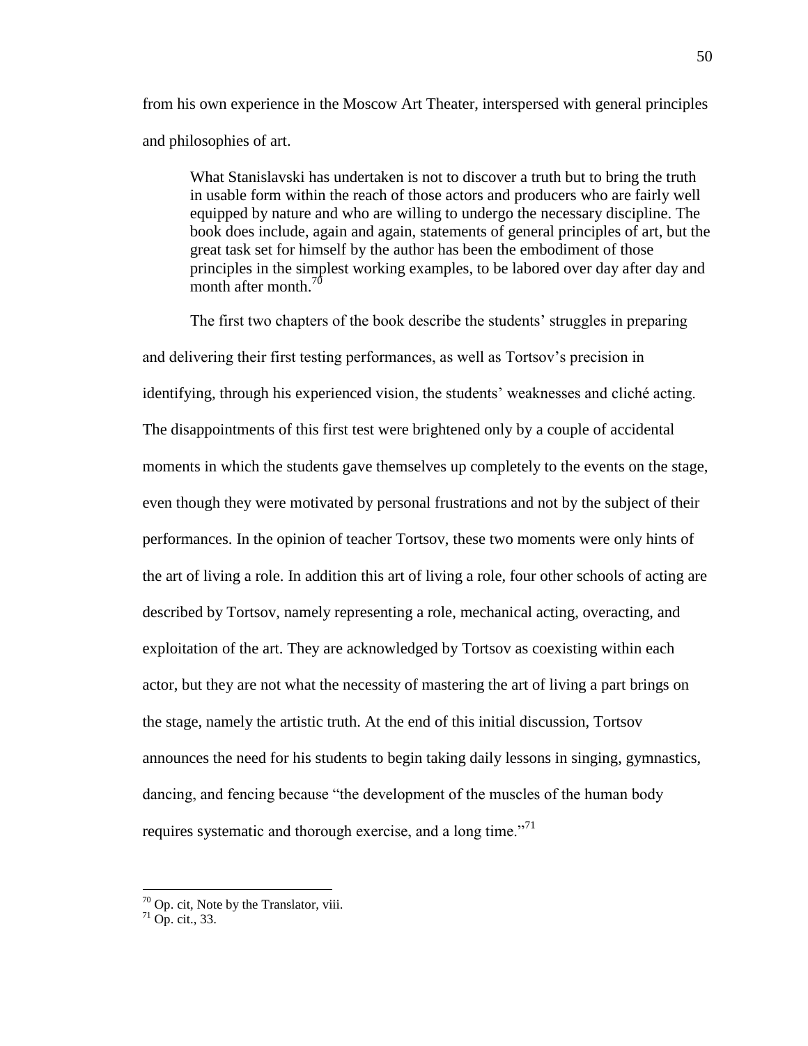from his own experience in the Moscow Art Theater, interspersed with general principles and philosophies of art.

> What Stanislavski has undertaken is not to discover a truth but to bring the truth in usable form within the reach of those actors and producers who are fairly well equipped by nature and who are willing to undergo the necessary discipline. The book does include, again and again, statements of general principles of art, but the great task set for himself by the author has been the embodiment of those principles in the simplest working examples, to be labored over day after day and month after month.[70]

The first two chapters of the book describe the students' struggles in preparing and delivering their first testing performances, as well as Tortsov's precision in identifying, through his experienced vision, the students' weaknesses and cliché acting. The disappointments of this first test were brightened only by a couple of accidental moments in which the students gave themselves up completely to the events on the stage, even though they were motivated by personal frustrations and not by the subject of their performances. In the opinion of teacher Tortsov, these two moments were only hints of the art of living a role. In addition this art of living a role, four other schools of acting are described by Tortsov, namely representing a role, mechanical acting, overacting, and exploitation of the art. They are acknowledged by Tortsov as coexisting within each actor, but they are not what the necessity of mastering the art of living a part brings on the stage, namely the artistic truth. At the end of this initial discussion, Tortsov announces the need for his students to begin taking daily lessons in singing, gymnastics, dancing, and fencing because "the development of the muscles of the human body requires systematic and thorough exercise, and a long time."[71]

---

[70] Op. cit, Note by the Translator, viii.

[71] Op. cit., 33.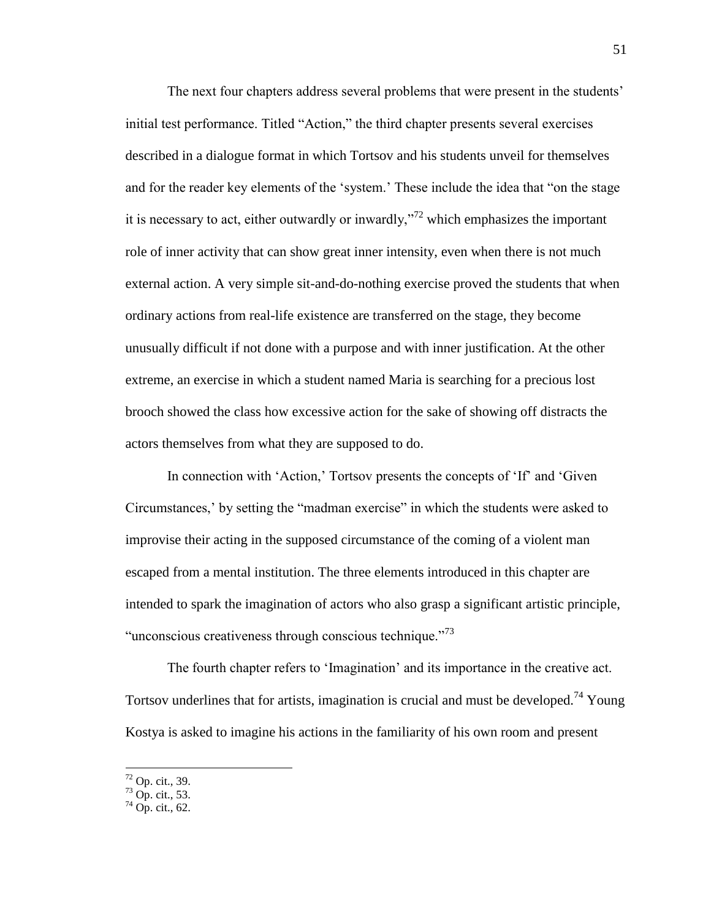The next four chapters address several problems that were present in the students' initial test performance. Titled "Action," the third chapter presents several exercises described in a dialogue format in which Tortsov and his students unveil for themselves and for the reader key elements of the 'system.' These include the idea that "on the stage it is necessary to act, either outwardly or inwardly,"[72] which emphasizes the important role of inner activity that can show great inner intensity, even when there is not much external action. A very simple sit-and-do-nothing exercise proved the students that when ordinary actions from real-life existence are transferred on the stage, they become unusually difficult if not done with a purpose and with inner justification. At the other extreme, an exercise in which a student named Maria is searching for a precious lost brooch showed the class how excessive action for the sake of showing off distracts the actors themselves from what they are supposed to do.

In connection with 'Action,' Tortsov presents the concepts of 'If' and 'Given Circumstances,' by setting the "madman exercise" in which the students were asked to improvise their acting in the supposed circumstance of the coming of a violent man escaped from a mental institution. The three elements introduced in this chapter are intended to spark the imagination of actors who also grasp a significant artistic principle, "unconscious creativeness through conscious technique."[73]

The fourth chapter refers to 'Imagination' and its importance in the creative act. Tortsov underlines that for artists, imagination is crucial and must be developed.[74] Young Kostya is asked to imagine his actions in the familiarity of his own room and present

---

[72] Op. cit., 39.
[73] Op. cit., 53.
[74] Op. cit., 62.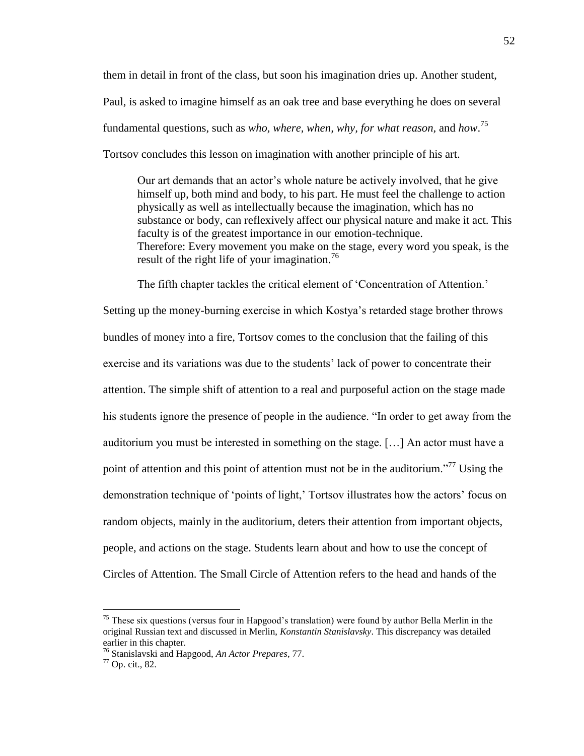them in detail in front of the class, but soon his imagination dries up. Another student, Paul, is asked to imagine himself as an oak tree and base everything he does on several fundamental questions, such as *who, where, when, why, for what reason*, and *how*.[75] Tortsov concludes this lesson on imagination with another principle of his art.

> Our art demands that an actor's whole nature be actively involved, that he give himself up, both mind and body, to his part. He must feel the challenge to action physically as well as intellectually because the imagination, which has no substance or body, can reflexively affect our physical nature and make it act. This faculty is of the greatest importance in our emotion-technique.
> Therefore: Every movement you make on the stage, every word you speak, is the result of the right life of your imagination.[76]

The fifth chapter tackles the critical element of 'Concentration of Attention.' Setting up the money-burning exercise in which Kostya's retarded stage brother throws bundles of money into a fire, Tortsov comes to the conclusion that the failing of this exercise and its variations was due to the students' lack of power to concentrate their attention. The simple shift of attention to a real and purposeful action on the stage made his students ignore the presence of people in the audience. "In order to get away from the auditorium you must be interested in something on the stage. […] An actor must have a point of attention and this point of attention must not be in the auditorium."[77] Using the demonstration technique of 'points of light,' Tortsov illustrates how the actors' focus on random objects, mainly in the auditorium, deters their attention from important objects, people, and actions on the stage. Students learn about and how to use the concept of Circles of Attention. The Small Circle of Attention refers to the head and hands of the

---

[75] These six questions (versus four in Hapgood's translation) were found by author Bella Merlin in the original Russian text and discussed in Merlin, *Konstantin Stanislavsky*. This discrepancy was detailed earlier in this chapter.

[76] Stanislavski and Hapgood, *An Actor Prepares*, 77.

[77] Op. cit., 82.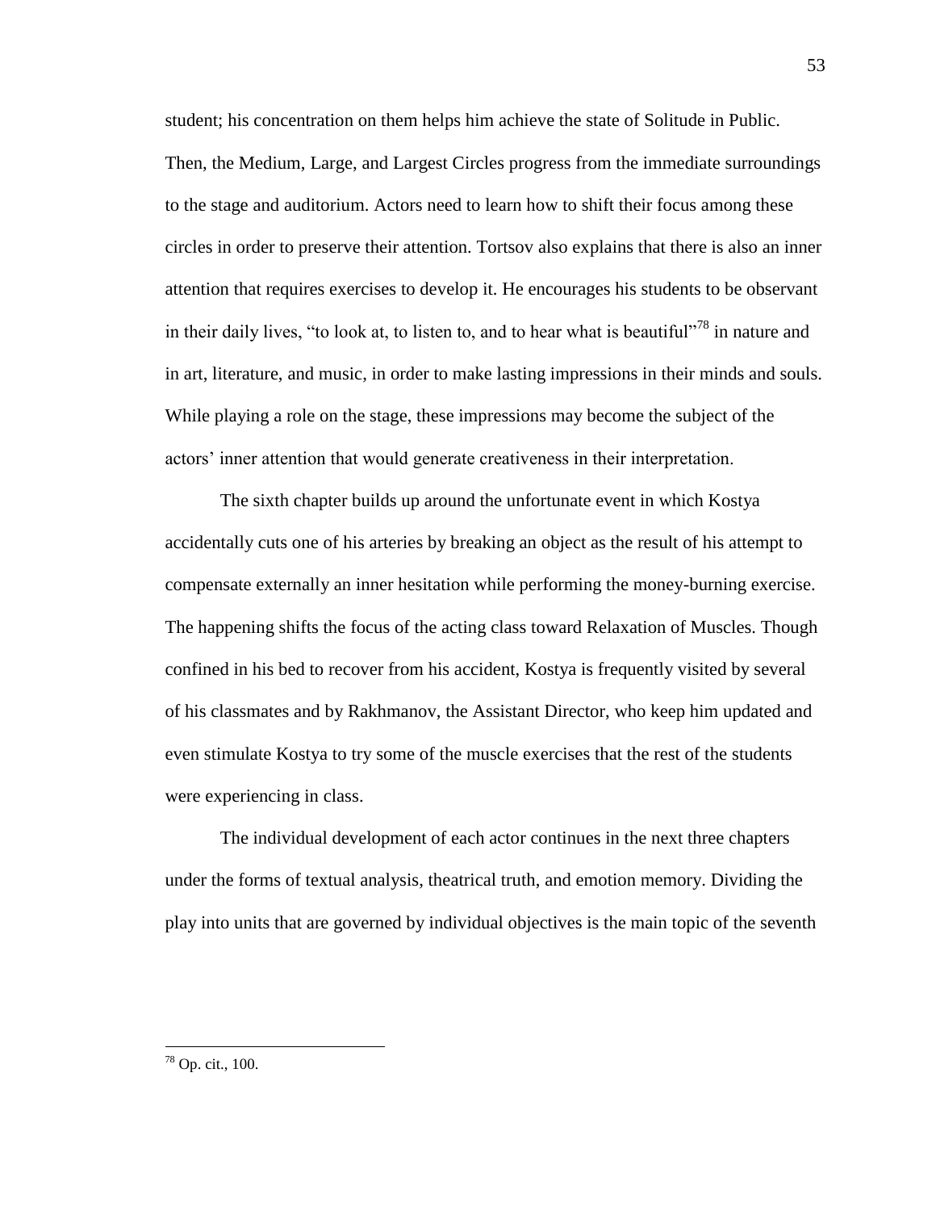student; his concentration on them helps him achieve the state of Solitude in Public. Then, the Medium, Large, and Largest Circles progress from the immediate surroundings to the stage and auditorium. Actors need to learn how to shift their focus among these circles in order to preserve their attention. Tortsov also explains that there is also an inner attention that requires exercises to develop it. He encourages his students to be observant in their daily lives, "to look at, to listen to, and to hear what is beautiful"[78] in nature and in art, literature, and music, in order to make lasting impressions in their minds and souls. While playing a role on the stage, these impressions may become the subject of the actors' inner attention that would generate creativeness in their interpretation.

The sixth chapter builds up around the unfortunate event in which Kostya accidentally cuts one of his arteries by breaking an object as the result of his attempt to compensate externally an inner hesitation while performing the money-burning exercise. The happening shifts the focus of the acting class toward Relaxation of Muscles. Though confined in his bed to recover from his accident, Kostya is frequently visited by several of his classmates and by Rakhmanov, the Assistant Director, who keep him updated and even stimulate Kostya to try some of the muscle exercises that the rest of the students were experiencing in class.

The individual development of each actor continues in the next three chapters under the forms of textual analysis, theatrical truth, and emotion memory. Dividing the play into units that are governed by individual objectives is the main topic of the seventh

---

[78] Op. cit., 100.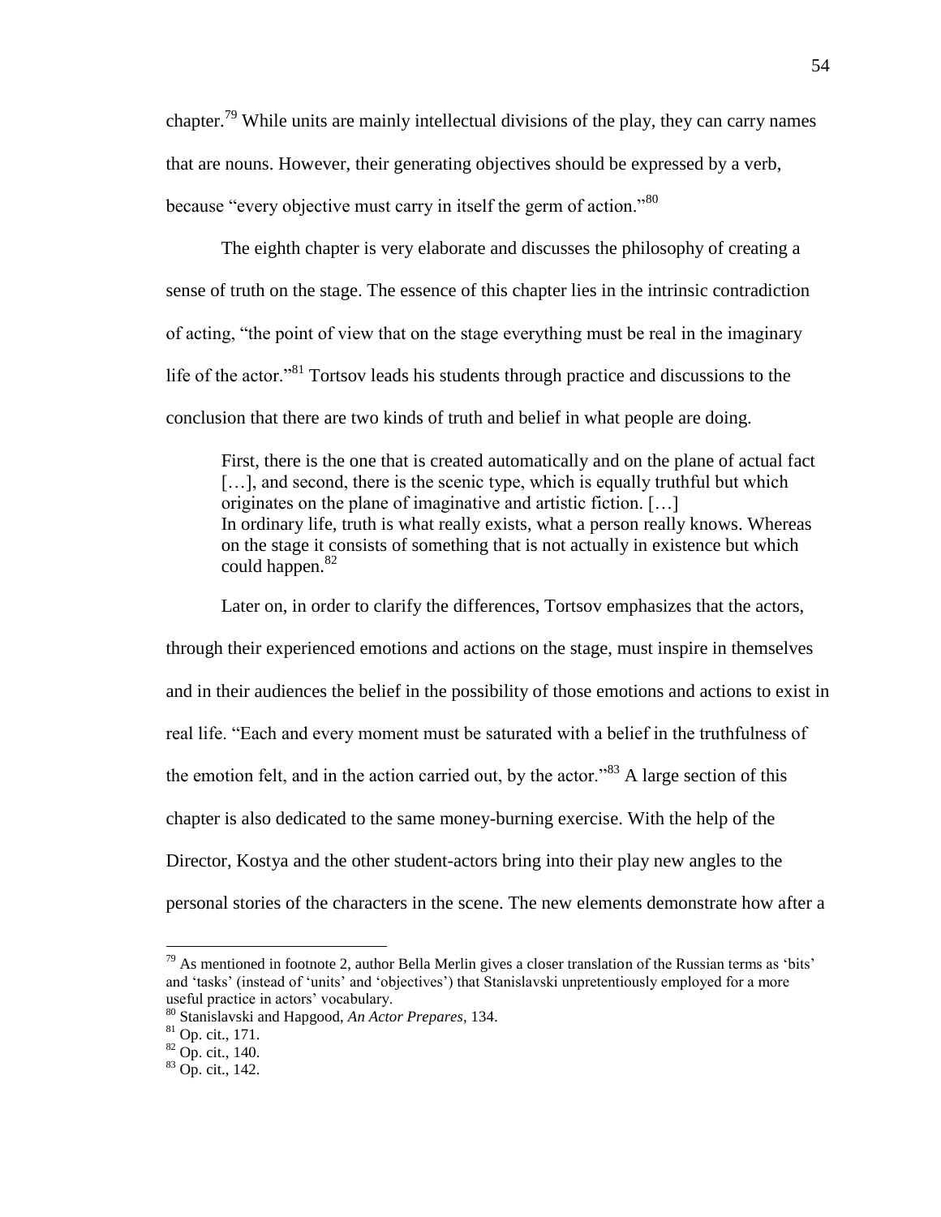chapter.[79] While units are mainly intellectual divisions of the play, they can carry names that are nouns. However, their generating objectives should be expressed by a verb, because "every objective must carry in itself the germ of action."[80]

The eighth chapter is very elaborate and discusses the philosophy of creating a sense of truth on the stage. The essence of this chapter lies in the intrinsic contradiction of acting, "the point of view that on the stage everything must be real in the imaginary life of the actor."[81] Tortsov leads his students through practice and discussions to the conclusion that there are two kinds of truth and belief in what people are doing.

> First, there is the one that is created automatically and on the plane of actual fact […], and second, there is the scenic type, which is equally truthful but which originates on the plane of imaginative and artistic fiction. […]
> In ordinary life, truth is what really exists, what a person really knows. Whereas on the stage it consists of something that is not actually in existence but which could happen.[82]

Later on, in order to clarify the differences, Tortsov emphasizes that the actors, through their experienced emotions and actions on the stage, must inspire in themselves and in their audiences the belief in the possibility of those emotions and actions to exist in real life. "Each and every moment must be saturated with a belief in the truthfulness of the emotion felt, and in the action carried out, by the actor."[83] A large section of this chapter is also dedicated to the same money-burning exercise. With the help of the Director, Kostya and the other student-actors bring into their play new angles to the personal stories of the characters in the scene. The new elements demonstrate how after a

---

[79] As mentioned in footnote 2, author Bella Merlin gives a closer translation of the Russian terms as 'bits' and 'tasks' (instead of 'units' and 'objectives') that Stanislavski unpretentiously employed for a more useful practice in actors' vocabulary.

[80] Stanislavski and Hapgood, *An Actor Prepares*, 134.

[81] Op. cit., 171.

[82] Op. cit., 140.

[83] Op. cit., 142.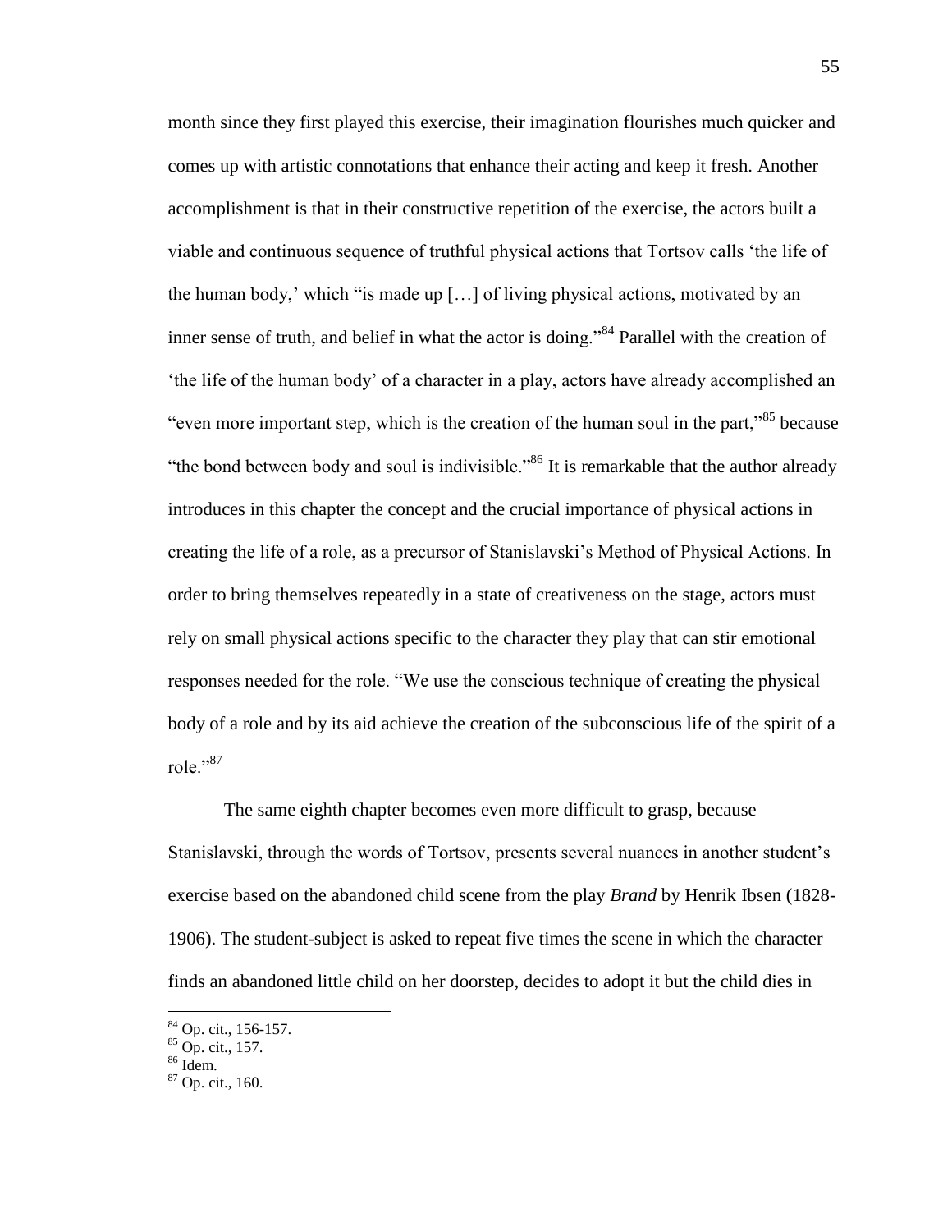month since they first played this exercise, their imagination flourishes much quicker and comes up with artistic connotations that enhance their acting and keep it fresh. Another accomplishment is that in their constructive repetition of the exercise, the actors built a viable and continuous sequence of truthful physical actions that Tortsov calls 'the life of the human body,' which "is made up […] of living physical actions, motivated by an inner sense of truth, and belief in what the actor is doing."[84] Parallel with the creation of 'the life of the human body' of a character in a play, actors have already accomplished an "even more important step, which is the creation of the human soul in the part,"[85] because "the bond between body and soul is indivisible."[86] It is remarkable that the author already introduces in this chapter the concept and the crucial importance of physical actions in creating the life of a role, as a precursor of Stanislavski's Method of Physical Actions. In order to bring themselves repeatedly in a state of creativeness on the stage, actors must rely on small physical actions specific to the character they play that can stir emotional responses needed for the role. "We use the conscious technique of creating the physical body of a role and by its aid achieve the creation of the subconscious life of the spirit of a role."[87]

The same eighth chapter becomes even more difficult to grasp, because Stanislavski, through the words of Tortsov, presents several nuances in another student's exercise based on the abandoned child scene from the play *Brand* by Henrik Ibsen (1828-1906). The student-subject is asked to repeat five times the scene in which the character finds an abandoned little child on her doorstep, decides to adopt it but the child dies in

[84] Op. cit., 156-157.
[85] Op. cit., 157.
[86] Idem.
[87] Op. cit., 160.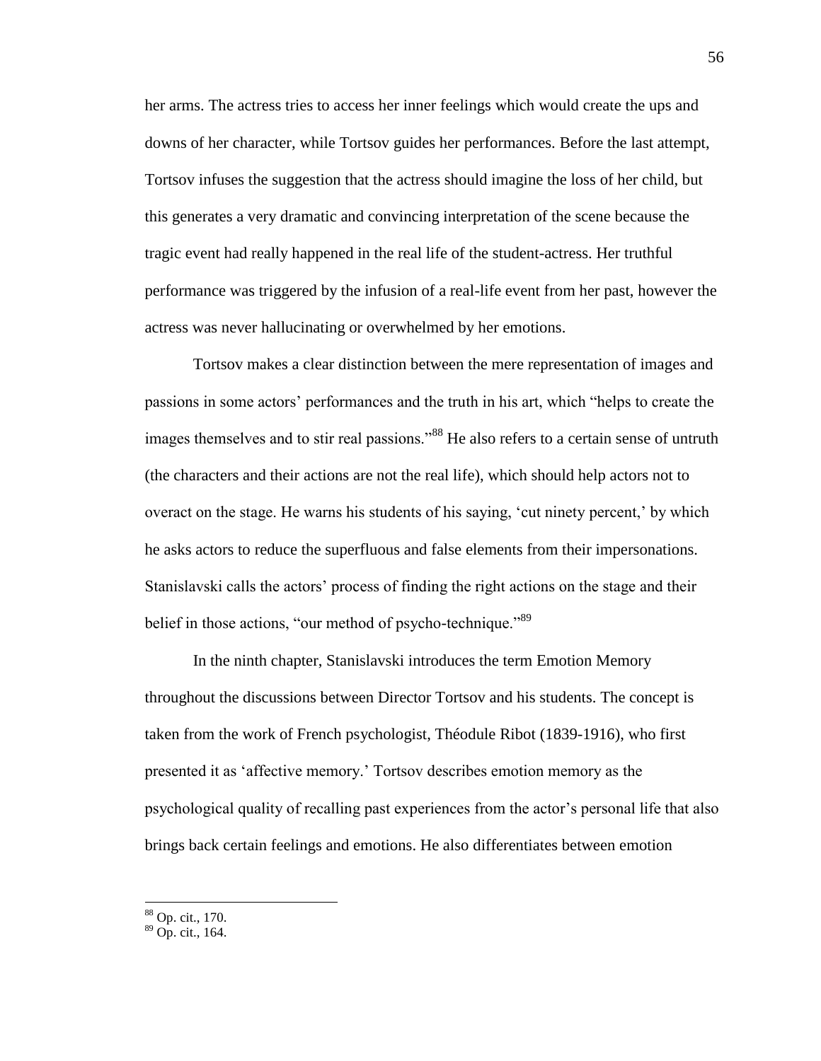her arms. The actress tries to access her inner feelings which would create the ups and downs of her character, while Tortsov guides her performances. Before the last attempt, Tortsov infuses the suggestion that the actress should imagine the loss of her child, but this generates a very dramatic and convincing interpretation of the scene because the tragic event had really happened in the real life of the student-actress. Her truthful performance was triggered by the infusion of a real-life event from her past, however the actress was never hallucinating or overwhelmed by her emotions.

Tortsov makes a clear distinction between the mere representation of images and passions in some actors' performances and the truth in his art, which "helps to create the images themselves and to stir real passions."[88] He also refers to a certain sense of untruth (the characters and their actions are not the real life), which should help actors not to overact on the stage. He warns his students of his saying, 'cut ninety percent,' by which he asks actors to reduce the superfluous and false elements from their impersonations. Stanislavski calls the actors' process of finding the right actions on the stage and their belief in those actions, "our method of psycho-technique."[89]

In the ninth chapter, Stanislavski introduces the term Emotion Memory throughout the discussions between Director Tortsov and his students. The concept is taken from the work of French psychologist, Théodule Ribot (1839-1916), who first presented it as 'affective memory.' Tortsov describes emotion memory as the psychological quality of recalling past experiences from the actor's personal life that also brings back certain feelings and emotions. He also differentiates between emotion

[88] Op. cit., 170.
[89] Op. cit., 164.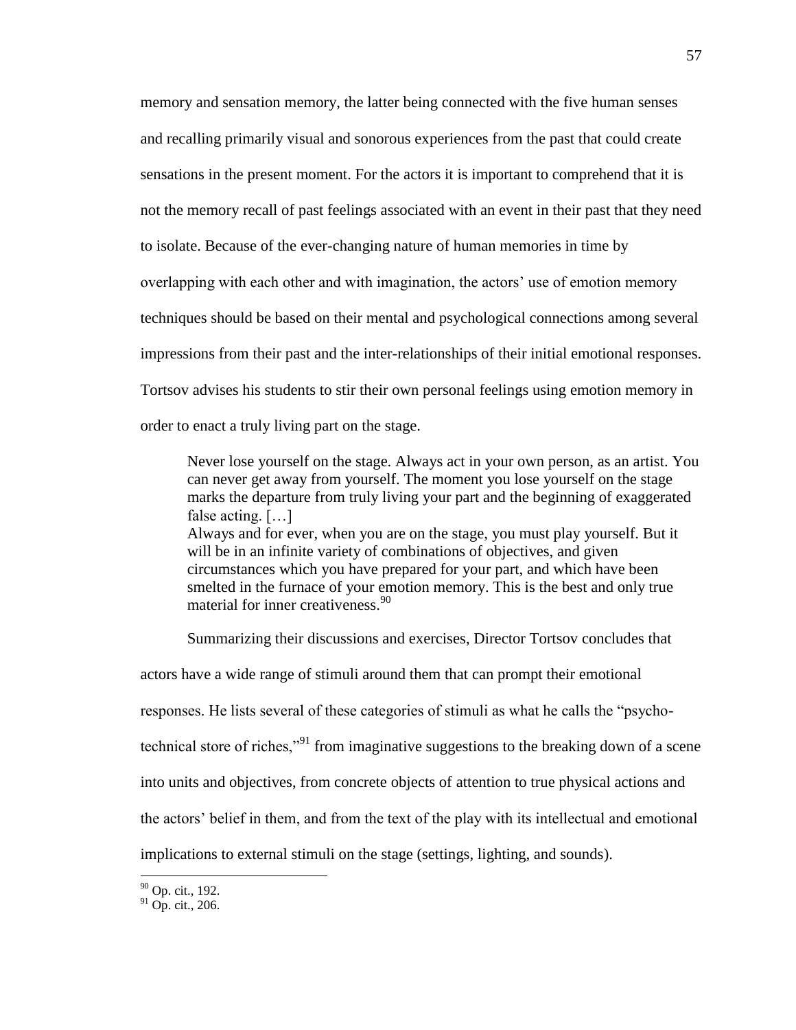memory and sensation memory, the latter being connected with the five human senses and recalling primarily visual and sonorous experiences from the past that could create sensations in the present moment. For the actors it is important to comprehend that it is not the memory recall of past feelings associated with an event in their past that they need to isolate. Because of the ever-changing nature of human memories in time by overlapping with each other and with imagination, the actors' use of emotion memory techniques should be based on their mental and psychological connections among several impressions from their past and the inter-relationships of their initial emotional responses. Tortsov advises his students to stir their own personal feelings using emotion memory in order to enact a truly living part on the stage.

> Never lose yourself on the stage. Always act in your own person, as an artist. You can never get away from yourself. The moment you lose yourself on the stage marks the departure from truly living your part and the beginning of exaggerated false acting. […]
> Always and for ever, when you are on the stage, you must play yourself. But it will be in an infinite variety of combinations of objectives, and given circumstances which you have prepared for your part, and which have been smelted in the furnace of your emotion memory. This is the best and only true material for inner creativeness.[90]

Summarizing their discussions and exercises, Director Tortsov concludes that actors have a wide range of stimuli around them that can prompt their emotional responses. He lists several of these categories of stimuli as what he calls the "psycho-technical store of riches,"[91] from imaginative suggestions to the breaking down of a scene into units and objectives, from concrete objects of attention to true physical actions and the actors' belief in them, and from the text of the play with its intellectual and emotional implications to external stimuli on the stage (settings, lighting, and sounds).

---

[90] Op. cit., 192.
[91] Op. cit., 206.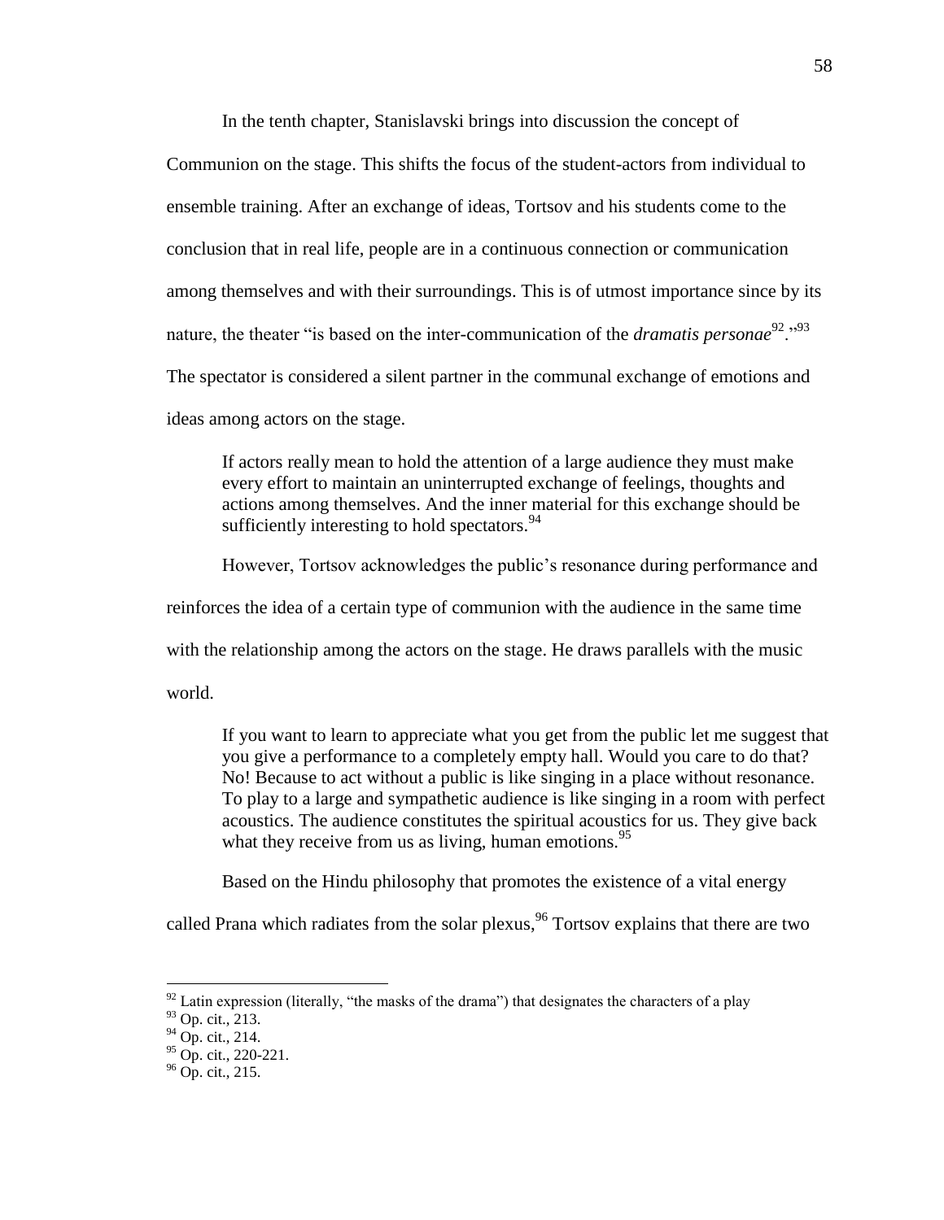In the tenth chapter, Stanislavski brings into discussion the concept of Communion on the stage. This shifts the focus of the student-actors from individual to ensemble training. After an exchange of ideas, Tortsov and his students come to the conclusion that in real life, people are in a continuous connection or communication among themselves and with their surroundings. This is of utmost importance since by its nature, the theater "is based on the inter-communication of the *dramatis personae*[92]."[93] The spectator is considered a silent partner in the communal exchange of emotions and ideas among actors on the stage.

> If actors really mean to hold the attention of a large audience they must make every effort to maintain an uninterrupted exchange of feelings, thoughts and actions among themselves. And the inner material for this exchange should be sufficiently interesting to hold spectators.[94]

However, Tortsov acknowledges the public's resonance during performance and reinforces the idea of a certain type of communion with the audience in the same time with the relationship among the actors on the stage. He draws parallels with the music world.

> If you want to learn to appreciate what you get from the public let me suggest that you give a performance to a completely empty hall. Would you care to do that? No! Because to act without a public is like singing in a place without resonance. To play to a large and sympathetic audience is like singing in a room with perfect acoustics. The audience constitutes the spiritual acoustics for us. They give back what they receive from us as living, human emotions.[95]

Based on the Hindu philosophy that promotes the existence of a vital energy called Prana which radiates from the solar plexus,[96] Tortsov explains that there are two

---

[92] Latin expression (literally, "the masks of the drama") that designates the characters of a play

[93] Op. cit., 213.

[94] Op. cit., 214.

[95] Op. cit., 220-221.

[96] Op. cit., 215.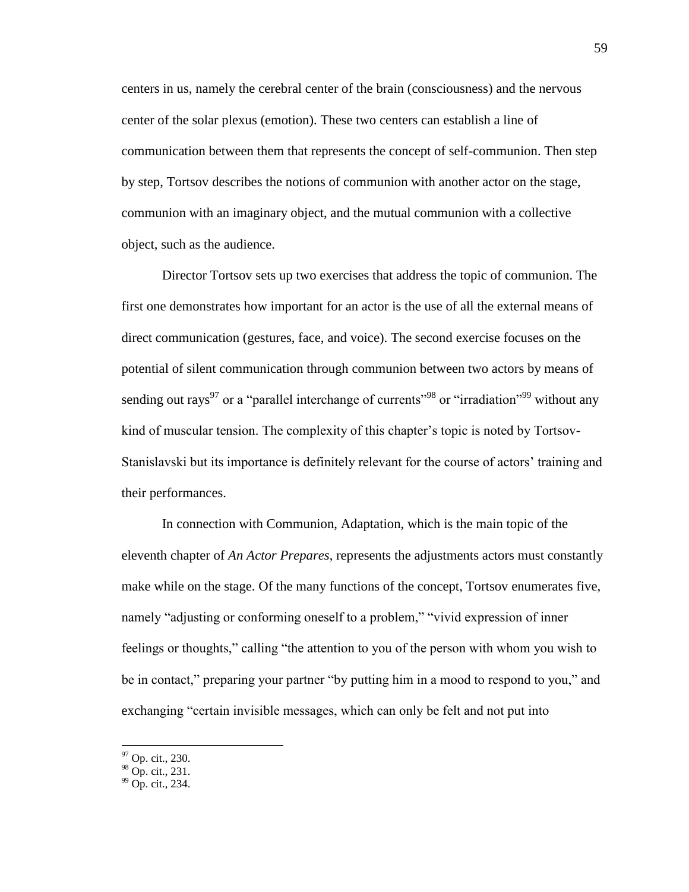centers in us, namely the cerebral center of the brain (consciousness) and the nervous center of the solar plexus (emotion). These two centers can establish a line of communication between them that represents the concept of self-communion. Then step by step, Tortsov describes the notions of communion with another actor on the stage, communion with an imaginary object, and the mutual communion with a collective object, such as the audience.

Director Tortsov sets up two exercises that address the topic of communion. The first one demonstrates how important for an actor is the use of all the external means of direct communication (gestures, face, and voice). The second exercise focuses on the potential of silent communication through communion between two actors by means of sending out rays[97] or a "parallel interchange of currents"[98] or "irradiation"[99] without any kind of muscular tension. The complexity of this chapter's topic is noted by Tortsov-Stanislavski but its importance is definitely relevant for the course of actors' training and their performances.

In connection with Communion, Adaptation, which is the main topic of the eleventh chapter of *An Actor Prepares*, represents the adjustments actors must constantly make while on the stage. Of the many functions of the concept, Tortsov enumerates five, namely "adjusting or conforming oneself to a problem," "vivid expression of inner feelings or thoughts," calling "the attention to you of the person with whom you wish to be in contact," preparing your partner "by putting him in a mood to respond to you," and exchanging "certain invisible messages, which can only be felt and not put into

[97] Op. cit., 230.
[98] Op. cit., 231.
[99] Op. cit., 234.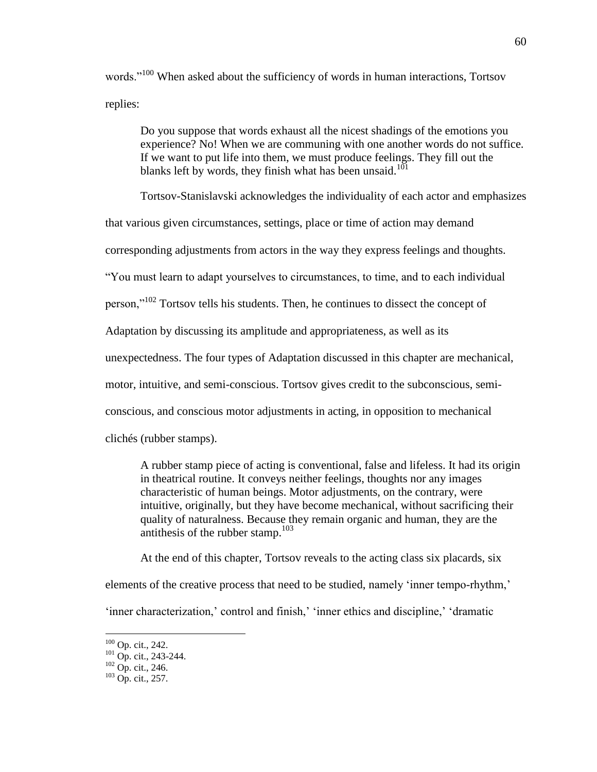words."[100] When asked about the sufficiency of words in human interactions, Tortsov replies:

> Do you suppose that words exhaust all the nicest shadings of the emotions you experience? No! When we are communing with one another words do not suffice. If we want to put life into them, we must produce feelings. They fill out the blanks left by words, they finish what has been unsaid.[101]

Tortsov-Stanislavski acknowledges the individuality of each actor and emphasizes that various given circumstances, settings, place or time of action may demand corresponding adjustments from actors in the way they express feelings and thoughts. "You must learn to adapt yourselves to circumstances, to time, and to each individual person,"[102] Tortsov tells his students. Then, he continues to dissect the concept of Adaptation by discussing its amplitude and appropriateness, as well as its unexpectedness. The four types of Adaptation discussed in this chapter are mechanical, motor, intuitive, and semi-conscious. Tortsov gives credit to the subconscious, semi-conscious, and conscious motor adjustments in acting, in opposition to mechanical clichés (rubber stamps).

> A rubber stamp piece of acting is conventional, false and lifeless. It had its origin in theatrical routine. It conveys neither feelings, thoughts nor any images characteristic of human beings. Motor adjustments, on the contrary, were intuitive, originally, but they have become mechanical, without sacrificing their quality of naturalness. Because they remain organic and human, they are the antithesis of the rubber stamp.[103]

At the end of this chapter, Tortsov reveals to the acting class six placards, six elements of the creative process that need to be studied, namely 'inner tempo-rhythm,' 'inner characterization,' control and finish,' 'inner ethics and discipline,' 'dramatic

---

[100] Op. cit., 242.
[101] Op. cit., 243-244.
[102] Op. cit., 246.
[103] Op. cit., 257.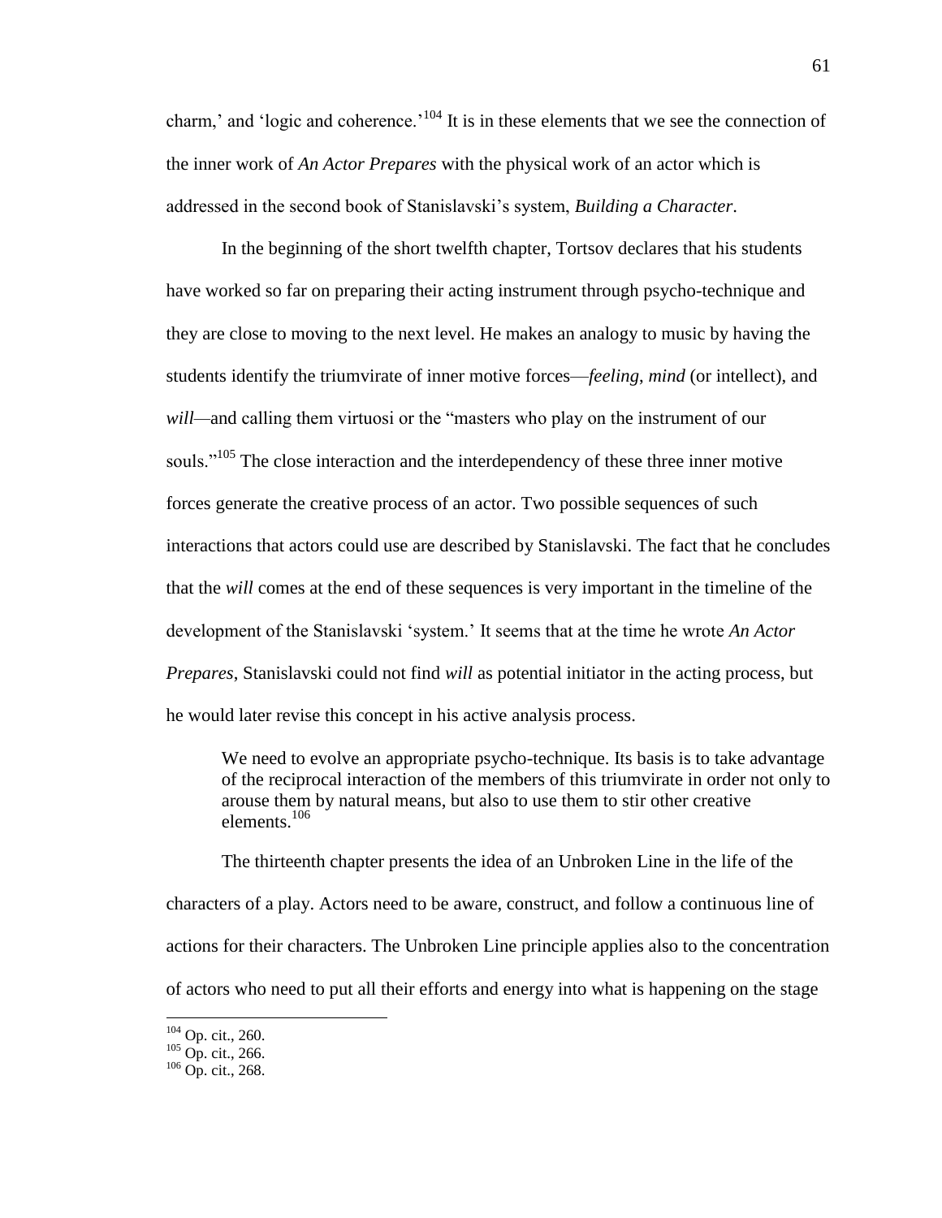charm,' and 'logic and coherence.'[104] It is in these elements that we see the connection of the inner work of *An Actor Prepares* with the physical work of an actor which is addressed in the second book of Stanislavski's system, *Building a Character*.

In the beginning of the short twelfth chapter, Tortsov declares that his students have worked so far on preparing their acting instrument through psycho-technique and they are close to moving to the next level. He makes an analogy to music by having the students identify the triumvirate of inner motive forces—*feeling*, *mind* (or intellect), and *will*—and calling them virtuosi or the "masters who play on the instrument of our souls."[105] The close interaction and the interdependency of these three inner motive forces generate the creative process of an actor. Two possible sequences of such interactions that actors could use are described by Stanislavski. The fact that he concludes that the *will* comes at the end of these sequences is very important in the timeline of the development of the Stanislavski 'system.' It seems that at the time he wrote *An Actor Prepares*, Stanislavski could not find *will* as potential initiator in the acting process, but he would later revise this concept in his active analysis process.

> We need to evolve an appropriate psycho-technique. Its basis is to take advantage of the reciprocal interaction of the members of this triumvirate in order not only to arouse them by natural means, but also to use them to stir other creative elements.[106]

The thirteenth chapter presents the idea of an Unbroken Line in the life of the characters of a play. Actors need to be aware, construct, and follow a continuous line of actions for their characters. The Unbroken Line principle applies also to the concentration of actors who need to put all their efforts and energy into what is happening on the stage

---

[104] Op. cit., 260.
[105] Op. cit., 266.
[106] Op. cit., 268.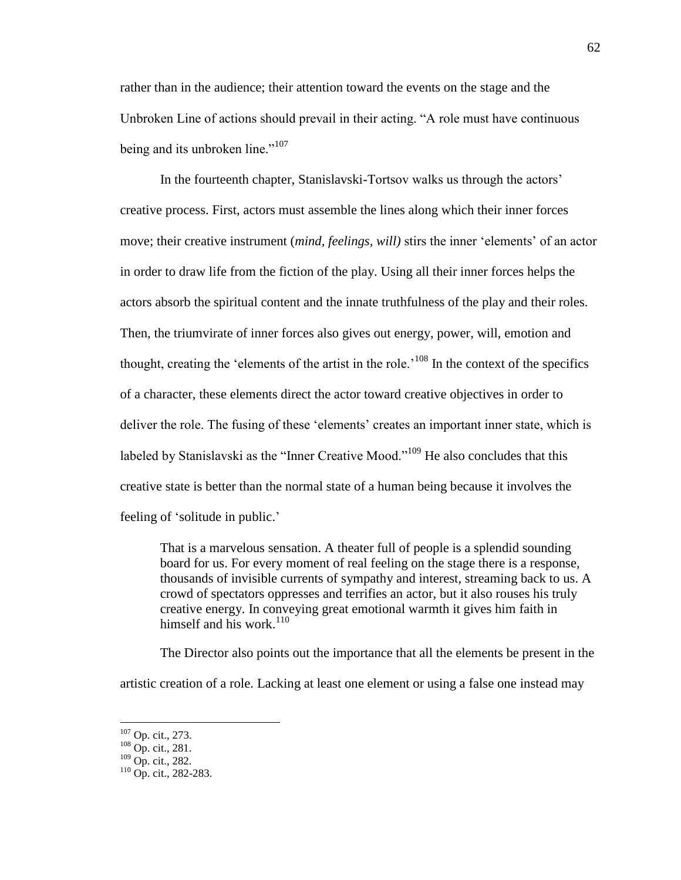rather than in the audience; their attention toward the events on the stage and the Unbroken Line of actions should prevail in their acting. "A role must have continuous being and its unbroken line."[107]

In the fourteenth chapter, Stanislavski-Tortsov walks us through the actors' creative process. First, actors must assemble the lines along which their inner forces move; their creative instrument (*mind, feelings, will)* stirs the inner 'elements' of an actor in order to draw life from the fiction of the play. Using all their inner forces helps the actors absorb the spiritual content and the innate truthfulness of the play and their roles. Then, the triumvirate of inner forces also gives out energy, power, will, emotion and thought, creating the 'elements of the artist in the role.'[108] In the context of the specifics of a character, these elements direct the actor toward creative objectives in order to deliver the role. The fusing of these 'elements' creates an important inner state, which is labeled by Stanislavski as the "Inner Creative Mood."[109] He also concludes that this creative state is better than the normal state of a human being because it involves the feeling of 'solitude in public.'

> That is a marvelous sensation. A theater full of people is a splendid sounding board for us. For every moment of real feeling on the stage there is a response, thousands of invisible currents of sympathy and interest, streaming back to us. A crowd of spectators oppresses and terrifies an actor, but it also rouses his truly creative energy. In conveying great emotional warmth it gives him faith in himself and his work.[110]

The Director also points out the importance that all the elements be present in the artistic creation of a role. Lacking at least one element or using a false one instead may

---

[107] Op. cit., 273.
[108] Op. cit., 281.
[109] Op. cit., 282.
[110] Op. cit., 282-283.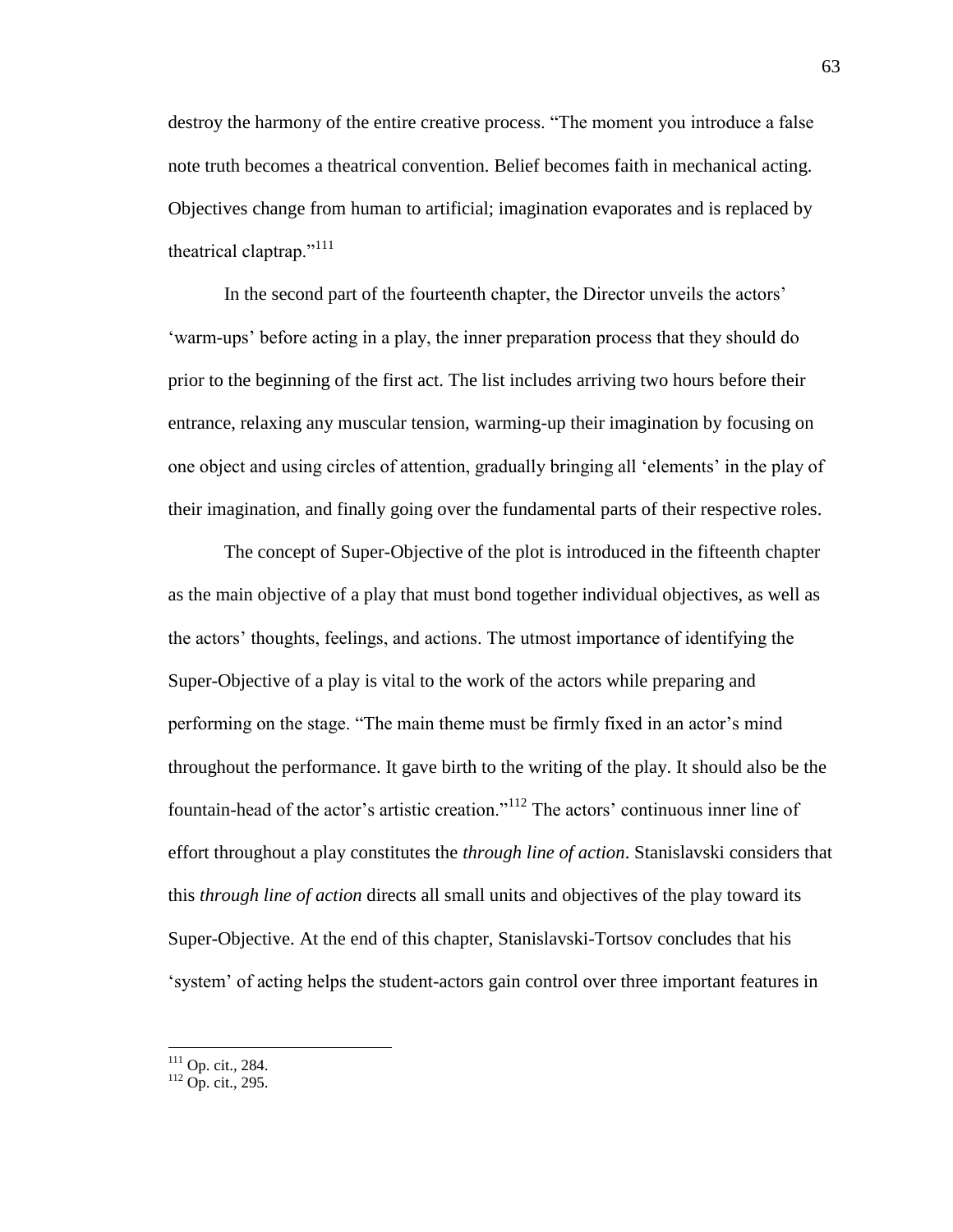destroy the harmony of the entire creative process. "The moment you introduce a false note truth becomes a theatrical convention. Belief becomes faith in mechanical acting. Objectives change from human to artificial; imagination evaporates and is replaced by theatrical claptrap."[111]

In the second part of the fourteenth chapter, the Director unveils the actors' 'warm-ups' before acting in a play, the inner preparation process that they should do prior to the beginning of the first act. The list includes arriving two hours before their entrance, relaxing any muscular tension, warming-up their imagination by focusing on one object and using circles of attention, gradually bringing all 'elements' in the play of their imagination, and finally going over the fundamental parts of their respective roles.

The concept of Super-Objective of the plot is introduced in the fifteenth chapter as the main objective of a play that must bond together individual objectives, as well as the actors' thoughts, feelings, and actions. The utmost importance of identifying the Super-Objective of a play is vital to the work of the actors while preparing and performing on the stage. "The main theme must be firmly fixed in an actor's mind throughout the performance. It gave birth to the writing of the play. It should also be the fountain-head of the actor's artistic creation."[112] The actors' continuous inner line of effort throughout a play constitutes the *through line of action*. Stanislavski considers that this *through line of action* directs all small units and objectives of the play toward its Super-Objective. At the end of this chapter, Stanislavski-Tortsov concludes that his 'system' of acting helps the student-actors gain control over three important features in

---

[111] Op. cit., 284.

[112] Op. cit., 295.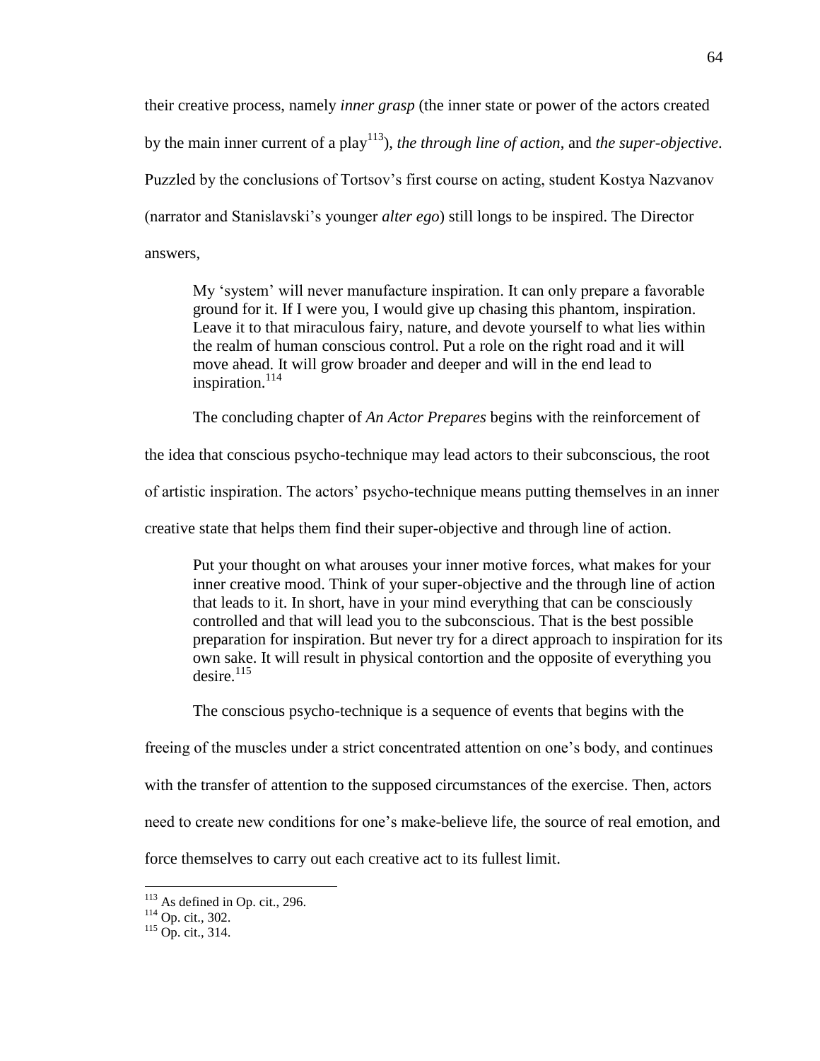their creative process, namely *inner grasp* (the inner state or power of the actors created by the main inner current of a play[113]), *the through line of action*, and *the super-objective*. Puzzled by the conclusions of Tortsov's first course on acting, student Kostya Nazvanov (narrator and Stanislavski's younger *alter ego*) still longs to be inspired. The Director answers,

> My 'system' will never manufacture inspiration. It can only prepare a favorable ground for it. If I were you, I would give up chasing this phantom, inspiration. Leave it to that miraculous fairy, nature, and devote yourself to what lies within the realm of human conscious control. Put a role on the right road and it will move ahead. It will grow broader and deeper and will in the end lead to inspiration.[114]

The concluding chapter of *An Actor Prepares* begins with the reinforcement of the idea that conscious psycho-technique may lead actors to their subconscious, the root of artistic inspiration. The actors' psycho-technique means putting themselves in an inner creative state that helps them find their super-objective and through line of action.

> Put your thought on what arouses your inner motive forces, what makes for your inner creative mood. Think of your super-objective and the through line of action that leads to it. In short, have in your mind everything that can be consciously controlled and that will lead you to the subconscious. That is the best possible preparation for inspiration. But never try for a direct approach to inspiration for its own sake. It will result in physical contortion and the opposite of everything you desire.[115]

The conscious psycho-technique is a sequence of events that begins with the freeing of the muscles under a strict concentrated attention on one's body, and continues with the transfer of attention to the supposed circumstances of the exercise. Then, actors need to create new conditions for one's make-believe life, the source of real emotion, and force themselves to carry out each creative act to its fullest limit.

---

[113] As defined in Op. cit., 296.
[114] Op. cit., 302.
[115] Op. cit., 314.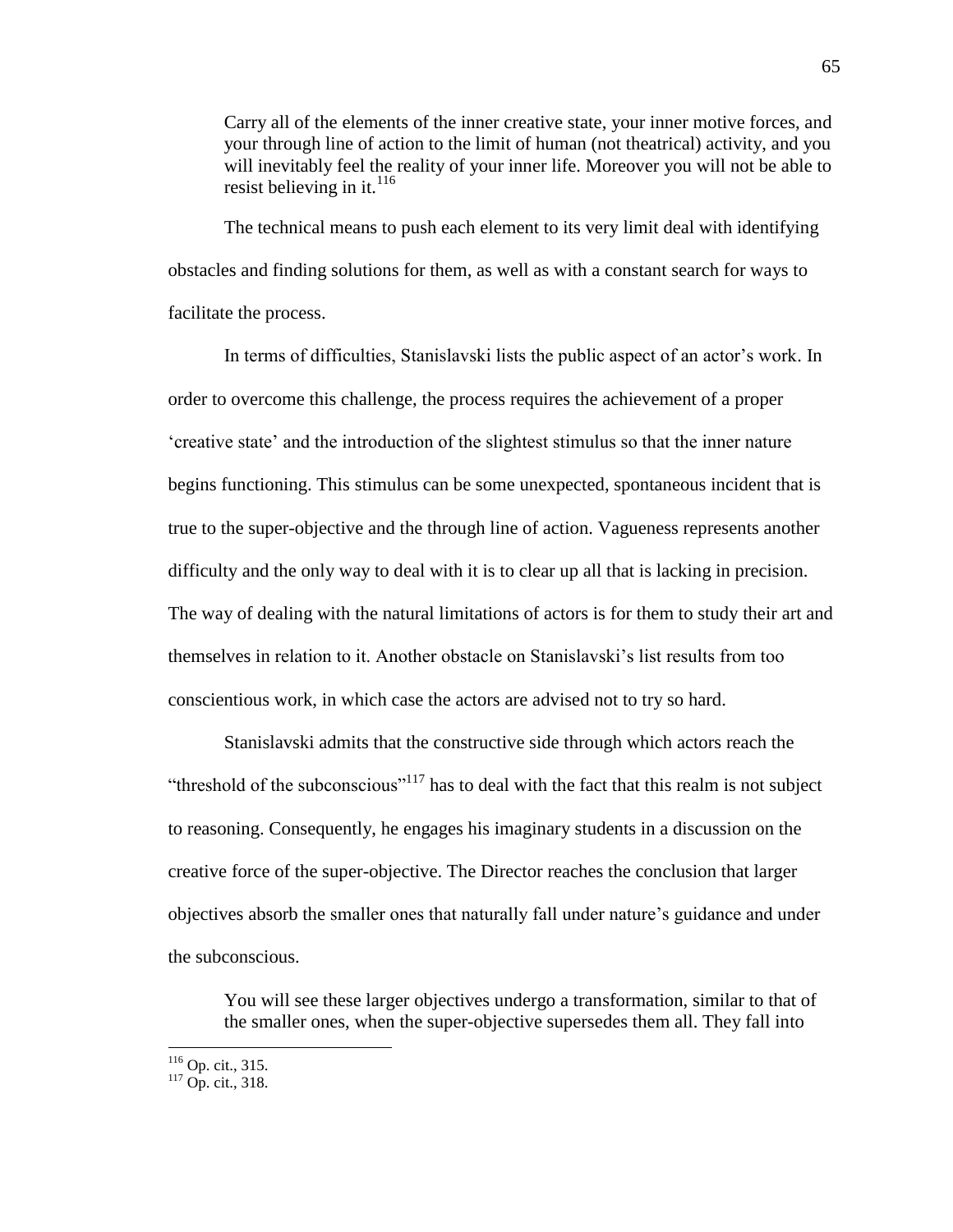> Carry all of the elements of the inner creative state, your inner motive forces, and your through line of action to the limit of human (not theatrical) activity, and you will inevitably feel the reality of your inner life. Moreover you will not be able to resist believing in it.[116]

The technical means to push each element to its very limit deal with identifying obstacles and finding solutions for them, as well as with a constant search for ways to facilitate the process.

In terms of difficulties, Stanislavski lists the public aspect of an actor's work. In order to overcome this challenge, the process requires the achievement of a proper 'creative state' and the introduction of the slightest stimulus so that the inner nature begins functioning. This stimulus can be some unexpected, spontaneous incident that is true to the super-objective and the through line of action. Vagueness represents another difficulty and the only way to deal with it is to clear up all that is lacking in precision. The way of dealing with the natural limitations of actors is for them to study their art and themselves in relation to it. Another obstacle on Stanislavski's list results from too conscientious work, in which case the actors are advised not to try so hard.

Stanislavski admits that the constructive side through which actors reach the "threshold of the subconscious"[117] has to deal with the fact that this realm is not subject to reasoning. Consequently, he engages his imaginary students in a discussion on the creative force of the super-objective. The Director reaches the conclusion that larger objectives absorb the smaller ones that naturally fall under nature's guidance and under the subconscious.

> You will see these larger objectives undergo a transformation, similar to that of the smaller ones, when the super-objective supersedes them all. They fall into

---

[116] Op. cit., 315.

[117] Op. cit., 318.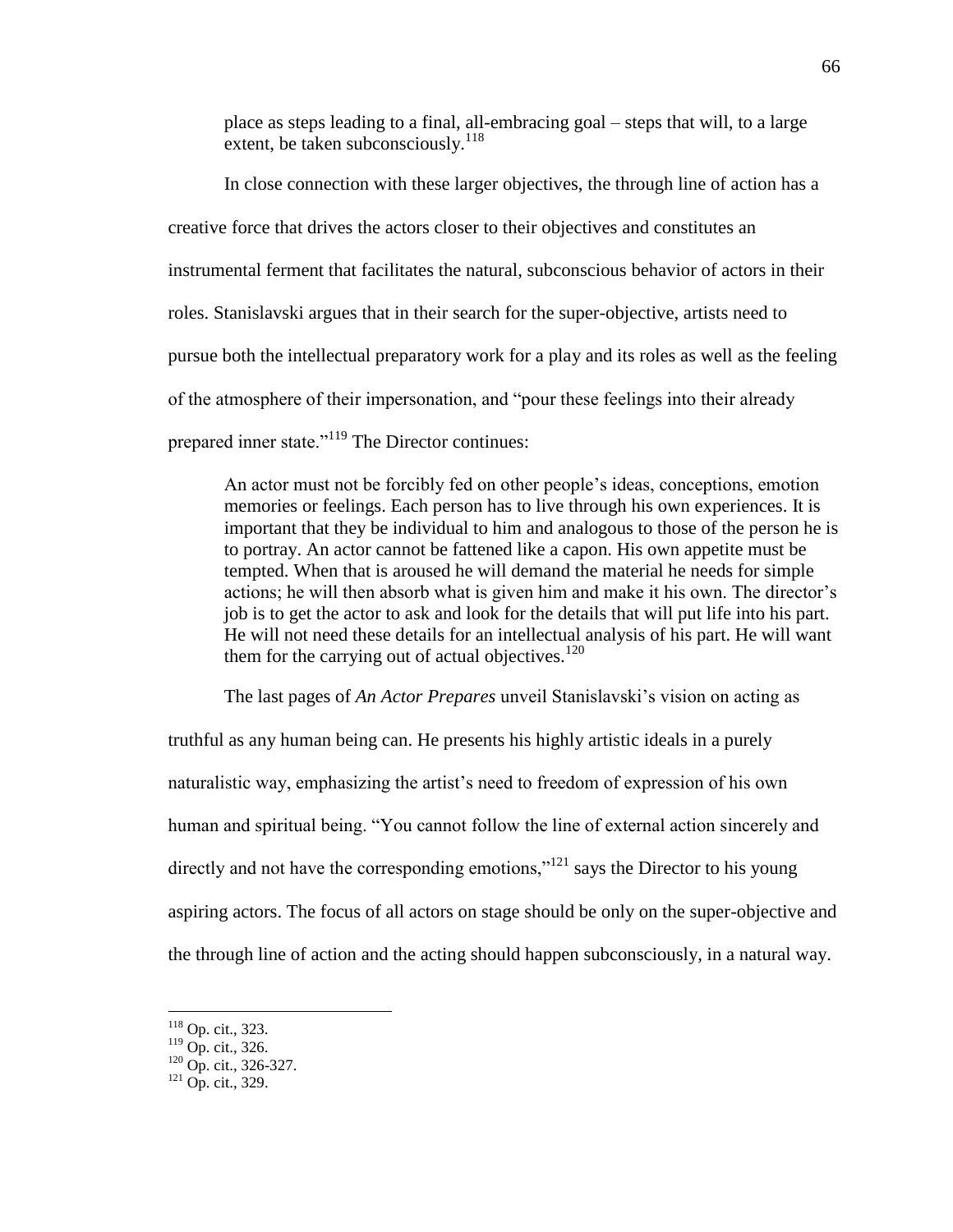> place as steps leading to a final, all-embracing goal – steps that will, to a large extent, be taken subconsciously.[118]

In close connection with these larger objectives, the through line of action has a creative force that drives the actors closer to their objectives and constitutes an instrumental ferment that facilitates the natural, subconscious behavior of actors in their roles. Stanislavski argues that in their search for the super-objective, artists need to pursue both the intellectual preparatory work for a play and its roles as well as the feeling of the atmosphere of their impersonation, and "pour these feelings into their already prepared inner state."[119] The Director continues:

> An actor must not be forcibly fed on other people's ideas, conceptions, emotion memories or feelings. Each person has to live through his own experiences. It is important that they be individual to him and analogous to those of the person he is to portray. An actor cannot be fattened like a capon. His own appetite must be tempted. When that is aroused he will demand the material he needs for simple actions; he will then absorb what is given him and make it his own. The director's job is to get the actor to ask and look for the details that will put life into his part. He will not need these details for an intellectual analysis of his part. He will want them for the carrying out of actual objectives.[120]

The last pages of *An Actor Prepares* unveil Stanislavski's vision on acting as truthful as any human being can. He presents his highly artistic ideals in a purely naturalistic way, emphasizing the artist's need to freedom of expression of his own human and spiritual being. "You cannot follow the line of external action sincerely and directly and not have the corresponding emotions,"[121] says the Director to his young aspiring actors. The focus of all actors on stage should be only on the super-objective and the through line of action and the acting should happen subconsciously, in a natural way.

---

[118] Op. cit., 323.

[119] Op. cit., 326.

[120] Op. cit., 326-327.

[121] Op. cit., 329.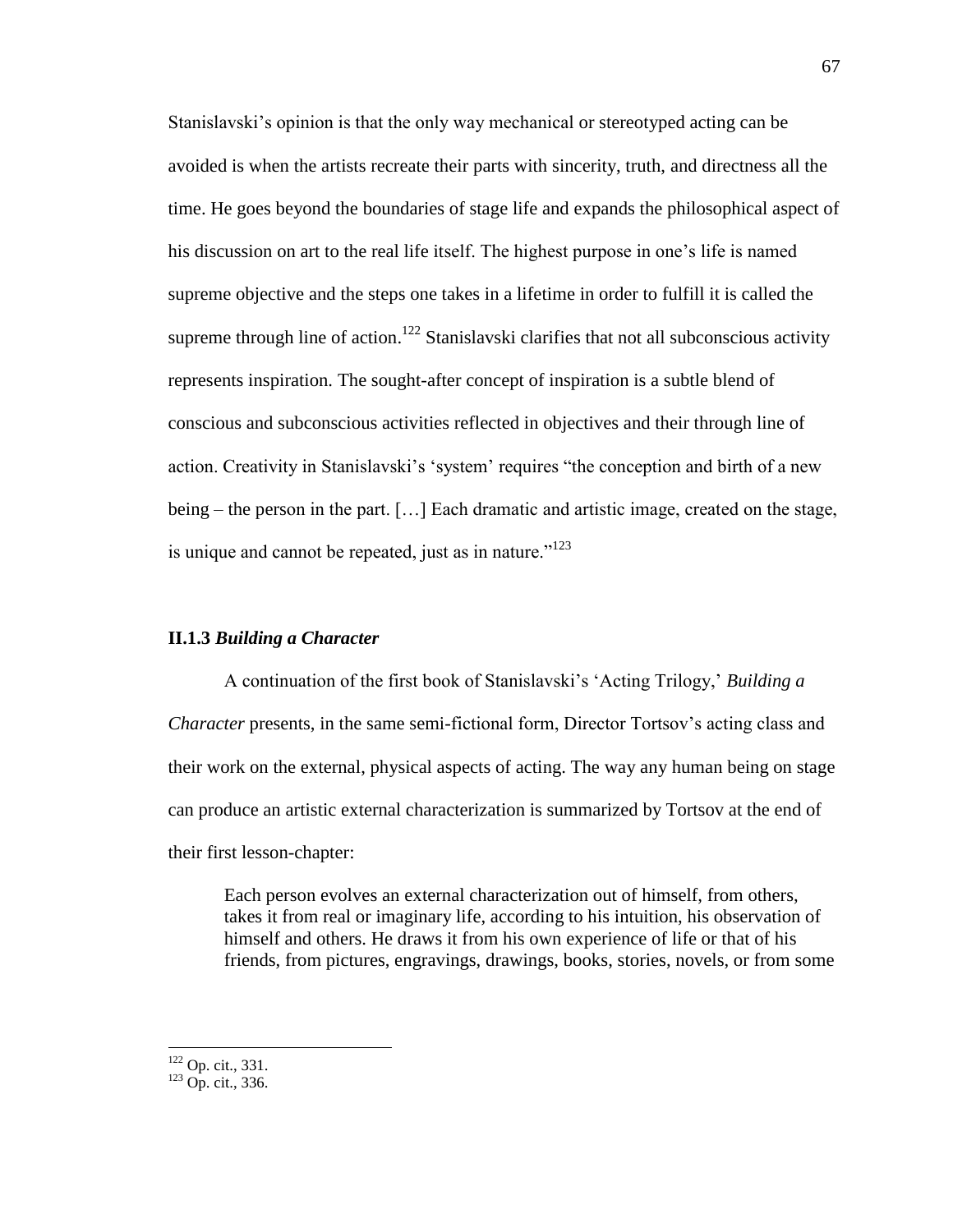Stanislavski's opinion is that the only way mechanical or stereotyped acting can be avoided is when the artists recreate their parts with sincerity, truth, and directness all the time. He goes beyond the boundaries of stage life and expands the philosophical aspect of his discussion on art to the real life itself. The highest purpose in one's life is named supreme objective and the steps one takes in a lifetime in order to fulfill it is called the supreme through line of action.[122] Stanislavski clarifies that not all subconscious activity represents inspiration. The sought-after concept of inspiration is a subtle blend of conscious and subconscious activities reflected in objectives and their through line of action. Creativity in Stanislavski's 'system' requires "the conception and birth of a new being – the person in the part. […] Each dramatic and artistic image, created on the stage, is unique and cannot be repeated, just as in nature."[123]

### II.1.3 *Building a Character*

A continuation of the first book of Stanislavski's 'Acting Trilogy,' *Building a Character* presents, in the same semi-fictional form, Director Tortsov's acting class and their work on the external, physical aspects of acting. The way any human being on stage can produce an artistic external characterization is summarized by Tortsov at the end of their first lesson-chapter:

> Each person evolves an external characterization out of himself, from others, takes it from real or imaginary life, according to his intuition, his observation of himself and others. He draws it from his own experience of life or that of his friends, from pictures, engravings, drawings, books, stories, novels, or from some

---

[122] Op. cit., 331.

[123] Op. cit., 336.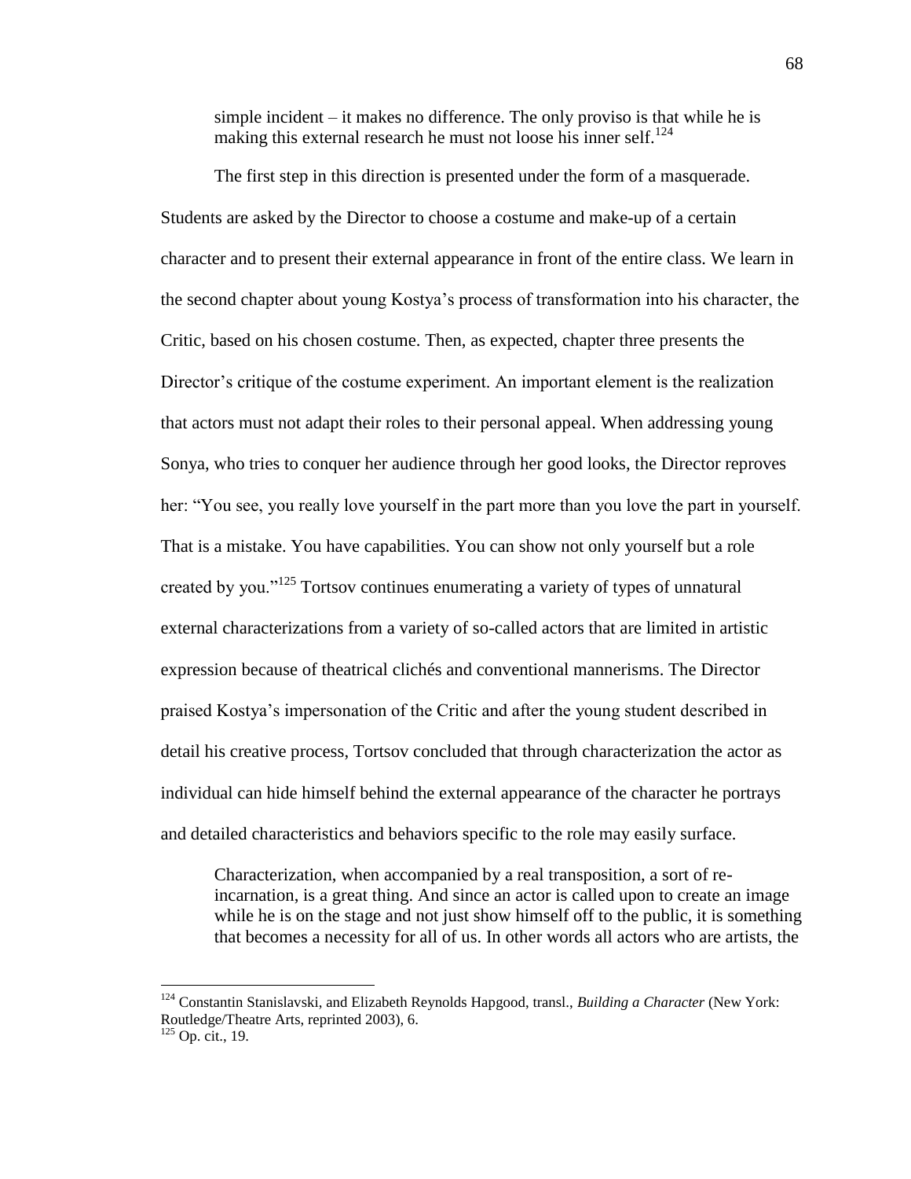> simple incident – it makes no difference. The only proviso is that while he is making this external research he must not loose his inner self.[124]

The first step in this direction is presented under the form of a masquerade. Students are asked by the Director to choose a costume and make-up of a certain character and to present their external appearance in front of the entire class. We learn in the second chapter about young Kostya's process of transformation into his character, the Critic, based on his chosen costume. Then, as expected, chapter three presents the Director's critique of the costume experiment. An important element is the realization that actors must not adapt their roles to their personal appeal. When addressing young Sonya, who tries to conquer her audience through her good looks, the Director reproves her: "You see, you really love yourself in the part more than you love the part in yourself. That is a mistake. You have capabilities. You can show not only yourself but a role created by you."[125] Tortsov continues enumerating a variety of types of unnatural external characterizations from a variety of so-called actors that are limited in artistic expression because of theatrical clichés and conventional mannerisms. The Director praised Kostya's impersonation of the Critic and after the young student described in detail his creative process, Tortsov concluded that through characterization the actor as individual can hide himself behind the external appearance of the character he portrays and detailed characteristics and behaviors specific to the role may easily surface.

> Characterization, when accompanied by a real transposition, a sort of re-incarnation, is a great thing. And since an actor is called upon to create an image while he is on the stage and not just show himself off to the public, it is something that becomes a necessity for all of us. In other words all actors who are artists, the

---

[124] Constantin Stanislavski, and Elizabeth Reynolds Hapgood, transl., *Building a Character* (New York: Routledge/Theatre Arts, reprinted 2003), 6.

[125] Op. cit., 19.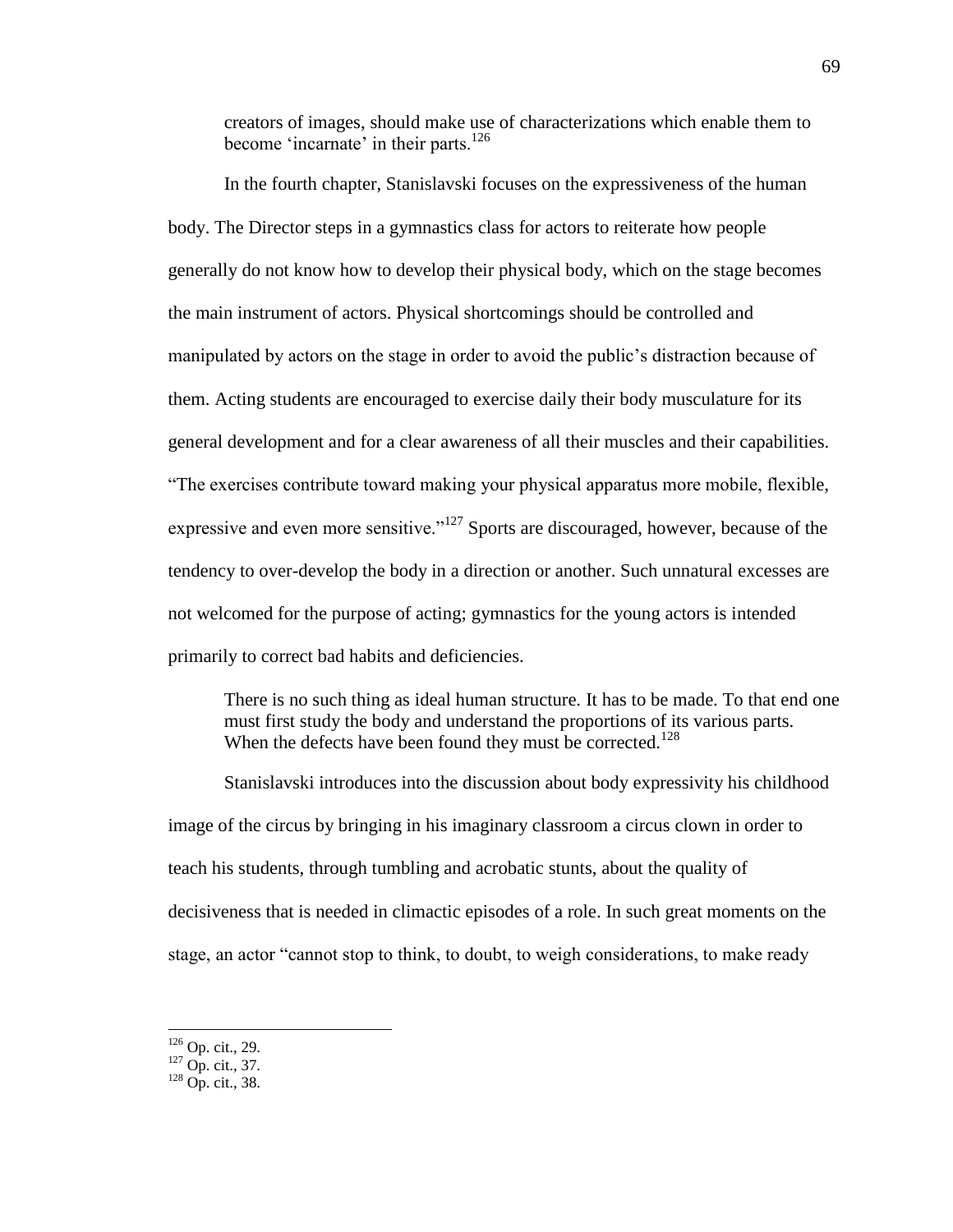> creators of images, should make use of characterizations which enable them to become 'incarnate' in their parts.[126]

In the fourth chapter, Stanislavski focuses on the expressiveness of the human body. The Director steps in a gymnastics class for actors to reiterate how people generally do not know how to develop their physical body, which on the stage becomes the main instrument of actors. Physical shortcomings should be controlled and manipulated by actors on the stage in order to avoid the public's distraction because of them. Acting students are encouraged to exercise daily their body musculature for its general development and for a clear awareness of all their muscles and their capabilities. "The exercises contribute toward making your physical apparatus more mobile, flexible, expressive and even more sensitive."[127] Sports are discouraged, however, because of the tendency to over-develop the body in a direction or another. Such unnatural excesses are not welcomed for the purpose of acting; gymnastics for the young actors is intended primarily to correct bad habits and deficiencies.

> There is no such thing as ideal human structure. It has to be made. To that end one must first study the body and understand the proportions of its various parts. When the defects have been found they must be corrected.[128]

Stanislavski introduces into the discussion about body expressivity his childhood image of the circus by bringing in his imaginary classroom a circus clown in order to teach his students, through tumbling and acrobatic stunts, about the quality of decisiveness that is needed in climactic episodes of a role. In such great moments on the stage, an actor "cannot stop to think, to doubt, to weigh considerations, to make ready

---

[126] Op. cit., 29.
[127] Op. cit., 37.
[128] Op. cit., 38.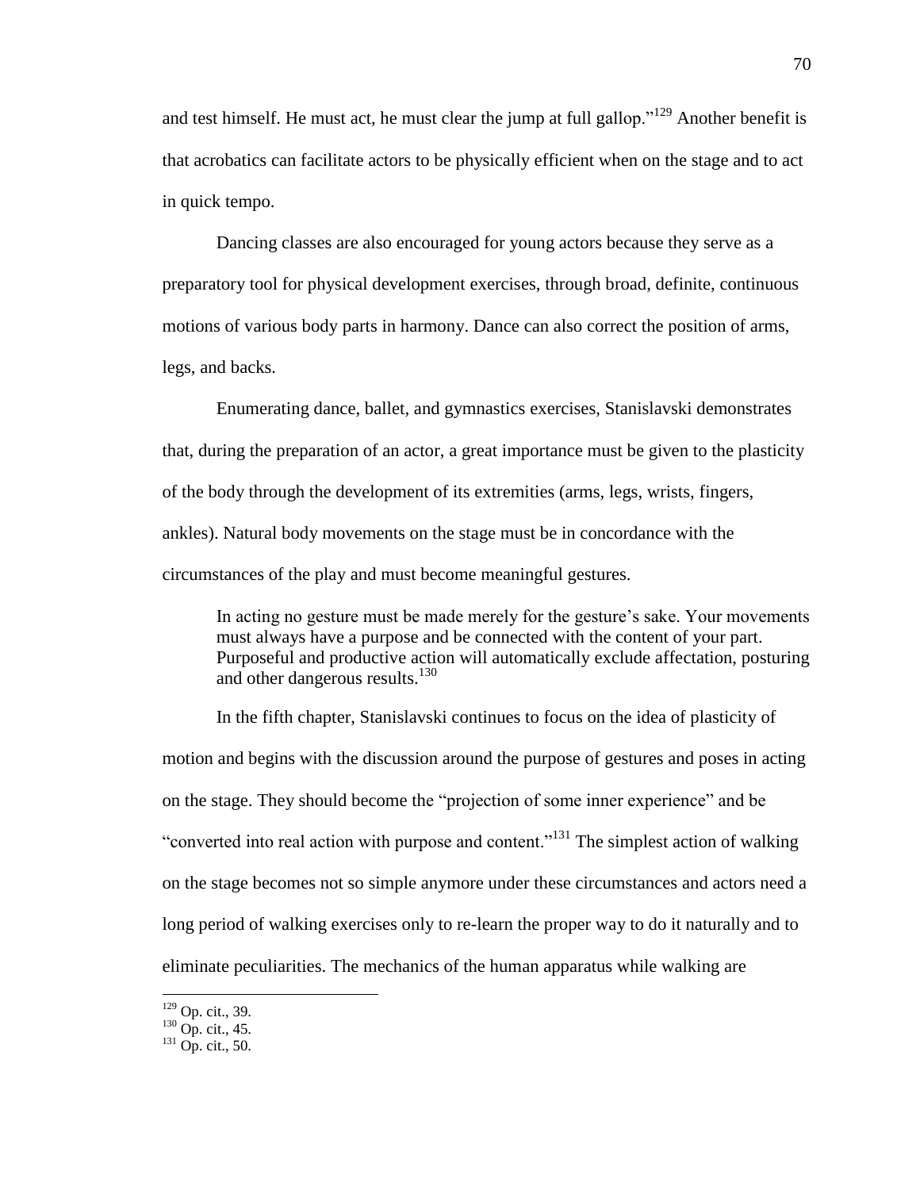and test himself. He must act, he must clear the jump at full gallop."[129] Another benefit is that acrobatics can facilitate actors to be physically efficient when on the stage and to act in quick tempo.

Dancing classes are also encouraged for young actors because they serve as a preparatory tool for physical development exercises, through broad, definite, continuous motions of various body parts in harmony. Dance can also correct the position of arms, legs, and backs.

Enumerating dance, ballet, and gymnastics exercises, Stanislavski demonstrates that, during the preparation of an actor, a great importance must be given to the plasticity of the body through the development of its extremities (arms, legs, wrists, fingers, ankles). Natural body movements on the stage must be in concordance with the circumstances of the play and must become meaningful gestures.

> In acting no gesture must be made merely for the gesture's sake. Your movements must always have a purpose and be connected with the content of your part. Purposeful and productive action will automatically exclude affectation, posturing and other dangerous results.[130]

In the fifth chapter, Stanislavski continues to focus on the idea of plasticity of motion and begins with the discussion around the purpose of gestures and poses in acting on the stage. They should become the "projection of some inner experience" and be "converted into real action with purpose and content."[131] The simplest action of walking on the stage becomes not so simple anymore under these circumstances and actors need a long period of walking exercises only to re-learn the proper way to do it naturally and to eliminate peculiarities. The mechanics of the human apparatus while walking are

[129] Op. cit., 39.

[130] Op. cit., 45.

[131] Op. cit., 50.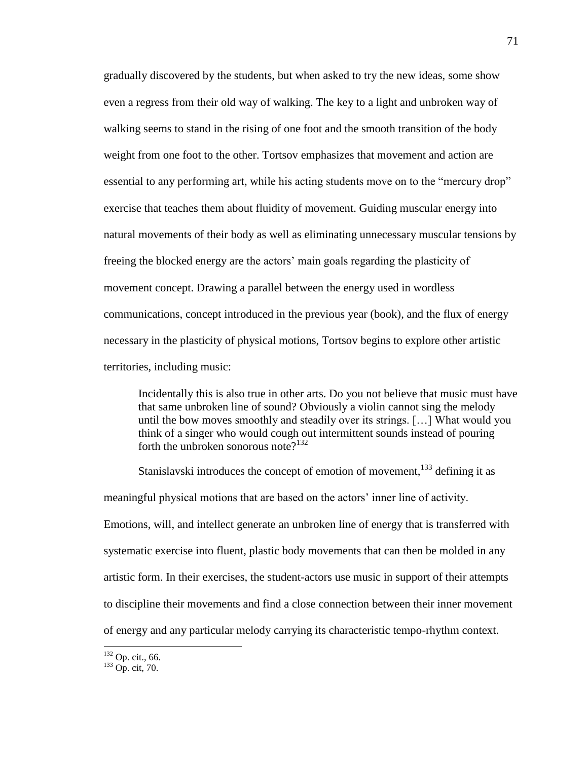gradually discovered by the students, but when asked to try the new ideas, some show even a regress from their old way of walking. The key to a light and unbroken way of walking seems to stand in the rising of one foot and the smooth transition of the body weight from one foot to the other. Tortsov emphasizes that movement and action are essential to any performing art, while his acting students move on to the "mercury drop" exercise that teaches them about fluidity of movement. Guiding muscular energy into natural movements of their body as well as eliminating unnecessary muscular tensions by freeing the blocked energy are the actors' main goals regarding the plasticity of movement concept. Drawing a parallel between the energy used in wordless communications, concept introduced in the previous year (book), and the flux of energy necessary in the plasticity of physical motions, Tortsov begins to explore other artistic territories, including music:

> Incidentally this is also true in other arts. Do you not believe that music must have that same unbroken line of sound? Obviously a violin cannot sing the melody until the bow moves smoothly and steadily over its strings. […] What would you think of a singer who would cough out intermittent sounds instead of pouring forth the unbroken sonorous note?[132]

Stanislavski introduces the concept of emotion of movement,[133] defining it as meaningful physical motions that are based on the actors' inner line of activity. Emotions, will, and intellect generate an unbroken line of energy that is transferred with systematic exercise into fluent, plastic body movements that can then be molded in any artistic form. In their exercises, the student-actors use music in support of their attempts to discipline their movements and find a close connection between their inner movement of energy and any particular melody carrying its characteristic tempo-rhythm context.

---

[132] Op. cit., 66.
[133] Op. cit, 70.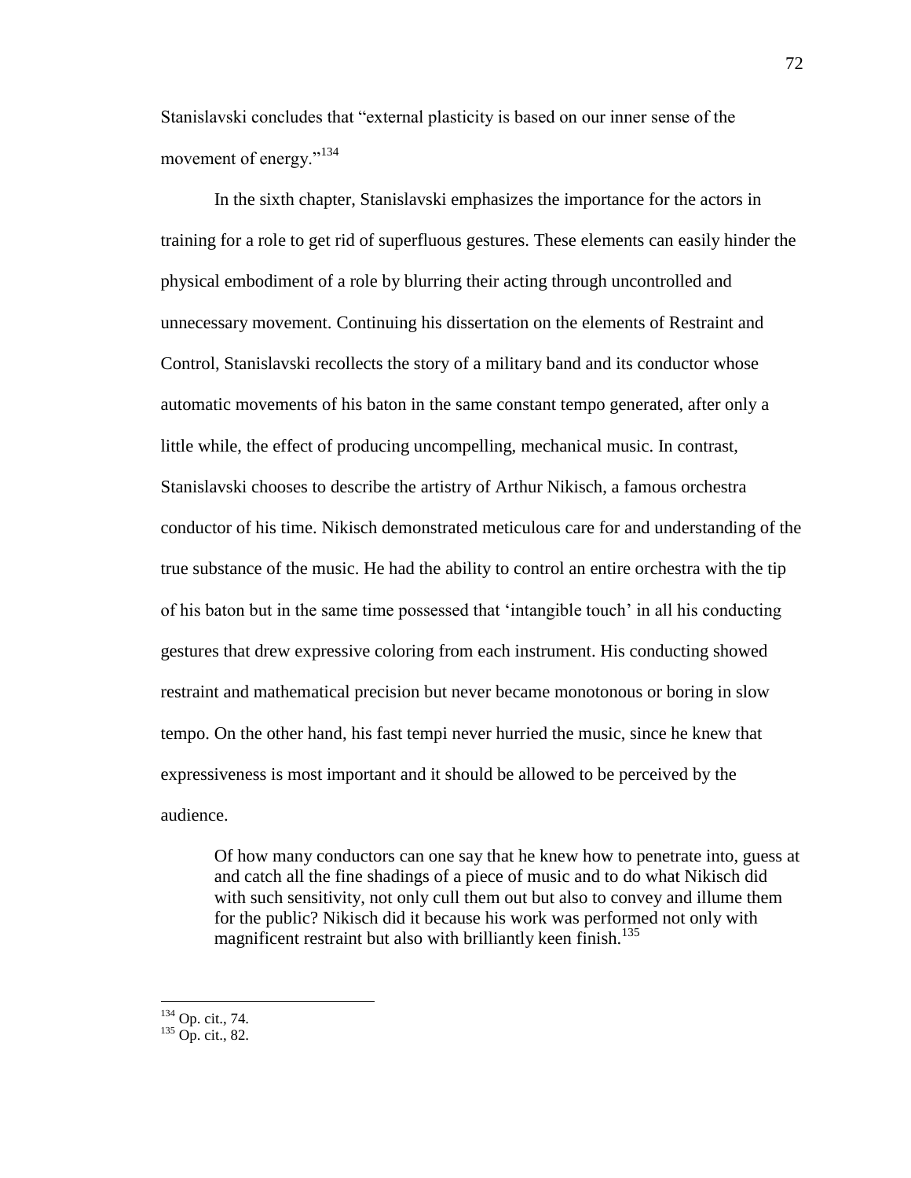Stanislavski concludes that "external plasticity is based on our inner sense of the movement of energy."[134]

In the sixth chapter, Stanislavski emphasizes the importance for the actors in training for a role to get rid of superfluous gestures. These elements can easily hinder the physical embodiment of a role by blurring their acting through uncontrolled and unnecessary movement. Continuing his dissertation on the elements of Restraint and Control, Stanislavski recollects the story of a military band and its conductor whose automatic movements of his baton in the same constant tempo generated, after only a little while, the effect of producing uncompelling, mechanical music. In contrast, Stanislavski chooses to describe the artistry of Arthur Nikisch, a famous orchestra conductor of his time. Nikisch demonstrated meticulous care for and understanding of the true substance of the music. He had the ability to control an entire orchestra with the tip of his baton but in the same time possessed that 'intangible touch' in all his conducting gestures that drew expressive coloring from each instrument. His conducting showed restraint and mathematical precision but never became monotonous or boring in slow tempo. On the other hand, his fast tempi never hurried the music, since he knew that expressiveness is most important and it should be allowed to be perceived by the audience.

> Of how many conductors can one say that he knew how to penetrate into, guess at and catch all the fine shadings of a piece of music and to do what Nikisch did with such sensitivity, not only cull them out but also to convey and illume them for the public? Nikisch did it because his work was performed not only with magnificent restraint but also with brilliantly keen finish.[135]

---

[134] Op. cit., 74.
[135] Op. cit., 82.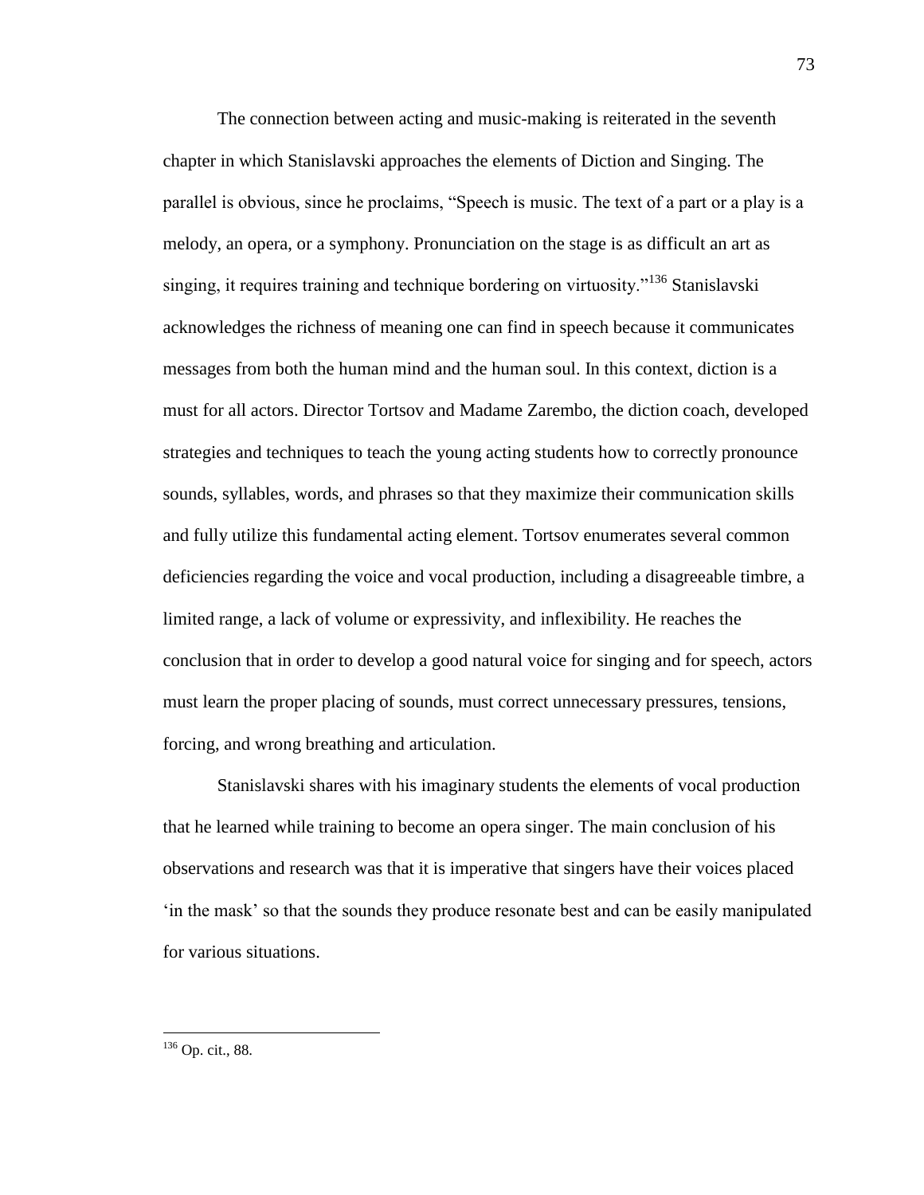The connection between acting and music-making is reiterated in the seventh chapter in which Stanislavski approaches the elements of Diction and Singing. The parallel is obvious, since he proclaims, “Speech is music. The text of a part or a play is a melody, an opera, or a symphony. Pronunciation on the stage is as difficult an art as singing, it requires training and technique bordering on virtuosity.”[136] Stanislavski acknowledges the richness of meaning one can find in speech because it communicates messages from both the human mind and the human soul. In this context, diction is a must for all actors. Director Tortsov and Madame Zarembo, the diction coach, developed strategies and techniques to teach the young acting students how to correctly pronounce sounds, syllables, words, and phrases so that they maximize their communication skills and fully utilize this fundamental acting element. Tortsov enumerates several common deficiencies regarding the voice and vocal production, including a disagreeable timbre, a limited range, a lack of volume or expressivity, and inflexibility. He reaches the conclusion that in order to develop a good natural voice for singing and for speech, actors must learn the proper placing of sounds, must correct unnecessary pressures, tensions, forcing, and wrong breathing and articulation.

Stanislavski shares with his imaginary students the elements of vocal production that he learned while training to become an opera singer. The main conclusion of his observations and research was that it is imperative that singers have their voices placed ‘in the mask’ so that the sounds they produce resonate best and can be easily manipulated for various situations.

---

[136] Op. cit., 88.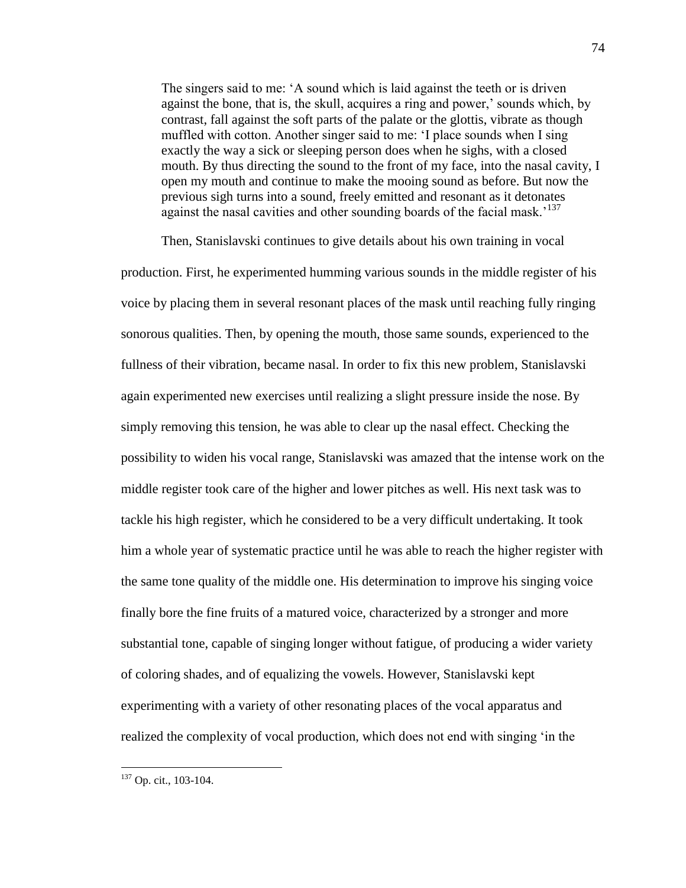> The singers said to me: 'A sound which is laid against the teeth or is driven against the bone, that is, the skull, acquires a ring and power,' sounds which, by contrast, fall against the soft parts of the palate or the glottis, vibrate as though muffled with cotton. Another singer said to me: 'I place sounds when I sing exactly the way a sick or sleeping person does when he sighs, with a closed mouth. By thus directing the sound to the front of my face, into the nasal cavity, I open my mouth and continue to make the mooing sound as before. But now the previous sigh turns into a sound, freely emitted and resonant as it detonates against the nasal cavities and other sounding boards of the facial mask.'[137]

Then, Stanislavski continues to give details about his own training in vocal production. First, he experimented humming various sounds in the middle register of his voice by placing them in several resonant places of the mask until reaching fully ringing sonorous qualities. Then, by opening the mouth, those same sounds, experienced to the fullness of their vibration, became nasal. In order to fix this new problem, Stanislavski again experimented new exercises until realizing a slight pressure inside the nose. By simply removing this tension, he was able to clear up the nasal effect. Checking the possibility to widen his vocal range, Stanislavski was amazed that the intense work on the middle register took care of the higher and lower pitches as well. His next task was to tackle his high register, which he considered to be a very difficult undertaking. It took him a whole year of systematic practice until he was able to reach the higher register with the same tone quality of the middle one. His determination to improve his singing voice finally bore the fine fruits of a matured voice, characterized by a stronger and more substantial tone, capable of singing longer without fatigue, of producing a wider variety of coloring shades, and of equalizing the vowels. However, Stanislavski kept experimenting with a variety of other resonating places of the vocal apparatus and realized the complexity of vocal production, which does not end with singing 'in the

---

[137] Op. cit., 103-104.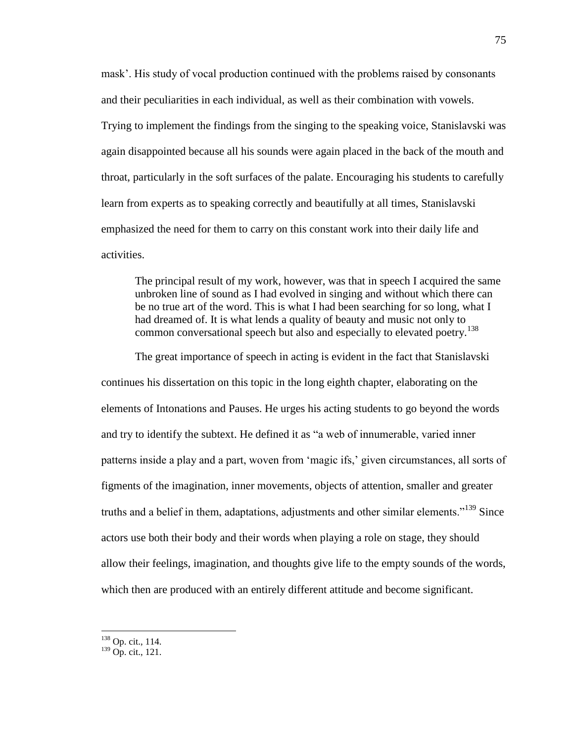mask'. His study of vocal production continued with the problems raised by consonants and their peculiarities in each individual, as well as their combination with vowels. Trying to implement the findings from the singing to the speaking voice, Stanislavski was again disappointed because all his sounds were again placed in the back of the mouth and throat, particularly in the soft surfaces of the palate. Encouraging his students to carefully learn from experts as to speaking correctly and beautifully at all times, Stanislavski emphasized the need for them to carry on this constant work into their daily life and activities.

> The principal result of my work, however, was that in speech I acquired the same unbroken line of sound as I had evolved in singing and without which there can be no true art of the word. This is what I had been searching for so long, what I had dreamed of. It is what lends a quality of beauty and music not only to common conversational speech but also and especially to elevated poetry.[138]

The great importance of speech in acting is evident in the fact that Stanislavski continues his dissertation on this topic in the long eighth chapter, elaborating on the elements of Intonations and Pauses. He urges his acting students to go beyond the words and try to identify the subtext. He defined it as "a web of innumerable, varied inner patterns inside a play and a part, woven from 'magic ifs,' given circumstances, all sorts of figments of the imagination, inner movements, objects of attention, smaller and greater truths and a belief in them, adaptations, adjustments and other similar elements."[139] Since actors use both their body and their words when playing a role on stage, they should allow their feelings, imagination, and thoughts give life to the empty sounds of the words, which then are produced with an entirely different attitude and become significant.

---

[138] Op. cit., 114.

[139] Op. cit., 121.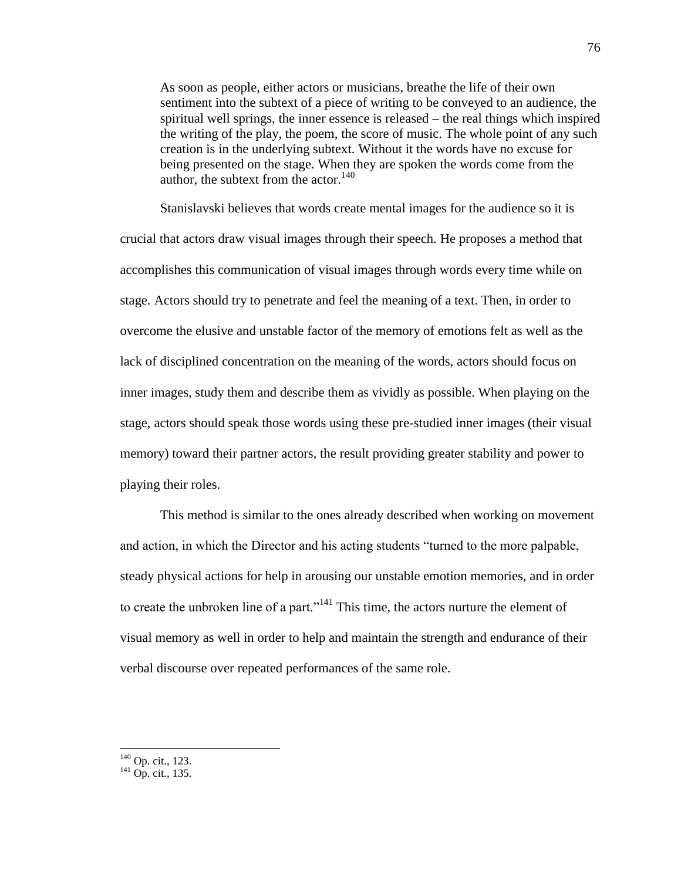> As soon as people, either actors or musicians, breathe the life of their own sentiment into the subtext of a piece of writing to be conveyed to an audience, the spiritual well springs, the inner essence is released – the real things which inspired the writing of the play, the poem, the score of music. The whole point of any such creation is in the underlying subtext. Without it the words have no excuse for being presented on the stage. When they are spoken the words come from the author, the subtext from the actor.[140]

Stanislavski believes that words create mental images for the audience so it is crucial that actors draw visual images through their speech. He proposes a method that accomplishes this communication of visual images through words every time while on stage. Actors should try to penetrate and feel the meaning of a text. Then, in order to overcome the elusive and unstable factor of the memory of emotions felt as well as the lack of disciplined concentration on the meaning of the words, actors should focus on inner images, study them and describe them as vividly as possible. When playing on the stage, actors should speak those words using these pre-studied inner images (their visual memory) toward their partner actors, the result providing greater stability and power to playing their roles.

This method is similar to the ones already described when working on movement and action, in which the Director and his acting students "turned to the more palpable, steady physical actions for help in arousing our unstable emotion memories, and in order to create the unbroken line of a part."[141] This time, the actors nurture the element of visual memory as well in order to help and maintain the strength and endurance of their verbal discourse over repeated performances of the same role.

---

[140] Op. cit., 123.

[141] Op. cit., 135.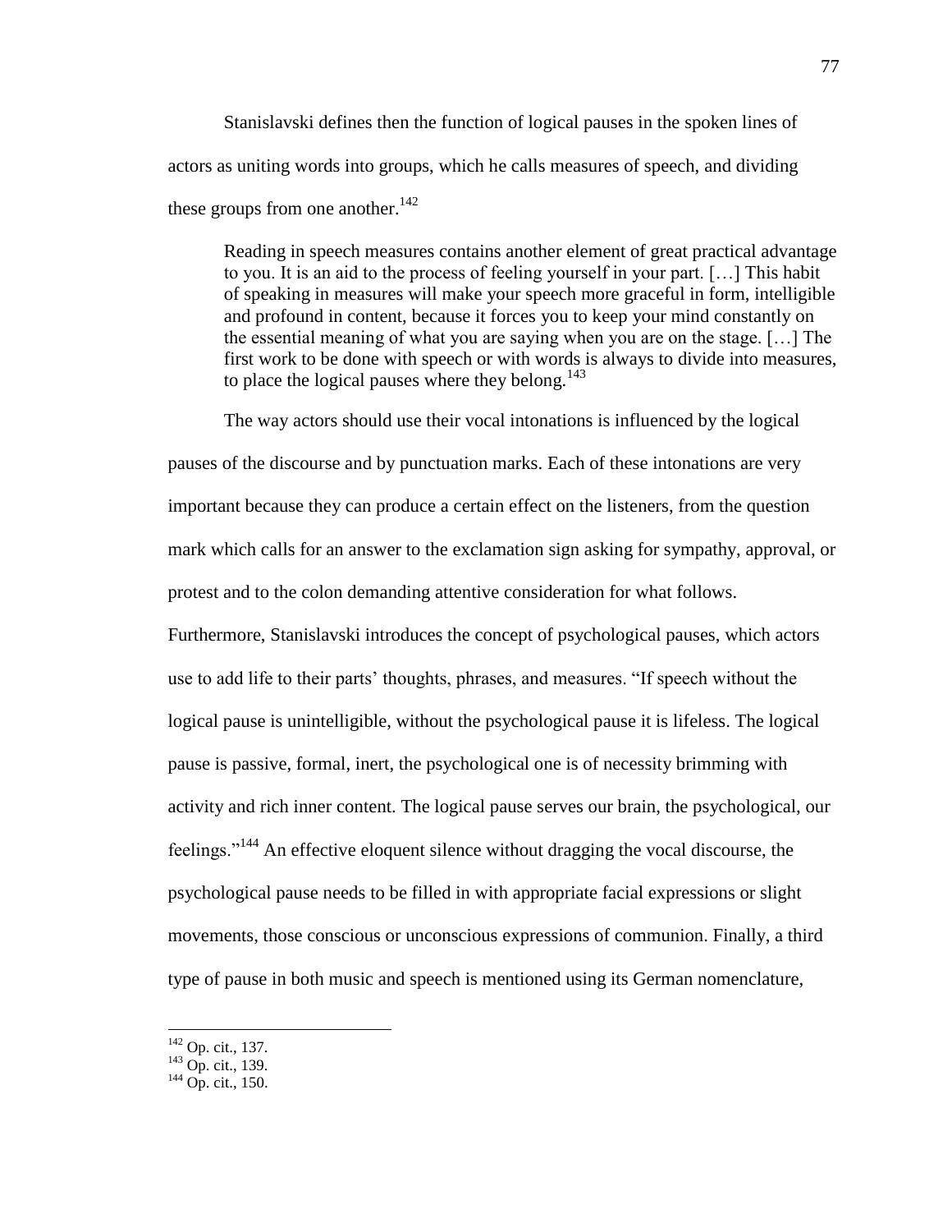Stanislavski defines then the function of logical pauses in the spoken lines of actors as uniting words into groups, which he calls measures of speech, and dividing these groups from one another.[142]

> Reading in speech measures contains another element of great practical advantage to you. It is an aid to the process of feeling yourself in your part. […] This habit of speaking in measures will make your speech more graceful in form, intelligible and profound in content, because it forces you to keep your mind constantly on the essential meaning of what you are saying when you are on the stage. […] The first work to be done with speech or with words is always to divide into measures, to place the logical pauses where they belong.[143]

The way actors should use their vocal intonations is influenced by the logical pauses of the discourse and by punctuation marks. Each of these intonations are very important because they can produce a certain effect on the listeners, from the question mark which calls for an answer to the exclamation sign asking for sympathy, approval, or protest and to the colon demanding attentive consideration for what follows. Furthermore, Stanislavski introduces the concept of psychological pauses, which actors use to add life to their parts' thoughts, phrases, and measures. "If speech without the logical pause is unintelligible, without the psychological pause it is lifeless. The logical pause is passive, formal, inert, the psychological one is of necessity brimming with activity and rich inner content. The logical pause serves our brain, the psychological, our feelings."[144] An effective eloquent silence without dragging the vocal discourse, the psychological pause needs to be filled in with appropriate facial expressions or slight movements, those conscious or unconscious expressions of communion. Finally, a third type of pause in both music and speech is mentioned using its German nomenclature,

---

[142] Op. cit., 137.
[143] Op. cit., 139.
[144] Op. cit., 150.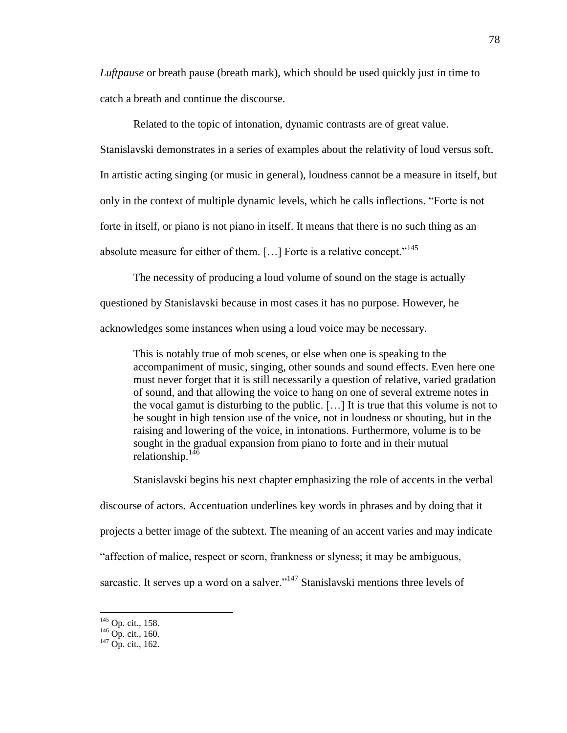*Luftpause* or breath pause (breath mark), which should be used quickly just in time to catch a breath and continue the discourse.

Related to the topic of intonation, dynamic contrasts are of great value. Stanislavski demonstrates in a series of examples about the relativity of loud versus soft. In artistic acting singing (or music in general), loudness cannot be a measure in itself, but only in the context of multiple dynamic levels, which he calls inflections. "Forte is not forte in itself, or piano is not piano in itself. It means that there is no such thing as an absolute measure for either of them. […] Forte is a relative concept."[145]

The necessity of producing a loud volume of sound on the stage is actually questioned by Stanislavski because in most cases it has no purpose. However, he acknowledges some instances when using a loud voice may be necessary.

> This is notably true of mob scenes, or else when one is speaking to the accompaniment of music, singing, other sounds and sound effects. Even here one must never forget that it is still necessarily a question of relative, varied gradation of sound, and that allowing the voice to hang on one of several extreme notes in the vocal gamut is disturbing to the public. […] It is true that this volume is not to be sought in high tension use of the voice, not in loudness or shouting, but in the raising and lowering of the voice, in intonations. Furthermore, volume is to be sought in the gradual expansion from piano to forte and in their mutual relationship.[146]

Stanislavski begins his next chapter emphasizing the role of accents in the verbal discourse of actors. Accentuation underlines key words in phrases and by doing that it projects a better image of the subtext. The meaning of an accent varies and may indicate "affection of malice, respect or scorn, frankness or slyness; it may be ambiguous, sarcastic. It serves up a word on a salver."[147] Stanislavski mentions three levels of

---

[145] Op. cit., 158.
[146] Op. cit., 160.
[147] Op. cit., 162.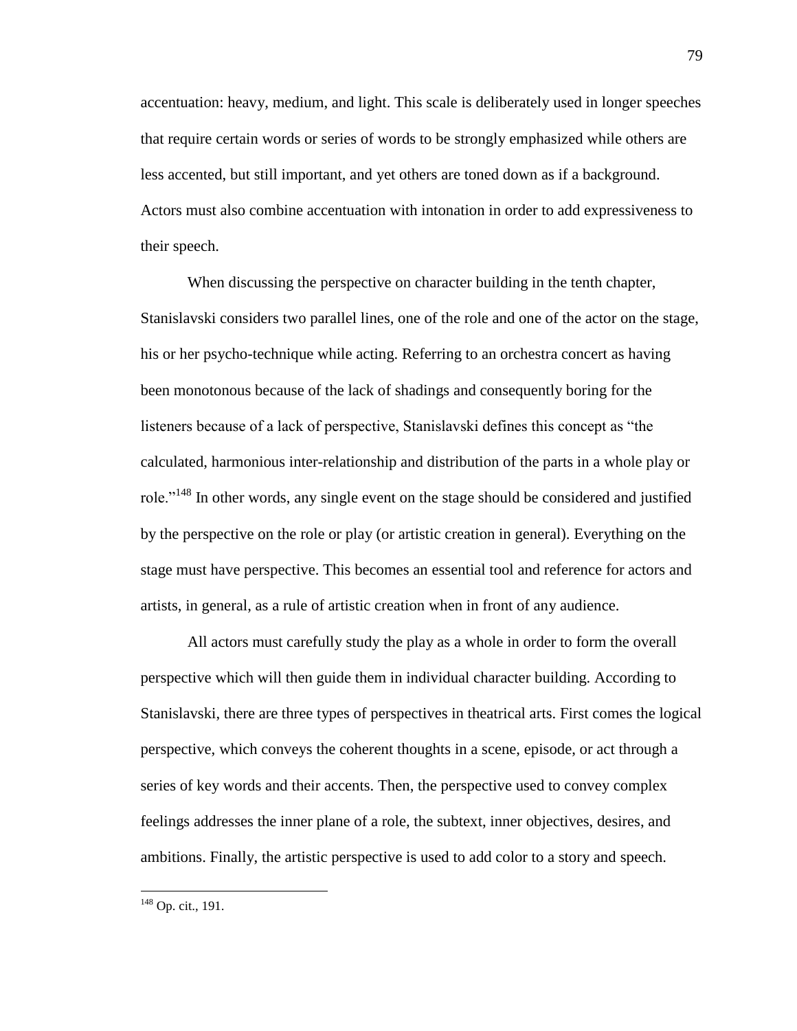accentuation: heavy, medium, and light. This scale is deliberately used in longer speeches that require certain words or series of words to be strongly emphasized while others are less accented, but still important, and yet others are toned down as if a background. Actors must also combine accentuation with intonation in order to add expressiveness to their speech.

When discussing the perspective on character building in the tenth chapter, Stanislavski considers two parallel lines, one of the role and one of the actor on the stage, his or her psycho-technique while acting. Referring to an orchestra concert as having been monotonous because of the lack of shadings and consequently boring for the listeners because of a lack of perspective, Stanislavski defines this concept as "the calculated, harmonious inter-relationship and distribution of the parts in a whole play or role."[148] In other words, any single event on the stage should be considered and justified by the perspective on the role or play (or artistic creation in general). Everything on the stage must have perspective. This becomes an essential tool and reference for actors and artists, in general, as a rule of artistic creation when in front of any audience.

All actors must carefully study the play as a whole in order to form the overall perspective which will then guide them in individual character building. According to Stanislavski, there are three types of perspectives in theatrical arts. First comes the logical perspective, which conveys the coherent thoughts in a scene, episode, or act through a series of key words and their accents. Then, the perspective used to convey complex feelings addresses the inner plane of a role, the subtext, inner objectives, desires, and ambitions. Finally, the artistic perspective is used to add color to a story and speech.

---

[148] Op. cit., 191.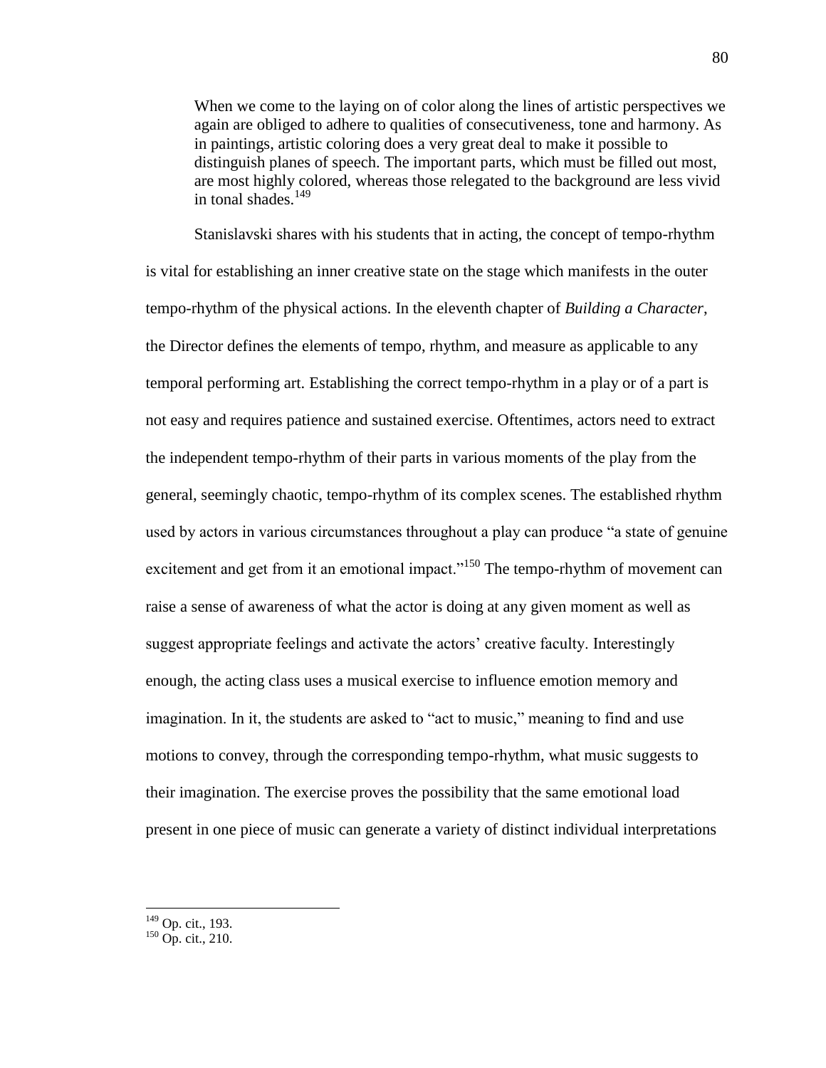> When we come to the laying on of color along the lines of artistic perspectives we again are obliged to adhere to qualities of consecutiveness, tone and harmony. As in paintings, artistic coloring does a very great deal to make it possible to distinguish planes of speech. The important parts, which must be filled out most, are most highly colored, whereas those relegated to the background are less vivid in tonal shades.[149]

Stanislavski shares with his students that in acting, the concept of tempo-rhythm is vital for establishing an inner creative state on the stage which manifests in the outer tempo-rhythm of the physical actions. In the eleventh chapter of *Building a Character*, the Director defines the elements of tempo, rhythm, and measure as applicable to any temporal performing art. Establishing the correct tempo-rhythm in a play or of a part is not easy and requires patience and sustained exercise. Oftentimes, actors need to extract the independent tempo-rhythm of their parts in various moments of the play from the general, seemingly chaotic, tempo-rhythm of its complex scenes. The established rhythm used by actors in various circumstances throughout a play can produce "a state of genuine excitement and get from it an emotional impact."[150] The tempo-rhythm of movement can raise a sense of awareness of what the actor is doing at any given moment as well as suggest appropriate feelings and activate the actors' creative faculty. Interestingly enough, the acting class uses a musical exercise to influence emotion memory and imagination. In it, the students are asked to "act to music," meaning to find and use motions to convey, through the corresponding tempo-rhythm, what music suggests to their imagination. The exercise proves the possibility that the same emotional load present in one piece of music can generate a variety of distinct individual interpretations

---

[149] Op. cit., 193.

[150] Op. cit., 210.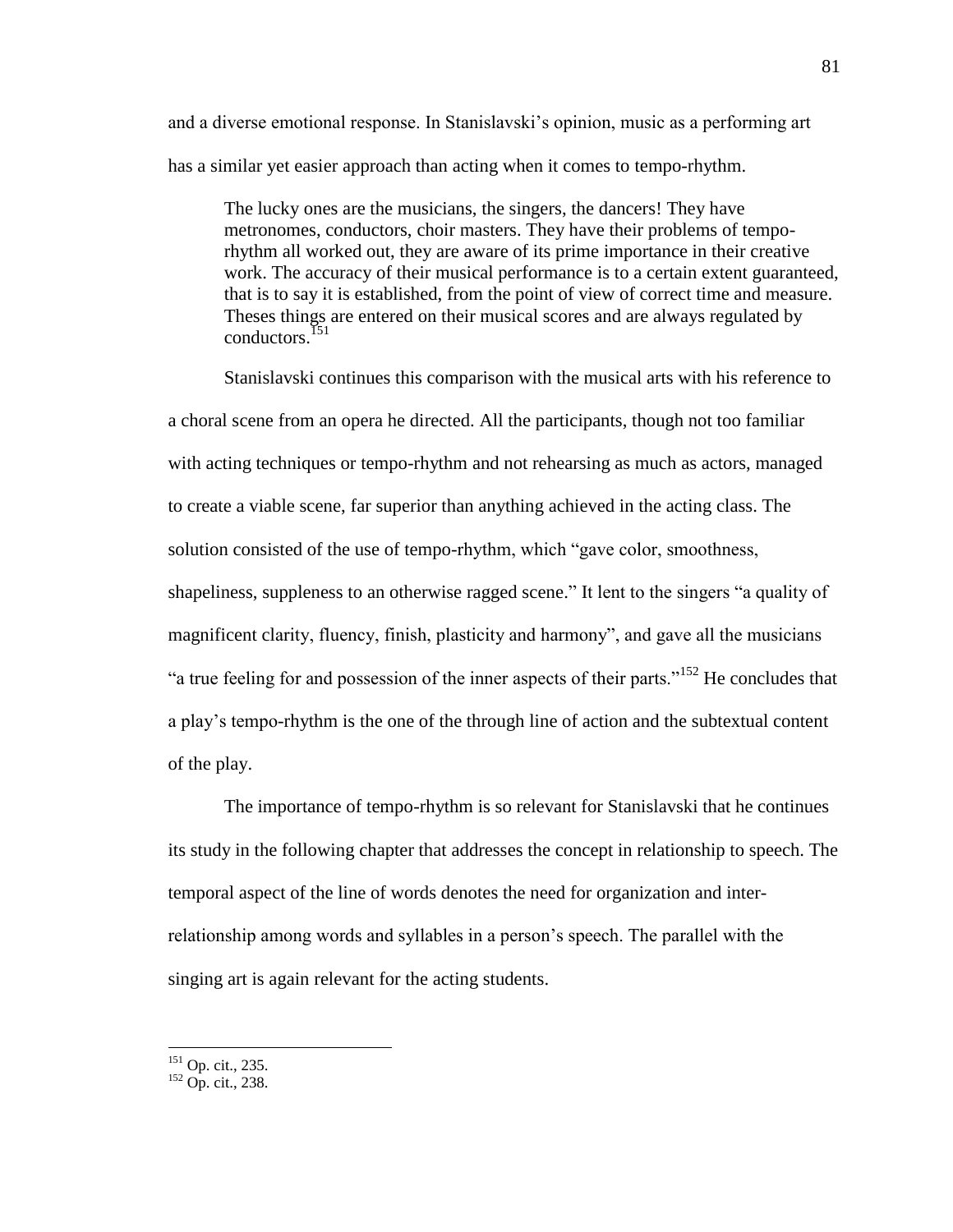and a diverse emotional response. In Stanislavski's opinion, music as a performing art has a similar yet easier approach than acting when it comes to tempo-rhythm.

> The lucky ones are the musicians, the singers, the dancers! They have metronomes, conductors, choir masters. They have their problems of tempo-rhythm all worked out, they are aware of its prime importance in their creative work. The accuracy of their musical performance is to a certain extent guaranteed, that is to say it is established, from the point of view of correct time and measure. Theses things are entered on their musical scores and are always regulated by conductors.[151]

Stanislavski continues this comparison with the musical arts with his reference to a choral scene from an opera he directed. All the participants, though not too familiar with acting techniques or tempo-rhythm and not rehearsing as much as actors, managed to create a viable scene, far superior than anything achieved in the acting class. The solution consisted of the use of tempo-rhythm, which "gave color, smoothness, shapeliness, suppleness to an otherwise ragged scene." It lent to the singers "a quality of magnificent clarity, fluency, finish, plasticity and harmony", and gave all the musicians "a true feeling for and possession of the inner aspects of their parts."[152] He concludes that a play's tempo-rhythm is the one of the through line of action and the subtextual content of the play.

The importance of tempo-rhythm is so relevant for Stanislavski that he continues its study in the following chapter that addresses the concept in relationship to speech. The temporal aspect of the line of words denotes the need for organization and inter-relationship among words and syllables in a person's speech. The parallel with the singing art is again relevant for the acting students.

---

[151] Op. cit., 235.

[152] Op. cit., 238.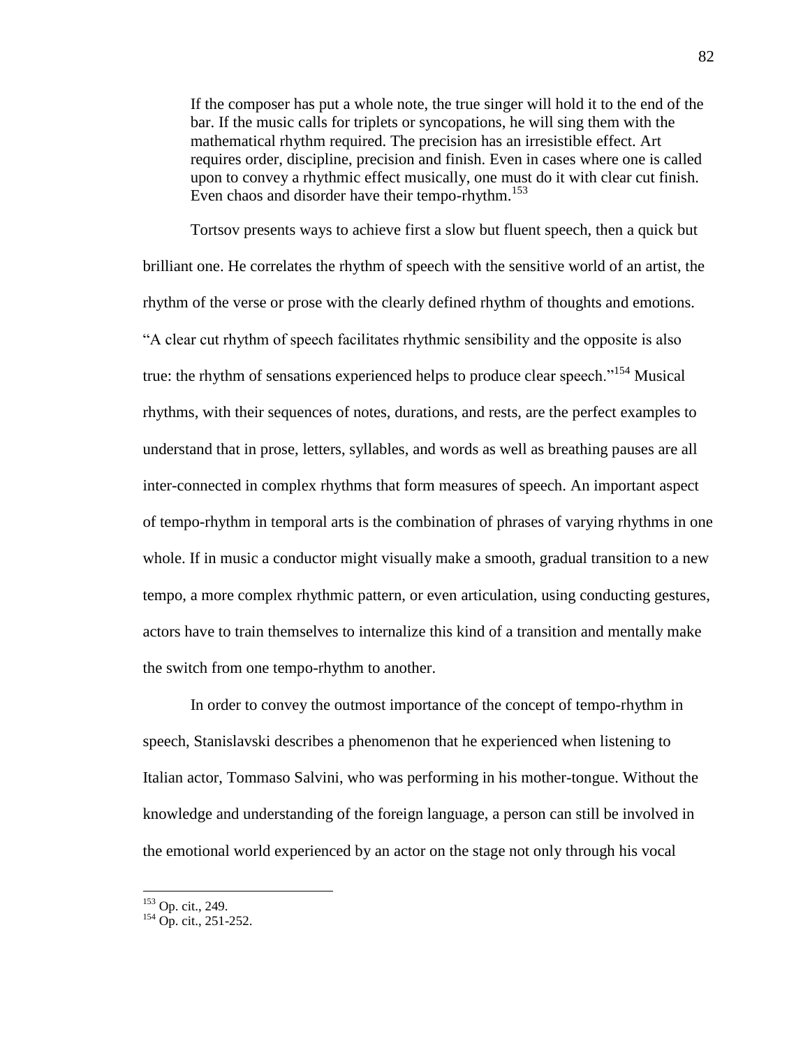> If the composer has put a whole note, the true singer will hold it to the end of the bar. If the music calls for triplets or syncopations, he will sing them with the mathematical rhythm required. The precision has an irresistible effect. Art requires order, discipline, precision and finish. Even in cases where one is called upon to convey a rhythmic effect musically, one must do it with clear cut finish. Even chaos and disorder have their tempo-rhythm.[153]

Tortsov presents ways to achieve first a slow but fluent speech, then a quick but brilliant one. He correlates the rhythm of speech with the sensitive world of an artist, the rhythm of the verse or prose with the clearly defined rhythm of thoughts and emotions. "A clear cut rhythm of speech facilitates rhythmic sensibility and the opposite is also true: the rhythm of sensations experienced helps to produce clear speech."[154] Musical rhythms, with their sequences of notes, durations, and rests, are the perfect examples to understand that in prose, letters, syllables, and words as well as breathing pauses are all inter-connected in complex rhythms that form measures of speech. An important aspect of tempo-rhythm in temporal arts is the combination of phrases of varying rhythms in one whole. If in music a conductor might visually make a smooth, gradual transition to a new tempo, a more complex rhythmic pattern, or even articulation, using conducting gestures, actors have to train themselves to internalize this kind of a transition and mentally make the switch from one tempo-rhythm to another.

In order to convey the outmost importance of the concept of tempo-rhythm in speech, Stanislavski describes a phenomenon that he experienced when listening to Italian actor, Tommaso Salvini, who was performing in his mother-tongue. Without the knowledge and understanding of the foreign language, a person can still be involved in the emotional world experienced by an actor on the stage not only through his vocal

---

[153] Op. cit., 249.

[154] Op. cit., 251-252.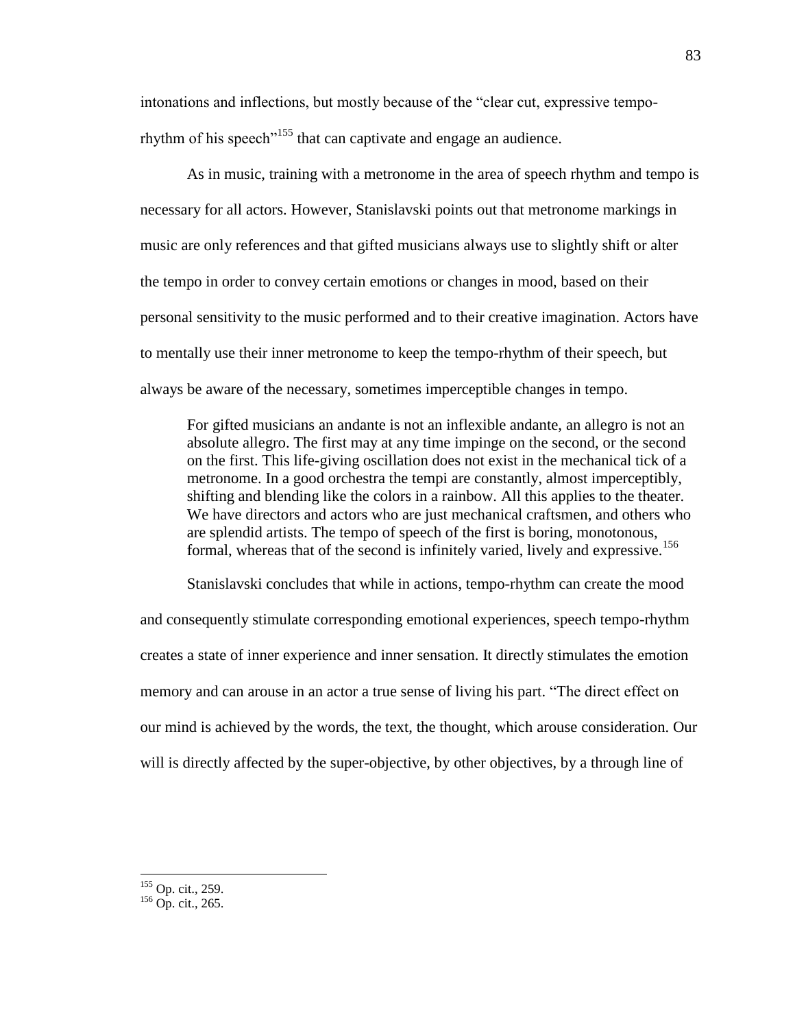intonations and inflections, but mostly because of the "clear cut, expressive tempo-rhythm of his speech"[155] that can captivate and engage an audience.

As in music, training with a metronome in the area of speech rhythm and tempo is necessary for all actors. However, Stanislavski points out that metronome markings in music are only references and that gifted musicians always use to slightly shift or alter the tempo in order to convey certain emotions or changes in mood, based on their personal sensitivity to the music performed and to their creative imagination. Actors have to mentally use their inner metronome to keep the tempo-rhythm of their speech, but always be aware of the necessary, sometimes imperceptible changes in tempo.

> For gifted musicians an andante is not an inflexible andante, an allegro is not an absolute allegro. The first may at any time impinge on the second, or the second on the first. This life-giving oscillation does not exist in the mechanical tick of a metronome. In a good orchestra the tempi are constantly, almost imperceptibly, shifting and blending like the colors in a rainbow. All this applies to the theater. We have directors and actors who are just mechanical craftsmen, and others who are splendid artists. The tempo of speech of the first is boring, monotonous, formal, whereas that of the second is infinitely varied, lively and expressive.[156]

Stanislavski concludes that while in actions, tempo-rhythm can create the mood and consequently stimulate corresponding emotional experiences, speech tempo-rhythm creates a state of inner experience and inner sensation. It directly stimulates the emotion memory and can arouse in an actor a true sense of living his part. "The direct effect on our mind is achieved by the words, the text, the thought, which arouse consideration. Our will is directly affected by the super-objective, by other objectives, by a through line of

---

[155] Op. cit., 259.

[156] Op. cit., 265.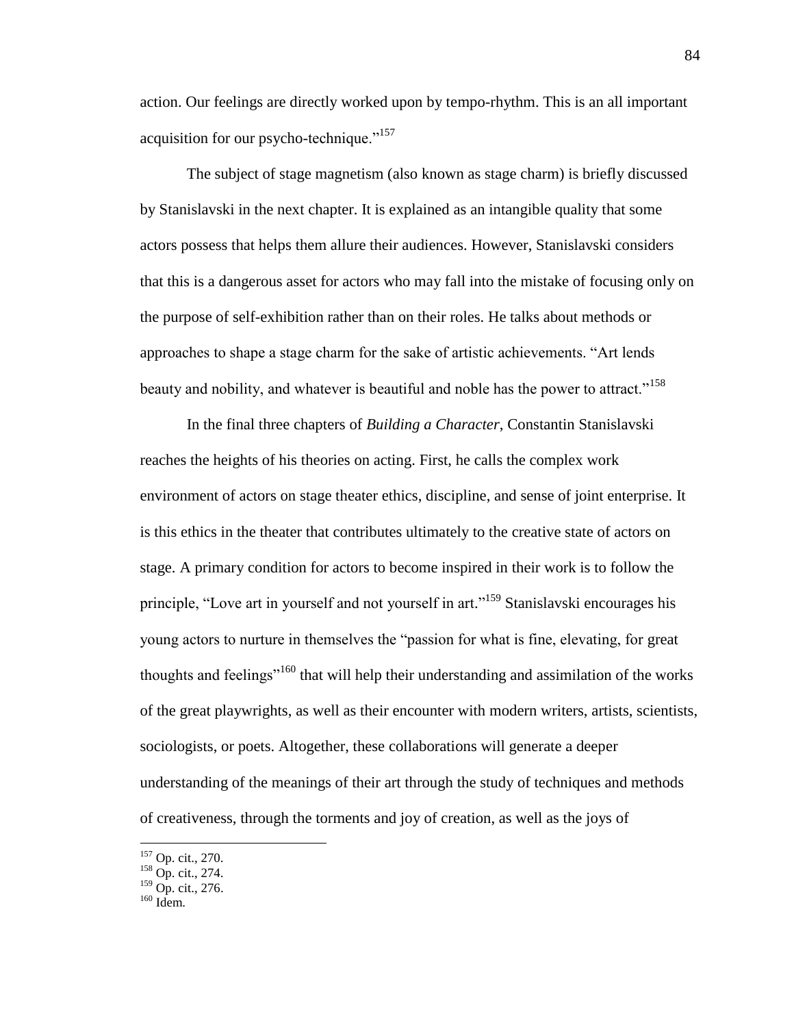action. Our feelings are directly worked upon by tempo-rhythm. This is an all important acquisition for our psycho-technique."[157]

The subject of stage magnetism (also known as stage charm) is briefly discussed by Stanislavski in the next chapter. It is explained as an intangible quality that some actors possess that helps them allure their audiences. However, Stanislavski considers that this is a dangerous asset for actors who may fall into the mistake of focusing only on the purpose of self-exhibition rather than on their roles. He talks about methods or approaches to shape a stage charm for the sake of artistic achievements. "Art lends beauty and nobility, and whatever is beautiful and noble has the power to attract."[158]

In the final three chapters of *Building a Character*, Constantin Stanislavski reaches the heights of his theories on acting. First, he calls the complex work environment of actors on stage theater ethics, discipline, and sense of joint enterprise. It is this ethics in the theater that contributes ultimately to the creative state of actors on stage. A primary condition for actors to become inspired in their work is to follow the principle, "Love art in yourself and not yourself in art."[159] Stanislavski encourages his young actors to nurture in themselves the "passion for what is fine, elevating, for great thoughts and feelings"[160] that will help their understanding and assimilation of the works of the great playwrights, as well as their encounter with modern writers, artists, scientists, sociologists, or poets. Altogether, these collaborations will generate a deeper understanding of the meanings of their art through the study of techniques and methods of creativeness, through the torments and joy of creation, as well as the joys of

---

[157] Op. cit., 270.
[158] Op. cit., 274.
[159] Op. cit., 276.
[160] Idem.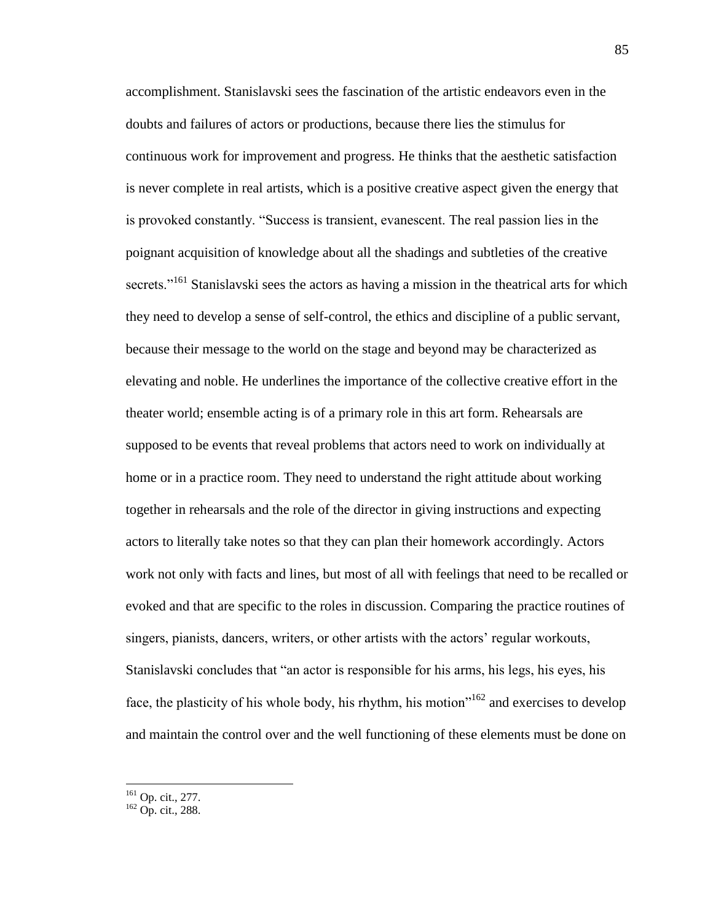accomplishment. Stanislavski sees the fascination of the artistic endeavors even in the doubts and failures of actors or productions, because there lies the stimulus for continuous work for improvement and progress. He thinks that the aesthetic satisfaction is never complete in real artists, which is a positive creative aspect given the energy that is provoked constantly. "Success is transient, evanescent. The real passion lies in the poignant acquisition of knowledge about all the shadings and subtleties of the creative secrets."[161] Stanislavski sees the actors as having a mission in the theatrical arts for which they need to develop a sense of self-control, the ethics and discipline of a public servant, because their message to the world on the stage and beyond may be characterized as elevating and noble. He underlines the importance of the collective creative effort in the theater world; ensemble acting is of a primary role in this art form. Rehearsals are supposed to be events that reveal problems that actors need to work on individually at home or in a practice room. They need to understand the right attitude about working together in rehearsals and the role of the director in giving instructions and expecting actors to literally take notes so that they can plan their homework accordingly. Actors work not only with facts and lines, but most of all with feelings that need to be recalled or evoked and that are specific to the roles in discussion. Comparing the practice routines of singers, pianists, dancers, writers, or other artists with the actors' regular workouts, Stanislavski concludes that "an actor is responsible for his arms, his legs, his eyes, his face, the plasticity of his whole body, his rhythm, his motion"[162] and exercises to develop and maintain the control over and the well functioning of these elements must be done on

---

[161] Op. cit., 277.
[162] Op. cit., 288.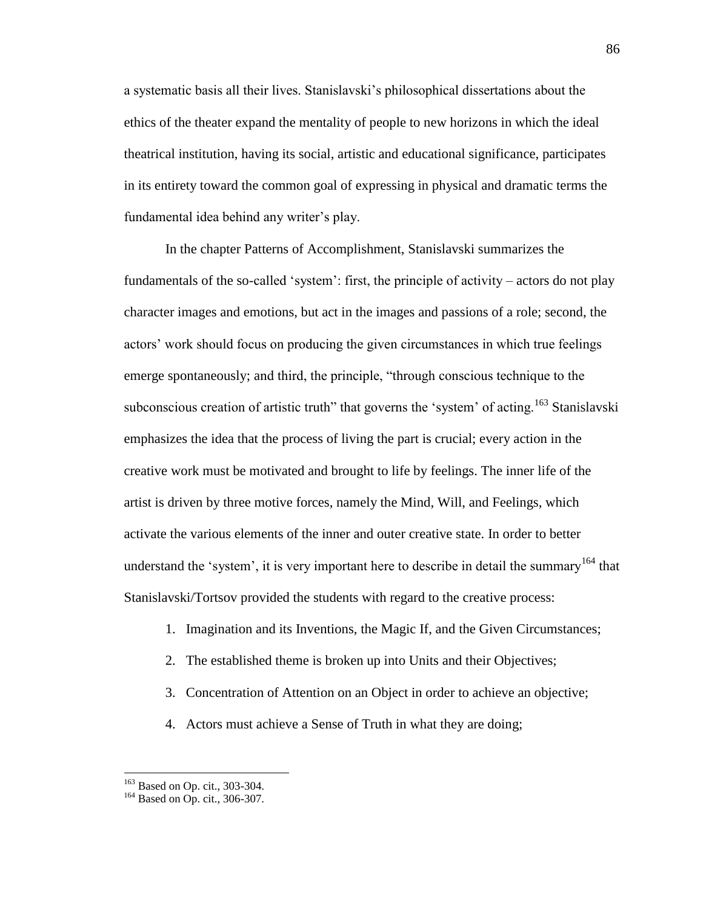a systematic basis all their lives. Stanislavski's philosophical dissertations about the ethics of the theater expand the mentality of people to new horizons in which the ideal theatrical institution, having its social, artistic and educational significance, participates in its entirety toward the common goal of expressing in physical and dramatic terms the fundamental idea behind any writer's play.

In the chapter Patterns of Accomplishment, Stanislavski summarizes the fundamentals of the so-called 'system': first, the principle of activity – actors do not play character images and emotions, but act in the images and passions of a role; second, the actors' work should focus on producing the given circumstances in which true feelings emerge spontaneously; and third, the principle, "through conscious technique to the subconscious creation of artistic truth" that governs the 'system' of acting.[163] Stanislavski emphasizes the idea that the process of living the part is crucial; every action in the creative work must be motivated and brought to life by feelings. The inner life of the artist is driven by three motive forces, namely the Mind, Will, and Feelings, which activate the various elements of the inner and outer creative state. In order to better understand the 'system', it is very important here to describe in detail the summary[164] that Stanislavski/Tortsov provided the students with regard to the creative process:

1. Imagination and its Inventions, the Magic If, and the Given Circumstances;
2. The established theme is broken up into Units and their Objectives;
3. Concentration of Attention on an Object in order to achieve an objective;
4. Actors must achieve a Sense of Truth in what they are doing;

[163] Based on Op. cit., 303-304.

[164] Based on Op. cit., 306-307.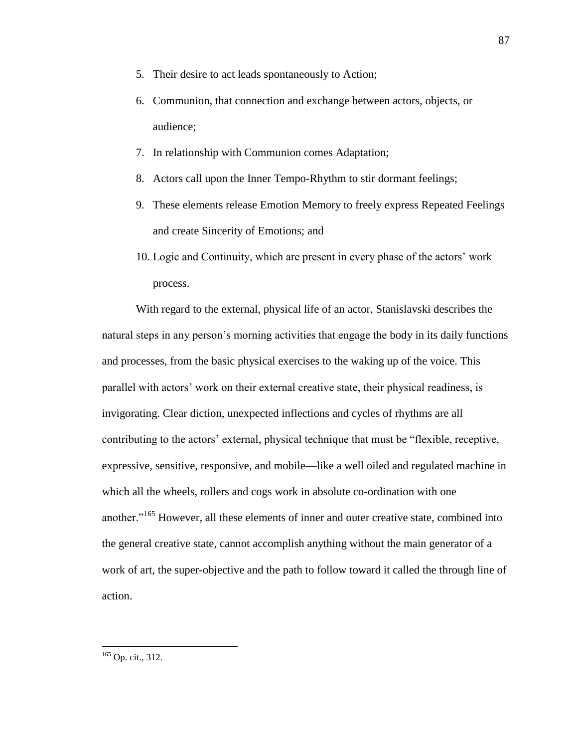5. Their desire to act leads spontaneously to Action;
6. Communion, that connection and exchange between actors, objects, or audience;
7. In relationship with Communion comes Adaptation;
8. Actors call upon the Inner Tempo-Rhythm to stir dormant feelings;
9. These elements release Emotion Memory to freely express Repeated Feelings and create Sincerity of Emotions; and
10. Logic and Continuity, which are present in every phase of the actors' work process.

With regard to the external, physical life of an actor, Stanislavski describes the natural steps in any person's morning activities that engage the body in its daily functions and processes, from the basic physical exercises to the waking up of the voice. This parallel with actors' work on their external creative state, their physical readiness, is invigorating. Clear diction, unexpected inflections and cycles of rhythms are all contributing to the actors' external, physical technique that must be "flexible, receptive, expressive, sensitive, responsive, and mobile—like a well oiled and regulated machine in which all the wheels, rollers and cogs work in absolute co-ordination with one another."[165] However, all these elements of inner and outer creative state, combined into the general creative state, cannot accomplish anything without the main generator of a work of art, the super-objective and the path to follow toward it called the through line of action.

[165] Op. cit., 312.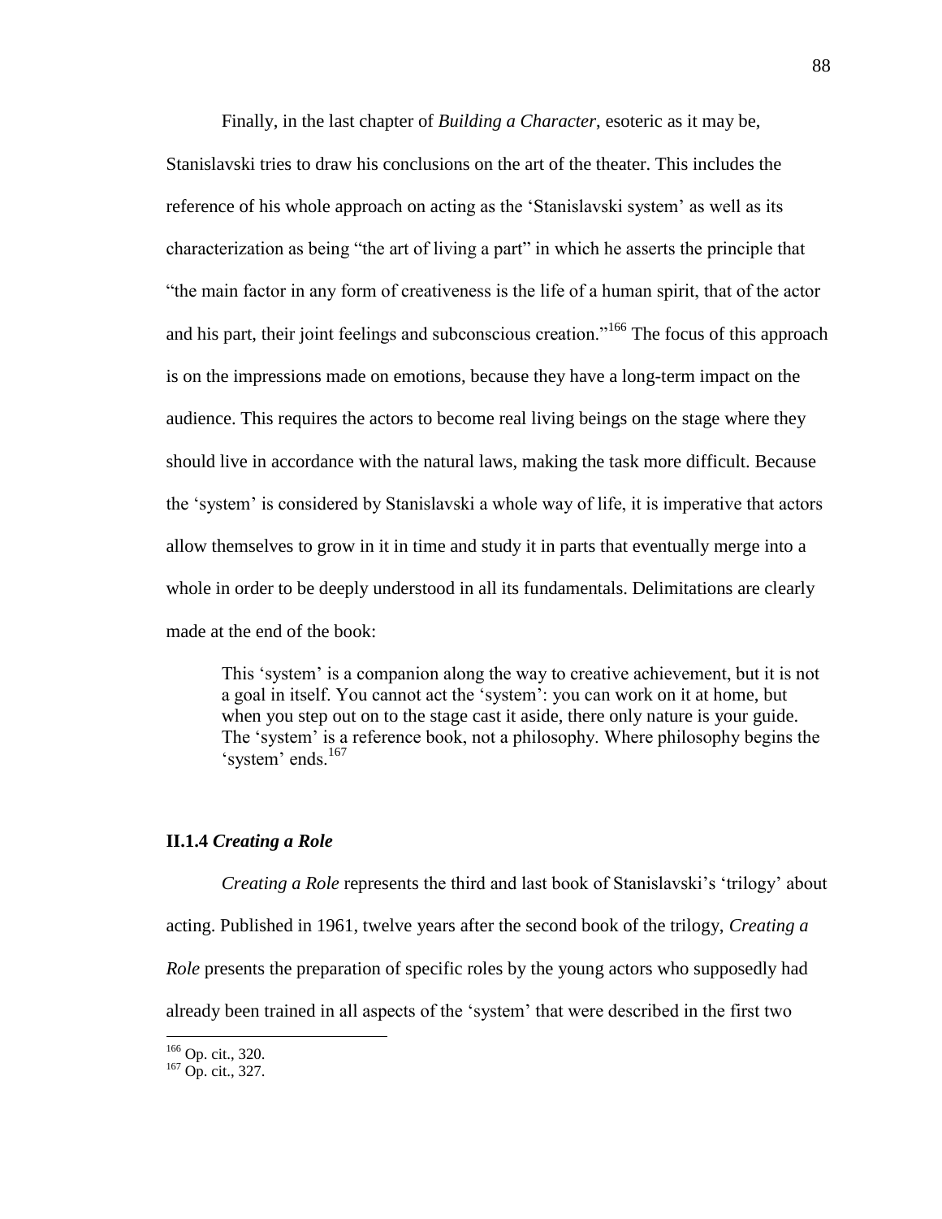Finally, in the last chapter of *Building a Character*, esoteric as it may be, Stanislavski tries to draw his conclusions on the art of the theater. This includes the reference of his whole approach on acting as the 'Stanislavski system' as well as its characterization as being "the art of living a part" in which he asserts the principle that "the main factor in any form of creativeness is the life of a human spirit, that of the actor and his part, their joint feelings and subconscious creation."[166] The focus of this approach is on the impressions made on emotions, because they have a long-term impact on the audience. This requires the actors to become real living beings on the stage where they should live in accordance with the natural laws, making the task more difficult. Because the 'system' is considered by Stanislavski a whole way of life, it is imperative that actors allow themselves to grow in it in time and study it in parts that eventually merge into a whole in order to be deeply understood in all its fundamentals. Delimitations are clearly made at the end of the book:

> This 'system' is a companion along the way to creative achievement, but it is not a goal in itself. You cannot act the 'system': you can work on it at home, but when you step out on to the stage cast it aside, there only nature is your guide. The 'system' is a reference book, not a philosophy. Where philosophy begins the 'system' ends.[167]

### II.1.4 *Creating a Role*

*Creating a Role* represents the third and last book of Stanislavski's 'trilogy' about acting. Published in 1961, twelve years after the second book of the trilogy, *Creating a Role* presents the preparation of specific roles by the young actors who supposedly had already been trained in all aspects of the 'system' that were described in the first two

---

[166] Op. cit., 320.

[167] Op. cit., 327.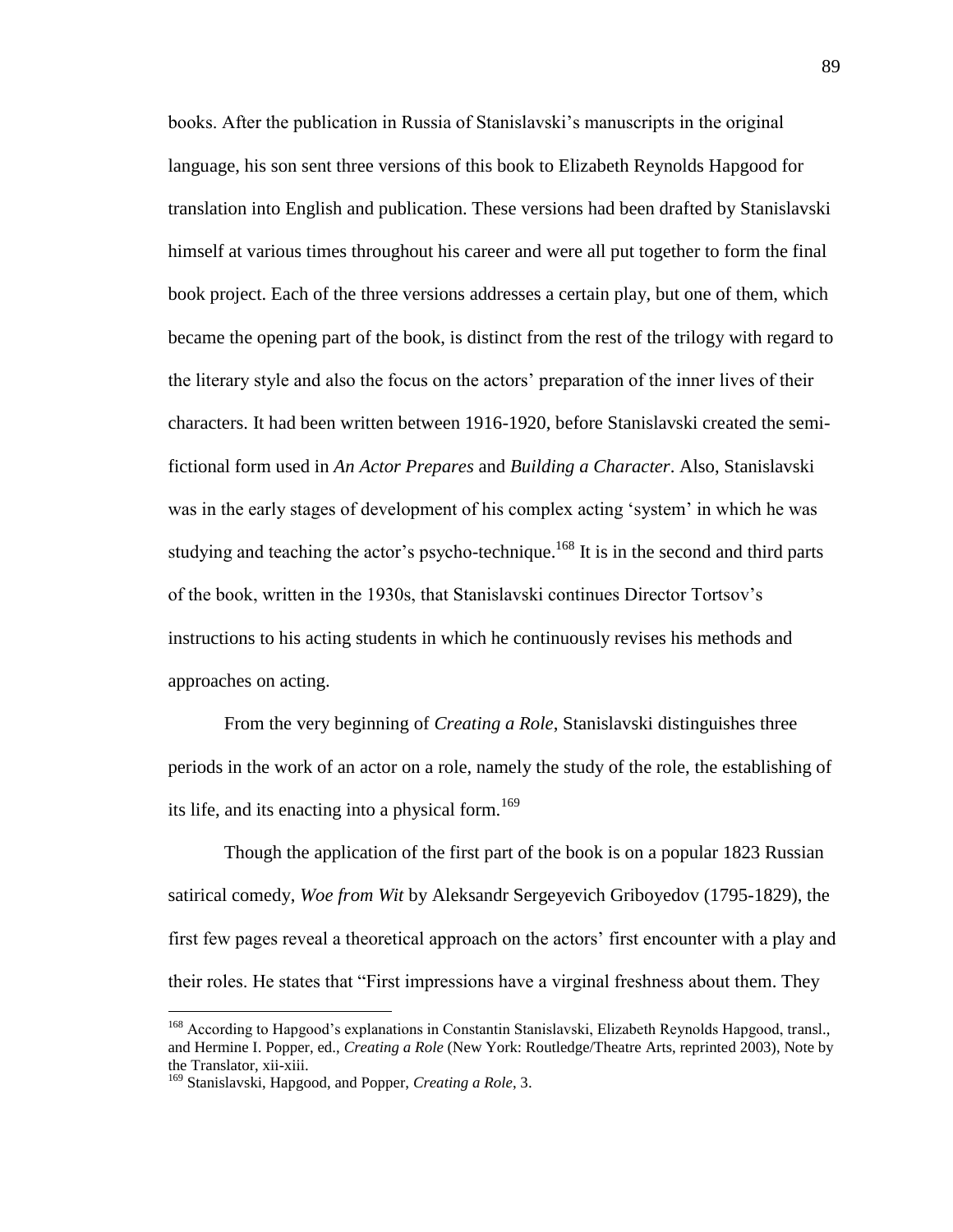books. After the publication in Russia of Stanislavski's manuscripts in the original language, his son sent three versions of this book to Elizabeth Reynolds Hapgood for translation into English and publication. These versions had been drafted by Stanislavski himself at various times throughout his career and were all put together to form the final book project. Each of the three versions addresses a certain play, but one of them, which became the opening part of the book, is distinct from the rest of the trilogy with regard to the literary style and also the focus on the actors' preparation of the inner lives of their characters. It had been written between 1916-1920, before Stanislavski created the semi-fictional form used in *An Actor Prepares* and *Building a Character*. Also, Stanislavski was in the early stages of development of his complex acting 'system' in which he was studying and teaching the actor's psycho-technique.[168] It is in the second and third parts of the book, written in the 1930s, that Stanislavski continues Director Tortsov's instructions to his acting students in which he continuously revises his methods and approaches on acting.

From the very beginning of *Creating a Role*, Stanislavski distinguishes three periods in the work of an actor on a role, namely the study of the role, the establishing of its life, and its enacting into a physical form.[169]

Though the application of the first part of the book is on a popular 1823 Russian satirical comedy, *Woe from Wit* by Aleksandr Sergeyevich Griboyedov (1795-1829), the first few pages reveal a theoretical approach on the actors' first encounter with a play and their roles. He states that "First impressions have a virginal freshness about them. They

---

[168] According to Hapgood's explanations in Constantin Stanislavski, Elizabeth Reynolds Hapgood, transl., and Hermine I. Popper, ed., *Creating a Role* (New York: Routledge/Theatre Arts, reprinted 2003), Note by the Translator, xii-xiii.

[169] Stanislavski, Hapgood, and Popper, *Creating a Role*, 3.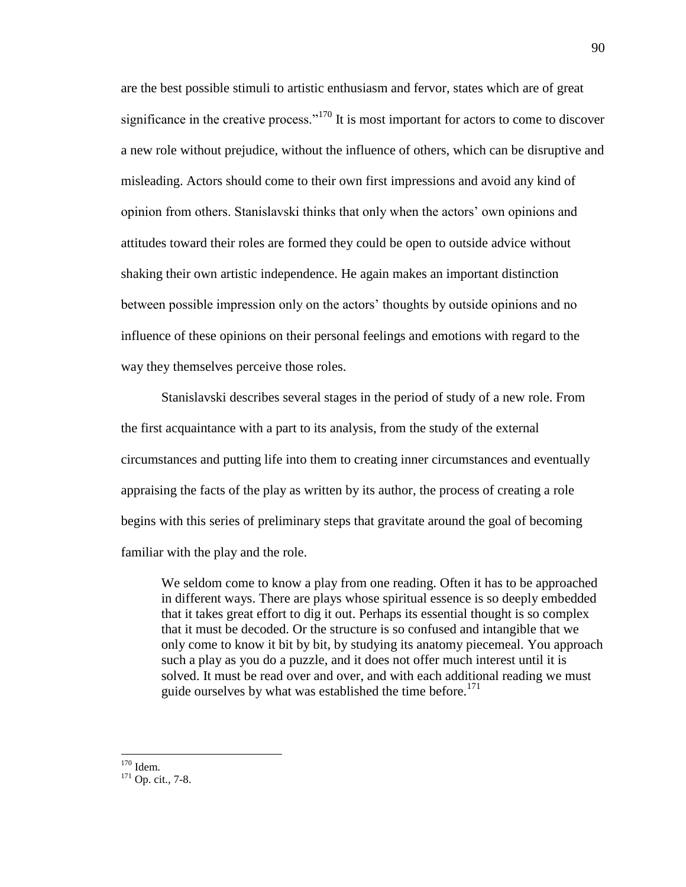are the best possible stimuli to artistic enthusiasm and fervor, states which are of great significance in the creative process."[170] It is most important for actors to come to discover a new role without prejudice, without the influence of others, which can be disruptive and misleading. Actors should come to their own first impressions and avoid any kind of opinion from others. Stanislavski thinks that only when the actors' own opinions and attitudes toward their roles are formed they could be open to outside advice without shaking their own artistic independence. He again makes an important distinction between possible impression only on the actors' thoughts by outside opinions and no influence of these opinions on their personal feelings and emotions with regard to the way they themselves perceive those roles.

Stanislavski describes several stages in the period of study of a new role. From the first acquaintance with a part to its analysis, from the study of the external circumstances and putting life into them to creating inner circumstances and eventually appraising the facts of the play as written by its author, the process of creating a role begins with this series of preliminary steps that gravitate around the goal of becoming familiar with the play and the role.

> We seldom come to know a play from one reading. Often it has to be approached in different ways. There are plays whose spiritual essence is so deeply embedded that it takes great effort to dig it out. Perhaps its essential thought is so complex that it must be decoded. Or the structure is so confused and intangible that we only come to know it bit by bit, by studying its anatomy piecemeal. You approach such a play as you do a puzzle, and it does not offer much interest until it is solved. It must be read over and over, and with each additional reading we must guide ourselves by what was established the time before.[171]

---

[170] Idem.

[171] Op. cit., 7-8.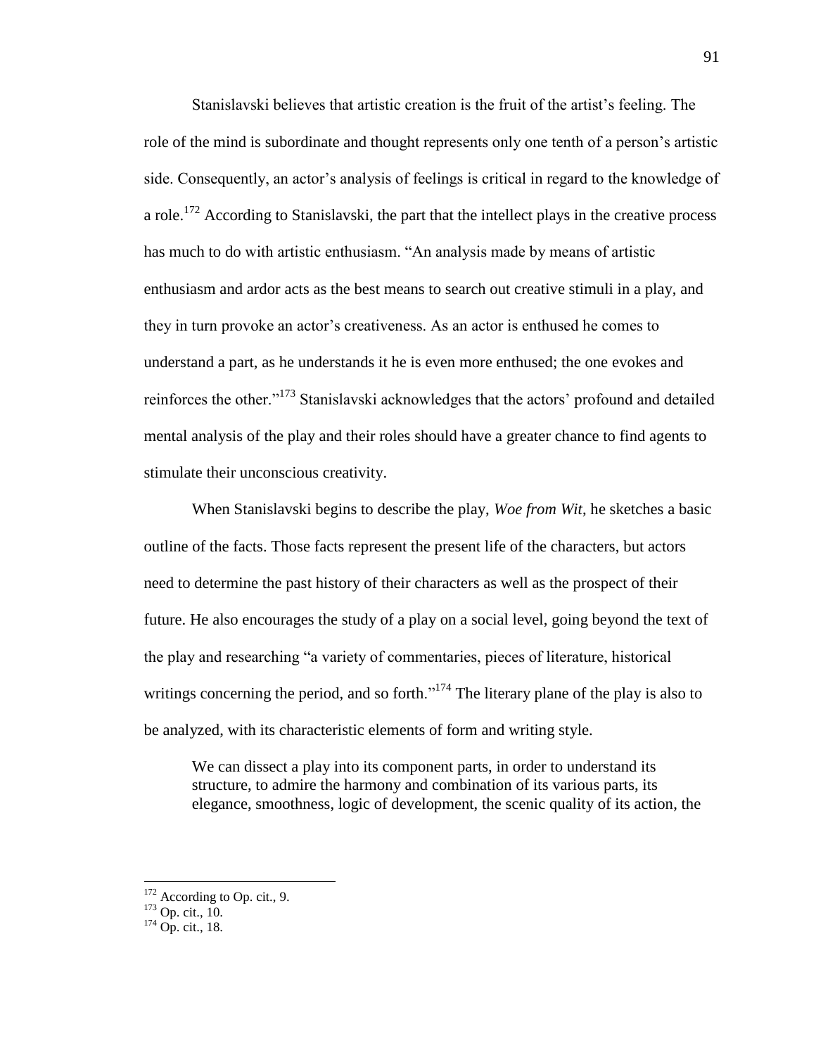Stanislavski believes that artistic creation is the fruit of the artist's feeling. The role of the mind is subordinate and thought represents only one tenth of a person's artistic side. Consequently, an actor's analysis of feelings is critical in regard to the knowledge of a role.[172] According to Stanislavski, the part that the intellect plays in the creative process has much to do with artistic enthusiasm. "An analysis made by means of artistic enthusiasm and ardor acts as the best means to search out creative stimuli in a play, and they in turn provoke an actor's creativeness. As an actor is enthused he comes to understand a part, as he understands it he is even more enthused; the one evokes and reinforces the other."[173] Stanislavski acknowledges that the actors' profound and detailed mental analysis of the play and their roles should have a greater chance to find agents to stimulate their unconscious creativity.

When Stanislavski begins to describe the play, *Woe from Wit*, he sketches a basic outline of the facts. Those facts represent the present life of the characters, but actors need to determine the past history of their characters as well as the prospect of their future. He also encourages the study of a play on a social level, going beyond the text of the play and researching "a variety of commentaries, pieces of literature, historical writings concerning the period, and so forth."[174] The literary plane of the play is also to be analyzed, with its characteristic elements of form and writing style.

> We can dissect a play into its component parts, in order to understand its structure, to admire the harmony and combination of its various parts, its elegance, smoothness, logic of development, the scenic quality of its action, the

---

[172] According to Op. cit., 9.

[173] Op. cit., 10.

[174] Op. cit., 18.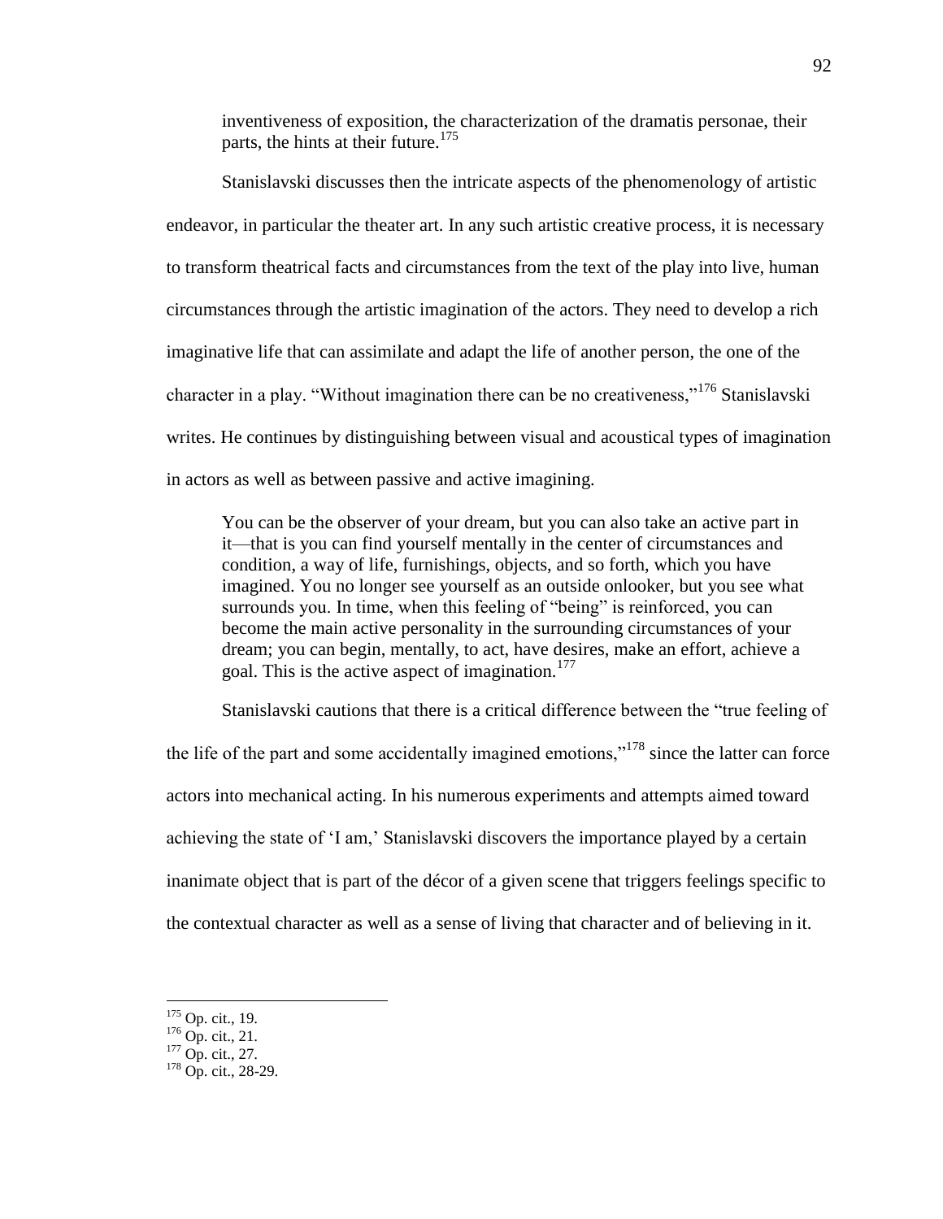> inventiveness of exposition, the characterization of the dramatis personae, their parts, the hints at their future.[175]

Stanislavski discusses then the intricate aspects of the phenomenology of artistic endeavor, in particular the theater art. In any such artistic creative process, it is necessary to transform theatrical facts and circumstances from the text of the play into live, human circumstances through the artistic imagination of the actors. They need to develop a rich imaginative life that can assimilate and adapt the life of another person, the one of the character in a play. "Without imagination there can be no creativeness,"[176] Stanislavski writes. He continues by distinguishing between visual and acoustical types of imagination in actors as well as between passive and active imagining.

> You can be the observer of your dream, but you can also take an active part in it—that is you can find yourself mentally in the center of circumstances and condition, a way of life, furnishings, objects, and so forth, which you have imagined. You no longer see yourself as an outside onlooker, but you see what surrounds you. In time, when this feeling of "being" is reinforced, you can become the main active personality in the surrounding circumstances of your dream; you can begin, mentally, to act, have desires, make an effort, achieve a goal. This is the active aspect of imagination.[177]

Stanislavski cautions that there is a critical difference between the "true feeling of the life of the part and some accidentally imagined emotions,"[178] since the latter can force actors into mechanical acting. In his numerous experiments and attempts aimed toward achieving the state of 'I am,' Stanislavski discovers the importance played by a certain inanimate object that is part of the décor of a given scene that triggers feelings specific to the contextual character as well as a sense of living that character and of believing in it.

---

[175] Op. cit., 19.
[176] Op. cit., 21.
[177] Op. cit., 27.
[178] Op. cit., 28-29.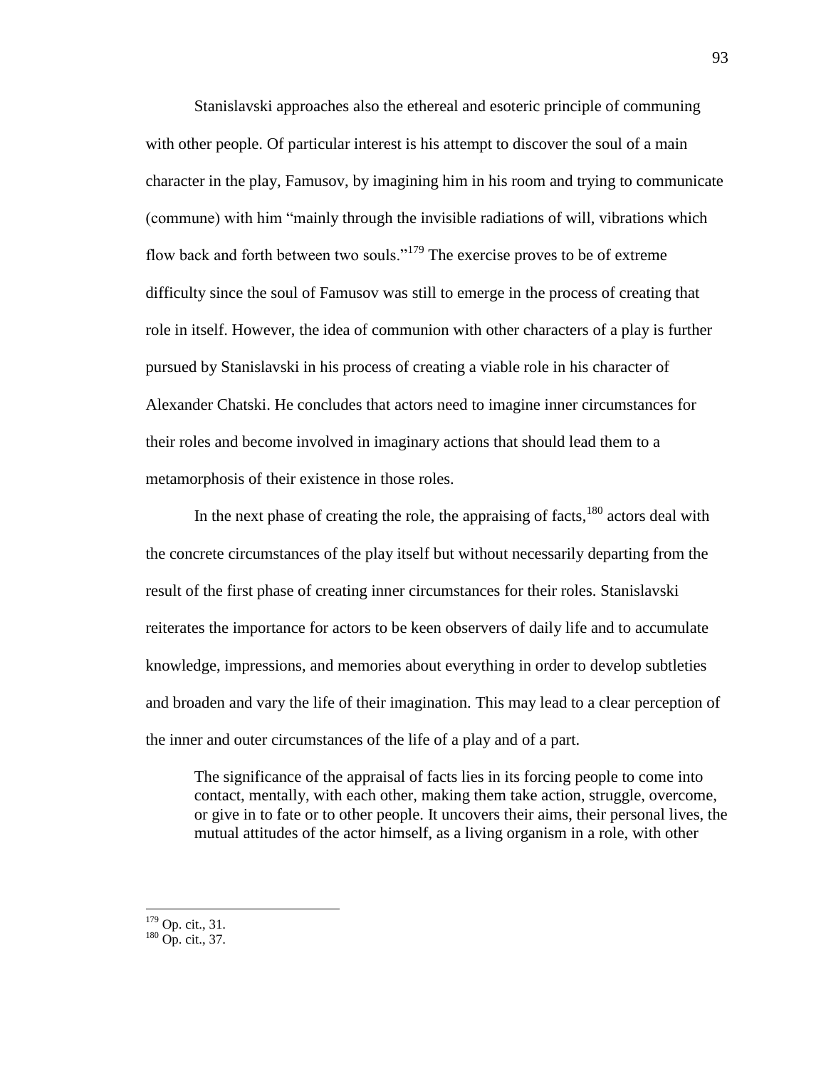Stanislavski approaches also the ethereal and esoteric principle of communing with other people. Of particular interest is his attempt to discover the soul of a main character in the play, Famusov, by imagining him in his room and trying to communicate (commune) with him "mainly through the invisible radiations of will, vibrations which flow back and forth between two souls."[179] The exercise proves to be of extreme difficulty since the soul of Famusov was still to emerge in the process of creating that role in itself. However, the idea of communion with other characters of a play is further pursued by Stanislavski in his process of creating a viable role in his character of Alexander Chatski. He concludes that actors need to imagine inner circumstances for their roles and become involved in imaginary actions that should lead them to a metamorphosis of their existence in those roles.

In the next phase of creating the role, the appraising of facts,[180] actors deal with the concrete circumstances of the play itself but without necessarily departing from the result of the first phase of creating inner circumstances for their roles. Stanislavski reiterates the importance for actors to be keen observers of daily life and to accumulate knowledge, impressions, and memories about everything in order to develop subtleties and broaden and vary the life of their imagination. This may lead to a clear perception of the inner and outer circumstances of the life of a play and of a part.

> The significance of the appraisal of facts lies in its forcing people to come into contact, mentally, with each other, making them take action, struggle, overcome, or give in to fate or to other people. It uncovers their aims, their personal lives, the mutual attitudes of the actor himself, as a living organism in a role, with other

---

[179] Op. cit., 31.

[180] Op. cit., 37.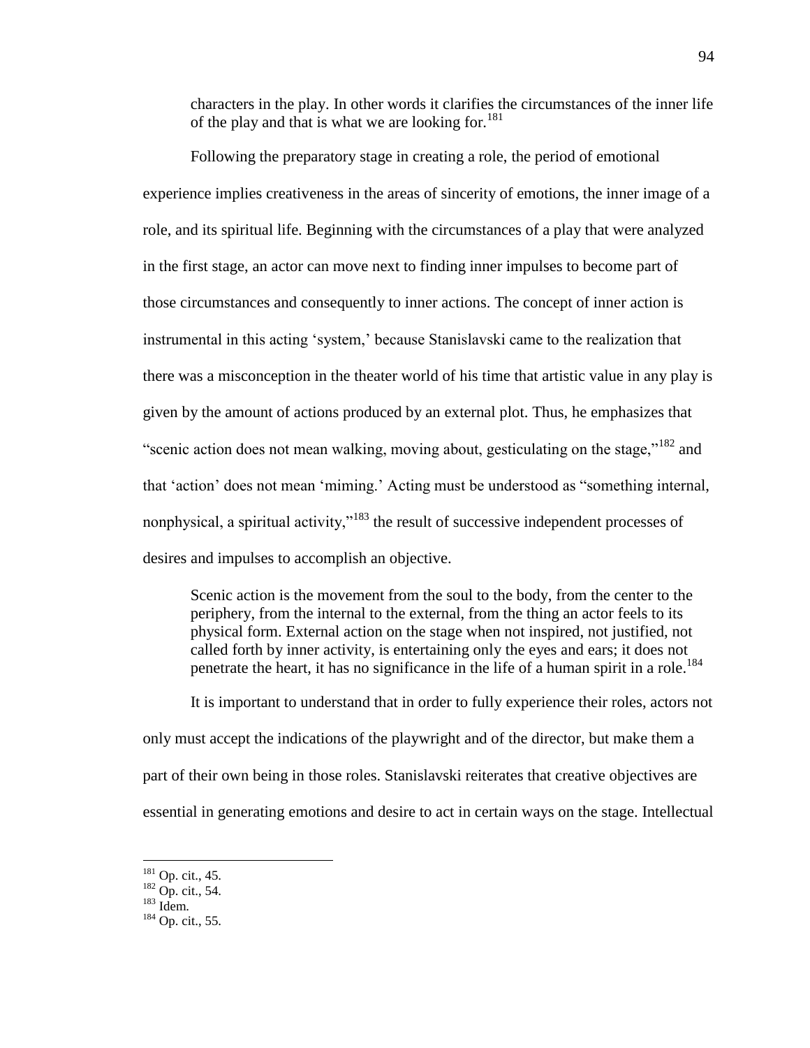> characters in the play. In other words it clarifies the circumstances of the inner life of the play and that is what we are looking for.[181]

Following the preparatory stage in creating a role, the period of emotional experience implies creativeness in the areas of sincerity of emotions, the inner image of a role, and its spiritual life. Beginning with the circumstances of a play that were analyzed in the first stage, an actor can move next to finding inner impulses to become part of those circumstances and consequently to inner actions. The concept of inner action is instrumental in this acting 'system,' because Stanislavski came to the realization that there was a misconception in the theater world of his time that artistic value in any play is given by the amount of actions produced by an external plot. Thus, he emphasizes that "scenic action does not mean walking, moving about, gesticulating on the stage,"[182] and that 'action' does not mean 'miming.' Acting must be understood as "something internal, nonphysical, a spiritual activity,"[183] the result of successive independent processes of desires and impulses to accomplish an objective.

> Scenic action is the movement from the soul to the body, from the center to the periphery, from the internal to the external, from the thing an actor feels to its physical form. External action on the stage when not inspired, not justified, not called forth by inner activity, is entertaining only the eyes and ears; it does not penetrate the heart, it has no significance in the life of a human spirit in a role.[184]

It is important to understand that in order to fully experience their roles, actors not only must accept the indications of the playwright and of the director, but make them a part of their own being in those roles. Stanislavski reiterates that creative objectives are essential in generating emotions and desire to act in certain ways on the stage. Intellectual

---

[181] Op. cit., 45.
[182] Op. cit., 54.
[183] Idem.
[184] Op. cit., 55.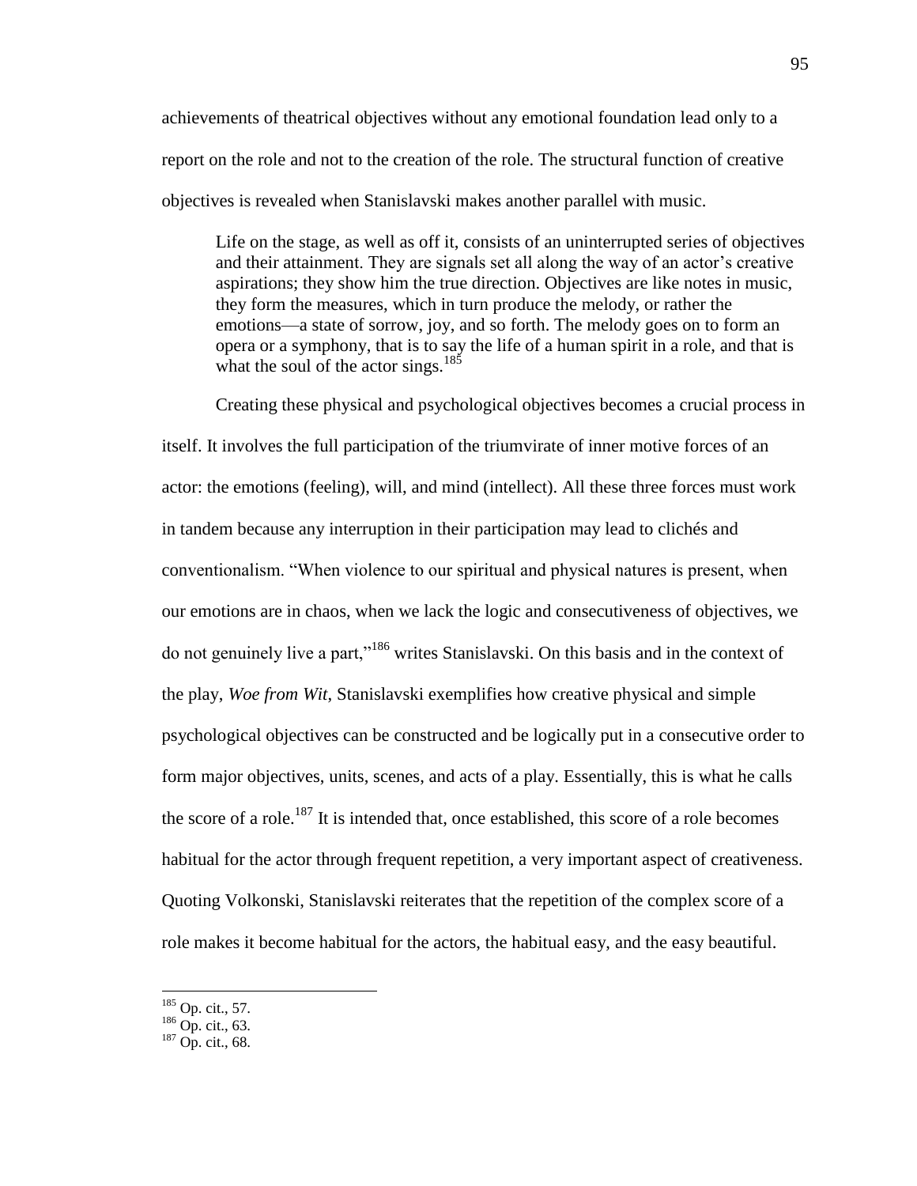achievements of theatrical objectives without any emotional foundation lead only to a report on the role and not to the creation of the role. The structural function of creative objectives is revealed when Stanislavski makes another parallel with music.

> Life on the stage, as well as off it, consists of an uninterrupted series of objectives and their attainment. They are signals set all along the way of an actor's creative aspirations; they show him the true direction. Objectives are like notes in music, they form the measures, which in turn produce the melody, or rather the emotions—a state of sorrow, joy, and so forth. The melody goes on to form an opera or a symphony, that is to say the life of a human spirit in a role, and that is what the soul of the actor sings.[185]

Creating these physical and psychological objectives becomes a crucial process in itself. It involves the full participation of the triumvirate of inner motive forces of an actor: the emotions (feeling), will, and mind (intellect). All these three forces must work in tandem because any interruption in their participation may lead to clichés and conventionalism. "When violence to our spiritual and physical natures is present, when our emotions are in chaos, when we lack the logic and consecutiveness of objectives, we do not genuinely live a part,"[186] writes Stanislavski. On this basis and in the context of the play, *Woe from Wit*, Stanislavski exemplifies how creative physical and simple psychological objectives can be constructed and be logically put in a consecutive order to form major objectives, units, scenes, and acts of a play. Essentially, this is what he calls the score of a role.[187] It is intended that, once established, this score of a role becomes habitual for the actor through frequent repetition, a very important aspect of creativeness. Quoting Volkonski, Stanislavski reiterates that the repetition of the complex score of a role makes it become habitual for the actors, the habitual easy, and the easy beautiful.

---

[185] Op. cit., 57.
[186] Op. cit., 63.
[187] Op. cit., 68.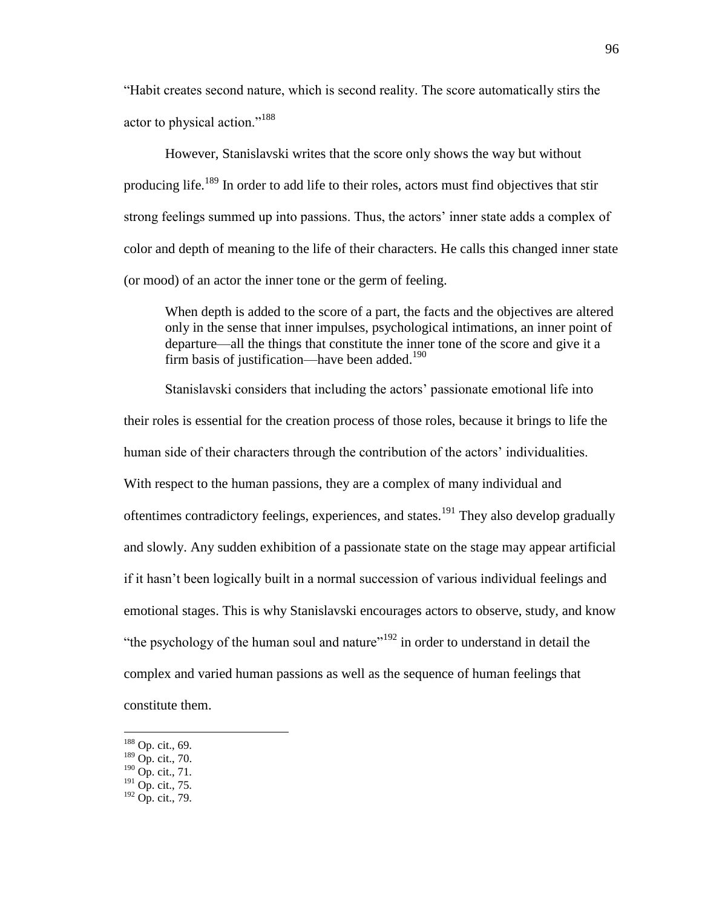"Habit creates second nature, which is second reality. The score automatically stirs the actor to physical action."[188]

However, Stanislavski writes that the score only shows the way but without producing life.[189] In order to add life to their roles, actors must find objectives that stir strong feelings summed up into passions. Thus, the actors' inner state adds a complex of color and depth of meaning to the life of their characters. He calls this changed inner state (or mood) of an actor the inner tone or the germ of feeling.

> When depth is added to the score of a part, the facts and the objectives are altered only in the sense that inner impulses, psychological intimations, an inner point of departure—all the things that constitute the inner tone of the score and give it a firm basis of justification—have been added.[190]

Stanislavski considers that including the actors' passionate emotional life into their roles is essential for the creation process of those roles, because it brings to life the human side of their characters through the contribution of the actors' individualities. With respect to the human passions, they are a complex of many individual and oftentimes contradictory feelings, experiences, and states.[191] They also develop gradually and slowly. Any sudden exhibition of a passionate state on the stage may appear artificial if it hasn't been logically built in a normal succession of various individual feelings and emotional stages. This is why Stanislavski encourages actors to observe, study, and know "the psychology of the human soul and nature"[192] in order to understand in detail the complex and varied human passions as well as the sequence of human feelings that constitute them.

---

[188] Op. cit., 69.
[189] Op. cit., 70.
[190] Op. cit., 71.
[191] Op. cit., 75.
[192] Op. cit., 79.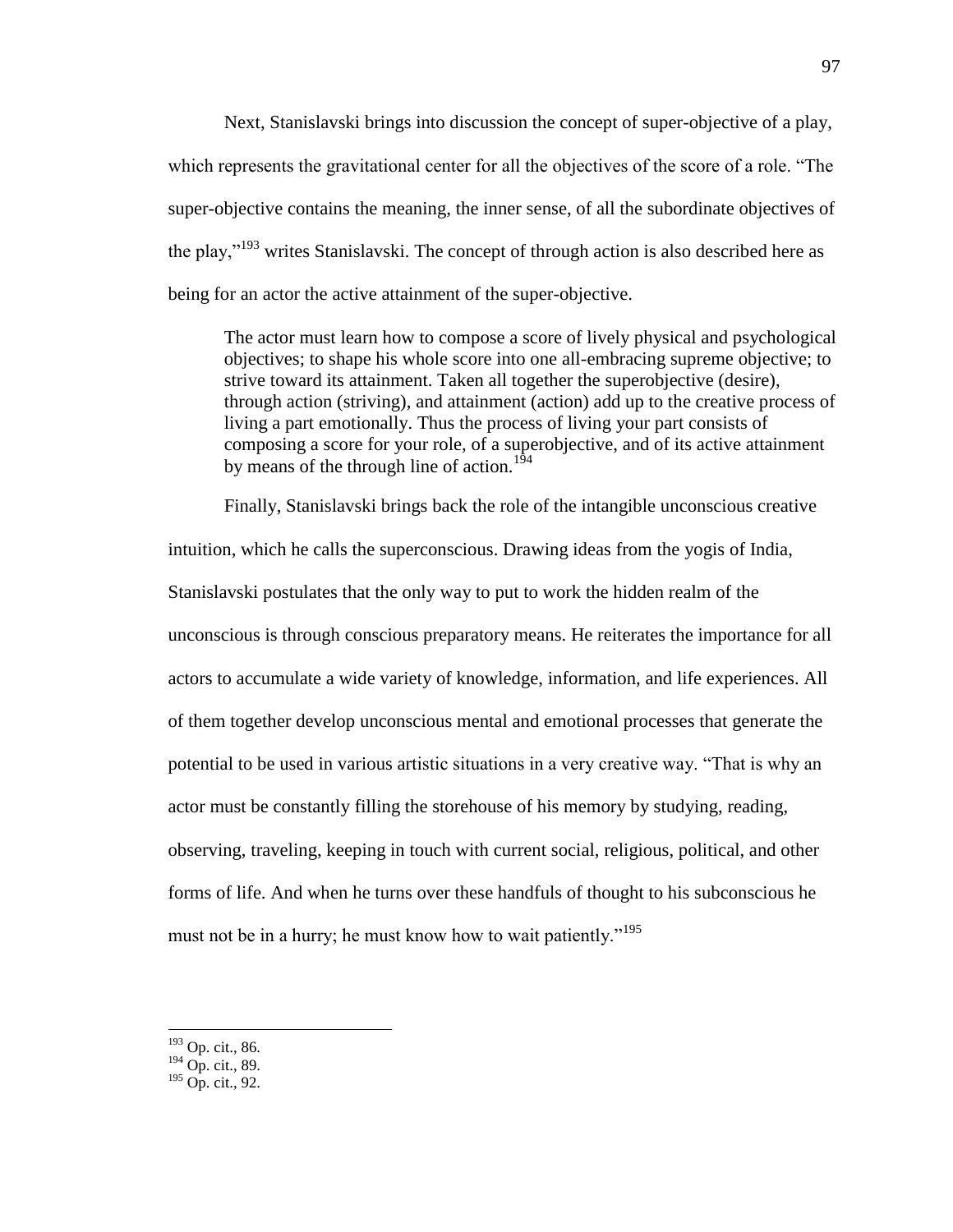Next, Stanislavski brings into discussion the concept of super-objective of a play, which represents the gravitational center for all the objectives of the score of a role. "The super-objective contains the meaning, the inner sense, of all the subordinate objectives of the play,"[193] writes Stanislavski. The concept of through action is also described here as being for an actor the active attainment of the super-objective.

> The actor must learn how to compose a score of lively physical and psychological objectives; to shape his whole score into one all-embracing supreme objective; to strive toward its attainment. Taken all together the superobjective (desire), through action (striving), and attainment (action) add up to the creative process of living a part emotionally. Thus the process of living your part consists of composing a score for your role, of a superobjective, and of its active attainment by means of the through line of action.[194]

Finally, Stanislavski brings back the role of the intangible unconscious creative intuition, which he calls the superconscious. Drawing ideas from the yogis of India, Stanislavski postulates that the only way to put to work the hidden realm of the unconscious is through conscious preparatory means. He reiterates the importance for all actors to accumulate a wide variety of knowledge, information, and life experiences. All of them together develop unconscious mental and emotional processes that generate the potential to be used in various artistic situations in a very creative way. "That is why an actor must be constantly filling the storehouse of his memory by studying, reading, observing, traveling, keeping in touch with current social, religious, political, and other forms of life. And when he turns over these handfuls of thought to his subconscious he must not be in a hurry; he must know how to wait patiently."[195]

---

[193] Op. cit., 86.
[194] Op. cit., 89.
[195] Op. cit., 92.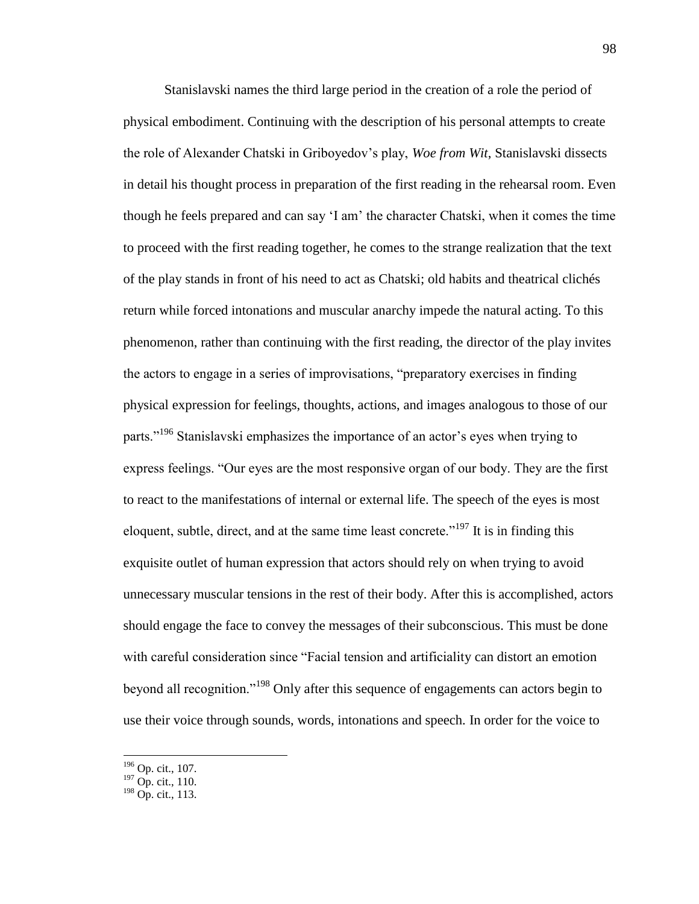Stanislavski names the third large period in the creation of a role the period of physical embodiment. Continuing with the description of his personal attempts to create the role of Alexander Chatski in Griboyedov's play, *Woe from Wit,* Stanislavski dissects in detail his thought process in preparation of the first reading in the rehearsal room. Even though he feels prepared and can say 'I am' the character Chatski, when it comes the time to proceed with the first reading together, he comes to the strange realization that the text of the play stands in front of his need to act as Chatski; old habits and theatrical clichés return while forced intonations and muscular anarchy impede the natural acting. To this phenomenon, rather than continuing with the first reading, the director of the play invites the actors to engage in a series of improvisations, "preparatory exercises in finding physical expression for feelings, thoughts, actions, and images analogous to those of our parts."[196] Stanislavski emphasizes the importance of an actor's eyes when trying to express feelings. "Our eyes are the most responsive organ of our body. They are the first to react to the manifestations of internal or external life. The speech of the eyes is most eloquent, subtle, direct, and at the same time least concrete."[197] It is in finding this exquisite outlet of human expression that actors should rely on when trying to avoid unnecessary muscular tensions in the rest of their body. After this is accomplished, actors should engage the face to convey the messages of their subconscious. This must be done with careful consideration since "Facial tension and artificiality can distort an emotion beyond all recognition."[198] Only after this sequence of engagements can actors begin to use their voice through sounds, words, intonations and speech. In order for the voice to

---

[196] Op. cit., 107.
[197] Op. cit., 110.
[198] Op. cit., 113.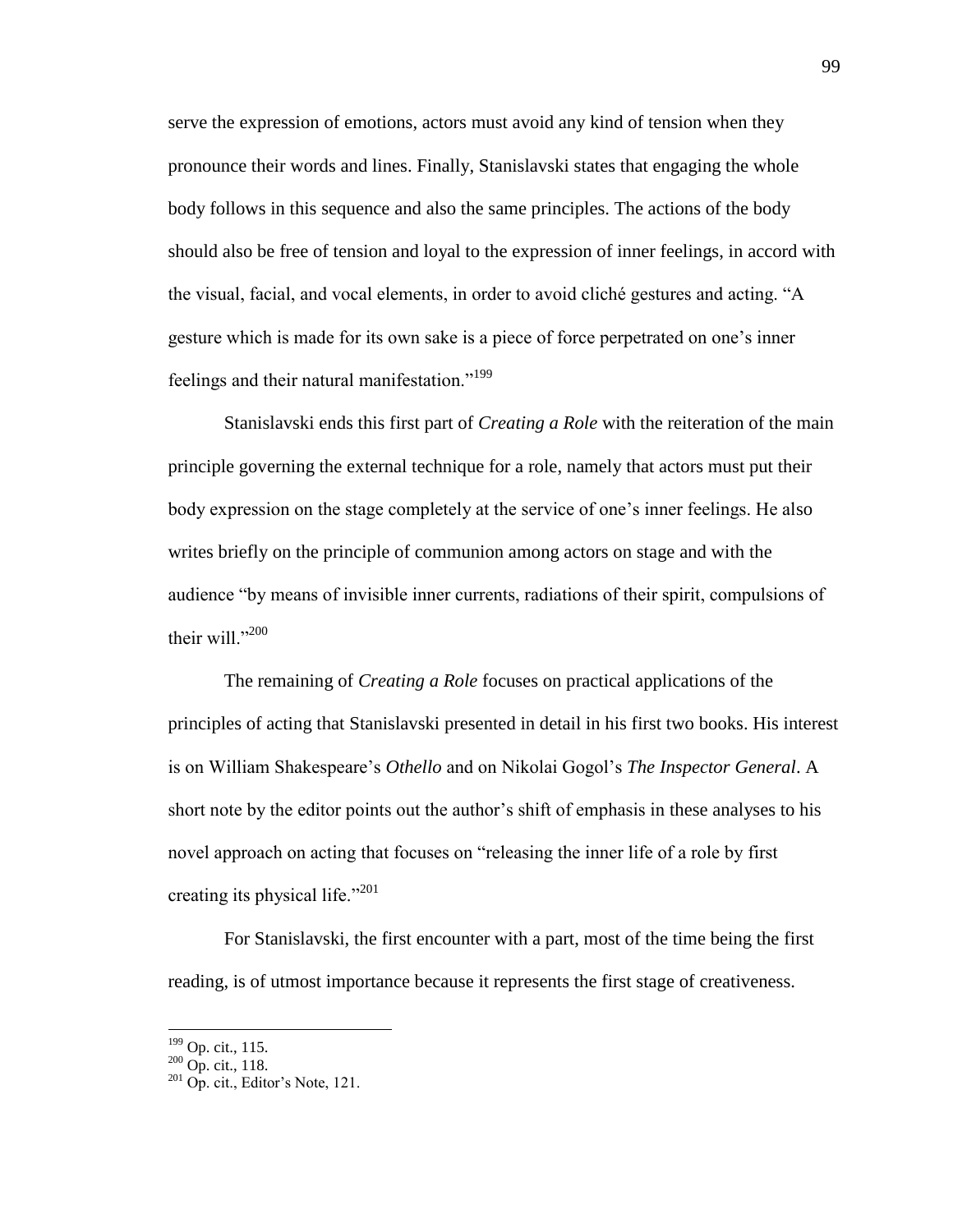serve the expression of emotions, actors must avoid any kind of tension when they pronounce their words and lines. Finally, Stanislavski states that engaging the whole body follows in this sequence and also the same principles. The actions of the body should also be free of tension and loyal to the expression of inner feelings, in accord with the visual, facial, and vocal elements, in order to avoid cliché gestures and acting. "A gesture which is made for its own sake is a piece of force perpetrated on one's inner feelings and their natural manifestation."[199]

Stanislavski ends this first part of *Creating a Role* with the reiteration of the main principle governing the external technique for a role, namely that actors must put their body expression on the stage completely at the service of one's inner feelings. He also writes briefly on the principle of communion among actors on stage and with the audience "by means of invisible inner currents, radiations of their spirit, compulsions of their will."[200]

The remaining of *Creating a Role* focuses on practical applications of the principles of acting that Stanislavski presented in detail in his first two books. His interest is on William Shakespeare's *Othello* and on Nikolai Gogol's *The Inspector General*. A short note by the editor points out the author's shift of emphasis in these analyses to his novel approach on acting that focuses on "releasing the inner life of a role by first creating its physical life."[201]

For Stanislavski, the first encounter with a part, most of the time being the first reading, is of utmost importance because it represents the first stage of creativeness.

[199] Op. cit., 115.
[200] Op. cit., 118.
[201] Op. cit., Editor's Note, 121.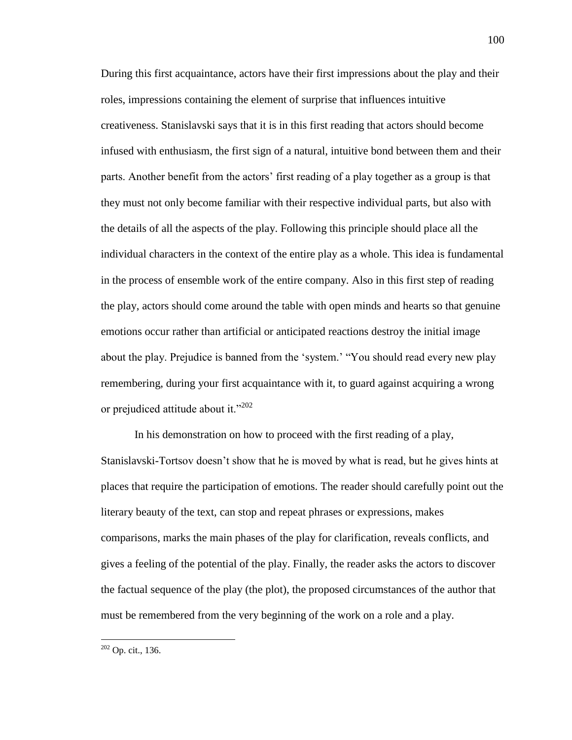During this first acquaintance, actors have their first impressions about the play and their roles, impressions containing the element of surprise that influences intuitive creativeness. Stanislavski says that it is in this first reading that actors should become infused with enthusiasm, the first sign of a natural, intuitive bond between them and their parts. Another benefit from the actors' first reading of a play together as a group is that they must not only become familiar with their respective individual parts, but also with the details of all the aspects of the play. Following this principle should place all the individual characters in the context of the entire play as a whole. This idea is fundamental in the process of ensemble work of the entire company. Also in this first step of reading the play, actors should come around the table with open minds and hearts so that genuine emotions occur rather than artificial or anticipated reactions destroy the initial image about the play. Prejudice is banned from the 'system.' "You should read every new play remembering, during your first acquaintance with it, to guard against acquiring a wrong or prejudiced attitude about it."[202]

In his demonstration on how to proceed with the first reading of a play, Stanislavski-Tortsov doesn't show that he is moved by what is read, but he gives hints at places that require the participation of emotions. The reader should carefully point out the literary beauty of the text, can stop and repeat phrases or expressions, makes comparisons, marks the main phases of the play for clarification, reveals conflicts, and gives a feeling of the potential of the play. Finally, the reader asks the actors to discover the factual sequence of the play (the plot), the proposed circumstances of the author that must be remembered from the very beginning of the work on a role and a play.

[202] Op. cit., 136.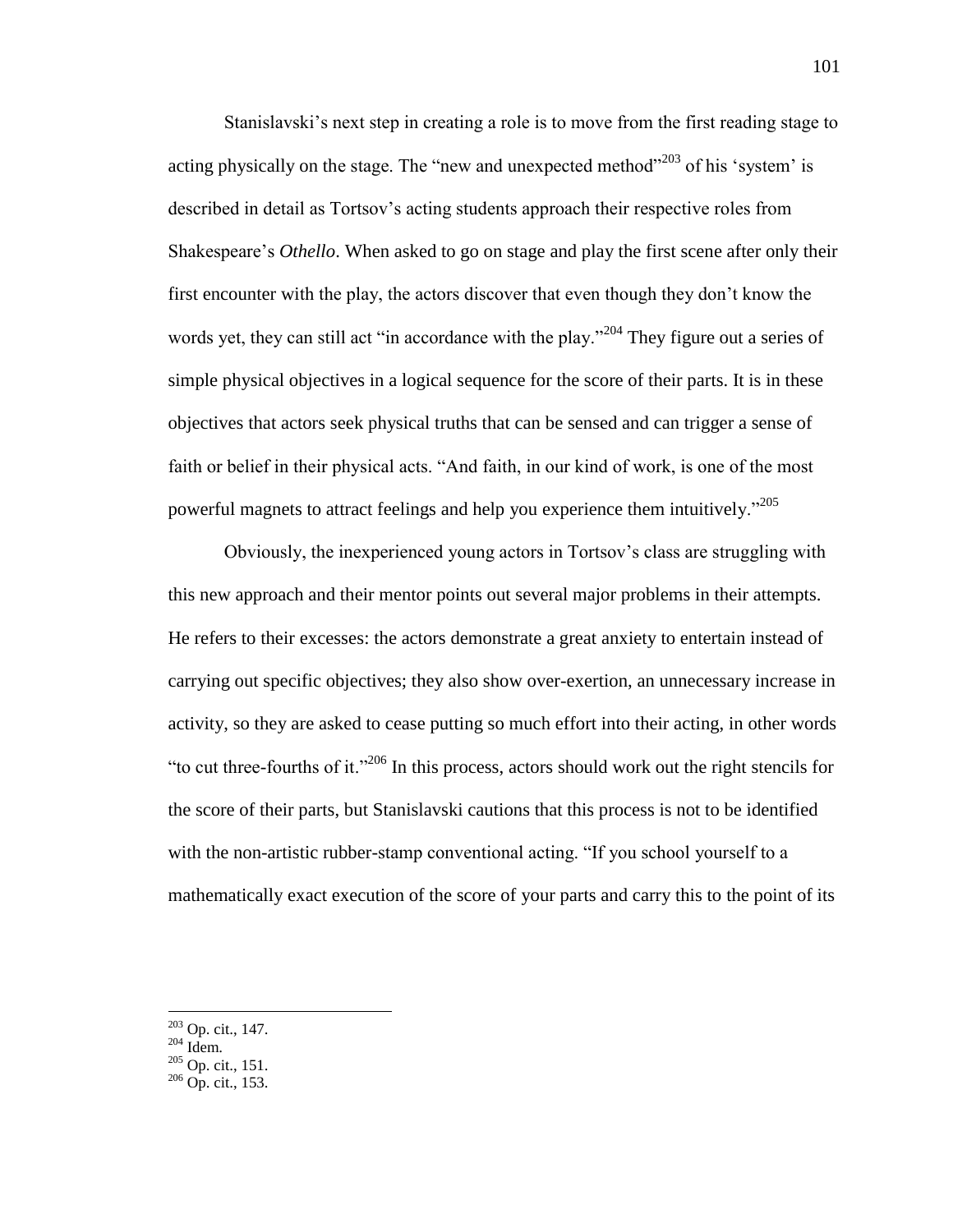Stanislavski's next step in creating a role is to move from the first reading stage to acting physically on the stage. The "new and unexpected method"[203] of his 'system' is described in detail as Tortsov's acting students approach their respective roles from Shakespeare's *Othello*. When asked to go on stage and play the first scene after only their first encounter with the play, the actors discover that even though they don't know the words yet, they can still act "in accordance with the play."[204] They figure out a series of simple physical objectives in a logical sequence for the score of their parts. It is in these objectives that actors seek physical truths that can be sensed and can trigger a sense of faith or belief in their physical acts. "And faith, in our kind of work, is one of the most powerful magnets to attract feelings and help you experience them intuitively."[205]

Obviously, the inexperienced young actors in Tortsov's class are struggling with this new approach and their mentor points out several major problems in their attempts. He refers to their excesses: the actors demonstrate a great anxiety to entertain instead of carrying out specific objectives; they also show over-exertion, an unnecessary increase in activity, so they are asked to cease putting so much effort into their acting, in other words "to cut three-fourths of it."[206] In this process, actors should work out the right stencils for the score of their parts, but Stanislavski cautions that this process is not to be identified with the non-artistic rubber-stamp conventional acting. "If you school yourself to a mathematically exact execution of the score of your parts and carry this to the point of its

---

[203] Op. cit., 147.

[204] Idem.

[205] Op. cit., 151.

[206] Op. cit., 153.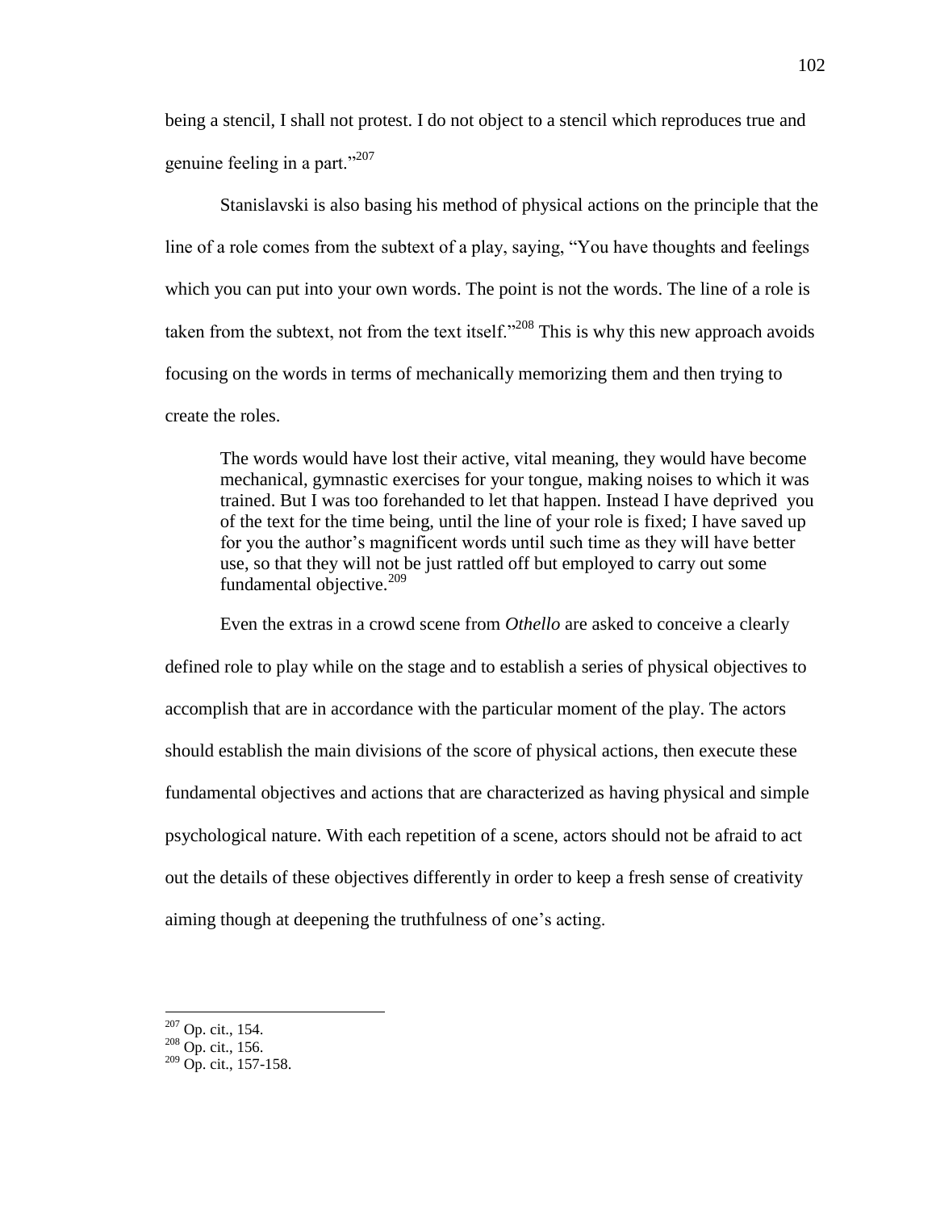being a stencil, I shall not protest. I do not object to a stencil which reproduces true and genuine feeling in a part."[207]

Stanislavski is also basing his method of physical actions on the principle that the line of a role comes from the subtext of a play, saying, "You have thoughts and feelings which you can put into your own words. The point is not the words. The line of a role is taken from the subtext, not from the text itself."[208] This is why this new approach avoids focusing on the words in terms of mechanically memorizing them and then trying to create the roles.

> The words would have lost their active, vital meaning, they would have become mechanical, gymnastic exercises for your tongue, making noises to which it was trained. But I was too forehanded to let that happen. Instead I have deprived you of the text for the time being, until the line of your role is fixed; I have saved up for you the author's magnificent words until such time as they will have better use, so that they will not be just rattled off but employed to carry out some fundamental objective.[209]

Even the extras in a crowd scene from *Othello* are asked to conceive a clearly defined role to play while on the stage and to establish a series of physical objectives to accomplish that are in accordance with the particular moment of the play. The actors should establish the main divisions of the score of physical actions, then execute these fundamental objectives and actions that are characterized as having physical and simple psychological nature. With each repetition of a scene, actors should not be afraid to act out the details of these objectives differently in order to keep a fresh sense of creativity aiming though at deepening the truthfulness of one's acting.

---

[207] Op. cit., 154.
[208] Op. cit., 156.
[209] Op. cit., 157-158.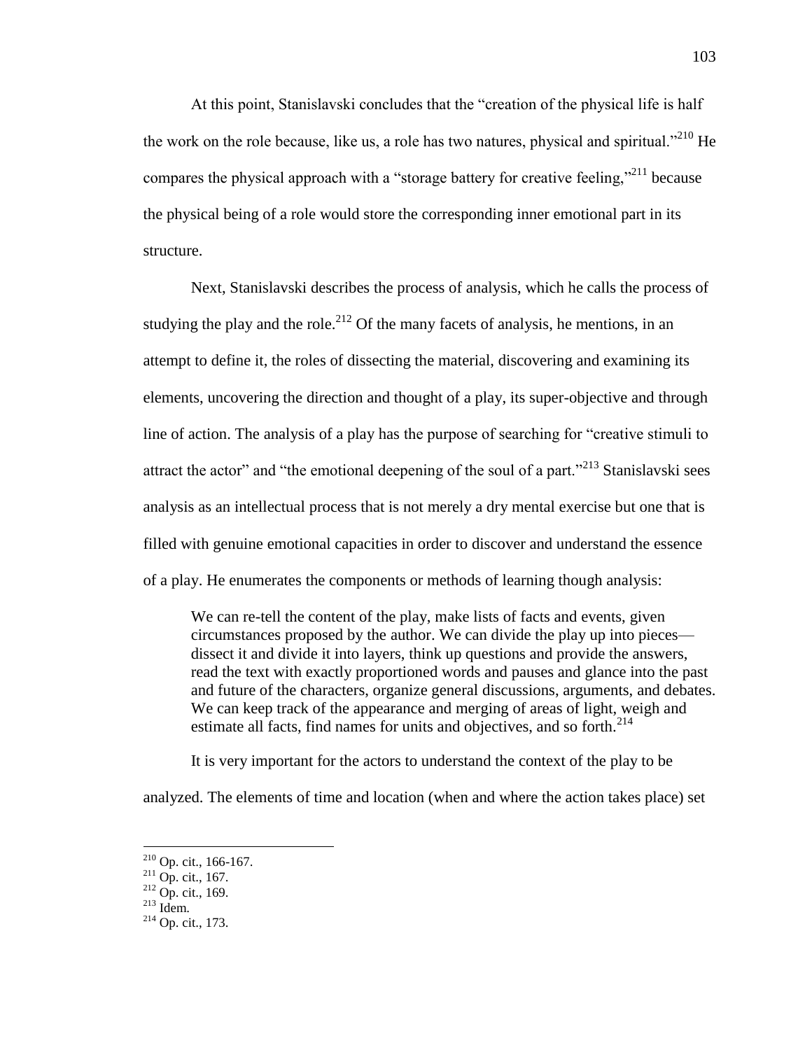At this point, Stanislavski concludes that the "creation of the physical life is half the work on the role because, like us, a role has two natures, physical and spiritual."[210] He compares the physical approach with a "storage battery for creative feeling,"[211] because the physical being of a role would store the corresponding inner emotional part in its structure.

Next, Stanislavski describes the process of analysis, which he calls the process of studying the play and the role.[212] Of the many facets of analysis, he mentions, in an attempt to define it, the roles of dissecting the material, discovering and examining its elements, uncovering the direction and thought of a play, its super-objective and through line of action. The analysis of a play has the purpose of searching for "creative stimuli to attract the actor" and "the emotional deepening of the soul of a part."[213] Stanislavski sees analysis as an intellectual process that is not merely a dry mental exercise but one that is filled with genuine emotional capacities in order to discover and understand the essence of a play. He enumerates the components or methods of learning though analysis:

> We can re-tell the content of the play, make lists of facts and events, given circumstances proposed by the author. We can divide the play up into pieces—dissect it and divide it into layers, think up questions and provide the answers, read the text with exactly proportioned words and pauses and glance into the past and future of the characters, organize general discussions, arguments, and debates. We can keep track of the appearance and merging of areas of light, weigh and estimate all facts, find names for units and objectives, and so forth.[214]

It is very important for the actors to understand the context of the play to be analyzed. The elements of time and location (when and where the action takes place) set

---

[210] Op. cit., 166-167.
[211] Op. cit., 167.
[212] Op. cit., 169.
[213] Idem.
[214] Op. cit., 173.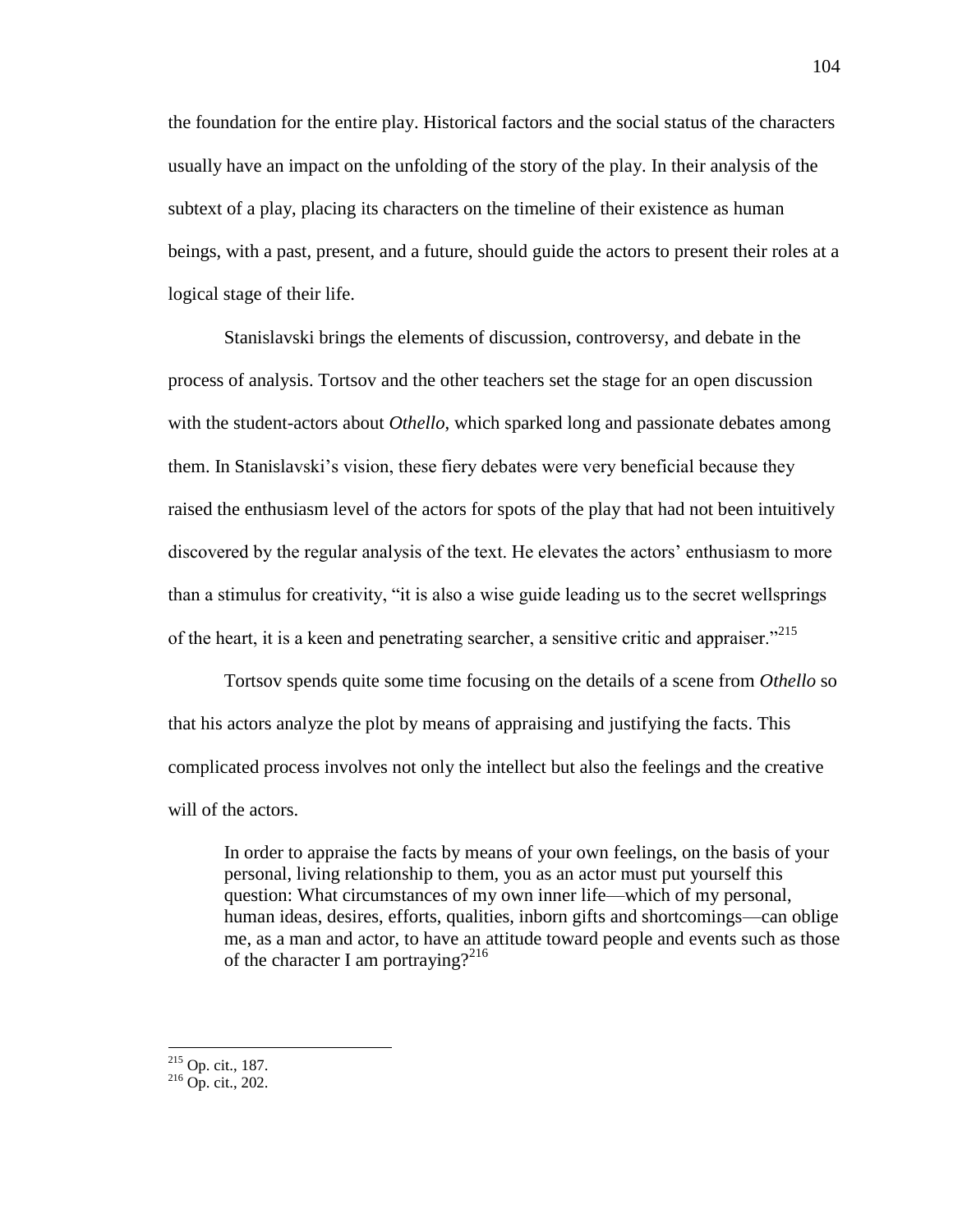the foundation for the entire play. Historical factors and the social status of the characters usually have an impact on the unfolding of the story of the play. In their analysis of the subtext of a play, placing its characters on the timeline of their existence as human beings, with a past, present, and a future, should guide the actors to present their roles at a logical stage of their life.

Stanislavski brings the elements of discussion, controversy, and debate in the process of analysis. Tortsov and the other teachers set the stage for an open discussion with the student-actors about *Othello*, which sparked long and passionate debates among them. In Stanislavski's vision, these fiery debates were very beneficial because they raised the enthusiasm level of the actors for spots of the play that had not been intuitively discovered by the regular analysis of the text. He elevates the actors' enthusiasm to more than a stimulus for creativity, "it is also a wise guide leading us to the secret wellsprings of the heart, it is a keen and penetrating searcher, a sensitive critic and appraiser."[215]

Tortsov spends quite some time focusing on the details of a scene from *Othello* so that his actors analyze the plot by means of appraising and justifying the facts. This complicated process involves not only the intellect but also the feelings and the creative will of the actors.

> In order to appraise the facts by means of your own feelings, on the basis of your personal, living relationship to them, you as an actor must put yourself this question: What circumstances of my own inner life—which of my personal, human ideas, desires, efforts, qualities, inborn gifts and shortcomings—can oblige me, as a man and actor, to have an attitude toward people and events such as those of the character I am portraying?[216]

---

[215] Op. cit., 187.

[216] Op. cit., 202.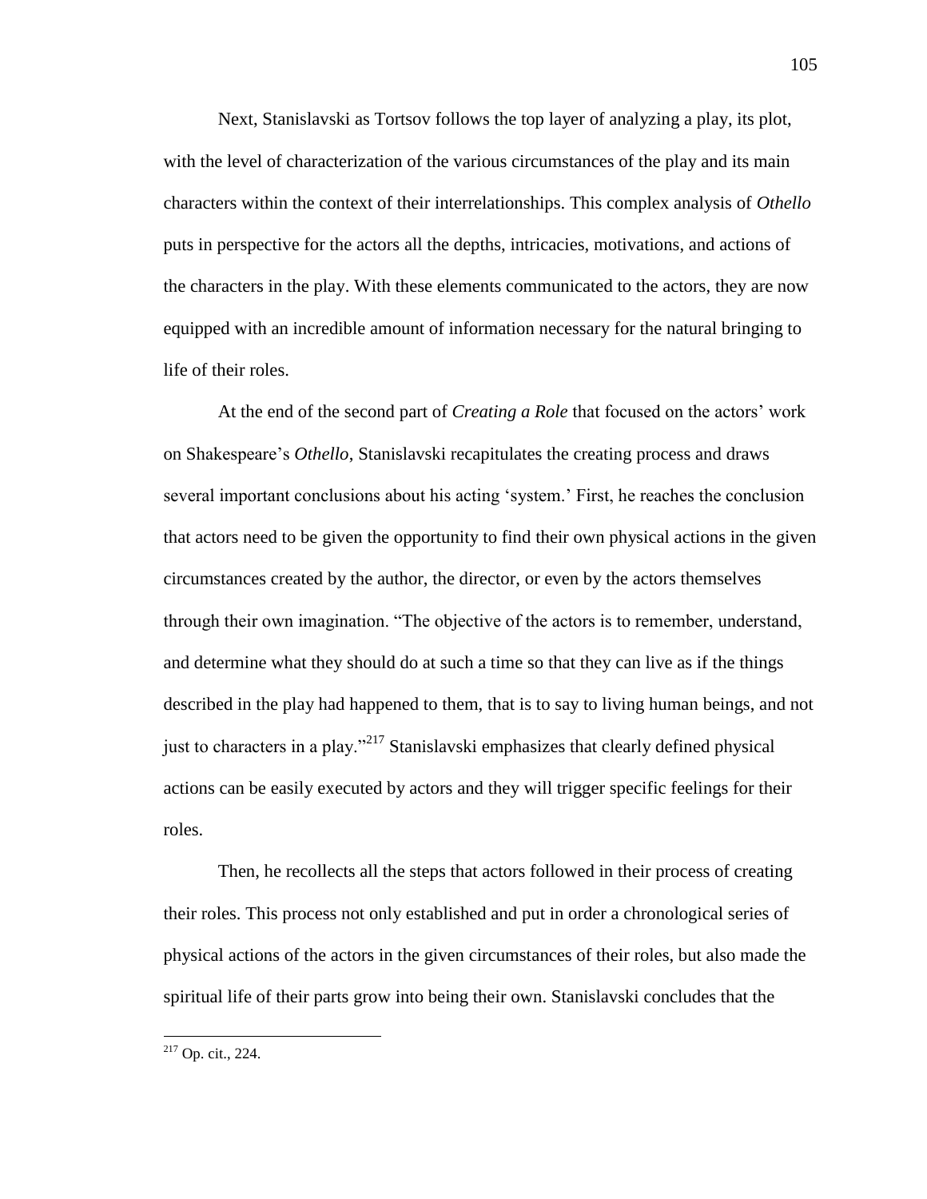Next, Stanislavski as Tortsov follows the top layer of analyzing a play, its plot, with the level of characterization of the various circumstances of the play and its main characters within the context of their interrelationships. This complex analysis of *Othello* puts in perspective for the actors all the depths, intricacies, motivations, and actions of the characters in the play. With these elements communicated to the actors, they are now equipped with an incredible amount of information necessary for the natural bringing to life of their roles.

At the end of the second part of *Creating a Role* that focused on the actors' work on Shakespeare's *Othello*, Stanislavski recapitulates the creating process and draws several important conclusions about his acting 'system.' First, he reaches the conclusion that actors need to be given the opportunity to find their own physical actions in the given circumstances created by the author, the director, or even by the actors themselves through their own imagination. "The objective of the actors is to remember, understand, and determine what they should do at such a time so that they can live as if the things described in the play had happened to them, that is to say to living human beings, and not just to characters in a play."[217] Stanislavski emphasizes that clearly defined physical actions can be easily executed by actors and they will trigger specific feelings for their roles.

Then, he recollects all the steps that actors followed in their process of creating their roles. This process not only established and put in order a chronological series of physical actions of the actors in the given circumstances of their roles, but also made the spiritual life of their parts grow into being their own. Stanislavski concludes that the

[217] Op. cit., 224.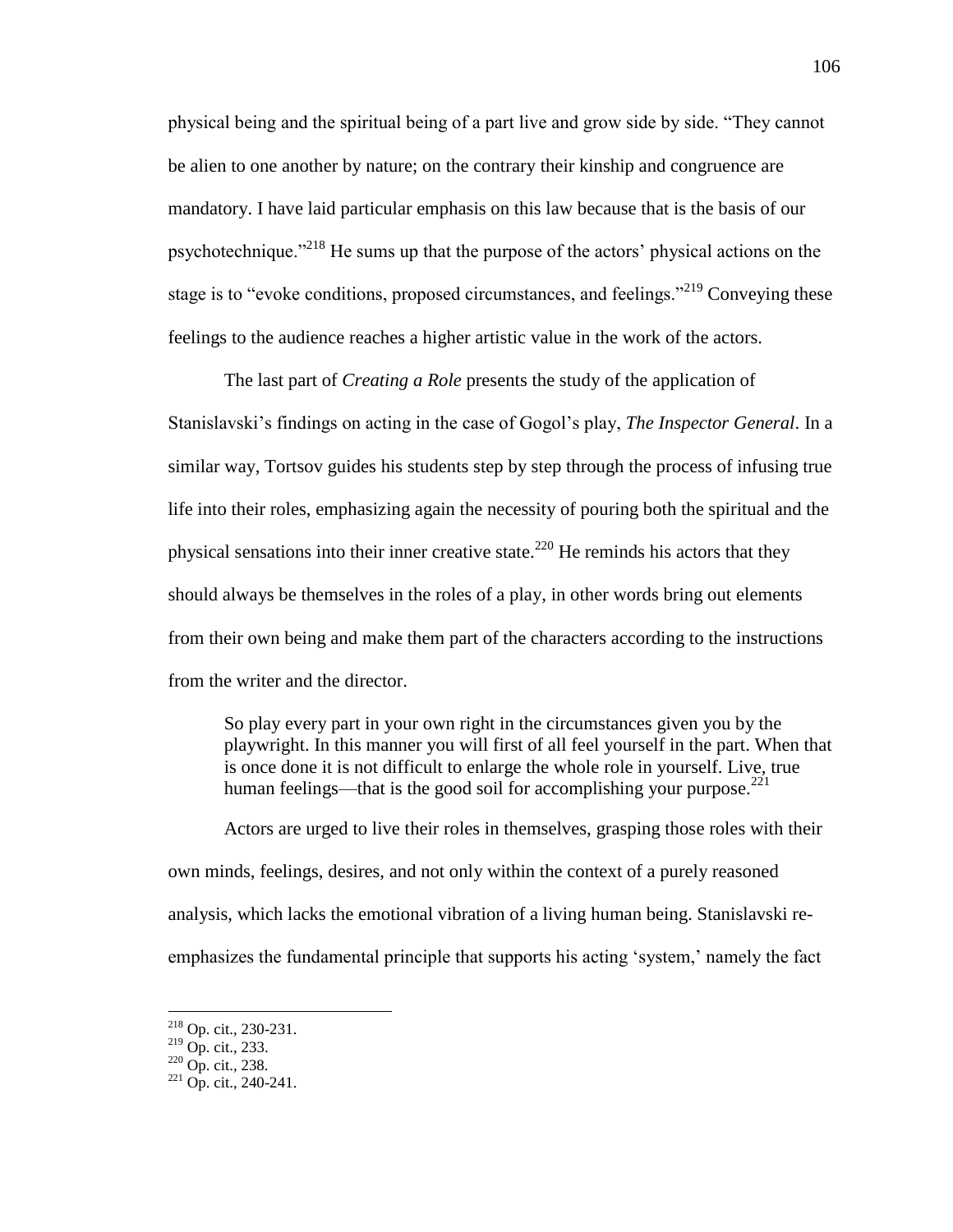physical being and the spiritual being of a part live and grow side by side. "They cannot be alien to one another by nature; on the contrary their kinship and congruence are mandatory. I have laid particular emphasis on this law because that is the basis of our psychotechnique."[218] He sums up that the purpose of the actors' physical actions on the stage is to "evoke conditions, proposed circumstances, and feelings."[219] Conveying these feelings to the audience reaches a higher artistic value in the work of the actors.

The last part of *Creating a Role* presents the study of the application of Stanislavski's findings on acting in the case of Gogol's play, *The Inspector General*. In a similar way, Tortsov guides his students step by step through the process of infusing true life into their roles, emphasizing again the necessity of pouring both the spiritual and the physical sensations into their inner creative state.[220] He reminds his actors that they should always be themselves in the roles of a play, in other words bring out elements from their own being and make them part of the characters according to the instructions from the writer and the director.

> So play every part in your own right in the circumstances given you by the playwright. In this manner you will first of all feel yourself in the part. When that is once done it is not difficult to enlarge the whole role in yourself. Live, true human feelings—that is the good soil for accomplishing your purpose.[221]

Actors are urged to live their roles in themselves, grasping those roles with their own minds, feelings, desires, and not only within the context of a purely reasoned analysis, which lacks the emotional vibration of a living human being. Stanislavski re-emphasizes the fundamental principle that supports his acting 'system,' namely the fact

---

[218] Op. cit., 230-231.

[219] Op. cit., 233.

[220] Op. cit., 238.

[221] Op. cit., 240-241.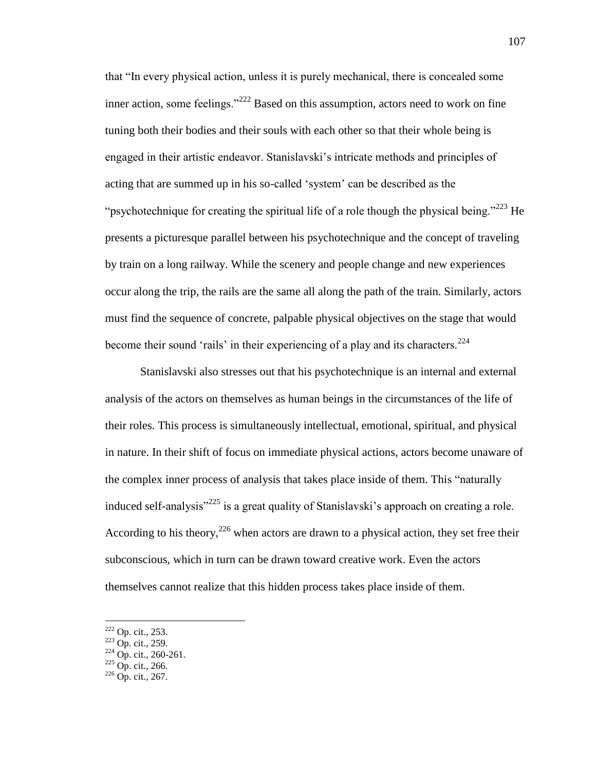that "In every physical action, unless it is purely mechanical, there is concealed some inner action, some feelings."[222] Based on this assumption, actors need to work on fine tuning both their bodies and their souls with each other so that their whole being is engaged in their artistic endeavor. Stanislavski's intricate methods and principles of acting that are summed up in his so-called 'system' can be described as the "psychotechnique for creating the spiritual life of a role though the physical being."[223] He presents a picturesque parallel between his psychotechnique and the concept of traveling by train on a long railway. While the scenery and people change and new experiences occur along the trip, the rails are the same all along the path of the train. Similarly, actors must find the sequence of concrete, palpable physical objectives on the stage that would become their sound 'rails' in their experiencing of a play and its characters.[224]

Stanislavski also stresses out that his psychotechnique is an internal and external analysis of the actors on themselves as human beings in the circumstances of the life of their roles. This process is simultaneously intellectual, emotional, spiritual, and physical in nature. In their shift of focus on immediate physical actions, actors become unaware of the complex inner process of analysis that takes place inside of them. This "naturally induced self-analysis"[225] is a great quality of Stanislavski's approach on creating a role. According to his theory,[226] when actors are drawn to a physical action, they set free their subconscious, which in turn can be drawn toward creative work. Even the actors themselves cannot realize that this hidden process takes place inside of them.

---

[222] Op. cit., 253.
[223] Op. cit., 259.
[224] Op. cit., 260-261.
[225] Op. cit., 266.
[226] Op. cit., 267.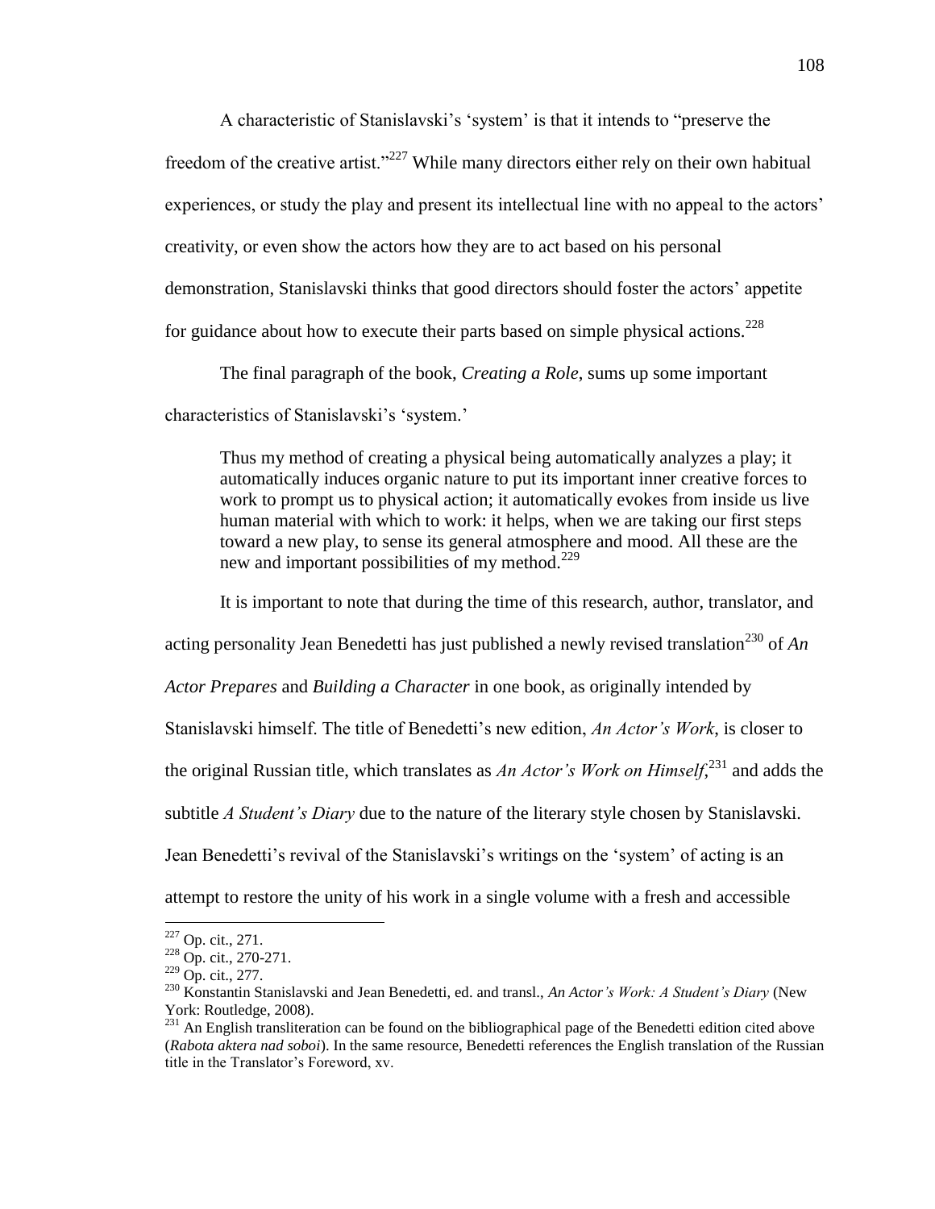A characteristic of Stanislavski's 'system' is that it intends to "preserve the freedom of the creative artist."[227] While many directors either rely on their own habitual experiences, or study the play and present its intellectual line with no appeal to the actors' creativity, or even show the actors how they are to act based on his personal demonstration, Stanislavski thinks that good directors should foster the actors' appetite for guidance about how to execute their parts based on simple physical actions.[228]

The final paragraph of the book, *Creating a Role*, sums up some important characteristics of Stanislavski's 'system.'

> Thus my method of creating a physical being automatically analyzes a play; it automatically induces organic nature to put its important inner creative forces to work to prompt us to physical action; it automatically evokes from inside us live human material with which to work: it helps, when we are taking our first steps toward a new play, to sense its general atmosphere and mood. All these are the new and important possibilities of my method.[229]

It is important to note that during the time of this research, author, translator, and acting personality Jean Benedetti has just published a newly revised translation[230] of *An Actor Prepares* and *Building a Character* in one book, as originally intended by Stanislavski himself. The title of Benedetti's new edition, *An Actor's Work*, is closer to the original Russian title, which translates as *An Actor's Work on Himself*,[231] and adds the subtitle *A Student's Diary* due to the nature of the literary style chosen by Stanislavski. Jean Benedetti's revival of the Stanislavski's writings on the 'system' of acting is an attempt to restore the unity of his work in a single volume with a fresh and accessible

---

[227] Op. cit., 271.

[228] Op. cit., 270-271.

[229] Op. cit., 277.

[230] Konstantin Stanislavski and Jean Benedetti, ed. and transl., *An Actor's Work: A Student's Diary* (New York: Routledge, 2008).

[231] An English transliteration can be found on the bibliographical page of the Benedetti edition cited above (*Rabota aktera nad soboi*). In the same resource, Benedetti references the English translation of the Russian title in the Translator's Foreword, xv.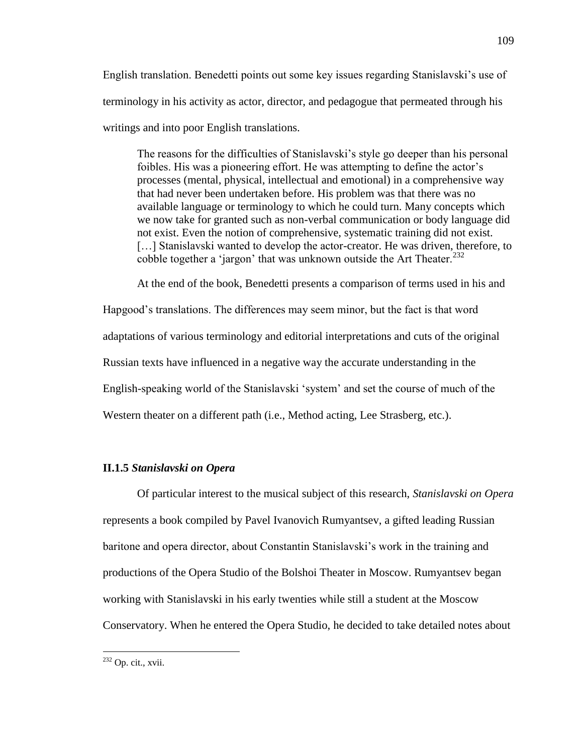English translation. Benedetti points out some key issues regarding Stanislavski's use of terminology in his activity as actor, director, and pedagogue that permeated through his writings and into poor English translations.

> The reasons for the difficulties of Stanislavski's style go deeper than his personal foibles. His was a pioneering effort. He was attempting to define the actor's processes (mental, physical, intellectual and emotional) in a comprehensive way that had never been undertaken before. His problem was that there was no available language or terminology to which he could turn. Many concepts which we now take for granted such as non-verbal communication or body language did not exist. Even the notion of comprehensive, systematic training did not exist. […] Stanislavski wanted to develop the actor-creator. He was driven, therefore, to cobble together a 'jargon' that was unknown outside the Art Theater.[232]

At the end of the book, Benedetti presents a comparison of terms used in his and Hapgood's translations. The differences may seem minor, but the fact is that word adaptations of various terminology and editorial interpretations and cuts of the original Russian texts have influenced in a negative way the accurate understanding in the English-speaking world of the Stanislavski 'system' and set the course of much of the Western theater on a different path (i.e., Method acting, Lee Strasberg, etc.).

### II.1.5 *Stanislavski on Opera*

Of particular interest to the musical subject of this research, *Stanislavski on Opera* represents a book compiled by Pavel Ivanovich Rumyantsev, a gifted leading Russian baritone and opera director, about Constantin Stanislavski's work in the training and productions of the Opera Studio of the Bolshoi Theater in Moscow. Rumyantsev began working with Stanislavski in his early twenties while still a student at the Moscow Conservatory. When he entered the Opera Studio, he decided to take detailed notes about

---

[232] Op. cit., xvii.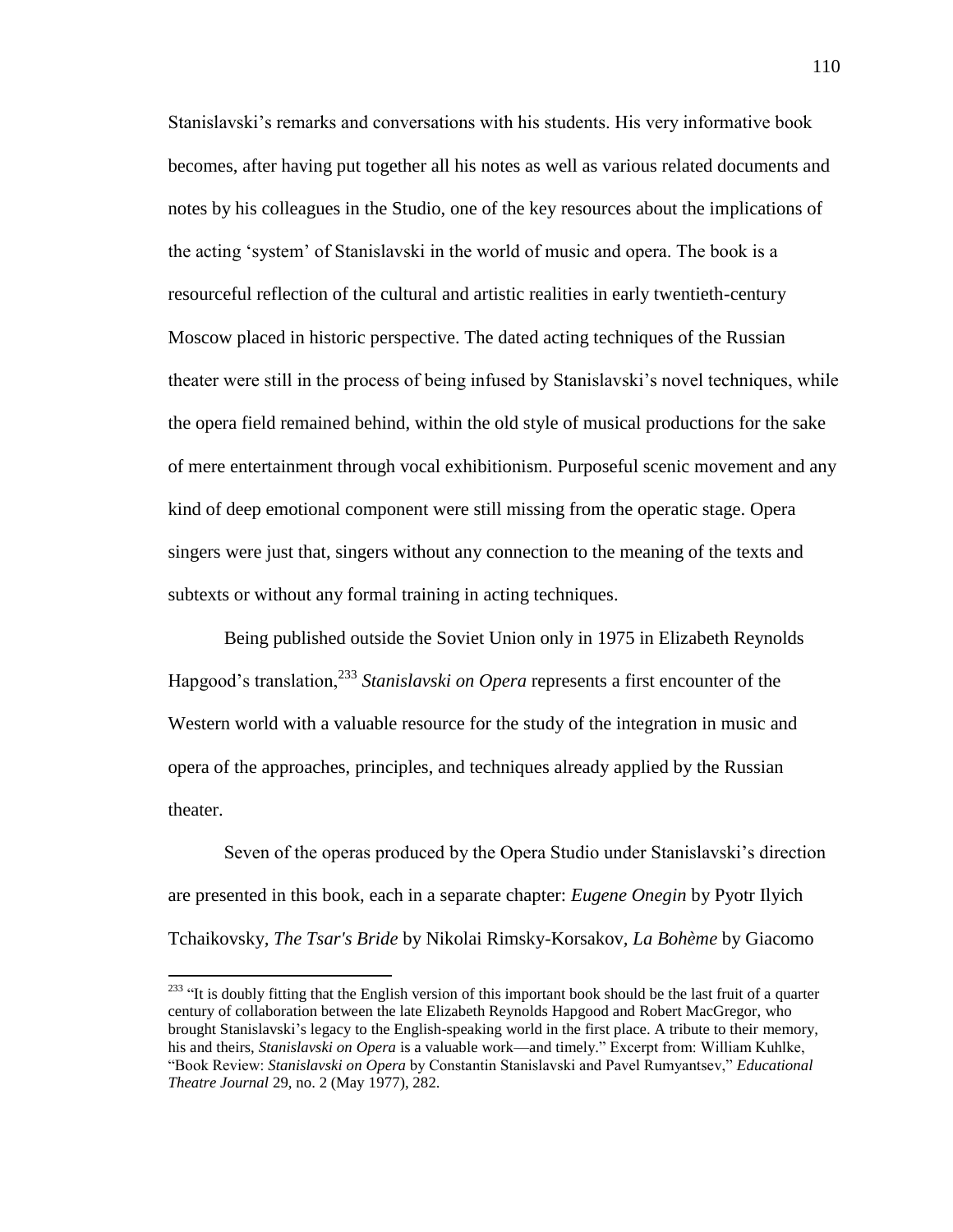Stanislavski's remarks and conversations with his students. His very informative book becomes, after having put together all his notes as well as various related documents and notes by his colleagues in the Studio, one of the key resources about the implications of the acting 'system' of Stanislavski in the world of music and opera. The book is a resourceful reflection of the cultural and artistic realities in early twentieth-century Moscow placed in historic perspective. The dated acting techniques of the Russian theater were still in the process of being infused by Stanislavski's novel techniques, while the opera field remained behind, within the old style of musical productions for the sake of mere entertainment through vocal exhibitionism. Purposeful scenic movement and any kind of deep emotional component were still missing from the operatic stage. Opera singers were just that, singers without any connection to the meaning of the texts and subtexts or without any formal training in acting techniques.

Being published outside the Soviet Union only in 1975 in Elizabeth Reynolds Hapgood's translation,[233] *Stanislavski on Opera* represents a first encounter of the Western world with a valuable resource for the study of the integration in music and opera of the approaches, principles, and techniques already applied by the Russian theater.

Seven of the operas produced by the Opera Studio under Stanislavski's direction are presented in this book, each in a separate chapter: *Eugene Onegin* by Pyotr Ilyich Tchaikovsky, *The Tsar's Bride* by Nikolai Rimsky-Korsakov, *La Bohème* by Giacomo

---

[233] "It is doubly fitting that the English version of this important book should be the last fruit of a quarter century of collaboration between the late Elizabeth Reynolds Hapgood and Robert MacGregor, who brought Stanislavski's legacy to the English-speaking world in the first place. A tribute to their memory, his and theirs, *Stanislavski on Opera* is a valuable work—and timely." Excerpt from: William Kuhlke, "Book Review: *Stanislavski on Opera* by Constantin Stanislavski and Pavel Rumyantsev," *Educational Theatre Journal* 29, no. 2 (May 1977), 282.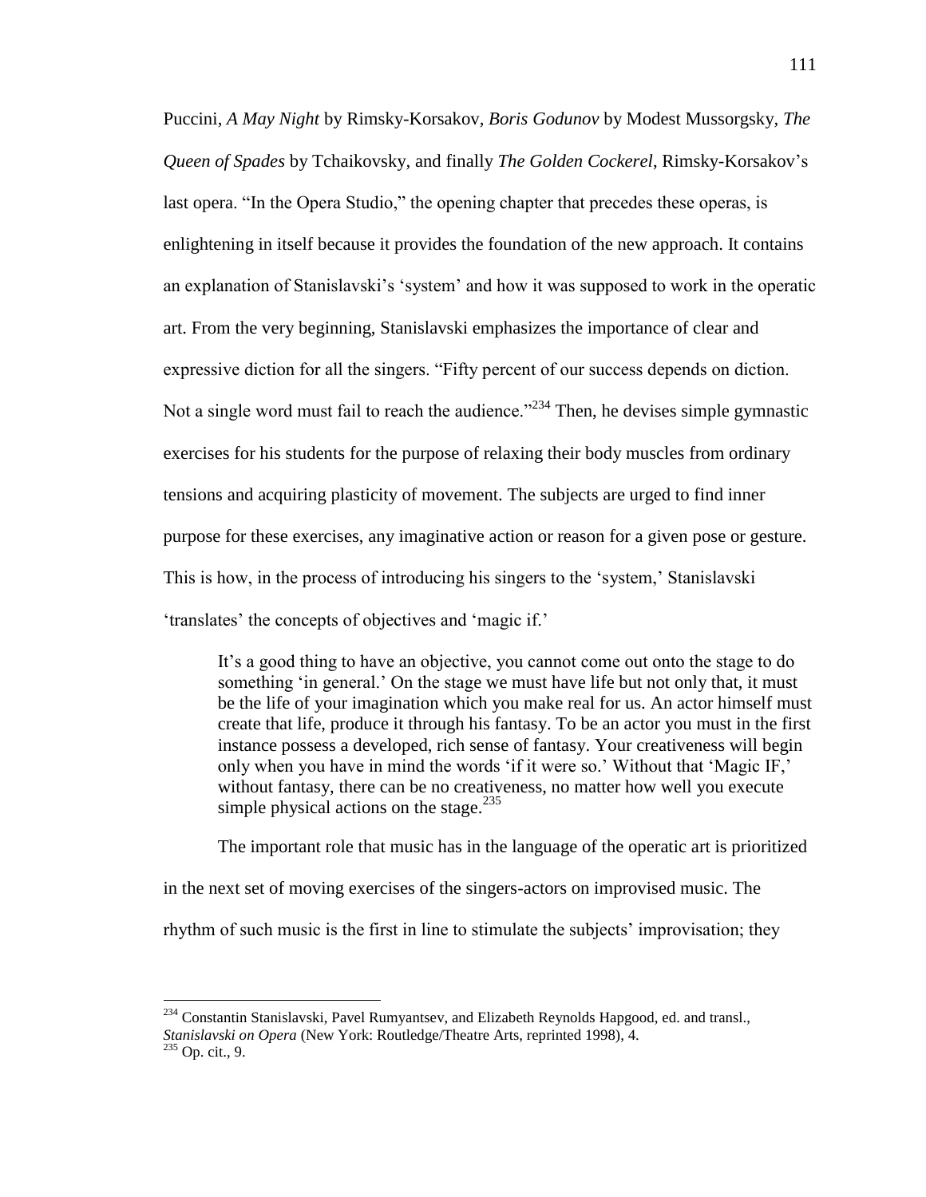Puccini, *A May Night* by Rimsky-Korsakov, *Boris Godunov* by Modest Mussorgsky, *The Queen of Spades* by Tchaikovsky, and finally *The Golden Cockerel*, Rimsky-Korsakov's last opera. "In the Opera Studio," the opening chapter that precedes these operas, is enlightening in itself because it provides the foundation of the new approach. It contains an explanation of Stanislavski's 'system' and how it was supposed to work in the operatic art. From the very beginning, Stanislavski emphasizes the importance of clear and expressive diction for all the singers. "Fifty percent of our success depends on diction. Not a single word must fail to reach the audience."[234] Then, he devises simple gymnastic exercises for his students for the purpose of relaxing their body muscles from ordinary tensions and acquiring plasticity of movement. The subjects are urged to find inner purpose for these exercises, any imaginative action or reason for a given pose or gesture. This is how, in the process of introducing his singers to the 'system,' Stanislavski 'translates' the concepts of objectives and 'magic if.'

> It's a good thing to have an objective, you cannot come out onto the stage to do something 'in general.' On the stage we must have life but not only that, it must be the life of your imagination which you make real for us. An actor himself must create that life, produce it through his fantasy. To be an actor you must in the first instance possess a developed, rich sense of fantasy. Your creativeness will begin only when you have in mind the words 'if it were so.' Without that 'Magic IF,' without fantasy, there can be no creativeness, no matter how well you execute simple physical actions on the stage.[235]

The important role that music has in the language of the operatic art is prioritized in the next set of moving exercises of the singers-actors on improvised music. The rhythm of such music is the first in line to stimulate the subjects' improvisation; they

---

[234] Constantin Stanislavski, Pavel Rumyantsev, and Elizabeth Reynolds Hapgood, ed. and transl., *Stanislavski on Opera* (New York: Routledge/Theatre Arts, reprinted 1998), 4.

[235] Op. cit., 9.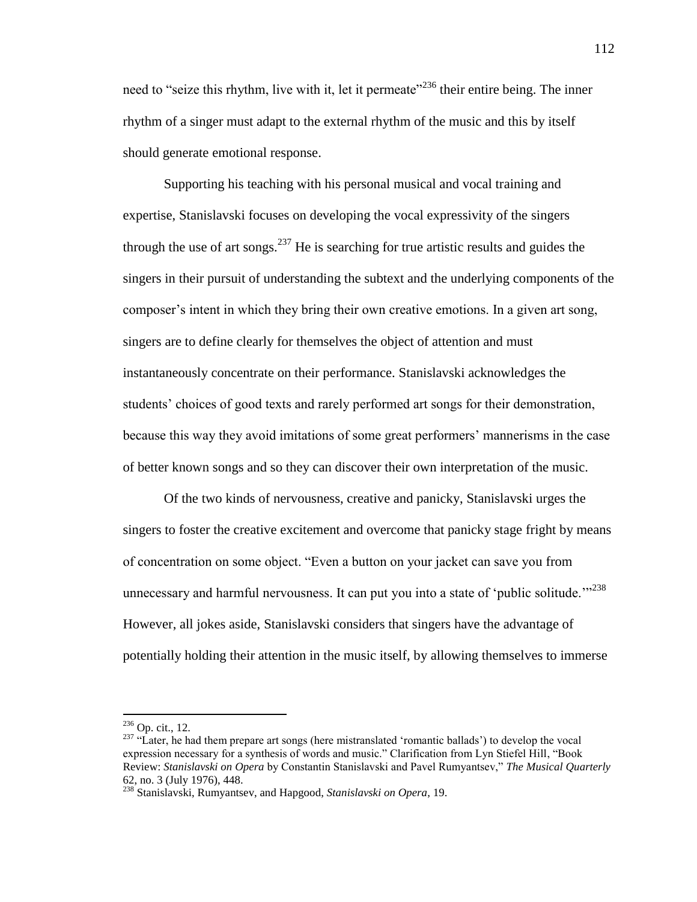need to "seize this rhythm, live with it, let it permeate"[236] their entire being. The inner rhythm of a singer must adapt to the external rhythm of the music and this by itself should generate emotional response.

Supporting his teaching with his personal musical and vocal training and expertise, Stanislavski focuses on developing the vocal expressivity of the singers through the use of art songs.[237] He is searching for true artistic results and guides the singers in their pursuit of understanding the subtext and the underlying components of the composer's intent in which they bring their own creative emotions. In a given art song, singers are to define clearly for themselves the object of attention and must instantaneously concentrate on their performance. Stanislavski acknowledges the students' choices of good texts and rarely performed art songs for their demonstration, because this way they avoid imitations of some great performers' mannerisms in the case of better known songs and so they can discover their own interpretation of the music.

Of the two kinds of nervousness, creative and panicky, Stanislavski urges the singers to foster the creative excitement and overcome that panicky stage fright by means of concentration on some object. "Even a button on your jacket can save you from unnecessary and harmful nervousness. It can put you into a state of 'public solitude.'"[238] However, all jokes aside, Stanislavski considers that singers have the advantage of potentially holding their attention in the music itself, by allowing themselves to immerse

---

[236] Op. cit., 12.

[237] "Later, he had them prepare art songs (here mistranslated 'romantic ballads') to develop the vocal expression necessary for a synthesis of words and music." Clarification from Lyn Stiefel Hill, "Book Review: *Stanislavski on Opera* by Constantin Stanislavski and Pavel Rumyantsev," *The Musical Quarterly* 62, no. 3 (July 1976), 448.

[238] Stanislavski, Rumyantsev, and Hapgood, *Stanislavski on Opera*, 19.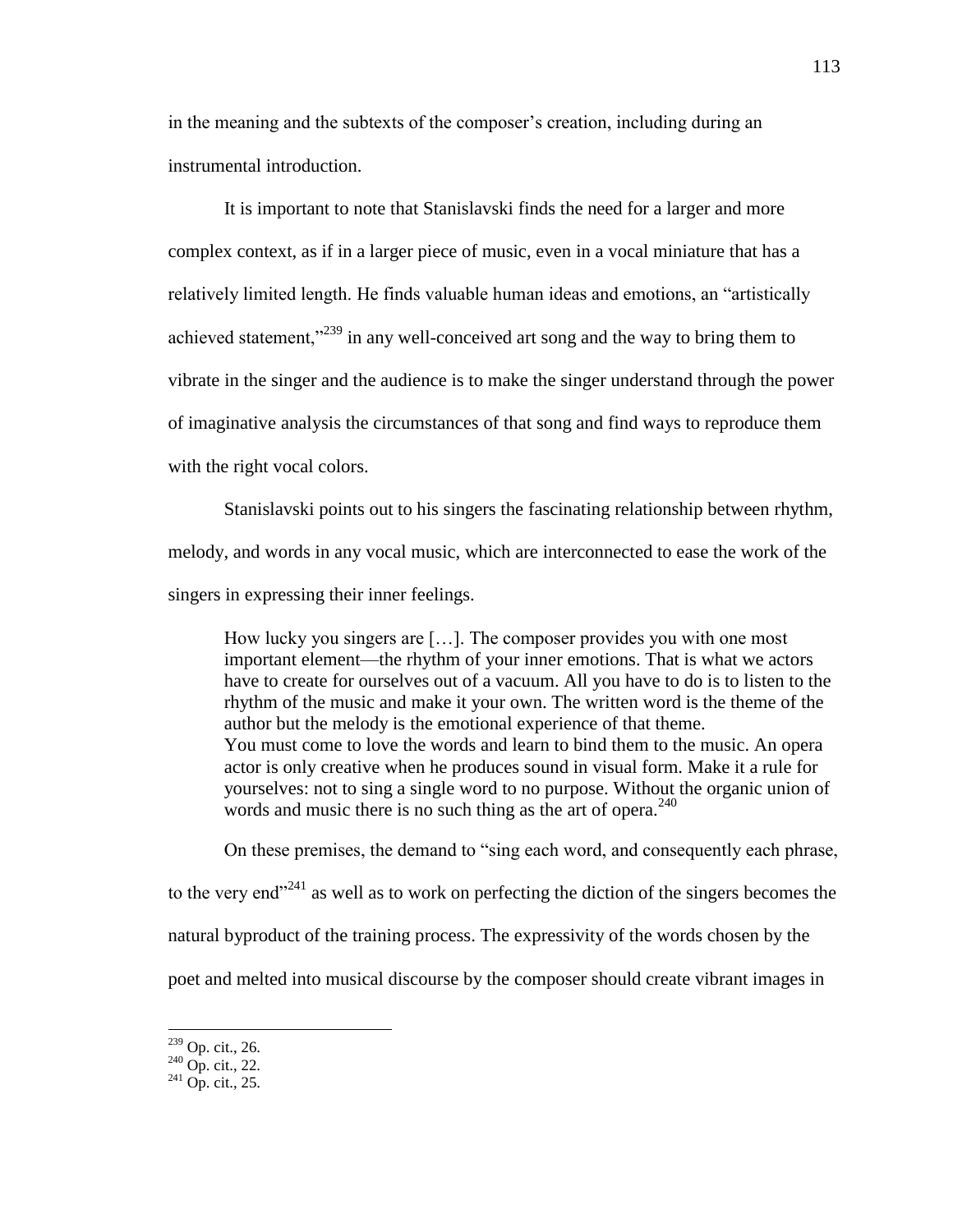in the meaning and the subtexts of the composer's creation, including during an instrumental introduction.

It is important to note that Stanislavski finds the need for a larger and more complex context, as if in a larger piece of music, even in a vocal miniature that has a relatively limited length. He finds valuable human ideas and emotions, an "artistically achieved statement,"[239] in any well-conceived art song and the way to bring them to vibrate in the singer and the audience is to make the singer understand through the power of imaginative analysis the circumstances of that song and find ways to reproduce them with the right vocal colors.

Stanislavski points out to his singers the fascinating relationship between rhythm, melody, and words in any vocal music, which are interconnected to ease the work of the singers in expressing their inner feelings.

> How lucky you singers are […]. The composer provides you with one most important element—the rhythm of your inner emotions. That is what we actors have to create for ourselves out of a vacuum. All you have to do is to listen to the rhythm of the music and make it your own. The written word is the theme of the author but the melody is the emotional experience of that theme.
> You must come to love the words and learn to bind them to the music. An opera actor is only creative when he produces sound in visual form. Make it a rule for yourselves: not to sing a single word to no purpose. Without the organic union of words and music there is no such thing as the art of opera.[240]

On these premises, the demand to "sing each word, and consequently each phrase, to the very end"[241] as well as to work on perfecting the diction of the singers becomes the natural byproduct of the training process. The expressivity of the words chosen by the poet and melted into musical discourse by the composer should create vibrant images in

---

[239] Op. cit., 26.
[240] Op. cit., 22.
[241] Op. cit., 25.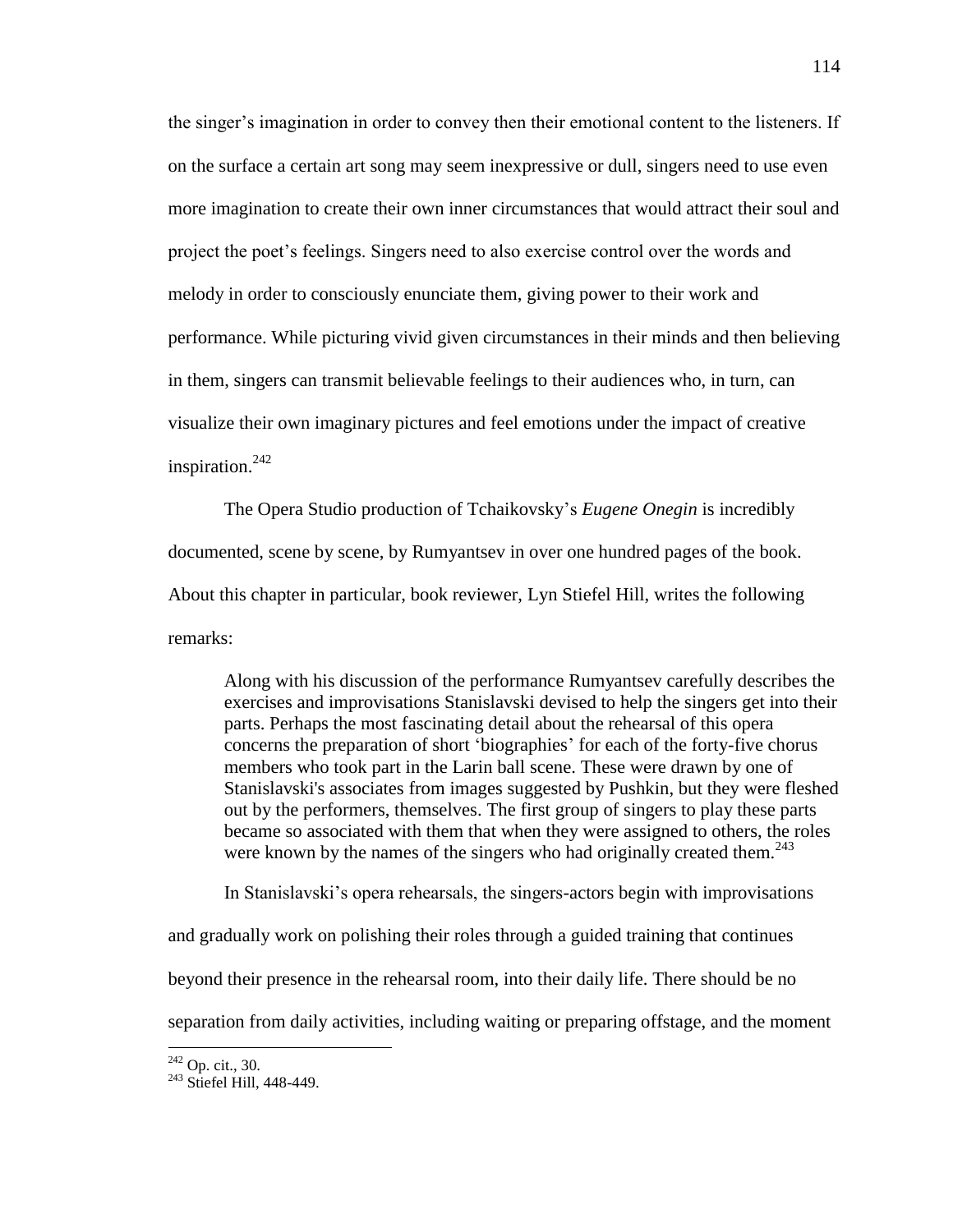the singer's imagination in order to convey then their emotional content to the listeners. If on the surface a certain art song may seem inexpressive or dull, singers need to use even more imagination to create their own inner circumstances that would attract their soul and project the poet's feelings. Singers need to also exercise control over the words and melody in order to consciously enunciate them, giving power to their work and performance. While picturing vivid given circumstances in their minds and then believing in them, singers can transmit believable feelings to their audiences who, in turn, can visualize their own imaginary pictures and feel emotions under the impact of creative inspiration.[242]

The Opera Studio production of Tchaikovsky's *Eugene Onegin* is incredibly documented, scene by scene, by Rumyantsev in over one hundred pages of the book. About this chapter in particular, book reviewer, Lyn Stiefel Hill, writes the following remarks:

> Along with his discussion of the performance Rumyantsev carefully describes the exercises and improvisations Stanislavski devised to help the singers get into their parts. Perhaps the most fascinating detail about the rehearsal of this opera concerns the preparation of short 'biographies' for each of the forty-five chorus members who took part in the Larin ball scene. These were drawn by one of Stanislavski's associates from images suggested by Pushkin, but they were fleshed out by the performers, themselves. The first group of singers to play these parts became so associated with them that when they were assigned to others, the roles were known by the names of the singers who had originally created them.[243]

In Stanislavski's opera rehearsals, the singers-actors begin with improvisations and gradually work on polishing their roles through a guided training that continues beyond their presence in the rehearsal room, into their daily life. There should be no separation from daily activities, including waiting or preparing offstage, and the moment

---

[242] Op. cit., 30.

[243] Stiefel Hill, 448-449.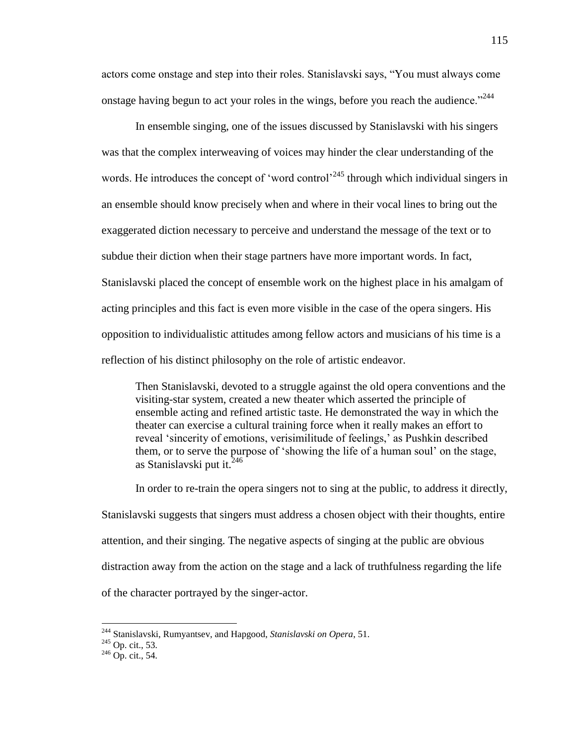actors come onstage and step into their roles. Stanislavski says, "You must always come onstage having begun to act your roles in the wings, before you reach the audience."[244]

In ensemble singing, one of the issues discussed by Stanislavski with his singers was that the complex interweaving of voices may hinder the clear understanding of the words. He introduces the concept of 'word control'[245] through which individual singers in an ensemble should know precisely when and where in their vocal lines to bring out the exaggerated diction necessary to perceive and understand the message of the text or to subdue their diction when their stage partners have more important words. In fact, Stanislavski placed the concept of ensemble work on the highest place in his amalgam of acting principles and this fact is even more visible in the case of the opera singers. His opposition to individualistic attitudes among fellow actors and musicians of his time is a reflection of his distinct philosophy on the role of artistic endeavor.

> Then Stanislavski, devoted to a struggle against the old opera conventions and the visiting-star system, created a new theater which asserted the principle of ensemble acting and refined artistic taste. He demonstrated the way in which the theater can exercise a cultural training force when it really makes an effort to reveal 'sincerity of emotions, verisimilitude of feelings,' as Pushkin described them, or to serve the purpose of 'showing the life of a human soul' on the stage, as Stanislavski put it.[246]

In order to re-train the opera singers not to sing at the public, to address it directly, Stanislavski suggests that singers must address a chosen object with their thoughts, entire attention, and their singing. The negative aspects of singing at the public are obvious distraction away from the action on the stage and a lack of truthfulness regarding the life of the character portrayed by the singer-actor.

---

[244] Stanislavski, Rumyantsev, and Hapgood, *Stanislavski on Opera*, 51.
[245] Op. cit., 53.
[246] Op. cit., 54.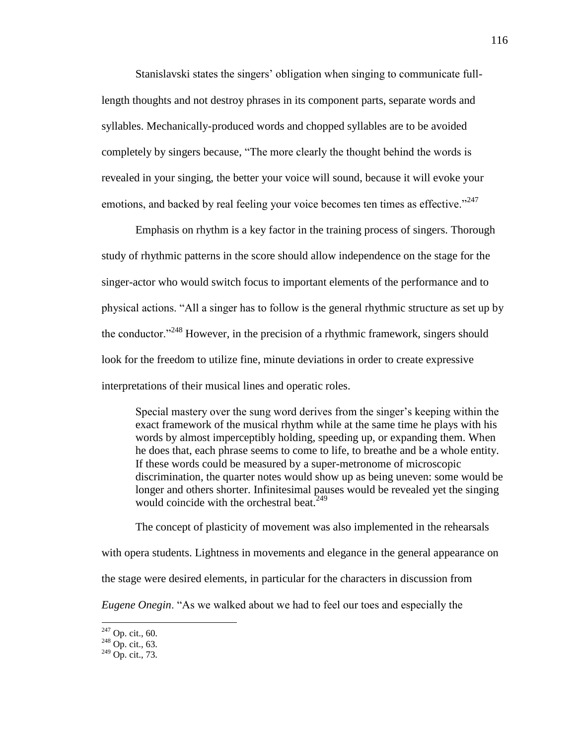Stanislavski states the singers' obligation when singing to communicate full-length thoughts and not destroy phrases in its component parts, separate words and syllables. Mechanically-produced words and chopped syllables are to be avoided completely by singers because, "The more clearly the thought behind the words is revealed in your singing, the better your voice will sound, because it will evoke your emotions, and backed by real feeling your voice becomes ten times as effective."[247]

Emphasis on rhythm is a key factor in the training process of singers. Thorough study of rhythmic patterns in the score should allow independence on the stage for the singer-actor who would switch focus to important elements of the performance and to physical actions. "All a singer has to follow is the general rhythmic structure as set up by the conductor."[248] However, in the precision of a rhythmic framework, singers should look for the freedom to utilize fine, minute deviations in order to create expressive interpretations of their musical lines and operatic roles.

> Special mastery over the sung word derives from the singer's keeping within the exact framework of the musical rhythm while at the same time he plays with his words by almost imperceptibly holding, speeding up, or expanding them. When he does that, each phrase seems to come to life, to breathe and be a whole entity. If these words could be measured by a super-metronome of microscopic discrimination, the quarter notes would show up as being uneven: some would be longer and others shorter. Infinitesimal pauses would be revealed yet the singing would coincide with the orchestral beat.[249]

The concept of plasticity of movement was also implemented in the rehearsals with opera students. Lightness in movements and elegance in the general appearance on the stage were desired elements, in particular for the characters in discussion from *Eugene Onegin*. "As we walked about we had to feel our toes and especially the

---

[247] Op. cit., 60.

[248] Op. cit., 63.

[249] Op. cit., 73.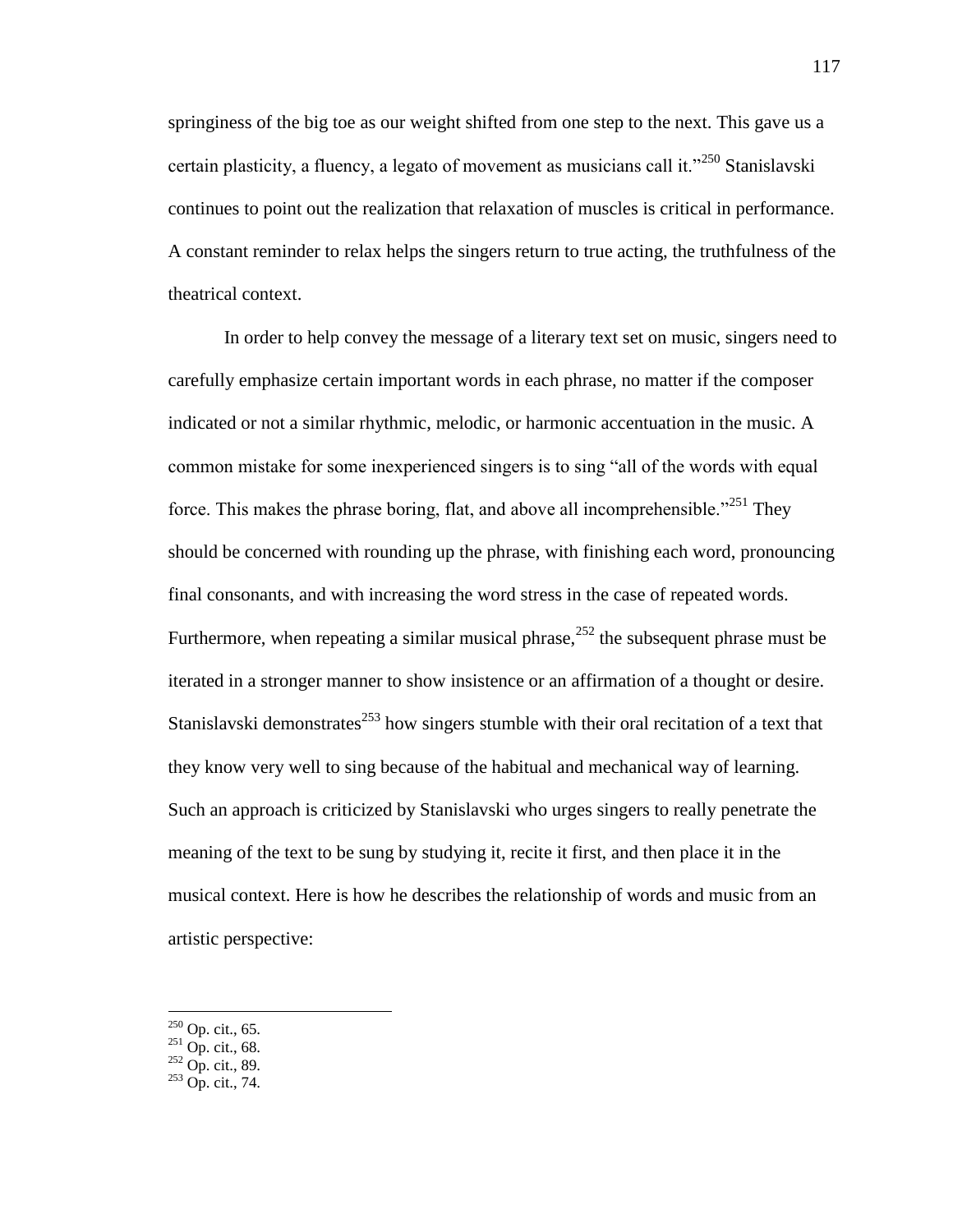springiness of the big toe as our weight shifted from one step to the next. This gave us a certain plasticity, a fluency, a legato of movement as musicians call it."[250] Stanislavski continues to point out the realization that relaxation of muscles is critical in performance. A constant reminder to relax helps the singers return to true acting, the truthfulness of the theatrical context.

In order to help convey the message of a literary text set on music, singers need to carefully emphasize certain important words in each phrase, no matter if the composer indicated or not a similar rhythmic, melodic, or harmonic accentuation in the music. A common mistake for some inexperienced singers is to sing "all of the words with equal force. This makes the phrase boring, flat, and above all incomprehensible."[251] They should be concerned with rounding up the phrase, with finishing each word, pronouncing final consonants, and with increasing the word stress in the case of repeated words. Furthermore, when repeating a similar musical phrase,[252] the subsequent phrase must be iterated in a stronger manner to show insistence or an affirmation of a thought or desire. Stanislavski demonstrates[253] how singers stumble with their oral recitation of a text that they know very well to sing because of the habitual and mechanical way of learning. Such an approach is criticized by Stanislavski who urges singers to really penetrate the meaning of the text to be sung by studying it, recite it first, and then place it in the musical context. Here is how he describes the relationship of words and music from an artistic perspective:

---

[250] Op. cit., 65.
[251] Op. cit., 68.
[252] Op. cit., 89.
[253] Op. cit., 74.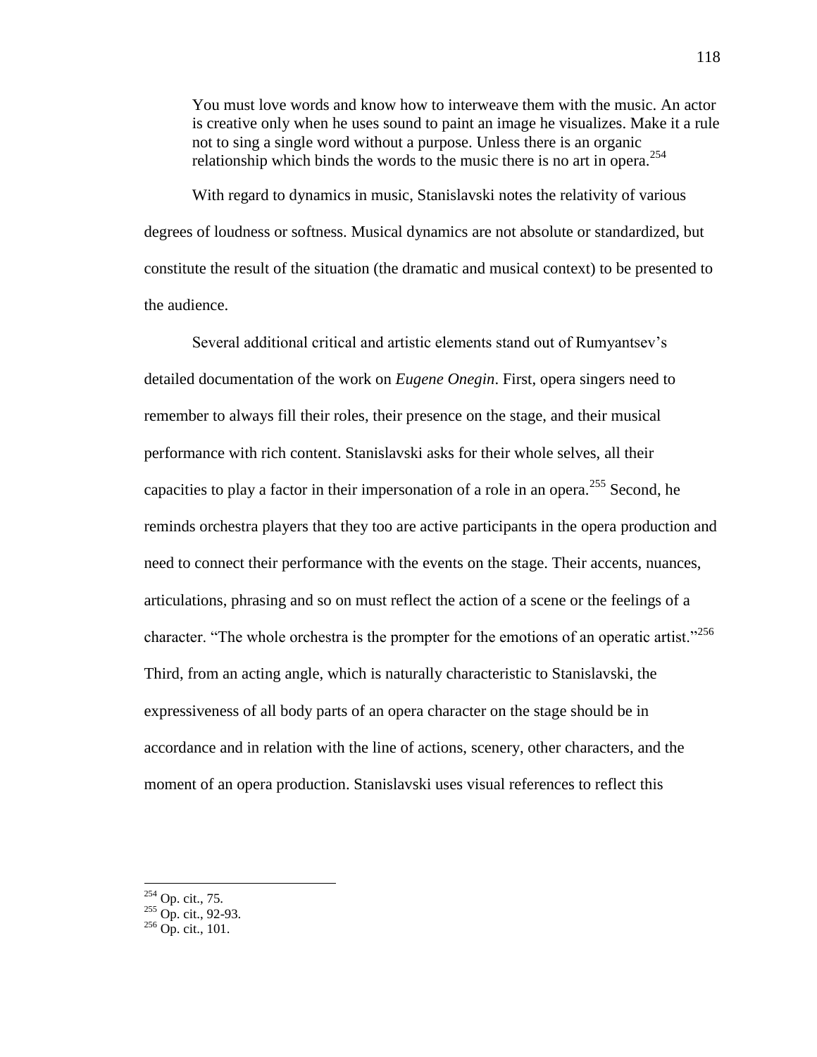> You must love words and know how to interweave them with the music. An actor is creative only when he uses sound to paint an image he visualizes. Make it a rule not to sing a single word without a purpose. Unless there is an organic relationship which binds the words to the music there is no art in opera.[254]

With regard to dynamics in music, Stanislavski notes the relativity of various degrees of loudness or softness. Musical dynamics are not absolute or standardized, but constitute the result of the situation (the dramatic and musical context) to be presented to the audience.

Several additional critical and artistic elements stand out of Rumyantsev's detailed documentation of the work on *Eugene Onegin*. First, opera singers need to remember to always fill their roles, their presence on the stage, and their musical performance with rich content. Stanislavski asks for their whole selves, all their capacities to play a factor in their impersonation of a role in an opera.[255] Second, he reminds orchestra players that they too are active participants in the opera production and need to connect their performance with the events on the stage. Their accents, nuances, articulations, phrasing and so on must reflect the action of a scene or the feelings of a character. "The whole orchestra is the prompter for the emotions of an operatic artist."[256] Third, from an acting angle, which is naturally characteristic to Stanislavski, the expressiveness of all body parts of an opera character on the stage should be in accordance and in relation with the line of actions, scenery, other characters, and the moment of an opera production. Stanislavski uses visual references to reflect this

---

[254] Op. cit., 75.
[255] Op. cit., 92-93.
[256] Op. cit., 101.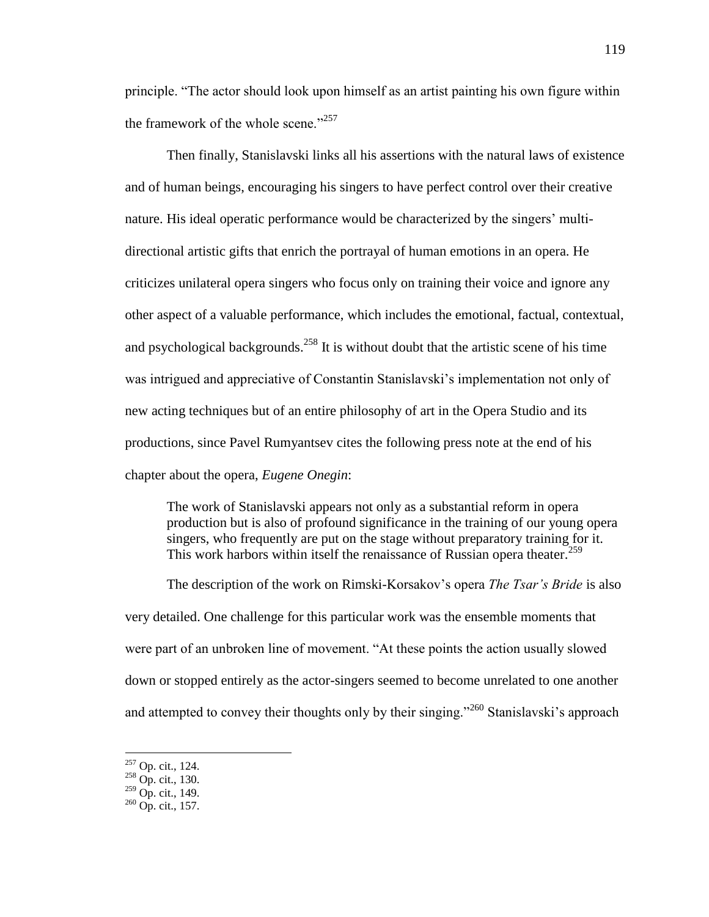principle. "The actor should look upon himself as an artist painting his own figure within the framework of the whole scene."[257]

Then finally, Stanislavski links all his assertions with the natural laws of existence and of human beings, encouraging his singers to have perfect control over their creative nature. His ideal operatic performance would be characterized by the singers' multi-directional artistic gifts that enrich the portrayal of human emotions in an opera. He criticizes unilateral opera singers who focus only on training their voice and ignore any other aspect of a valuable performance, which includes the emotional, factual, contextual, and psychological backgrounds.[258] It is without doubt that the artistic scene of his time was intrigued and appreciative of Constantin Stanislavski's implementation not only of new acting techniques but of an entire philosophy of art in the Opera Studio and its productions, since Pavel Rumyantsev cites the following press note at the end of his chapter about the opera, *Eugene Onegin*:

> The work of Stanislavski appears not only as a substantial reform in opera production but is also of profound significance in the training of our young opera singers, who frequently are put on the stage without preparatory training for it. This work harbors within itself the renaissance of Russian opera theater.[259]

The description of the work on Rimski-Korsakov's opera *The Tsar's Bride* is also very detailed. One challenge for this particular work was the ensemble moments that were part of an unbroken line of movement. "At these points the action usually slowed down or stopped entirely as the actor-singers seemed to become unrelated to one another and attempted to convey their thoughts only by their singing."[260] Stanislavski's approach

---

[257] Op. cit., 124.
[258] Op. cit., 130.
[259] Op. cit., 149.
[260] Op. cit., 157.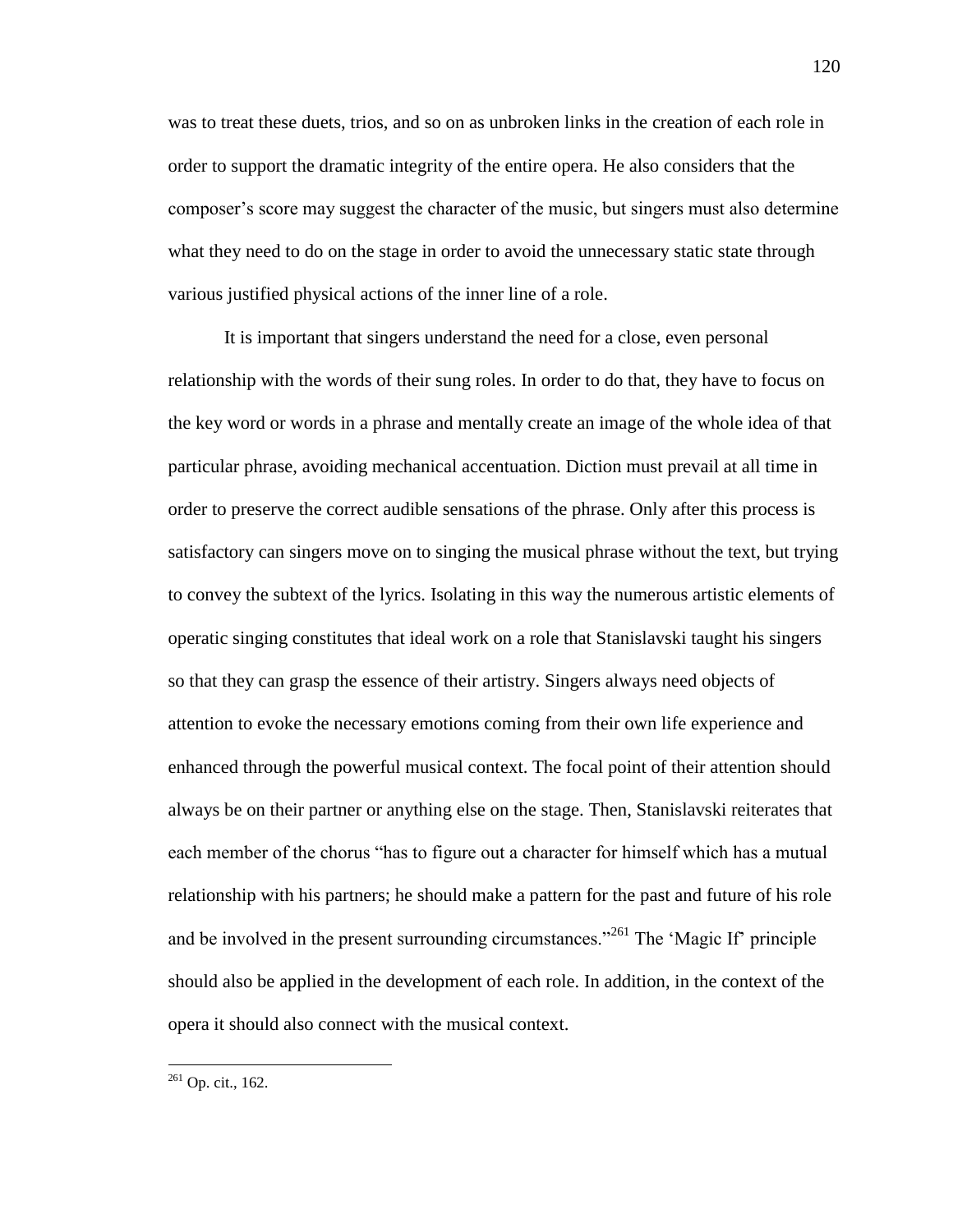was to treat these duets, trios, and so on as unbroken links in the creation of each role in order to support the dramatic integrity of the entire opera. He also considers that the composer's score may suggest the character of the music, but singers must also determine what they need to do on the stage in order to avoid the unnecessary static state through various justified physical actions of the inner line of a role.

It is important that singers understand the need for a close, even personal relationship with the words of their sung roles. In order to do that, they have to focus on the key word or words in a phrase and mentally create an image of the whole idea of that particular phrase, avoiding mechanical accentuation. Diction must prevail at all time in order to preserve the correct audible sensations of the phrase. Only after this process is satisfactory can singers move on to singing the musical phrase without the text, but trying to convey the subtext of the lyrics. Isolating in this way the numerous artistic elements of operatic singing constitutes that ideal work on a role that Stanislavski taught his singers so that they can grasp the essence of their artistry. Singers always need objects of attention to evoke the necessary emotions coming from their own life experience and enhanced through the powerful musical context. The focal point of their attention should always be on their partner or anything else on the stage. Then, Stanislavski reiterates that each member of the chorus "has to figure out a character for himself which has a mutual relationship with his partners; he should make a pattern for the past and future of his role and be involved in the present surrounding circumstances."[261] The 'Magic If' principle should also be applied in the development of each role. In addition, in the context of the opera it should also connect with the musical context.

[261] Op. cit., 162.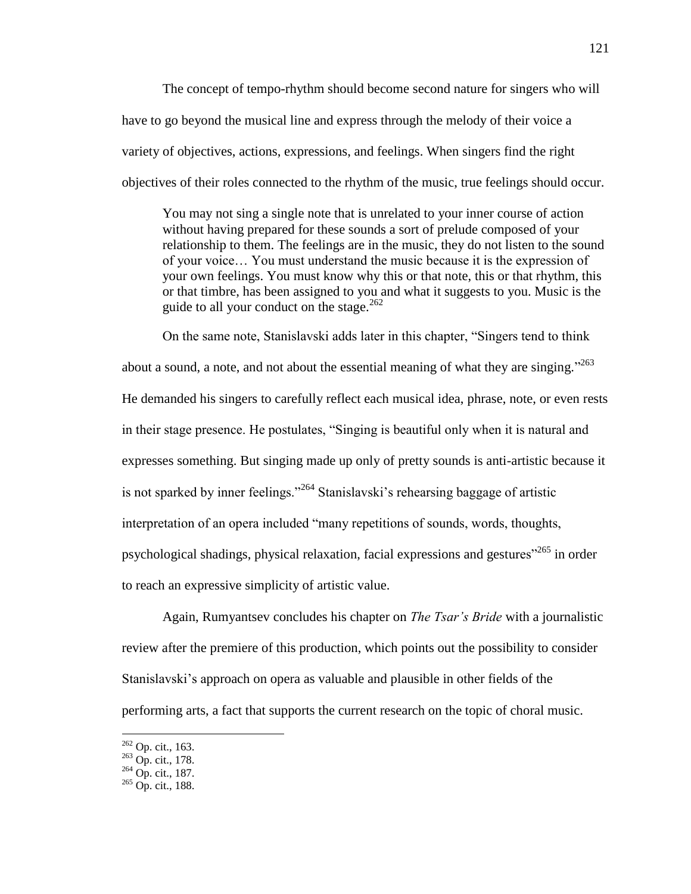The concept of tempo-rhythm should become second nature for singers who will have to go beyond the musical line and express through the melody of their voice a variety of objectives, actions, expressions, and feelings. When singers find the right objectives of their roles connected to the rhythm of the music, true feelings should occur.

> You may not sing a single note that is unrelated to your inner course of action without having prepared for these sounds a sort of prelude composed of your relationship to them. The feelings are in the music, they do not listen to the sound of your voice… You must understand the music because it is the expression of your own feelings. You must know why this or that note, this or that rhythm, this or that timbre, has been assigned to you and what it suggests to you. Music is the guide to all your conduct on the stage.[262]

On the same note, Stanislavski adds later in this chapter, "Singers tend to think about a sound, a note, and not about the essential meaning of what they are singing."[263] He demanded his singers to carefully reflect each musical idea, phrase, note, or even rests in their stage presence. He postulates, "Singing is beautiful only when it is natural and expresses something. But singing made up only of pretty sounds is anti-artistic because it is not sparked by inner feelings."[264] Stanislavski's rehearsing baggage of artistic interpretation of an opera included "many repetitions of sounds, words, thoughts, psychological shadings, physical relaxation, facial expressions and gestures"[265] in order to reach an expressive simplicity of artistic value.

Again, Rumyantsev concludes his chapter on *The Tsar's Bride* with a journalistic review after the premiere of this production, which points out the possibility to consider Stanislavski's approach on opera as valuable and plausible in other fields of the performing arts, a fact that supports the current research on the topic of choral music.

---

[262] Op. cit., 163.
[263] Op. cit., 178.
[264] Op. cit., 187.
[265] Op. cit., 188.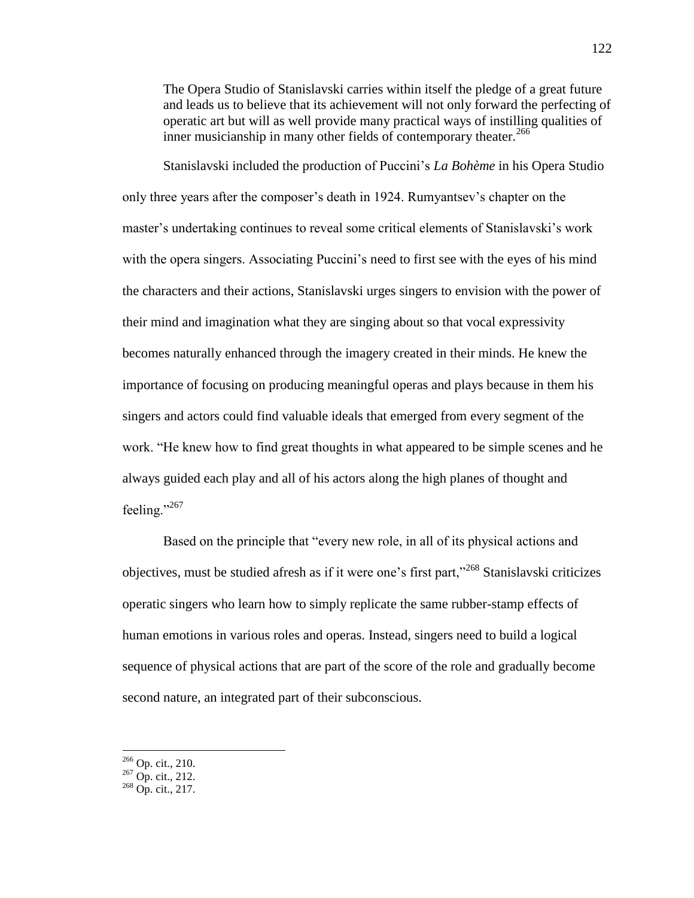> The Opera Studio of Stanislavski carries within itself the pledge of a great future and leads us to believe that its achievement will not only forward the perfecting of operatic art but will as well provide many practical ways of instilling qualities of inner musicianship in many other fields of contemporary theater.[266]

Stanislavski included the production of Puccini's *La Bohème* in his Opera Studio only three years after the composer's death in 1924. Rumyantsev's chapter on the master's undertaking continues to reveal some critical elements of Stanislavski's work with the opera singers. Associating Puccini's need to first see with the eyes of his mind the characters and their actions, Stanislavski urges singers to envision with the power of their mind and imagination what they are singing about so that vocal expressivity becomes naturally enhanced through the imagery created in their minds. He knew the importance of focusing on producing meaningful operas and plays because in them his singers and actors could find valuable ideals that emerged from every segment of the work. "He knew how to find great thoughts in what appeared to be simple scenes and he always guided each play and all of his actors along the high planes of thought and feeling."[267]

Based on the principle that "every new role, in all of its physical actions and objectives, must be studied afresh as if it were one's first part,"[268] Stanislavski criticizes operatic singers who learn how to simply replicate the same rubber-stamp effects of human emotions in various roles and operas. Instead, singers need to build a logical sequence of physical actions that are part of the score of the role and gradually become second nature, an integrated part of their subconscious.

---

[266] Op. cit., 210.
[267] Op. cit., 212.
[268] Op. cit., 217.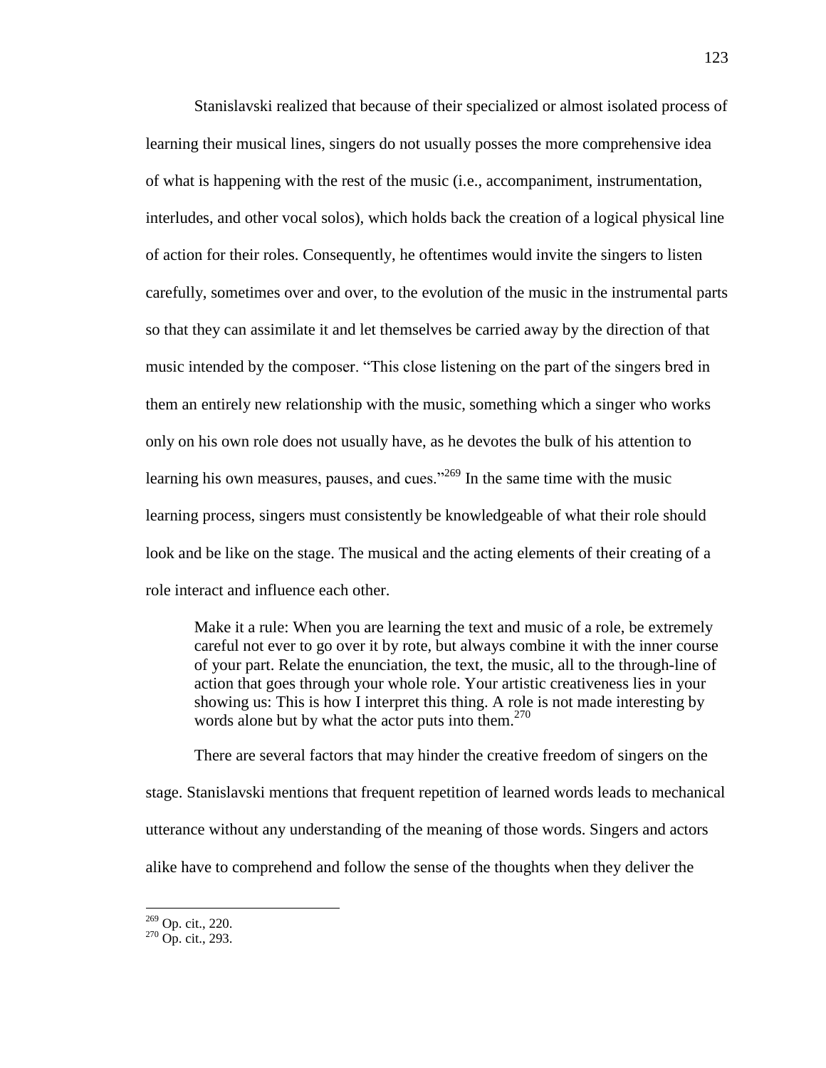Stanislavski realized that because of their specialized or almost isolated process of learning their musical lines, singers do not usually posses the more comprehensive idea of what is happening with the rest of the music (i.e., accompaniment, instrumentation, interludes, and other vocal solos), which holds back the creation of a logical physical line of action for their roles. Consequently, he oftentimes would invite the singers to listen carefully, sometimes over and over, to the evolution of the music in the instrumental parts so that they can assimilate it and let themselves be carried away by the direction of that music intended by the composer. "This close listening on the part of the singers bred in them an entirely new relationship with the music, something which a singer who works only on his own role does not usually have, as he devotes the bulk of his attention to learning his own measures, pauses, and cues."[269] In the same time with the music learning process, singers must consistently be knowledgeable of what their role should look and be like on the stage. The musical and the acting elements of their creating of a role interact and influence each other.

> Make it a rule: When you are learning the text and music of a role, be extremely careful not ever to go over it by rote, but always combine it with the inner course of your part. Relate the enunciation, the text, the music, all to the through-line of action that goes through your whole role. Your artistic creativeness lies in your showing us: This is how I interpret this thing. A role is not made interesting by words alone but by what the actor puts into them.[270]

There are several factors that may hinder the creative freedom of singers on the stage. Stanislavski mentions that frequent repetition of learned words leads to mechanical utterance without any understanding of the meaning of those words. Singers and actors alike have to comprehend and follow the sense of the thoughts when they deliver the

---

[269] Op. cit., 220.

[270] Op. cit., 293.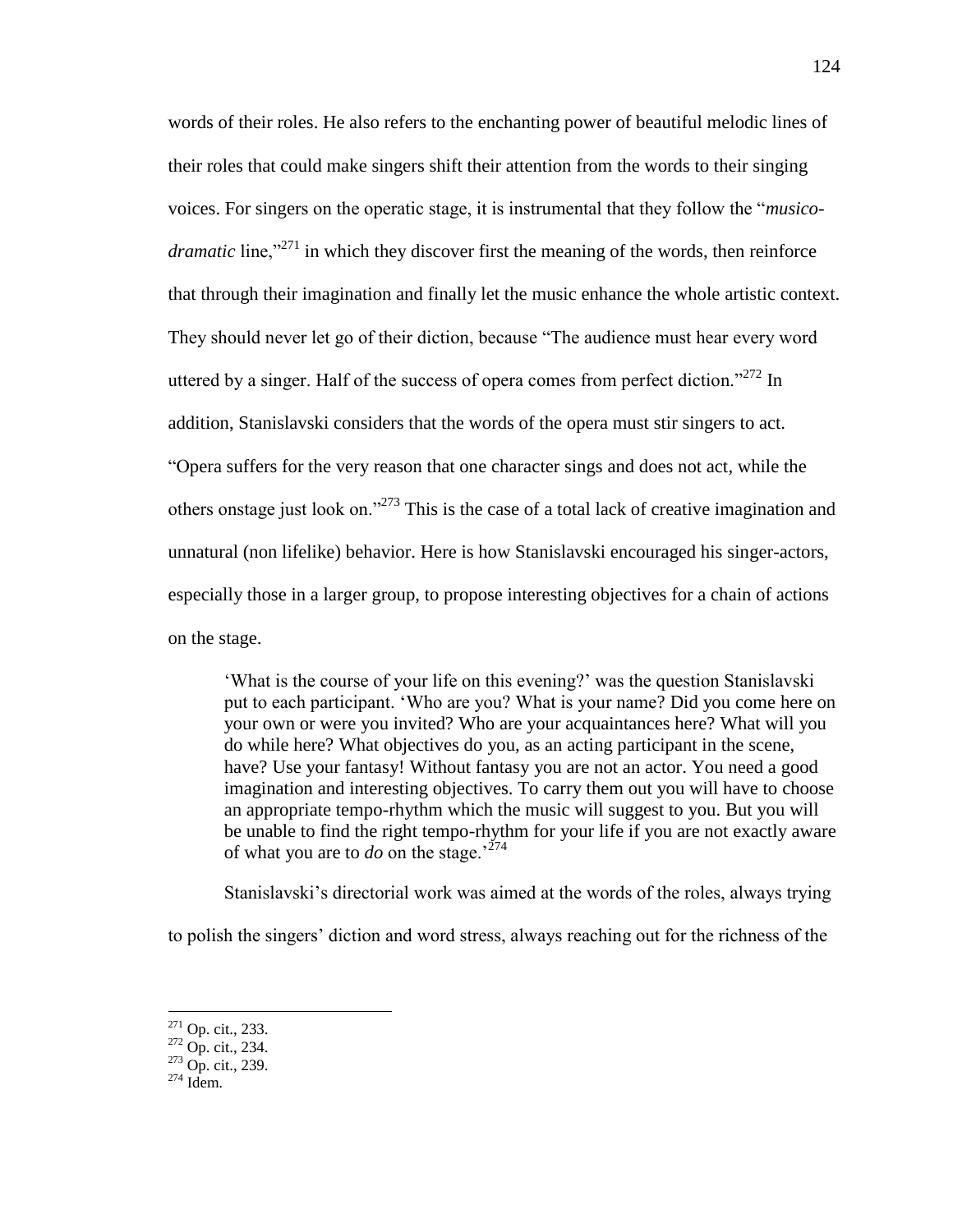words of their roles. He also refers to the enchanting power of beautiful melodic lines of their roles that could make singers shift their attention from the words to their singing voices. For singers on the operatic stage, it is instrumental that they follow the "*musico-dramatic* line,"[271] in which they discover first the meaning of the words, then reinforce that through their imagination and finally let the music enhance the whole artistic context. They should never let go of their diction, because "The audience must hear every word uttered by a singer. Half of the success of opera comes from perfect diction."[272] In addition, Stanislavski considers that the words of the opera must stir singers to act. "Opera suffers for the very reason that one character sings and does not act, while the others onstage just look on."[273] This is the case of a total lack of creative imagination and unnatural (non lifelike) behavior. Here is how Stanislavski encouraged his singer-actors, especially those in a larger group, to propose interesting objectives for a chain of actions on the stage.

> 'What is the course of your life on this evening?' was the question Stanislavski put to each participant. 'Who are you? What is your name? Did you come here on your own or were you invited? Who are your acquaintances here? What will you do while here? What objectives do you, as an acting participant in the scene, have? Use your fantasy! Without fantasy you are not an actor. You need a good imagination and interesting objectives. To carry them out you will have to choose an appropriate tempo-rhythm which the music will suggest to you. But you will be unable to find the right tempo-rhythm for your life if you are not exactly aware of what you are to *do* on the stage.'[274]

Stanislavski's directorial work was aimed at the words of the roles, always trying to polish the singers' diction and word stress, always reaching out for the richness of the

[271] Op. cit., 233.
[272] Op. cit., 234.
[273] Op. cit., 239.
[274] Idem.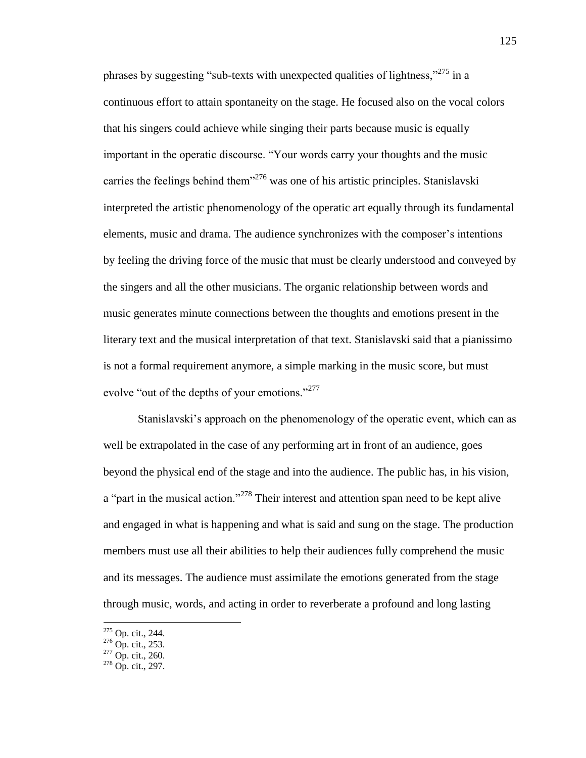phrases by suggesting "sub-texts with unexpected qualities of lightness,"[275] in a continuous effort to attain spontaneity on the stage. He focused also on the vocal colors that his singers could achieve while singing their parts because music is equally important in the operatic discourse. "Your words carry your thoughts and the music carries the feelings behind them"[276] was one of his artistic principles. Stanislavski interpreted the artistic phenomenology of the operatic art equally through its fundamental elements, music and drama. The audience synchronizes with the composer's intentions by feeling the driving force of the music that must be clearly understood and conveyed by the singers and all the other musicians. The organic relationship between words and music generates minute connections between the thoughts and emotions present in the literary text and the musical interpretation of that text. Stanislavski said that a pianissimo is not a formal requirement anymore, a simple marking in the music score, but must evolve "out of the depths of your emotions."[277]

Stanislavski's approach on the phenomenology of the operatic event, which can as well be extrapolated in the case of any performing art in front of an audience, goes beyond the physical end of the stage and into the audience. The public has, in his vision, a "part in the musical action."[278] Their interest and attention span need to be kept alive and engaged in what is happening and what is said and sung on the stage. The production members must use all their abilities to help their audiences fully comprehend the music and its messages. The audience must assimilate the emotions generated from the stage through music, words, and acting in order to reverberate a profound and long lasting

---

[275] Op. cit., 244.
[276] Op. cit., 253.
[277] Op. cit., 260.
[278] Op. cit., 297.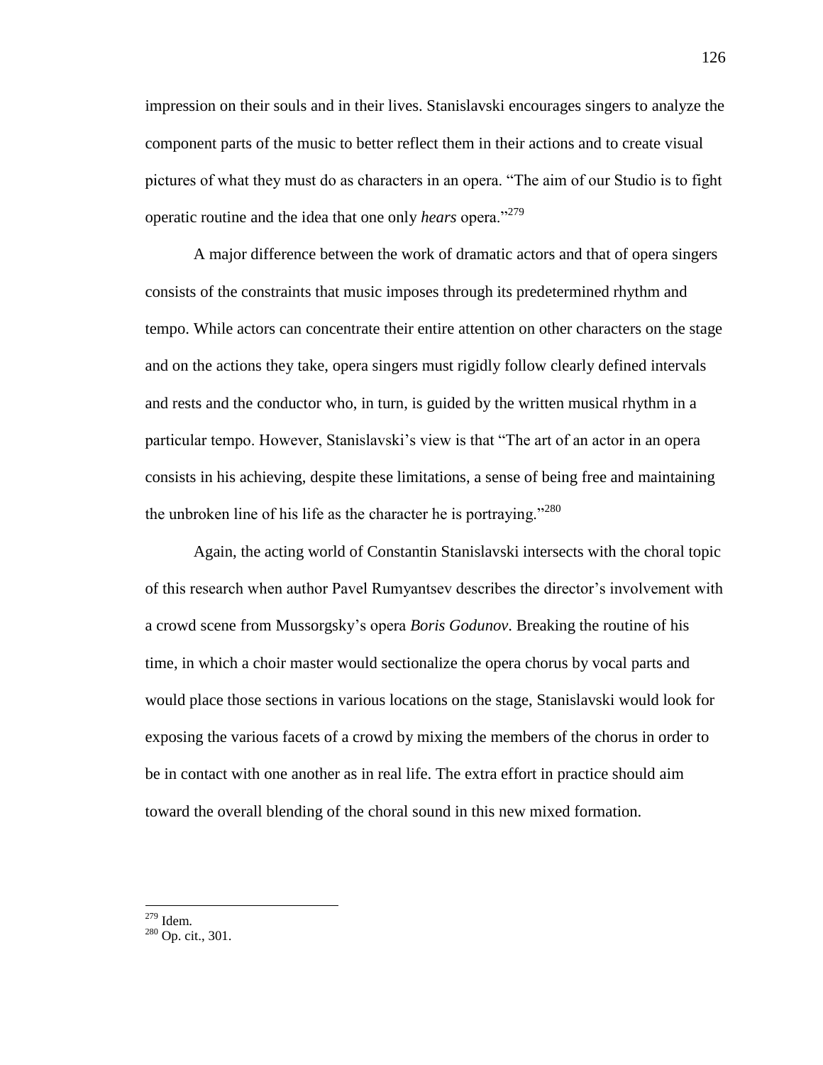impression on their souls and in their lives. Stanislavski encourages singers to analyze the component parts of the music to better reflect them in their actions and to create visual pictures of what they must do as characters in an opera. "The aim of our Studio is to fight operatic routine and the idea that one only *hears* opera."[279]

A major difference between the work of dramatic actors and that of opera singers consists of the constraints that music imposes through its predetermined rhythm and tempo. While actors can concentrate their entire attention on other characters on the stage and on the actions they take, opera singers must rigidly follow clearly defined intervals and rests and the conductor who, in turn, is guided by the written musical rhythm in a particular tempo. However, Stanislavski's view is that "The art of an actor in an opera consists in his achieving, despite these limitations, a sense of being free and maintaining the unbroken line of his life as the character he is portraying."[280]

Again, the acting world of Constantin Stanislavski intersects with the choral topic of this research when author Pavel Rumyantsev describes the director's involvement with a crowd scene from Mussorgsky's opera *Boris Godunov*. Breaking the routine of his time, in which a choir master would sectionalize the opera chorus by vocal parts and would place those sections in various locations on the stage, Stanislavski would look for exposing the various facets of a crowd by mixing the members of the chorus in order to be in contact with one another as in real life. The extra effort in practice should aim toward the overall blending of the choral sound in this new mixed formation.

[279] Idem.

[280] Op. cit., 301.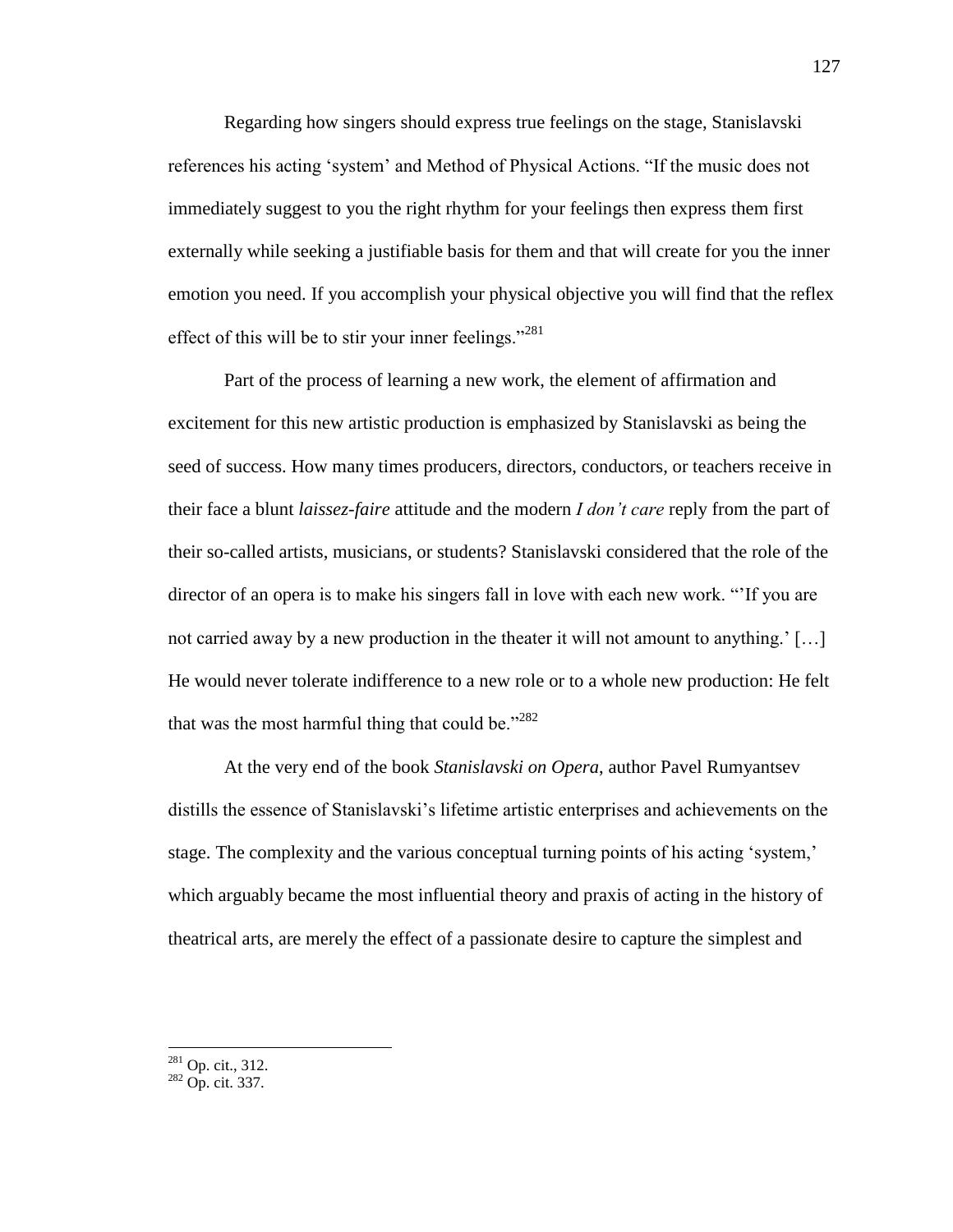Regarding how singers should express true feelings on the stage, Stanislavski references his acting 'system' and Method of Physical Actions. "If the music does not immediately suggest to you the right rhythm for your feelings then express them first externally while seeking a justifiable basis for them and that will create for you the inner emotion you need. If you accomplish your physical objective you will find that the reflex effect of this will be to stir your inner feelings."[281]

Part of the process of learning a new work, the element of affirmation and excitement for this new artistic production is emphasized by Stanislavski as being the seed of success. How many times producers, directors, conductors, or teachers receive in their face a blunt *laissez-faire* attitude and the modern *I don't care* reply from the part of their so-called artists, musicians, or students? Stanislavski considered that the role of the director of an opera is to make his singers fall in love with each new work. "'If you are not carried away by a new production in the theater it will not amount to anything.' […] He would never tolerate indifference to a new role or to a whole new production: He felt that was the most harmful thing that could be."[282]

At the very end of the book *Stanislavski on Opera*, author Pavel Rumyantsev distills the essence of Stanislavski's lifetime artistic enterprises and achievements on the stage. The complexity and the various conceptual turning points of his acting 'system,' which arguably became the most influential theory and praxis of acting in the history of theatrical arts, are merely the effect of a passionate desire to capture the simplest and

---

[281] Op. cit., 312.

[282] Op. cit. 337.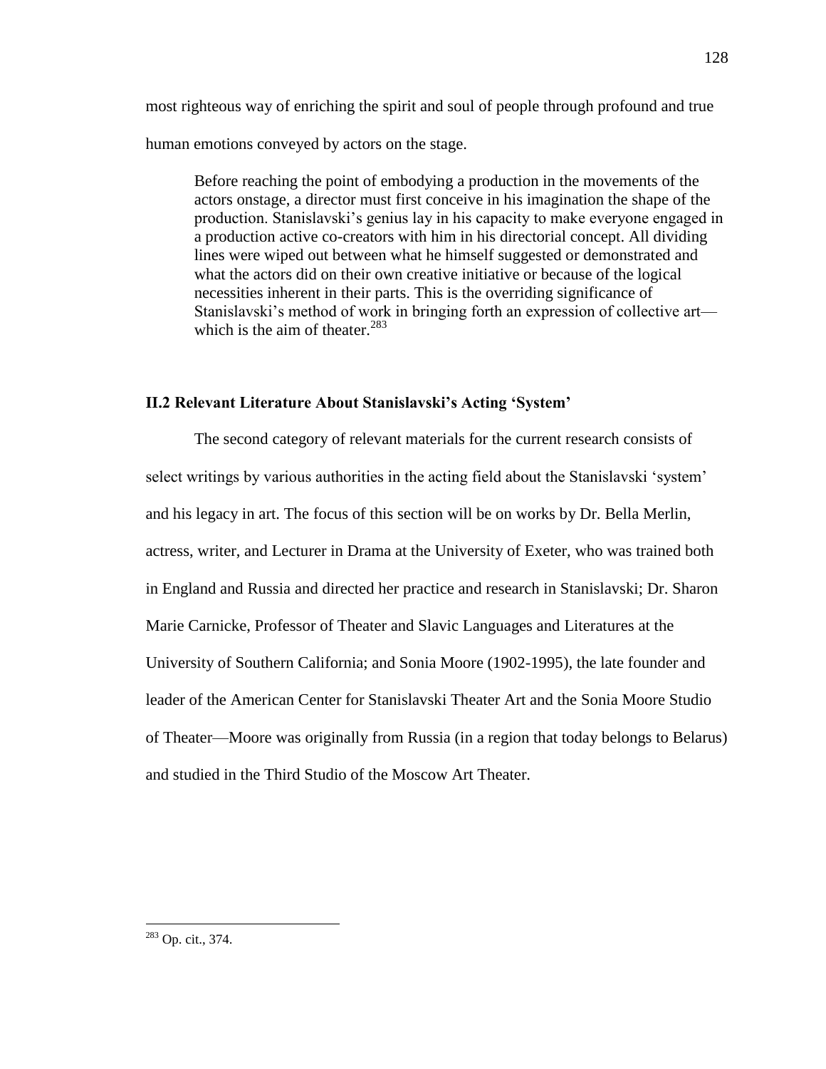most righteous way of enriching the spirit and soul of people through profound and true human emotions conveyed by actors on the stage.

> Before reaching the point of embodying a production in the movements of the actors onstage, a director must first conceive in his imagination the shape of the production. Stanislavski's genius lay in his capacity to make everyone engaged in a production active co-creators with him in his directorial concept. All dividing lines were wiped out between what he himself suggested or demonstrated and what the actors did on their own creative initiative or because of the logical necessities inherent in their parts. This is the overriding significance of Stanislavski's method of work in bringing forth an expression of collective art—which is the aim of theater.[283]

### II.2 Relevant Literature About Stanislavski's Acting 'System'

The second category of relevant materials for the current research consists of select writings by various authorities in the acting field about the Stanislavski 'system' and his legacy in art. The focus of this section will be on works by Dr. Bella Merlin, actress, writer, and Lecturer in Drama at the University of Exeter, who was trained both in England and Russia and directed her practice and research in Stanislavski; Dr. Sharon Marie Carnicke, Professor of Theater and Slavic Languages and Literatures at the University of Southern California; and Sonia Moore (1902-1995), the late founder and leader of the American Center for Stanislavski Theater Art and the Sonia Moore Studio of Theater—Moore was originally from Russia (in a region that today belongs to Belarus) and studied in the Third Studio of the Moscow Art Theater.

---

[283] Op. cit., 374.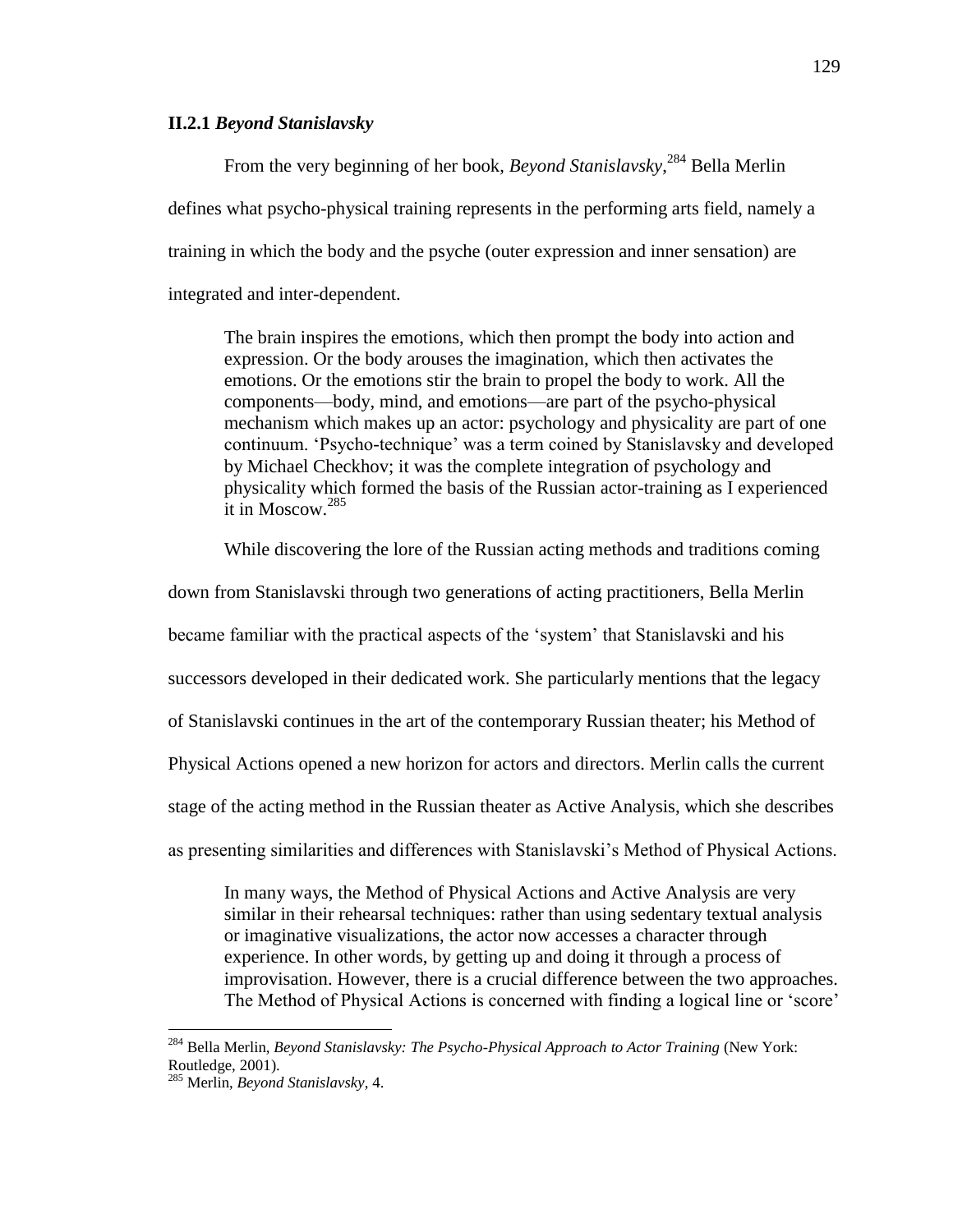### II.2.1 *Beyond Stanislavsky*

From the very beginning of her book, *Beyond Stanislavsky*,[284] Bella Merlin defines what psycho-physical training represents in the performing arts field, namely a training in which the body and the psyche (outer expression and inner sensation) are integrated and inter-dependent.

> The brain inspires the emotions, which then prompt the body into action and expression. Or the body arouses the imagination, which then activates the emotions. Or the emotions stir the brain to propel the body to work. All the components—body, mind, and emotions—are part of the psycho-physical mechanism which makes up an actor: psychology and physicality are part of one continuum. 'Psycho-technique' was a term coined by Stanislavsky and developed by Michael Checkhov; it was the complete integration of psychology and physicality which formed the basis of the Russian actor-training as I experienced it in Moscow.[285]

While discovering the lore of the Russian acting methods and traditions coming down from Stanislavski through two generations of acting practitioners, Bella Merlin became familiar with the practical aspects of the 'system' that Stanislavski and his successors developed in their dedicated work. She particularly mentions that the legacy of Stanislavski continues in the art of the contemporary Russian theater; his Method of Physical Actions opened a new horizon for actors and directors. Merlin calls the current stage of the acting method in the Russian theater as Active Analysis, which she describes as presenting similarities and differences with Stanislavski's Method of Physical Actions.

> In many ways, the Method of Physical Actions and Active Analysis are very similar in their rehearsal techniques: rather than using sedentary textual analysis or imaginative visualizations, the actor now accesses a character through experience. In other words, by getting up and doing it through a process of improvisation. However, there is a crucial difference between the two approaches. The Method of Physical Actions is concerned with finding a logical line or 'score'

---

[284] Bella Merlin, *Beyond Stanislavsky: The Psycho-Physical Approach to Actor Training* (New York: Routledge, 2001).

[285] Merlin, *Beyond Stanislavsky*, 4.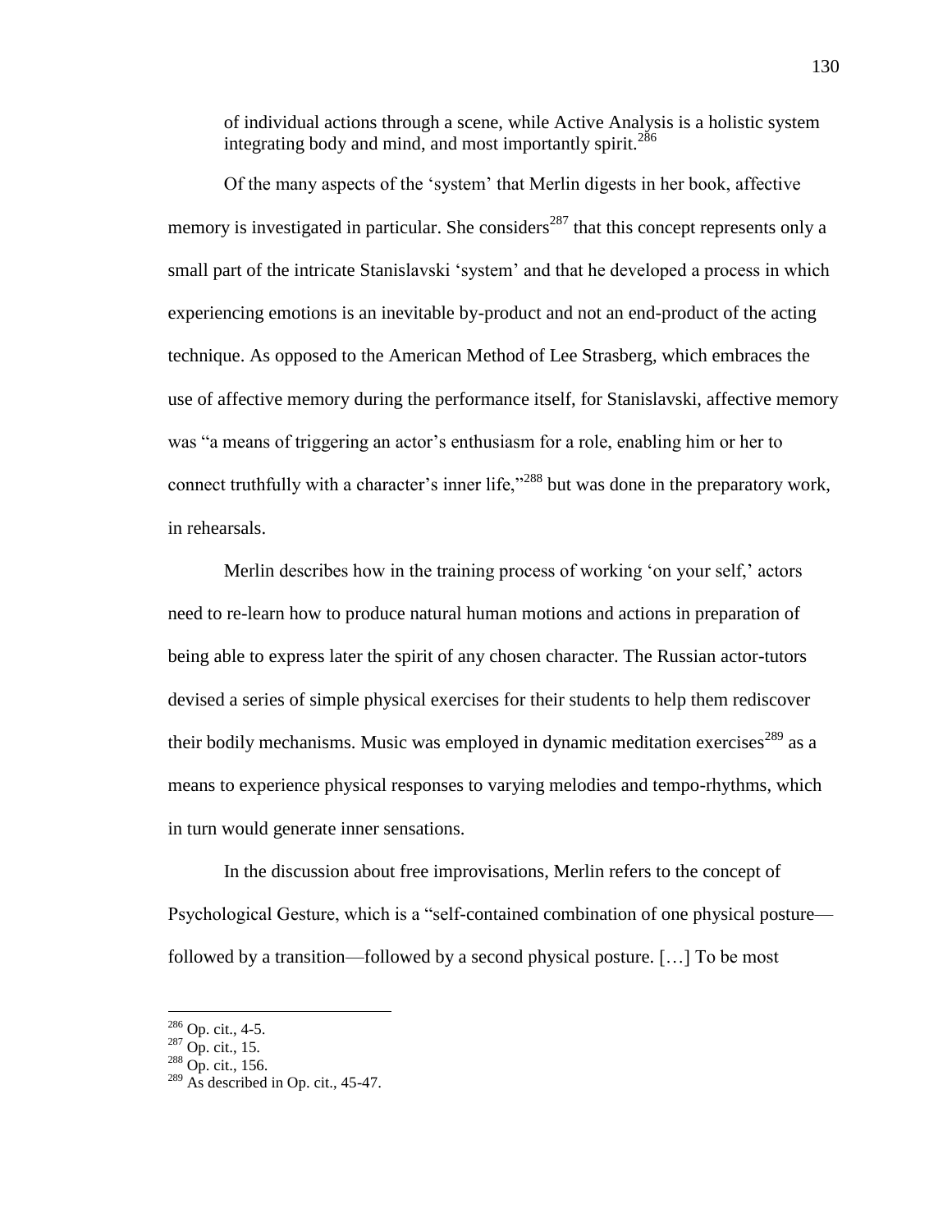of individual actions through a scene, while Active Analysis is a holistic system integrating body and mind, and most importantly spirit.[286]

Of the many aspects of the 'system' that Merlin digests in her book, affective memory is investigated in particular. She considers[287] that this concept represents only a small part of the intricate Stanislavski 'system' and that he developed a process in which experiencing emotions is an inevitable by-product and not an end-product of the acting technique. As opposed to the American Method of Lee Strasberg, which embraces the use of affective memory during the performance itself, for Stanislavski, affective memory was "a means of triggering an actor's enthusiasm for a role, enabling him or her to connect truthfully with a character's inner life,"[288] but was done in the preparatory work, in rehearsals.

Merlin describes how in the training process of working 'on your self,' actors need to re-learn how to produce natural human motions and actions in preparation of being able to express later the spirit of any chosen character. The Russian actor-tutors devised a series of simple physical exercises for their students to help them rediscover their bodily mechanisms. Music was employed in dynamic meditation exercises[289] as a means to experience physical responses to varying melodies and tempo-rhythms, which in turn would generate inner sensations.

In the discussion about free improvisations, Merlin refers to the concept of Psychological Gesture, which is a "self-contained combination of one physical posture—followed by a transition—followed by a second physical posture. […] To be most

---

[286] Op. cit., 4-5.

[287] Op. cit., 15.

[288] Op. cit., 156.

[289] As described in Op. cit., 45-47.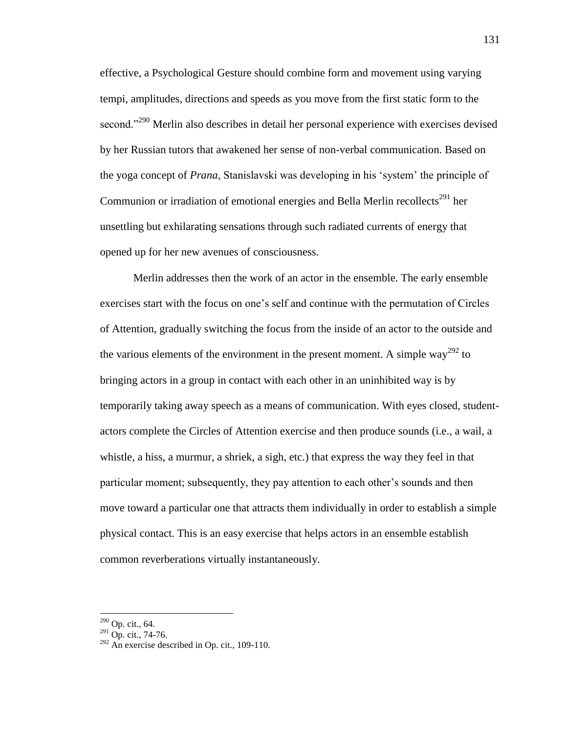effective, a Psychological Gesture should combine form and movement using varying tempi, amplitudes, directions and speeds as you move from the first static form to the second."[290] Merlin also describes in detail her personal experience with exercises devised by her Russian tutors that awakened her sense of non-verbal communication. Based on the yoga concept of *Prana*, Stanislavski was developing in his 'system' the principle of Communion or irradiation of emotional energies and Bella Merlin recollects[291] her unsettling but exhilarating sensations through such radiated currents of energy that opened up for her new avenues of consciousness.

Merlin addresses then the work of an actor in the ensemble. The early ensemble exercises start with the focus on one's self and continue with the permutation of Circles of Attention, gradually switching the focus from the inside of an actor to the outside and the various elements of the environment in the present moment. A simple way[292] to bringing actors in a group in contact with each other in an uninhibited way is by temporarily taking away speech as a means of communication. With eyes closed, student-actors complete the Circles of Attention exercise and then produce sounds (i.e., a wail, a whistle, a hiss, a murmur, a shriek, a sigh, etc.) that express the way they feel in that particular moment; subsequently, they pay attention to each other's sounds and then move toward a particular one that attracts them individually in order to establish a simple physical contact. This is an easy exercise that helps actors in an ensemble establish common reverberations virtually instantaneously.

---

[290] Op. cit., 64.

[291] Op. cit., 74-76.

[292] An exercise described in Op. cit., 109-110.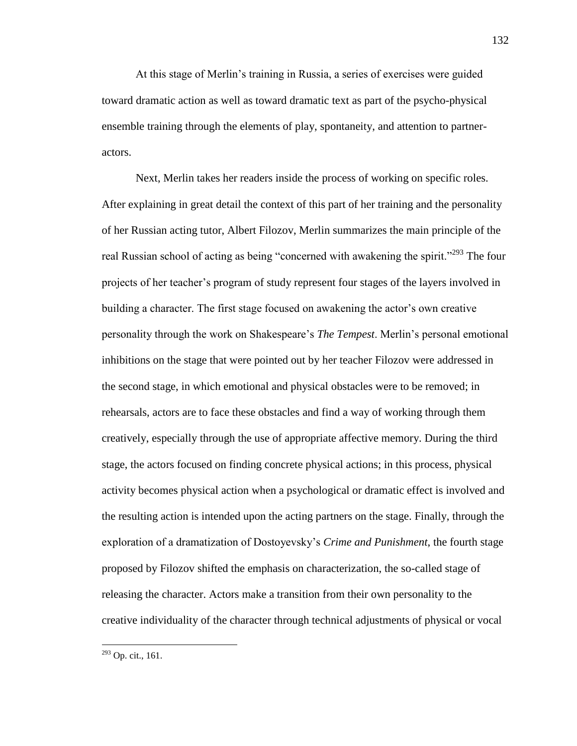At this stage of Merlin's training in Russia, a series of exercises were guided toward dramatic action as well as toward dramatic text as part of the psycho-physical ensemble training through the elements of play, spontaneity, and attention to partner-actors.

Next, Merlin takes her readers inside the process of working on specific roles. After explaining in great detail the context of this part of her training and the personality of her Russian acting tutor, Albert Filozov, Merlin summarizes the main principle of the real Russian school of acting as being "concerned with awakening the spirit."[293] The four projects of her teacher's program of study represent four stages of the layers involved in building a character. The first stage focused on awakening the actor's own creative personality through the work on Shakespeare's *The Tempest*. Merlin's personal emotional inhibitions on the stage that were pointed out by her teacher Filozov were addressed in the second stage, in which emotional and physical obstacles were to be removed; in rehearsals, actors are to face these obstacles and find a way of working through them creatively, especially through the use of appropriate affective memory. During the third stage, the actors focused on finding concrete physical actions; in this process, physical activity becomes physical action when a psychological or dramatic effect is involved and the resulting action is intended upon the acting partners on the stage. Finally, through the exploration of a dramatization of Dostoyevsky's *Crime and Punishment*, the fourth stage proposed by Filozov shifted the emphasis on characterization, the so-called stage of releasing the character. Actors make a transition from their own personality to the creative individuality of the character through technical adjustments of physical or vocal

[293] Op. cit., 161.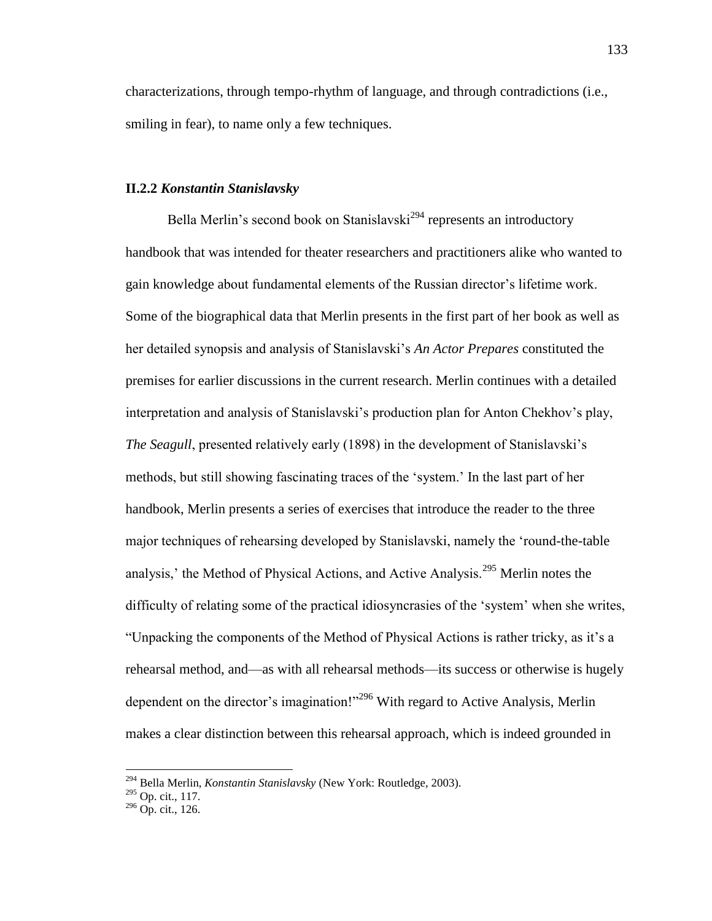characterizations, through tempo-rhythm of language, and through contradictions (i.e., smiling in fear), to name only a few techniques.

### II.2.2 *Konstantin Stanislavsky*

Bella Merlin's second book on Stanislavski[294] represents an introductory handbook that was intended for theater researchers and practitioners alike who wanted to gain knowledge about fundamental elements of the Russian director's lifetime work. Some of the biographical data that Merlin presents in the first part of her book as well as her detailed synopsis and analysis of Stanislavski's *An Actor Prepares* constituted the premises for earlier discussions in the current research. Merlin continues with a detailed interpretation and analysis of Stanislavski's production plan for Anton Chekhov's play, *The Seagull*, presented relatively early (1898) in the development of Stanislavski's methods, but still showing fascinating traces of the 'system.' In the last part of her handbook, Merlin presents a series of exercises that introduce the reader to the three major techniques of rehearsing developed by Stanislavski, namely the 'round-the-table analysis,' the Method of Physical Actions, and Active Analysis.[295] Merlin notes the difficulty of relating some of the practical idiosyncrasies of the 'system' when she writes, "Unpacking the components of the Method of Physical Actions is rather tricky, as it's a rehearsal method, and—as with all rehearsal methods—its success or otherwise is hugely dependent on the director's imagination!"[296] With regard to Active Analysis, Merlin makes a clear distinction between this rehearsal approach, which is indeed grounded in

---

[294] Bella Merlin, *Konstantin Stanislavsky* (New York: Routledge, 2003).

[295] Op. cit., 117.

[296] Op. cit., 126.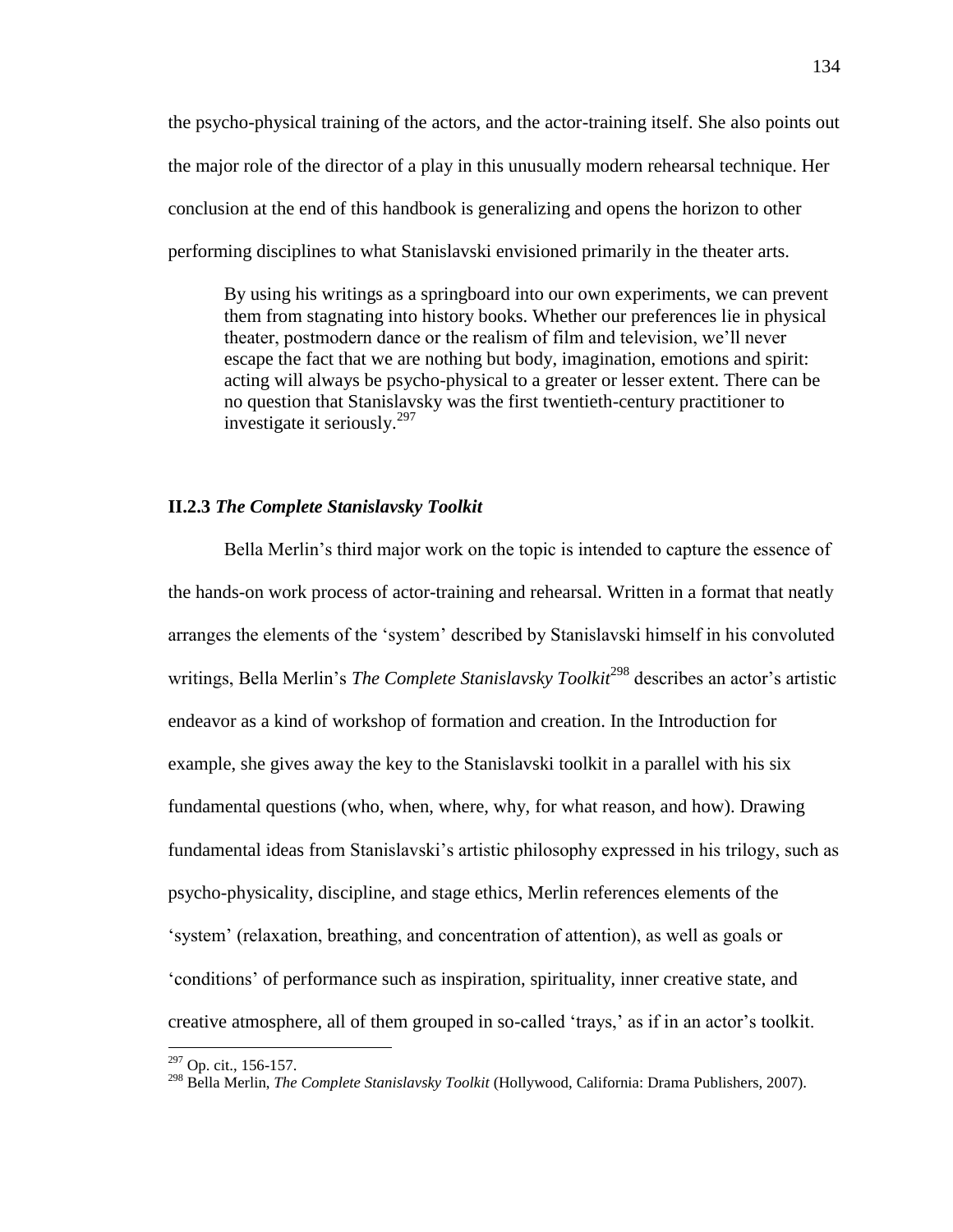the psycho-physical training of the actors, and the actor-training itself. She also points out the major role of the director of a play in this unusually modern rehearsal technique. Her conclusion at the end of this handbook is generalizing and opens the horizon to other performing disciplines to what Stanislavski envisioned primarily in the theater arts.

> By using his writings as a springboard into our own experiments, we can prevent them from stagnating into history books. Whether our preferences lie in physical theater, postmodern dance or the realism of film and television, we'll never escape the fact that we are nothing but body, imagination, emotions and spirit: acting will always be psycho-physical to a greater or lesser extent. There can be no question that Stanislavsky was the first twentieth-century practitioner to investigate it seriously.[297]

### II.2.3 *The Complete Stanislavsky Toolkit*

Bella Merlin's third major work on the topic is intended to capture the essence of the hands-on work process of actor-training and rehearsal. Written in a format that neatly arranges the elements of the 'system' described by Stanislavski himself in his convoluted writings, Bella Merlin's *The Complete Stanislavsky Toolkit*[298] describes an actor's artistic endeavor as a kind of workshop of formation and creation. In the Introduction for example, she gives away the key to the Stanislavski toolkit in a parallel with his six fundamental questions (who, when, where, why, for what reason, and how). Drawing fundamental ideas from Stanislavski's artistic philosophy expressed in his trilogy, such as psycho-physicality, discipline, and stage ethics, Merlin references elements of the 'system' (relaxation, breathing, and concentration of attention), as well as goals or 'conditions' of performance such as inspiration, spirituality, inner creative state, and creative atmosphere, all of them grouped in so-called 'trays,' as if in an actor's toolkit.

---

[297] Op. cit., 156-157.

[298] Bella Merlin, *The Complete Stanislavsky Toolkit* (Hollywood, California: Drama Publishers, 2007).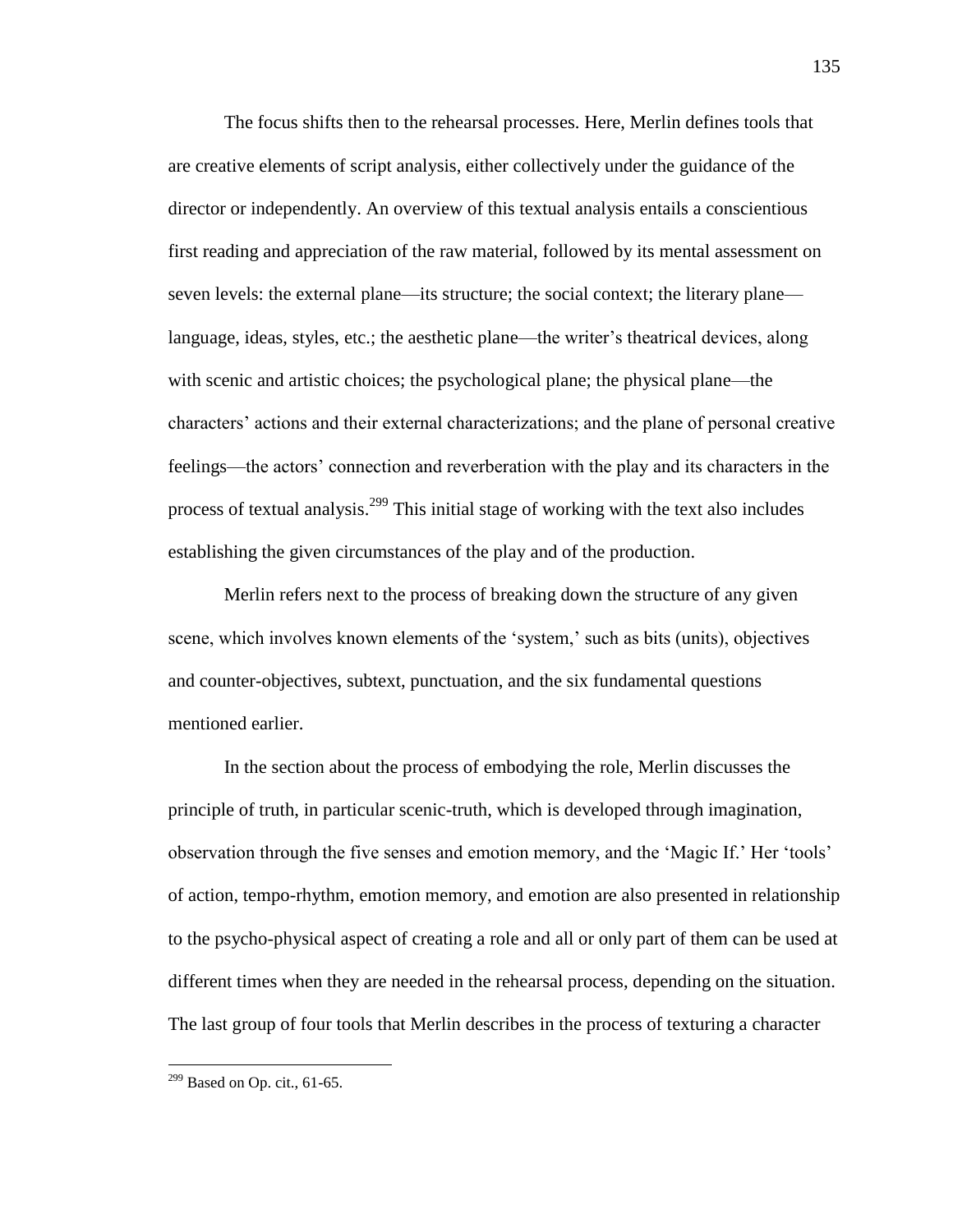The focus shifts then to the rehearsal processes. Here, Merlin defines tools that are creative elements of script analysis, either collectively under the guidance of the director or independently. An overview of this textual analysis entails a conscientious first reading and appreciation of the raw material, followed by its mental assessment on seven levels: the external plane—its structure; the social context; the literary plane—language, ideas, styles, etc.; the aesthetic plane—the writer's theatrical devices, along with scenic and artistic choices; the psychological plane; the physical plane—the characters' actions and their external characterizations; and the plane of personal creative feelings—the actors' connection and reverberation with the play and its characters in the process of textual analysis.[299] This initial stage of working with the text also includes establishing the given circumstances of the play and of the production.

Merlin refers next to the process of breaking down the structure of any given scene, which involves known elements of the 'system,' such as bits (units), objectives and counter-objectives, subtext, punctuation, and the six fundamental questions mentioned earlier.

In the section about the process of embodying the role, Merlin discusses the principle of truth, in particular scenic-truth, which is developed through imagination, observation through the five senses and emotion memory, and the 'Magic If.' Her 'tools' of action, tempo-rhythm, emotion memory, and emotion are also presented in relationship to the psycho-physical aspect of creating a role and all or only part of them can be used at different times when they are needed in the rehearsal process, depending on the situation. The last group of four tools that Merlin describes in the process of texturing a character

---

[299] Based on Op. cit., 61-65.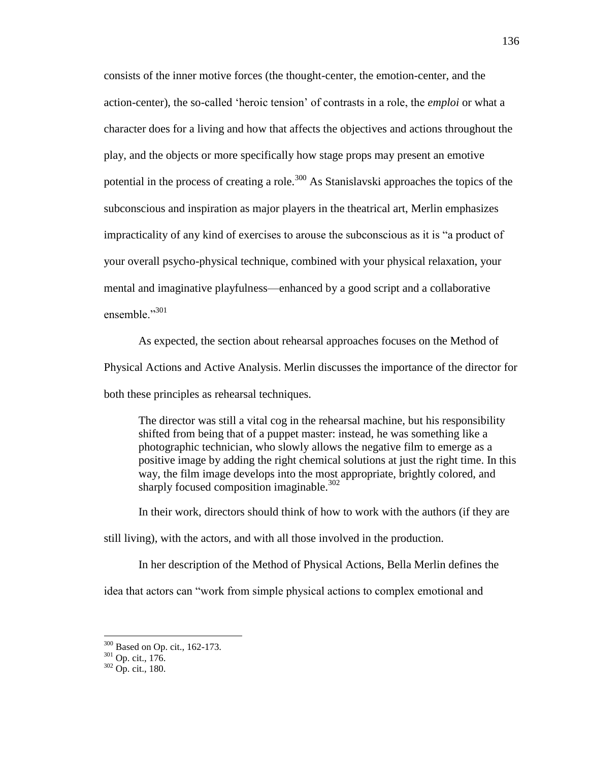consists of the inner motive forces (the thought-center, the emotion-center, and the action-center), the so-called 'heroic tension' of contrasts in a role, the *emploi* or what a character does for a living and how that affects the objectives and actions throughout the play, and the objects or more specifically how stage props may present an emotive potential in the process of creating a role.[300] As Stanislavski approaches the topics of the subconscious and inspiration as major players in the theatrical art, Merlin emphasizes impracticality of any kind of exercises to arouse the subconscious as it is "a product of your overall psycho-physical technique, combined with your physical relaxation, your mental and imaginative playfulness—enhanced by a good script and a collaborative ensemble."[301]

As expected, the section about rehearsal approaches focuses on the Method of Physical Actions and Active Analysis. Merlin discusses the importance of the director for both these principles as rehearsal techniques.

> The director was still a vital cog in the rehearsal machine, but his responsibility shifted from being that of a puppet master: instead, he was something like a photographic technician, who slowly allows the negative film to emerge as a positive image by adding the right chemical solutions at just the right time. In this way, the film image develops into the most appropriate, brightly colored, and sharply focused composition imaginable.[302]

In their work, directors should think of how to work with the authors (if they are still living), with the actors, and with all those involved in the production.

In her description of the Method of Physical Actions, Bella Merlin defines the idea that actors can "work from simple physical actions to complex emotional and

---

[300] Based on Op. cit., 162-173.
[301] Op. cit., 176.
[302] Op. cit., 180.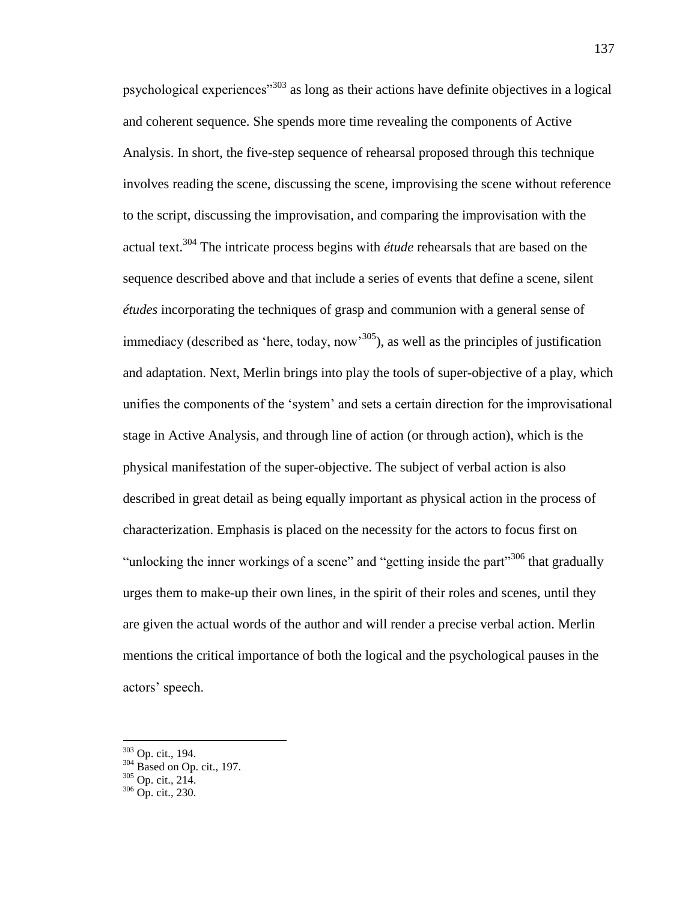psychological experiences"[303] as long as their actions have definite objectives in a logical and coherent sequence. She spends more time revealing the components of Active Analysis. In short, the five-step sequence of rehearsal proposed through this technique involves reading the scene, discussing the scene, improvising the scene without reference to the script, discussing the improvisation, and comparing the improvisation with the actual text.[304] The intricate process begins with *étude* rehearsals that are based on the sequence described above and that include a series of events that define a scene, silent *études* incorporating the techniques of grasp and communion with a general sense of immediacy (described as 'here, today, now'[305]), as well as the principles of justification and adaptation. Next, Merlin brings into play the tools of super-objective of a play, which unifies the components of the 'system' and sets a certain direction for the improvisational stage in Active Analysis, and through line of action (or through action), which is the physical manifestation of the super-objective. The subject of verbal action is also described in great detail as being equally important as physical action in the process of characterization. Emphasis is placed on the necessity for the actors to focus first on "unlocking the inner workings of a scene" and "getting inside the part"[306] that gradually urges them to make-up their own lines, in the spirit of their roles and scenes, until they are given the actual words of the author and will render a precise verbal action. Merlin mentions the critical importance of both the logical and the psychological pauses in the actors' speech.

---

[303] Op. cit., 194.
[304] Based on Op. cit., 197.
[305] Op. cit., 214.
[306] Op. cit., 230.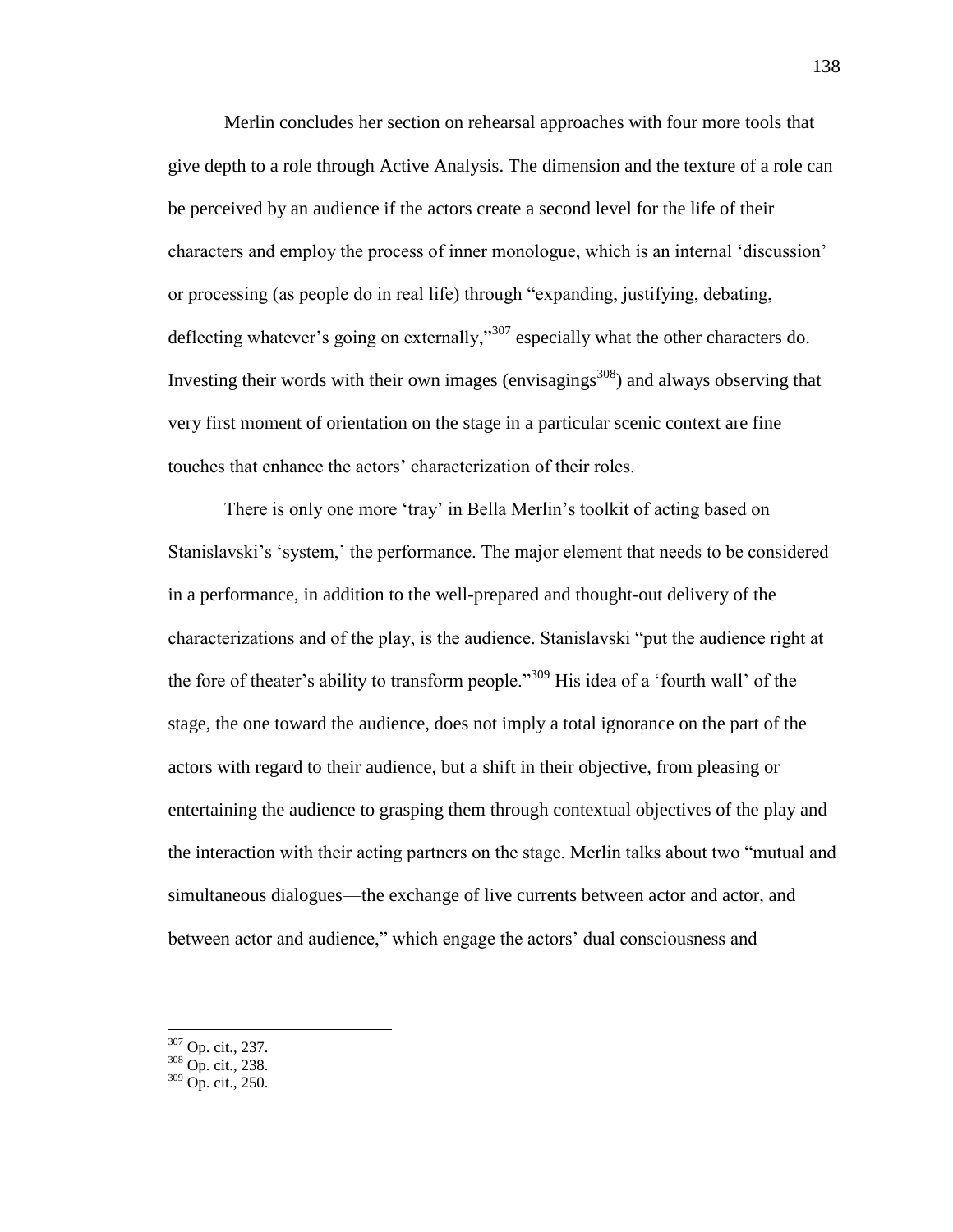Merlin concludes her section on rehearsal approaches with four more tools that give depth to a role through Active Analysis. The dimension and the texture of a role can be perceived by an audience if the actors create a second level for the life of their characters and employ the process of inner monologue, which is an internal 'discussion' or processing (as people do in real life) through "expanding, justifying, debating, deflecting whatever's going on externally,"[307] especially what the other characters do. Investing their words with their own images (envisagings[308]) and always observing that very first moment of orientation on the stage in a particular scenic context are fine touches that enhance the actors' characterization of their roles.

There is only one more 'tray' in Bella Merlin's toolkit of acting based on Stanislavski's 'system,' the performance. The major element that needs to be considered in a performance, in addition to the well-prepared and thought-out delivery of the characterizations and of the play, is the audience. Stanislavski "put the audience right at the fore of theater's ability to transform people."[309] His idea of a 'fourth wall' of the stage, the one toward the audience, does not imply a total ignorance on the part of the actors with regard to their audience, but a shift in their objective, from pleasing or entertaining the audience to grasping them through contextual objectives of the play and the interaction with their acting partners on the stage. Merlin talks about two "mutual and simultaneous dialogues—the exchange of live currents between actor and actor, and between actor and audience," which engage the actors' dual consciousness and

---

[307] Op. cit., 237.

[308] Op. cit., 238.

[309] Op. cit., 250.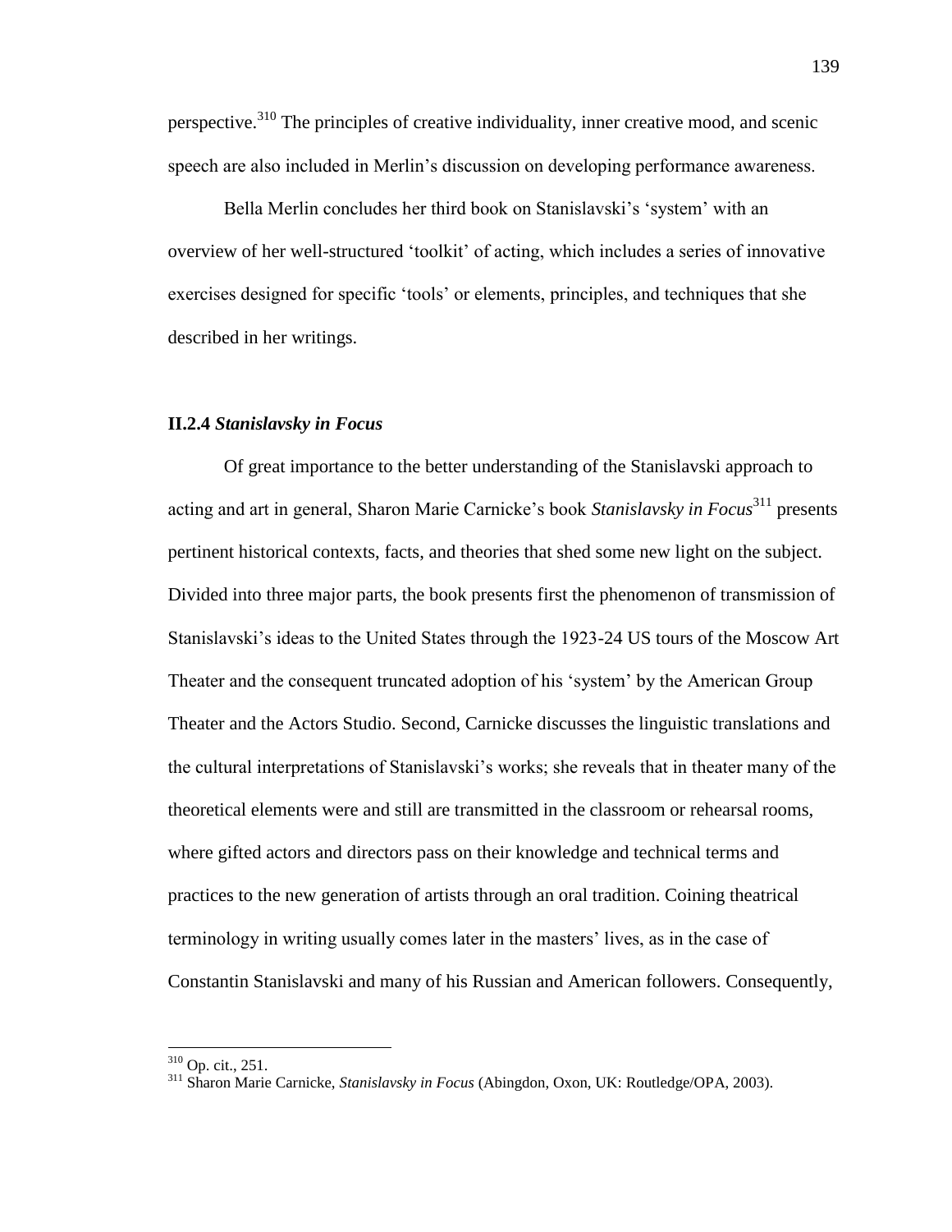perspective.[310] The principles of creative individuality, inner creative mood, and scenic speech are also included in Merlin's discussion on developing performance awareness.

Bella Merlin concludes her third book on Stanislavski's 'system' with an overview of her well-structured 'toolkit' of acting, which includes a series of innovative exercises designed for specific 'tools' or elements, principles, and techniques that she described in her writings.

### II.2.4 *Stanislavsky in Focus*

Of great importance to the better understanding of the Stanislavski approach to acting and art in general, Sharon Marie Carnicke's book *Stanislavsky in Focus*[311] presents pertinent historical contexts, facts, and theories that shed some new light on the subject. Divided into three major parts, the book presents first the phenomenon of transmission of Stanislavski's ideas to the United States through the 1923-24 US tours of the Moscow Art Theater and the consequent truncated adoption of his 'system' by the American Group Theater and the Actors Studio. Second, Carnicke discusses the linguistic translations and the cultural interpretations of Stanislavski's works; she reveals that in theater many of the theoretical elements were and still are transmitted in the classroom or rehearsal rooms, where gifted actors and directors pass on their knowledge and technical terms and practices to the new generation of artists through an oral tradition. Coining theatrical terminology in writing usually comes later in the masters' lives, as in the case of Constantin Stanislavski and many of his Russian and American followers. Consequently,

---

[310] Op. cit., 251.

[311] Sharon Marie Carnicke, *Stanislavsky in Focus* (Abingdon, Oxon, UK: Routledge/OPA, 2003).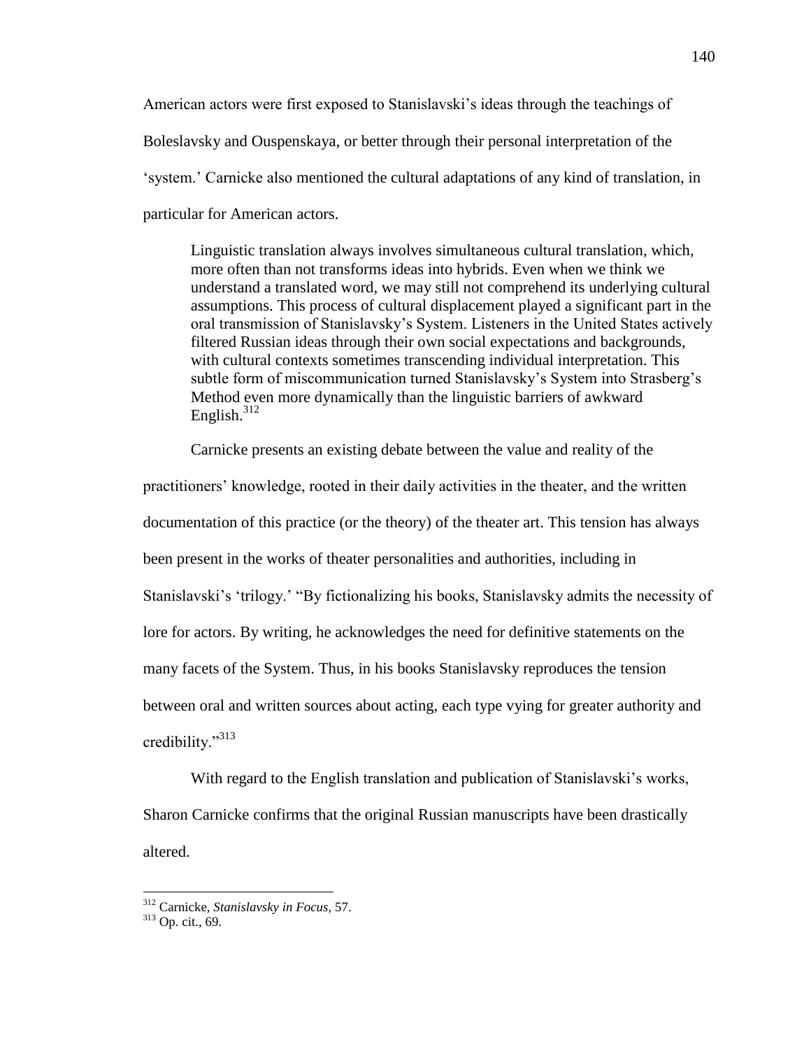American actors were first exposed to Stanislavski's ideas through the teachings of Boleslavsky and Ouspenskaya, or better through their personal interpretation of the 'system.' Carnicke also mentioned the cultural adaptations of any kind of translation, in particular for American actors.

> Linguistic translation always involves simultaneous cultural translation, which, more often than not transforms ideas into hybrids. Even when we think we understand a translated word, we may still not comprehend its underlying cultural assumptions. This process of cultural displacement played a significant part in the oral transmission of Stanislavsky's System. Listeners in the United States actively filtered Russian ideas through their own social expectations and backgrounds, with cultural contexts sometimes transcending individual interpretation. This subtle form of miscommunication turned Stanislavsky's System into Strasberg's Method even more dynamically than the linguistic barriers of awkward English.[312]

Carnicke presents an existing debate between the value and reality of the practitioners' knowledge, rooted in their daily activities in the theater, and the written documentation of this practice (or the theory) of the theater art. This tension has always been present in the works of theater personalities and authorities, including in Stanislavski's 'trilogy.' "By fictionalizing his books, Stanislavsky admits the necessity of lore for actors. By writing, he acknowledges the need for definitive statements on the many facets of the System. Thus, in his books Stanislavsky reproduces the tension between oral and written sources about acting, each type vying for greater authority and credibility."[313]

With regard to the English translation and publication of Stanislavski's works, Sharon Carnicke confirms that the original Russian manuscripts have been drastically altered.

---

[312] Carnicke, *Stanislavsky in Focus*, 57.

[313] Op. cit., 69.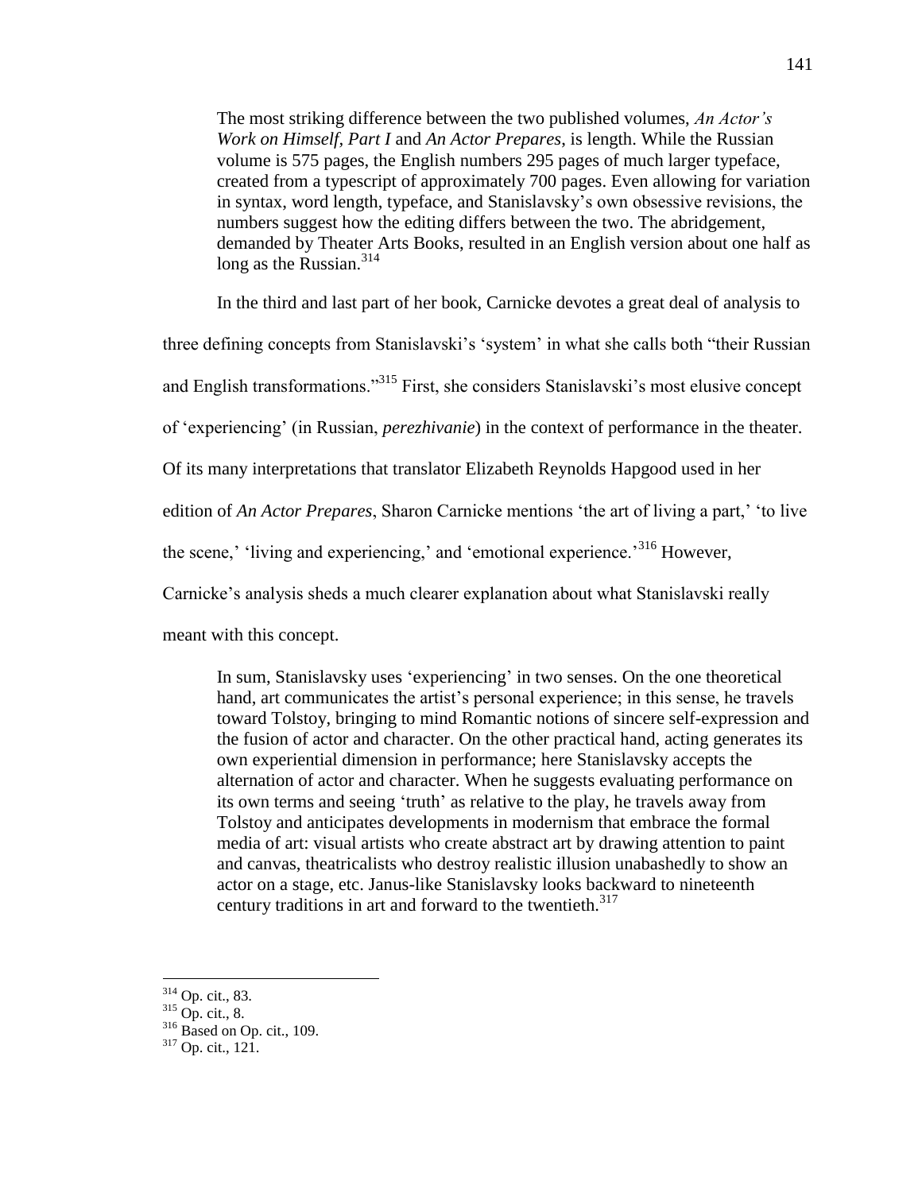> The most striking difference between the two published volumes, *An Actor's Work on Himself, Part I* and *An Actor Prepares*, is length. While the Russian volume is 575 pages, the English numbers 295 pages of much larger typeface, created from a typescript of approximately 700 pages. Even allowing for variation in syntax, word length, typeface, and Stanislavsky's own obsessive revisions, the numbers suggest how the editing differs between the two. The abridgement, demanded by Theater Arts Books, resulted in an English version about one half as long as the Russian.[314]

In the third and last part of her book, Carnicke devotes a great deal of analysis to three defining concepts from Stanislavski's 'system' in what she calls both "their Russian and English transformations."[315] First, she considers Stanislavski's most elusive concept of 'experiencing' (in Russian, *perezhivanie*) in the context of performance in the theater. Of its many interpretations that translator Elizabeth Reynolds Hapgood used in her edition of *An Actor Prepares*, Sharon Carnicke mentions 'the art of living a part,' 'to live the scene,' 'living and experiencing,' and 'emotional experience.'[316] However, Carnicke's analysis sheds a much clearer explanation about what Stanislavski really meant with this concept.

> In sum, Stanislavsky uses 'experiencing' in two senses. On the one theoretical hand, art communicates the artist's personal experience; in this sense, he travels toward Tolstoy, bringing to mind Romantic notions of sincere self-expression and the fusion of actor and character. On the other practical hand, acting generates its own experiential dimension in performance; here Stanislavsky accepts the alternation of actor and character. When he suggests evaluating performance on its own terms and seeing 'truth' as relative to the play, he travels away from Tolstoy and anticipates developments in modernism that embrace the formal media of art: visual artists who create abstract art by drawing attention to paint and canvas, theatricalists who destroy realistic illusion unabashedly to show an actor on a stage, etc. Janus-like Stanislavsky looks backward to nineteenth century traditions in art and forward to the twentieth.[317]

[314] Op. cit., 83.
[315] Op. cit., 8.
[316] Based on Op. cit., 109.
[317] Op. cit., 121.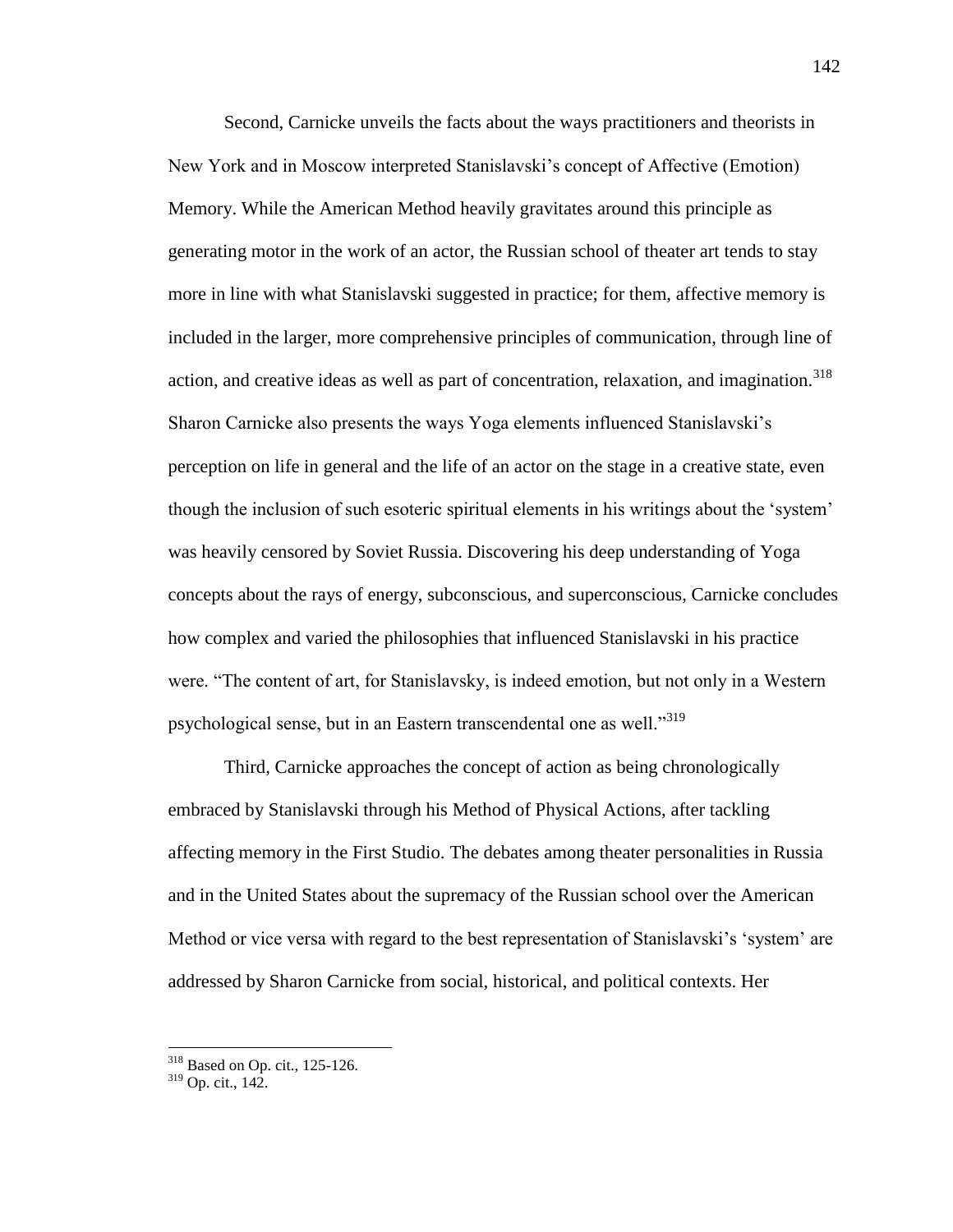Second, Carnicke unveils the facts about the ways practitioners and theorists in New York and in Moscow interpreted Stanislavski's concept of Affective (Emotion) Memory. While the American Method heavily gravitates around this principle as generating motor in the work of an actor, the Russian school of theater art tends to stay more in line with what Stanislavski suggested in practice; for them, affective memory is included in the larger, more comprehensive principles of communication, through line of action, and creative ideas as well as part of concentration, relaxation, and imagination.[318] Sharon Carnicke also presents the ways Yoga elements influenced Stanislavski's perception on life in general and the life of an actor on the stage in a creative state, even though the inclusion of such esoteric spiritual elements in his writings about the 'system' was heavily censored by Soviet Russia. Discovering his deep understanding of Yoga concepts about the rays of energy, subconscious, and superconscious, Carnicke concludes how complex and varied the philosophies that influenced Stanislavski in his practice were. "The content of art, for Stanislavsky, is indeed emotion, but not only in a Western psychological sense, but in an Eastern transcendental one as well."[319]

Third, Carnicke approaches the concept of action as being chronologically embraced by Stanislavski through his Method of Physical Actions, after tackling affecting memory in the First Studio. The debates among theater personalities in Russia and in the United States about the supremacy of the Russian school over the American Method or vice versa with regard to the best representation of Stanislavski's 'system' are addressed by Sharon Carnicke from social, historical, and political contexts. Her

---

[318] Based on Op. cit., 125-126.
[319] Op. cit., 142.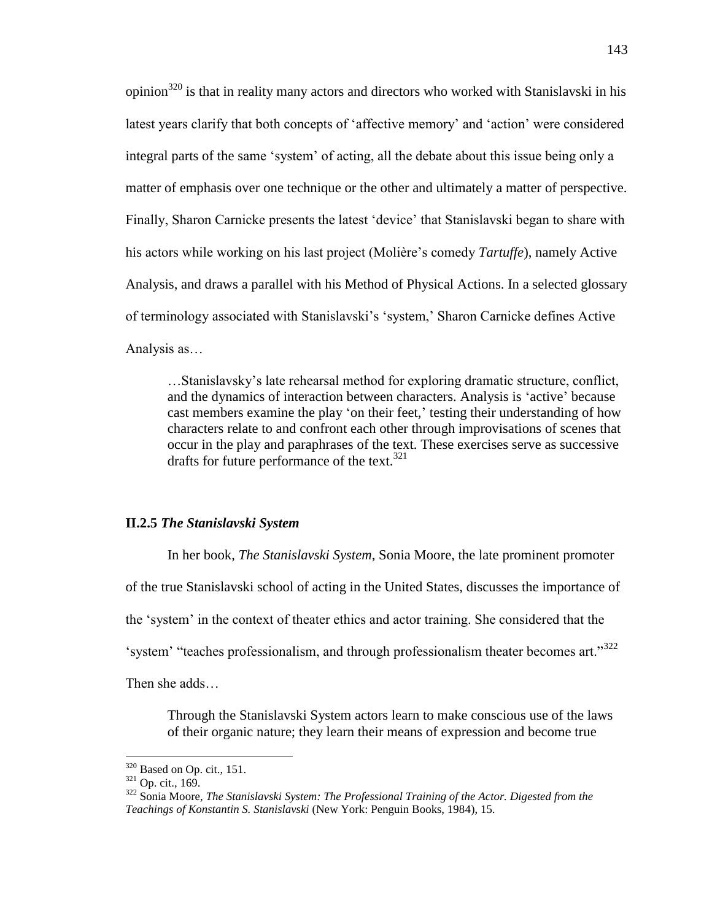opinion[320] is that in reality many actors and directors who worked with Stanislavski in his latest years clarify that both concepts of 'affective memory' and 'action' were considered integral parts of the same 'system' of acting, all the debate about this issue being only a matter of emphasis over one technique or the other and ultimately a matter of perspective. Finally, Sharon Carnicke presents the latest 'device' that Stanislavski began to share with his actors while working on his last project (Molière's comedy *Tartuffe*), namely Active Analysis, and draws a parallel with his Method of Physical Actions. In a selected glossary of terminology associated with Stanislavski's 'system,' Sharon Carnicke defines Active Analysis as…

> …Stanislavsky's late rehearsal method for exploring dramatic structure, conflict, and the dynamics of interaction between characters. Analysis is 'active' because cast members examine the play 'on their feet,' testing their understanding of how characters relate to and confront each other through improvisations of scenes that occur in the play and paraphrases of the text. These exercises serve as successive drafts for future performance of the text.[321]

### II.2.5 *The Stanislavski System*

In her book, *The Stanislavski System*, Sonia Moore, the late prominent promoter of the true Stanislavski school of acting in the United States, discusses the importance of the 'system' in the context of theater ethics and actor training. She considered that the 'system' "teaches professionalism, and through professionalism theater becomes art."[322] Then she adds…

> Through the Stanislavski System actors learn to make conscious use of the laws of their organic nature; they learn their means of expression and become true

---

[320] Based on Op. cit., 151.

[321] Op. cit., 169.

[322] Sonia Moore, *The Stanislavski System: The Professional Training of the Actor. Digested from the Teachings of Konstantin S. Stanislavski* (New York: Penguin Books, 1984), 15.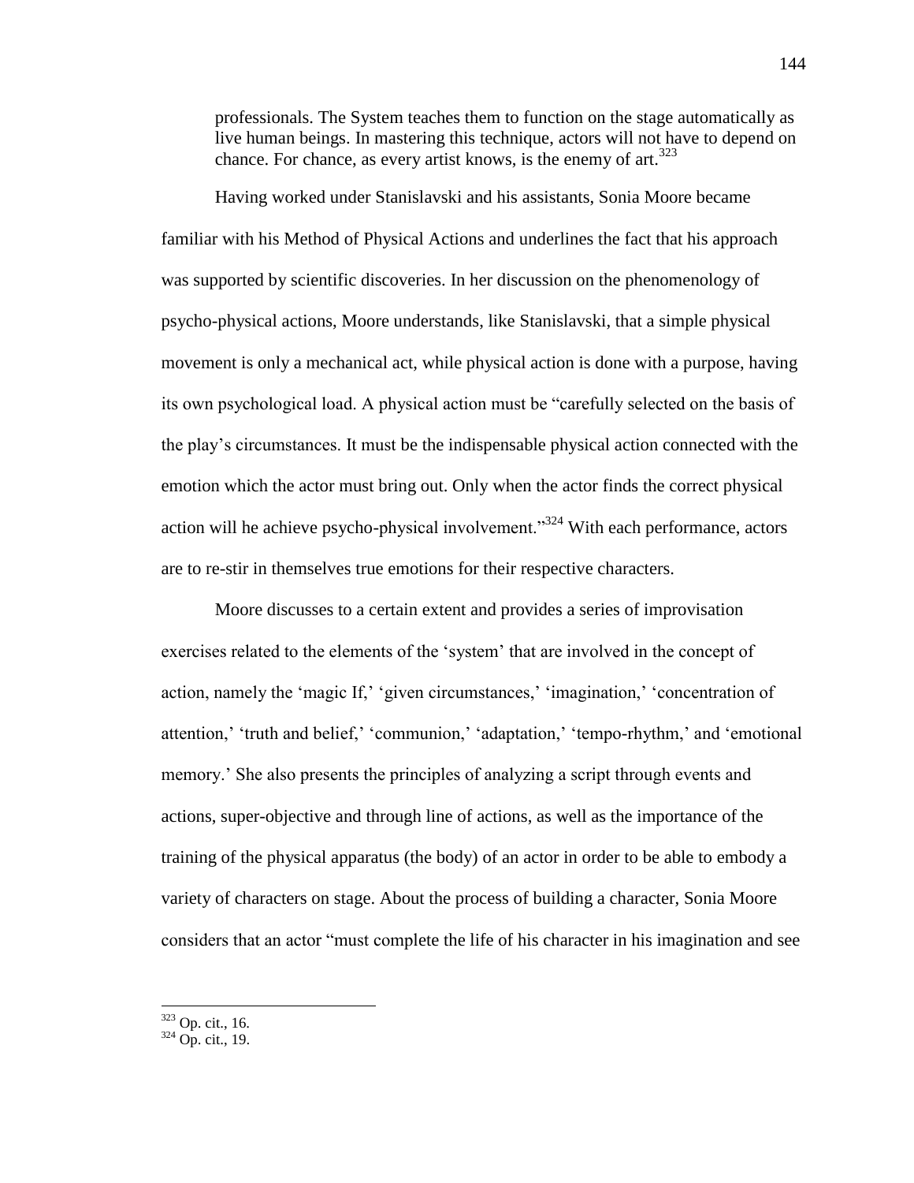> professionals. The System teaches them to function on the stage automatically as live human beings. In mastering this technique, actors will not have to depend on chance. For chance, as every artist knows, is the enemy of art.[323]

Having worked under Stanislavski and his assistants, Sonia Moore became familiar with his Method of Physical Actions and underlines the fact that his approach was supported by scientific discoveries. In her discussion on the phenomenology of psycho-physical actions, Moore understands, like Stanislavski, that a simple physical movement is only a mechanical act, while physical action is done with a purpose, having its own psychological load. A physical action must be "carefully selected on the basis of the play's circumstances. It must be the indispensable physical action connected with the emotion which the actor must bring out. Only when the actor finds the correct physical action will he achieve psycho-physical involvement."[324] With each performance, actors are to re-stir in themselves true emotions for their respective characters.

Moore discusses to a certain extent and provides a series of improvisation exercises related to the elements of the 'system' that are involved in the concept of action, namely the 'magic If,' 'given circumstances,' 'imagination,' 'concentration of attention,' 'truth and belief,' 'communion,' 'adaptation,' 'tempo-rhythm,' and 'emotional memory.' She also presents the principles of analyzing a script through events and actions, super-objective and through line of actions, as well as the importance of the training of the physical apparatus (the body) of an actor in order to be able to embody a variety of characters on stage. About the process of building a character, Sonia Moore considers that an actor "must complete the life of his character in his imagination and see

---

[323] Op. cit., 16.

[324] Op. cit., 19.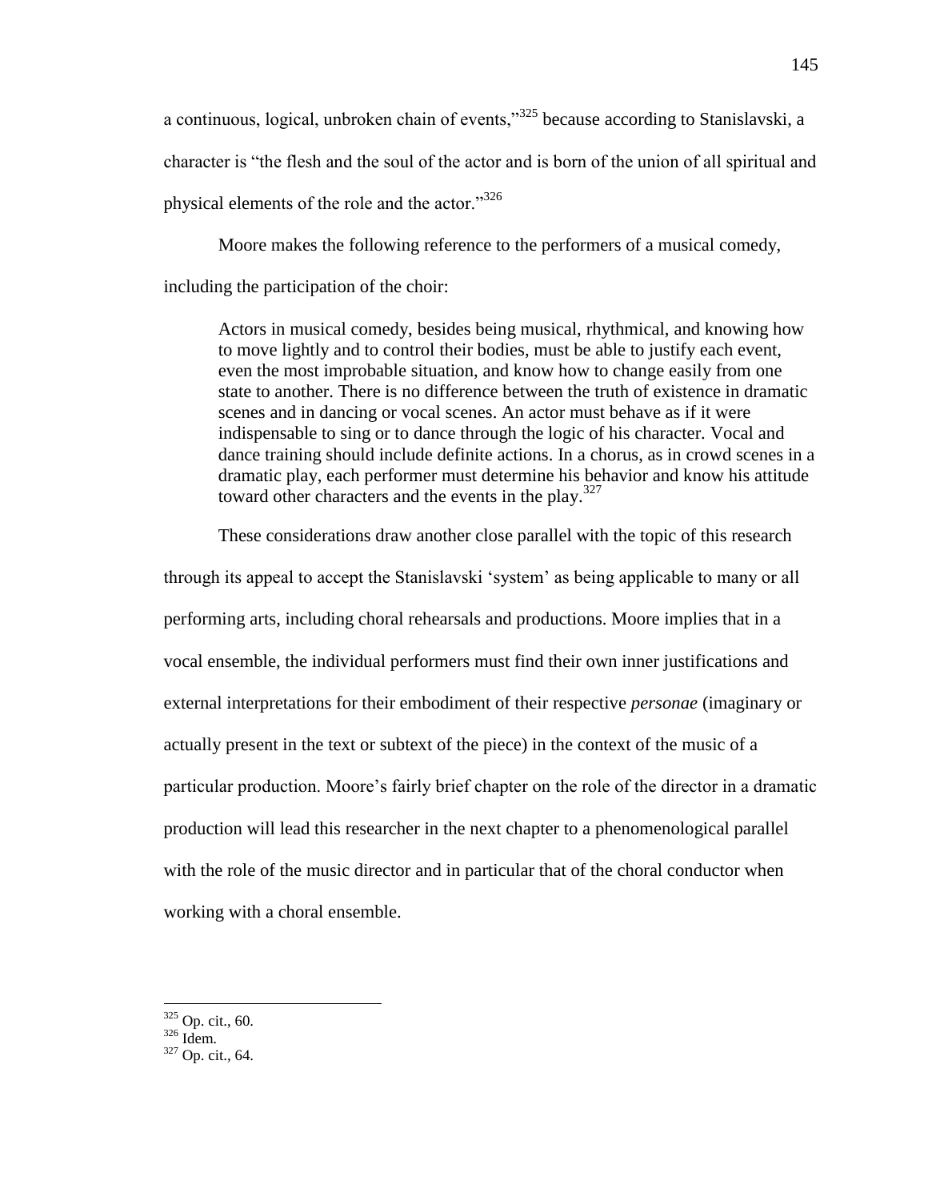a continuous, logical, unbroken chain of events,"[325] because according to Stanislavski, a character is "the flesh and the soul of the actor and is born of the union of all spiritual and physical elements of the role and the actor."[326]

Moore makes the following reference to the performers of a musical comedy, including the participation of the choir:

> Actors in musical comedy, besides being musical, rhythmical, and knowing how to move lightly and to control their bodies, must be able to justify each event, even the most improbable situation, and know how to change easily from one state to another. There is no difference between the truth of existence in dramatic scenes and in dancing or vocal scenes. An actor must behave as if it were indispensable to sing or to dance through the logic of his character. Vocal and dance training should include definite actions. In a chorus, as in crowd scenes in a dramatic play, each performer must determine his behavior and know his attitude toward other characters and the events in the play.[327]

These considerations draw another close parallel with the topic of this research through its appeal to accept the Stanislavski 'system' as being applicable to many or all performing arts, including choral rehearsals and productions. Moore implies that in a vocal ensemble, the individual performers must find their own inner justifications and external interpretations for their embodiment of their respective *personae* (imaginary or actually present in the text or subtext of the piece) in the context of the music of a particular production. Moore's fairly brief chapter on the role of the director in a dramatic production will lead this researcher in the next chapter to a phenomenological parallel with the role of the music director and in particular that of the choral conductor when working with a choral ensemble.

---

[325] Op. cit., 60.
[326] Idem.
[327] Op. cit., 64.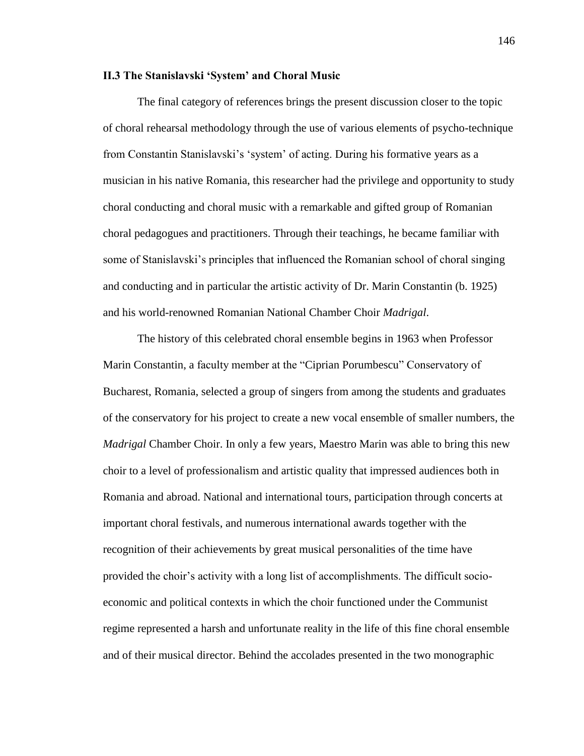### II.3 The Stanislavski 'System' and Choral Music

The final category of references brings the present discussion closer to the topic of choral rehearsal methodology through the use of various elements of psycho-technique from Constantin Stanislavski's 'system' of acting. During his formative years as a musician in his native Romania, this researcher had the privilege and opportunity to study choral conducting and choral music with a remarkable and gifted group of Romanian choral pedagogues and practitioners. Through their teachings, he became familiar with some of Stanislavski's principles that influenced the Romanian school of choral singing and conducting and in particular the artistic activity of Dr. Marin Constantin (b. 1925) and his world-renowned Romanian National Chamber Choir *Madrigal*.

The history of this celebrated choral ensemble begins in 1963 when Professor Marin Constantin, a faculty member at the "Ciprian Porumbescu" Conservatory of Bucharest, Romania, selected a group of singers from among the students and graduates of the conservatory for his project to create a new vocal ensemble of smaller numbers, the *Madrigal* Chamber Choir. In only a few years, Maestro Marin was able to bring this new choir to a level of professionalism and artistic quality that impressed audiences both in Romania and abroad. National and international tours, participation through concerts at important choral festivals, and numerous international awards together with the recognition of their achievements by great musical personalities of the time have provided the choir's activity with a long list of accomplishments. The difficult socio-economic and political contexts in which the choir functioned under the Communist regime represented a harsh and unfortunate reality in the life of this fine choral ensemble and of their musical director. Behind the accolades presented in the two monographic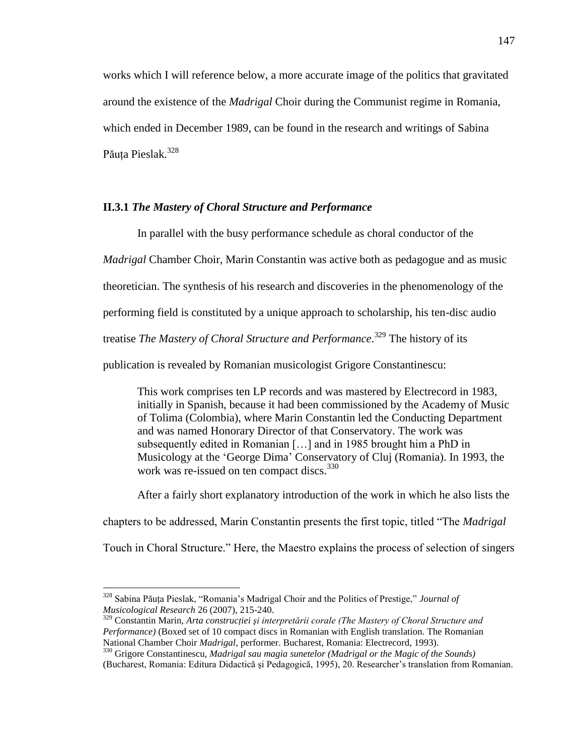works which I will reference below, a more accurate image of the politics that gravitated around the existence of the *Madrigal* Choir during the Communist regime in Romania, which ended in December 1989, can be found in the research and writings of Sabina Păuța Pieslak.[328]

### II.3.1 *The Mastery of Choral Structure and Performance*

In parallel with the busy performance schedule as choral conductor of the *Madrigal* Chamber Choir, Marin Constantin was active both as pedagogue and as music theoretician. The synthesis of his research and discoveries in the phenomenology of the performing field is constituted by a unique approach to scholarship, his ten-disc audio treatise *The Mastery of Choral Structure and Performance*.[329] The history of its publication is revealed by Romanian musicologist Grigore Constantinescu:

> This work comprises ten LP records and was mastered by Electrecord in 1983, initially in Spanish, because it had been commissioned by the Academy of Music of Tolima (Colombia), where Marin Constantin led the Conducting Department and was named Honorary Director of that Conservatory. The work was subsequently edited in Romanian […] and in 1985 brought him a PhD in Musicology at the 'George Dima' Conservatory of Cluj (Romania). In 1993, the work was re-issued on ten compact discs.[330]

After a fairly short explanatory introduction of the work in which he also lists the chapters to be addressed, Marin Constantin presents the first topic, titled "The *Madrigal* Touch in Choral Structure." Here, the Maestro explains the process of selection of singers

---

[328] Sabina Păuța Pieslak, "Romania's Madrigal Choir and the Politics of Prestige," *Journal of Musicological Research* 26 (2007), 215-240.

[329] Constantin Marin, *Arta construcției și interpretării corale (The Mastery of Choral Structure and Performance)* (Boxed set of 10 compact discs in Romanian with English translation. The Romanian National Chamber Choir *Madrigal*, performer. Bucharest, Romania: Electrecord, 1993).

[330] Grigore Constantinescu, *Madrigal sau magia sunetelor (Madrigal or the Magic of the Sounds)* (Bucharest, Romania: Editura Didactică şi Pedagogică, 1995), 20. Researcher's translation from Romanian.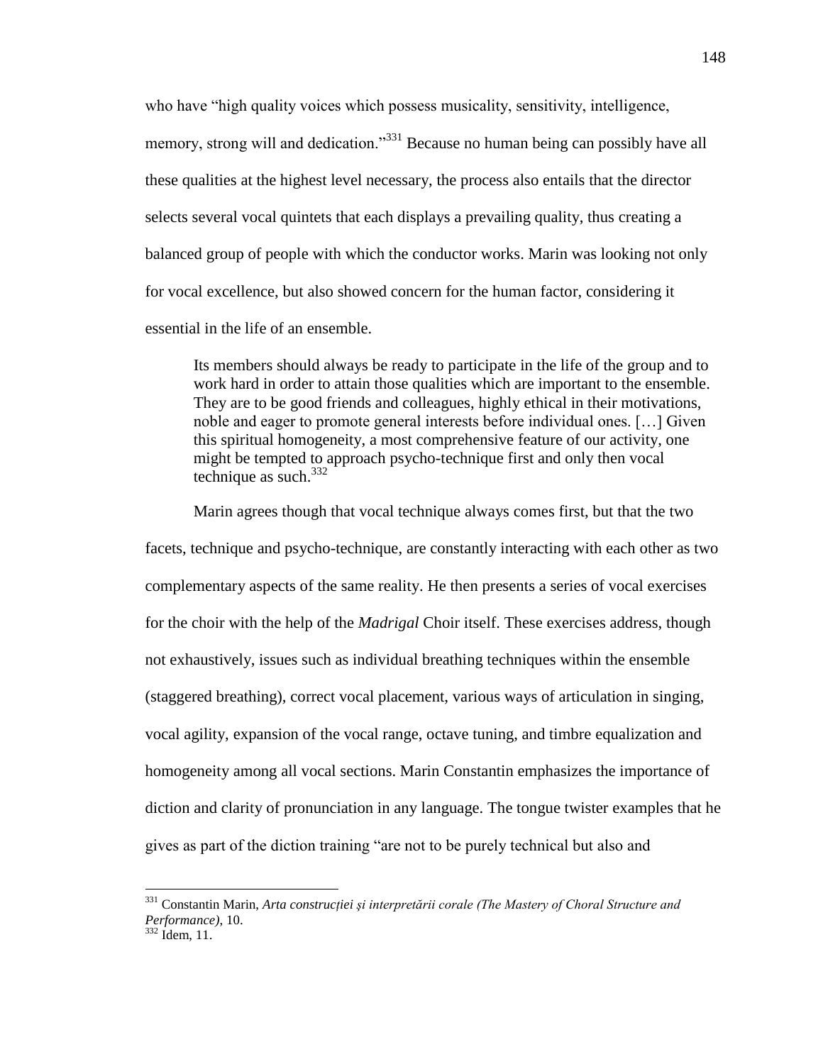who have "high quality voices which possess musicality, sensitivity, intelligence, memory, strong will and dedication."[331] Because no human being can possibly have all these qualities at the highest level necessary, the process also entails that the director selects several vocal quintets that each displays a prevailing quality, thus creating a balanced group of people with which the conductor works. Marin was looking not only for vocal excellence, but also showed concern for the human factor, considering it essential in the life of an ensemble.

> Its members should always be ready to participate in the life of the group and to work hard in order to attain those qualities which are important to the ensemble. They are to be good friends and colleagues, highly ethical in their motivations, noble and eager to promote general interests before individual ones. […] Given this spiritual homogeneity, a most comprehensive feature of our activity, one might be tempted to approach psycho-technique first and only then vocal technique as such.[332]

Marin agrees though that vocal technique always comes first, but that the two facets, technique and psycho-technique, are constantly interacting with each other as two complementary aspects of the same reality. He then presents a series of vocal exercises for the choir with the help of the *Madrigal* Choir itself. These exercises address, though not exhaustively, issues such as individual breathing techniques within the ensemble (staggered breathing), correct vocal placement, various ways of articulation in singing, vocal agility, expansion of the vocal range, octave tuning, and timbre equalization and homogeneity among all vocal sections. Marin Constantin emphasizes the importance of diction and clarity of pronunciation in any language. The tongue twister examples that he gives as part of the diction training "are not to be purely technical but also and

---

[331] Constantin Marin, *Arta construcției şi interpretării corale (The Mastery of Choral Structure and Performance)*, 10.

[332] Idem, 11.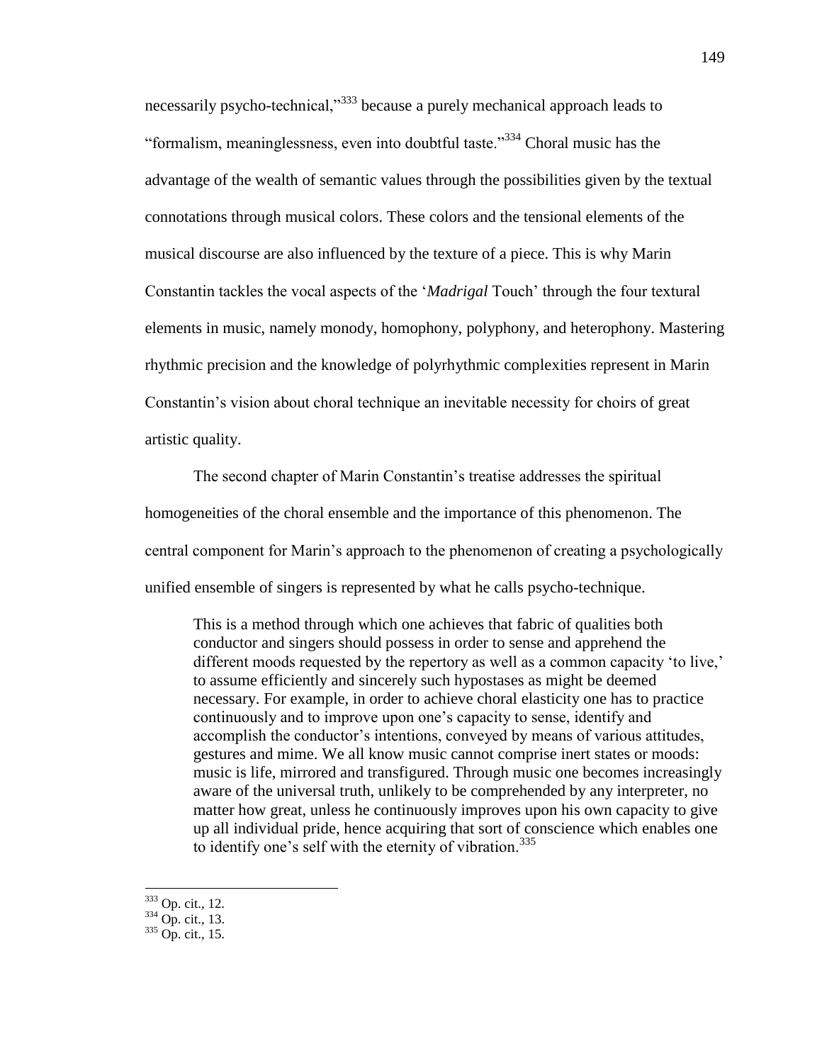necessarily psycho-technical,"[333] because a purely mechanical approach leads to "formalism, meaninglessness, even into doubtful taste."[334] Choral music has the advantage of the wealth of semantic values through the possibilities given by the textual connotations through musical colors. These colors and the tensional elements of the musical discourse are also influenced by the texture of a piece. This is why Marin Constantin tackles the vocal aspects of the '*Madrigal* Touch' through the four textural elements in music, namely monody, homophony, polyphony, and heterophony. Mastering rhythmic precision and the knowledge of polyrhythmic complexities represent in Marin Constantin's vision about choral technique an inevitable necessity for choirs of great artistic quality.

The second chapter of Marin Constantin's treatise addresses the spiritual homogeneities of the choral ensemble and the importance of this phenomenon. The central component for Marin's approach to the phenomenon of creating a psychologically unified ensemble of singers is represented by what he calls psycho-technique.

> This is a method through which one achieves that fabric of qualities both conductor and singers should possess in order to sense and apprehend the different moods requested by the repertory as well as a common capacity 'to live,' to assume efficiently and sincerely such hypostases as might be deemed necessary. For example, in order to achieve choral elasticity one has to practice continuously and to improve upon one's capacity to sense, identify and accomplish the conductor's intentions, conveyed by means of various attitudes, gestures and mime. We all know music cannot comprise inert states or moods: music is life, mirrored and transfigured. Through music one becomes increasingly aware of the universal truth, unlikely to be comprehended by any interpreter, no matter how great, unless he continuously improves upon his own capacity to give up all individual pride, hence acquiring that sort of conscience which enables one to identify one's self with the eternity of vibration.[335]

---

[333] Op. cit., 12.

[334] Op. cit., 13.

[335] Op. cit., 15.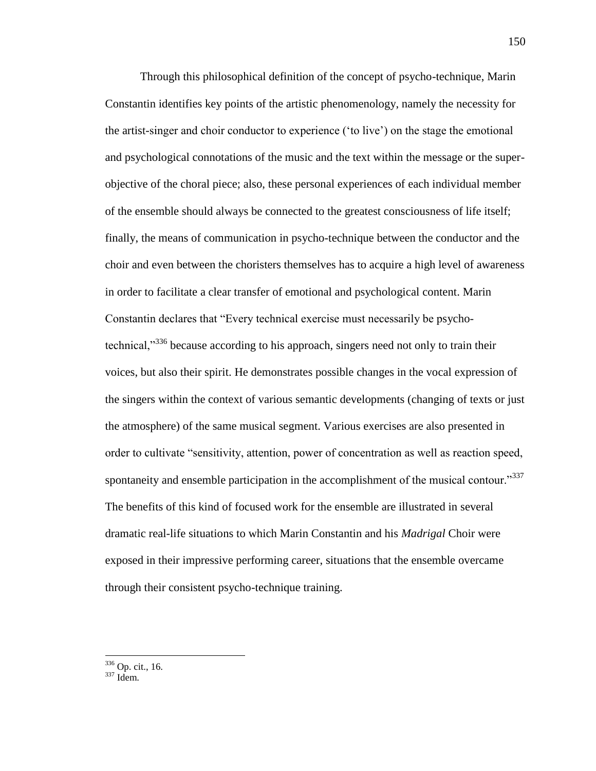Through this philosophical definition of the concept of psycho-technique, Marin Constantin identifies key points of the artistic phenomenology, namely the necessity for the artist-singer and choir conductor to experience ('to live') on the stage the emotional and psychological connotations of the music and the text within the message or the super-objective of the choral piece; also, these personal experiences of each individual member of the ensemble should always be connected to the greatest consciousness of life itself; finally, the means of communication in psycho-technique between the conductor and the choir and even between the choristers themselves has to acquire a high level of awareness in order to facilitate a clear transfer of emotional and psychological content. Marin Constantin declares that "Every technical exercise must necessarily be psycho-technical,"[336] because according to his approach, singers need not only to train their voices, but also their spirit. He demonstrates possible changes in the vocal expression of the singers within the context of various semantic developments (changing of texts or just the atmosphere) of the same musical segment. Various exercises are also presented in order to cultivate "sensitivity, attention, power of concentration as well as reaction speed, spontaneity and ensemble participation in the accomplishment of the musical contour."[337] The benefits of this kind of focused work for the ensemble are illustrated in several dramatic real-life situations to which Marin Constantin and his *Madrigal* Choir were exposed in their impressive performing career, situations that the ensemble overcame through their consistent psycho-technique training.

---

[336] Op. cit., 16.

[337] Idem.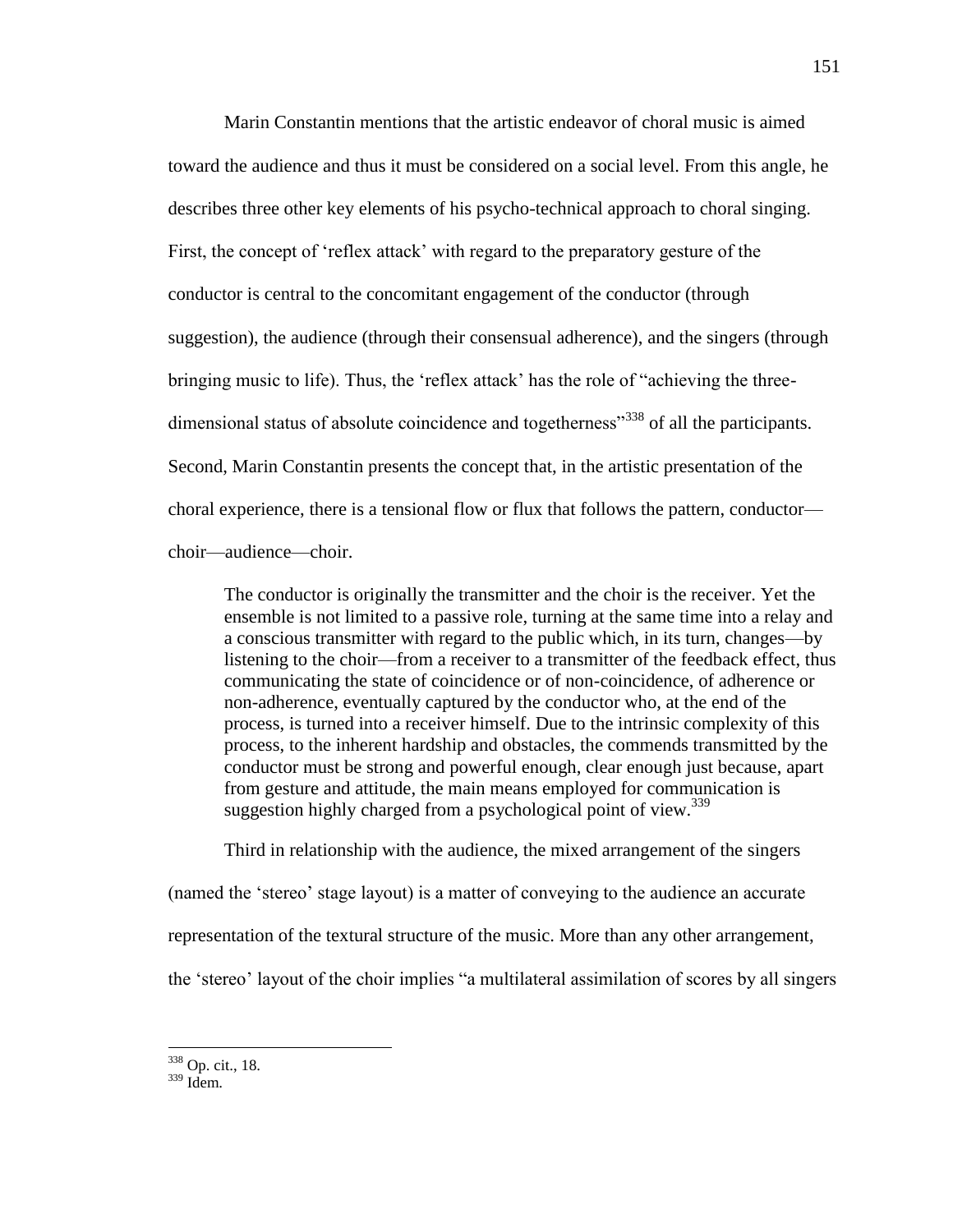Marin Constantin mentions that the artistic endeavor of choral music is aimed toward the audience and thus it must be considered on a social level. From this angle, he describes three other key elements of his psycho-technical approach to choral singing. First, the concept of 'reflex attack' with regard to the preparatory gesture of the conductor is central to the concomitant engagement of the conductor (through suggestion), the audience (through their consensual adherence), and the singers (through bringing music to life). Thus, the 'reflex attack' has the role of "achieving the three-dimensional status of absolute coincidence and togetherness"[338] of all the participants. Second, Marin Constantin presents the concept that, in the artistic presentation of the choral experience, there is a tensional flow or flux that follows the pattern, conductor—choir—audience—choir.

> The conductor is originally the transmitter and the choir is the receiver. Yet the ensemble is not limited to a passive role, turning at the same time into a relay and a conscious transmitter with regard to the public which, in its turn, changes—by listening to the choir—from a receiver to a transmitter of the feedback effect, thus communicating the state of coincidence or of non-coincidence, of adherence or non-adherence, eventually captured by the conductor who, at the end of the process, is turned into a receiver himself. Due to the intrinsic complexity of this process, to the inherent hardship and obstacles, the commends transmitted by the conductor must be strong and powerful enough, clear enough just because, apart from gesture and attitude, the main means employed for communication is suggestion highly charged from a psychological point of view.[339]

Third in relationship with the audience, the mixed arrangement of the singers (named the 'stereo' stage layout) is a matter of conveying to the audience an accurate representation of the textural structure of the music. More than any other arrangement, the 'stereo' layout of the choir implies "a multilateral assimilation of scores by all singers

---

[338] Op. cit., 18.

[339] Idem.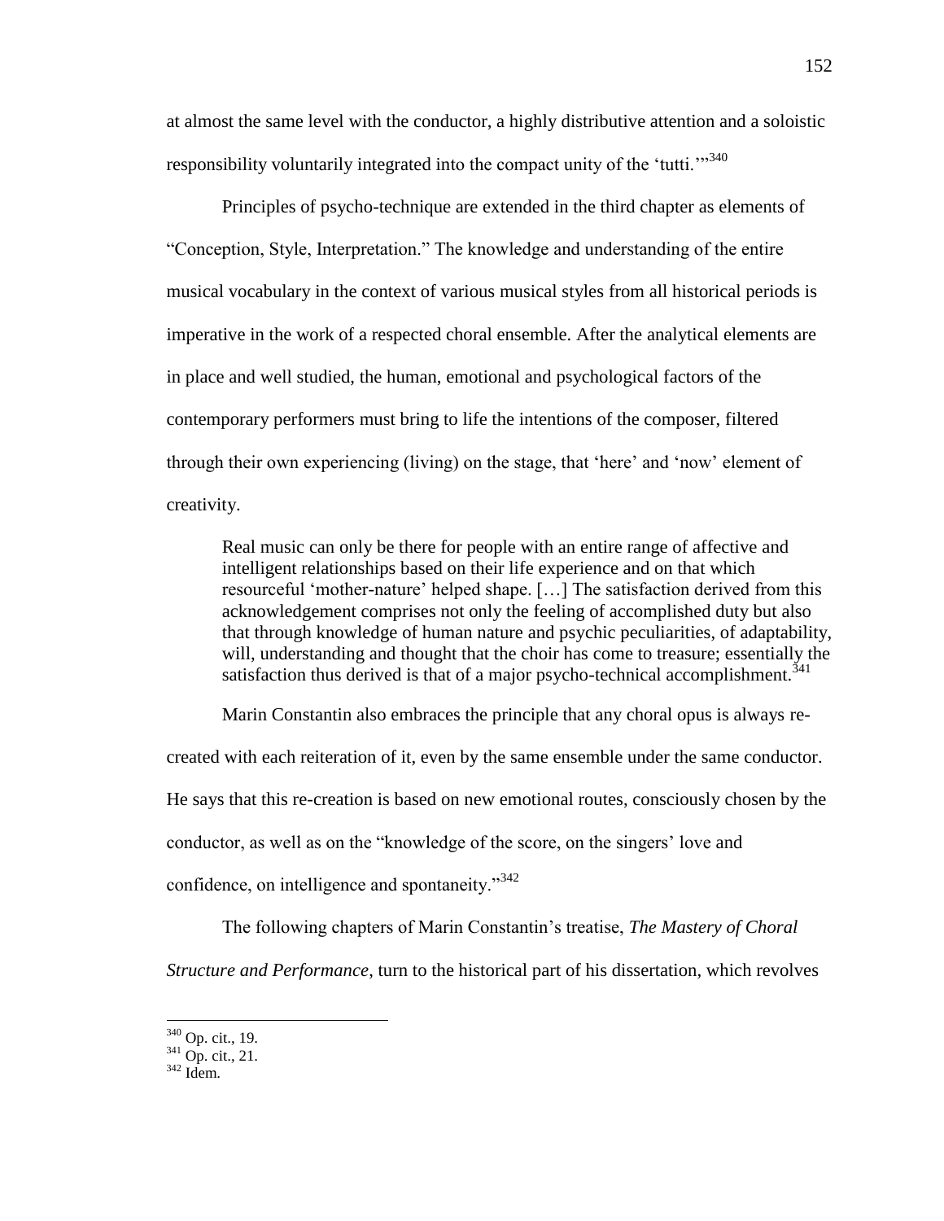at almost the same level with the conductor, a highly distributive attention and a soloistic responsibility voluntarily integrated into the compact unity of the 'tutti.'"[340]

Principles of psycho-technique are extended in the third chapter as elements of "Conception, Style, Interpretation." The knowledge and understanding of the entire musical vocabulary in the context of various musical styles from all historical periods is imperative in the work of a respected choral ensemble. After the analytical elements are in place and well studied, the human, emotional and psychological factors of the contemporary performers must bring to life the intentions of the composer, filtered through their own experiencing (living) on the stage, that 'here' and 'now' element of creativity.

> Real music can only be there for people with an entire range of affective and intelligent relationships based on their life experience and on that which resourceful 'mother-nature' helped shape. […] The satisfaction derived from this acknowledgement comprises not only the feeling of accomplished duty but also that through knowledge of human nature and psychic peculiarities, of adaptability, will, understanding and thought that the choir has come to treasure; essentially the satisfaction thus derived is that of a major psycho-technical accomplishment.[341]

Marin Constantin also embraces the principle that any choral opus is always re-created with each reiteration of it, even by the same ensemble under the same conductor. He says that this re-creation is based on new emotional routes, consciously chosen by the conductor, as well as on the "knowledge of the score, on the singers' love and confidence, on intelligence and spontaneity."[342]

The following chapters of Marin Constantin's treatise, *The Mastery of Choral Structure and Performance*, turn to the historical part of his dissertation, which revolves

---

[340] Op. cit., 19.
[341] Op. cit., 21.
[342] Idem.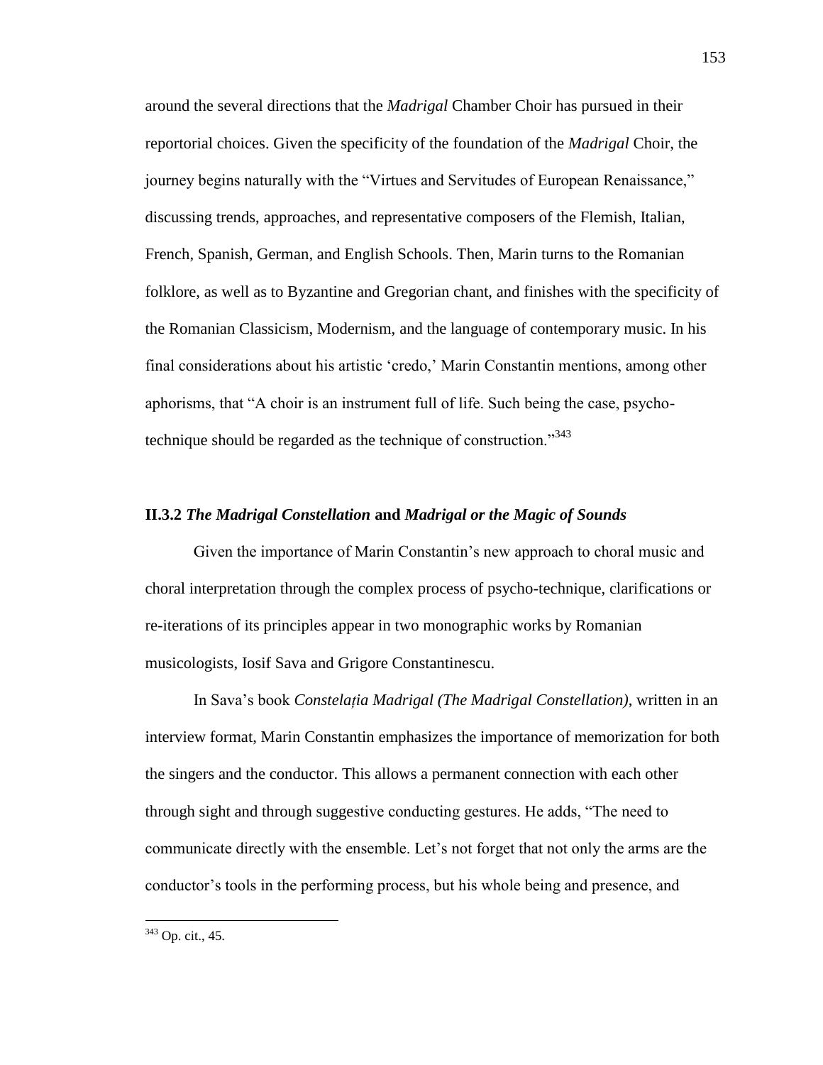around the several directions that the *Madrigal* Chamber Choir has pursued in their reportorial choices. Given the specificity of the foundation of the *Madrigal* Choir, the journey begins naturally with the "Virtues and Servitudes of European Renaissance," discussing trends, approaches, and representative composers of the Flemish, Italian, French, Spanish, German, and English Schools. Then, Marin turns to the Romanian folklore, as well as to Byzantine and Gregorian chant, and finishes with the specificity of the Romanian Classicism, Modernism, and the language of contemporary music. In his final considerations about his artistic 'credo,' Marin Constantin mentions, among other aphorisms, that "A choir is an instrument full of life. Such being the case, psycho-technique should be regarded as the technique of construction."[343]

### II.3.2 *The Madrigal Constellation* and *Madrigal or the Magic of Sounds*

Given the importance of Marin Constantin's new approach to choral music and choral interpretation through the complex process of psycho-technique, clarifications or re-iterations of its principles appear in two monographic works by Romanian musicologists, Iosif Sava and Grigore Constantinescu.

In Sava's book *Constelația Madrigal (The Madrigal Constellation)*, written in an interview format, Marin Constantin emphasizes the importance of memorization for both the singers and the conductor. This allows a permanent connection with each other through sight and through suggestive conducting gestures. He adds, "The need to communicate directly with the ensemble. Let's not forget that not only the arms are the conductor's tools in the performing process, but his whole being and presence, and

---

[343] Op. cit., 45.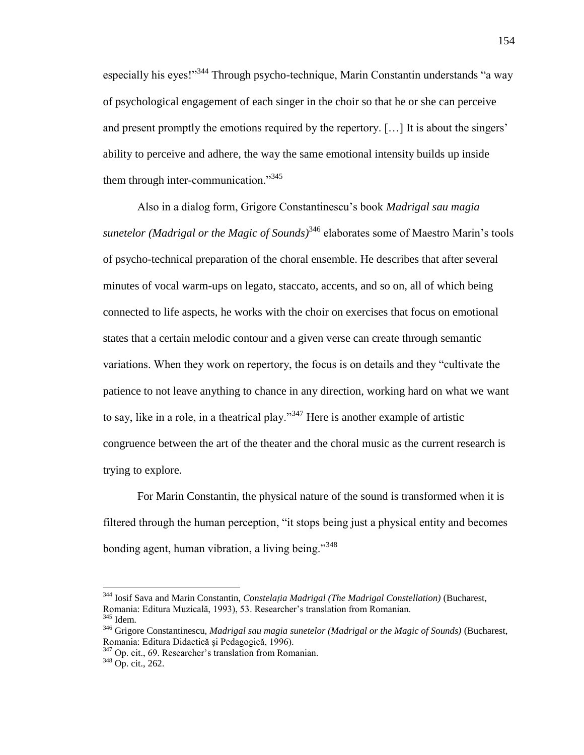especially his eyes!"[344] Through psycho-technique, Marin Constantin understands "a way of psychological engagement of each singer in the choir so that he or she can perceive and present promptly the emotions required by the repertory. […] It is about the singers' ability to perceive and adhere, the way the same emotional intensity builds up inside them through inter-communication."[345]

Also in a dialog form, Grigore Constantinescu's book *Madrigal sau magia sunetelor (Madrigal or the Magic of Sounds)*[346] elaborates some of Maestro Marin's tools of psycho-technical preparation of the choral ensemble. He describes that after several minutes of vocal warm-ups on legato, staccato, accents, and so on, all of which being connected to life aspects, he works with the choir on exercises that focus on emotional states that a certain melodic contour and a given verse can create through semantic variations. When they work on repertory, the focus is on details and they "cultivate the patience to not leave anything to chance in any direction, working hard on what we want to say, like in a role, in a theatrical play."[347] Here is another example of artistic congruence between the art of the theater and the choral music as the current research is trying to explore.

For Marin Constantin, the physical nature of the sound is transformed when it is filtered through the human perception, "it stops being just a physical entity and becomes bonding agent, human vibration, a living being."[348]

---

[344] Iosif Sava and Marin Constantin, *Constelația Madrigal (The Madrigal Constellation)* (Bucharest, Romania: Editura Muzicală, 1993), 53. Researcher's translation from Romanian.

[345] Idem.

[346] Grigore Constantinescu, *Madrigal sau magia sunetelor (Madrigal or the Magic of Sounds)* (Bucharest, Romania: Editura Didactică şi Pedagogică, 1996).

[347] Op. cit., 69. Researcher's translation from Romanian.

[348] Op. cit., 262.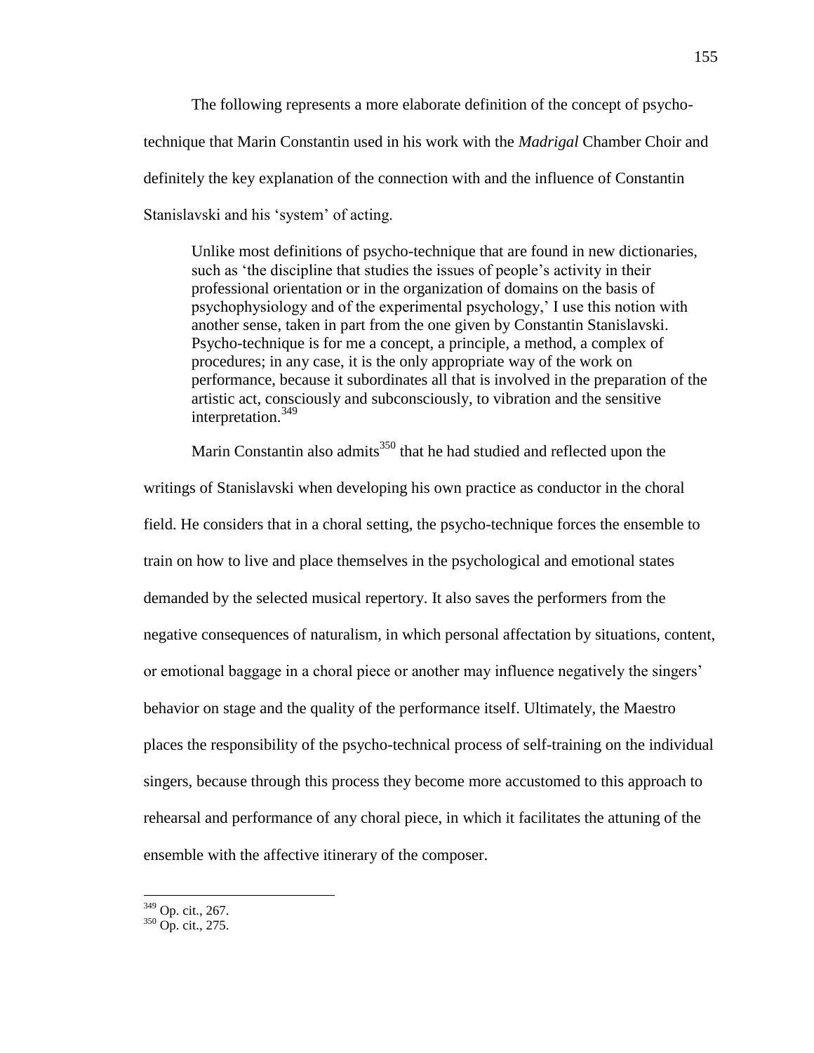The following represents a more elaborate definition of the concept of psycho-technique that Marin Constantin used in his work with the *Madrigal* Chamber Choir and definitely the key explanation of the connection with and the influence of Constantin Stanislavski and his 'system' of acting.

> Unlike most definitions of psycho-technique that are found in new dictionaries, such as 'the discipline that studies the issues of people's activity in their professional orientation or in the organization of domains on the basis of psychophysiology and of the experimental psychology,' I use this notion with another sense, taken in part from the one given by Constantin Stanislavski. Psycho-technique is for me a concept, a principle, a method, a complex of procedures; in any case, it is the only appropriate way of the work on performance, because it subordinates all that is involved in the preparation of the artistic act, consciously and subconsciously, to vibration and the sensitive interpretation.[349]

Marin Constantin also admits[350] that he had studied and reflected upon the writings of Stanislavski when developing his own practice as conductor in the choral field. He considers that in a choral setting, the psycho-technique forces the ensemble to train on how to live and place themselves in the psychological and emotional states demanded by the selected musical repertory. It also saves the performers from the negative consequences of naturalism, in which personal affectation by situations, content, or emotional baggage in a choral piece or another may influence negatively the singers' behavior on stage and the quality of the performance itself. Ultimately, the Maestro places the responsibility of the psycho-technical process of self-training on the individual singers, because through this process they become more accustomed to this approach to rehearsal and performance of any choral piece, in which it facilitates the attuning of the ensemble with the affective itinerary of the composer.

---

[349] Op. cit., 267.

[350] Op. cit., 275.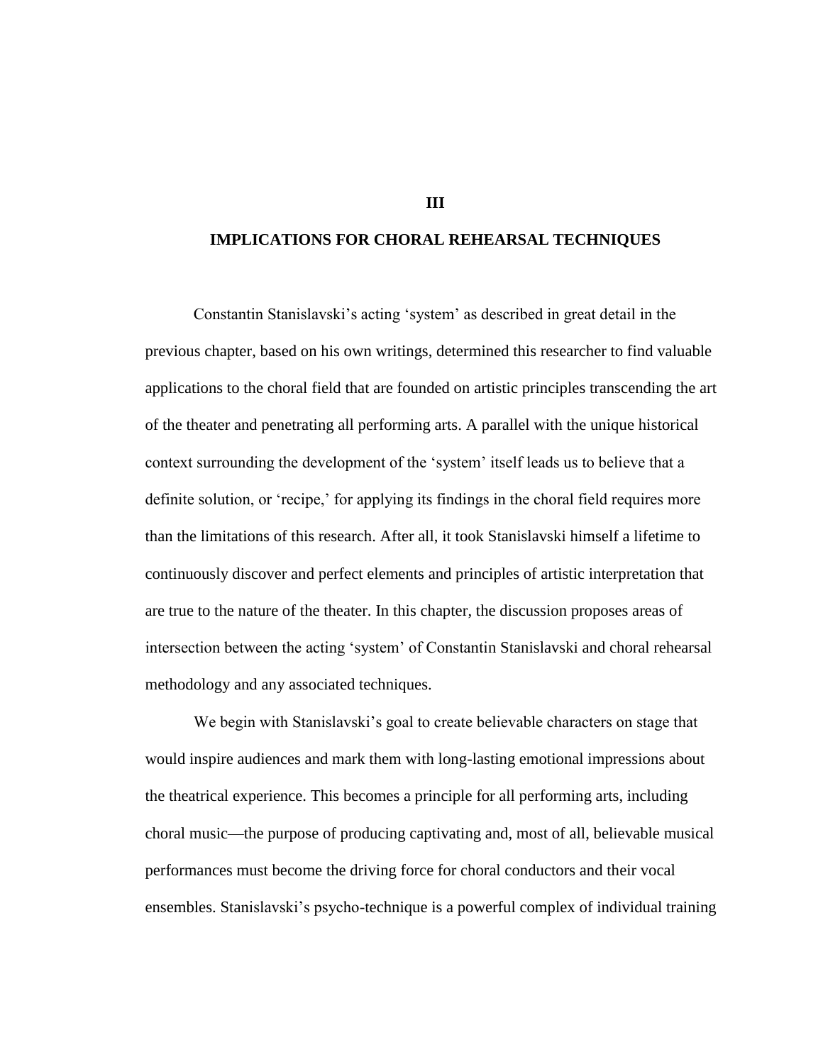# III

# IMPLICATIONS FOR CHORAL REHEARSAL TECHNIQUES

Constantin Stanislavski's acting 'system' as described in great detail in the previous chapter, based on his own writings, determined this researcher to find valuable applications to the choral field that are founded on artistic principles transcending the art of the theater and penetrating all performing arts. A parallel with the unique historical context surrounding the development of the 'system' itself leads us to believe that a definite solution, or 'recipe,' for applying its findings in the choral field requires more than the limitations of this research. After all, it took Stanislavski himself a lifetime to continuously discover and perfect elements and principles of artistic interpretation that are true to the nature of the theater. In this chapter, the discussion proposes areas of intersection between the acting 'system' of Constantin Stanislavski and choral rehearsal methodology and any associated techniques.

We begin with Stanislavski's goal to create believable characters on stage that would inspire audiences and mark them with long-lasting emotional impressions about the theatrical experience. This becomes a principle for all performing arts, including choral music—the purpose of producing captivating and, most of all, believable musical performances must become the driving force for choral conductors and their vocal ensembles. Stanislavski's psycho-technique is a powerful complex of individual training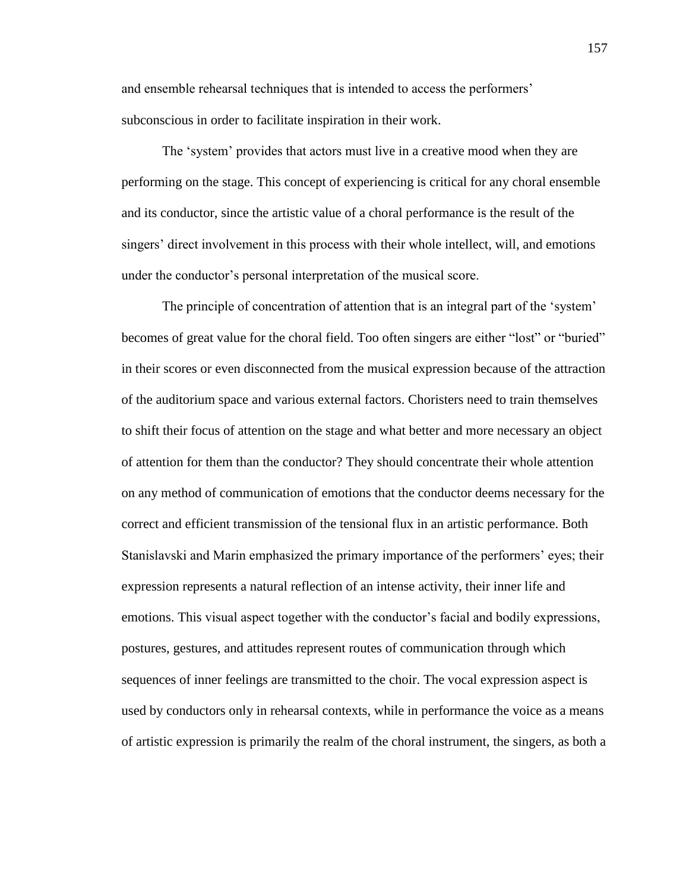and ensemble rehearsal techniques that is intended to access the performers' subconscious in order to facilitate inspiration in their work.

The 'system' provides that actors must live in a creative mood when they are performing on the stage. This concept of experiencing is critical for any choral ensemble and its conductor, since the artistic value of a choral performance is the result of the singers' direct involvement in this process with their whole intellect, will, and emotions under the conductor's personal interpretation of the musical score.

The principle of concentration of attention that is an integral part of the 'system' becomes of great value for the choral field. Too often singers are either "lost" or "buried" in their scores or even disconnected from the musical expression because of the attraction of the auditorium space and various external factors. Choristers need to train themselves to shift their focus of attention on the stage and what better and more necessary an object of attention for them than the conductor? They should concentrate their whole attention on any method of communication of emotions that the conductor deems necessary for the correct and efficient transmission of the tensional flux in an artistic performance. Both Stanislavski and Marin emphasized the primary importance of the performers' eyes; their expression represents a natural reflection of an intense activity, their inner life and emotions. This visual aspect together with the conductor's facial and bodily expressions, postures, gestures, and attitudes represent routes of communication through which sequences of inner feelings are transmitted to the choir. The vocal expression aspect is used by conductors only in rehearsal contexts, while in performance the voice as a means of artistic expression is primarily the realm of the choral instrument, the singers, as both a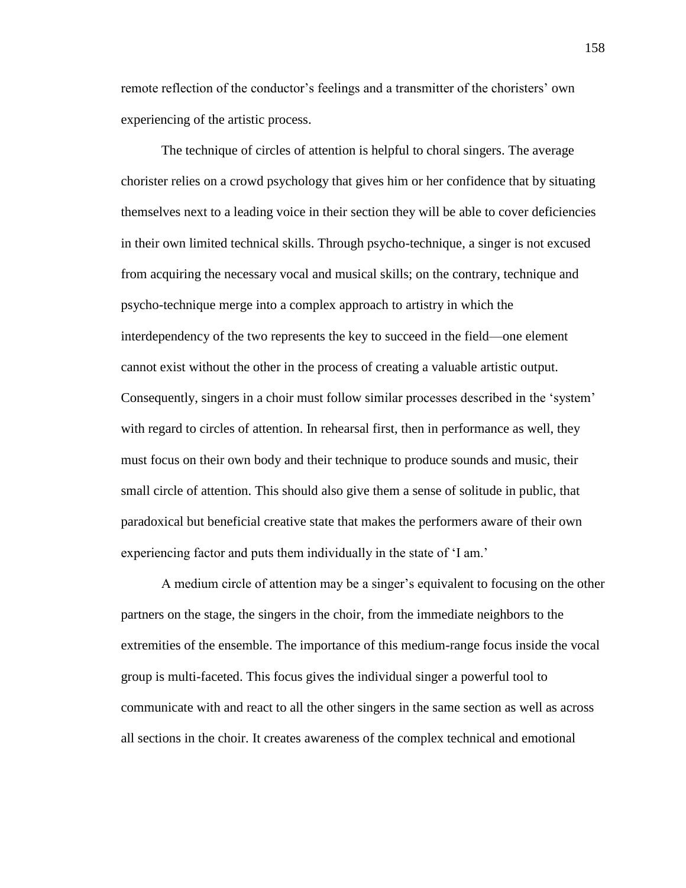remote reflection of the conductor's feelings and a transmitter of the choristers' own experiencing of the artistic process.

The technique of circles of attention is helpful to choral singers. The average chorister relies on a crowd psychology that gives him or her confidence that by situating themselves next to a leading voice in their section they will be able to cover deficiencies in their own limited technical skills. Through psycho-technique, a singer is not excused from acquiring the necessary vocal and musical skills; on the contrary, technique and psycho-technique merge into a complex approach to artistry in which the interdependency of the two represents the key to succeed in the field—one element cannot exist without the other in the process of creating a valuable artistic output. Consequently, singers in a choir must follow similar processes described in the 'system' with regard to circles of attention. In rehearsal first, then in performance as well, they must focus on their own body and their technique to produce sounds and music, their small circle of attention. This should also give them a sense of solitude in public, that paradoxical but beneficial creative state that makes the performers aware of their own experiencing factor and puts them individually in the state of 'I am.'

A medium circle of attention may be a singer's equivalent to focusing on the other partners on the stage, the singers in the choir, from the immediate neighbors to the extremities of the ensemble. The importance of this medium-range focus inside the vocal group is multi-faceted. This focus gives the individual singer a powerful tool to communicate with and react to all the other singers in the same section as well as across all sections in the choir. It creates awareness of the complex technical and emotional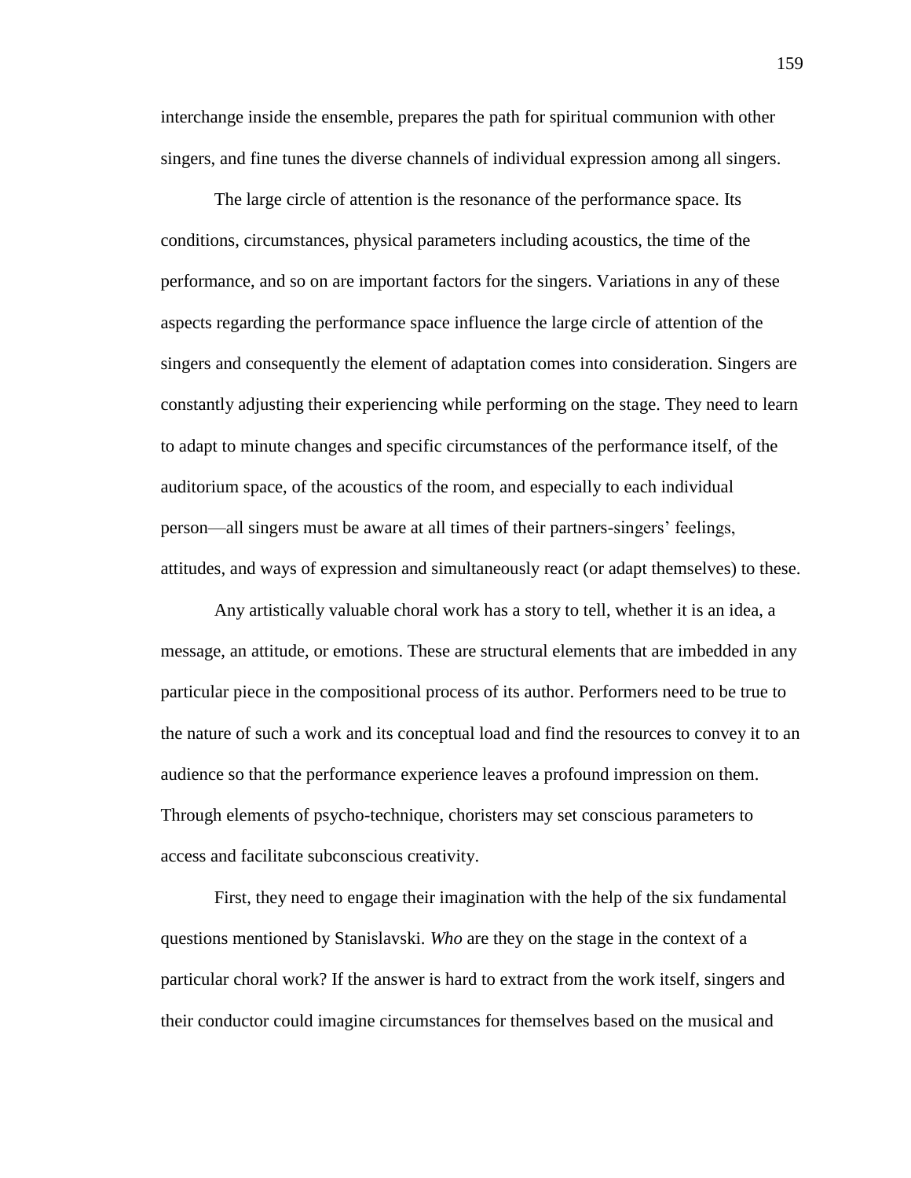interchange inside the ensemble, prepares the path for spiritual communion with other singers, and fine tunes the diverse channels of individual expression among all singers.

The large circle of attention is the resonance of the performance space. Its conditions, circumstances, physical parameters including acoustics, the time of the performance, and so on are important factors for the singers. Variations in any of these aspects regarding the performance space influence the large circle of attention of the singers and consequently the element of adaptation comes into consideration. Singers are constantly adjusting their experiencing while performing on the stage. They need to learn to adapt to minute changes and specific circumstances of the performance itself, of the auditorium space, of the acoustics of the room, and especially to each individual person—all singers must be aware at all times of their partners-singers' feelings, attitudes, and ways of expression and simultaneously react (or adapt themselves) to these.

Any artistically valuable choral work has a story to tell, whether it is an idea, a message, an attitude, or emotions. These are structural elements that are imbedded in any particular piece in the compositional process of its author. Performers need to be true to the nature of such a work and its conceptual load and find the resources to convey it to an audience so that the performance experience leaves a profound impression on them. Through elements of psycho-technique, choristers may set conscious parameters to access and facilitate subconscious creativity.

First, they need to engage their imagination with the help of the six fundamental questions mentioned by Stanislavski. *Who* are they on the stage in the context of a particular choral work? If the answer is hard to extract from the work itself, singers and their conductor could imagine circumstances for themselves based on the musical and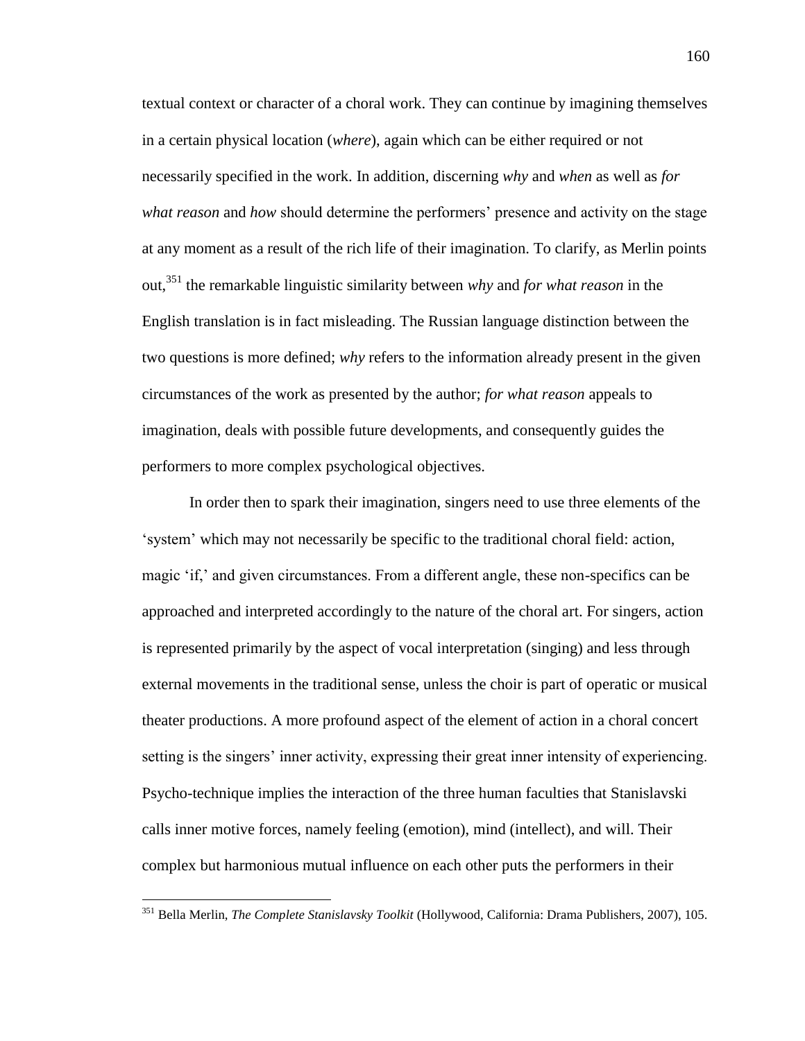textual context or character of a choral work. They can continue by imagining themselves in a certain physical location (*where*), again which can be either required or not necessarily specified in the work. In addition, discerning *why* and *when* as well as *for what reason* and *how* should determine the performers' presence and activity on the stage at any moment as a result of the rich life of their imagination. To clarify, as Merlin points out,[351] the remarkable linguistic similarity between *why* and *for what reason* in the English translation is in fact misleading. The Russian language distinction between the two questions is more defined; *why* refers to the information already present in the given circumstances of the work as presented by the author; *for what reason* appeals to imagination, deals with possible future developments, and consequently guides the performers to more complex psychological objectives.

In order then to spark their imagination, singers need to use three elements of the 'system' which may not necessarily be specific to the traditional choral field: action, magic 'if,' and given circumstances. From a different angle, these non-specifics can be approached and interpreted accordingly to the nature of the choral art. For singers, action is represented primarily by the aspect of vocal interpretation (singing) and less through external movements in the traditional sense, unless the choir is part of operatic or musical theater productions. A more profound aspect of the element of action in a choral concert setting is the singers' inner activity, expressing their great inner intensity of experiencing. Psycho-technique implies the interaction of the three human faculties that Stanislavski calls inner motive forces, namely feeling (emotion), mind (intellect), and will. Their complex but harmonious mutual influence on each other puts the performers in their

[351] Bella Merlin, *The Complete Stanislavsky Toolkit* (Hollywood, California: Drama Publishers, 2007), 105.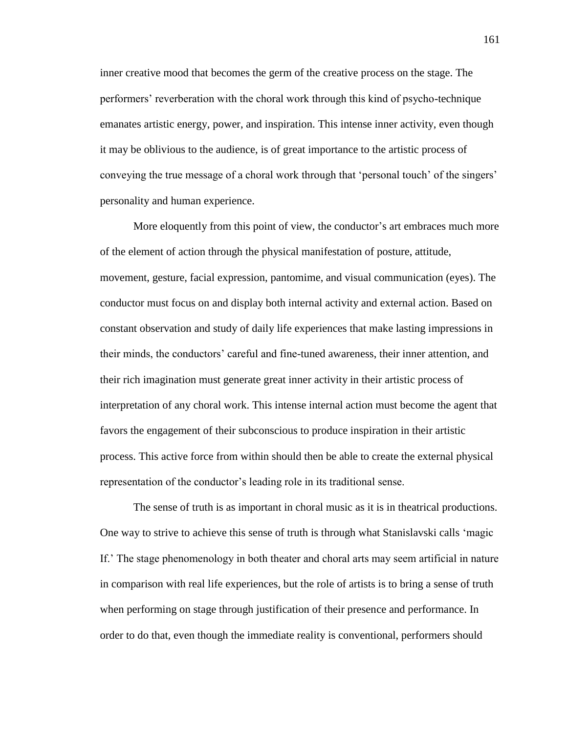inner creative mood that becomes the germ of the creative process on the stage. The performers' reverberation with the choral work through this kind of psycho-technique emanates artistic energy, power, and inspiration. This intense inner activity, even though it may be oblivious to the audience, is of great importance to the artistic process of conveying the true message of a choral work through that 'personal touch' of the singers' personality and human experience.

More eloquently from this point of view, the conductor's art embraces much more of the element of action through the physical manifestation of posture, attitude, movement, gesture, facial expression, pantomime, and visual communication (eyes). The conductor must focus on and display both internal activity and external action. Based on constant observation and study of daily life experiences that make lasting impressions in their minds, the conductors' careful and fine-tuned awareness, their inner attention, and their rich imagination must generate great inner activity in their artistic process of interpretation of any choral work. This intense internal action must become the agent that favors the engagement of their subconscious to produce inspiration in their artistic process. This active force from within should then be able to create the external physical representation of the conductor's leading role in its traditional sense.

The sense of truth is as important in choral music as it is in theatrical productions. One way to strive to achieve this sense of truth is through what Stanislavski calls 'magic If.' The stage phenomenology in both theater and choral arts may seem artificial in nature in comparison with real life experiences, but the role of artists is to bring a sense of truth when performing on stage through justification of their presence and performance. In order to do that, even though the immediate reality is conventional, performers should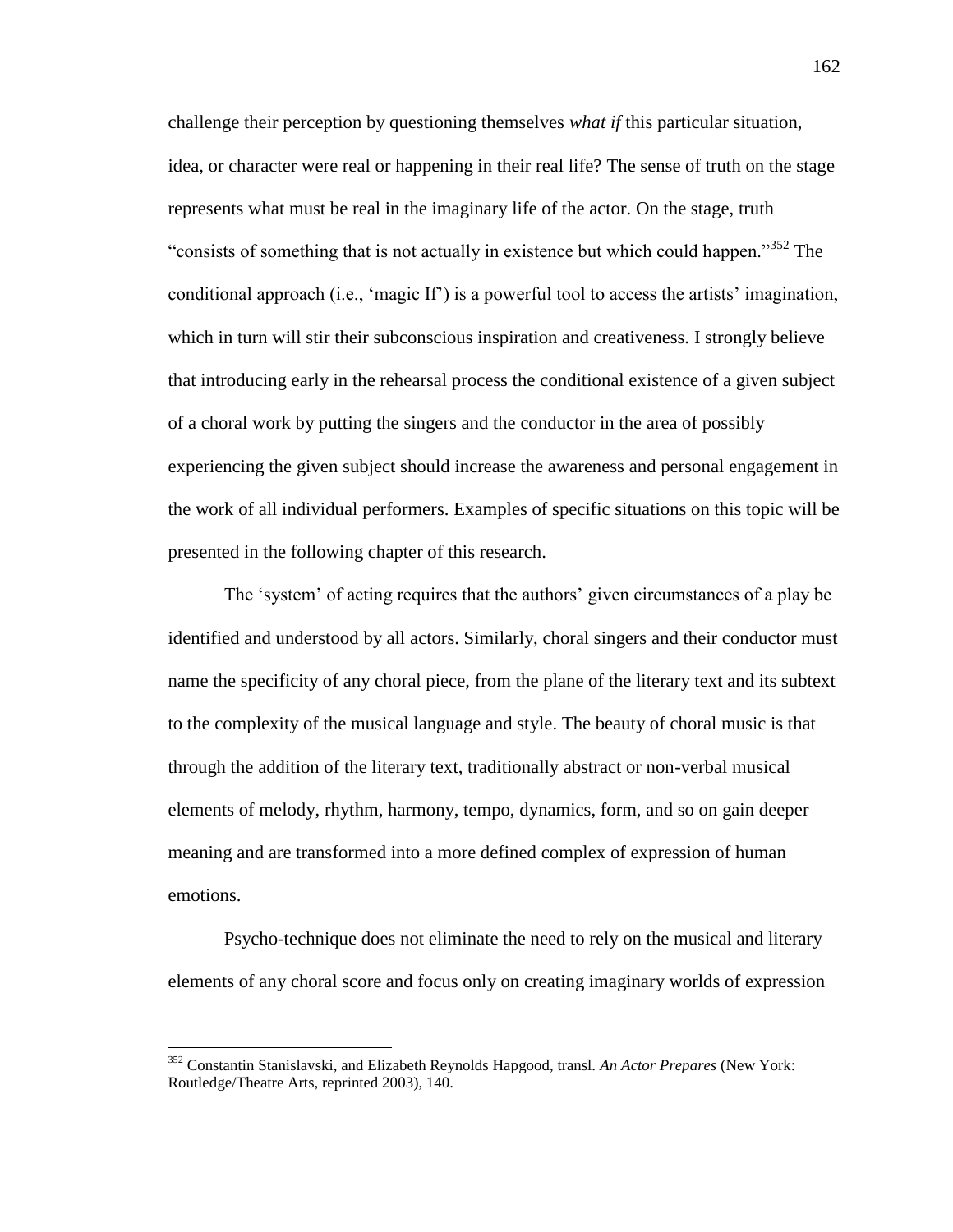challenge their perception by questioning themselves *what if* this particular situation, idea, or character were real or happening in their real life? The sense of truth on the stage represents what must be real in the imaginary life of the actor. On the stage, truth "consists of something that is not actually in existence but which could happen."[352] The conditional approach (i.e., 'magic If') is a powerful tool to access the artists' imagination, which in turn will stir their subconscious inspiration and creativeness. I strongly believe that introducing early in the rehearsal process the conditional existence of a given subject of a choral work by putting the singers and the conductor in the area of possibly experiencing the given subject should increase the awareness and personal engagement in the work of all individual performers. Examples of specific situations on this topic will be presented in the following chapter of this research.

The 'system' of acting requires that the authors' given circumstances of a play be identified and understood by all actors. Similarly, choral singers and their conductor must name the specificity of any choral piece, from the plane of the literary text and its subtext to the complexity of the musical language and style. The beauty of choral music is that through the addition of the literary text, traditionally abstract or non-verbal musical elements of melody, rhythm, harmony, tempo, dynamics, form, and so on gain deeper meaning and are transformed into a more defined complex of expression of human emotions.

Psycho-technique does not eliminate the need to rely on the musical and literary elements of any choral score and focus only on creating imaginary worlds of expression

---

[352] Constantin Stanislavski, and Elizabeth Reynolds Hapgood, transl. *An Actor Prepares* (New York: Routledge/Theatre Arts, reprinted 2003), 140.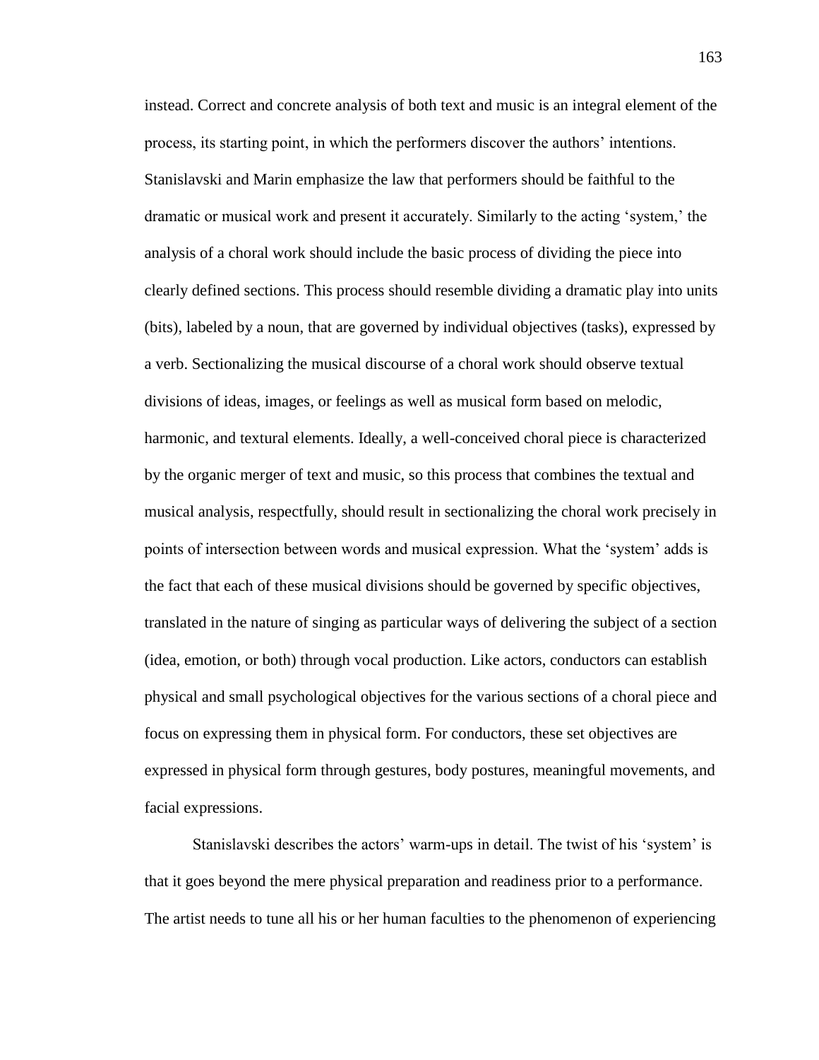instead. Correct and concrete analysis of both text and music is an integral element of the process, its starting point, in which the performers discover the authors' intentions. Stanislavski and Marin emphasize the law that performers should be faithful to the dramatic or musical work and present it accurately. Similarly to the acting 'system,' the analysis of a choral work should include the basic process of dividing the piece into clearly defined sections. This process should resemble dividing a dramatic play into units (bits), labeled by a noun, that are governed by individual objectives (tasks), expressed by a verb. Sectionalizing the musical discourse of a choral work should observe textual divisions of ideas, images, or feelings as well as musical form based on melodic, harmonic, and textural elements. Ideally, a well-conceived choral piece is characterized by the organic merger of text and music, so this process that combines the textual and musical analysis, respectfully, should result in sectionalizing the choral work precisely in points of intersection between words and musical expression. What the 'system' adds is the fact that each of these musical divisions should be governed by specific objectives, translated in the nature of singing as particular ways of delivering the subject of a section (idea, emotion, or both) through vocal production. Like actors, conductors can establish physical and small psychological objectives for the various sections of a choral piece and focus on expressing them in physical form. For conductors, these set objectives are expressed in physical form through gestures, body postures, meaningful movements, and facial expressions.

Stanislavski describes the actors' warm-ups in detail. The twist of his 'system' is that it goes beyond the mere physical preparation and readiness prior to a performance. The artist needs to tune all his or her human faculties to the phenomenon of experiencing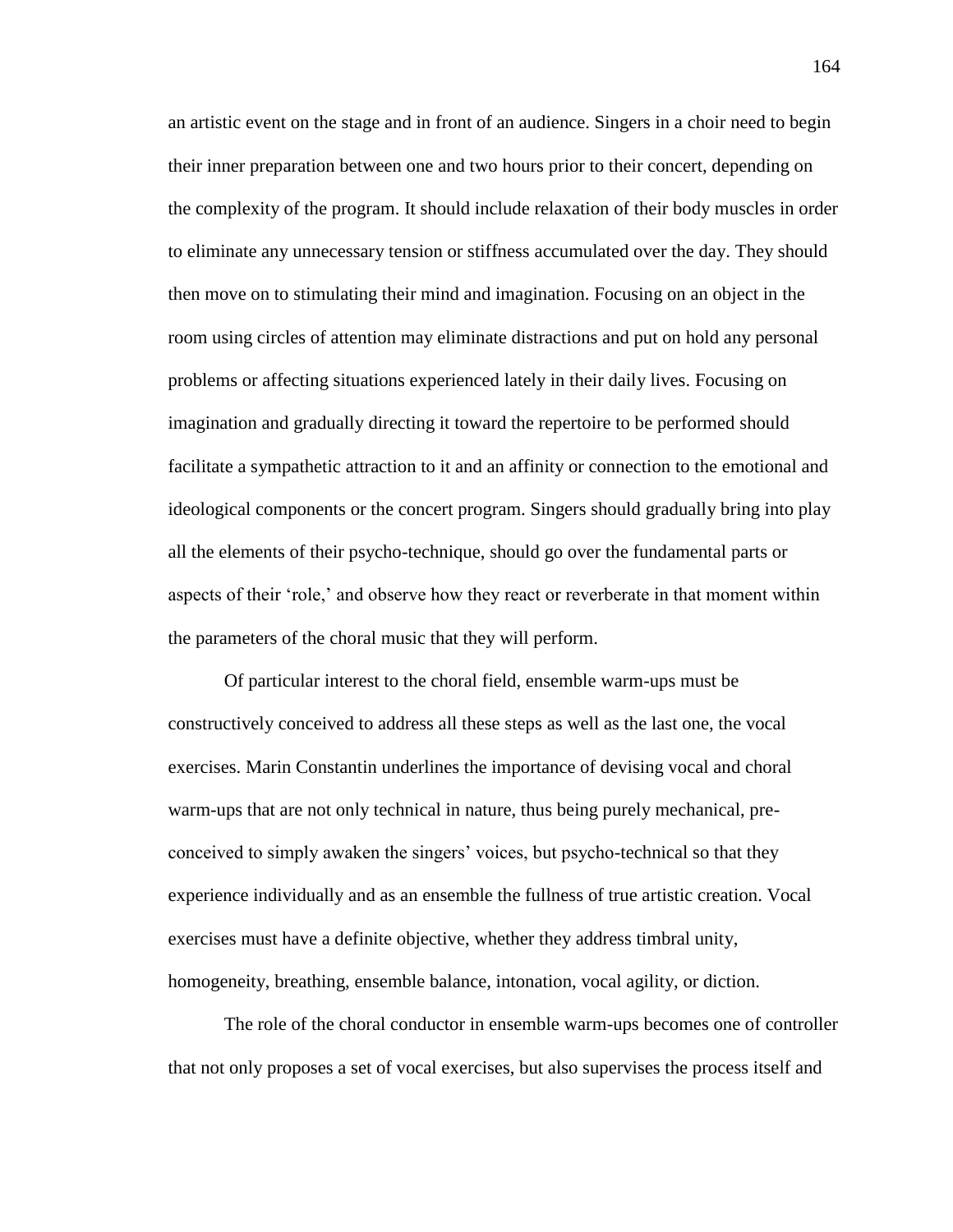an artistic event on the stage and in front of an audience. Singers in a choir need to begin their inner preparation between one and two hours prior to their concert, depending on the complexity of the program. It should include relaxation of their body muscles in order to eliminate any unnecessary tension or stiffness accumulated over the day. They should then move on to stimulating their mind and imagination. Focusing on an object in the room using circles of attention may eliminate distractions and put on hold any personal problems or affecting situations experienced lately in their daily lives. Focusing on imagination and gradually directing it toward the repertoire to be performed should facilitate a sympathetic attraction to it and an affinity or connection to the emotional and ideological components or the concert program. Singers should gradually bring into play all the elements of their psycho-technique, should go over the fundamental parts or aspects of their 'role,' and observe how they react or reverberate in that moment within the parameters of the choral music that they will perform.

Of particular interest to the choral field, ensemble warm-ups must be constructively conceived to address all these steps as well as the last one, the vocal exercises. Marin Constantin underlines the importance of devising vocal and choral warm-ups that are not only technical in nature, thus being purely mechanical, pre-conceived to simply awaken the singers' voices, but psycho-technical so that they experience individually and as an ensemble the fullness of true artistic creation. Vocal exercises must have a definite objective, whether they address timbral unity, homogeneity, breathing, ensemble balance, intonation, vocal agility, or diction.

The role of the choral conductor in ensemble warm-ups becomes one of controller that not only proposes a set of vocal exercises, but also supervises the process itself and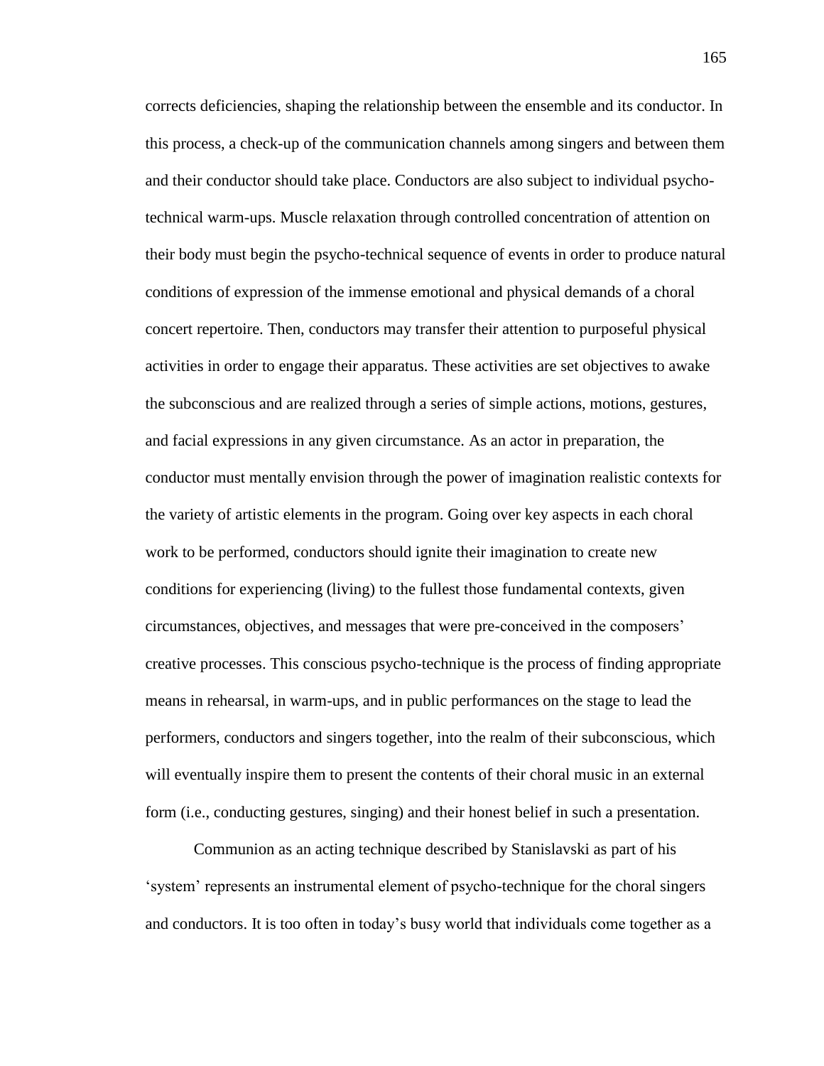corrects deficiencies, shaping the relationship between the ensemble and its conductor. In this process, a check-up of the communication channels among singers and between them and their conductor should take place. Conductors are also subject to individual psycho-technical warm-ups. Muscle relaxation through controlled concentration of attention on their body must begin the psycho-technical sequence of events in order to produce natural conditions of expression of the immense emotional and physical demands of a choral concert repertoire. Then, conductors may transfer their attention to purposeful physical activities in order to engage their apparatus. These activities are set objectives to awake the subconscious and are realized through a series of simple actions, motions, gestures, and facial expressions in any given circumstance. As an actor in preparation, the conductor must mentally envision through the power of imagination realistic contexts for the variety of artistic elements in the program. Going over key aspects in each choral work to be performed, conductors should ignite their imagination to create new conditions for experiencing (living) to the fullest those fundamental contexts, given circumstances, objectives, and messages that were pre-conceived in the composers' creative processes. This conscious psycho-technique is the process of finding appropriate means in rehearsal, in warm-ups, and in public performances on the stage to lead the performers, conductors and singers together, into the realm of their subconscious, which will eventually inspire them to present the contents of their choral music in an external form (i.e., conducting gestures, singing) and their honest belief in such a presentation.

Communion as an acting technique described by Stanislavski as part of his 'system' represents an instrumental element of psycho-technique for the choral singers and conductors. It is too often in today's busy world that individuals come together as a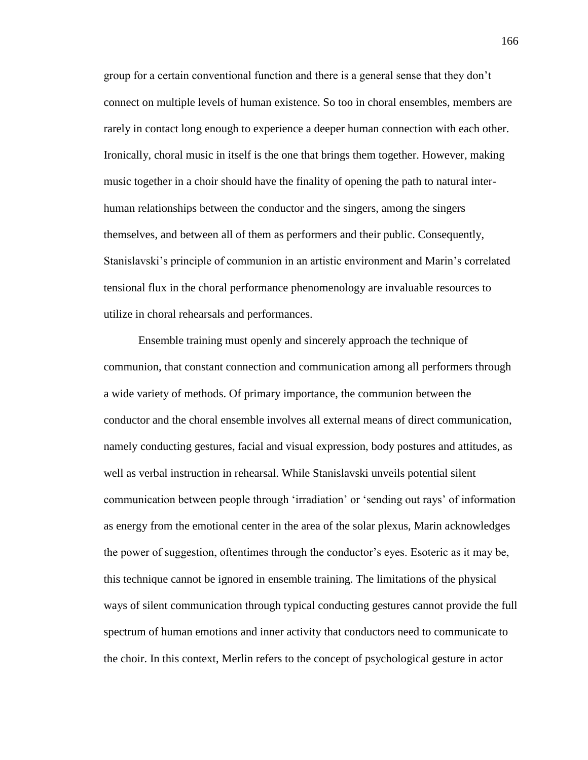group for a certain conventional function and there is a general sense that they don't connect on multiple levels of human existence. So too in choral ensembles, members are rarely in contact long enough to experience a deeper human connection with each other. Ironically, choral music in itself is the one that brings them together. However, making music together in a choir should have the finality of opening the path to natural inter-human relationships between the conductor and the singers, among the singers themselves, and between all of them as performers and their public. Consequently, Stanislavski's principle of communion in an artistic environment and Marin's correlated tensional flux in the choral performance phenomenology are invaluable resources to utilize in choral rehearsals and performances.

Ensemble training must openly and sincerely approach the technique of communion, that constant connection and communication among all performers through a wide variety of methods. Of primary importance, the communion between the conductor and the choral ensemble involves all external means of direct communication, namely conducting gestures, facial and visual expression, body postures and attitudes, as well as verbal instruction in rehearsal. While Stanislavski unveils potential silent communication between people through 'irradiation' or 'sending out rays' of information as energy from the emotional center in the area of the solar plexus, Marin acknowledges the power of suggestion, oftentimes through the conductor's eyes. Esoteric as it may be, this technique cannot be ignored in ensemble training. The limitations of the physical ways of silent communication through typical conducting gestures cannot provide the full spectrum of human emotions and inner activity that conductors need to communicate to the choir. In this context, Merlin refers to the concept of psychological gesture in actor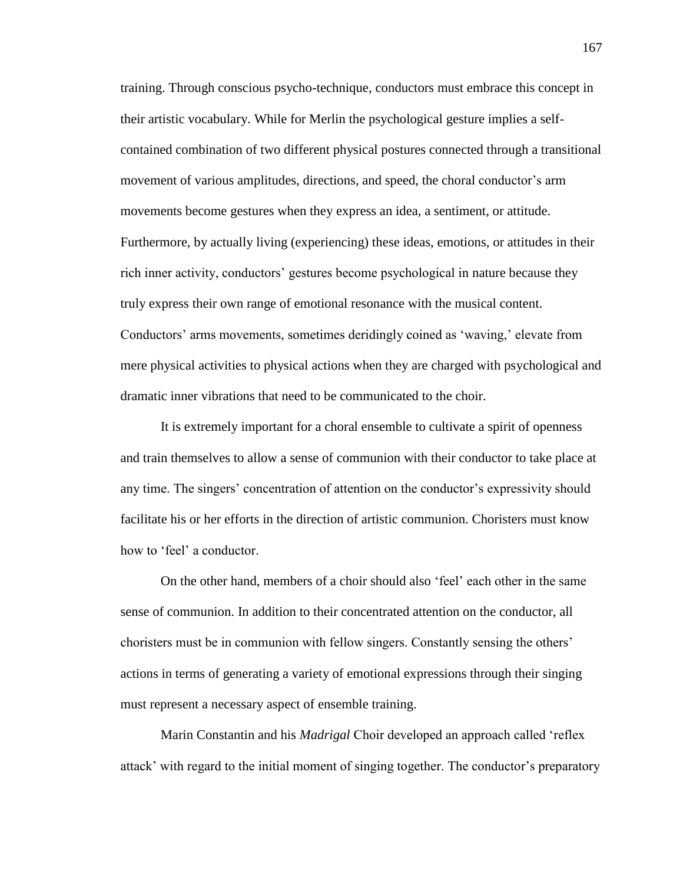training. Through conscious psycho-technique, conductors must embrace this concept in their artistic vocabulary. While for Merlin the psychological gesture implies a self-contained combination of two different physical postures connected through a transitional movement of various amplitudes, directions, and speed, the choral conductor's arm movements become gestures when they express an idea, a sentiment, or attitude. Furthermore, by actually living (experiencing) these ideas, emotions, or attitudes in their rich inner activity, conductors' gestures become psychological in nature because they truly express their own range of emotional resonance with the musical content. Conductors' arms movements, sometimes deridingly coined as 'waving,' elevate from mere physical activities to physical actions when they are charged with psychological and dramatic inner vibrations that need to be communicated to the choir.

It is extremely important for a choral ensemble to cultivate a spirit of openness and train themselves to allow a sense of communion with their conductor to take place at any time. The singers' concentration of attention on the conductor's expressivity should facilitate his or her efforts in the direction of artistic communion. Choristers must know how to 'feel' a conductor.

On the other hand, members of a choir should also 'feel' each other in the same sense of communion. In addition to their concentrated attention on the conductor, all choristers must be in communion with fellow singers. Constantly sensing the others' actions in terms of generating a variety of emotional expressions through their singing must represent a necessary aspect of ensemble training.

Marin Constantin and his *Madrigal* Choir developed an approach called 'reflex attack' with regard to the initial moment of singing together. The conductor's preparatory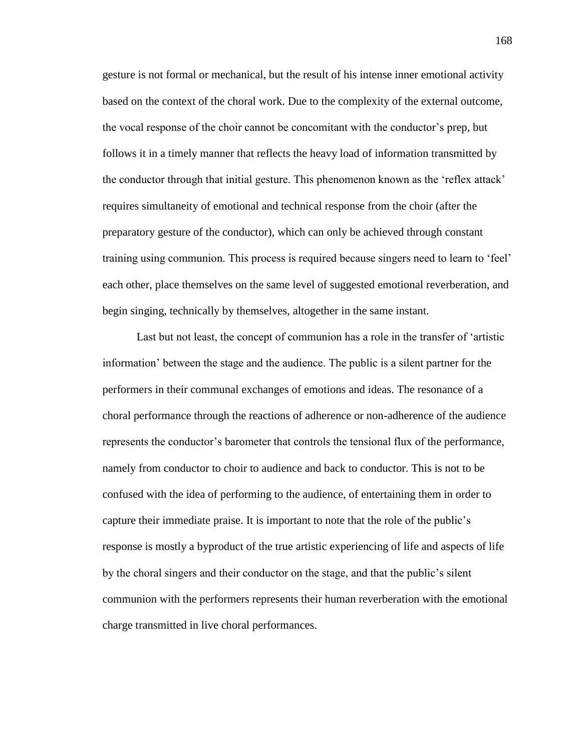gesture is not formal or mechanical, but the result of his intense inner emotional activity based on the context of the choral work. Due to the complexity of the external outcome, the vocal response of the choir cannot be concomitant with the conductor's prep, but follows it in a timely manner that reflects the heavy load of information transmitted by the conductor through that initial gesture. This phenomenon known as the 'reflex attack' requires simultaneity of emotional and technical response from the choir (after the preparatory gesture of the conductor), which can only be achieved through constant training using communion. This process is required because singers need to learn to 'feel' each other, place themselves on the same level of suggested emotional reverberation, and begin singing, technically by themselves, altogether in the same instant.

Last but not least, the concept of communion has a role in the transfer of 'artistic information' between the stage and the audience. The public is a silent partner for the performers in their communal exchanges of emotions and ideas. The resonance of a choral performance through the reactions of adherence or non-adherence of the audience represents the conductor's barometer that controls the tensional flux of the performance, namely from conductor to choir to audience and back to conductor. This is not to be confused with the idea of performing to the audience, of entertaining them in order to capture their immediate praise. It is important to note that the role of the public's response is mostly a byproduct of the true artistic experiencing of life and aspects of life by the choral singers and their conductor on the stage, and that the public's silent communion with the performers represents their human reverberation with the emotional charge transmitted in live choral performances.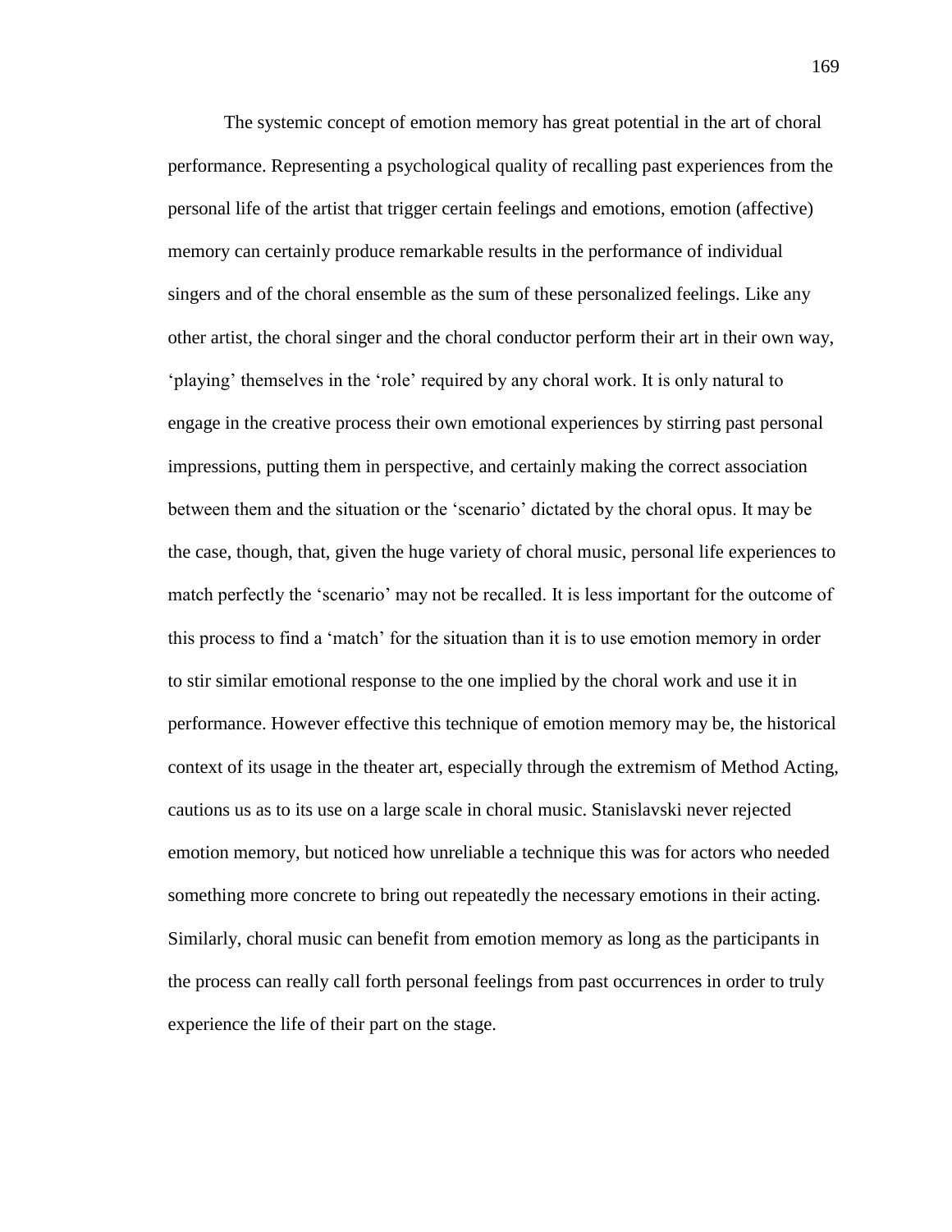The systemic concept of emotion memory has great potential in the art of choral performance. Representing a psychological quality of recalling past experiences from the personal life of the artist that trigger certain feelings and emotions, emotion (affective) memory can certainly produce remarkable results in the performance of individual singers and of the choral ensemble as the sum of these personalized feelings. Like any other artist, the choral singer and the choral conductor perform their art in their own way, 'playing' themselves in the 'role' required by any choral work. It is only natural to engage in the creative process their own emotional experiences by stirring past personal impressions, putting them in perspective, and certainly making the correct association between them and the situation or the 'scenario' dictated by the choral opus. It may be the case, though, that, given the huge variety of choral music, personal life experiences to match perfectly the 'scenario' may not be recalled. It is less important for the outcome of this process to find a 'match' for the situation than it is to use emotion memory in order to stir similar emotional response to the one implied by the choral work and use it in performance. However effective this technique of emotion memory may be, the historical context of its usage in the theater art, especially through the extremism of Method Acting, cautions us as to its use on a large scale in choral music. Stanislavski never rejected emotion memory, but noticed how unreliable a technique this was for actors who needed something more concrete to bring out repeatedly the necessary emotions in their acting. Similarly, choral music can benefit from emotion memory as long as the participants in the process can really call forth personal feelings from past occurrences in order to truly experience the life of their part on the stage.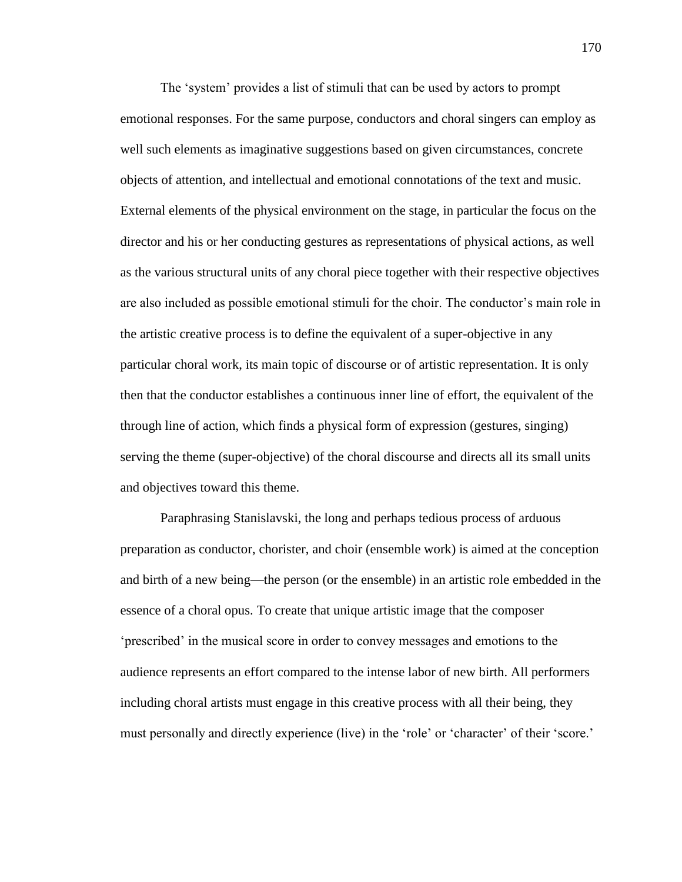The ‘system’ provides a list of stimuli that can be used by actors to prompt emotional responses. For the same purpose, conductors and choral singers can employ as well such elements as imaginative suggestions based on given circumstances, concrete objects of attention, and intellectual and emotional connotations of the text and music. External elements of the physical environment on the stage, in particular the focus on the director and his or her conducting gestures as representations of physical actions, as well as the various structural units of any choral piece together with their respective objectives are also included as possible emotional stimuli for the choir. The conductor’s main role in the artistic creative process is to define the equivalent of a super-objective in any particular choral work, its main topic of discourse or of artistic representation. It is only then that the conductor establishes a continuous inner line of effort, the equivalent of the through line of action, which finds a physical form of expression (gestures, singing) serving the theme (super-objective) of the choral discourse and directs all its small units and objectives toward this theme.

Paraphrasing Stanislavski, the long and perhaps tedious process of arduous preparation as conductor, chorister, and choir (ensemble work) is aimed at the conception and birth of a new being—the person (or the ensemble) in an artistic role embedded in the essence of a choral opus. To create that unique artistic image that the composer ‘prescribed’ in the musical score in order to convey messages and emotions to the audience represents an effort compared to the intense labor of new birth. All performers including choral artists must engage in this creative process with all their being, they must personally and directly experience (live) in the ‘role’ or ‘character’ of their ‘score.’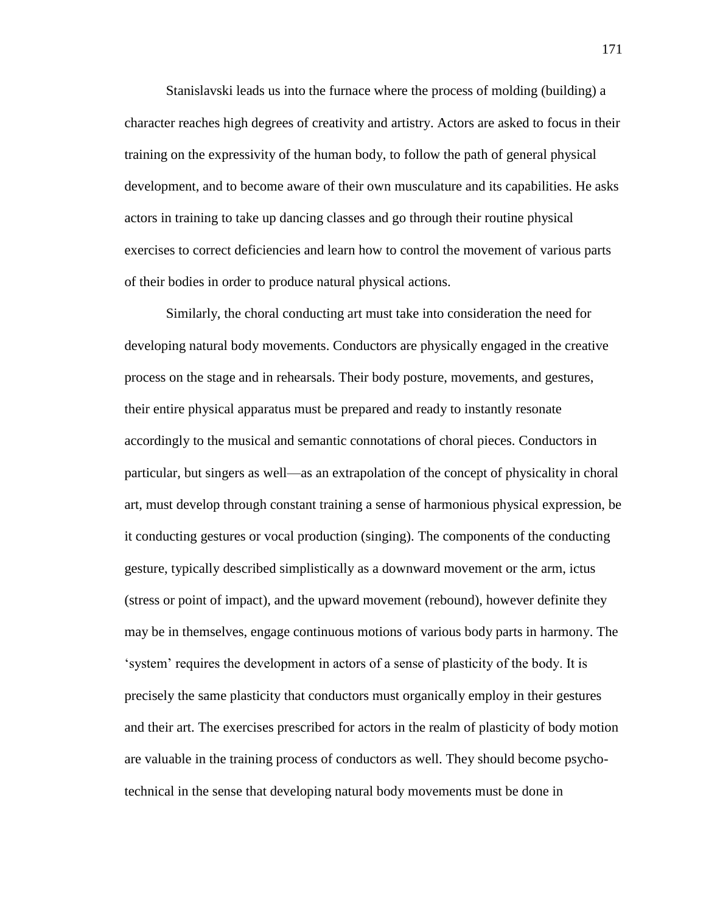Stanislavski leads us into the furnace where the process of molding (building) a character reaches high degrees of creativity and artistry. Actors are asked to focus in their training on the expressivity of the human body, to follow the path of general physical development, and to become aware of their own musculature and its capabilities. He asks actors in training to take up dancing classes and go through their routine physical exercises to correct deficiencies and learn how to control the movement of various parts of their bodies in order to produce natural physical actions.

Similarly, the choral conducting art must take into consideration the need for developing natural body movements. Conductors are physically engaged in the creative process on the stage and in rehearsals. Their body posture, movements, and gestures, their entire physical apparatus must be prepared and ready to instantly resonate accordingly to the musical and semantic connotations of choral pieces. Conductors in particular, but singers as well—as an extrapolation of the concept of physicality in choral art, must develop through constant training a sense of harmonious physical expression, be it conducting gestures or vocal production (singing). The components of the conducting gesture, typically described simplistically as a downward movement or the arm, ictus (stress or point of impact), and the upward movement (rebound), however definite they may be in themselves, engage continuous motions of various body parts in harmony. The 'system' requires the development in actors of a sense of plasticity of the body. It is precisely the same plasticity that conductors must organically employ in their gestures and their art. The exercises prescribed for actors in the realm of plasticity of body motion are valuable in the training process of conductors as well. They should become psycho-technical in the sense that developing natural body movements must be done in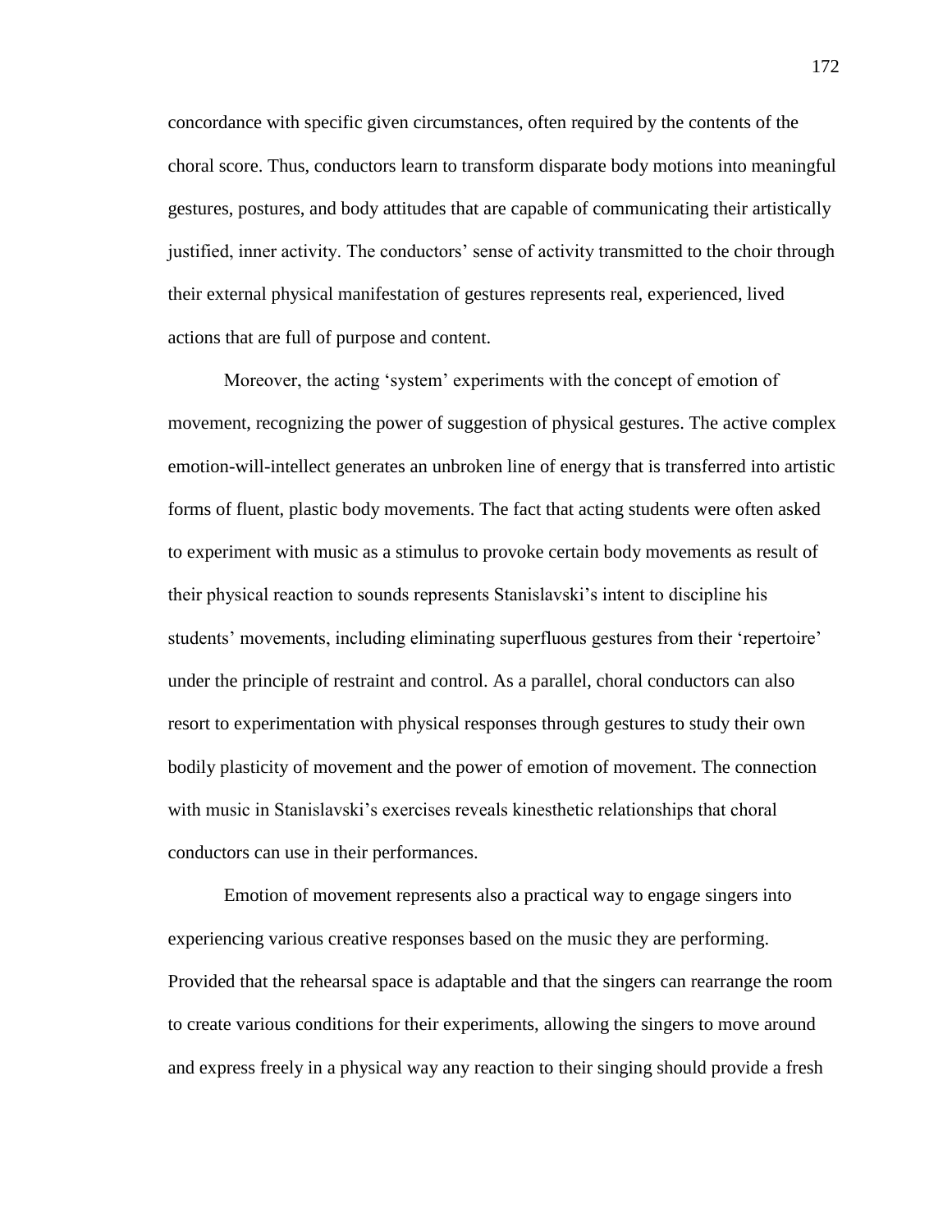concordance with specific given circumstances, often required by the contents of the choral score. Thus, conductors learn to transform disparate body motions into meaningful gestures, postures, and body attitudes that are capable of communicating their artistically justified, inner activity. The conductors' sense of activity transmitted to the choir through their external physical manifestation of gestures represents real, experienced, lived actions that are full of purpose and content.

Moreover, the acting 'system' experiments with the concept of emotion of movement, recognizing the power of suggestion of physical gestures. The active complex emotion-will-intellect generates an unbroken line of energy that is transferred into artistic forms of fluent, plastic body movements. The fact that acting students were often asked to experiment with music as a stimulus to provoke certain body movements as result of their physical reaction to sounds represents Stanislavski's intent to discipline his students' movements, including eliminating superfluous gestures from their 'repertoire' under the principle of restraint and control. As a parallel, choral conductors can also resort to experimentation with physical responses through gestures to study their own bodily plasticity of movement and the power of emotion of movement. The connection with music in Stanislavski's exercises reveals kinesthetic relationships that choral conductors can use in their performances.

Emotion of movement represents also a practical way to engage singers into experiencing various creative responses based on the music they are performing. Provided that the rehearsal space is adaptable and that the singers can rearrange the room to create various conditions for their experiments, allowing the singers to move around and express freely in a physical way any reaction to their singing should provide a fresh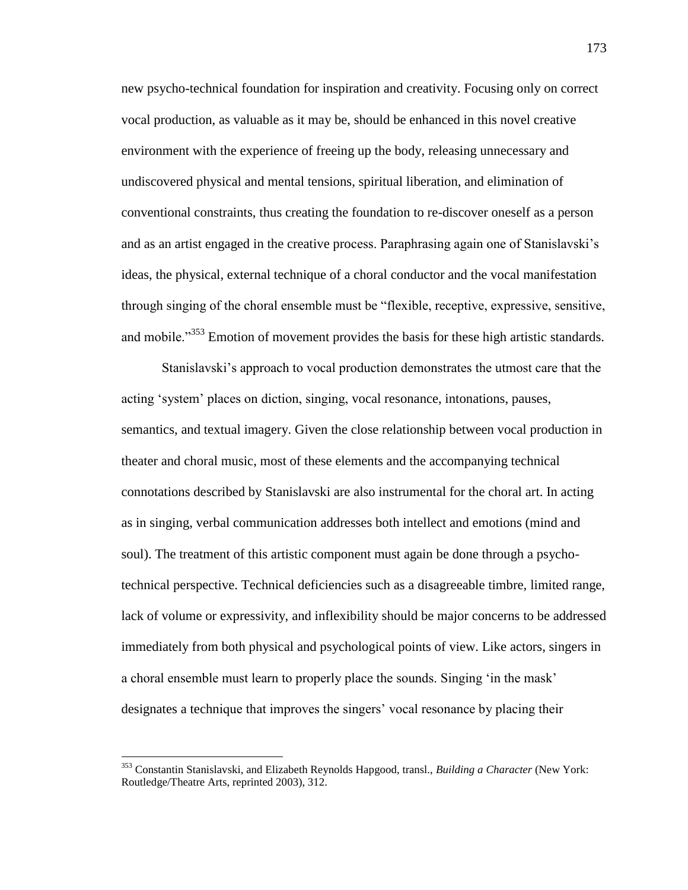new psycho-technical foundation for inspiration and creativity. Focusing only on correct vocal production, as valuable as it may be, should be enhanced in this novel creative environment with the experience of freeing up the body, releasing unnecessary and undiscovered physical and mental tensions, spiritual liberation, and elimination of conventional constraints, thus creating the foundation to re-discover oneself as a person and as an artist engaged in the creative process. Paraphrasing again one of Stanislavski's ideas, the physical, external technique of a choral conductor and the vocal manifestation through singing of the choral ensemble must be "flexible, receptive, expressive, sensitive, and mobile."[353] Emotion of movement provides the basis for these high artistic standards.

Stanislavski's approach to vocal production demonstrates the utmost care that the acting 'system' places on diction, singing, vocal resonance, intonations, pauses, semantics, and textual imagery. Given the close relationship between vocal production in theater and choral music, most of these elements and the accompanying technical connotations described by Stanislavski are also instrumental for the choral art. In acting as in singing, verbal communication addresses both intellect and emotions (mind and soul). The treatment of this artistic component must again be done through a psycho-technical perspective. Technical deficiencies such as a disagreeable timbre, limited range, lack of volume or expressivity, and inflexibility should be major concerns to be addressed immediately from both physical and psychological points of view. Like actors, singers in a choral ensemble must learn to properly place the sounds. Singing 'in the mask' designates a technique that improves the singers' vocal resonance by placing their

[353] Constantin Stanislavski, and Elizabeth Reynolds Hapgood, transl., *Building a Character* (New York: Routledge/Theatre Arts, reprinted 2003), 312.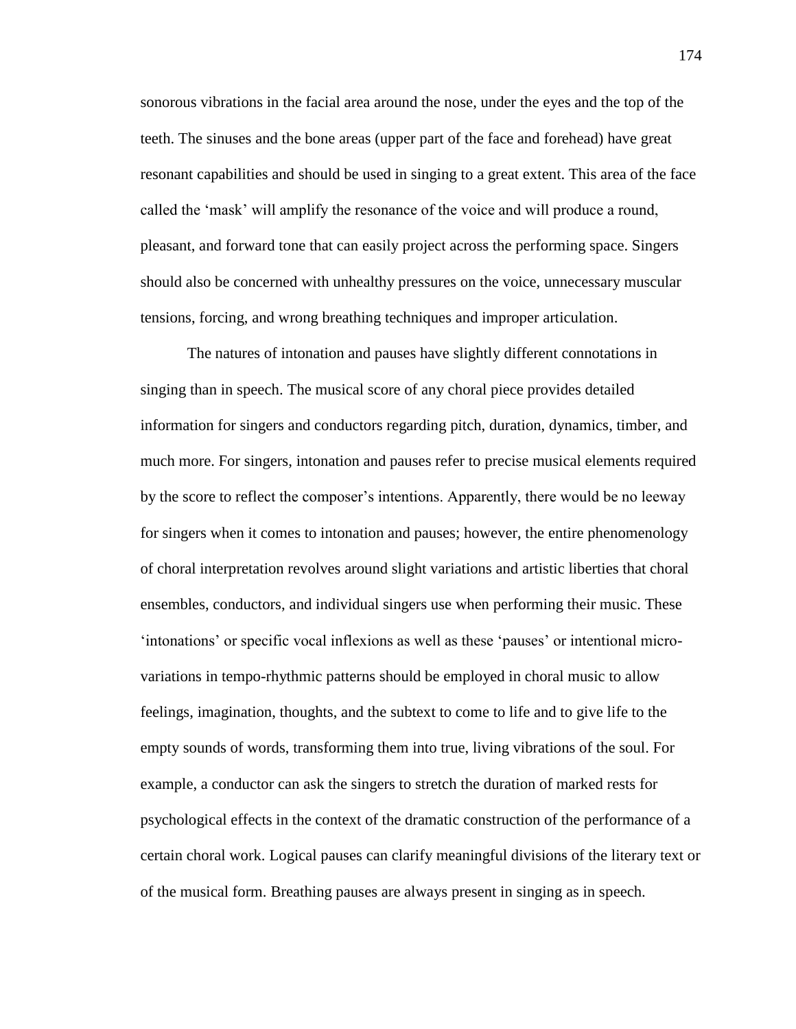sonorous vibrations in the facial area around the nose, under the eyes and the top of the teeth. The sinuses and the bone areas (upper part of the face and forehead) have great resonant capabilities and should be used in singing to a great extent. This area of the face called the 'mask' will amplify the resonance of the voice and will produce a round, pleasant, and forward tone that can easily project across the performing space. Singers should also be concerned with unhealthy pressures on the voice, unnecessary muscular tensions, forcing, and wrong breathing techniques and improper articulation.

The natures of intonation and pauses have slightly different connotations in singing than in speech. The musical score of any choral piece provides detailed information for singers and conductors regarding pitch, duration, dynamics, timber, and much more. For singers, intonation and pauses refer to precise musical elements required by the score to reflect the composer's intentions. Apparently, there would be no leeway for singers when it comes to intonation and pauses; however, the entire phenomenology of choral interpretation revolves around slight variations and artistic liberties that choral ensembles, conductors, and individual singers use when performing their music. These 'intonations' or specific vocal inflexions as well as these 'pauses' or intentional micro-variations in tempo-rhythmic patterns should be employed in choral music to allow feelings, imagination, thoughts, and the subtext to come to life and to give life to the empty sounds of words, transforming them into true, living vibrations of the soul. For example, a conductor can ask the singers to stretch the duration of marked rests for psychological effects in the context of the dramatic construction of the performance of a certain choral work. Logical pauses can clarify meaningful divisions of the literary text or of the musical form. Breathing pauses are always present in singing as in speech.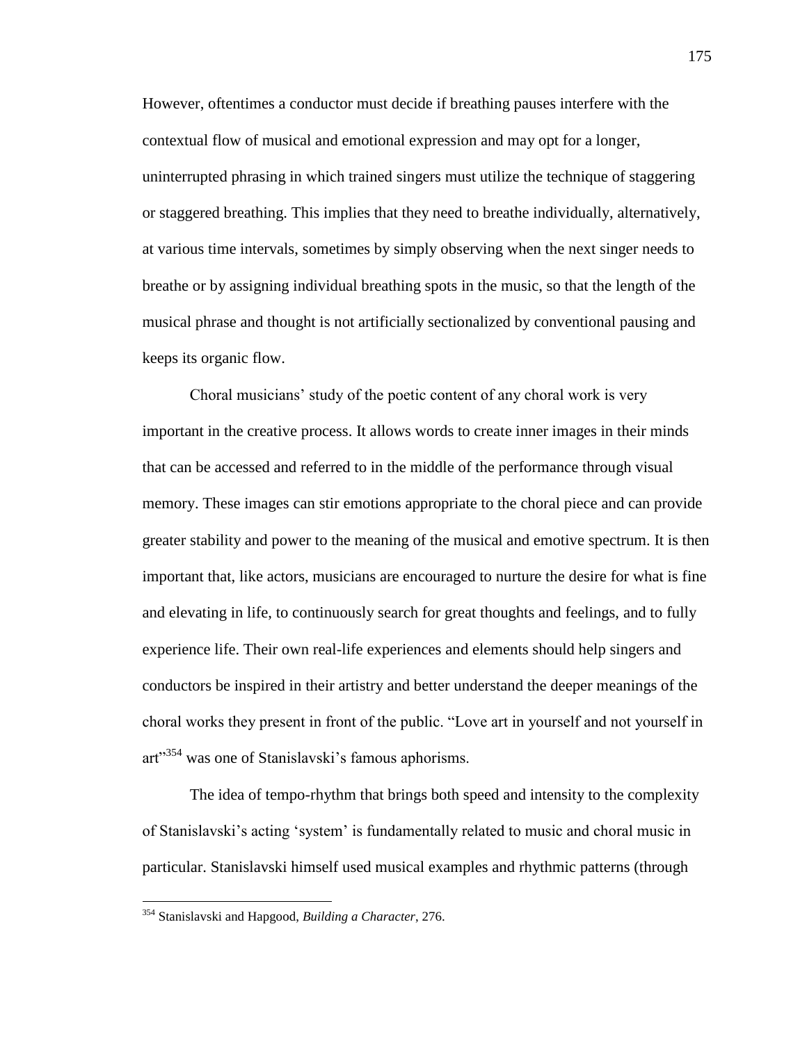However, oftentimes a conductor must decide if breathing pauses interfere with the contextual flow of musical and emotional expression and may opt for a longer, uninterrupted phrasing in which trained singers must utilize the technique of staggering or staggered breathing. This implies that they need to breathe individually, alternatively, at various time intervals, sometimes by simply observing when the next singer needs to breathe or by assigning individual breathing spots in the music, so that the length of the musical phrase and thought is not artificially sectionalized by conventional pausing and keeps its organic flow.

Choral musicians' study of the poetic content of any choral work is very important in the creative process. It allows words to create inner images in their minds that can be accessed and referred to in the middle of the performance through visual memory. These images can stir emotions appropriate to the choral piece and can provide greater stability and power to the meaning of the musical and emotive spectrum. It is then important that, like actors, musicians are encouraged to nurture the desire for what is fine and elevating in life, to continuously search for great thoughts and feelings, and to fully experience life. Their own real-life experiences and elements should help singers and conductors be inspired in their artistry and better understand the deeper meanings of the choral works they present in front of the public. "Love art in yourself and not yourself in art"[354] was one of Stanislavski's famous aphorisms.

The idea of tempo-rhythm that brings both speed and intensity to the complexity of Stanislavski's acting 'system' is fundamentally related to music and choral music in particular. Stanislavski himself used musical examples and rhythmic patterns (through

[354] Stanislavski and Hapgood, *Building a Character*, 276.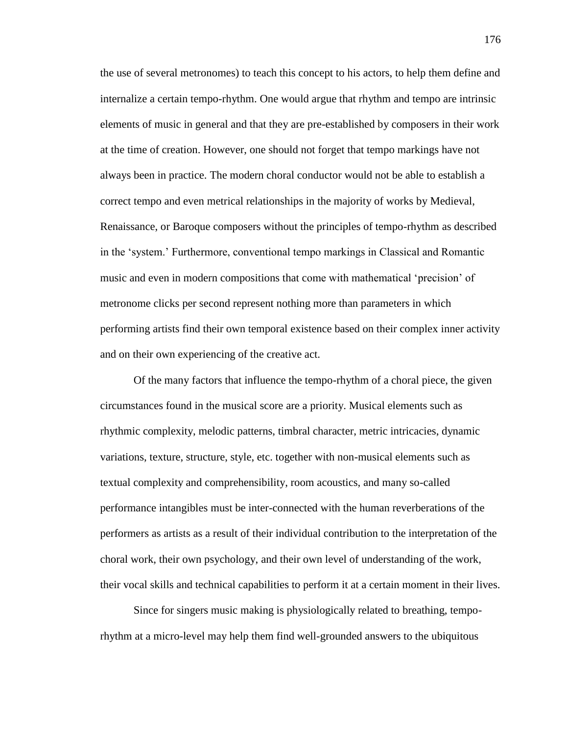the use of several metronomes) to teach this concept to his actors, to help them define and internalize a certain tempo-rhythm. One would argue that rhythm and tempo are intrinsic elements of music in general and that they are pre-established by composers in their work at the time of creation. However, one should not forget that tempo markings have not always been in practice. The modern choral conductor would not be able to establish a correct tempo and even metrical relationships in the majority of works by Medieval, Renaissance, or Baroque composers without the principles of tempo-rhythm as described in the 'system.' Furthermore, conventional tempo markings in Classical and Romantic music and even in modern compositions that come with mathematical 'precision' of metronome clicks per second represent nothing more than parameters in which performing artists find their own temporal existence based on their complex inner activity and on their own experiencing of the creative act.

Of the many factors that influence the tempo-rhythm of a choral piece, the given circumstances found in the musical score are a priority. Musical elements such as rhythmic complexity, melodic patterns, timbral character, metric intricacies, dynamic variations, texture, structure, style, etc. together with non-musical elements such as textual complexity and comprehensibility, room acoustics, and many so-called performance intangibles must be inter-connected with the human reverberations of the performers as artists as a result of their individual contribution to the interpretation of the choral work, their own psychology, and their own level of understanding of the work, their vocal skills and technical capabilities to perform it at a certain moment in their lives.

Since for singers music making is physiologically related to breathing, tempo-rhythm at a micro-level may help them find well-grounded answers to the ubiquitous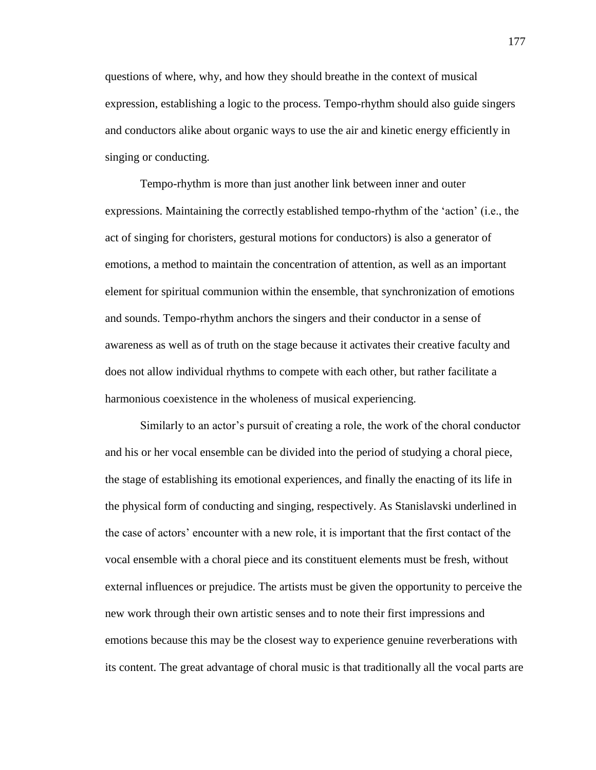questions of where, why, and how they should breathe in the context of musical expression, establishing a logic to the process. Tempo-rhythm should also guide singers and conductors alike about organic ways to use the air and kinetic energy efficiently in singing or conducting.

Tempo-rhythm is more than just another link between inner and outer expressions. Maintaining the correctly established tempo-rhythm of the 'action' (i.e., the act of singing for choristers, gestural motions for conductors) is also a generator of emotions, a method to maintain the concentration of attention, as well as an important element for spiritual communion within the ensemble, that synchronization of emotions and sounds. Tempo-rhythm anchors the singers and their conductor in a sense of awareness as well as of truth on the stage because it activates their creative faculty and does not allow individual rhythms to compete with each other, but rather facilitate a harmonious coexistence in the wholeness of musical experiencing.

Similarly to an actor's pursuit of creating a role, the work of the choral conductor and his or her vocal ensemble can be divided into the period of studying a choral piece, the stage of establishing its emotional experiences, and finally the enacting of its life in the physical form of conducting and singing, respectively. As Stanislavski underlined in the case of actors' encounter with a new role, it is important that the first contact of the vocal ensemble with a choral piece and its constituent elements must be fresh, without external influences or prejudice. The artists must be given the opportunity to perceive the new work through their own artistic senses and to note their first impressions and emotions because this may be the closest way to experience genuine reverberations with its content. The great advantage of choral music is that traditionally all the vocal parts are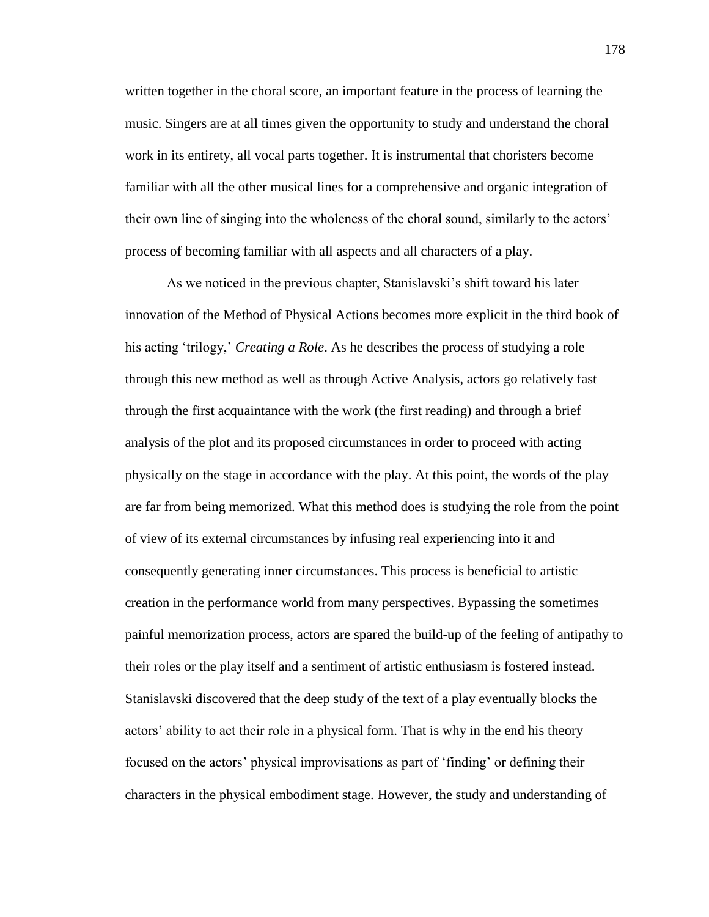written together in the choral score, an important feature in the process of learning the music. Singers are at all times given the opportunity to study and understand the choral work in its entirety, all vocal parts together. It is instrumental that choristers become familiar with all the other musical lines for a comprehensive and organic integration of their own line of singing into the wholeness of the choral sound, similarly to the actors' process of becoming familiar with all aspects and all characters of a play.

As we noticed in the previous chapter, Stanislavski's shift toward his later innovation of the Method of Physical Actions becomes more explicit in the third book of his acting 'trilogy,' *Creating a Role*. As he describes the process of studying a role through this new method as well as through Active Analysis, actors go relatively fast through the first acquaintance with the work (the first reading) and through a brief analysis of the plot and its proposed circumstances in order to proceed with acting physically on the stage in accordance with the play. At this point, the words of the play are far from being memorized. What this method does is studying the role from the point of view of its external circumstances by infusing real experiencing into it and consequently generating inner circumstances. This process is beneficial to artistic creation in the performance world from many perspectives. Bypassing the sometimes painful memorization process, actors are spared the build-up of the feeling of antipathy to their roles or the play itself and a sentiment of artistic enthusiasm is fostered instead. Stanislavski discovered that the deep study of the text of a play eventually blocks the actors' ability to act their role in a physical form. That is why in the end his theory focused on the actors' physical improvisations as part of 'finding' or defining their characters in the physical embodiment stage. However, the study and understanding of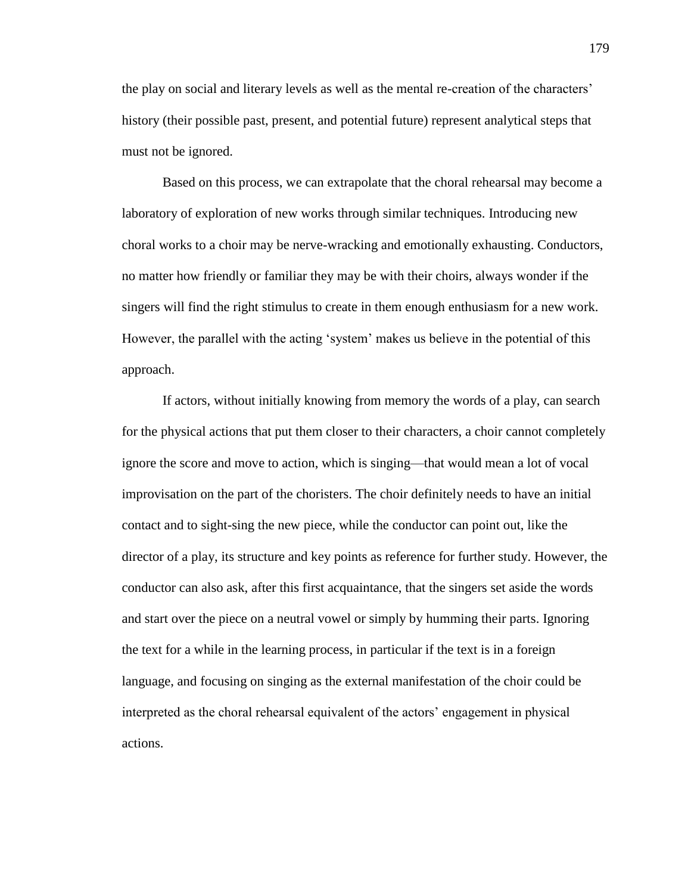the play on social and literary levels as well as the mental re-creation of the characters' history (their possible past, present, and potential future) represent analytical steps that must not be ignored.

Based on this process, we can extrapolate that the choral rehearsal may become a laboratory of exploration of new works through similar techniques. Introducing new choral works to a choir may be nerve-wracking and emotionally exhausting. Conductors, no matter how friendly or familiar they may be with their choirs, always wonder if the singers will find the right stimulus to create in them enough enthusiasm for a new work. However, the parallel with the acting 'system' makes us believe in the potential of this approach.

If actors, without initially knowing from memory the words of a play, can search for the physical actions that put them closer to their characters, a choir cannot completely ignore the score and move to action, which is singing—that would mean a lot of vocal improvisation on the part of the choristers. The choir definitely needs to have an initial contact and to sight-sing the new piece, while the conductor can point out, like the director of a play, its structure and key points as reference for further study. However, the conductor can also ask, after this first acquaintance, that the singers set aside the words and start over the piece on a neutral vowel or simply by humming their parts. Ignoring the text for a while in the learning process, in particular if the text is in a foreign language, and focusing on singing as the external manifestation of the choir could be interpreted as the choral rehearsal equivalent of the actors' engagement in physical actions.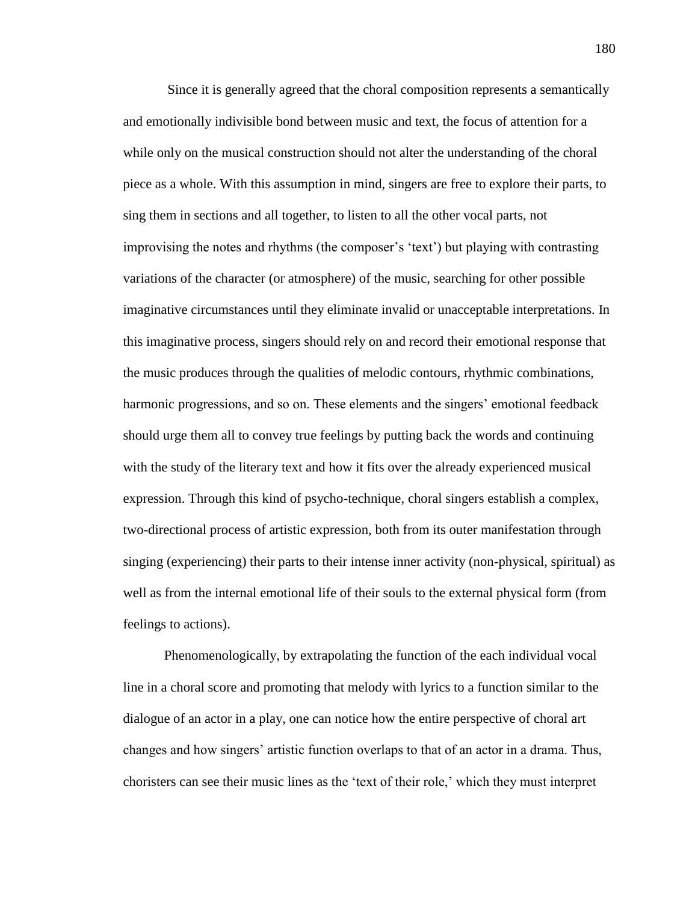Since it is generally agreed that the choral composition represents a semantically and emotionally indivisible bond between music and text, the focus of attention for a while only on the musical construction should not alter the understanding of the choral piece as a whole. With this assumption in mind, singers are free to explore their parts, to sing them in sections and all together, to listen to all the other vocal parts, not improvising the notes and rhythms (the composer's 'text') but playing with contrasting variations of the character (or atmosphere) of the music, searching for other possible imaginative circumstances until they eliminate invalid or unacceptable interpretations. In this imaginative process, singers should rely on and record their emotional response that the music produces through the qualities of melodic contours, rhythmic combinations, harmonic progressions, and so on. These elements and the singers' emotional feedback should urge them all to convey true feelings by putting back the words and continuing with the study of the literary text and how it fits over the already experienced musical expression. Through this kind of psycho-technique, choral singers establish a complex, two-directional process of artistic expression, both from its outer manifestation through singing (experiencing) their parts to their intense inner activity (non-physical, spiritual) as well as from the internal emotional life of their souls to the external physical form (from feelings to actions).

Phenomenologically, by extrapolating the function of the each individual vocal line in a choral score and promoting that melody with lyrics to a function similar to the dialogue of an actor in a play, one can notice how the entire perspective of choral art changes and how singers' artistic function overlaps to that of an actor in a drama. Thus, choristers can see their music lines as the 'text of their role,' which they must interpret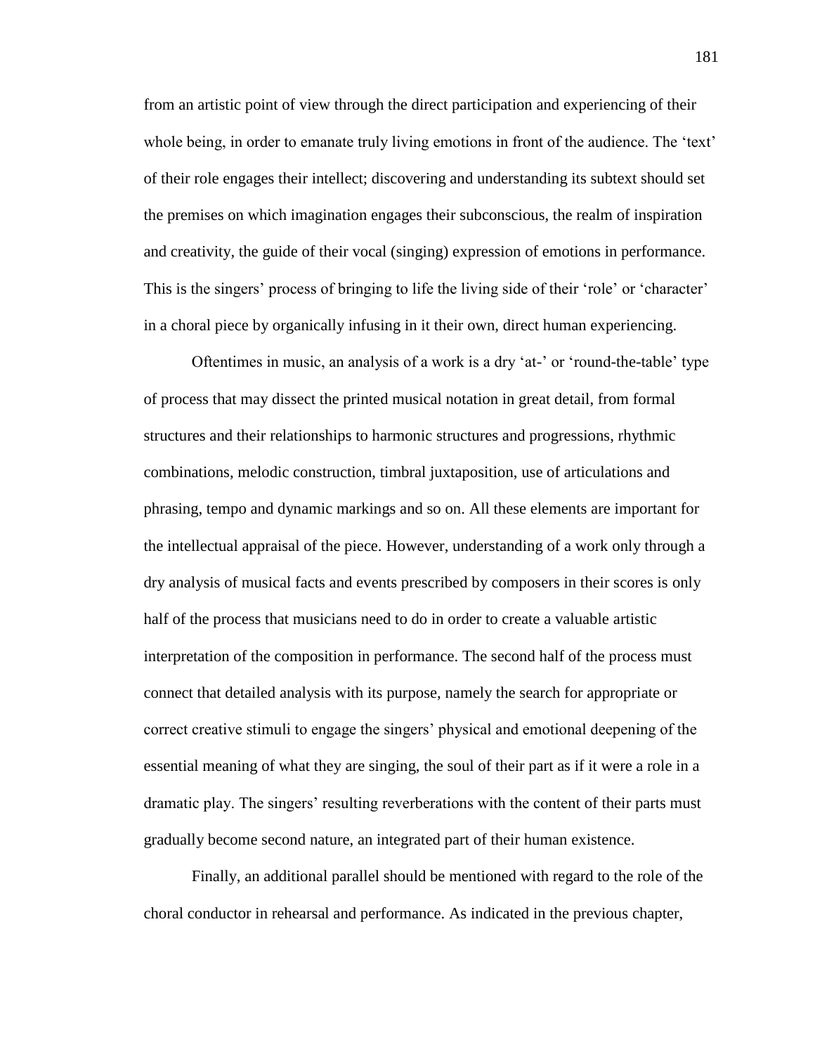from an artistic point of view through the direct participation and experiencing of their whole being, in order to emanate truly living emotions in front of the audience. The 'text' of their role engages their intellect; discovering and understanding its subtext should set the premises on which imagination engages their subconscious, the realm of inspiration and creativity, the guide of their vocal (singing) expression of emotions in performance. This is the singers' process of bringing to life the living side of their 'role' or 'character' in a choral piece by organically infusing in it their own, direct human experiencing.

Oftentimes in music, an analysis of a work is a dry 'at-' or 'round-the-table' type of process that may dissect the printed musical notation in great detail, from formal structures and their relationships to harmonic structures and progressions, rhythmic combinations, melodic construction, timbral juxtaposition, use of articulations and phrasing, tempo and dynamic markings and so on. All these elements are important for the intellectual appraisal of the piece. However, understanding of a work only through a dry analysis of musical facts and events prescribed by composers in their scores is only half of the process that musicians need to do in order to create a valuable artistic interpretation of the composition in performance. The second half of the process must connect that detailed analysis with its purpose, namely the search for appropriate or correct creative stimuli to engage the singers' physical and emotional deepening of the essential meaning of what they are singing, the soul of their part as if it were a role in a dramatic play. The singers' resulting reverberations with the content of their parts must gradually become second nature, an integrated part of their human existence.

Finally, an additional parallel should be mentioned with regard to the role of the choral conductor in rehearsal and performance. As indicated in the previous chapter,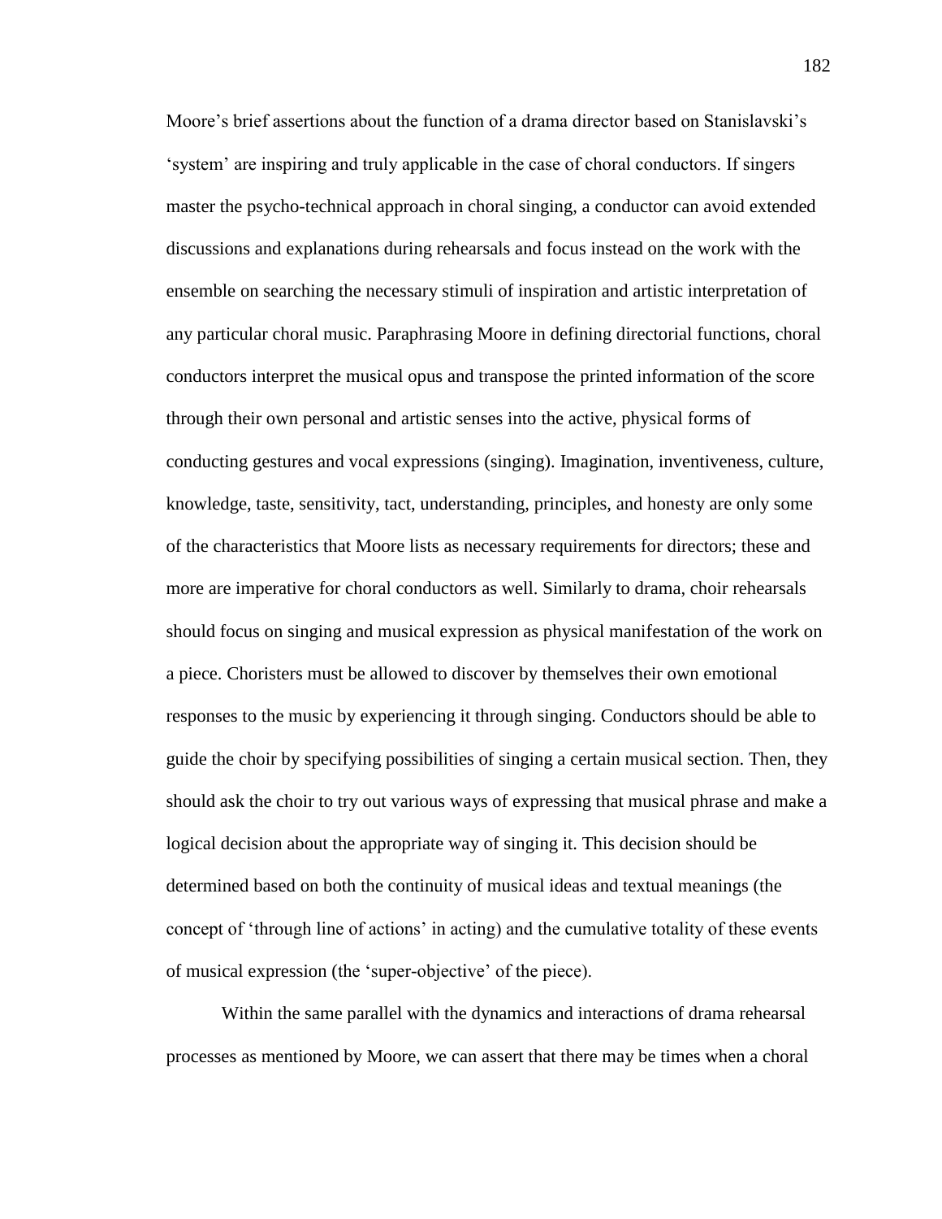Moore's brief assertions about the function of a drama director based on Stanislavski's 'system' are inspiring and truly applicable in the case of choral conductors. If singers master the psycho-technical approach in choral singing, a conductor can avoid extended discussions and explanations during rehearsals and focus instead on the work with the ensemble on searching the necessary stimuli of inspiration and artistic interpretation of any particular choral music. Paraphrasing Moore in defining directorial functions, choral conductors interpret the musical opus and transpose the printed information of the score through their own personal and artistic senses into the active, physical forms of conducting gestures and vocal expressions (singing). Imagination, inventiveness, culture, knowledge, taste, sensitivity, tact, understanding, principles, and honesty are only some of the characteristics that Moore lists as necessary requirements for directors; these and more are imperative for choral conductors as well. Similarly to drama, choir rehearsals should focus on singing and musical expression as physical manifestation of the work on a piece. Choristers must be allowed to discover by themselves their own emotional responses to the music by experiencing it through singing. Conductors should be able to guide the choir by specifying possibilities of singing a certain musical section. Then, they should ask the choir to try out various ways of expressing that musical phrase and make a logical decision about the appropriate way of singing it. This decision should be determined based on both the continuity of musical ideas and textual meanings (the concept of 'through line of actions' in acting) and the cumulative totality of these events of musical expression (the 'super-objective' of the piece).

Within the same parallel with the dynamics and interactions of drama rehearsal processes as mentioned by Moore, we can assert that there may be times when a choral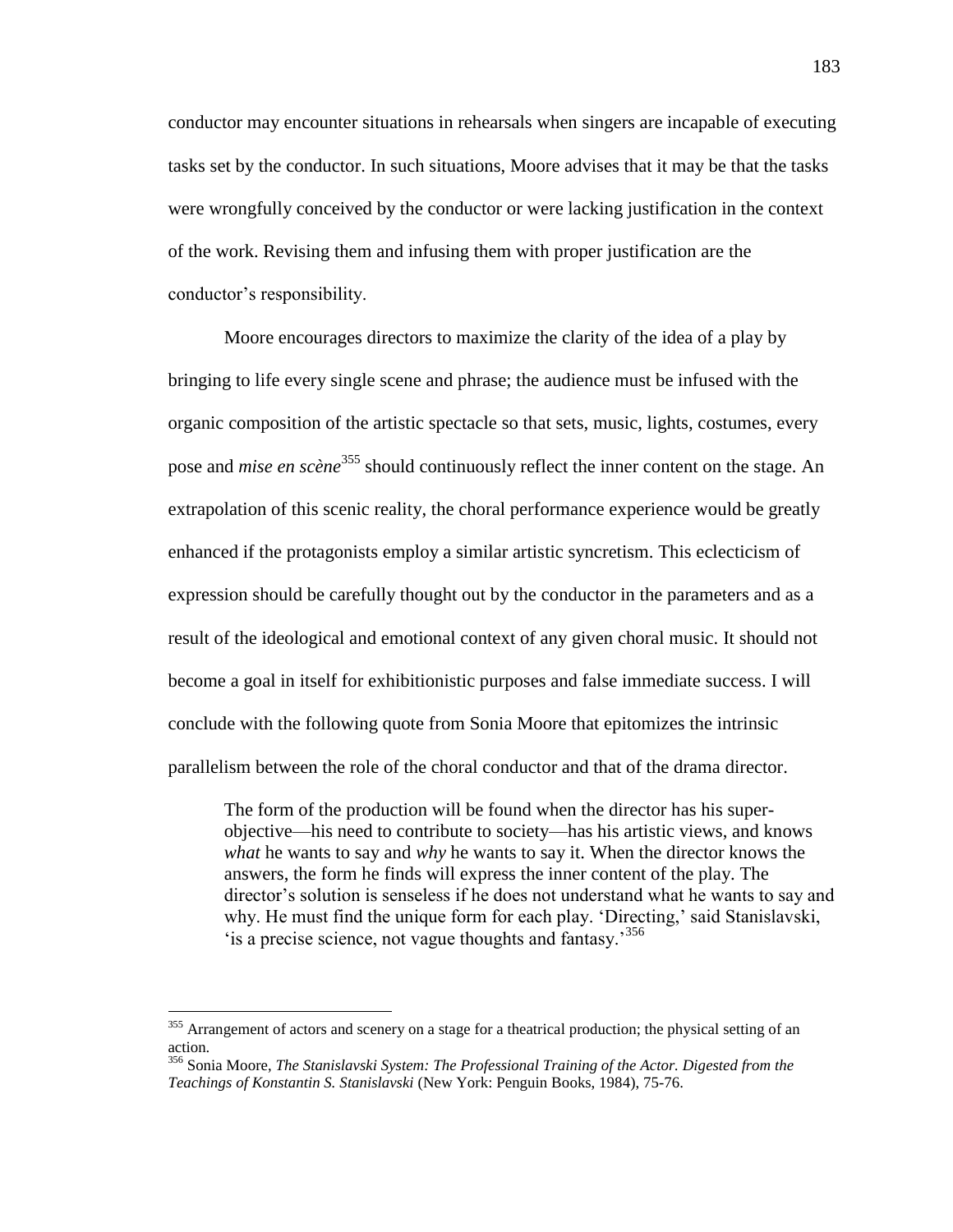conductor may encounter situations in rehearsals when singers are incapable of executing tasks set by the conductor. In such situations, Moore advises that it may be that the tasks were wrongfully conceived by the conductor or were lacking justification in the context of the work. Revising them and infusing them with proper justification are the conductor's responsibility.

Moore encourages directors to maximize the clarity of the idea of a play by bringing to life every single scene and phrase; the audience must be infused with the organic composition of the artistic spectacle so that sets, music, lights, costumes, every pose and *mise en scène*[355] should continuously reflect the inner content on the stage. An extrapolation of this scenic reality, the choral performance experience would be greatly enhanced if the protagonists employ a similar artistic syncretism. This eclecticism of expression should be carefully thought out by the conductor in the parameters and as a result of the ideological and emotional context of any given choral music. It should not become a goal in itself for exhibitionistic purposes and false immediate success. I will conclude with the following quote from Sonia Moore that epitomizes the intrinsic parallelism between the role of the choral conductor and that of the drama director.

> The form of the production will be found when the director has his super-objective—his need to contribute to society—has his artistic views, and knows *what* he wants to say and *why* he wants to say it. When the director knows the answers, the form he finds will express the inner content of the play. The director's solution is senseless if he does not understand what he wants to say and why. He must find the unique form for each play. 'Directing,' said Stanislavski, 'is a precise science, not vague thoughts and fantasy.'[356]

---

[355] Arrangement of actors and scenery on a stage for a theatrical production; the physical setting of an action.

[356] Sonia Moore, *The Stanislavski System: The Professional Training of the Actor. Digested from the Teachings of Konstantin S. Stanislavski* (New York: Penguin Books, 1984), 75-76.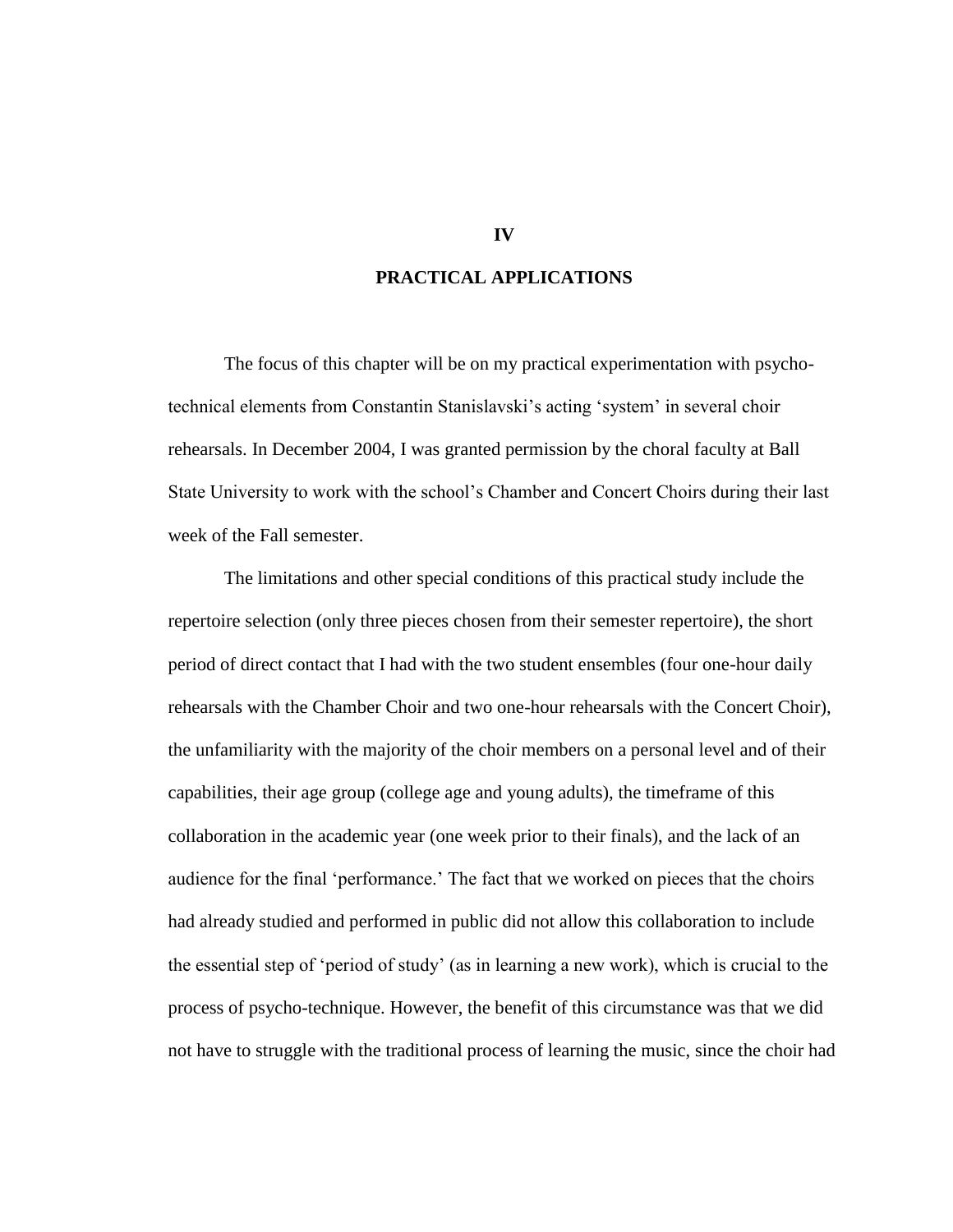# IV

# PRACTICAL APPLICATIONS

The focus of this chapter will be on my practical experimentation with psycho-technical elements from Constantin Stanislavski's acting 'system' in several choir rehearsals. In December 2004, I was granted permission by the choral faculty at Ball State University to work with the school's Chamber and Concert Choirs during their last week of the Fall semester.

The limitations and other special conditions of this practical study include the repertoire selection (only three pieces chosen from their semester repertoire), the short period of direct contact that I had with the two student ensembles (four one-hour daily rehearsals with the Chamber Choir and two one-hour rehearsals with the Concert Choir), the unfamiliarity with the majority of the choir members on a personal level and of their capabilities, their age group (college age and young adults), the timeframe of this collaboration in the academic year (one week prior to their finals), and the lack of an audience for the final 'performance.' The fact that we worked on pieces that the choirs had already studied and performed in public did not allow this collaboration to include the essential step of 'period of study' (as in learning a new work), which is crucial to the process of psycho-technique. However, the benefit of this circumstance was that we did not have to struggle with the traditional process of learning the music, since the choir had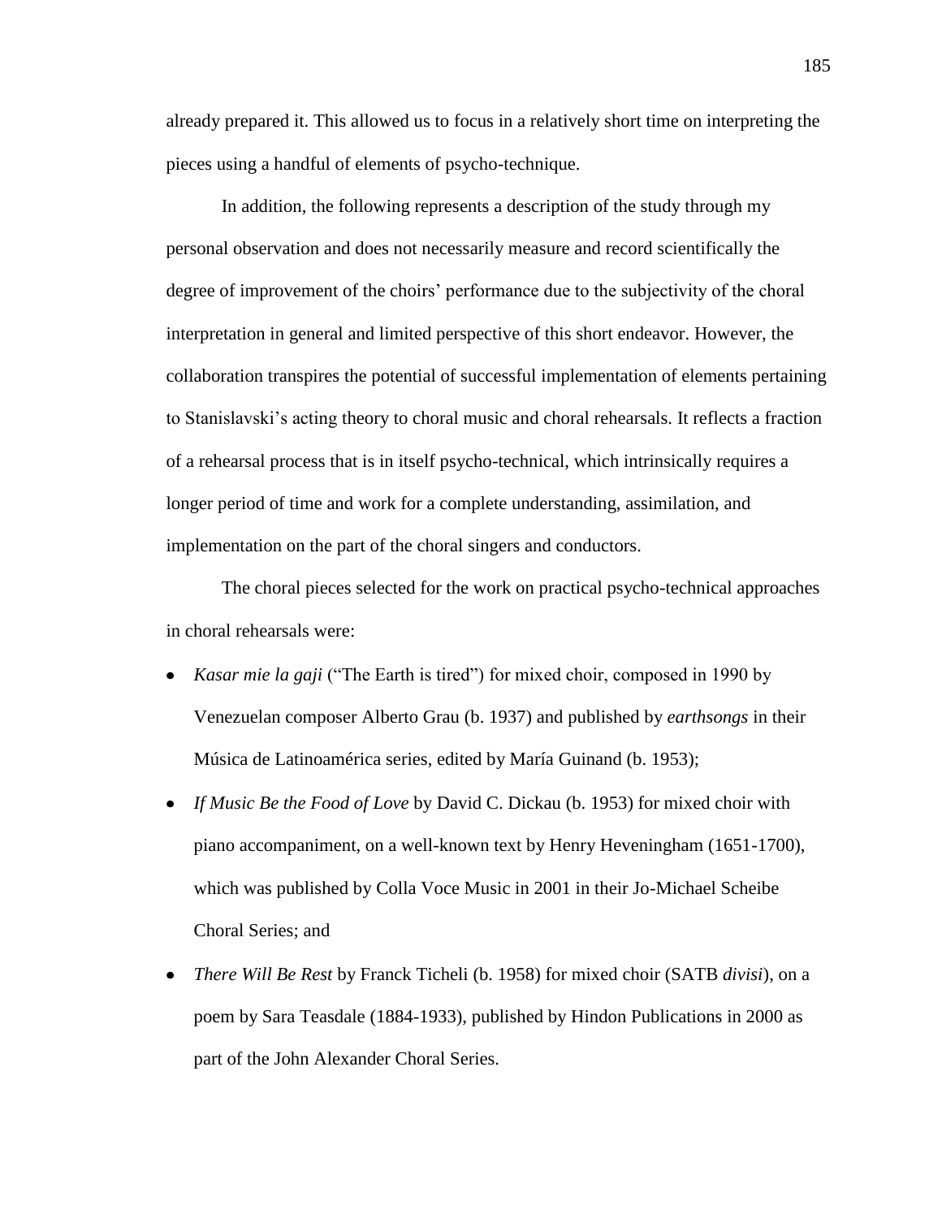already prepared it. This allowed us to focus in a relatively short time on interpreting the pieces using a handful of elements of psycho-technique.

In addition, the following represents a description of the study through my personal observation and does not necessarily measure and record scientifically the degree of improvement of the choirs' performance due to the subjectivity of the choral interpretation in general and limited perspective of this short endeavor. However, the collaboration transpires the potential of successful implementation of elements pertaining to Stanislavski's acting theory to choral music and choral rehearsals. It reflects a fraction of a rehearsal process that is in itself psycho-technical, which intrinsically requires a longer period of time and work for a complete understanding, assimilation, and implementation on the part of the choral singers and conductors.

The choral pieces selected for the work on practical psycho-technical approaches in choral rehearsals were:

- *Kasar mie la gaji* ("The Earth is tired") for mixed choir, composed in 1990 by Venezuelan composer Alberto Grau (b. 1937) and published by *earthsongs* in their Música de Latinoamérica series, edited by María Guinand (b. 1953);
- *If Music Be the Food of Love* by David C. Dickau (b. 1953) for mixed choir with piano accompaniment, on a well-known text by Henry Heveningham (1651-1700), which was published by Colla Voce Music in 2001 in their Jo-Michael Scheibe Choral Series; and
- *There Will Be Rest* by Franck Ticheli (b. 1958) for mixed choir (SATB *divisi*), on a poem by Sara Teasdale (1884-1933), published by Hindon Publications in 2000 as part of the John Alexander Choral Series.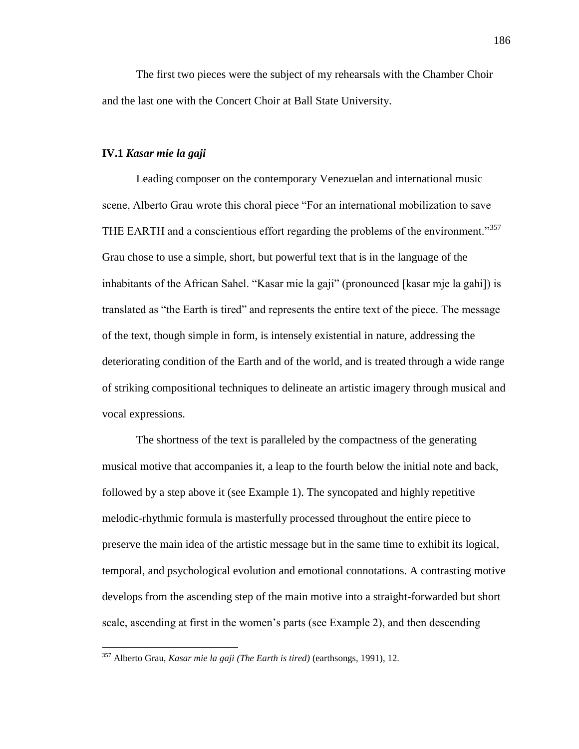The first two pieces were the subject of my rehearsals with the Chamber Choir and the last one with the Concert Choir at Ball State University.

### IV.1 *Kasar mie la gaji*

Leading composer on the contemporary Venezuelan and international music scene, Alberto Grau wrote this choral piece "For an international mobilization to save THE EARTH and a conscientious effort regarding the problems of the environment."[357] Grau chose to use a simple, short, but powerful text that is in the language of the inhabitants of the African Sahel. "Kasar mie la gaji" (pronounced [kasar mje la gahi]) is translated as "the Earth is tired" and represents the entire text of the piece. The message of the text, though simple in form, is intensely existential in nature, addressing the deteriorating condition of the Earth and of the world, and is treated through a wide range of striking compositional techniques to delineate an artistic imagery through musical and vocal expressions.

The shortness of the text is paralleled by the compactness of the generating musical motive that accompanies it, a leap to the fourth below the initial note and back, followed by a step above it (see Example 1). The syncopated and highly repetitive melodic-rhythmic formula is masterfully processed throughout the entire piece to preserve the main idea of the artistic message but in the same time to exhibit its logical, temporal, and psychological evolution and emotional connotations. A contrasting motive develops from the ascending step of the main motive into a straight-forwarded but short scale, ascending at first in the women's parts (see Example 2), and then descending

---

[357] Alberto Grau, *Kasar mie la gaji (The Earth is tired)* (earthsongs, 1991), 12.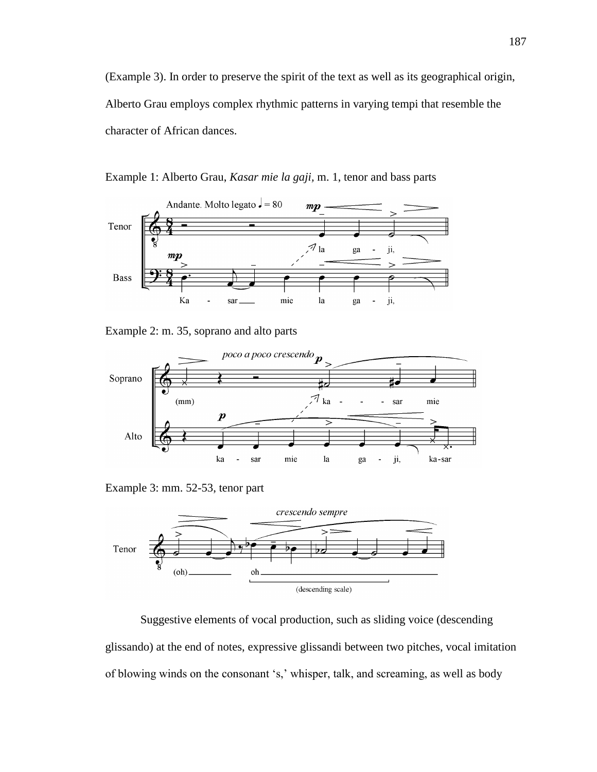(Example 3). In order to preserve the spirit of the text as well as its geographical origin, Alberto Grau employs complex rhythmic patterns in varying tempi that resemble the character of African dances.

Example 1: Alberto Grau, *Kasar mie la gaji,* m. 1, tenor and bass parts

Example 2: m. 35, soprano and alto parts

Example 3: mm. 52-53, tenor part

Suggestive elements of vocal production, such as sliding voice (descending glissando) at the end of notes, expressive glissandi between two pitches, vocal imitation of blowing winds on the consonant 's,' whisper, talk, and screaming, as well as body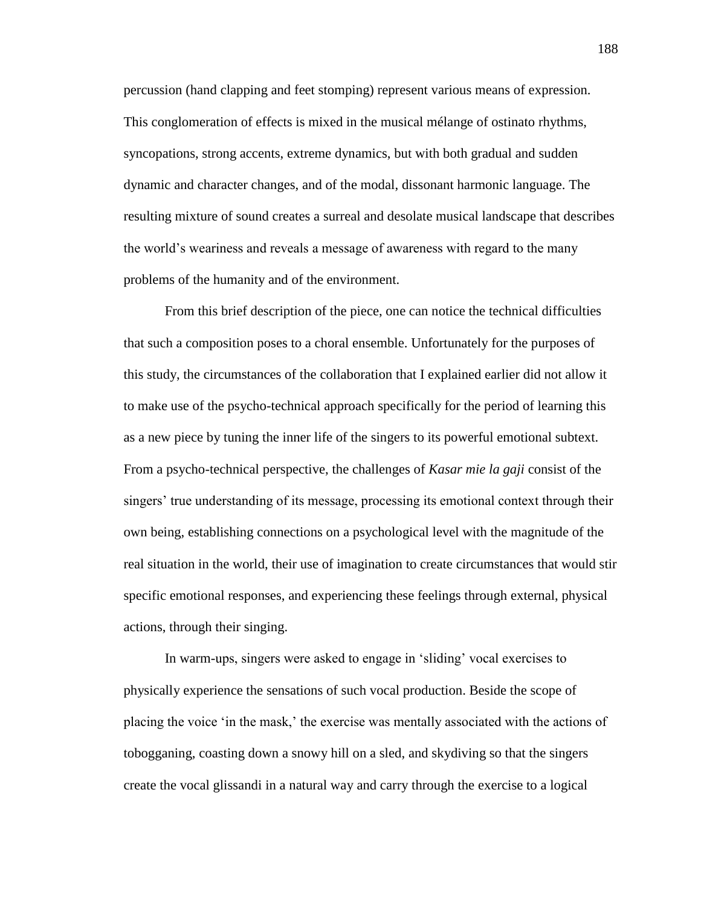percussion (hand clapping and feet stomping) represent various means of expression. This conglomeration of effects is mixed in the musical mélange of ostinato rhythms, syncopations, strong accents, extreme dynamics, but with both gradual and sudden dynamic and character changes, and of the modal, dissonant harmonic language. The resulting mixture of sound creates a surreal and desolate musical landscape that describes the world's weariness and reveals a message of awareness with regard to the many problems of the humanity and of the environment.

From this brief description of the piece, one can notice the technical difficulties that such a composition poses to a choral ensemble. Unfortunately for the purposes of this study, the circumstances of the collaboration that I explained earlier did not allow it to make use of the psycho-technical approach specifically for the period of learning this as a new piece by tuning the inner life of the singers to its powerful emotional subtext. From a psycho-technical perspective, the challenges of *Kasar mie la gaji* consist of the singers' true understanding of its message, processing its emotional context through their own being, establishing connections on a psychological level with the magnitude of the real situation in the world, their use of imagination to create circumstances that would stir specific emotional responses, and experiencing these feelings through external, physical actions, through their singing.

In warm-ups, singers were asked to engage in 'sliding' vocal exercises to physically experience the sensations of such vocal production. Beside the scope of placing the voice 'in the mask,' the exercise was mentally associated with the actions of tobogganing, coasting down a snowy hill on a sled, and skydiving so that the singers create the vocal glissandi in a natural way and carry through the exercise to a logical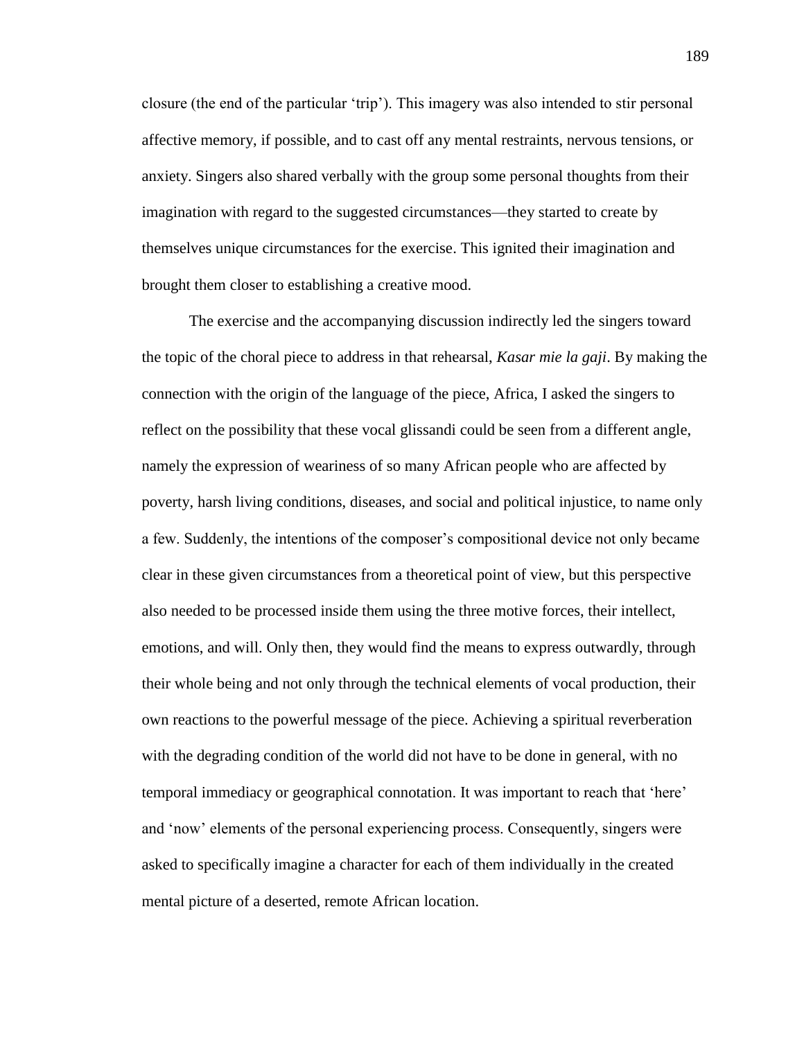closure (the end of the particular 'trip'). This imagery was also intended to stir personal affective memory, if possible, and to cast off any mental restraints, nervous tensions, or anxiety. Singers also shared verbally with the group some personal thoughts from their imagination with regard to the suggested circumstances—they started to create by themselves unique circumstances for the exercise. This ignited their imagination and brought them closer to establishing a creative mood.

The exercise and the accompanying discussion indirectly led the singers toward the topic of the choral piece to address in that rehearsal, *Kasar mie la gaji*. By making the connection with the origin of the language of the piece, Africa, I asked the singers to reflect on the possibility that these vocal glissandi could be seen from a different angle, namely the expression of weariness of so many African people who are affected by poverty, harsh living conditions, diseases, and social and political injustice, to name only a few. Suddenly, the intentions of the composer's compositional device not only became clear in these given circumstances from a theoretical point of view, but this perspective also needed to be processed inside them using the three motive forces, their intellect, emotions, and will. Only then, they would find the means to express outwardly, through their whole being and not only through the technical elements of vocal production, their own reactions to the powerful message of the piece. Achieving a spiritual reverberation with the degrading condition of the world did not have to be done in general, with no temporal immediacy or geographical connotation. It was important to reach that 'here' and 'now' elements of the personal experiencing process. Consequently, singers were asked to specifically imagine a character for each of them individually in the created mental picture of a deserted, remote African location.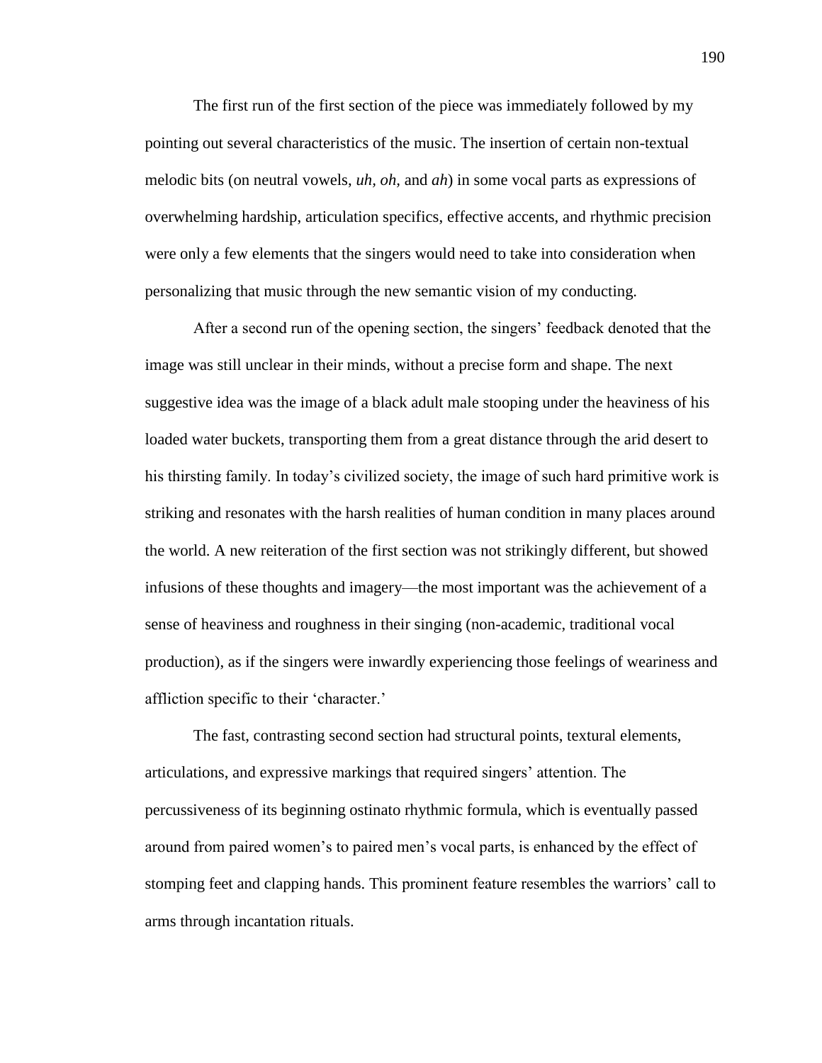The first run of the first section of the piece was immediately followed by my pointing out several characteristics of the music. The insertion of certain non-textual melodic bits (on neutral vowels, *uh*, *oh*, and *ah*) in some vocal parts as expressions of overwhelming hardship, articulation specifics, effective accents, and rhythmic precision were only a few elements that the singers would need to take into consideration when personalizing that music through the new semantic vision of my conducting.

After a second run of the opening section, the singers' feedback denoted that the image was still unclear in their minds, without a precise form and shape. The next suggestive idea was the image of a black adult male stooping under the heaviness of his loaded water buckets, transporting them from a great distance through the arid desert to his thirsting family. In today's civilized society, the image of such hard primitive work is striking and resonates with the harsh realities of human condition in many places around the world. A new reiteration of the first section was not strikingly different, but showed infusions of these thoughts and imagery—the most important was the achievement of a sense of heaviness and roughness in their singing (non-academic, traditional vocal production), as if the singers were inwardly experiencing those feelings of weariness and affliction specific to their 'character.'

The fast, contrasting second section had structural points, textural elements, articulations, and expressive markings that required singers' attention. The percussiveness of its beginning ostinato rhythmic formula, which is eventually passed around from paired women's to paired men's vocal parts, is enhanced by the effect of stomping feet and clapping hands. This prominent feature resembles the warriors' call to arms through incantation rituals.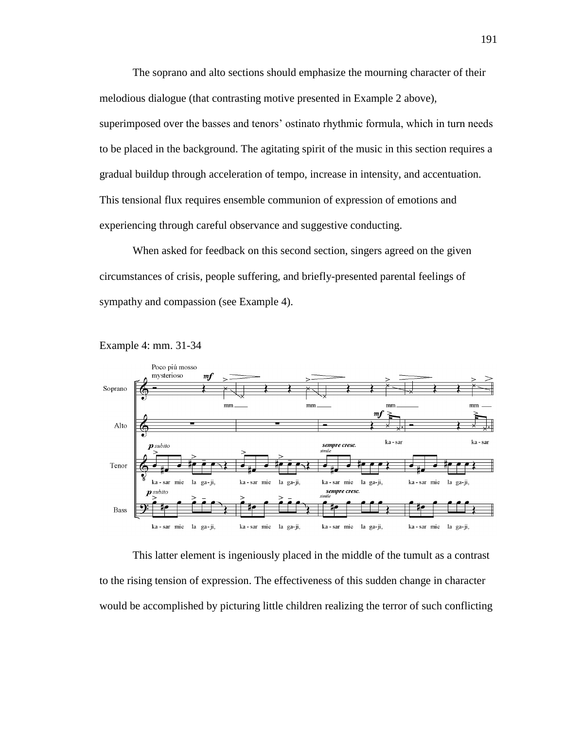The soprano and alto sections should emphasize the mourning character of their melodious dialogue (that contrasting motive presented in Example 2 above), superimposed over the basses and tenors' ostinato rhythmic formula, which in turn needs to be placed in the background. The agitating spirit of the music in this section requires a gradual buildup through acceleration of tempo, increase in intensity, and accentuation. This tensional flux requires ensemble communion of expression of emotions and experiencing through careful observance and suggestive conducting.

When asked for feedback on this second section, singers agreed on the given circumstances of crisis, people suffering, and briefly-presented parental feelings of sympathy and compassion (see Example 4).

Example 4: mm. 31-34

This latter element is ingeniously placed in the middle of the tumult as a contrast to the rising tension of expression. The effectiveness of this sudden change in character would be accomplished by picturing little children realizing the terror of such conflicting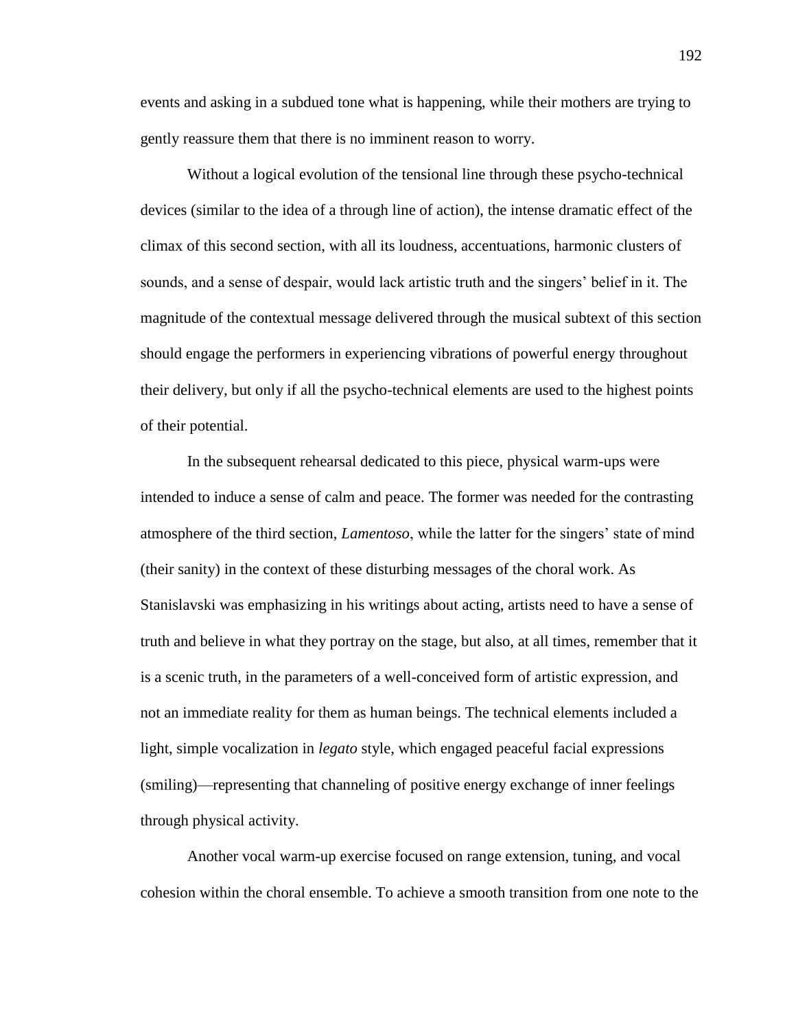events and asking in a subdued tone what is happening, while their mothers are trying to gently reassure them that there is no imminent reason to worry.

Without a logical evolution of the tensional line through these psycho-technical devices (similar to the idea of a through line of action), the intense dramatic effect of the climax of this second section, with all its loudness, accentuations, harmonic clusters of sounds, and a sense of despair, would lack artistic truth and the singers' belief in it. The magnitude of the contextual message delivered through the musical subtext of this section should engage the performers in experiencing vibrations of powerful energy throughout their delivery, but only if all the psycho-technical elements are used to the highest points of their potential.

In the subsequent rehearsal dedicated to this piece, physical warm-ups were intended to induce a sense of calm and peace. The former was needed for the contrasting atmosphere of the third section, *Lamentoso*, while the latter for the singers' state of mind (their sanity) in the context of these disturbing messages of the choral work. As Stanislavski was emphasizing in his writings about acting, artists need to have a sense of truth and believe in what they portray on the stage, but also, at all times, remember that it is a scenic truth, in the parameters of a well-conceived form of artistic expression, and not an immediate reality for them as human beings. The technical elements included a light, simple vocalization in *legato* style, which engaged peaceful facial expressions (smiling)—representing that channeling of positive energy exchange of inner feelings through physical activity.

Another vocal warm-up exercise focused on range extension, tuning, and vocal cohesion within the choral ensemble. To achieve a smooth transition from one note to the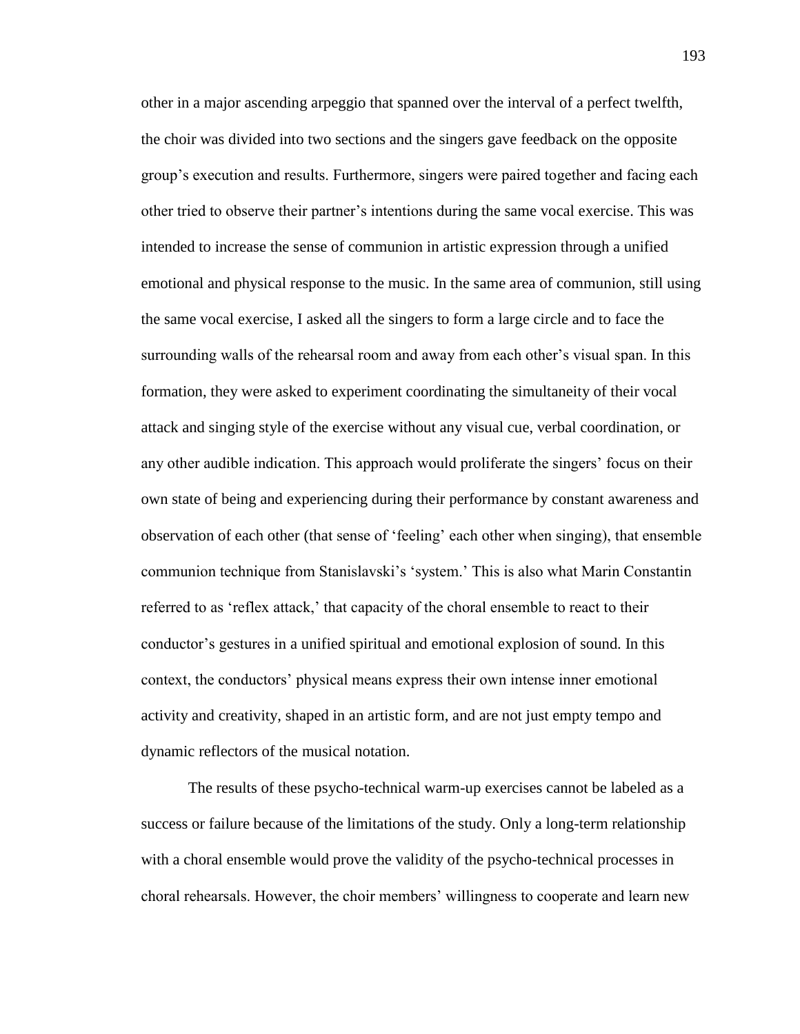other in a major ascending arpeggio that spanned over the interval of a perfect twelfth, the choir was divided into two sections and the singers gave feedback on the opposite group's execution and results. Furthermore, singers were paired together and facing each other tried to observe their partner's intentions during the same vocal exercise. This was intended to increase the sense of communion in artistic expression through a unified emotional and physical response to the music. In the same area of communion, still using the same vocal exercise, I asked all the singers to form a large circle and to face the surrounding walls of the rehearsal room and away from each other's visual span. In this formation, they were asked to experiment coordinating the simultaneity of their vocal attack and singing style of the exercise without any visual cue, verbal coordination, or any other audible indication. This approach would proliferate the singers' focus on their own state of being and experiencing during their performance by constant awareness and observation of each other (that sense of 'feeling' each other when singing), that ensemble communion technique from Stanislavski's 'system.' This is also what Marin Constantin referred to as 'reflex attack,' that capacity of the choral ensemble to react to their conductor's gestures in a unified spiritual and emotional explosion of sound. In this context, the conductors' physical means express their own intense inner emotional activity and creativity, shaped in an artistic form, and are not just empty tempo and dynamic reflectors of the musical notation.

The results of these psycho-technical warm-up exercises cannot be labeled as a success or failure because of the limitations of the study. Only a long-term relationship with a choral ensemble would prove the validity of the psycho-technical processes in choral rehearsals. However, the choir members' willingness to cooperate and learn new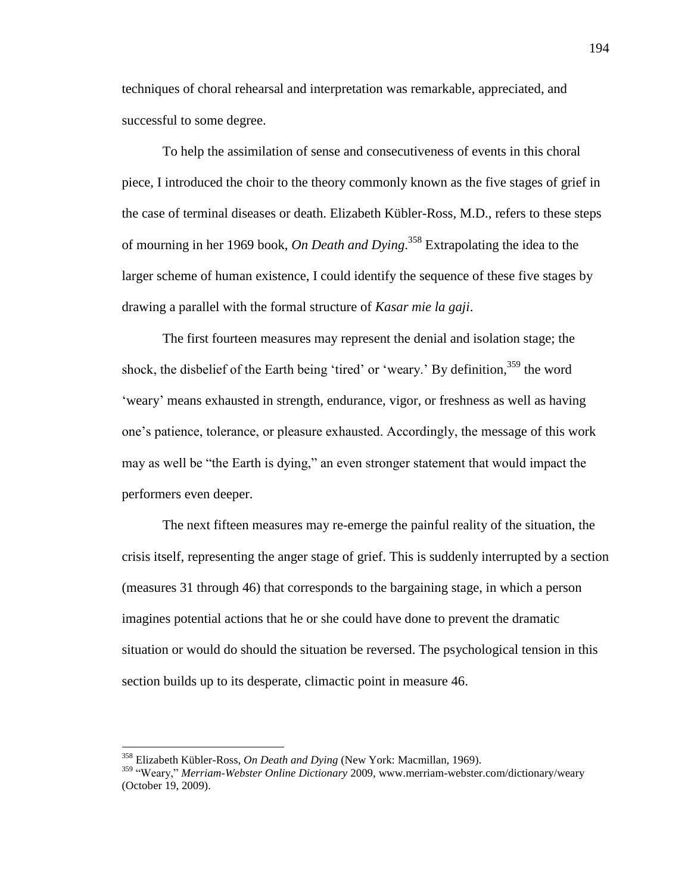techniques of choral rehearsal and interpretation was remarkable, appreciated, and successful to some degree.

To help the assimilation of sense and consecutiveness of events in this choral piece, I introduced the choir to the theory commonly known as the five stages of grief in the case of terminal diseases or death. Elizabeth Kübler-Ross, M.D., refers to these steps of mourning in her 1969 book, *On Death and Dying*.[358] Extrapolating the idea to the larger scheme of human existence, I could identify the sequence of these five stages by drawing a parallel with the formal structure of *Kasar mie la gaji*.

The first fourteen measures may represent the denial and isolation stage; the shock, the disbelief of the Earth being 'tired' or 'weary.' By definition,[359] the word 'weary' means exhausted in strength, endurance, vigor, or freshness as well as having one's patience, tolerance, or pleasure exhausted. Accordingly, the message of this work may as well be "the Earth is dying," an even stronger statement that would impact the performers even deeper.

The next fifteen measures may re-emerge the painful reality of the situation, the crisis itself, representing the anger stage of grief. This is suddenly interrupted by a section (measures 31 through 46) that corresponds to the bargaining stage, in which a person imagines potential actions that he or she could have done to prevent the dramatic situation or would do should the situation be reversed. The psychological tension in this section builds up to its desperate, climactic point in measure 46.

---

[358] Elizabeth Kübler-Ross, *On Death and Dying* (New York: Macmillan, 1969).

[359] "Weary," *Merriam-Webster Online Dictionary* 2009, www.merriam-webster.com/dictionary/weary (October 19, 2009).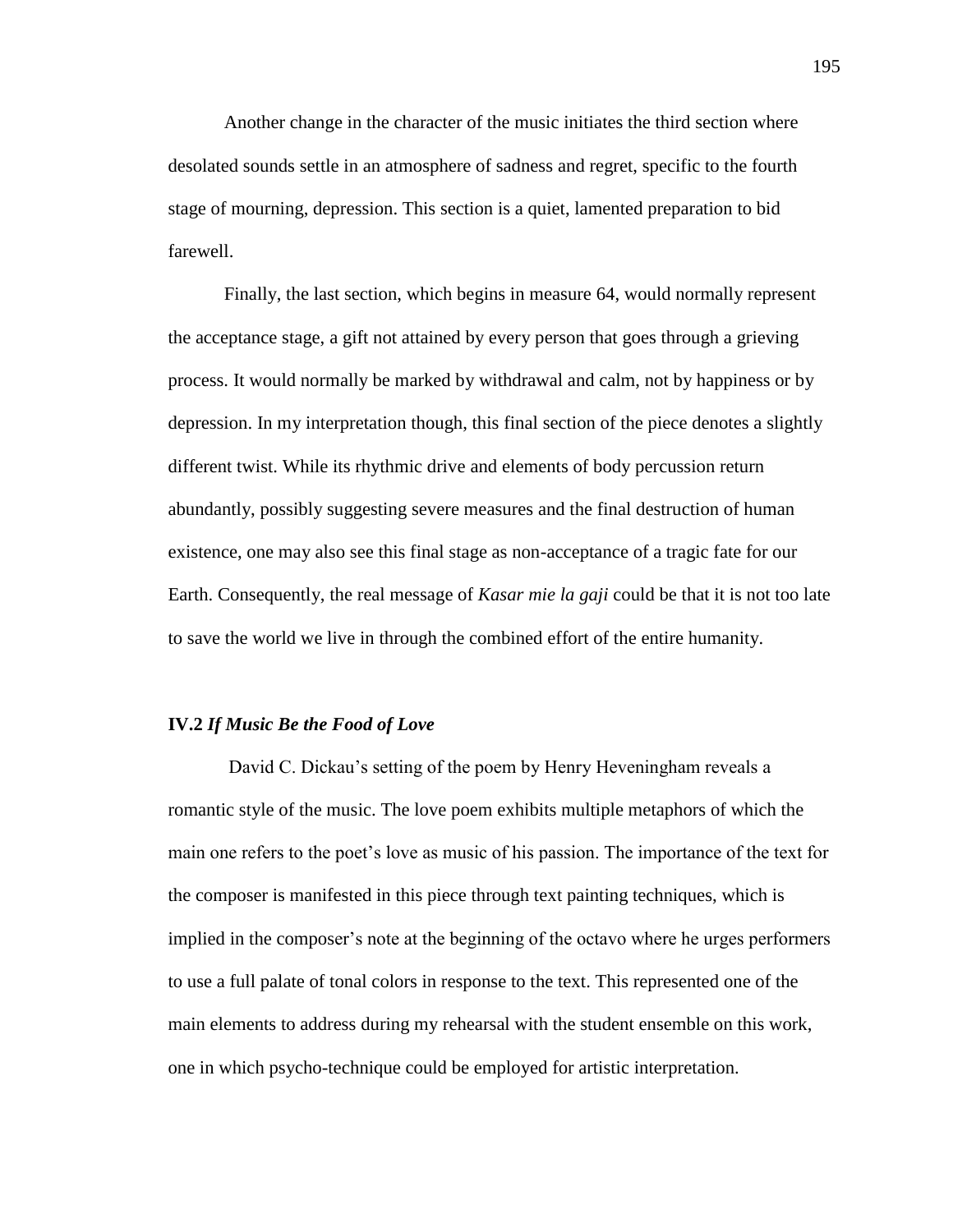Another change in the character of the music initiates the third section where desolated sounds settle in an atmosphere of sadness and regret, specific to the fourth stage of mourning, depression. This section is a quiet, lamented preparation to bid farewell.

Finally, the last section, which begins in measure 64, would normally represent the acceptance stage, a gift not attained by every person that goes through a grieving process. It would normally be marked by withdrawal and calm, not by happiness or by depression. In my interpretation though, this final section of the piece denotes a slightly different twist. While its rhythmic drive and elements of body percussion return abundantly, possibly suggesting severe measures and the final destruction of human existence, one may also see this final stage as non-acceptance of a tragic fate for our Earth. Consequently, the real message of *Kasar mie la gaji* could be that it is not too late to save the world we live in through the combined effort of the entire humanity.

### IV.2 *If Music Be the Food of Love*

David C. Dickau's setting of the poem by Henry Heveningham reveals a romantic style of the music. The love poem exhibits multiple metaphors of which the main one refers to the poet's love as music of his passion. The importance of the text for the composer is manifested in this piece through text painting techniques, which is implied in the composer's note at the beginning of the octavo where he urges performers to use a full palate of tonal colors in response to the text. This represented one of the main elements to address during my rehearsal with the student ensemble on this work, one in which psycho-technique could be employed for artistic interpretation.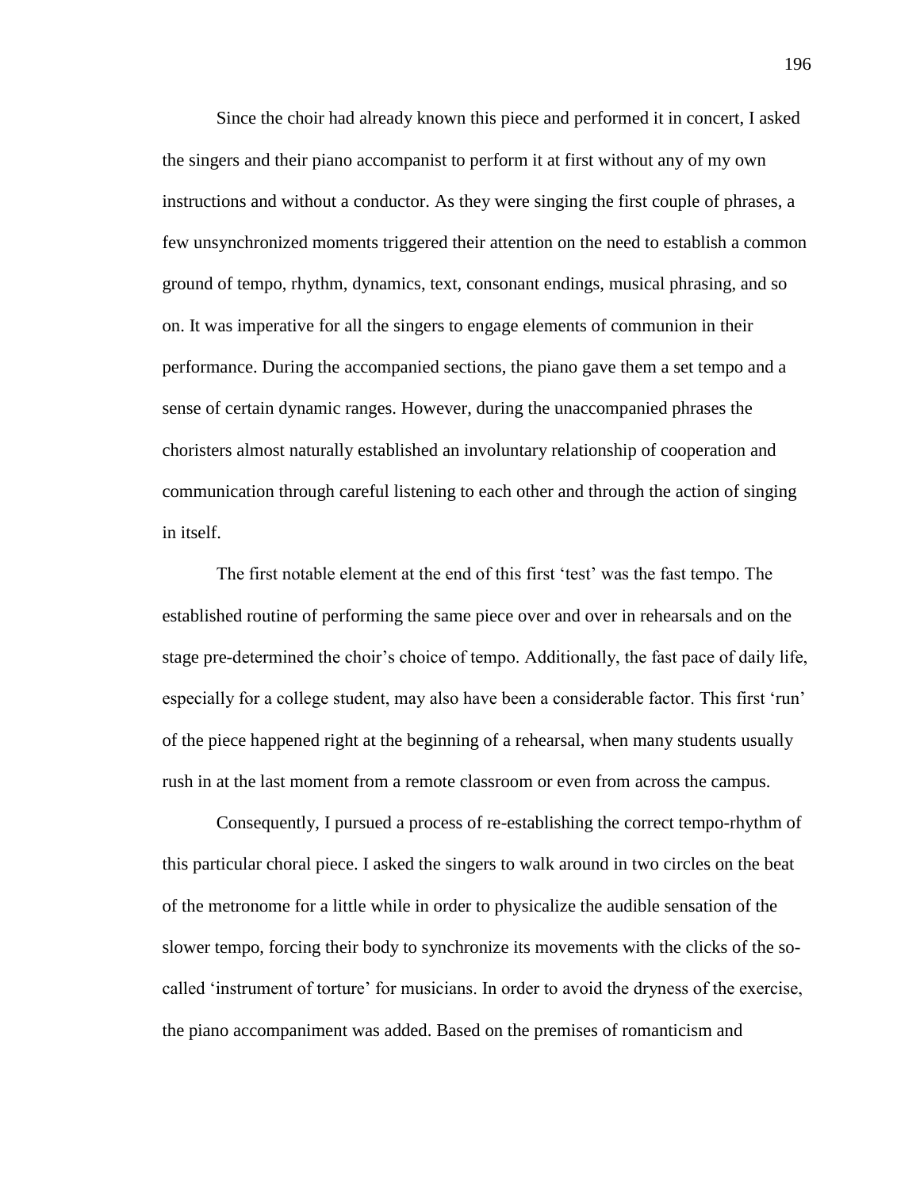Since the choir had already known this piece and performed it in concert, I asked the singers and their piano accompanist to perform it at first without any of my own instructions and without a conductor. As they were singing the first couple of phrases, a few unsynchronized moments triggered their attention on the need to establish a common ground of tempo, rhythm, dynamics, text, consonant endings, musical phrasing, and so on. It was imperative for all the singers to engage elements of communion in their performance. During the accompanied sections, the piano gave them a set tempo and a sense of certain dynamic ranges. However, during the unaccompanied phrases the choristers almost naturally established an involuntary relationship of cooperation and communication through careful listening to each other and through the action of singing in itself.

The first notable element at the end of this first 'test' was the fast tempo. The established routine of performing the same piece over and over in rehearsals and on the stage pre-determined the choir's choice of tempo. Additionally, the fast pace of daily life, especially for a college student, may also have been a considerable factor. This first 'run' of the piece happened right at the beginning of a rehearsal, when many students usually rush in at the last moment from a remote classroom or even from across the campus.

Consequently, I pursued a process of re-establishing the correct tempo-rhythm of this particular choral piece. I asked the singers to walk around in two circles on the beat of the metronome for a little while in order to physicalize the audible sensation of the slower tempo, forcing their body to synchronize its movements with the clicks of the so-called 'instrument of torture' for musicians. In order to avoid the dryness of the exercise, the piano accompaniment was added. Based on the premises of romanticism and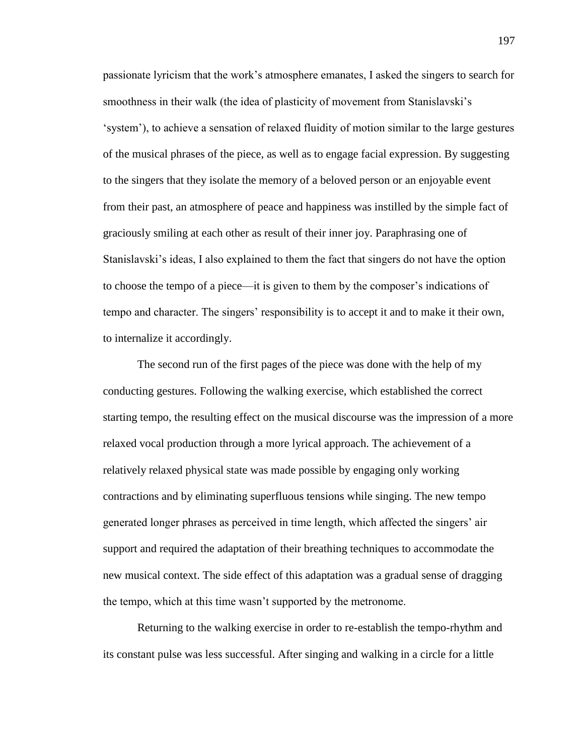passionate lyricism that the work's atmosphere emanates, I asked the singers to search for smoothness in their walk (the idea of plasticity of movement from Stanislavski's 'system'), to achieve a sensation of relaxed fluidity of motion similar to the large gestures of the musical phrases of the piece, as well as to engage facial expression. By suggesting to the singers that they isolate the memory of a beloved person or an enjoyable event from their past, an atmosphere of peace and happiness was instilled by the simple fact of graciously smiling at each other as result of their inner joy. Paraphrasing one of Stanislavski's ideas, I also explained to them the fact that singers do not have the option to choose the tempo of a piece—it is given to them by the composer's indications of tempo and character. The singers' responsibility is to accept it and to make it their own, to internalize it accordingly.

The second run of the first pages of the piece was done with the help of my conducting gestures. Following the walking exercise, which established the correct starting tempo, the resulting effect on the musical discourse was the impression of a more relaxed vocal production through a more lyrical approach. The achievement of a relatively relaxed physical state was made possible by engaging only working contractions and by eliminating superfluous tensions while singing. The new tempo generated longer phrases as perceived in time length, which affected the singers' air support and required the adaptation of their breathing techniques to accommodate the new musical context. The side effect of this adaptation was a gradual sense of dragging the tempo, which at this time wasn't supported by the metronome.

Returning to the walking exercise in order to re-establish the tempo-rhythm and its constant pulse was less successful. After singing and walking in a circle for a little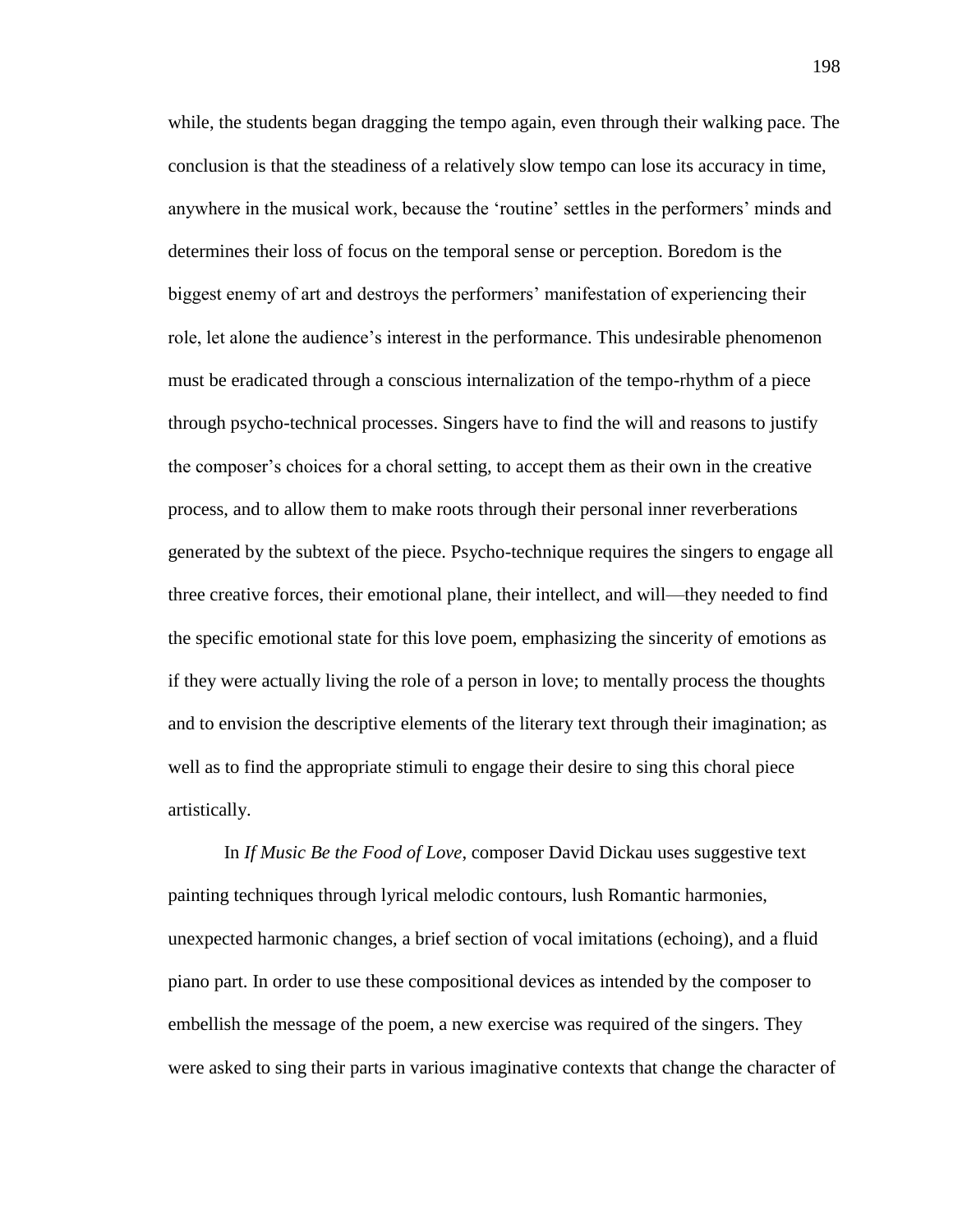while, the students began dragging the tempo again, even through their walking pace. The conclusion is that the steadiness of a relatively slow tempo can lose its accuracy in time, anywhere in the musical work, because the 'routine' settles in the performers' minds and determines their loss of focus on the temporal sense or perception. Boredom is the biggest enemy of art and destroys the performers' manifestation of experiencing their role, let alone the audience's interest in the performance. This undesirable phenomenon must be eradicated through a conscious internalization of the tempo-rhythm of a piece through psycho-technical processes. Singers have to find the will and reasons to justify the composer's choices for a choral setting, to accept them as their own in the creative process, and to allow them to make roots through their personal inner reverberations generated by the subtext of the piece. Psycho-technique requires the singers to engage all three creative forces, their emotional plane, their intellect, and will—they needed to find the specific emotional state for this love poem, emphasizing the sincerity of emotions as if they were actually living the role of a person in love; to mentally process the thoughts and to envision the descriptive elements of the literary text through their imagination; as well as to find the appropriate stimuli to engage their desire to sing this choral piece artistically.

In *If Music Be the Food of Love*, composer David Dickau uses suggestive text painting techniques through lyrical melodic contours, lush Romantic harmonies, unexpected harmonic changes, a brief section of vocal imitations (echoing), and a fluid piano part. In order to use these compositional devices as intended by the composer to embellish the message of the poem, a new exercise was required of the singers. They were asked to sing their parts in various imaginative contexts that change the character of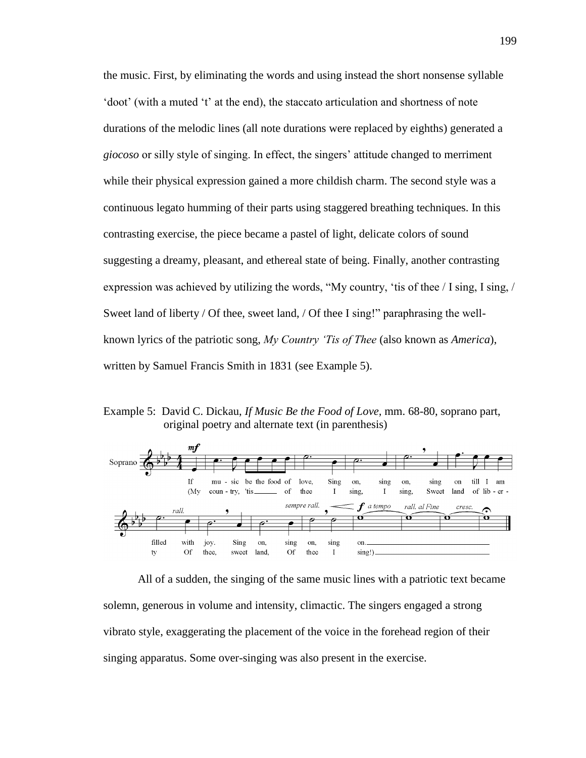the music. First, by eliminating the words and using instead the short nonsense syllable 'doot' (with a muted 't' at the end), the staccato articulation and shortness of note durations of the melodic lines (all note durations were replaced by eighths) generated a *giocoso* or silly style of singing. In effect, the singers' attitude changed to merriment while their physical expression gained a more childish charm. The second style was a continuous legato humming of their parts using staggered breathing techniques. In this contrasting exercise, the piece became a pastel of light, delicate colors of sound suggesting a dreamy, pleasant, and ethereal state of being. Finally, another contrasting expression was achieved by utilizing the words, "My country, 'tis of thee / I sing, I sing, / Sweet land of liberty / Of thee, sweet land, / Of thee I sing!" paraphrasing the well-known lyrics of the patriotic song, *My Country 'Tis of Thee* (also known as *America*), written by Samuel Francis Smith in 1831 (see Example 5).

Example 5: David C. Dickau, *If Music Be the Food of Love*, mm. 68-80, soprano part, original poetry and alternate text (in parenthesis)

All of a sudden, the singing of the same music lines with a patriotic text became solemn, generous in volume and intensity, climactic. The singers engaged a strong vibrato style, exaggerating the placement of the voice in the forehead region of their singing apparatus. Some over-singing was also present in the exercise.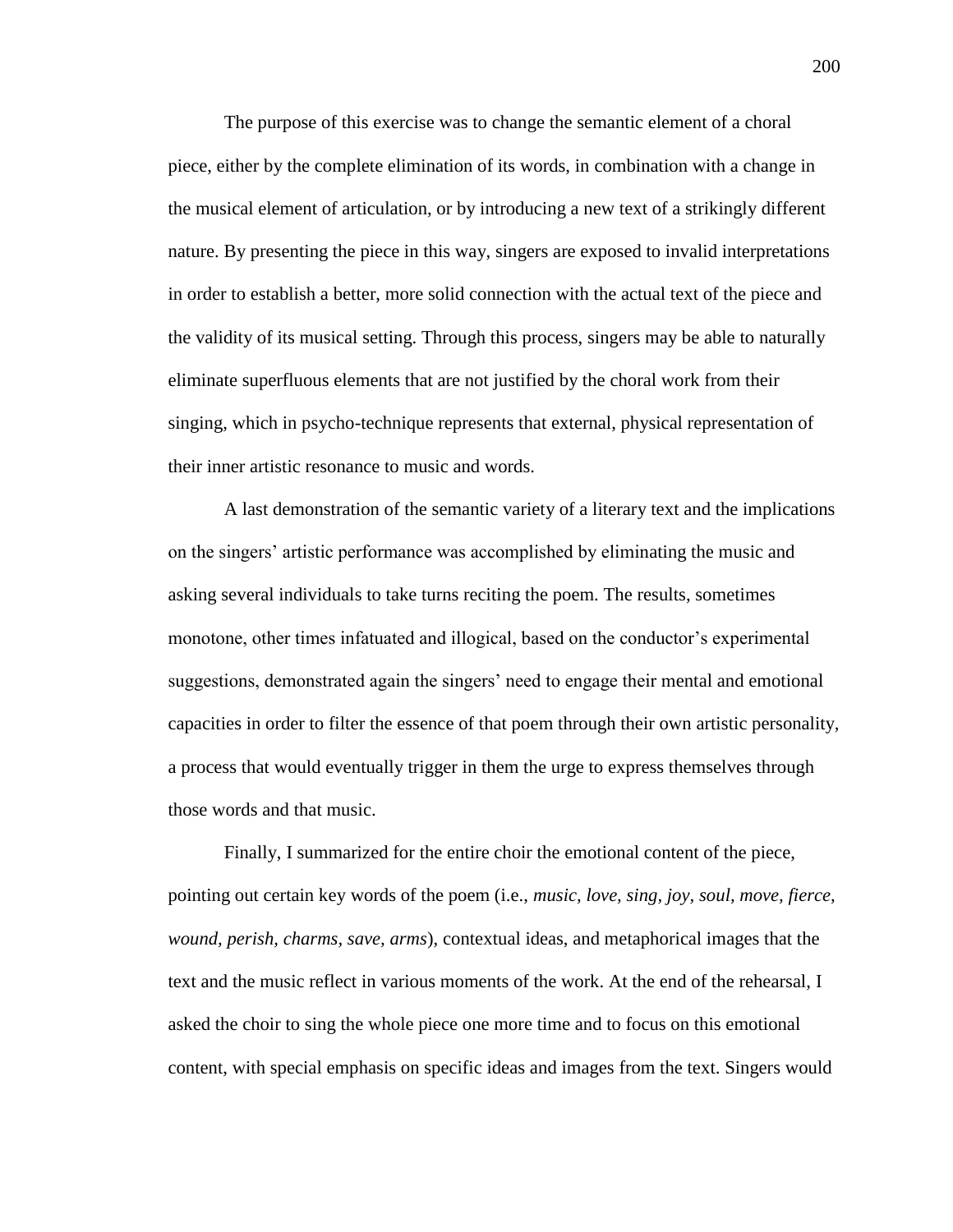The purpose of this exercise was to change the semantic element of a choral piece, either by the complete elimination of its words, in combination with a change in the musical element of articulation, or by introducing a new text of a strikingly different nature. By presenting the piece in this way, singers are exposed to invalid interpretations in order to establish a better, more solid connection with the actual text of the piece and the validity of its musical setting. Through this process, singers may be able to naturally eliminate superfluous elements that are not justified by the choral work from their singing, which in psycho-technique represents that external, physical representation of their inner artistic resonance to music and words.

A last demonstration of the semantic variety of a literary text and the implications on the singers' artistic performance was accomplished by eliminating the music and asking several individuals to take turns reciting the poem. The results, sometimes monotone, other times infatuated and illogical, based on the conductor's experimental suggestions, demonstrated again the singers' need to engage their mental and emotional capacities in order to filter the essence of that poem through their own artistic personality, a process that would eventually trigger in them the urge to express themselves through those words and that music.

Finally, I summarized for the entire choir the emotional content of the piece, pointing out certain key words of the poem (i.e., *music, love, sing, joy, soul, move, fierce, wound, perish, charms, save, arms*), contextual ideas, and metaphorical images that the text and the music reflect in various moments of the work. At the end of the rehearsal, I asked the choir to sing the whole piece one more time and to focus on this emotional content, with special emphasis on specific ideas and images from the text. Singers would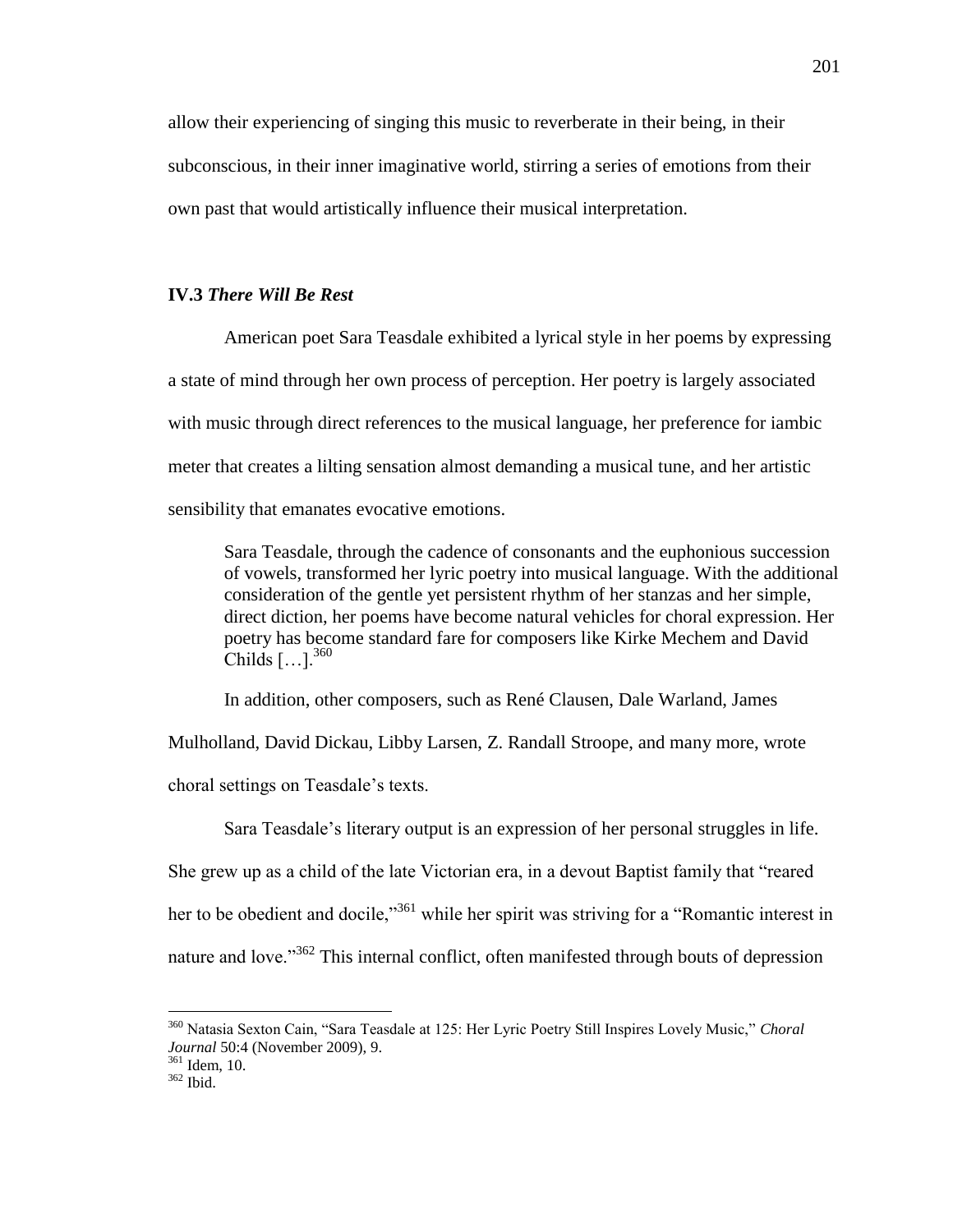allow their experiencing of singing this music to reverberate in their being, in their subconscious, in their inner imaginative world, stirring a series of emotions from their own past that would artistically influence their musical interpretation.

### IV.3 *There Will Be Rest*

American poet Sara Teasdale exhibited a lyrical style in her poems by expressing a state of mind through her own process of perception. Her poetry is largely associated with music through direct references to the musical language, her preference for iambic meter that creates a lilting sensation almost demanding a musical tune, and her artistic sensibility that emanates evocative emotions.

> Sara Teasdale, through the cadence of consonants and the euphonious succession of vowels, transformed her lyric poetry into musical language. With the additional consideration of the gentle yet persistent rhythm of her stanzas and her simple, direct diction, her poems have become natural vehicles for choral expression. Her poetry has become standard fare for composers like Kirke Mechem and David Childs […].[360]

In addition, other composers, such as René Clausen, Dale Warland, James Mulholland, David Dickau, Libby Larsen, Z. Randall Stroope, and many more, wrote choral settings on Teasdale's texts.

Sara Teasdale's literary output is an expression of her personal struggles in life. She grew up as a child of the late Victorian era, in a devout Baptist family that "reared her to be obedient and docile,"[361] while her spirit was striving for a "Romantic interest in nature and love."[362] This internal conflict, often manifested through bouts of depression

---

[360] Natasia Sexton Cain, "Sara Teasdale at 125: Her Lyric Poetry Still Inspires Lovely Music," *Choral Journal* 50:4 (November 2009), 9.

[361] Idem, 10.

[362] Ibid.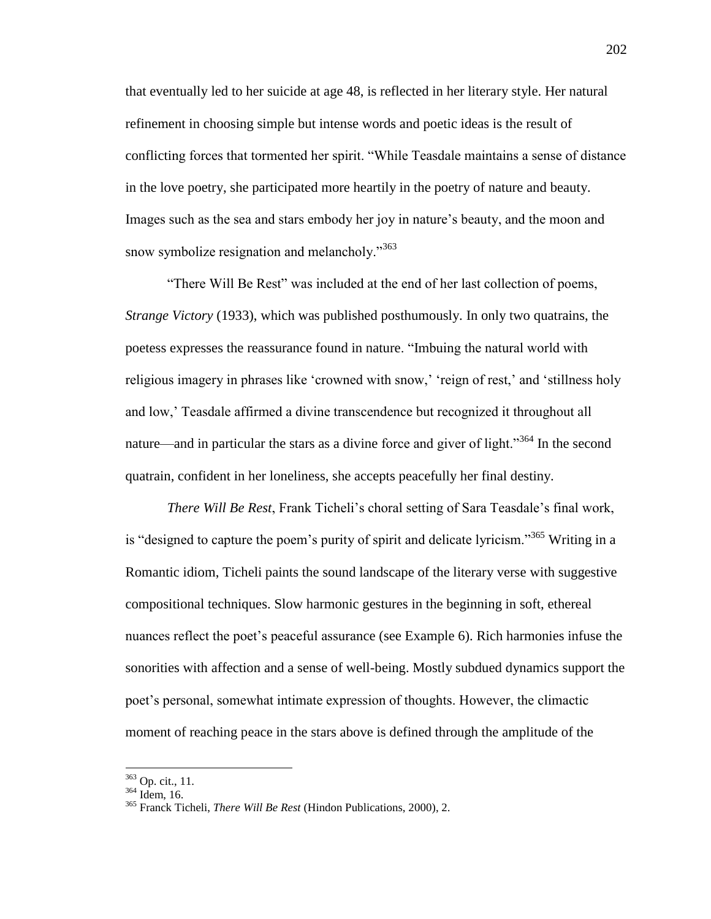that eventually led to her suicide at age 48, is reflected in her literary style. Her natural refinement in choosing simple but intense words and poetic ideas is the result of conflicting forces that tormented her spirit. "While Teasdale maintains a sense of distance in the love poetry, she participated more heartily in the poetry of nature and beauty. Images such as the sea and stars embody her joy in nature's beauty, and the moon and snow symbolize resignation and melancholy."[363]

"There Will Be Rest" was included at the end of her last collection of poems, *Strange Victory* (1933), which was published posthumously. In only two quatrains, the poetess expresses the reassurance found in nature. "Imbuing the natural world with religious imagery in phrases like 'crowned with snow,' 'reign of rest,' and 'stillness holy and low,' Teasdale affirmed a divine transcendence but recognized it throughout all nature—and in particular the stars as a divine force and giver of light."[364] In the second quatrain, confident in her loneliness, she accepts peacefully her final destiny.

*There Will Be Rest*, Frank Ticheli's choral setting of Sara Teasdale's final work, is "designed to capture the poem's purity of spirit and delicate lyricism."[365] Writing in a Romantic idiom, Ticheli paints the sound landscape of the literary verse with suggestive compositional techniques. Slow harmonic gestures in the beginning in soft, ethereal nuances reflect the poet's peaceful assurance (see Example 6). Rich harmonies infuse the sonorities with affection and a sense of well-being. Mostly subdued dynamics support the poet's personal, somewhat intimate expression of thoughts. However, the climactic moment of reaching peace in the stars above is defined through the amplitude of the

---

[363] Op. cit., 11.

[364] Idem, 16.

[365] Franck Ticheli, *There Will Be Rest* (Hindon Publications, 2000), 2.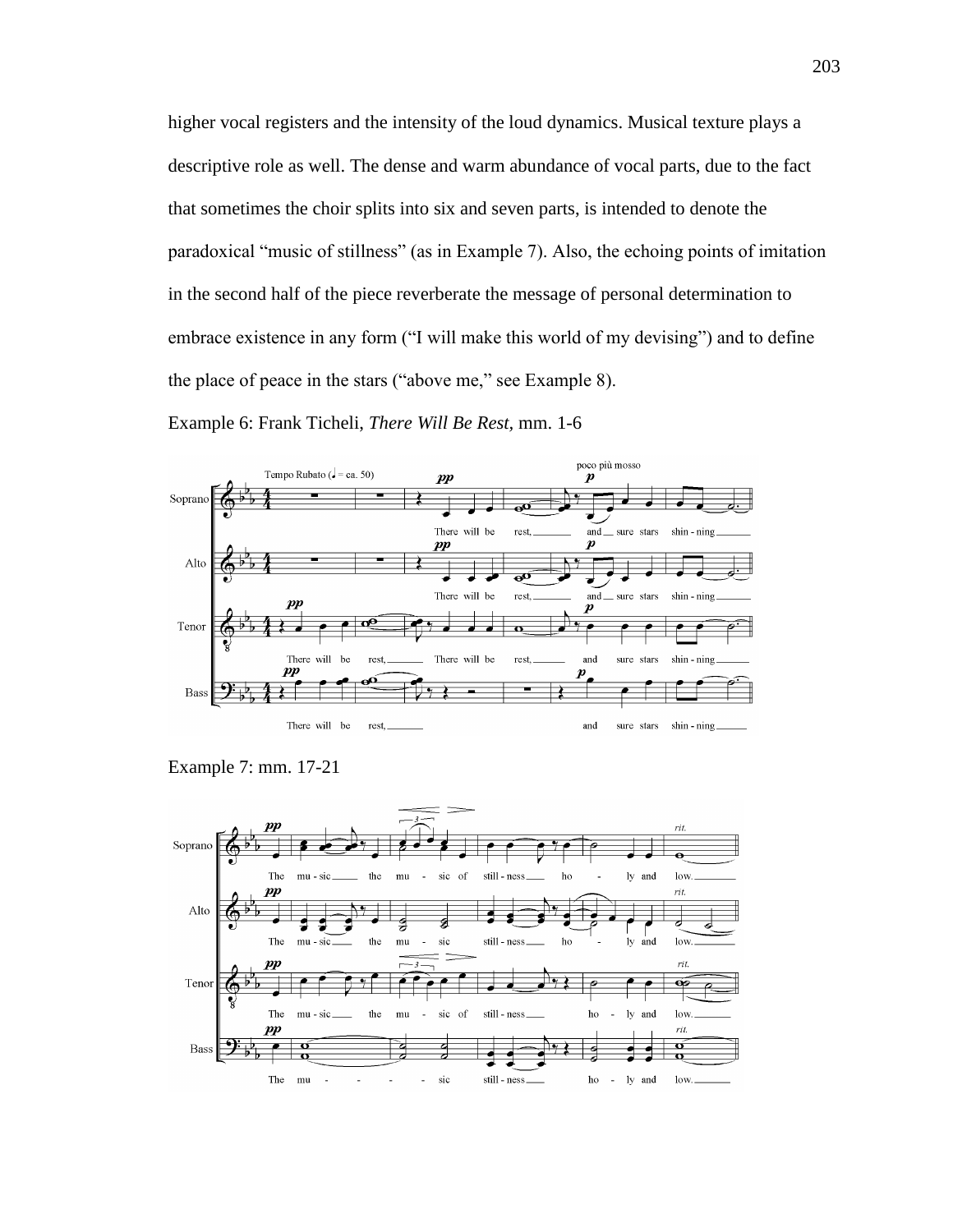higher vocal registers and the intensity of the loud dynamics. Musical texture plays a descriptive role as well. The dense and warm abundance of vocal parts, due to the fact that sometimes the choir splits into six and seven parts, is intended to denote the paradoxical "music of stillness" (as in Example 7). Also, the echoing points of imitation in the second half of the piece reverberate the message of personal determination to embrace existence in any form ("I will make this world of my devising") and to define the place of peace in the stars ("above me," see Example 8).

Example 6: Frank Ticheli, *There Will Be Rest,* mm. 1-6

Example 7: mm. 17-21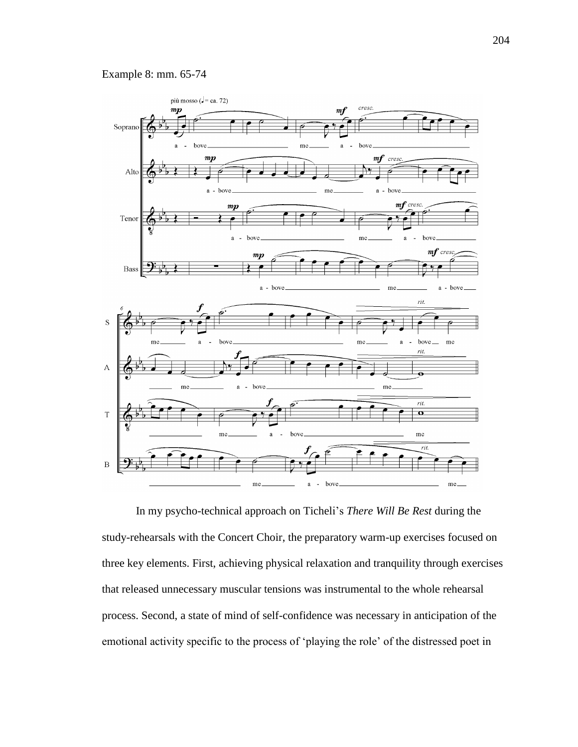Example 8: mm. 65-74

In my psycho-technical approach on Ticheli's *There Will Be Rest* during the study-rehearsals with the Concert Choir, the preparatory warm-up exercises focused on three key elements. First, achieving physical relaxation and tranquility through exercises that released unnecessary muscular tensions was instrumental to the whole rehearsal process. Second, a state of mind of self-confidence was necessary in anticipation of the emotional activity specific to the process of 'playing the role' of the distressed poet in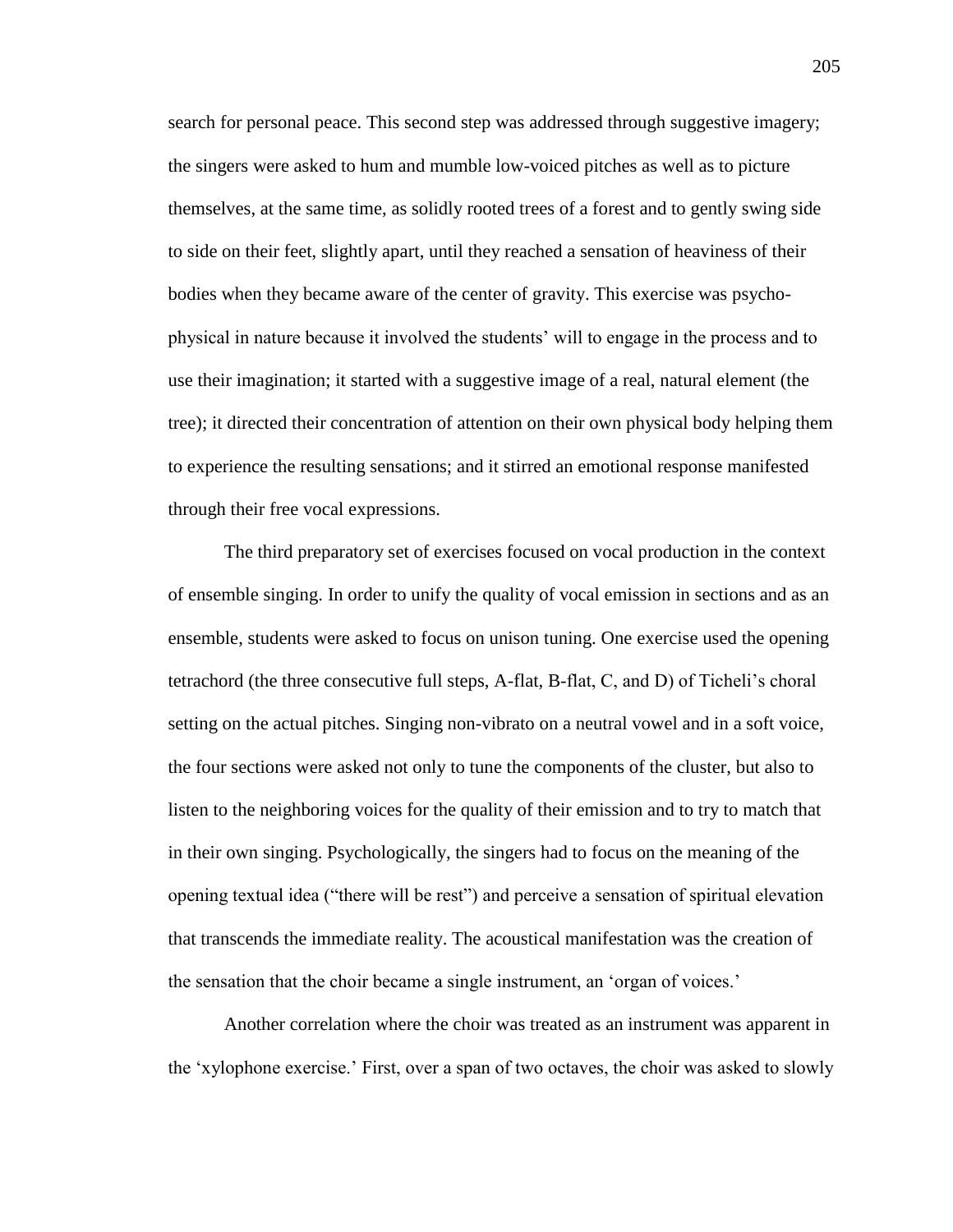search for personal peace. This second step was addressed through suggestive imagery; the singers were asked to hum and mumble low-voiced pitches as well as to picture themselves, at the same time, as solidly rooted trees of a forest and to gently swing side to side on their feet, slightly apart, until they reached a sensation of heaviness of their bodies when they became aware of the center of gravity. This exercise was psycho-physical in nature because it involved the students' will to engage in the process and to use their imagination; it started with a suggestive image of a real, natural element (the tree); it directed their concentration of attention on their own physical body helping them to experience the resulting sensations; and it stirred an emotional response manifested through their free vocal expressions.

The third preparatory set of exercises focused on vocal production in the context of ensemble singing. In order to unify the quality of vocal emission in sections and as an ensemble, students were asked to focus on unison tuning. One exercise used the opening tetrachord (the three consecutive full steps, A-flat, B-flat, C, and D) of Ticheli's choral setting on the actual pitches. Singing non-vibrato on a neutral vowel and in a soft voice, the four sections were asked not only to tune the components of the cluster, but also to listen to the neighboring voices for the quality of their emission and to try to match that in their own singing. Psychologically, the singers had to focus on the meaning of the opening textual idea ("there will be rest") and perceive a sensation of spiritual elevation that transcends the immediate reality. The acoustical manifestation was the creation of the sensation that the choir became a single instrument, an 'organ of voices.'

Another correlation where the choir was treated as an instrument was apparent in the 'xylophone exercise.' First, over a span of two octaves, the choir was asked to slowly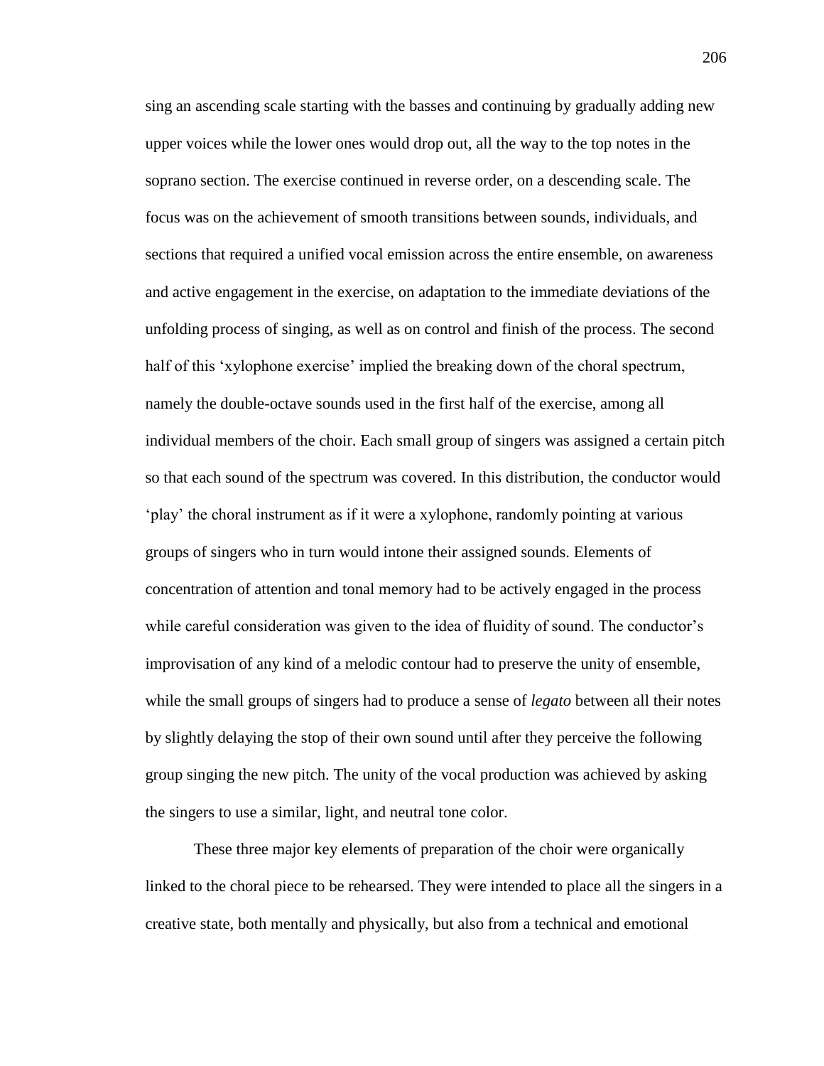sing an ascending scale starting with the basses and continuing by gradually adding new upper voices while the lower ones would drop out, all the way to the top notes in the soprano section. The exercise continued in reverse order, on a descending scale. The focus was on the achievement of smooth transitions between sounds, individuals, and sections that required a unified vocal emission across the entire ensemble, on awareness and active engagement in the exercise, on adaptation to the immediate deviations of the unfolding process of singing, as well as on control and finish of the process. The second half of this 'xylophone exercise' implied the breaking down of the choral spectrum, namely the double-octave sounds used in the first half of the exercise, among all individual members of the choir. Each small group of singers was assigned a certain pitch so that each sound of the spectrum was covered. In this distribution, the conductor would 'play' the choral instrument as if it were a xylophone, randomly pointing at various groups of singers who in turn would intone their assigned sounds. Elements of concentration of attention and tonal memory had to be actively engaged in the process while careful consideration was given to the idea of fluidity of sound. The conductor's improvisation of any kind of a melodic contour had to preserve the unity of ensemble, while the small groups of singers had to produce a sense of *legato* between all their notes by slightly delaying the stop of their own sound until after they perceive the following group singing the new pitch. The unity of the vocal production was achieved by asking the singers to use a similar, light, and neutral tone color.

These three major key elements of preparation of the choir were organically linked to the choral piece to be rehearsed. They were intended to place all the singers in a creative state, both mentally and physically, but also from a technical and emotional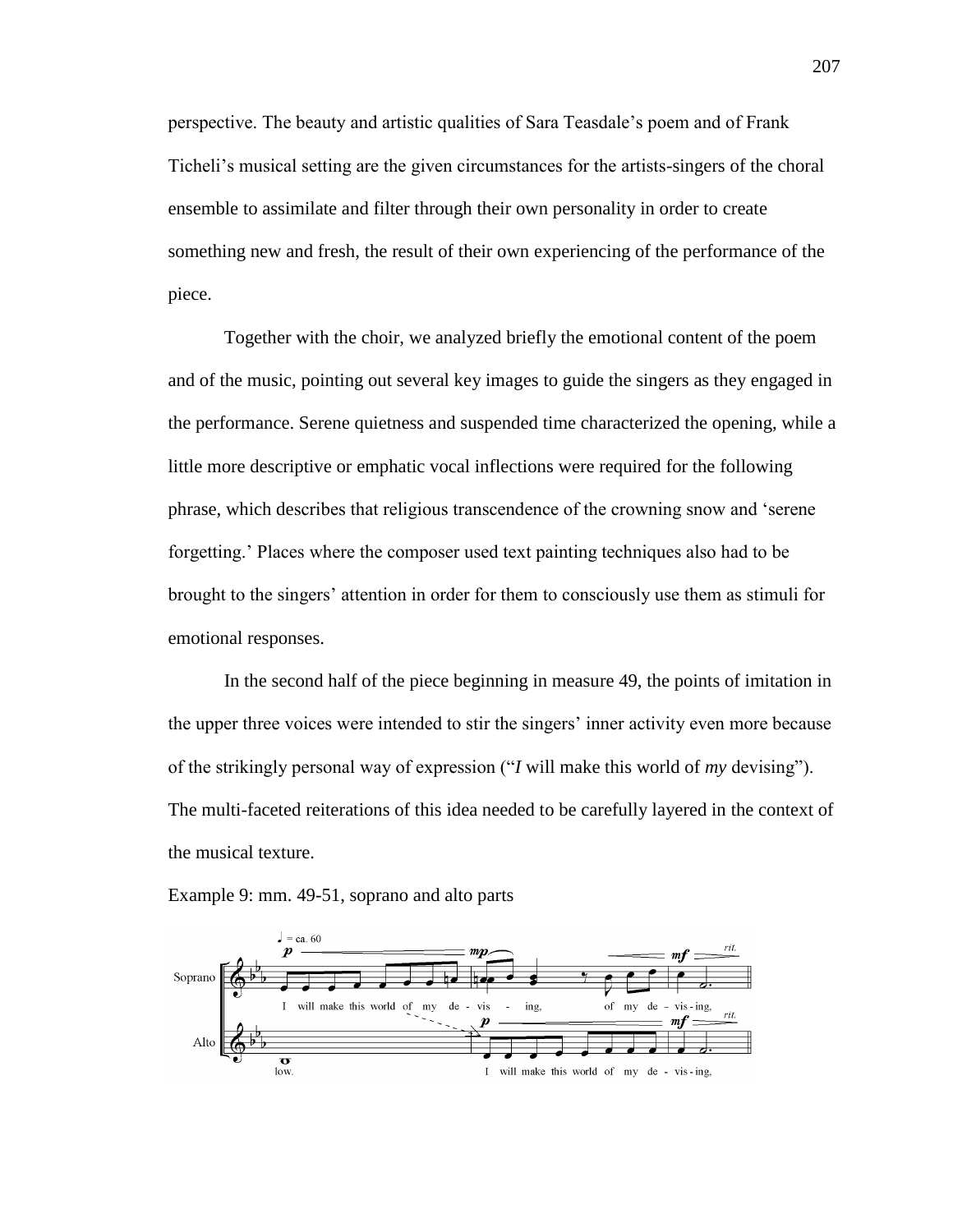perspective. The beauty and artistic qualities of Sara Teasdale's poem and of Frank Ticheli's musical setting are the given circumstances for the artists-singers of the choral ensemble to assimilate and filter through their own personality in order to create something new and fresh, the result of their own experiencing of the performance of the piece.

Together with the choir, we analyzed briefly the emotional content of the poem and of the music, pointing out several key images to guide the singers as they engaged in the performance. Serene quietness and suspended time characterized the opening, while a little more descriptive or emphatic vocal inflections were required for the following phrase, which describes that religious transcendence of the crowning snow and 'serene forgetting.' Places where the composer used text painting techniques also had to be brought to the singers' attention in order for them to consciously use them as stimuli for emotional responses.

In the second half of the piece beginning in measure 49, the points of imitation in the upper three voices were intended to stir the singers' inner activity even more because of the strikingly personal way of expression ("*I* will make this world of *my* devising"). The multi-faceted reiterations of this idea needed to be carefully layered in the context of the musical texture.

Example 9: mm. 49-51, soprano and alto parts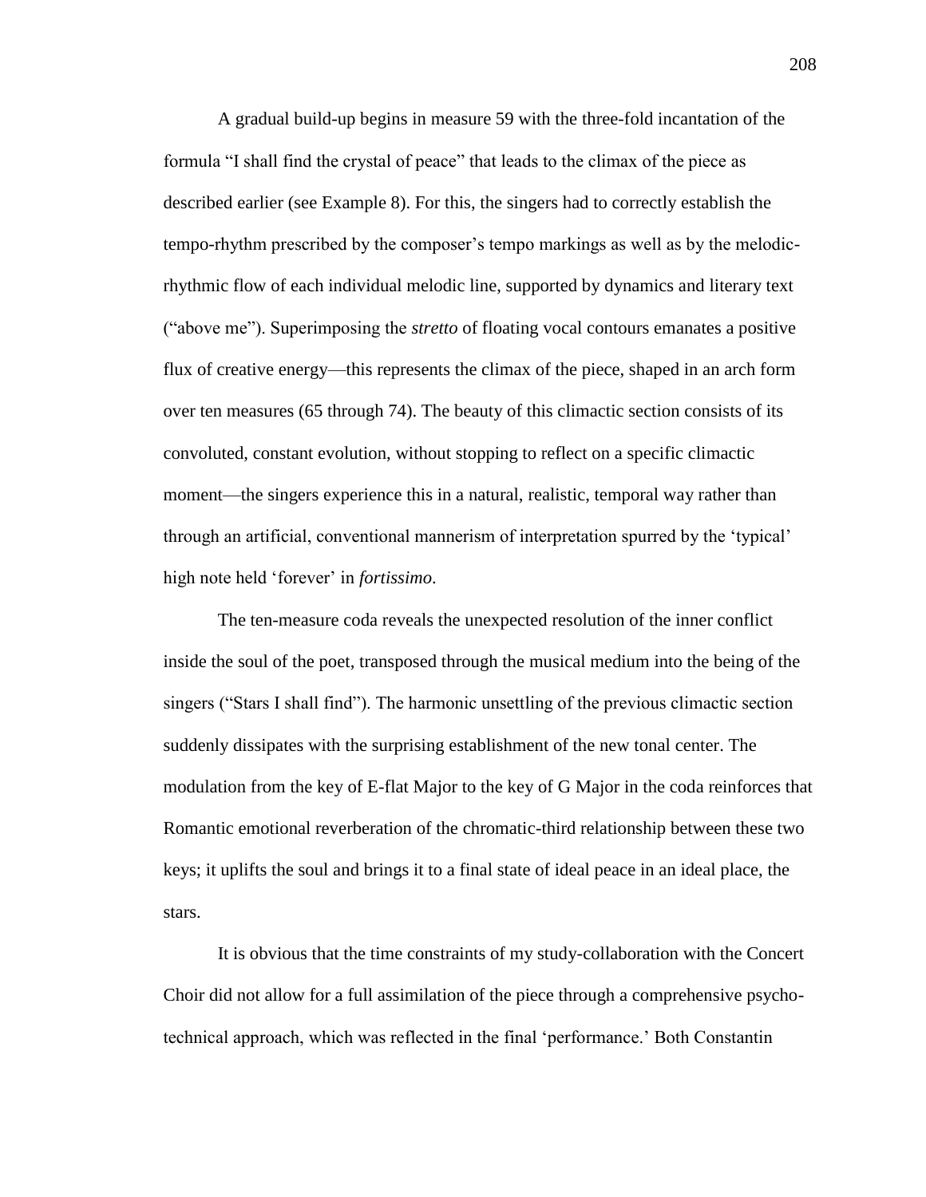A gradual build-up begins in measure 59 with the three-fold incantation of the formula "I shall find the crystal of peace" that leads to the climax of the piece as described earlier (see Example 8). For this, the singers had to correctly establish the tempo-rhythm prescribed by the composer's tempo markings as well as by the melodic-rhythmic flow of each individual melodic line, supported by dynamics and literary text ("above me"). Superimposing the *stretto* of floating vocal contours emanates a positive flux of creative energy—this represents the climax of the piece, shaped in an arch form over ten measures (65 through 74). The beauty of this climactic section consists of its convoluted, constant evolution, without stopping to reflect on a specific climactic moment—the singers experience this in a natural, realistic, temporal way rather than through an artificial, conventional mannerism of interpretation spurred by the 'typical' high note held 'forever' in *fortissimo*.

The ten-measure coda reveals the unexpected resolution of the inner conflict inside the soul of the poet, transposed through the musical medium into the being of the singers ("Stars I shall find"). The harmonic unsettling of the previous climactic section suddenly dissipates with the surprising establishment of the new tonal center. The modulation from the key of E-flat Major to the key of G Major in the coda reinforces that Romantic emotional reverberation of the chromatic-third relationship between these two keys; it uplifts the soul and brings it to a final state of ideal peace in an ideal place, the stars.

It is obvious that the time constraints of my study-collaboration with the Concert Choir did not allow for a full assimilation of the piece through a comprehensive psycho-technical approach, which was reflected in the final 'performance.' Both Constantin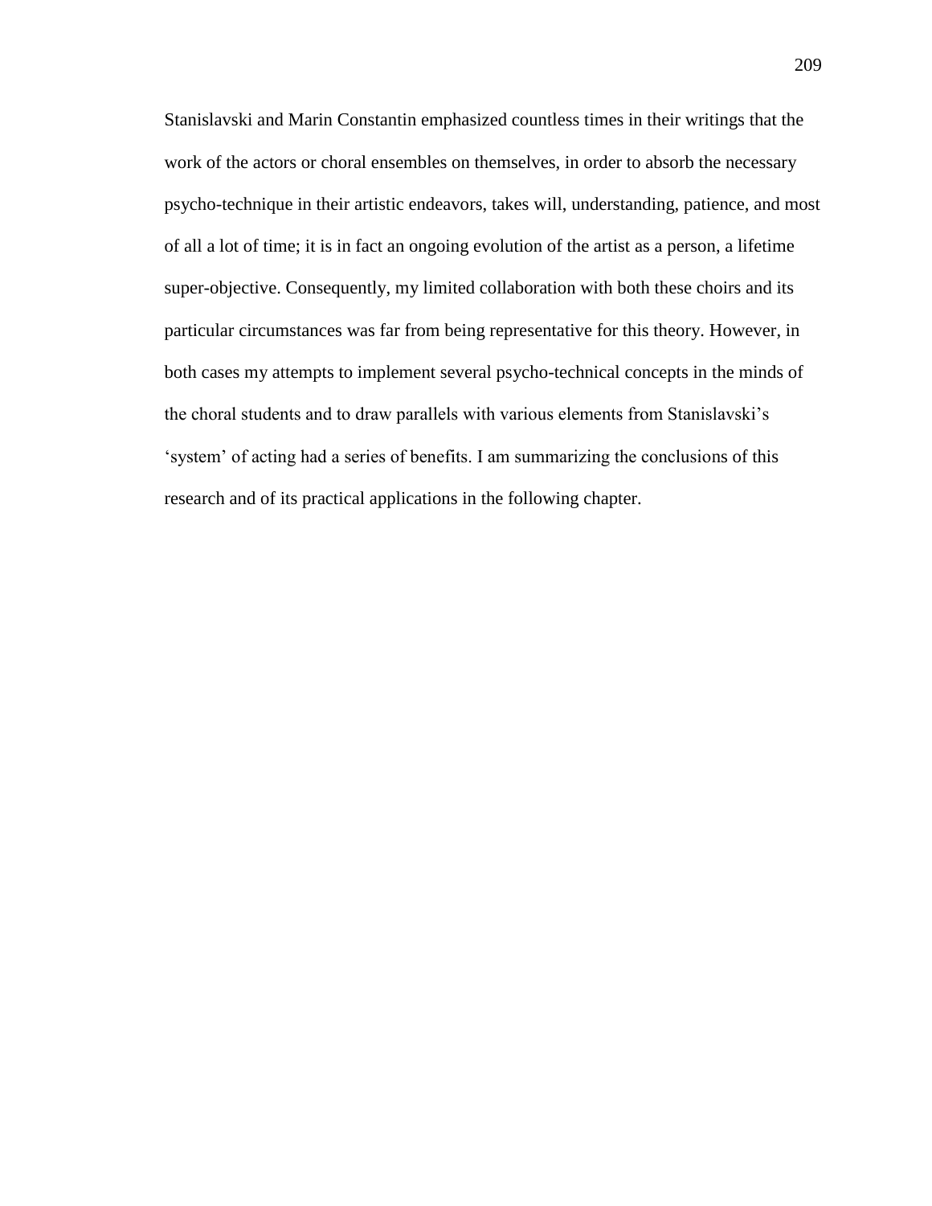Stanislavski and Marin Constantin emphasized countless times in their writings that the work of the actors or choral ensembles on themselves, in order to absorb the necessary psycho-technique in their artistic endeavors, takes will, understanding, patience, and most of all a lot of time; it is in fact an ongoing evolution of the artist as a person, a lifetime super-objective. Consequently, my limited collaboration with both these choirs and its particular circumstances was far from being representative for this theory. However, in both cases my attempts to implement several psycho-technical concepts in the minds of the choral students and to draw parallels with various elements from Stanislavski's 'system' of acting had a series of benefits. I am summarizing the conclusions of this research and of its practical applications in the following chapter.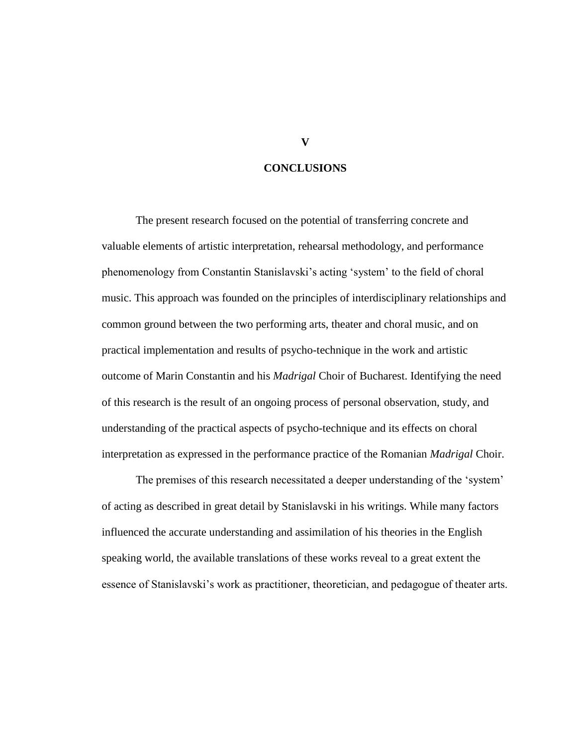# V

# CONCLUSIONS

The present research focused on the potential of transferring concrete and valuable elements of artistic interpretation, rehearsal methodology, and performance phenomenology from Constantin Stanislavski's acting 'system' to the field of choral music. This approach was founded on the principles of interdisciplinary relationships and common ground between the two performing arts, theater and choral music, and on practical implementation and results of psycho-technique in the work and artistic outcome of Marin Constantin and his *Madrigal* Choir of Bucharest. Identifying the need of this research is the result of an ongoing process of personal observation, study, and understanding of the practical aspects of psycho-technique and its effects on choral interpretation as expressed in the performance practice of the Romanian *Madrigal* Choir.

The premises of this research necessitated a deeper understanding of the 'system' of acting as described in great detail by Stanislavski in his writings. While many factors influenced the accurate understanding and assimilation of his theories in the English speaking world, the available translations of these works reveal to a great extent the essence of Stanislavski's work as practitioner, theoretician, and pedagogue of theater arts.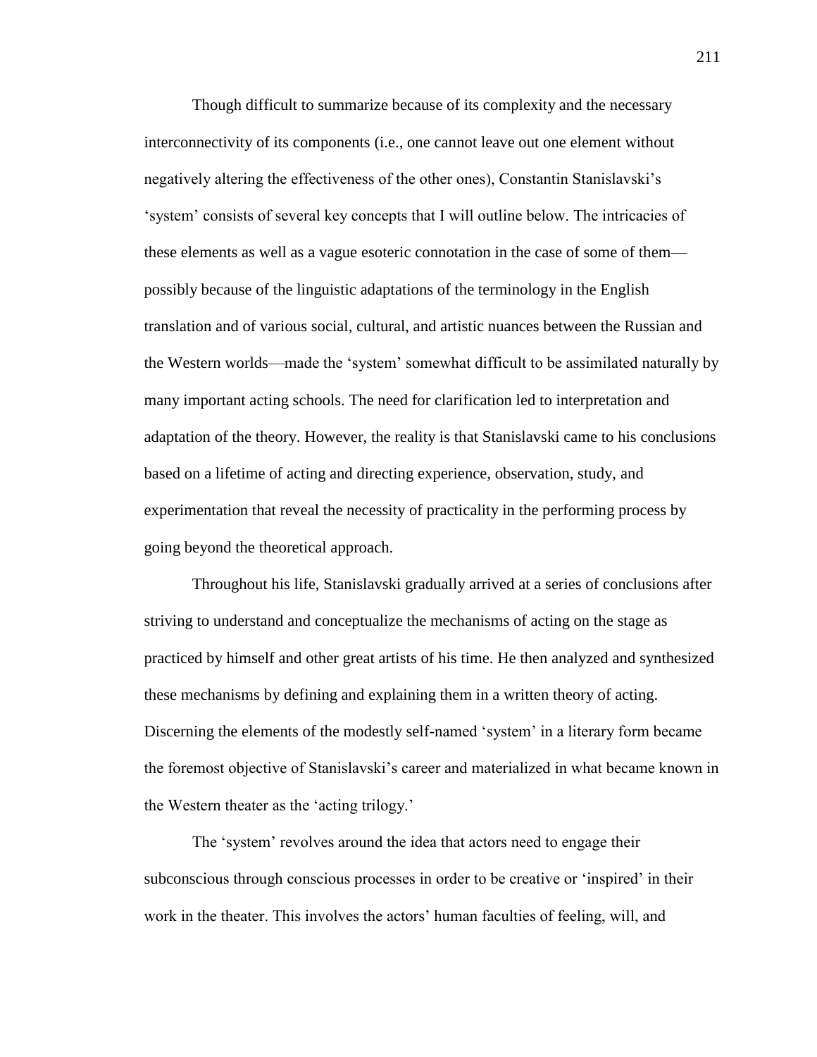Though difficult to summarize because of its complexity and the necessary interconnectivity of its components (i.e., one cannot leave out one element without negatively altering the effectiveness of the other ones), Constantin Stanislavski's 'system' consists of several key concepts that I will outline below. The intricacies of these elements as well as a vague esoteric connotation in the case of some of them—possibly because of the linguistic adaptations of the terminology in the English translation and of various social, cultural, and artistic nuances between the Russian and the Western worlds—made the 'system' somewhat difficult to be assimilated naturally by many important acting schools. The need for clarification led to interpretation and adaptation of the theory. However, the reality is that Stanislavski came to his conclusions based on a lifetime of acting and directing experience, observation, study, and experimentation that reveal the necessity of practicality in the performing process by going beyond the theoretical approach.

Throughout his life, Stanislavski gradually arrived at a series of conclusions after striving to understand and conceptualize the mechanisms of acting on the stage as practiced by himself and other great artists of his time. He then analyzed and synthesized these mechanisms by defining and explaining them in a written theory of acting. Discerning the elements of the modestly self-named 'system' in a literary form became the foremost objective of Stanislavski's career and materialized in what became known in the Western theater as the 'acting trilogy.'

The 'system' revolves around the idea that actors need to engage their subconscious through conscious processes in order to be creative or 'inspired' in their work in the theater. This involves the actors' human faculties of feeling, will, and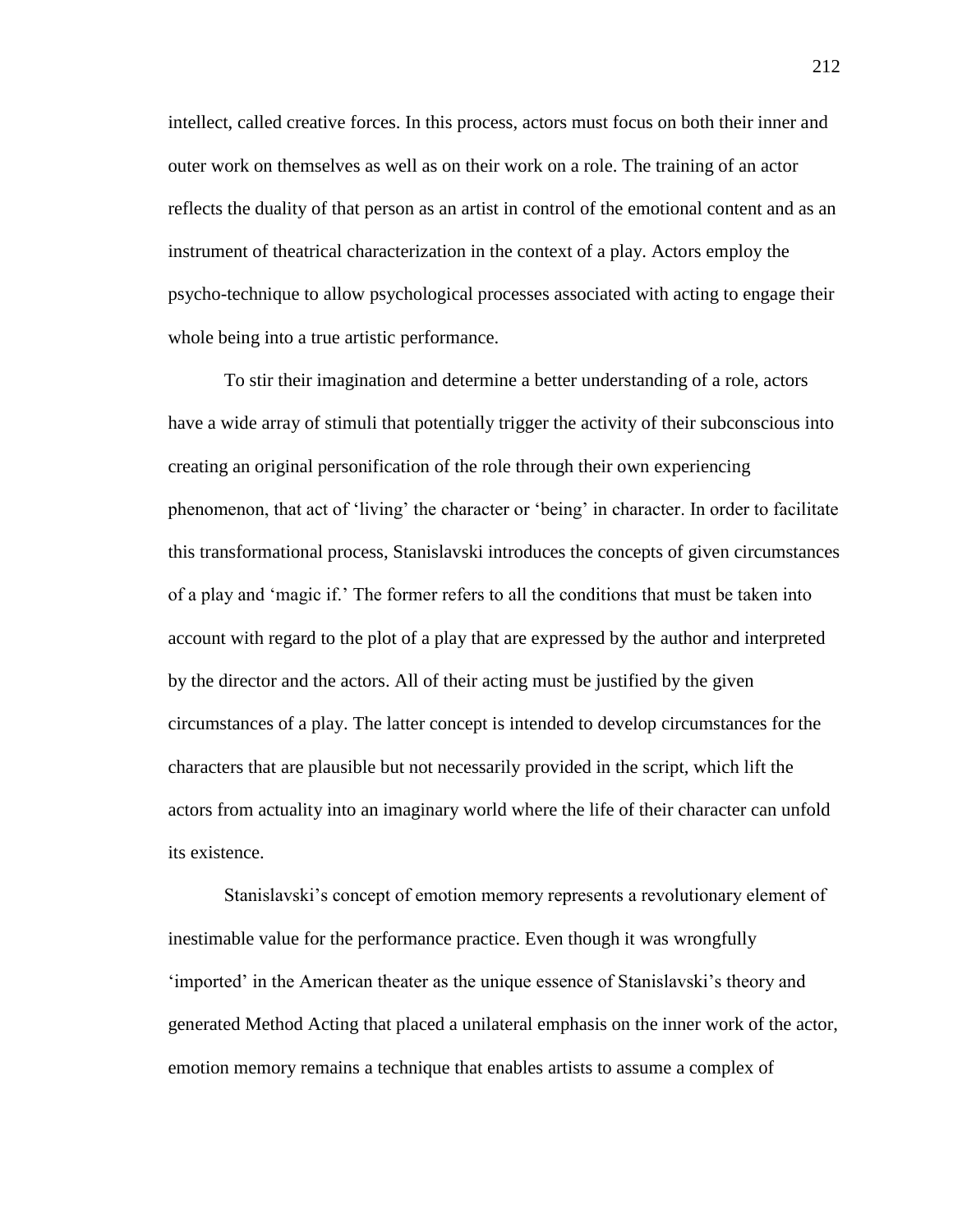intellect, called creative forces. In this process, actors must focus on both their inner and outer work on themselves as well as on their work on a role. The training of an actor reflects the duality of that person as an artist in control of the emotional content and as an instrument of theatrical characterization in the context of a play. Actors employ the psycho-technique to allow psychological processes associated with acting to engage their whole being into a true artistic performance.

To stir their imagination and determine a better understanding of a role, actors have a wide array of stimuli that potentially trigger the activity of their subconscious into creating an original personification of the role through their own experiencing phenomenon, that act of 'living' the character or 'being' in character. In order to facilitate this transformational process, Stanislavski introduces the concepts of given circumstances of a play and 'magic if.' The former refers to all the conditions that must be taken into account with regard to the plot of a play that are expressed by the author and interpreted by the director and the actors. All of their acting must be justified by the given circumstances of a play. The latter concept is intended to develop circumstances for the characters that are plausible but not necessarily provided in the script, which lift the actors from actuality into an imaginary world where the life of their character can unfold its existence.

Stanislavski's concept of emotion memory represents a revolutionary element of inestimable value for the performance practice. Even though it was wrongfully 'imported' in the American theater as the unique essence of Stanislavski's theory and generated Method Acting that placed a unilateral emphasis on the inner work of the actor, emotion memory remains a technique that enables artists to assume a complex of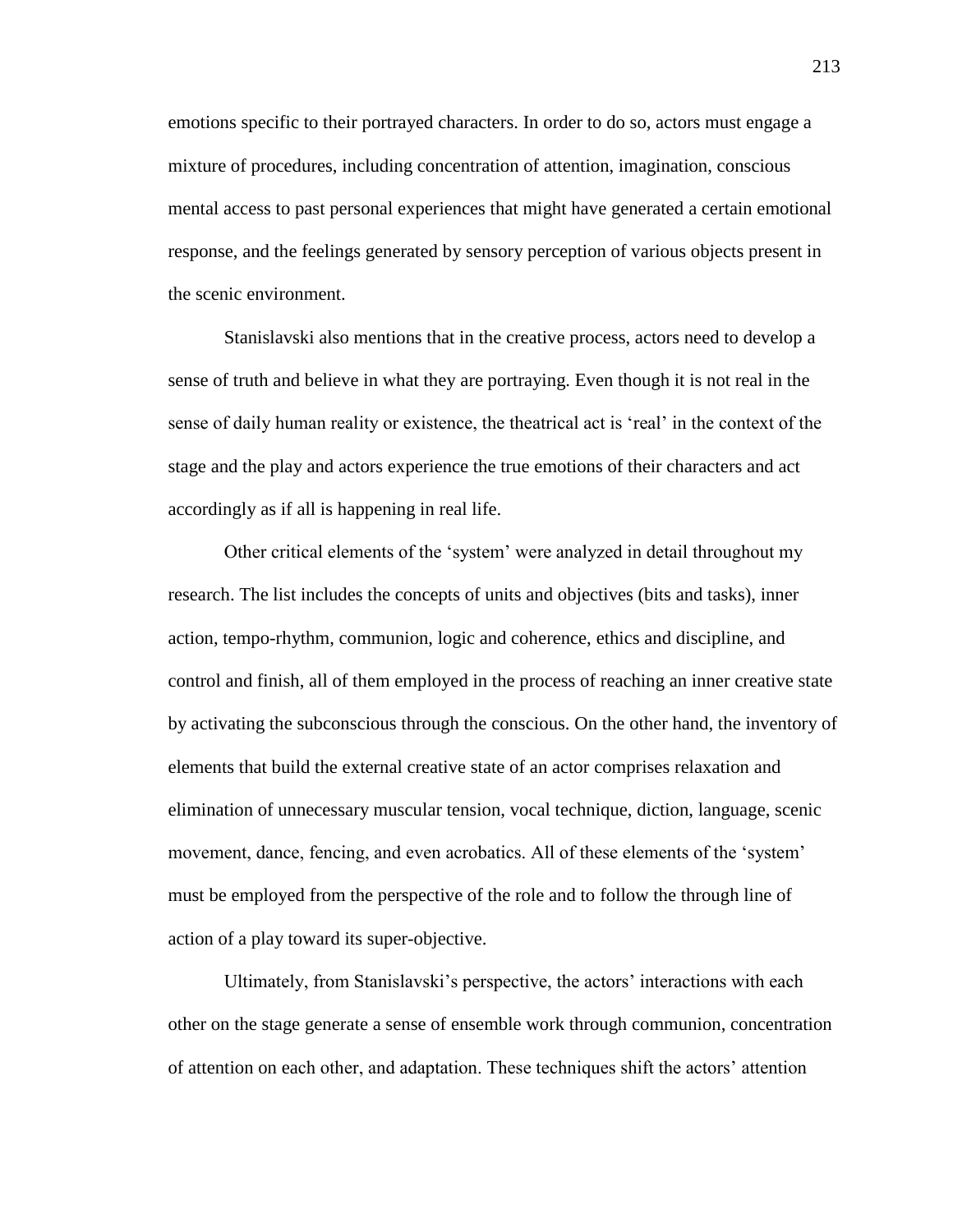emotions specific to their portrayed characters. In order to do so, actors must engage a mixture of procedures, including concentration of attention, imagination, conscious mental access to past personal experiences that might have generated a certain emotional response, and the feelings generated by sensory perception of various objects present in the scenic environment.

Stanislavski also mentions that in the creative process, actors need to develop a sense of truth and believe in what they are portraying. Even though it is not real in the sense of daily human reality or existence, the theatrical act is 'real' in the context of the stage and the play and actors experience the true emotions of their characters and act accordingly as if all is happening in real life.

Other critical elements of the 'system' were analyzed in detail throughout my research. The list includes the concepts of units and objectives (bits and tasks), inner action, tempo-rhythm, communion, logic and coherence, ethics and discipline, and control and finish, all of them employed in the process of reaching an inner creative state by activating the subconscious through the conscious. On the other hand, the inventory of elements that build the external creative state of an actor comprises relaxation and elimination of unnecessary muscular tension, vocal technique, diction, language, scenic movement, dance, fencing, and even acrobatics. All of these elements of the 'system' must be employed from the perspective of the role and to follow the through line of action of a play toward its super-objective.

Ultimately, from Stanislavski's perspective, the actors' interactions with each other on the stage generate a sense of ensemble work through communion, concentration of attention on each other, and adaptation. These techniques shift the actors' attention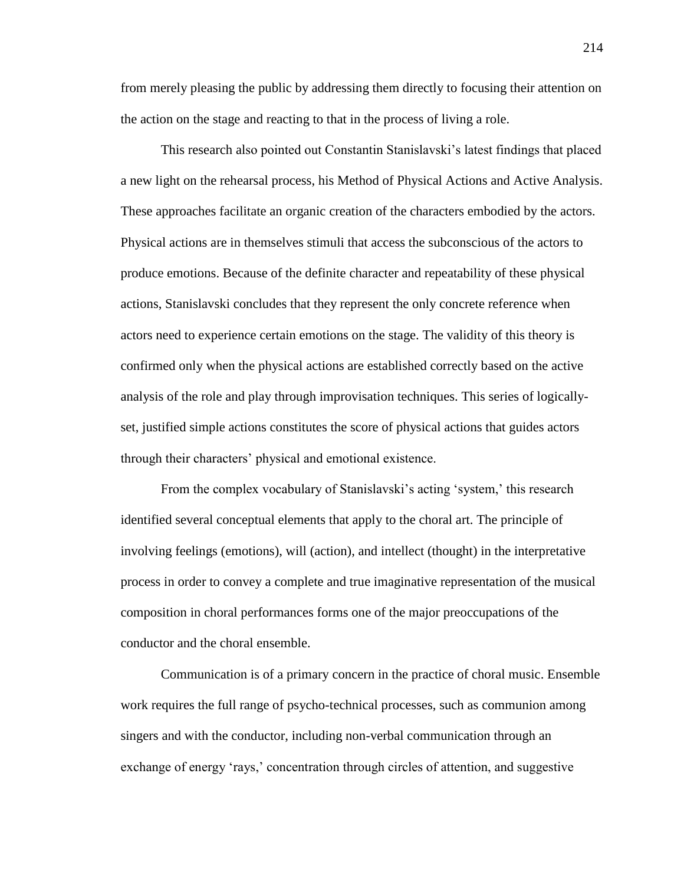from merely pleasing the public by addressing them directly to focusing their attention on the action on the stage and reacting to that in the process of living a role.

This research also pointed out Constantin Stanislavski's latest findings that placed a new light on the rehearsal process, his Method of Physical Actions and Active Analysis. These approaches facilitate an organic creation of the characters embodied by the actors. Physical actions are in themselves stimuli that access the subconscious of the actors to produce emotions. Because of the definite character and repeatability of these physical actions, Stanislavski concludes that they represent the only concrete reference when actors need to experience certain emotions on the stage. The validity of this theory is confirmed only when the physical actions are established correctly based on the active analysis of the role and play through improvisation techniques. This series of logically-set, justified simple actions constitutes the score of physical actions that guides actors through their characters' physical and emotional existence.

From the complex vocabulary of Stanislavski's acting 'system,' this research identified several conceptual elements that apply to the choral art. The principle of involving feelings (emotions), will (action), and intellect (thought) in the interpretative process in order to convey a complete and true imaginative representation of the musical composition in choral performances forms one of the major preoccupations of the conductor and the choral ensemble.

Communication is of a primary concern in the practice of choral music. Ensemble work requires the full range of psycho-technical processes, such as communion among singers and with the conductor, including non-verbal communication through an exchange of energy 'rays,' concentration through circles of attention, and suggestive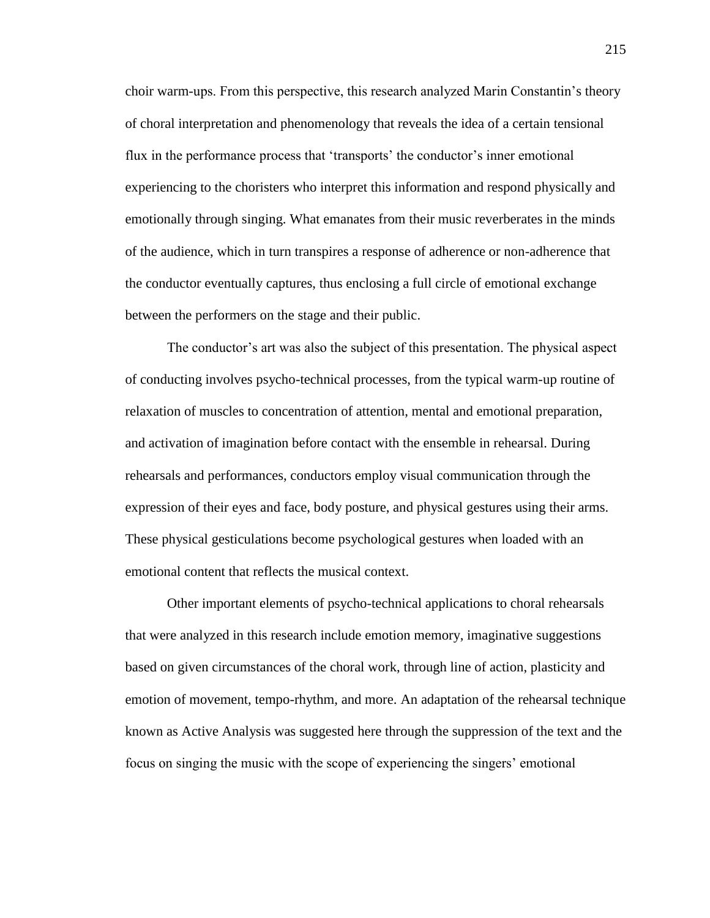choir warm-ups. From this perspective, this research analyzed Marin Constantin's theory of choral interpretation and phenomenology that reveals the idea of a certain tensional flux in the performance process that 'transports' the conductor's inner emotional experiencing to the choristers who interpret this information and respond physically and emotionally through singing. What emanates from their music reverberates in the minds of the audience, which in turn transpires a response of adherence or non-adherence that the conductor eventually captures, thus enclosing a full circle of emotional exchange between the performers on the stage and their public.

The conductor's art was also the subject of this presentation. The physical aspect of conducting involves psycho-technical processes, from the typical warm-up routine of relaxation of muscles to concentration of attention, mental and emotional preparation, and activation of imagination before contact with the ensemble in rehearsal. During rehearsals and performances, conductors employ visual communication through the expression of their eyes and face, body posture, and physical gestures using their arms. These physical gesticulations become psychological gestures when loaded with an emotional content that reflects the musical context.

Other important elements of psycho-technical applications to choral rehearsals that were analyzed in this research include emotion memory, imaginative suggestions based on given circumstances of the choral work, through line of action, plasticity and emotion of movement, tempo-rhythm, and more. An adaptation of the rehearsal technique known as Active Analysis was suggested here through the suppression of the text and the focus on singing the music with the scope of experiencing the singers' emotional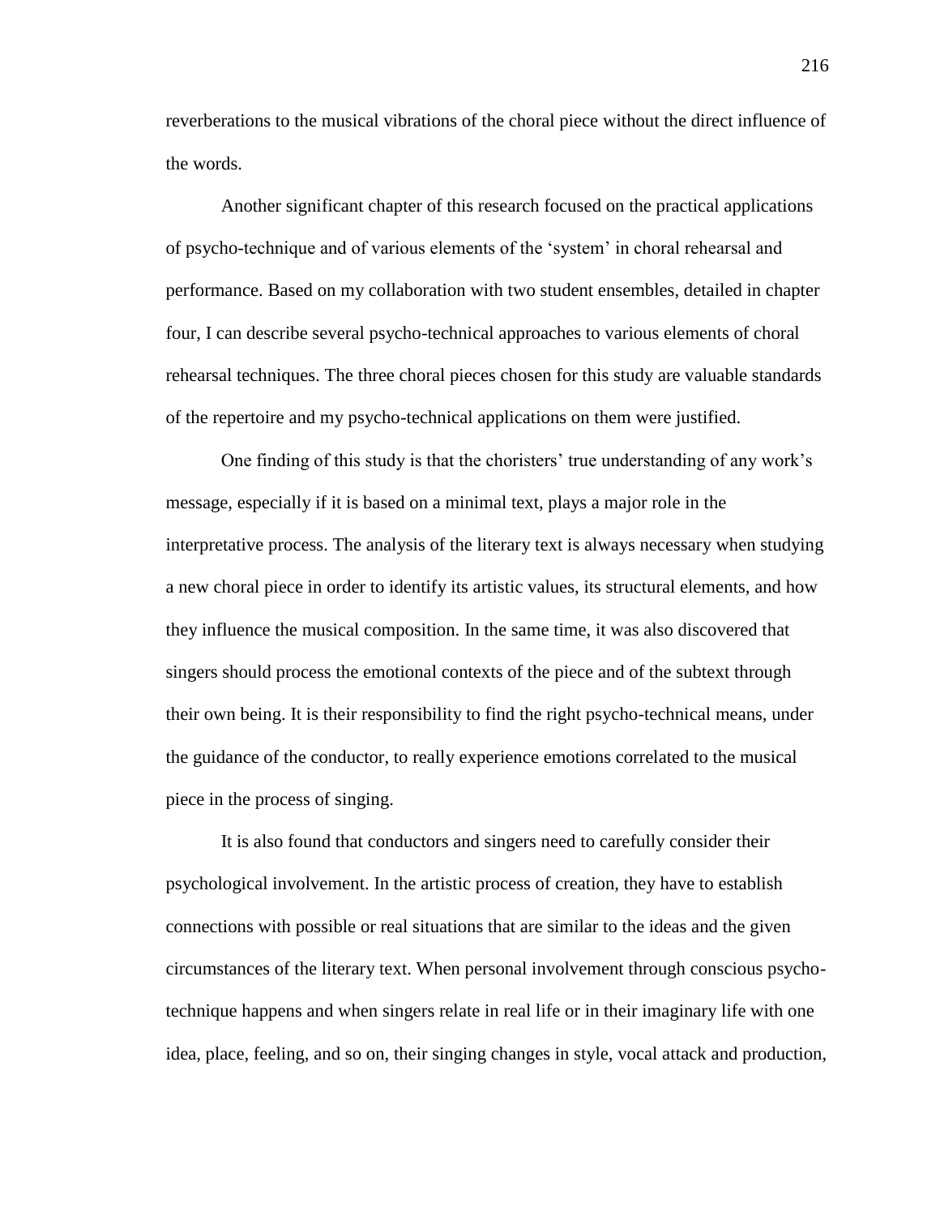reverberations to the musical vibrations of the choral piece without the direct influence of the words.

Another significant chapter of this research focused on the practical applications of psycho-technique and of various elements of the 'system' in choral rehearsal and performance. Based on my collaboration with two student ensembles, detailed in chapter four, I can describe several psycho-technical approaches to various elements of choral rehearsal techniques. The three choral pieces chosen for this study are valuable standards of the repertoire and my psycho-technical applications on them were justified.

One finding of this study is that the choristers' true understanding of any work's message, especially if it is based on a minimal text, plays a major role in the interpretative process. The analysis of the literary text is always necessary when studying a new choral piece in order to identify its artistic values, its structural elements, and how they influence the musical composition. In the same time, it was also discovered that singers should process the emotional contexts of the piece and of the subtext through their own being. It is their responsibility to find the right psycho-technical means, under the guidance of the conductor, to really experience emotions correlated to the musical piece in the process of singing.

It is also found that conductors and singers need to carefully consider their psychological involvement. In the artistic process of creation, they have to establish connections with possible or real situations that are similar to the ideas and the given circumstances of the literary text. When personal involvement through conscious psycho-technique happens and when singers relate in real life or in their imaginary life with one idea, place, feeling, and so on, their singing changes in style, vocal attack and production,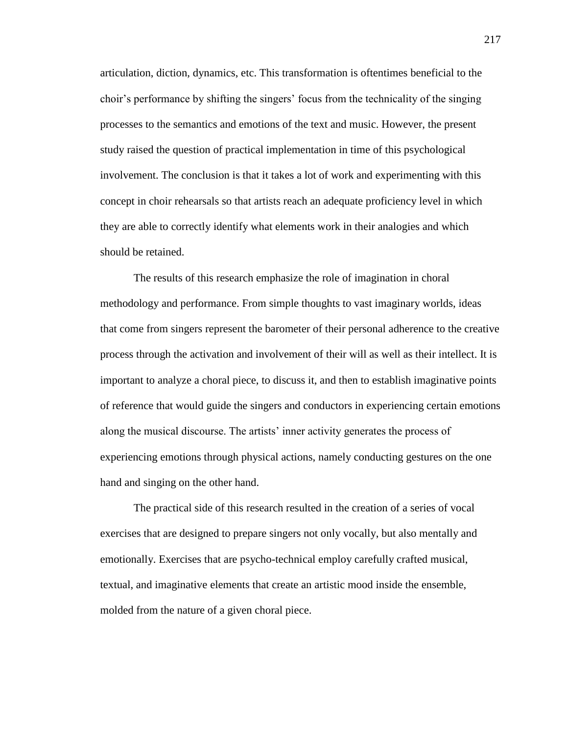articulation, diction, dynamics, etc. This transformation is oftentimes beneficial to the choir's performance by shifting the singers' focus from the technicality of the singing processes to the semantics and emotions of the text and music. However, the present study raised the question of practical implementation in time of this psychological involvement. The conclusion is that it takes a lot of work and experimenting with this concept in choir rehearsals so that artists reach an adequate proficiency level in which they are able to correctly identify what elements work in their analogies and which should be retained.

The results of this research emphasize the role of imagination in choral methodology and performance. From simple thoughts to vast imaginary worlds, ideas that come from singers represent the barometer of their personal adherence to the creative process through the activation and involvement of their will as well as their intellect. It is important to analyze a choral piece, to discuss it, and then to establish imaginative points of reference that would guide the singers and conductors in experiencing certain emotions along the musical discourse. The artists' inner activity generates the process of experiencing emotions through physical actions, namely conducting gestures on the one hand and singing on the other hand.

The practical side of this research resulted in the creation of a series of vocal exercises that are designed to prepare singers not only vocally, but also mentally and emotionally. Exercises that are psycho-technical employ carefully crafted musical, textual, and imaginative elements that create an artistic mood inside the ensemble, molded from the nature of a given choral piece.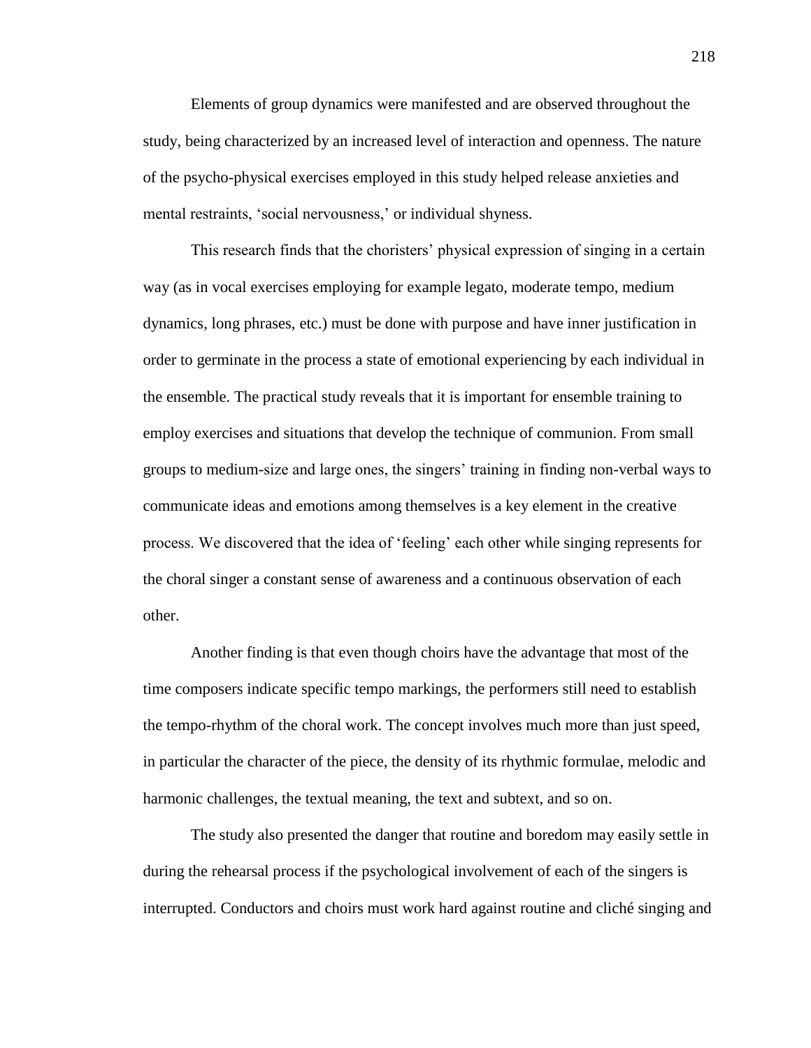Elements of group dynamics were manifested and are observed throughout the study, being characterized by an increased level of interaction and openness. The nature of the psycho-physical exercises employed in this study helped release anxieties and mental restraints, 'social nervousness,' or individual shyness.

This research finds that the choristers' physical expression of singing in a certain way (as in vocal exercises employing for example legato, moderate tempo, medium dynamics, long phrases, etc.) must be done with purpose and have inner justification in order to germinate in the process a state of emotional experiencing by each individual in the ensemble. The practical study reveals that it is important for ensemble training to employ exercises and situations that develop the technique of communion. From small groups to medium-size and large ones, the singers' training in finding non-verbal ways to communicate ideas and emotions among themselves is a key element in the creative process. We discovered that the idea of 'feeling' each other while singing represents for the choral singer a constant sense of awareness and a continuous observation of each other.

Another finding is that even though choirs have the advantage that most of the time composers indicate specific tempo markings, the performers still need to establish the tempo-rhythm of the choral work. The concept involves much more than just speed, in particular the character of the piece, the density of its rhythmic formulae, melodic and harmonic challenges, the textual meaning, the text and subtext, and so on.

The study also presented the danger that routine and boredom may easily settle in during the rehearsal process if the psychological involvement of each of the singers is interrupted. Conductors and choirs must work hard against routine and cliché singing and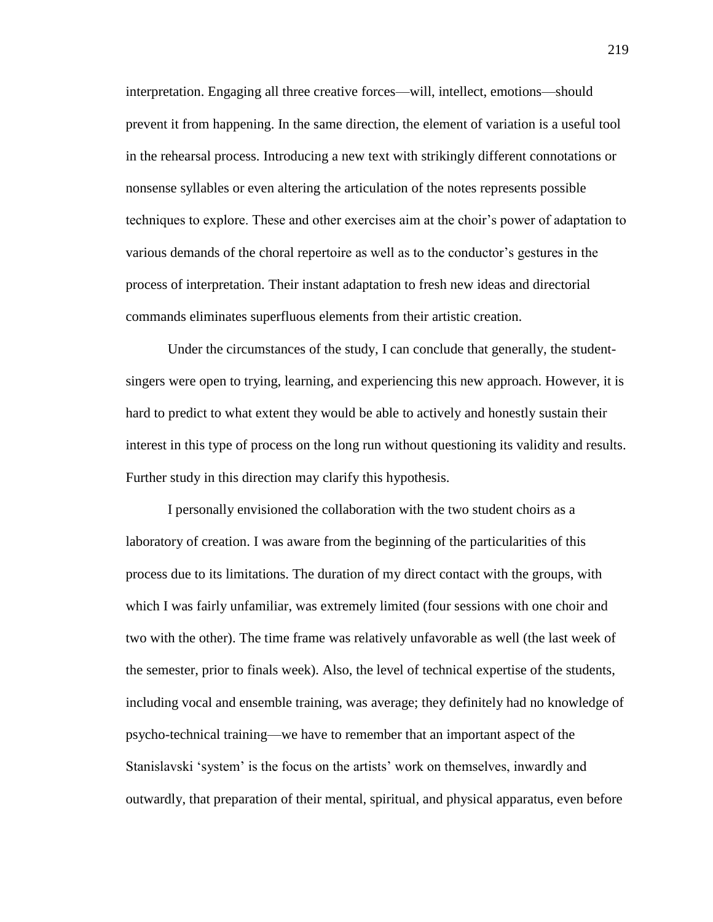interpretation. Engaging all three creative forces—will, intellect, emotions—should prevent it from happening. In the same direction, the element of variation is a useful tool in the rehearsal process. Introducing a new text with strikingly different connotations or nonsense syllables or even altering the articulation of the notes represents possible techniques to explore. These and other exercises aim at the choir's power of adaptation to various demands of the choral repertoire as well as to the conductor's gestures in the process of interpretation. Their instant adaptation to fresh new ideas and directorial commands eliminates superfluous elements from their artistic creation.

Under the circumstances of the study, I can conclude that generally, the student-singers were open to trying, learning, and experiencing this new approach. However, it is hard to predict to what extent they would be able to actively and honestly sustain their interest in this type of process on the long run without questioning its validity and results. Further study in this direction may clarify this hypothesis.

I personally envisioned the collaboration with the two student choirs as a laboratory of creation. I was aware from the beginning of the particularities of this process due to its limitations. The duration of my direct contact with the groups, with which I was fairly unfamiliar, was extremely limited (four sessions with one choir and two with the other). The time frame was relatively unfavorable as well (the last week of the semester, prior to finals week). Also, the level of technical expertise of the students, including vocal and ensemble training, was average; they definitely had no knowledge of psycho-technical training—we have to remember that an important aspect of the Stanislavski 'system' is the focus on the artists' work on themselves, inwardly and outwardly, that preparation of their mental, spiritual, and physical apparatus, even before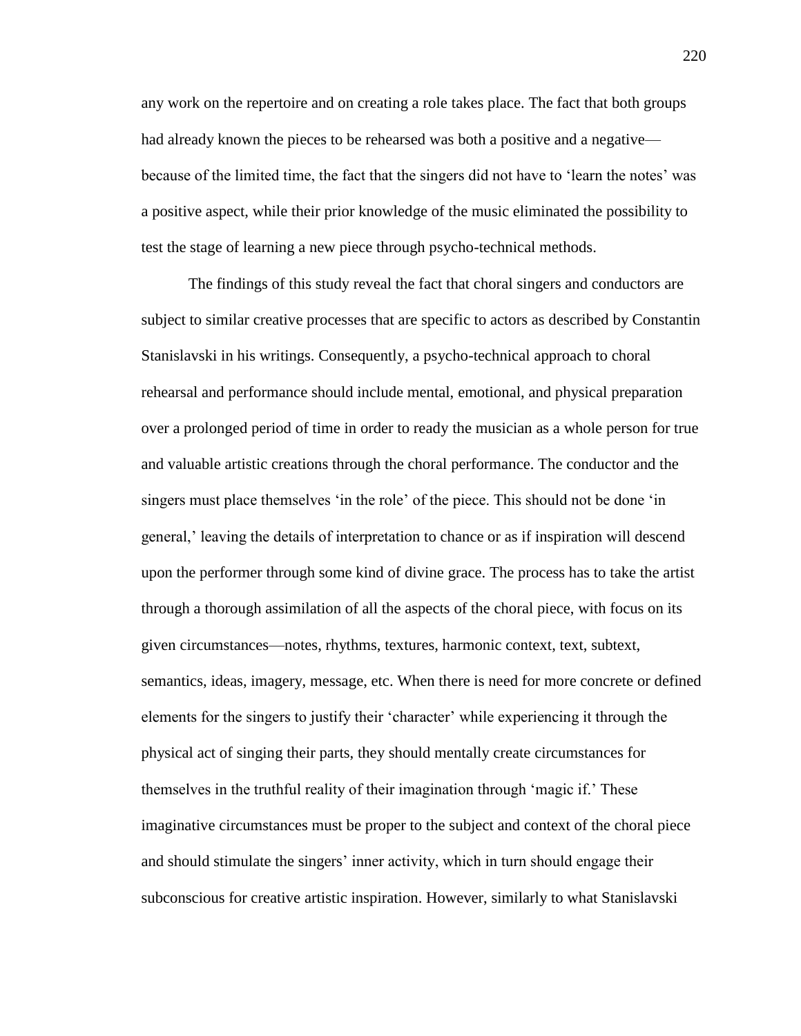any work on the repertoire and on creating a role takes place. The fact that both groups had already known the pieces to be rehearsed was both a positive and a negative—because of the limited time, the fact that the singers did not have to 'learn the notes' was a positive aspect, while their prior knowledge of the music eliminated the possibility to test the stage of learning a new piece through psycho-technical methods.

The findings of this study reveal the fact that choral singers and conductors are subject to similar creative processes that are specific to actors as described by Constantin Stanislavski in his writings. Consequently, a psycho-technical approach to choral rehearsal and performance should include mental, emotional, and physical preparation over a prolonged period of time in order to ready the musician as a whole person for true and valuable artistic creations through the choral performance. The conductor and the singers must place themselves 'in the role' of the piece. This should not be done 'in general,' leaving the details of interpretation to chance or as if inspiration will descend upon the performer through some kind of divine grace. The process has to take the artist through a thorough assimilation of all the aspects of the choral piece, with focus on its given circumstances—notes, rhythms, textures, harmonic context, text, subtext, semantics, ideas, imagery, message, etc. When there is need for more concrete or defined elements for the singers to justify their 'character' while experiencing it through the physical act of singing their parts, they should mentally create circumstances for themselves in the truthful reality of their imagination through 'magic if.' These imaginative circumstances must be proper to the subject and context of the choral piece and should stimulate the singers' inner activity, which in turn should engage their subconscious for creative artistic inspiration. However, similarly to what Stanislavski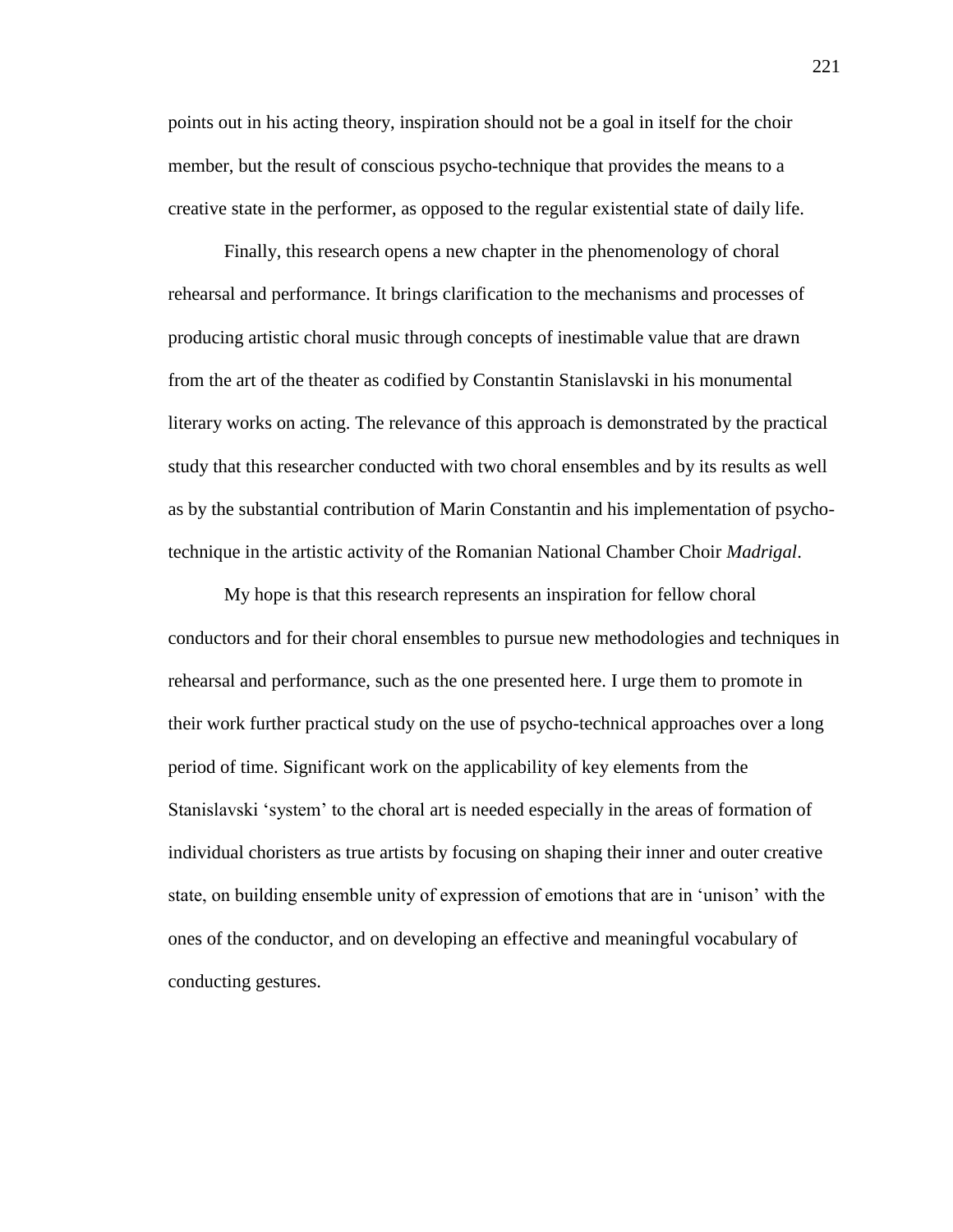points out in his acting theory, inspiration should not be a goal in itself for the choir member, but the result of conscious psycho-technique that provides the means to a creative state in the performer, as opposed to the regular existential state of daily life.

Finally, this research opens a new chapter in the phenomenology of choral rehearsal and performance. It brings clarification to the mechanisms and processes of producing artistic choral music through concepts of inestimable value that are drawn from the art of the theater as codified by Constantin Stanislavski in his monumental literary works on acting. The relevance of this approach is demonstrated by the practical study that this researcher conducted with two choral ensembles and by its results as well as by the substantial contribution of Marin Constantin and his implementation of psycho-technique in the artistic activity of the Romanian National Chamber Choir *Madrigal*.

My hope is that this research represents an inspiration for fellow choral conductors and for their choral ensembles to pursue new methodologies and techniques in rehearsal and performance, such as the one presented here. I urge them to promote in their work further practical study on the use of psycho-technical approaches over a long period of time. Significant work on the applicability of key elements from the Stanislavski 'system' to the choral art is needed especially in the areas of formation of individual choristers as true artists by focusing on shaping their inner and outer creative state, on building ensemble unity of expression of emotions that are in 'unison' with the ones of the conductor, and on developing an effective and meaningful vocabulary of conducting gestures.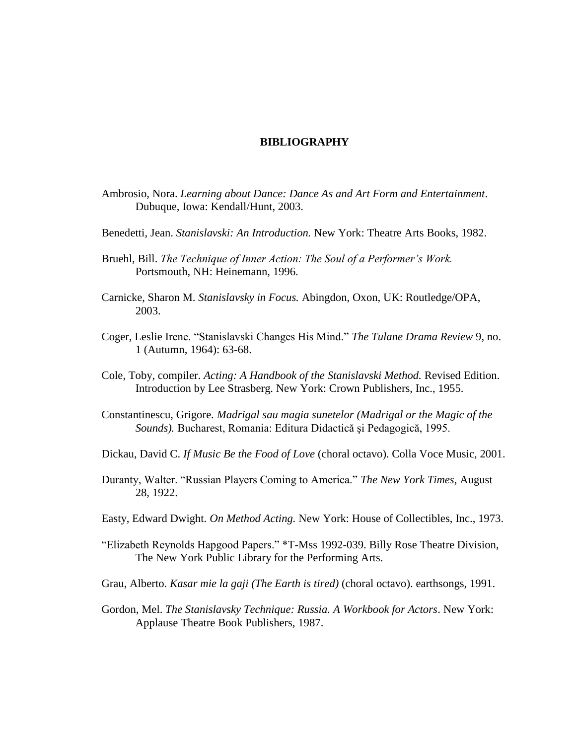# BIBLIOGRAPHY

Ambrosio, Nora. *Learning about Dance: Dance As and Art Form and Entertainment*. Dubuque, Iowa: Kendall/Hunt, 2003.

Benedetti, Jean. *Stanislavski: An Introduction.* New York: Theatre Arts Books, 1982.

Bruehl, Bill. *The Technique of Inner Action: The Soul of a Performer's Work.* Portsmouth, NH: Heinemann, 1996.

Carnicke, Sharon M. *Stanislavsky in Focus.* Abingdon, Oxon, UK: Routledge/OPA, 2003.

Coger, Leslie Irene. "Stanislavski Changes His Mind." *The Tulane Drama Review* 9, no. 1 (Autumn, 1964): 63-68.

Cole, Toby, compiler. *Acting: A Handbook of the Stanislavski Method.* Revised Edition. Introduction by Lee Strasberg. New York: Crown Publishers, Inc., 1955.

Constantinescu, Grigore. *Madrigal sau magia sunetelor (Madrigal or the Magic of the Sounds).* Bucharest, Romania: Editura Didactică şi Pedagogică, 1995.

Dickau, David C. *If Music Be the Food of Love* (choral octavo). Colla Voce Music, 2001.

Duranty, Walter. "Russian Players Coming to America." *The New York Times*, August 28, 1922.

Easty, Edward Dwight. *On Method Acting.* New York: House of Collectibles, Inc., 1973.

"Elizabeth Reynolds Hapgood Papers." *T-Mss 1992-039. Billy Rose Theatre Division, The New York Public Library for the Performing Arts.

Grau, Alberto. *Kasar mie la gaji (The Earth is tired)* (choral octavo). earthsongs, 1991.

Gordon, Mel. *The Stanislavsky Technique: Russia. A Workbook for Actors*. New York: Applause Theatre Book Publishers, 1987.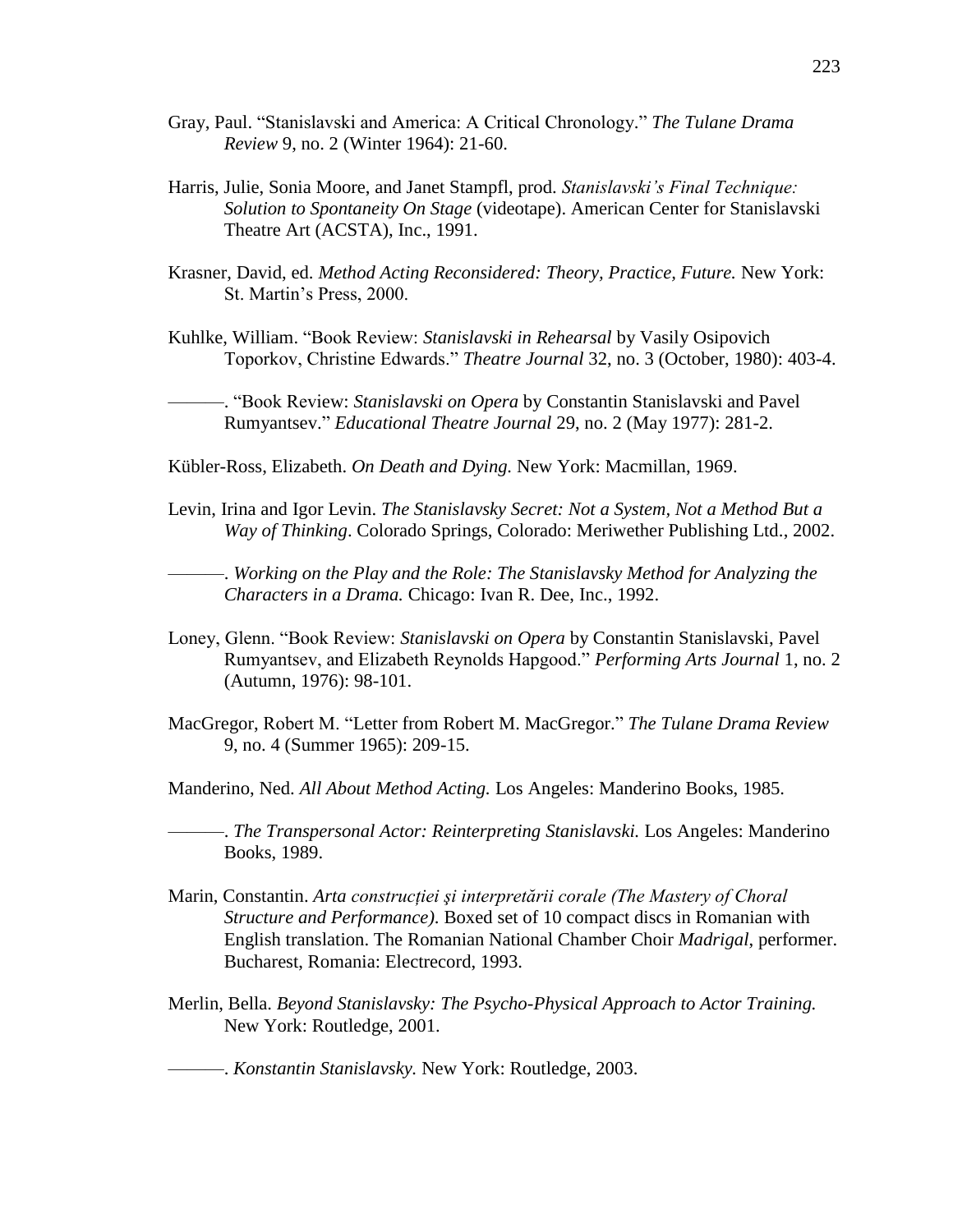Gray, Paul. "Stanislavski and America: A Critical Chronology." *The Tulane Drama Review* 9, no. 2 (Winter 1964): 21-60.

Harris, Julie, Sonia Moore, and Janet Stampfl, prod. *Stanislavski's Final Technique: Solution to Spontaneity On Stage* (videotape). American Center for Stanislavski Theatre Art (ACSTA), Inc., 1991.

Krasner, David, ed. *Method Acting Reconsidered: Theory, Practice, Future.* New York: St. Martin's Press, 2000.

Kuhlke, William. "Book Review: *Stanislavski in Rehearsal* by Vasily Osipovich Toporkov, Christine Edwards." *Theatre Journal* 32, no. 3 (October, 1980): 403-4.

———. "Book Review: *Stanislavski on Opera* by Constantin Stanislavski and Pavel Rumyantsev." *Educational Theatre Journal* 29, no. 2 (May 1977): 281-2.

Kübler-Ross, Elizabeth. *On Death and Dying.* New York: Macmillan, 1969.

Levin, Irina and Igor Levin. *The Stanislavsky Secret: Not a System, Not a Method But a Way of Thinking*. Colorado Springs, Colorado: Meriwether Publishing Ltd., 2002.

———. *Working on the Play and the Role: The Stanislavsky Method for Analyzing the Characters in a Drama.* Chicago: Ivan R. Dee, Inc., 1992.

Loney, Glenn. "Book Review: *Stanislavski on Opera* by Constantin Stanislavski, Pavel Rumyantsev, and Elizabeth Reynolds Hapgood." *Performing Arts Journal* 1, no. 2 (Autumn, 1976): 98-101.

MacGregor, Robert M. "Letter from Robert M. MacGregor." *The Tulane Drama Review* 9, no. 4 (Summer 1965): 209-15.

Manderino, Ned. *All About Method Acting.* Los Angeles: Manderino Books, 1985.

———. *The Transpersonal Actor: Reinterpreting Stanislavski.* Los Angeles: Manderino Books, 1989.

Marin, Constantin. *Arta construcției şi interpretării corale (The Mastery of Choral Structure and Performance).* Boxed set of 10 compact discs in Romanian with English translation. The Romanian National Chamber Choir *Madrigal*, performer. Bucharest, Romania: Electrecord, 1993.

Merlin, Bella. *Beyond Stanislavsky: The Psycho-Physical Approach to Actor Training.* New York: Routledge, 2001.

———. *Konstantin Stanislavsky.* New York: Routledge, 2003.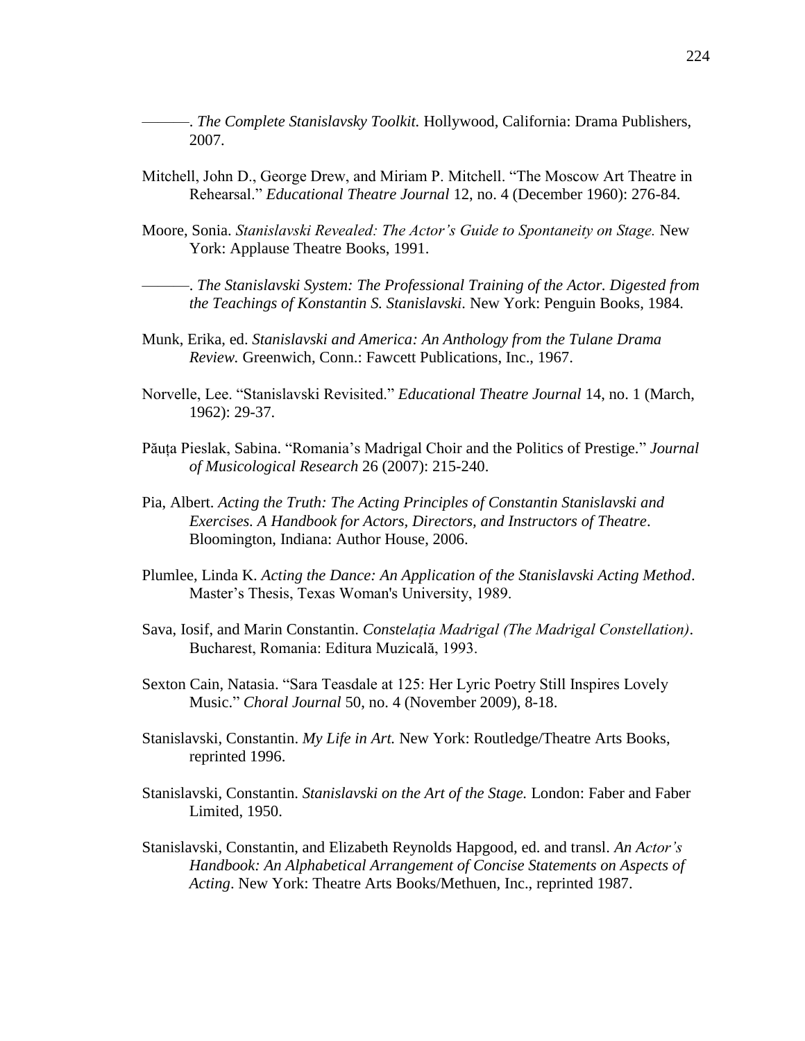———. *The Complete Stanislavsky Toolkit.* Hollywood, California: Drama Publishers, 2007.

Mitchell, John D., George Drew, and Miriam P. Mitchell. "The Moscow Art Theatre in Rehearsal." *Educational Theatre Journal* 12, no. 4 (December 1960): 276-84.

Moore, Sonia. *Stanislavski Revealed: The Actor's Guide to Spontaneity on Stage.* New York: Applause Theatre Books, 1991.

———. *The Stanislavski System: The Professional Training of the Actor. Digested from the Teachings of Konstantin S. Stanislavski*. New York: Penguin Books, 1984.

Munk, Erika, ed. *Stanislavski and America: An Anthology from the Tulane Drama Review.* Greenwich, Conn.: Fawcett Publications, Inc., 1967.

Norvelle, Lee. "Stanislavski Revisited." *Educational Theatre Journal* 14, no. 1 (March, 1962): 29-37.

Păuța Pieslak, Sabina. "Romania's Madrigal Choir and the Politics of Prestige." *Journal of Musicological Research* 26 (2007): 215-240.

Pia, Albert. *Acting the Truth: The Acting Principles of Constantin Stanislavski and Exercises. A Handbook for Actors, Directors, and Instructors of Theatre*. Bloomington, Indiana: Author House, 2006.

Plumlee, Linda K. *Acting the Dance: An Application of the Stanislavski Acting Method*. Master's Thesis, Texas Woman's University, 1989.

Sava, Iosif, and Marin Constantin. *Constelația Madrigal (The Madrigal Constellation)*. Bucharest, Romania: Editura Muzicală, 1993.

Sexton Cain, Natasia. "Sara Teasdale at 125: Her Lyric Poetry Still Inspires Lovely Music." *Choral Journal* 50, no. 4 (November 2009), 8-18.

Stanislavski, Constantin. *My Life in Art.* New York: Routledge/Theatre Arts Books, reprinted 1996.

Stanislavski, Constantin. *Stanislavski on the Art of the Stage.* London: Faber and Faber Limited, 1950.

Stanislavski, Constantin, and Elizabeth Reynolds Hapgood, ed. and transl. *An Actor's Handbook: An Alphabetical Arrangement of Concise Statements on Aspects of Acting*. New York: Theatre Arts Books/Methuen, Inc., reprinted 1987.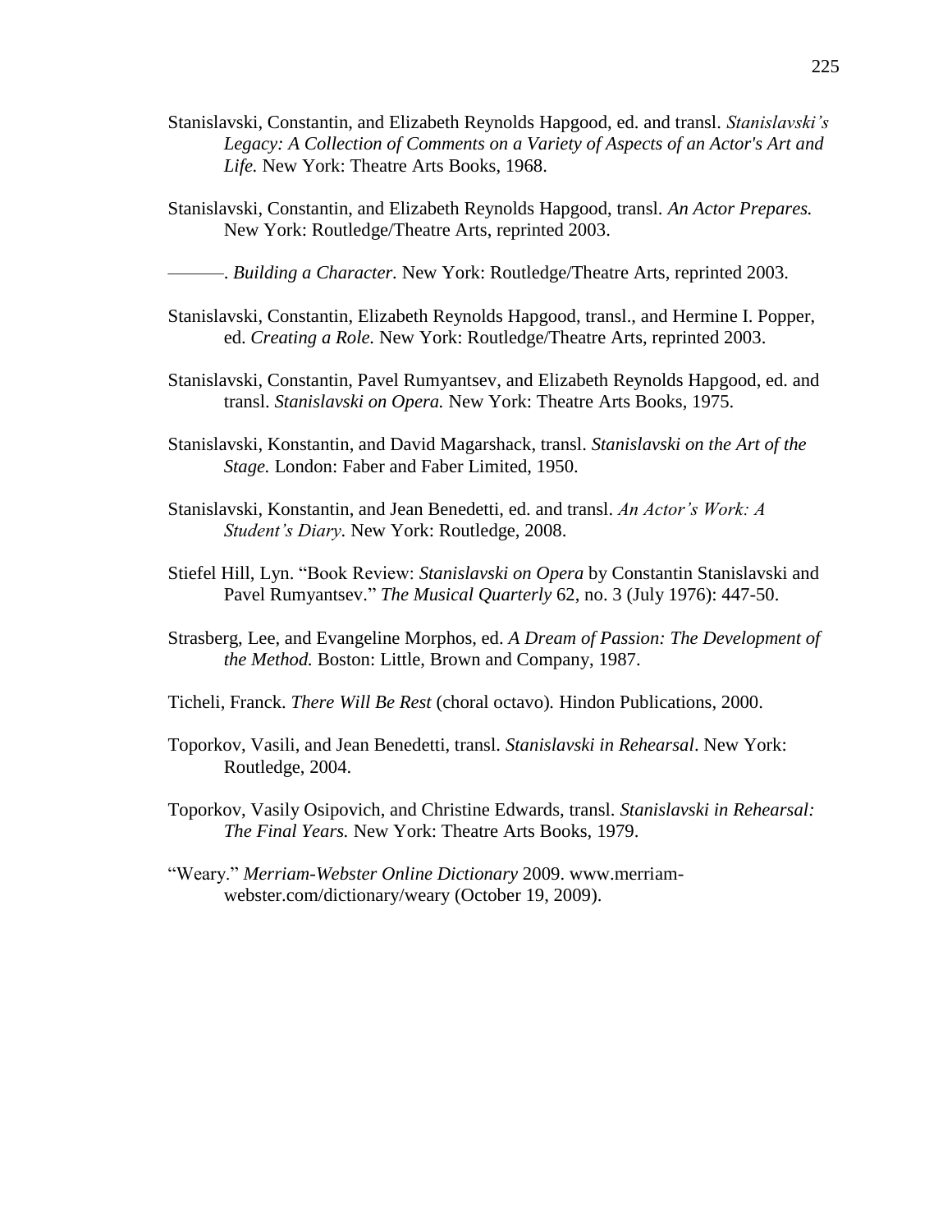Stanislavski, Constantin, and Elizabeth Reynolds Hapgood, ed. and transl. *Stanislavski's Legacy: A Collection of Comments on a Variety of Aspects of an Actor's Art and Life.* New York: Theatre Arts Books, 1968.

Stanislavski, Constantin, and Elizabeth Reynolds Hapgood, transl. *An Actor Prepares.* New York: Routledge/Theatre Arts, reprinted 2003.

———. *Building a Character.* New York: Routledge/Theatre Arts, reprinted 2003.

Stanislavski, Constantin, Elizabeth Reynolds Hapgood, transl., and Hermine I. Popper, ed. *Creating a Role.* New York: Routledge/Theatre Arts, reprinted 2003.

Stanislavski, Constantin, Pavel Rumyantsev, and Elizabeth Reynolds Hapgood, ed. and transl. *Stanislavski on Opera.* New York: Theatre Arts Books, 1975.

Stanislavski, Konstantin, and David Magarshack, transl. *Stanislavski on the Art of the Stage.* London: Faber and Faber Limited, 1950.

Stanislavski, Konstantin, and Jean Benedetti, ed. and transl. *An Actor's Work: A Student's Diary*. New York: Routledge, 2008.

Stiefel Hill, Lyn. "Book Review: *Stanislavski on Opera* by Constantin Stanislavski and Pavel Rumyantsev." *The Musical Quarterly* 62, no. 3 (July 1976): 447-50.

Strasberg, Lee, and Evangeline Morphos, ed. *A Dream of Passion: The Development of the Method.* Boston: Little, Brown and Company, 1987.

Ticheli, Franck. *There Will Be Rest* (choral octavo)*.* Hindon Publications, 2000.

Toporkov, Vasili, and Jean Benedetti, transl. *Stanislavski in Rehearsal*. New York: Routledge, 2004.

Toporkov, Vasily Osipovich, and Christine Edwards, transl. *Stanislavski in Rehearsal: The Final Years.* New York: Theatre Arts Books, 1979.

"Weary." *Merriam-Webster Online Dictionary* 2009. www.merriam-webster.com/dictionary/weary (October 19, 2009).